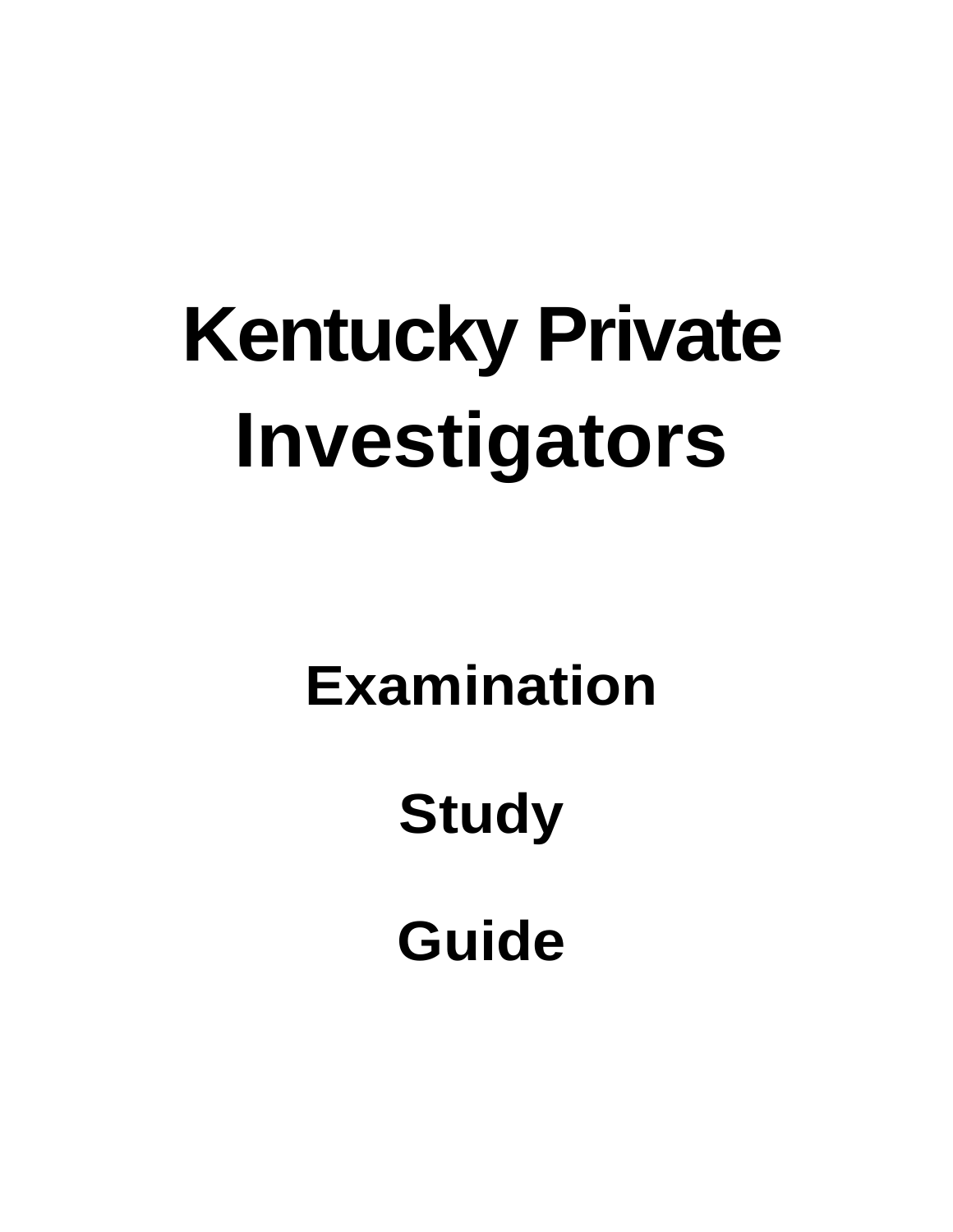# Kentucky Private Investigators

## Examination

## Study

## Guide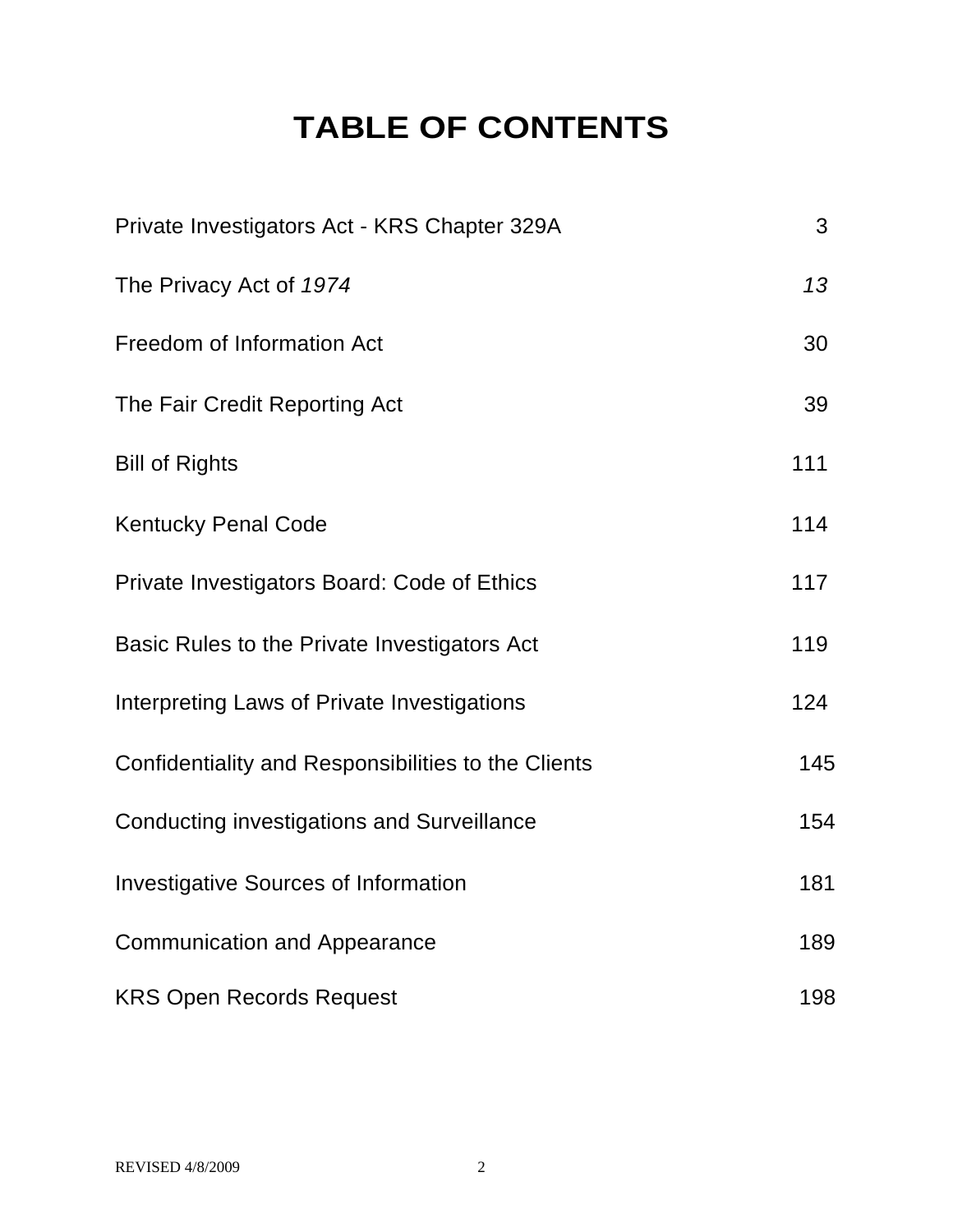# TABLE OF CONTENTS

| | |
|---|---|
| Private Investigators Act - KRS Chapter 329A | 3 |
| The Privacy Act of *1974* | *13* |
| Freedom of Information Act | 30 |
| The Fair Credit Reporting Act | 39 |
| Bill of Rights | 111 |
| Kentucky Penal Code | 114 |
| Private Investigators Board: Code of Ethics | 117 |
| Basic Rules to the Private Investigators Act | 119 |
| Interpreting Laws of Private Investigations | 124 |
| Confidentiality and Responsibilities to the Clients | 145 |
| Conducting investigations and Surveillance | 154 |
| Investigative Sources of Information | 181 |
| Communication and Appearance | 189 |
| KRS Open Records Request | 198 |

REVISED 4/8/2009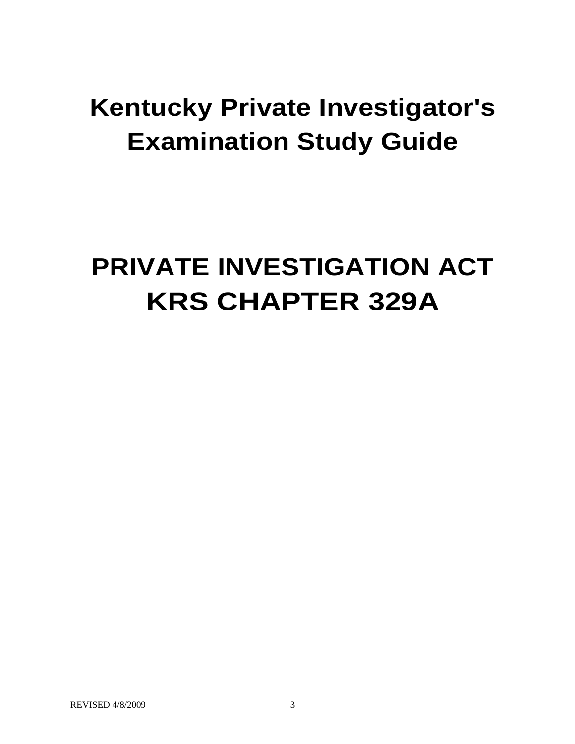# Kentucky Private Investigator's Examination Study Guide

# PRIVATE INVESTIGATION ACT KRS CHAPTER 329A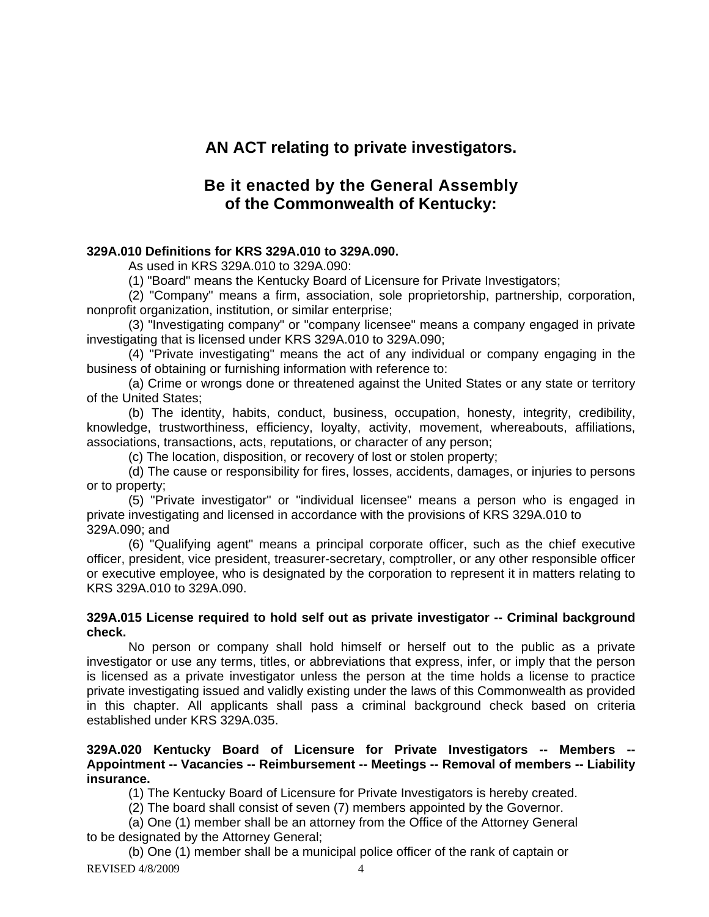# AN ACT relating to private investigators.

## Be it enacted by the General Assembly of the Commonwealth of Kentucky:

**329A.010 Definitions for KRS 329A.010 to 329A.090.**

As used in KRS 329A.010 to 329A.090:

(1) "Board" means the Kentucky Board of Licensure for Private Investigators;

(2) "Company" means a firm, association, sole proprietorship, partnership, corporation, nonprofit organization, institution, or similar enterprise;

(3) "Investigating company" or "company licensee" means a company engaged in private investigating that is licensed under KRS 329A.010 to 329A.090;

(4) "Private investigating" means the act of any individual or company engaging in the business of obtaining or furnishing information with reference to:

(a) Crime or wrongs done or threatened against the United States or any state or territory of the United States;

(b) The identity, habits, conduct, business, occupation, honesty, integrity, credibility, knowledge, trustworthiness, efficiency, loyalty, activity, movement, whereabouts, affiliations, associations, transactions, acts, reputations, or character of any person;

(c) The location, disposition, or recovery of lost or stolen property;

(d) The cause or responsibility for fires, losses, accidents, damages, or injuries to persons or to property;

(5) "Private investigator" or "individual licensee" means a person who is engaged in private investigating and licensed in accordance with the provisions of KRS 329A.010 to 329A.090; and

(6) "Qualifying agent" means a principal corporate officer, such as the chief executive officer, president, vice president, treasurer-secretary, comptroller, or any other responsible officer or executive employee, who is designated by the corporation to represent it in matters relating to KRS 329A.010 to 329A.090.

**329A.015 License required to hold self out as private investigator -- Criminal background check.**

No person or company shall hold himself or herself out to the public as a private investigator or use any terms, titles, or abbreviations that express, infer, or imply that the person is licensed as a private investigator unless the person at the time holds a license to practice private investigating issued and validly existing under the laws of this Commonwealth as provided in this chapter. All applicants shall pass a criminal background check based on criteria established under KRS 329A.035.

**329A.020 Kentucky Board of Licensure for Private Investigators -- Members -- Appointment -- Vacancies -- Reimbursement -- Meetings -- Removal of members -- Liability insurance.**

(1) The Kentucky Board of Licensure for Private Investigators is hereby created.

(2) The board shall consist of seven (7) members appointed by the Governor.

(a) One (1) member shall be an attorney from the Office of the Attorney General to be designated by the Attorney General;

(b) One (1) member shall be a municipal police officer of the rank of captain or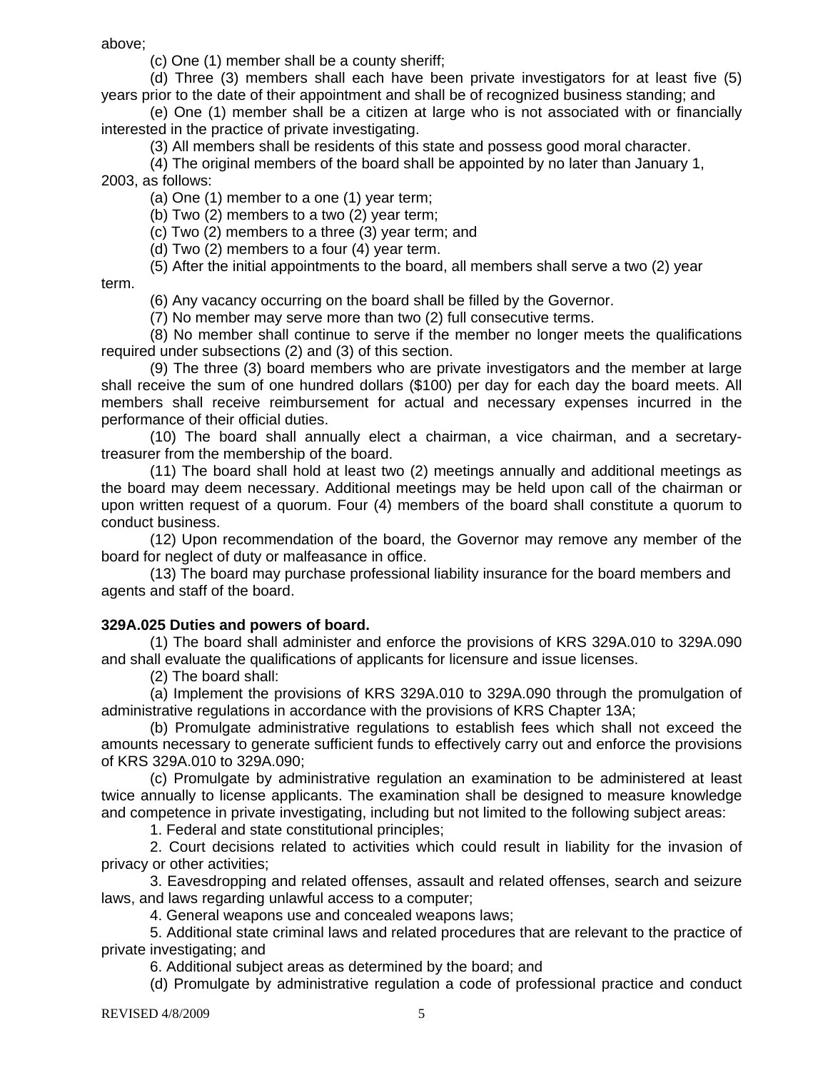above;

(c) One (1) member shall be a county sheriff;

(d) Three (3) members shall each have been private investigators for at least five (5) years prior to the date of their appointment and shall be of recognized business standing; and

(e) One (1) member shall be a citizen at large who is not associated with or financially interested in the practice of private investigating.

(3) All members shall be residents of this state and possess good moral character.

(4) The original members of the board shall be appointed by no later than January 1, 2003, as follows:

(a) One (1) member to a one (1) year term;

(b) Two (2) members to a two (2) year term;

(c) Two (2) members to a three (3) year term; and

(d) Two (2) members to a four (4) year term.

(5) After the initial appointments to the board, all members shall serve a two (2) year term.

(6) Any vacancy occurring on the board shall be filled by the Governor.

(7) No member may serve more than two (2) full consecutive terms.

(8) No member shall continue to serve if the member no longer meets the qualifications required under subsections (2) and (3) of this section.

(9) The three (3) board members who are private investigators and the member at large shall receive the sum of one hundred dollars ($100) per day for each day the board meets. All members shall receive reimbursement for actual and necessary expenses incurred in the performance of their official duties.

(10) The board shall annually elect a chairman, a vice chairman, and a secretary-treasurer from the membership of the board.

(11) The board shall hold at least two (2) meetings annually and additional meetings as the board may deem necessary. Additional meetings may be held upon call of the chairman or upon written request of a quorum. Four (4) members of the board shall constitute a quorum to conduct business.

(12) Upon recommendation of the board, the Governor may remove any member of the board for neglect of duty or malfeasance in office.

(13) The board may purchase professional liability insurance for the board members and agents and staff of the board.

**329A.025 Duties and powers of board.**

(1) The board shall administer and enforce the provisions of KRS 329A.010 to 329A.090 and shall evaluate the qualifications of applicants for licensure and issue licenses.

(2) The board shall:

(a) Implement the provisions of KRS 329A.010 to 329A.090 through the promulgation of administrative regulations in accordance with the provisions of KRS Chapter 13A;

(b) Promulgate administrative regulations to establish fees which shall not exceed the amounts necessary to generate sufficient funds to effectively carry out and enforce the provisions of KRS 329A.010 to 329A.090;

(c) Promulgate by administrative regulation an examination to be administered at least twice annually to license applicants. The examination shall be designed to measure knowledge and competence in private investigating, including but not limited to the following subject areas:

1. Federal and state constitutional principles;

2. Court decisions related to activities which could result in liability for the invasion of privacy or other activities;

3. Eavesdropping and related offenses, assault and related offenses, search and seizure laws, and laws regarding unlawful access to a computer;

4. General weapons use and concealed weapons laws;

5. Additional state criminal laws and related procedures that are relevant to the practice of private investigating; and

6. Additional subject areas as determined by the board; and

(d) Promulgate by administrative regulation a code of professional practice and conduct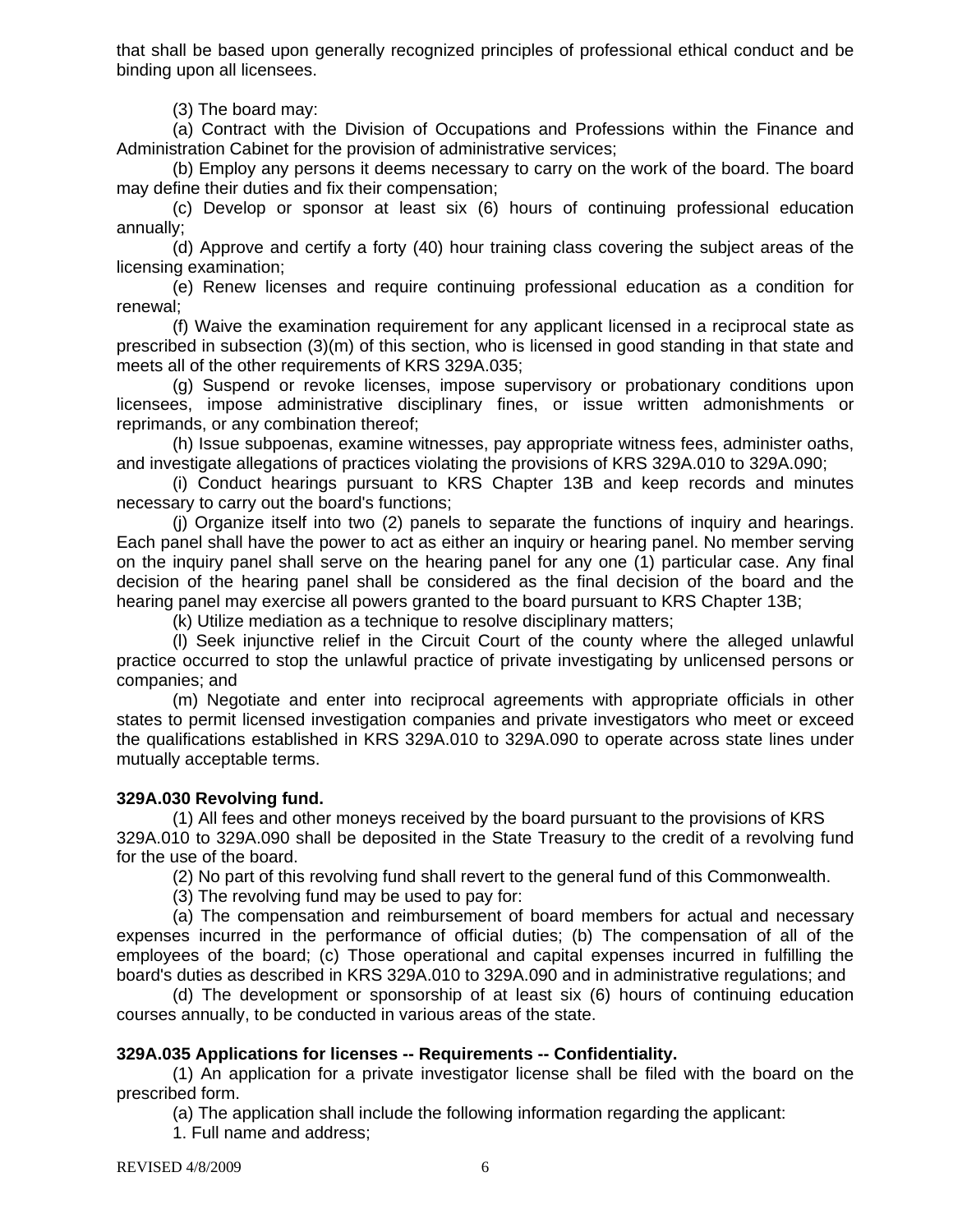that shall be based upon generally recognized principles of professional ethical conduct and be binding upon all licensees.

(3) The board may:

(a) Contract with the Division of Occupations and Professions within the Finance and Administration Cabinet for the provision of administrative services;

(b) Employ any persons it deems necessary to carry on the work of the board. The board may define their duties and fix their compensation;

(c) Develop or sponsor at least six (6) hours of continuing professional education annually;

(d) Approve and certify a forty (40) hour training class covering the subject areas of the licensing examination;

(e) Renew licenses and require continuing professional education as a condition for renewal;

(f) Waive the examination requirement for any applicant licensed in a reciprocal state as prescribed in subsection (3)(m) of this section, who is licensed in good standing in that state and meets all of the other requirements of KRS 329A.035;

(g) Suspend or revoke licenses, impose supervisory or probationary conditions upon licensees, impose administrative disciplinary fines, or issue written admonishments or reprimands, or any combination thereof;

(h) Issue subpoenas, examine witnesses, pay appropriate witness fees, administer oaths, and investigate allegations of practices violating the provisions of KRS 329A.010 to 329A.090;

(i) Conduct hearings pursuant to KRS Chapter 13B and keep records and minutes necessary to carry out the board's functions;

(j) Organize itself into two (2) panels to separate the functions of inquiry and hearings. Each panel shall have the power to act as either an inquiry or hearing panel. No member serving on the inquiry panel shall serve on the hearing panel for any one (1) particular case. Any final decision of the hearing panel shall be considered as the final decision of the board and the hearing panel may exercise all powers granted to the board pursuant to KRS Chapter 13B;

(k) Utilize mediation as a technique to resolve disciplinary matters;

(l) Seek injunctive relief in the Circuit Court of the county where the alleged unlawful practice occurred to stop the unlawful practice of private investigating by unlicensed persons or companies; and

(m) Negotiate and enter into reciprocal agreements with appropriate officials in other states to permit licensed investigation companies and private investigators who meet or exceed the qualifications established in KRS 329A.010 to 329A.090 to operate across state lines under mutually acceptable terms.

**329A.030 Revolving fund.**

(1) All fees and other moneys received by the board pursuant to the provisions of KRS 329A.010 to 329A.090 shall be deposited in the State Treasury to the credit of a revolving fund for the use of the board.

(2) No part of this revolving fund shall revert to the general fund of this Commonwealth.

(3) The revolving fund may be used to pay for:

(a) The compensation and reimbursement of board members for actual and necessary expenses incurred in the performance of official duties; (b) The compensation of all of the employees of the board; (c) Those operational and capital expenses incurred in fulfilling the board's duties as described in KRS 329A.010 to 329A.090 and in administrative regulations; and

(d) The development or sponsorship of at least six (6) hours of continuing education courses annually, to be conducted in various areas of the state.

**329A.035 Applications for licenses -- Requirements -- Confidentiality.**

(1) An application for a private investigator license shall be filed with the board on the prescribed form.

(a) The application shall include the following information regarding the applicant:

1. Full name and address;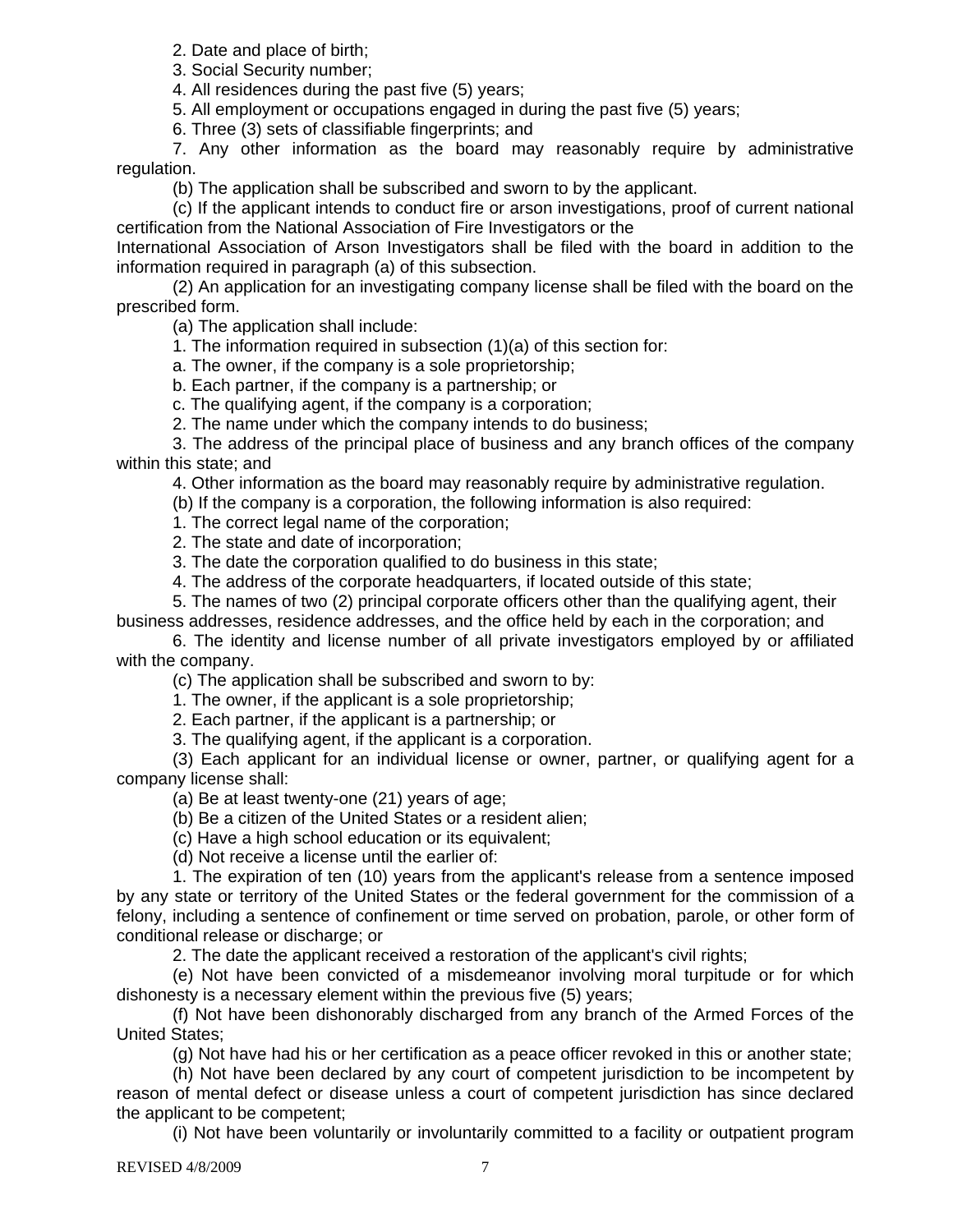2. Date and place of birth;

3. Social Security number;

4. All residences during the past five (5) years;

5. All employment or occupations engaged in during the past five (5) years;

6. Three (3) sets of classifiable fingerprints; and

7. Any other information as the board may reasonably require by administrative regulation.

(b) The application shall be subscribed and sworn to by the applicant.

(c) If the applicant intends to conduct fire or arson investigations, proof of current national certification from the National Association of Fire Investigators or the International Association of Arson Investigators shall be filed with the board in addition to the information required in paragraph (a) of this subsection.

(2) An application for an investigating company license shall be filed with the board on the prescribed form.

(a) The application shall include:

1. The information required in subsection (1)(a) of this section for:

a. The owner, if the company is a sole proprietorship;

b. Each partner, if the company is a partnership; or

c. The qualifying agent, if the company is a corporation;

2. The name under which the company intends to do business;

3. The address of the principal place of business and any branch offices of the company within this state; and

4. Other information as the board may reasonably require by administrative regulation.

(b) If the company is a corporation, the following information is also required:

1. The correct legal name of the corporation;

2. The state and date of incorporation;

3. The date the corporation qualified to do business in this state;

4. The address of the corporate headquarters, if located outside of this state;

5. The names of two (2) principal corporate officers other than the qualifying agent, their business addresses, residence addresses, and the office held by each in the corporation; and

6. The identity and license number of all private investigators employed by or affiliated with the company.

(c) The application shall be subscribed and sworn to by:

1. The owner, if the applicant is a sole proprietorship;

2. Each partner, if the applicant is a partnership; or

3. The qualifying agent, if the applicant is a corporation.

(3) Each applicant for an individual license or owner, partner, or qualifying agent for a company license shall:

(a) Be at least twenty-one (21) years of age;

(b) Be a citizen of the United States or a resident alien;

(c) Have a high school education or its equivalent;

(d) Not receive a license until the earlier of:

1. The expiration of ten (10) years from the applicant's release from a sentence imposed by any state or territory of the United States or the federal government for the commission of a felony, including a sentence of confinement or time served on probation, parole, or other form of conditional release or discharge; or

2. The date the applicant received a restoration of the applicant's civil rights;

(e) Not have been convicted of a misdemeanor involving moral turpitude or for which dishonesty is a necessary element within the previous five (5) years;

(f) Not have been dishonorably discharged from any branch of the Armed Forces of the United States;

(g) Not have had his or her certification as a peace officer revoked in this or another state;

(h) Not have been declared by any court of competent jurisdiction to be incompetent by reason of mental defect or disease unless a court of competent jurisdiction has since declared the applicant to be competent;

(i) Not have been voluntarily or involuntarily committed to a facility or outpatient program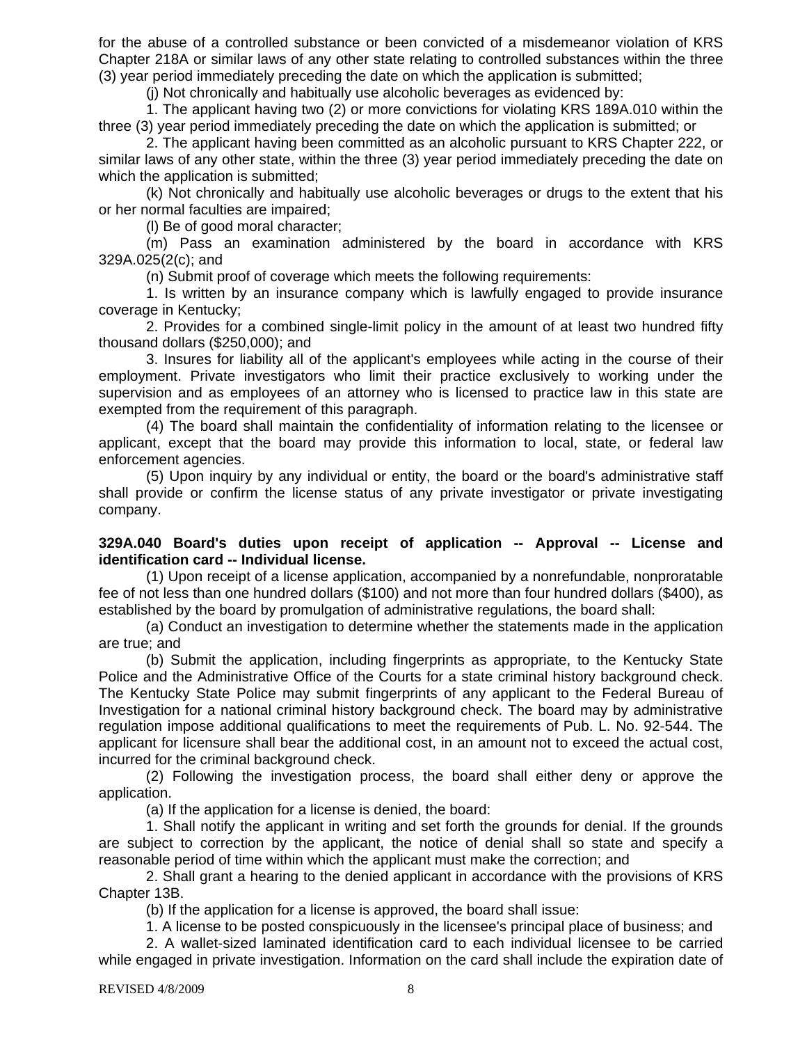for the abuse of a controlled substance or been convicted of a misdemeanor violation of KRS Chapter 218A or similar laws of any other state relating to controlled substances within the three (3) year period immediately preceding the date on which the application is submitted;

(j) Not chronically and habitually use alcoholic beverages as evidenced by:

1. The applicant having two (2) or more convictions for violating KRS 189A.010 within the three (3) year period immediately preceding the date on which the application is submitted; or

2. The applicant having been committed as an alcoholic pursuant to KRS Chapter 222, or similar laws of any other state, within the three (3) year period immediately preceding the date on which the application is submitted;

(k) Not chronically and habitually use alcoholic beverages or drugs to the extent that his or her normal faculties are impaired;

(l) Be of good moral character;

(m) Pass an examination administered by the board in accordance with KRS 329A.025(2(c); and

(n) Submit proof of coverage which meets the following requirements:

1. Is written by an insurance company which is lawfully engaged to provide insurance coverage in Kentucky;

2. Provides for a combined single-limit policy in the amount of at least two hundred fifty thousand dollars ($250,000); and

3. Insures for liability all of the applicant's employees while acting in the course of their employment. Private investigators who limit their practice exclusively to working under the supervision and as employees of an attorney who is licensed to practice law in this state are exempted from the requirement of this paragraph.

(4) The board shall maintain the confidentiality of information relating to the licensee or applicant, except that the board may provide this information to local, state, or federal law enforcement agencies.

(5) Upon inquiry by any individual or entity, the board or the board's administrative staff shall provide or confirm the license status of any private investigator or private investigating company.

**329A.040 Board's duties upon receipt of application -- Approval -- License and identification card -- Individual license.**

(1) Upon receipt of a license application, accompanied by a nonrefundable, nonproratable fee of not less than one hundred dollars ($100) and not more than four hundred dollars ($400), as established by the board by promulgation of administrative regulations, the board shall:

(a) Conduct an investigation to determine whether the statements made in the application are true; and

(b) Submit the application, including fingerprints as appropriate, to the Kentucky State Police and the Administrative Office of the Courts for a state criminal history background check. The Kentucky State Police may submit fingerprints of any applicant to the Federal Bureau of Investigation for a national criminal history background check. The board may by administrative regulation impose additional qualifications to meet the requirements of Pub. L. No. 92-544. The applicant for licensure shall bear the additional cost, in an amount not to exceed the actual cost, incurred for the criminal background check.

(2) Following the investigation process, the board shall either deny or approve the application.

(a) If the application for a license is denied, the board:

1. Shall notify the applicant in writing and set forth the grounds for denial. If the grounds are subject to correction by the applicant, the notice of denial shall so state and specify a reasonable period of time within which the applicant must make the correction; and

2. Shall grant a hearing to the denied applicant in accordance with the provisions of KRS Chapter 13B.

(b) If the application for a license is approved, the board shall issue:

1. A license to be posted conspicuously in the licensee's principal place of business; and

2. A wallet-sized laminated identification card to each individual licensee to be carried while engaged in private investigation. Information on the card shall include the expiration date of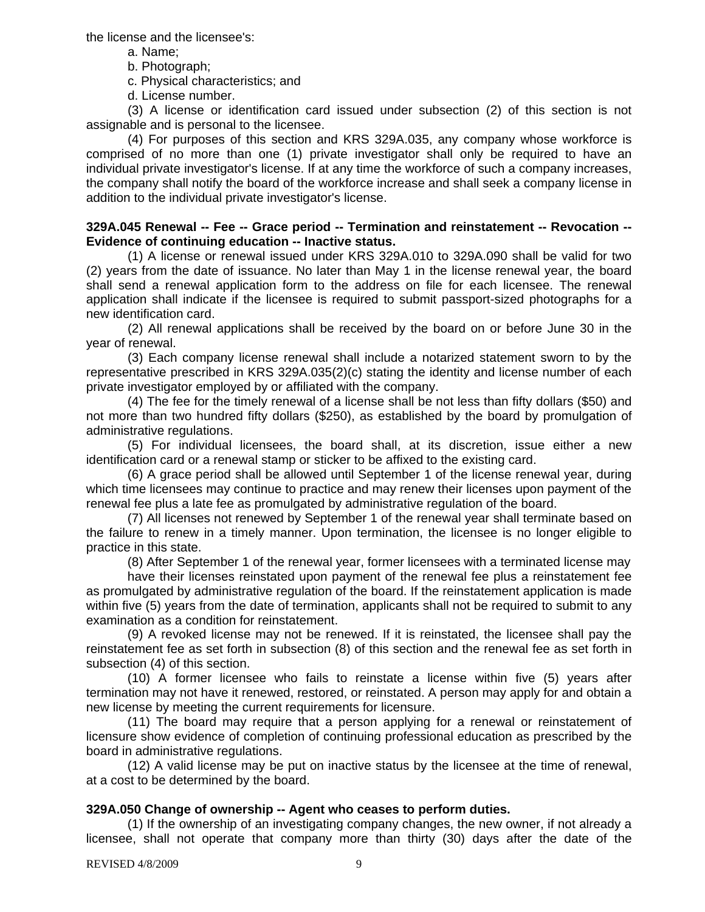the license and the licensee's:

a. Name;

b. Photograph;

c. Physical characteristics; and

d. License number.

(3) A license or identification card issued under subsection (2) of this section is not assignable and is personal to the licensee.

(4) For purposes of this section and KRS 329A.035, any company whose workforce is comprised of no more than one (1) private investigator shall only be required to have an individual private investigator's license. If at any time the workforce of such a company increases, the company shall notify the board of the workforce increase and shall seek a company license in addition to the individual private investigator's license.

**329A.045 Renewal -- Fee -- Grace period -- Termination and reinstatement -- Revocation -- Evidence of continuing education -- Inactive status.**

(1) A license or renewal issued under KRS 329A.010 to 329A.090 shall be valid for two (2) years from the date of issuance. No later than May 1 in the license renewal year, the board shall send a renewal application form to the address on file for each licensee. The renewal application shall indicate if the licensee is required to submit passport-sized photographs for a new identification card.

(2) All renewal applications shall be received by the board on or before June 30 in the year of renewal.

(3) Each company license renewal shall include a notarized statement sworn to by the representative prescribed in KRS 329A.035(2)(c) stating the identity and license number of each private investigator employed by or affiliated with the company.

(4) The fee for the timely renewal of a license shall be not less than fifty dollars ($50) and not more than two hundred fifty dollars ($250), as established by the board by promulgation of administrative regulations.

(5) For individual licensees, the board shall, at its discretion, issue either a new identification card or a renewal stamp or sticker to be affixed to the existing card.

(6) A grace period shall be allowed until September 1 of the license renewal year, during which time licensees may continue to practice and may renew their licenses upon payment of the renewal fee plus a late fee as promulgated by administrative regulation of the board.

(7) All licenses not renewed by September 1 of the renewal year shall terminate based on the failure to renew in a timely manner. Upon termination, the licensee is no longer eligible to practice in this state.

(8) After September 1 of the renewal year, former licensees with a terminated license may have their licenses reinstated upon payment of the renewal fee plus a reinstatement fee as promulgated by administrative regulation of the board. If the reinstatement application is made within five (5) years from the date of termination, applicants shall not be required to submit to any examination as a condition for reinstatement.

(9) A revoked license may not be renewed. If it is reinstated, the licensee shall pay the reinstatement fee as set forth in subsection (8) of this section and the renewal fee as set forth in subsection (4) of this section.

(10) A former licensee who fails to reinstate a license within five (5) years after termination may not have it renewed, restored, or reinstated. A person may apply for and obtain a new license by meeting the current requirements for licensure.

(11) The board may require that a person applying for a renewal or reinstatement of licensure show evidence of completion of continuing professional education as prescribed by the board in administrative regulations.

(12) A valid license may be put on inactive status by the licensee at the time of renewal, at a cost to be determined by the board.

**329A.050 Change of ownership -- Agent who ceases to perform duties.**

(1) If the ownership of an investigating company changes, the new owner, if not already a licensee, shall not operate that company more than thirty (30) days after the date of the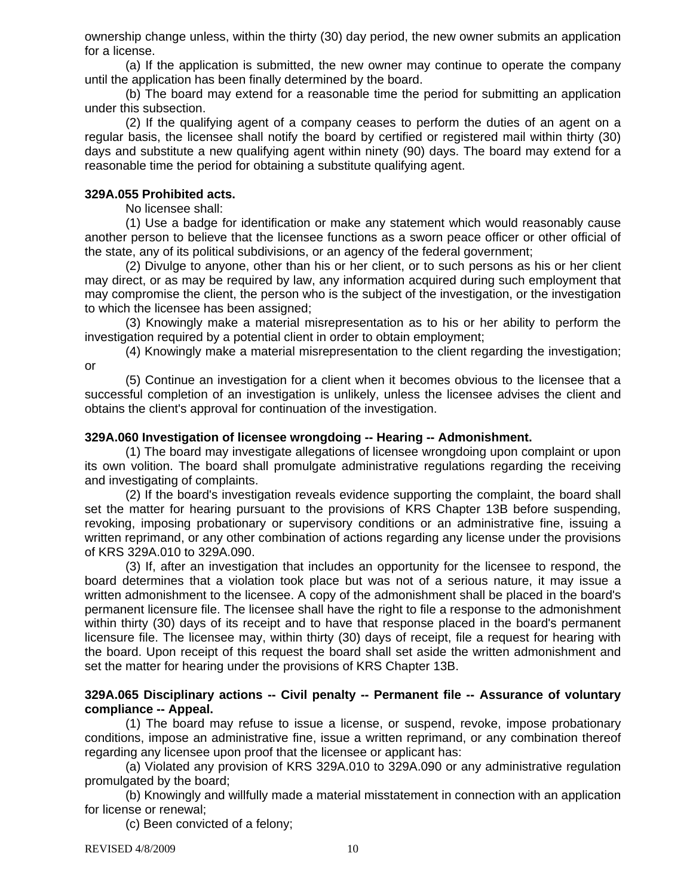ownership change unless, within the thirty (30) day period, the new owner submits an application for a license.

(a) If the application is submitted, the new owner may continue to operate the company until the application has been finally determined by the board.

(b) The board may extend for a reasonable time the period for submitting an application under this subsection.

(2) If the qualifying agent of a company ceases to perform the duties of an agent on a regular basis, the licensee shall notify the board by certified or registered mail within thirty (30) days and substitute a new qualifying agent within ninety (90) days. The board may extend for a reasonable time the period for obtaining a substitute qualifying agent.

**329A.055 Prohibited acts.**

No licensee shall:

(1) Use a badge for identification or make any statement which would reasonably cause another person to believe that the licensee functions as a sworn peace officer or other official of the state, any of its political subdivisions, or an agency of the federal government;

(2) Divulge to anyone, other than his or her client, or to such persons as his or her client may direct, or as may be required by law, any information acquired during such employment that may compromise the client, the person who is the subject of the investigation, or the investigation to which the licensee has been assigned;

(3) Knowingly make a material misrepresentation as to his or her ability to perform the investigation required by a potential client in order to obtain employment;

(4) Knowingly make a material misrepresentation to the client regarding the investigation; or

(5) Continue an investigation for a client when it becomes obvious to the licensee that a successful completion of an investigation is unlikely, unless the licensee advises the client and obtains the client's approval for continuation of the investigation.

**329A.060 Investigation of licensee wrongdoing -- Hearing -- Admonishment.**

(1) The board may investigate allegations of licensee wrongdoing upon complaint or upon its own volition. The board shall promulgate administrative regulations regarding the receiving and investigating of complaints.

(2) If the board's investigation reveals evidence supporting the complaint, the board shall set the matter for hearing pursuant to the provisions of KRS Chapter 13B before suspending, revoking, imposing probationary or supervisory conditions or an administrative fine, issuing a written reprimand, or any other combination of actions regarding any license under the provisions of KRS 329A.010 to 329A.090.

(3) If, after an investigation that includes an opportunity for the licensee to respond, the board determines that a violation took place but was not of a serious nature, it may issue a written admonishment to the licensee. A copy of the admonishment shall be placed in the board's permanent licensure file. The licensee shall have the right to file a response to the admonishment within thirty (30) days of its receipt and to have that response placed in the board's permanent licensure file. The licensee may, within thirty (30) days of receipt, file a request for hearing with the board. Upon receipt of this request the board shall set aside the written admonishment and set the matter for hearing under the provisions of KRS Chapter 13B.

**329A.065 Disciplinary actions -- Civil penalty -- Permanent file -- Assurance of voluntary compliance -- Appeal.**

(1) The board may refuse to issue a license, or suspend, revoke, impose probationary conditions, impose an administrative fine, issue a written reprimand, or any combination thereof regarding any licensee upon proof that the licensee or applicant has:

(a) Violated any provision of KRS 329A.010 to 329A.090 or any administrative regulation promulgated by the board;

(b) Knowingly and willfully made a material misstatement in connection with an application for license or renewal;

(c) Been convicted of a felony;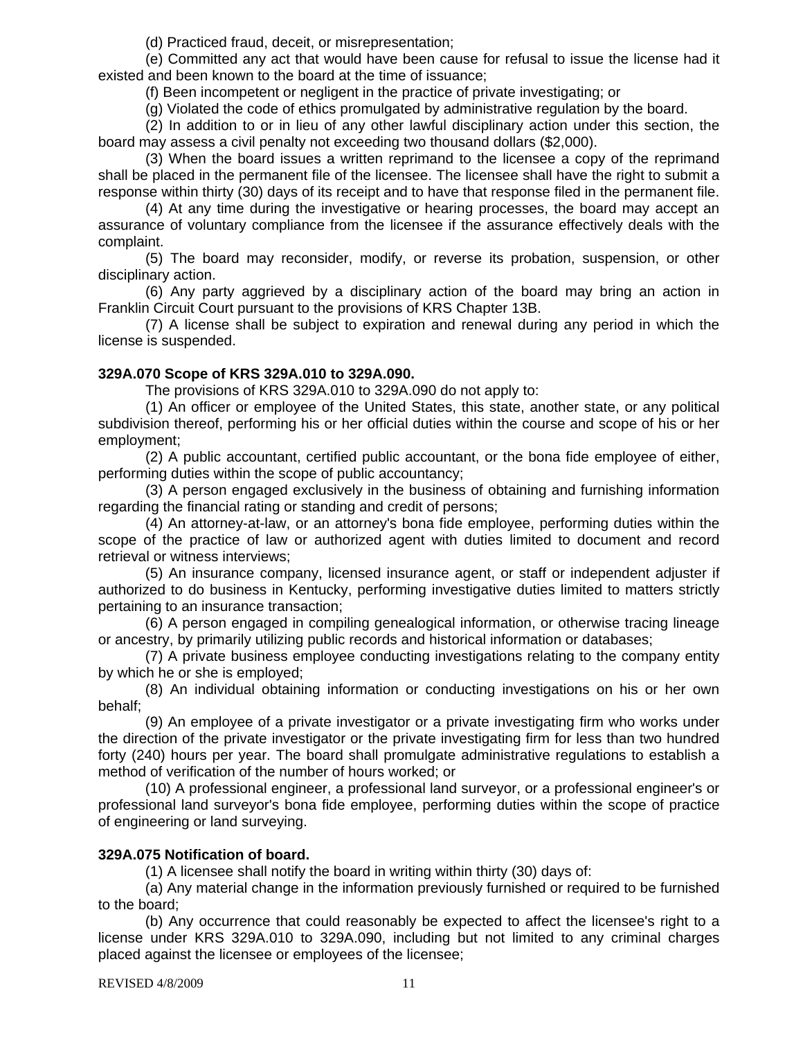(d) Practiced fraud, deceit, or misrepresentation;

(e) Committed any act that would have been cause for refusal to issue the license had it existed and been known to the board at the time of issuance;

(f) Been incompetent or negligent in the practice of private investigating; or

(g) Violated the code of ethics promulgated by administrative regulation by the board.

(2) In addition to or in lieu of any other lawful disciplinary action under this section, the board may assess a civil penalty not exceeding two thousand dollars ($2,000).

(3) When the board issues a written reprimand to the licensee a copy of the reprimand shall be placed in the permanent file of the licensee. The licensee shall have the right to submit a response within thirty (30) days of its receipt and to have that response filed in the permanent file.

(4) At any time during the investigative or hearing processes, the board may accept an assurance of voluntary compliance from the licensee if the assurance effectively deals with the complaint.

(5) The board may reconsider, modify, or reverse its probation, suspension, or other disciplinary action.

(6) Any party aggrieved by a disciplinary action of the board may bring an action in Franklin Circuit Court pursuant to the provisions of KRS Chapter 13B.

(7) A license shall be subject to expiration and renewal during any period in which the license is suspended.

**329A.070 Scope of KRS 329A.010 to 329A.090.**

The provisions of KRS 329A.010 to 329A.090 do not apply to:

(1) An officer or employee of the United States, this state, another state, or any political subdivision thereof, performing his or her official duties within the course and scope of his or her employment;

(2) A public accountant, certified public accountant, or the bona fide employee of either, performing duties within the scope of public accountancy;

(3) A person engaged exclusively in the business of obtaining and furnishing information regarding the financial rating or standing and credit of persons;

(4) An attorney-at-law, or an attorney's bona fide employee, performing duties within the scope of the practice of law or authorized agent with duties limited to document and record retrieval or witness interviews;

(5) An insurance company, licensed insurance agent, or staff or independent adjuster if authorized to do business in Kentucky, performing investigative duties limited to matters strictly pertaining to an insurance transaction;

(6) A person engaged in compiling genealogical information, or otherwise tracing lineage or ancestry, by primarily utilizing public records and historical information or databases;

(7) A private business employee conducting investigations relating to the company entity by which he or she is employed;

(8) An individual obtaining information or conducting investigations on his or her own behalf;

(9) An employee of a private investigator or a private investigating firm who works under the direction of the private investigator or the private investigating firm for less than two hundred forty (240) hours per year. The board shall promulgate administrative regulations to establish a method of verification of the number of hours worked; or

(10) A professional engineer, a professional land surveyor, or a professional engineer's or professional land surveyor's bona fide employee, performing duties within the scope of practice of engineering or land surveying.

**329A.075 Notification of board.**

(1) A licensee shall notify the board in writing within thirty (30) days of:

(a) Any material change in the information previously furnished or required to be furnished to the board;

(b) Any occurrence that could reasonably be expected to affect the licensee's right to a license under KRS 329A.010 to 329A.090, including but not limited to any criminal charges placed against the licensee or employees of the licensee;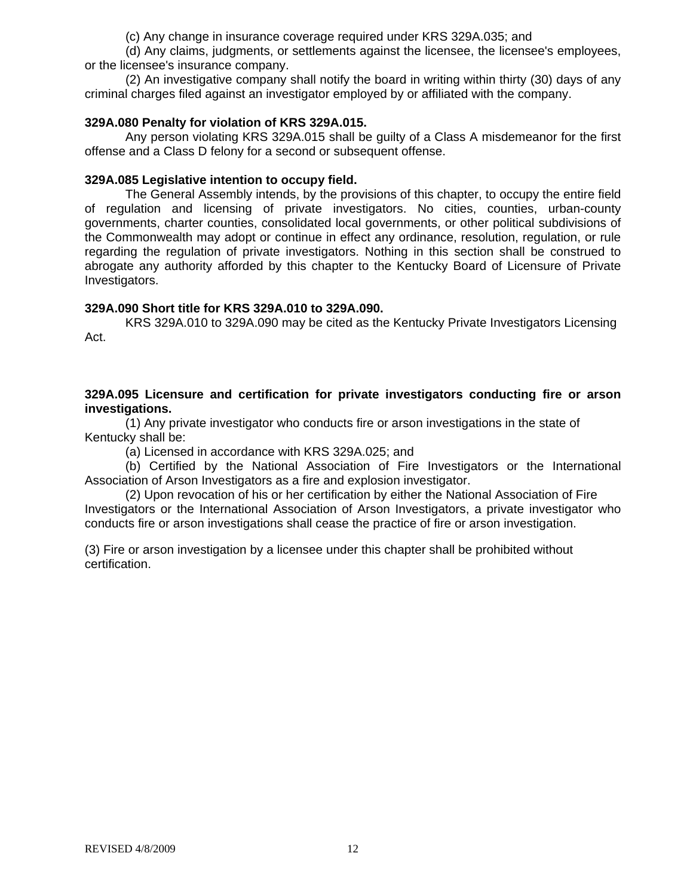(c) Any change in insurance coverage required under KRS 329A.035; and

(d) Any claims, judgments, or settlements against the licensee, the licensee's employees, or the licensee's insurance company.

(2) An investigative company shall notify the board in writing within thirty (30) days of any criminal charges filed against an investigator employed by or affiliated with the company.

**329A.080 Penalty for violation of KRS 329A.015.**

Any person violating KRS 329A.015 shall be guilty of a Class A misdemeanor for the first offense and a Class D felony for a second or subsequent offense.

**329A.085 Legislative intention to occupy field.**

The General Assembly intends, by the provisions of this chapter, to occupy the entire field of regulation and licensing of private investigators. No cities, counties, urban-county governments, charter counties, consolidated local governments, or other political subdivisions of the Commonwealth may adopt or continue in effect any ordinance, resolution, regulation, or rule regarding the regulation of private investigators. Nothing in this section shall be construed to abrogate any authority afforded by this chapter to the Kentucky Board of Licensure of Private Investigators.

**329A.090 Short title for KRS 329A.010 to 329A.090.**

KRS 329A.010 to 329A.090 may be cited as the Kentucky Private Investigators Licensing Act.

**329A.095 Licensure and certification for private investigators conducting fire or arson investigations.**

(1) Any private investigator who conducts fire or arson investigations in the state of Kentucky shall be:

(a) Licensed in accordance with KRS 329A.025; and

(b) Certified by the National Association of Fire Investigators or the International Association of Arson Investigators as a fire and explosion investigator.

(2) Upon revocation of his or her certification by either the National Association of Fire Investigators or the International Association of Arson Investigators, a private investigator who conducts fire or arson investigations shall cease the practice of fire or arson investigation.

(3) Fire or arson investigation by a licensee under this chapter shall be prohibited without certification.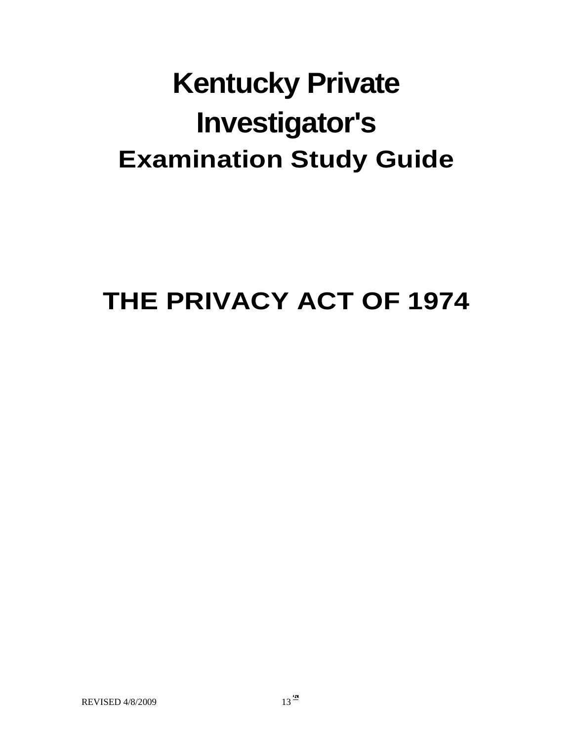# Kentucky Private Investigator's

## Examination Study Guide

# THE PRIVACY ACT OF 1974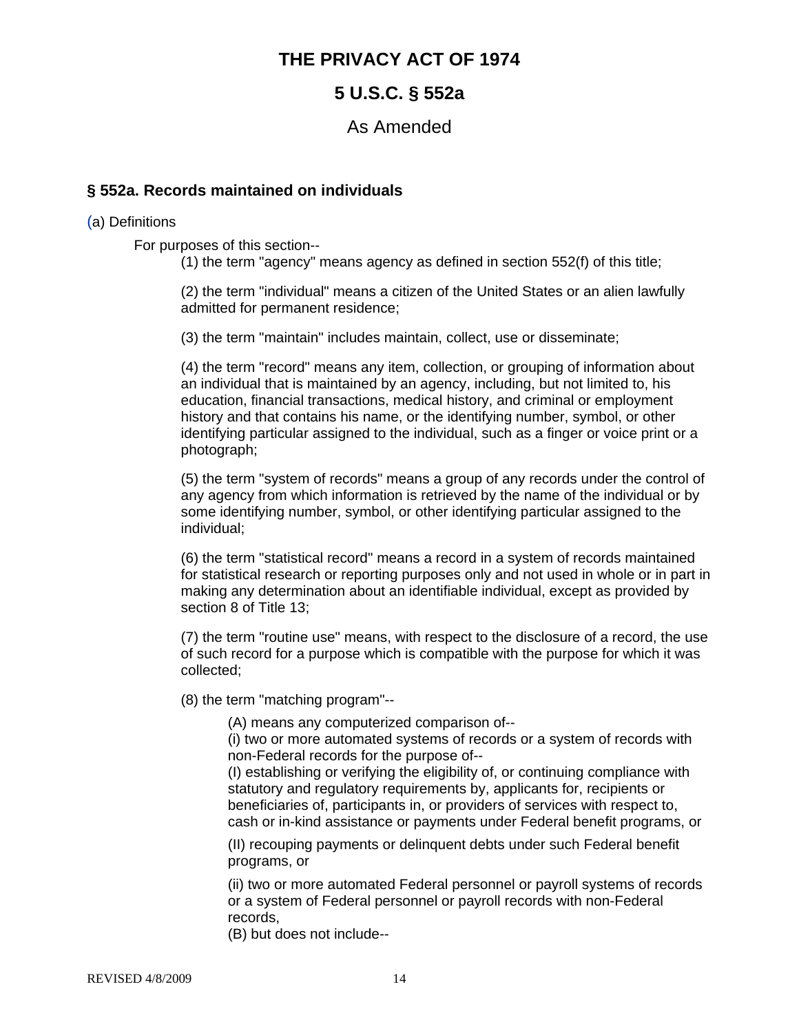# THE PRIVACY ACT OF 1974

# 5 U.S.C. § 552a

## As Amended

### § 552a. Records maintained on individuals

(a) Definitions

For purposes of this section--

(1) the term "agency" means agency as defined in section 552(f) of this title;

(2) the term "individual" means a citizen of the United States or an alien lawfully admitted for permanent residence;

(3) the term "maintain" includes maintain, collect, use or disseminate;

(4) the term "record" means any item, collection, or grouping of information about an individual that is maintained by an agency, including, but not limited to, his education, financial transactions, medical history, and criminal or employment history and that contains his name, or the identifying number, symbol, or other identifying particular assigned to the individual, such as a finger or voice print or a photograph;

(5) the term "system of records" means a group of any records under the control of any agency from which information is retrieved by the name of the individual or by some identifying number, symbol, or other identifying particular assigned to the individual;

(6) the term "statistical record" means a record in a system of records maintained for statistical research or reporting purposes only and not used in whole or in part in making any determination about an identifiable individual, except as provided by section 8 of Title 13;

(7) the term "routine use" means, with respect to the disclosure of a record, the use of such record for a purpose which is compatible with the purpose for which it was collected;

(8) the term "matching program"--

(A) means any computerized comparison of--
(i) two or more automated systems of records or a system of records with non-Federal records for the purpose of--
(I) establishing or verifying the eligibility of, or continuing compliance with statutory and regulatory requirements by, applicants for, recipients or beneficiaries of, participants in, or providers of services with respect to, cash or in-kind assistance or payments under Federal benefit programs, or

(II) recouping payments or delinquent debts under such Federal benefit programs, or

(ii) two or more automated Federal personnel or payroll systems of records or a system of Federal personnel or payroll records with non-Federal records,
(B) but does not include--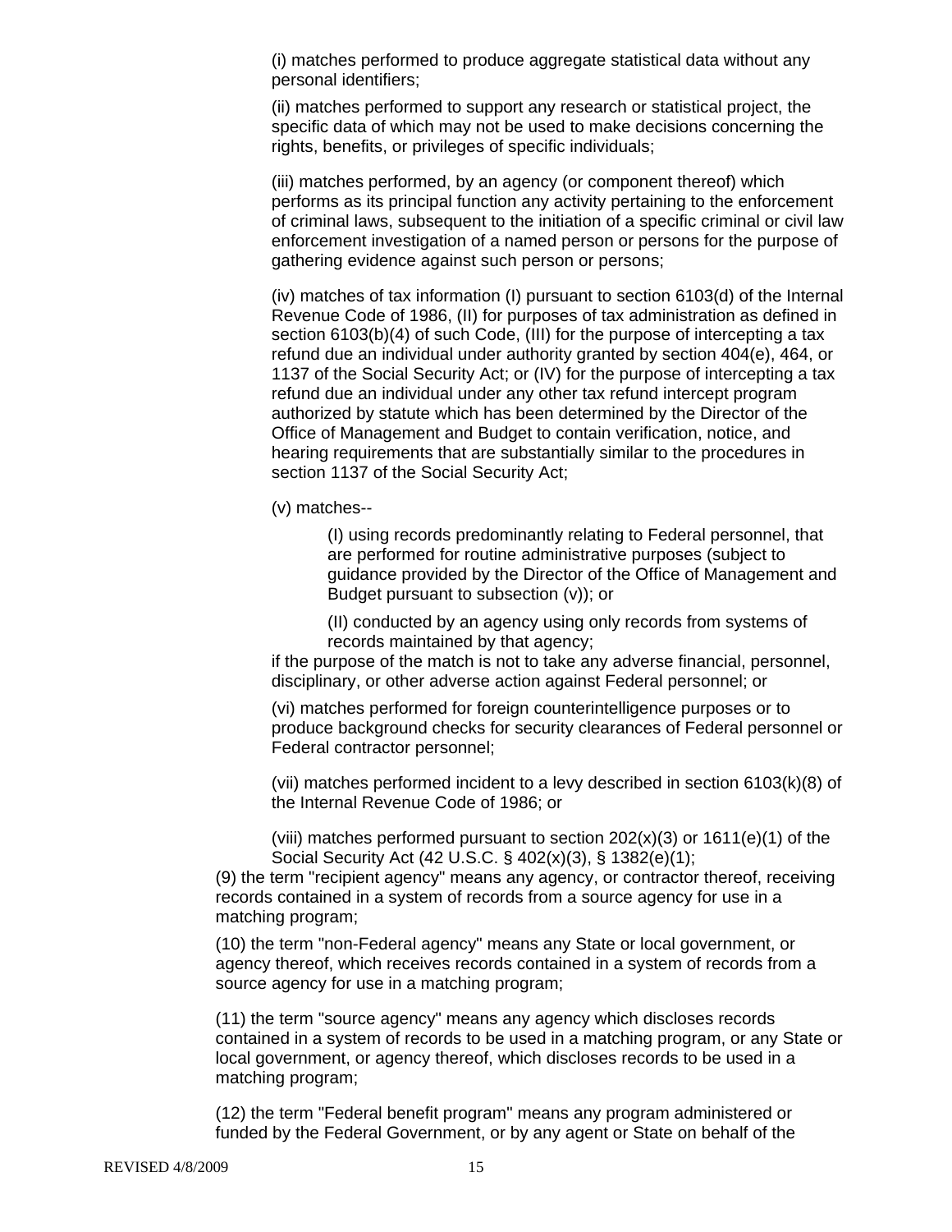(i) matches performed to produce aggregate statistical data without any personal identifiers;

(ii) matches performed to support any research or statistical project, the specific data of which may not be used to make decisions concerning the rights, benefits, or privileges of specific individuals;

(iii) matches performed, by an agency (or component thereof) which performs as its principal function any activity pertaining to the enforcement of criminal laws, subsequent to the initiation of a specific criminal or civil law enforcement investigation of a named person or persons for the purpose of gathering evidence against such person or persons;

(iv) matches of tax information (I) pursuant to section 6103(d) of the Internal Revenue Code of 1986, (II) for purposes of tax administration as defined in section 6103(b)(4) of such Code, (III) for the purpose of intercepting a tax refund due an individual under authority granted by section 404(e), 464, or 1137 of the Social Security Act; or (IV) for the purpose of intercepting a tax refund due an individual under any other tax refund intercept program authorized by statute which has been determined by the Director of the Office of Management and Budget to contain verification, notice, and hearing requirements that are substantially similar to the procedures in section 1137 of the Social Security Act;

(v) matches--

> (I) using records predominantly relating to Federal personnel, that are performed for routine administrative purposes (subject to guidance provided by the Director of the Office of Management and Budget pursuant to subsection (v)); or
>
> (II) conducted by an agency using only records from systems of records maintained by that agency;

if the purpose of the match is not to take any adverse financial, personnel, disciplinary, or other adverse action against Federal personnel; or

(vi) matches performed for foreign counterintelligence purposes or to produce background checks for security clearances of Federal personnel or Federal contractor personnel;

(vii) matches performed incident to a levy described in section 6103(k)(8) of the Internal Revenue Code of 1986; or

(viii) matches performed pursuant to section 202(x)(3) or 1611(e)(1) of the Social Security Act (42 U.S.C. § 402(x)(3), § 1382(e)(1);

(9) the term "recipient agency" means any agency, or contractor thereof, receiving records contained in a system of records from a source agency for use in a matching program;

(10) the term "non-Federal agency" means any State or local government, or agency thereof, which receives records contained in a system of records from a source agency for use in a matching program;

(11) the term "source agency" means any agency which discloses records contained in a system of records to be used in a matching program, or any State or local government, or agency thereof, which discloses records to be used in a matching program;

(12) the term "Federal benefit program" means any program administered or funded by the Federal Government, or by any agent or State on behalf of the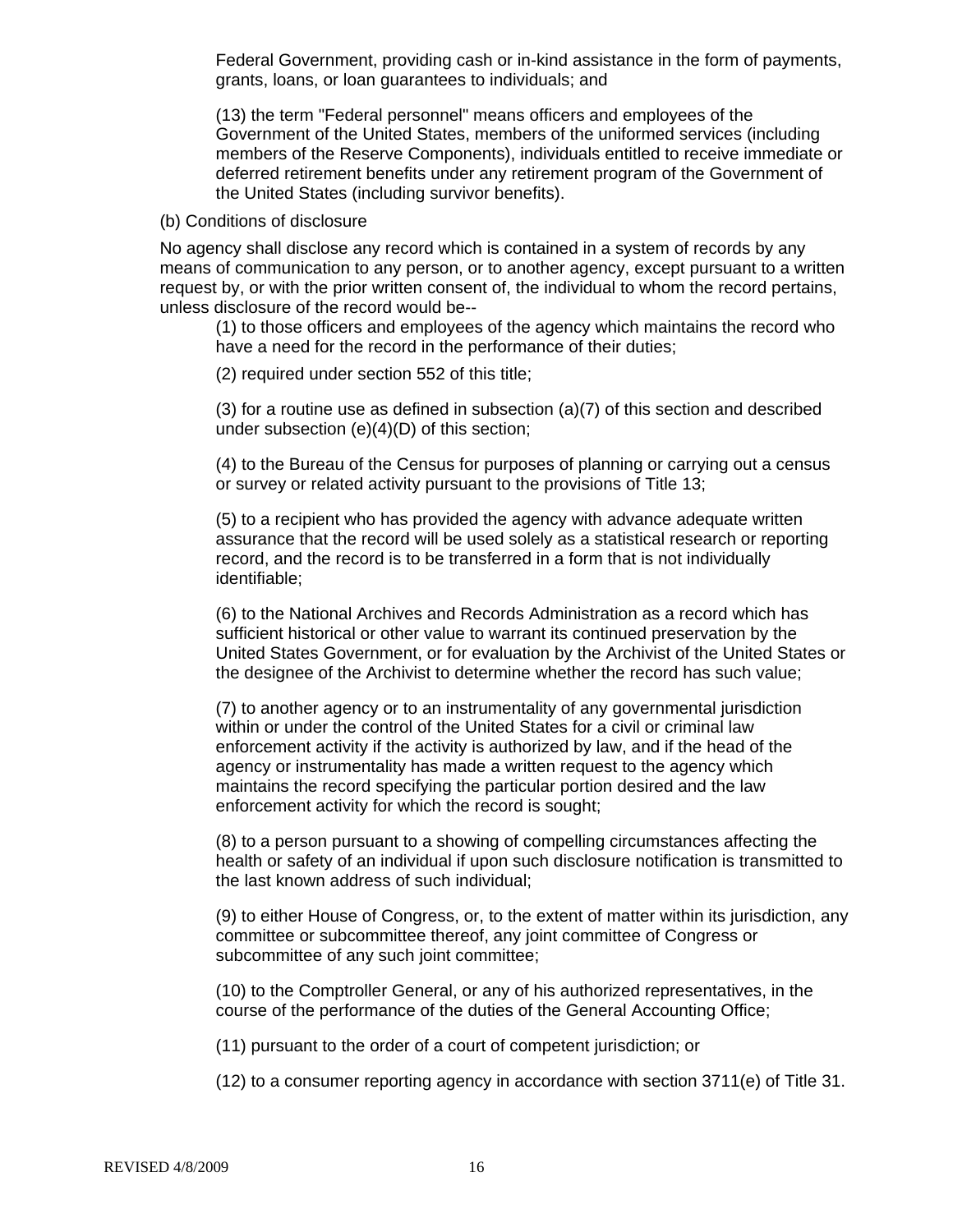Federal Government, providing cash or in-kind assistance in the form of payments, grants, loans, or loan guarantees to individuals; and

(13) the term "Federal personnel" means officers and employees of the Government of the United States, members of the uniformed services (including members of the Reserve Components), individuals entitled to receive immediate or deferred retirement benefits under any retirement program of the Government of the United States (including survivor benefits).

(b) Conditions of disclosure

No agency shall disclose any record which is contained in a system of records by any means of communication to any person, or to another agency, except pursuant to a written request by, or with the prior written consent of, the individual to whom the record pertains, unless disclosure of the record would be--

(1) to those officers and employees of the agency which maintains the record who have a need for the record in the performance of their duties;

(2) required under section 552 of this title;

(3) for a routine use as defined in subsection (a)(7) of this section and described under subsection (e)(4)(D) of this section;

(4) to the Bureau of the Census for purposes of planning or carrying out a census or survey or related activity pursuant to the provisions of Title 13;

(5) to a recipient who has provided the agency with advance adequate written assurance that the record will be used solely as a statistical research or reporting record, and the record is to be transferred in a form that is not individually identifiable;

(6) to the National Archives and Records Administration as a record which has sufficient historical or other value to warrant its continued preservation by the United States Government, or for evaluation by the Archivist of the United States or the designee of the Archivist to determine whether the record has such value;

(7) to another agency or to an instrumentality of any governmental jurisdiction within or under the control of the United States for a civil or criminal law enforcement activity if the activity is authorized by law, and if the head of the agency or instrumentality has made a written request to the agency which maintains the record specifying the particular portion desired and the law enforcement activity for which the record is sought;

(8) to a person pursuant to a showing of compelling circumstances affecting the health or safety of an individual if upon such disclosure notification is transmitted to the last known address of such individual;

(9) to either House of Congress, or, to the extent of matter within its jurisdiction, any committee or subcommittee thereof, any joint committee of Congress or subcommittee of any such joint committee;

(10) to the Comptroller General, or any of his authorized representatives, in the course of the performance of the duties of the General Accounting Office;

(11) pursuant to the order of a court of competent jurisdiction; or

(12) to a consumer reporting agency in accordance with section 3711(e) of Title 31.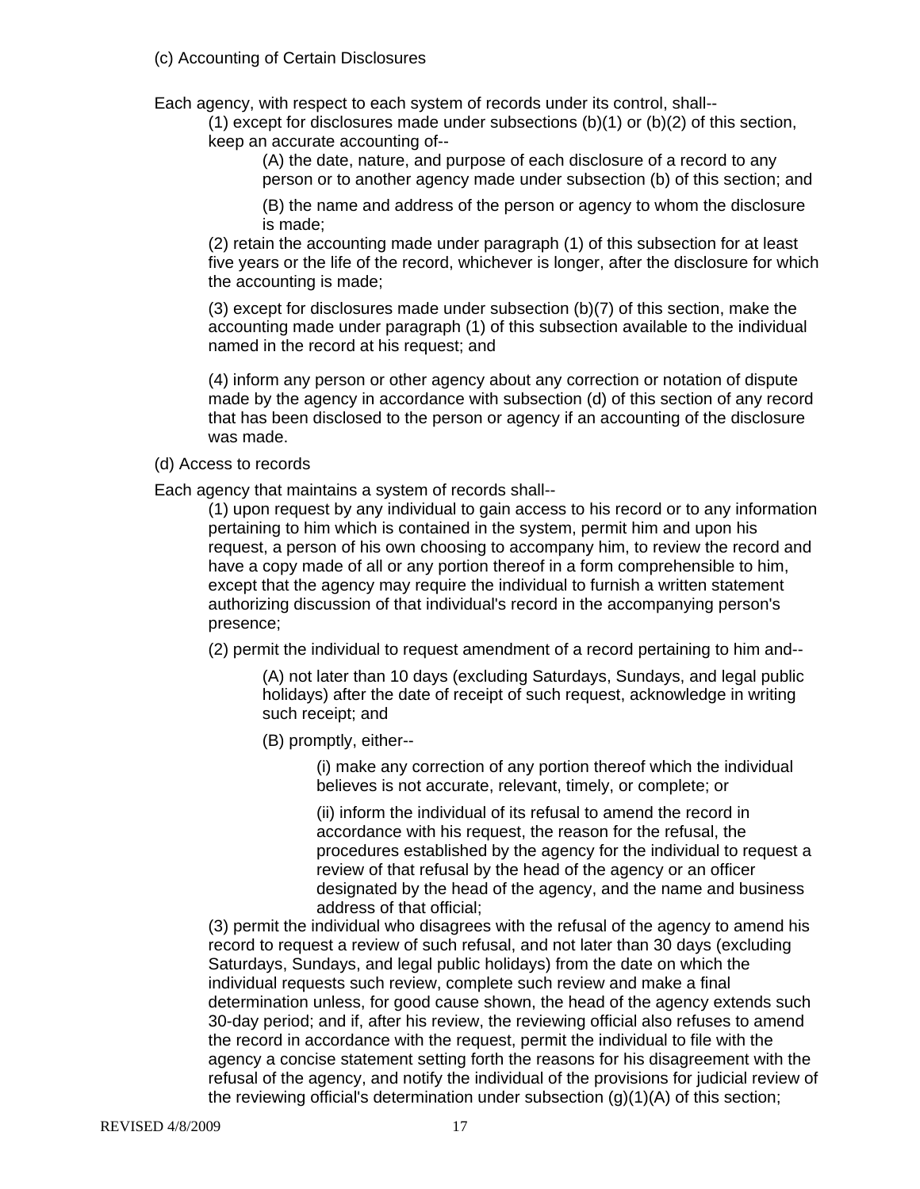(c) Accounting of Certain Disclosures

Each agency, with respect to each system of records under its control, shall--

(1) except for disclosures made under subsections (b)(1) or (b)(2) of this section, keep an accurate accounting of--

(A) the date, nature, and purpose of each disclosure of a record to any person or to another agency made under subsection (b) of this section; and

(B) the name and address of the person or agency to whom the disclosure is made;

(2) retain the accounting made under paragraph (1) of this subsection for at least five years or the life of the record, whichever is longer, after the disclosure for which the accounting is made;

(3) except for disclosures made under subsection (b)(7) of this section, make the accounting made under paragraph (1) of this subsection available to the individual named in the record at his request; and

(4) inform any person or other agency about any correction or notation of dispute made by the agency in accordance with subsection (d) of this section of any record that has been disclosed to the person or agency if an accounting of the disclosure was made.

(d) Access to records

Each agency that maintains a system of records shall--

(1) upon request by any individual to gain access to his record or to any information pertaining to him which is contained in the system, permit him and upon his request, a person of his own choosing to accompany him, to review the record and have a copy made of all or any portion thereof in a form comprehensible to him, except that the agency may require the individual to furnish a written statement authorizing discussion of that individual's record in the accompanying person's presence;

(2) permit the individual to request amendment of a record pertaining to him and--

(A) not later than 10 days (excluding Saturdays, Sundays, and legal public holidays) after the date of receipt of such request, acknowledge in writing such receipt; and

(B) promptly, either--

(i) make any correction of any portion thereof which the individual believes is not accurate, relevant, timely, or complete; or

(ii) inform the individual of its refusal to amend the record in accordance with his request, the reason for the refusal, the procedures established by the agency for the individual to request a review of that refusal by the head of the agency or an officer designated by the head of the agency, and the name and business address of that official;

(3) permit the individual who disagrees with the refusal of the agency to amend his record to request a review of such refusal, and not later than 30 days (excluding Saturdays, Sundays, and legal public holidays) from the date on which the individual requests such review, complete such review and make a final determination unless, for good cause shown, the head of the agency extends such 30-day period; and if, after his review, the reviewing official also refuses to amend the record in accordance with the request, permit the individual to file with the agency a concise statement setting forth the reasons for his disagreement with the refusal of the agency, and notify the individual of the provisions for judicial review of the reviewing official's determination under subsection (g)(1)(A) of this section;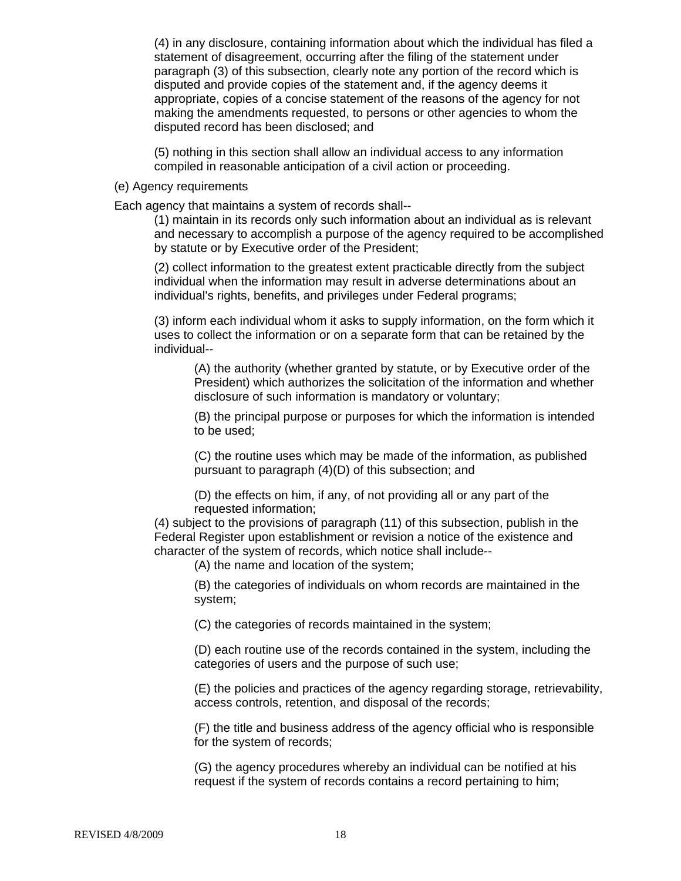(4) in any disclosure, containing information about which the individual has filed a statement of disagreement, occurring after the filing of the statement under paragraph (3) of this subsection, clearly note any portion of the record which is disputed and provide copies of the statement and, if the agency deems it appropriate, copies of a concise statement of the reasons of the agency for not making the amendments requested, to persons or other agencies to whom the disputed record has been disclosed; and

(5) nothing in this section shall allow an individual access to any information compiled in reasonable anticipation of a civil action or proceeding.

(e) Agency requirements

Each agency that maintains a system of records shall--

(1) maintain in its records only such information about an individual as is relevant and necessary to accomplish a purpose of the agency required to be accomplished by statute or by Executive order of the President;

(2) collect information to the greatest extent practicable directly from the subject individual when the information may result in adverse determinations about an individual's rights, benefits, and privileges under Federal programs;

(3) inform each individual whom it asks to supply information, on the form which it uses to collect the information or on a separate form that can be retained by the individual--

(A) the authority (whether granted by statute, or by Executive order of the President) which authorizes the solicitation of the information and whether disclosure of such information is mandatory or voluntary;

(B) the principal purpose or purposes for which the information is intended to be used;

(C) the routine uses which may be made of the information, as published pursuant to paragraph (4)(D) of this subsection; and

(D) the effects on him, if any, of not providing all or any part of the requested information;

(4) subject to the provisions of paragraph (11) of this subsection, publish in the Federal Register upon establishment or revision a notice of the existence and character of the system of records, which notice shall include--

(A) the name and location of the system;

(B) the categories of individuals on whom records are maintained in the system;

(C) the categories of records maintained in the system;

(D) each routine use of the records contained in the system, including the categories of users and the purpose of such use;

(E) the policies and practices of the agency regarding storage, retrievability, access controls, retention, and disposal of the records;

(F) the title and business address of the agency official who is responsible for the system of records;

(G) the agency procedures whereby an individual can be notified at his request if the system of records contains a record pertaining to him;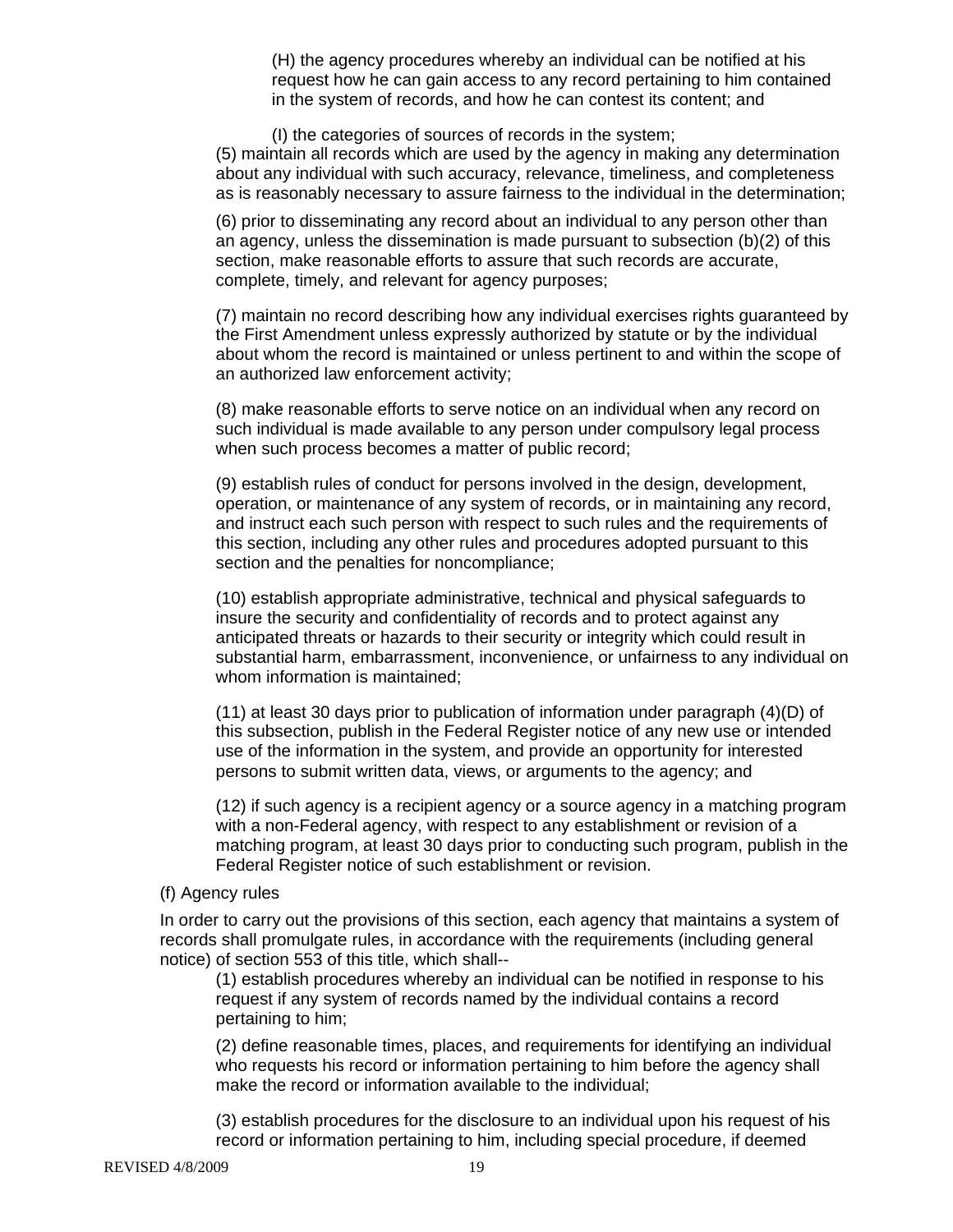(H) the agency procedures whereby an individual can be notified at his request how he can gain access to any record pertaining to him contained in the system of records, and how he can contest its content; and

(I) the categories of sources of records in the system;

(5) maintain all records which are used by the agency in making any determination about any individual with such accuracy, relevance, timeliness, and completeness as is reasonably necessary to assure fairness to the individual in the determination;

(6) prior to disseminating any record about an individual to any person other than an agency, unless the dissemination is made pursuant to subsection (b)(2) of this section, make reasonable efforts to assure that such records are accurate, complete, timely, and relevant for agency purposes;

(7) maintain no record describing how any individual exercises rights guaranteed by the First Amendment unless expressly authorized by statute or by the individual about whom the record is maintained or unless pertinent to and within the scope of an authorized law enforcement activity;

(8) make reasonable efforts to serve notice on an individual when any record on such individual is made available to any person under compulsory legal process when such process becomes a matter of public record;

(9) establish rules of conduct for persons involved in the design, development, operation, or maintenance of any system of records, or in maintaining any record, and instruct each such person with respect to such rules and the requirements of this section, including any other rules and procedures adopted pursuant to this section and the penalties for noncompliance;

(10) establish appropriate administrative, technical and physical safeguards to insure the security and confidentiality of records and to protect against any anticipated threats or hazards to their security or integrity which could result in substantial harm, embarrassment, inconvenience, or unfairness to any individual on whom information is maintained;

(11) at least 30 days prior to publication of information under paragraph (4)(D) of this subsection, publish in the Federal Register notice of any new use or intended use of the information in the system, and provide an opportunity for interested persons to submit written data, views, or arguments to the agency; and

(12) if such agency is a recipient agency or a source agency in a matching program with a non-Federal agency, with respect to any establishment or revision of a matching program, at least 30 days prior to conducting such program, publish in the Federal Register notice of such establishment or revision.

(f) Agency rules

In order to carry out the provisions of this section, each agency that maintains a system of records shall promulgate rules, in accordance with the requirements (including general notice) of section 553 of this title, which shall--

(1) establish procedures whereby an individual can be notified in response to his request if any system of records named by the individual contains a record pertaining to him;

(2) define reasonable times, places, and requirements for identifying an individual who requests his record or information pertaining to him before the agency shall make the record or information available to the individual;

(3) establish procedures for the disclosure to an individual upon his request of his record or information pertaining to him, including special procedure, if deemed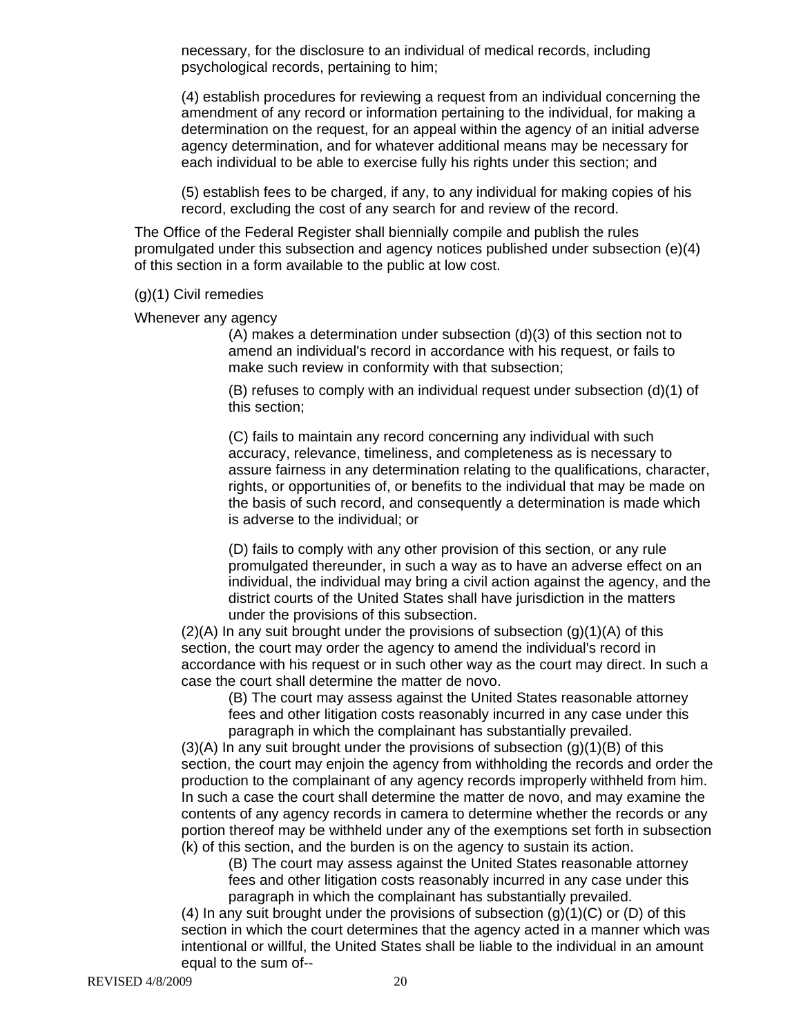necessary, for the disclosure to an individual of medical records, including psychological records, pertaining to him;

(4) establish procedures for reviewing a request from an individual concerning the amendment of any record or information pertaining to the individual, for making a determination on the request, for an appeal within the agency of an initial adverse agency determination, and for whatever additional means may be necessary for each individual to be able to exercise fully his rights under this section; and

(5) establish fees to be charged, if any, to any individual for making copies of his record, excluding the cost of any search for and review of the record.

The Office of the Federal Register shall biennially compile and publish the rules promulgated under this subsection and agency notices published under subsection (e)(4) of this section in a form available to the public at low cost.

(g)(1) Civil remedies

Whenever any agency

(A) makes a determination under subsection (d)(3) of this section not to amend an individual's record in accordance with his request, or fails to make such review in conformity with that subsection;

(B) refuses to comply with an individual request under subsection (d)(1) of this section;

(C) fails to maintain any record concerning any individual with such accuracy, relevance, timeliness, and completeness as is necessary to assure fairness in any determination relating to the qualifications, character, rights, or opportunities of, or benefits to the individual that may be made on the basis of such record, and consequently a determination is made which is adverse to the individual; or

(D) fails to comply with any other provision of this section, or any rule promulgated thereunder, in such a way as to have an adverse effect on an individual, the individual may bring a civil action against the agency, and the district courts of the United States shall have jurisdiction in the matters under the provisions of this subsection.

(2)(A) In any suit brought under the provisions of subsection (g)(1)(A) of this section, the court may order the agency to amend the individual's record in accordance with his request or in such other way as the court may direct. In such a case the court shall determine the matter de novo.

(B) The court may assess against the United States reasonable attorney fees and other litigation costs reasonably incurred in any case under this paragraph in which the complainant has substantially prevailed.

(3)(A) In any suit brought under the provisions of subsection (g)(1)(B) of this section, the court may enjoin the agency from withholding the records and order the production to the complainant of any agency records improperly withheld from him. In such a case the court shall determine the matter de novo, and may examine the contents of any agency records in camera to determine whether the records or any portion thereof may be withheld under any of the exemptions set forth in subsection (k) of this section, and the burden is on the agency to sustain its action.

(B) The court may assess against the United States reasonable attorney fees and other litigation costs reasonably incurred in any case under this paragraph in which the complainant has substantially prevailed.

(4) In any suit brought under the provisions of subsection (g)(1)(C) or (D) of this section in which the court determines that the agency acted in a manner which was intentional or willful, the United States shall be liable to the individual in an amount equal to the sum of--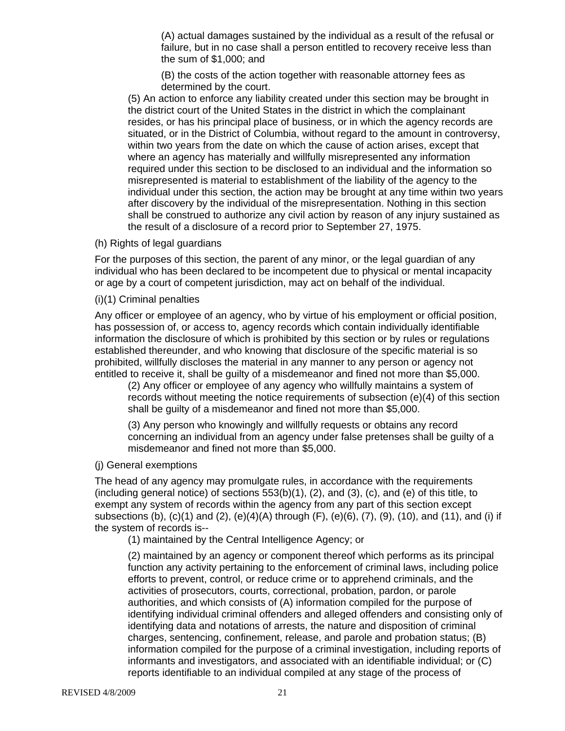(A) actual damages sustained by the individual as a result of the refusal or failure, but in no case shall a person entitled to recovery receive less than the sum of $1,000; and

(B) the costs of the action together with reasonable attorney fees as determined by the court.

(5) An action to enforce any liability created under this section may be brought in the district court of the United States in the district in which the complainant resides, or has his principal place of business, or in which the agency records are situated, or in the District of Columbia, without regard to the amount in controversy, within two years from the date on which the cause of action arises, except that where an agency has materially and willfully misrepresented any information required under this section to be disclosed to an individual and the information so misrepresented is material to establishment of the liability of the agency to the individual under this section, the action may be brought at any time within two years after discovery by the individual of the misrepresentation. Nothing in this section shall be construed to authorize any civil action by reason of any injury sustained as the result of a disclosure of a record prior to September 27, 1975.

(h) Rights of legal guardians

For the purposes of this section, the parent of any minor, or the legal guardian of any individual who has been declared to be incompetent due to physical or mental incapacity or age by a court of competent jurisdiction, may act on behalf of the individual.

(i)(1) Criminal penalties

Any officer or employee of an agency, who by virtue of his employment or official position, has possession of, or access to, agency records which contain individually identifiable information the disclosure of which is prohibited by this section or by rules or regulations established thereunder, and who knowing that disclosure of the specific material is so prohibited, willfully discloses the material in any manner to any person or agency not entitled to receive it, shall be guilty of a misdemeanor and fined not more than $5,000.

(2) Any officer or employee of any agency who willfully maintains a system of records without meeting the notice requirements of subsection (e)(4) of this section shall be guilty of a misdemeanor and fined not more than $5,000.

(3) Any person who knowingly and willfully requests or obtains any record concerning an individual from an agency under false pretenses shall be guilty of a misdemeanor and fined not more than $5,000.

(j) General exemptions

The head of any agency may promulgate rules, in accordance with the requirements (including general notice) of sections 553(b)(1), (2), and (3), (c), and (e) of this title, to exempt any system of records within the agency from any part of this section except subsections (b), (c)(1) and (2), (e)(4)(A) through (F), (e)(6), (7), (9), (10), and (11), and (i) if the system of records is--

(1) maintained by the Central Intelligence Agency; or

(2) maintained by an agency or component thereof which performs as its principal function any activity pertaining to the enforcement of criminal laws, including police efforts to prevent, control, or reduce crime or to apprehend criminals, and the activities of prosecutors, courts, correctional, probation, pardon, or parole authorities, and which consists of (A) information compiled for the purpose of identifying individual criminal offenders and alleged offenders and consisting only of identifying data and notations of arrests, the nature and disposition of criminal charges, sentencing, confinement, release, and parole and probation status; (B) information compiled for the purpose of a criminal investigation, including reports of informants and investigators, and associated with an identifiable individual; or (C) reports identifiable to an individual compiled at any stage of the process of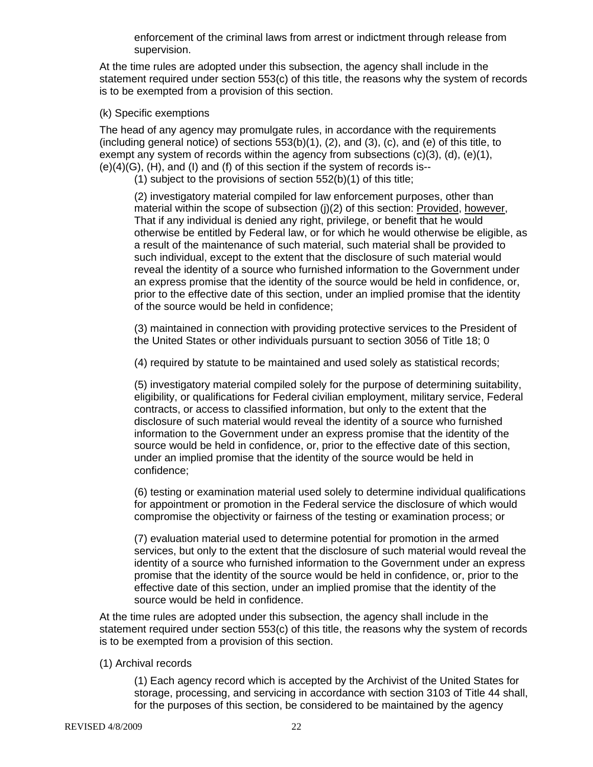enforcement of the criminal laws from arrest or indictment through release from supervision.

At the time rules are adopted under this subsection, the agency shall include in the statement required under section 553(c) of this title, the reasons why the system of records is to be exempted from a provision of this section.

(k) Specific exemptions

The head of any agency may promulgate rules, in accordance with the requirements (including general notice) of sections 553(b)(1), (2), and (3), (c), and (e) of this title, to exempt any system of records within the agency from subsections (c)(3), (d), (e)(1), (e)(4)(G), (H), and (I) and (f) of this section if the system of records is--

(1) subject to the provisions of section 552(b)(1) of this title;

(2) investigatory material compiled for law enforcement purposes, other than material within the scope of subsection (j)(2) of this section: Provided, however, That if any individual is denied any right, privilege, or benefit that he would otherwise be entitled by Federal law, or for which he would otherwise be eligible, as a result of the maintenance of such material, such material shall be provided to such individual, except to the extent that the disclosure of such material would reveal the identity of a source who furnished information to the Government under an express promise that the identity of the source would be held in confidence, or, prior to the effective date of this section, under an implied promise that the identity of the source would be held in confidence;

(3) maintained in connection with providing protective services to the President of the United States or other individuals pursuant to section 3056 of Title 18; 0

(4) required by statute to be maintained and used solely as statistical records;

(5) investigatory material compiled solely for the purpose of determining suitability, eligibility, or qualifications for Federal civilian employment, military service, Federal contracts, or access to classified information, but only to the extent that the disclosure of such material would reveal the identity of a source who furnished information to the Government under an express promise that the identity of the source would be held in confidence, or, prior to the effective date of this section, under an implied promise that the identity of the source would be held in confidence;

(6) testing or examination material used solely to determine individual qualifications for appointment or promotion in the Federal service the disclosure of which would compromise the objectivity or fairness of the testing or examination process; or

(7) evaluation material used to determine potential for promotion in the armed services, but only to the extent that the disclosure of such material would reveal the identity of a source who furnished information to the Government under an express promise that the identity of the source would be held in confidence, or, prior to the effective date of this section, under an implied promise that the identity of the source would be held in confidence.

At the time rules are adopted under this subsection, the agency shall include in the statement required under section 553(c) of this title, the reasons why the system of records is to be exempted from a provision of this section.

(1) Archival records

(1) Each agency record which is accepted by the Archivist of the United States for storage, processing, and servicing in accordance with section 3103 of Title 44 shall, for the purposes of this section, be considered to be maintained by the agency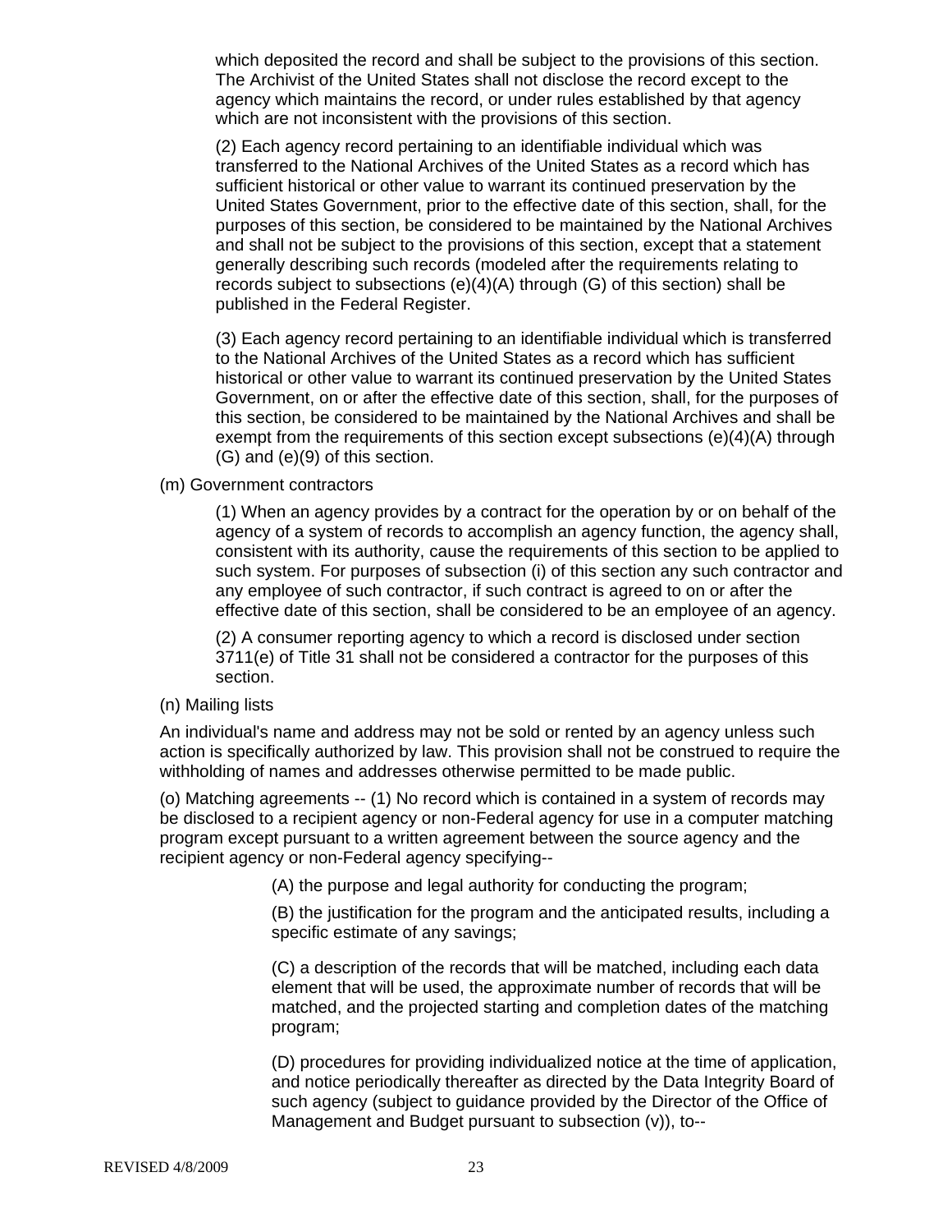which deposited the record and shall be subject to the provisions of this section. The Archivist of the United States shall not disclose the record except to the agency which maintains the record, or under rules established by that agency which are not inconsistent with the provisions of this section.

(2) Each agency record pertaining to an identifiable individual which was transferred to the National Archives of the United States as a record which has sufficient historical or other value to warrant its continued preservation by the United States Government, prior to the effective date of this section, shall, for the purposes of this section, be considered to be maintained by the National Archives and shall not be subject to the provisions of this section, except that a statement generally describing such records (modeled after the requirements relating to records subject to subsections (e)(4)(A) through (G) of this section) shall be published in the Federal Register.

(3) Each agency record pertaining to an identifiable individual which is transferred to the National Archives of the United States as a record which has sufficient historical or other value to warrant its continued preservation by the United States Government, on or after the effective date of this section, shall, for the purposes of this section, be considered to be maintained by the National Archives and shall be exempt from the requirements of this section except subsections (e)(4)(A) through (G) and (e)(9) of this section.

(m) Government contractors

(1) When an agency provides by a contract for the operation by or on behalf of the agency of a system of records to accomplish an agency function, the agency shall, consistent with its authority, cause the requirements of this section to be applied to such system. For purposes of subsection (i) of this section any such contractor and any employee of such contractor, if such contract is agreed to on or after the effective date of this section, shall be considered to be an employee of an agency.

(2) A consumer reporting agency to which a record is disclosed under section 3711(e) of Title 31 shall not be considered a contractor for the purposes of this section.

(n) Mailing lists

An individual's name and address may not be sold or rented by an agency unless such action is specifically authorized by law. This provision shall not be construed to require the withholding of names and addresses otherwise permitted to be made public.

(o) Matching agreements -- (1) No record which is contained in a system of records may be disclosed to a recipient agency or non-Federal agency for use in a computer matching program except pursuant to a written agreement between the source agency and the recipient agency or non-Federal agency specifying--

(A) the purpose and legal authority for conducting the program;

(B) the justification for the program and the anticipated results, including a specific estimate of any savings;

(C) a description of the records that will be matched, including each data element that will be used, the approximate number of records that will be matched, and the projected starting and completion dates of the matching program;

(D) procedures for providing individualized notice at the time of application, and notice periodically thereafter as directed by the Data Integrity Board of such agency (subject to guidance provided by the Director of the Office of Management and Budget pursuant to subsection (v)), to--

REVISED 4/8/2009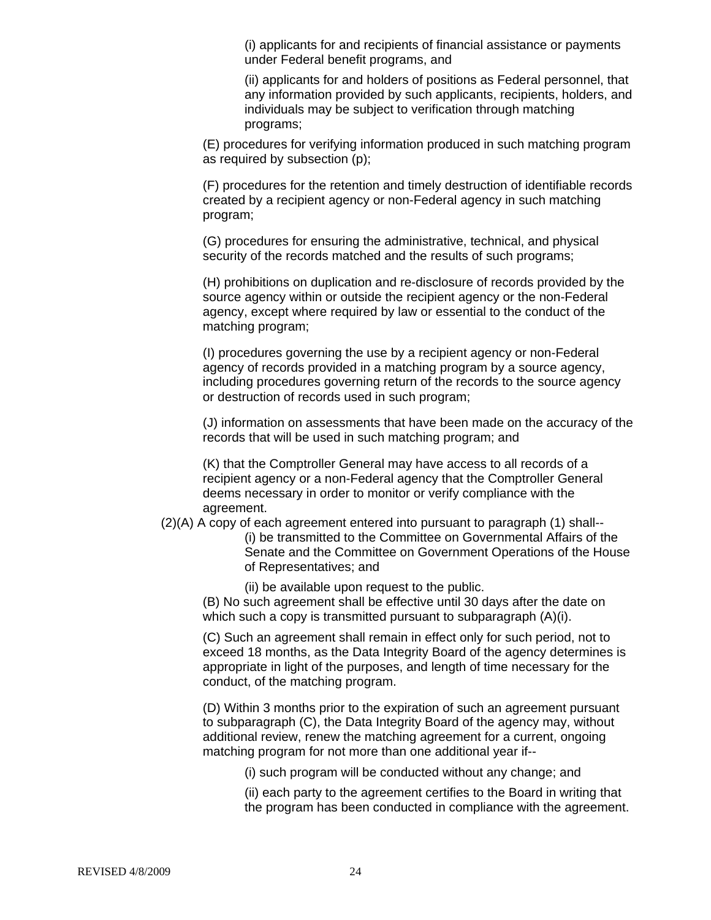(i) applicants for and recipients of financial assistance or payments under Federal benefit programs, and

(ii) applicants for and holders of positions as Federal personnel, that any information provided by such applicants, recipients, holders, and individuals may be subject to verification through matching programs;

(E) procedures for verifying information produced in such matching program as required by subsection (p);

(F) procedures for the retention and timely destruction of identifiable records created by a recipient agency or non-Federal agency in such matching program;

(G) procedures for ensuring the administrative, technical, and physical security of the records matched and the results of such programs;

(H) prohibitions on duplication and re-disclosure of records provided by the source agency within or outside the recipient agency or the non-Federal agency, except where required by law or essential to the conduct of the matching program;

(I) procedures governing the use by a recipient agency or non-Federal agency of records provided in a matching program by a source agency, including procedures governing return of the records to the source agency or destruction of records used in such program;

(J) information on assessments that have been made on the accuracy of the records that will be used in such matching program; and

(K) that the Comptroller General may have access to all records of a recipient agency or a non-Federal agency that the Comptroller General deems necessary in order to monitor or verify compliance with the agreement.

(2)(A) A copy of each agreement entered into pursuant to paragraph (1) shall--

(i) be transmitted to the Committee on Governmental Affairs of the Senate and the Committee on Government Operations of the House of Representatives; and

(ii) be available upon request to the public.

(B) No such agreement shall be effective until 30 days after the date on which such a copy is transmitted pursuant to subparagraph (A)(i).

(C) Such an agreement shall remain in effect only for such period, not to exceed 18 months, as the Data Integrity Board of the agency determines is appropriate in light of the purposes, and length of time necessary for the conduct, of the matching program.

(D) Within 3 months prior to the expiration of such an agreement pursuant to subparagraph (C), the Data Integrity Board of the agency may, without additional review, renew the matching agreement for a current, ongoing matching program for not more than one additional year if--

(i) such program will be conducted without any change; and

(ii) each party to the agreement certifies to the Board in writing that the program has been conducted in compliance with the agreement.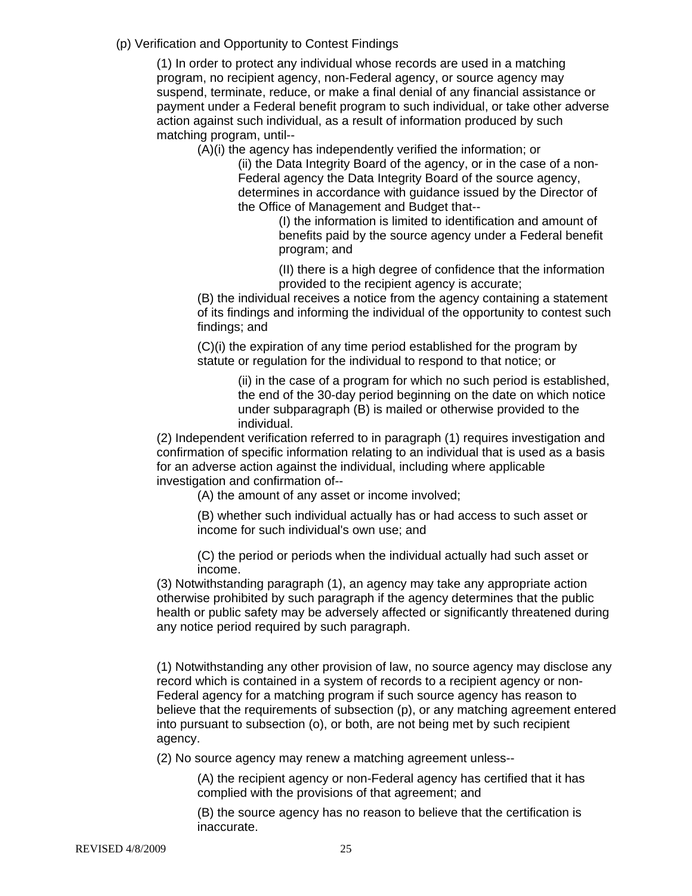(p) Verification and Opportunity to Contest Findings

(1) In order to protect any individual whose records are used in a matching program, no recipient agency, non-Federal agency, or source agency may suspend, terminate, reduce, or make a final denial of any financial assistance or payment under a Federal benefit program to such individual, or take other adverse action against such individual, as a result of information produced by such matching program, until--

(A)(i) the agency has independently verified the information; or

(ii) the Data Integrity Board of the agency, or in the case of a non-Federal agency the Data Integrity Board of the source agency, determines in accordance with guidance issued by the Director of the Office of Management and Budget that--

(I) the information is limited to identification and amount of benefits paid by the source agency under a Federal benefit program; and

(II) there is a high degree of confidence that the information provided to the recipient agency is accurate;

(B) the individual receives a notice from the agency containing a statement of its findings and informing the individual of the opportunity to contest such findings; and

(C)(i) the expiration of any time period established for the program by statute or regulation for the individual to respond to that notice; or

(ii) in the case of a program for which no such period is established, the end of the 30-day period beginning on the date on which notice under subparagraph (B) is mailed or otherwise provided to the individual.

(2) Independent verification referred to in paragraph (1) requires investigation and confirmation of specific information relating to an individual that is used as a basis for an adverse action against the individual, including where applicable investigation and confirmation of--

(A) the amount of any asset or income involved;

(B) whether such individual actually has or had access to such asset or income for such individual's own use; and

(C) the period or periods when the individual actually had such asset or income.

(3) Notwithstanding paragraph (1), an agency may take any appropriate action otherwise prohibited by such paragraph if the agency determines that the public health or public safety may be adversely affected or significantly threatened during any notice period required by such paragraph.

(1) Notwithstanding any other provision of law, no source agency may disclose any record which is contained in a system of records to a recipient agency or non-Federal agency for a matching program if such source agency has reason to believe that the requirements of subsection (p), or any matching agreement entered into pursuant to subsection (o), or both, are not being met by such recipient agency.

(2) No source agency may renew a matching agreement unless--

(A) the recipient agency or non-Federal agency has certified that it has complied with the provisions of that agreement; and

(B) the source agency has no reason to believe that the certification is inaccurate.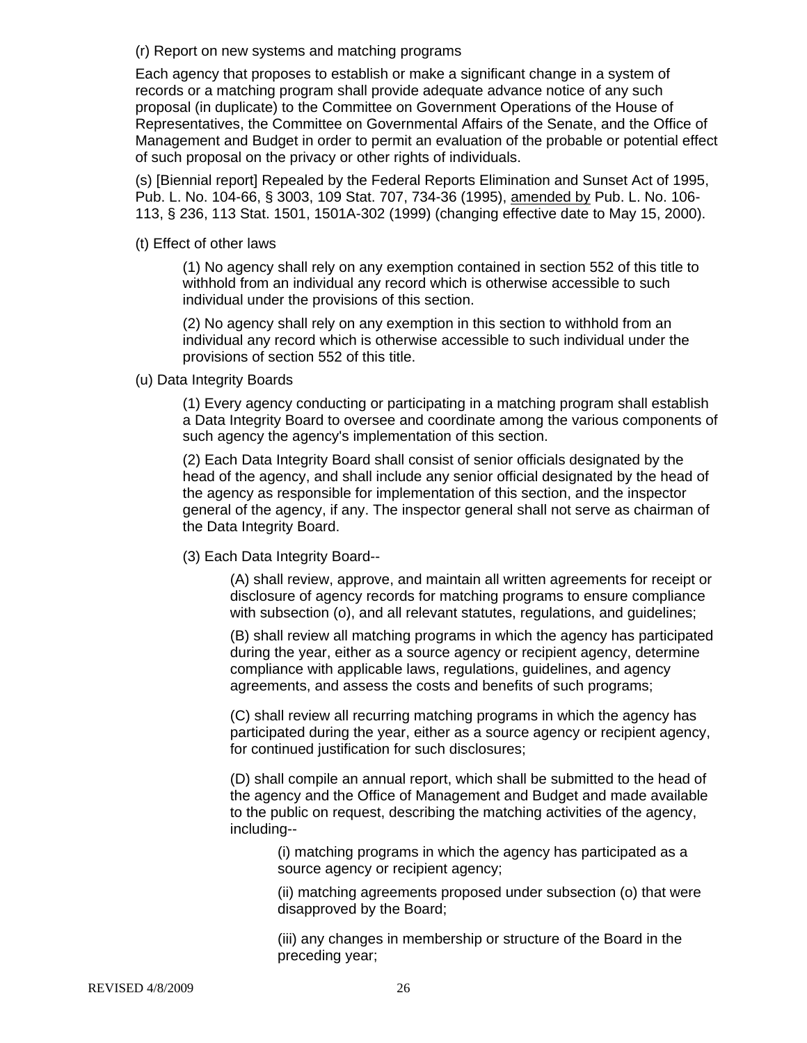(r) Report on new systems and matching programs

Each agency that proposes to establish or make a significant change in a system of records or a matching program shall provide adequate advance notice of any such proposal (in duplicate) to the Committee on Government Operations of the House of Representatives, the Committee on Governmental Affairs of the Senate, and the Office of Management and Budget in order to permit an evaluation of the probable or potential effect of such proposal on the privacy or other rights of individuals.

(s) [Biennial report] Repealed by the Federal Reports Elimination and Sunset Act of 1995, Pub. L. No. 104-66, § 3003, 109 Stat. 707, 734-36 (1995), amended by Pub. L. No. 106-113, § 236, 113 Stat. 1501, 1501A-302 (1999) (changing effective date to May 15, 2000).

(t) Effect of other laws

> (1) No agency shall rely on any exemption contained in section 552 of this title to withhold from an individual any record which is otherwise accessible to such individual under the provisions of this section.
>
> (2) No agency shall rely on any exemption in this section to withhold from an individual any record which is otherwise accessible to such individual under the provisions of section 552 of this title.

(u) Data Integrity Boards

> (1) Every agency conducting or participating in a matching program shall establish a Data Integrity Board to oversee and coordinate among the various components of such agency the agency's implementation of this section.
>
> (2) Each Data Integrity Board shall consist of senior officials designated by the head of the agency, and shall include any senior official designated by the head of the agency as responsible for implementation of this section, and the inspector general of the agency, if any. The inspector general shall not serve as chairman of the Data Integrity Board.
>
> (3) Each Data Integrity Board--
>
>> (A) shall review, approve, and maintain all written agreements for receipt or disclosure of agency records for matching programs to ensure compliance with subsection (o), and all relevant statutes, regulations, and guidelines;
>>
>> (B) shall review all matching programs in which the agency has participated during the year, either as a source agency or recipient agency, determine compliance with applicable laws, regulations, guidelines, and agency agreements, and assess the costs and benefits of such programs;
>>
>> (C) shall review all recurring matching programs in which the agency has participated during the year, either as a source agency or recipient agency, for continued justification for such disclosures;
>>
>> (D) shall compile an annual report, which shall be submitted to the head of the agency and the Office of Management and Budget and made available to the public on request, describing the matching activities of the agency, including--
>>
>>> (i) matching programs in which the agency has participated as a source agency or recipient agency;
>>>
>>> (ii) matching agreements proposed under subsection (o) that were disapproved by the Board;
>>>
>>> (iii) any changes in membership or structure of the Board in the preceding year;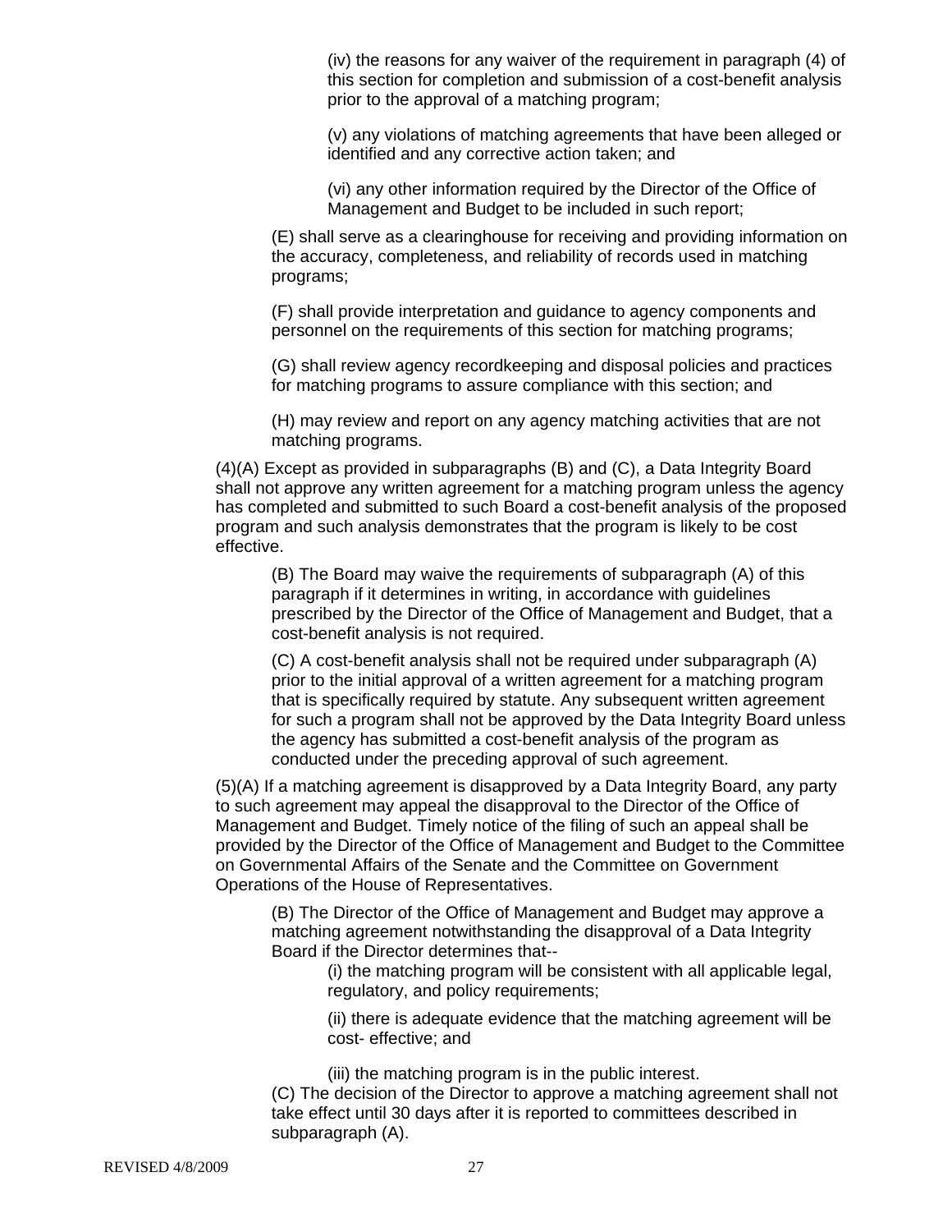(iv) the reasons for any waiver of the requirement in paragraph (4) of this section for completion and submission of a cost-benefit analysis prior to the approval of a matching program;

(v) any violations of matching agreements that have been alleged or identified and any corrective action taken; and

(vi) any other information required by the Director of the Office of Management and Budget to be included in such report;

(E) shall serve as a clearinghouse for receiving and providing information on the accuracy, completeness, and reliability of records used in matching programs;

(F) shall provide interpretation and guidance to agency components and personnel on the requirements of this section for matching programs;

(G) shall review agency recordkeeping and disposal policies and practices for matching programs to assure compliance with this section; and

(H) may review and report on any agency matching activities that are not matching programs.

(4)(A) Except as provided in subparagraphs (B) and (C), a Data Integrity Board shall not approve any written agreement for a matching program unless the agency has completed and submitted to such Board a cost-benefit analysis of the proposed program and such analysis demonstrates that the program is likely to be cost effective.

(B) The Board may waive the requirements of subparagraph (A) of this paragraph if it determines in writing, in accordance with guidelines prescribed by the Director of the Office of Management and Budget, that a cost-benefit analysis is not required.

(C) A cost-benefit analysis shall not be required under subparagraph (A) prior to the initial approval of a written agreement for a matching program that is specifically required by statute. Any subsequent written agreement for such a program shall not be approved by the Data Integrity Board unless the agency has submitted a cost-benefit analysis of the program as conducted under the preceding approval of such agreement.

(5)(A) If a matching agreement is disapproved by a Data Integrity Board, any party to such agreement may appeal the disapproval to the Director of the Office of Management and Budget. Timely notice of the filing of such an appeal shall be provided by the Director of the Office of Management and Budget to the Committee on Governmental Affairs of the Senate and the Committee on Government Operations of the House of Representatives.

(B) The Director of the Office of Management and Budget may approve a matching agreement notwithstanding the disapproval of a Data Integrity Board if the Director determines that--

(i) the matching program will be consistent with all applicable legal, regulatory, and policy requirements;

(ii) there is adequate evidence that the matching agreement will be cost- effective; and

(iii) the matching program is in the public interest.

(C) The decision of the Director to approve a matching agreement shall not take effect until 30 days after it is reported to committees described in subparagraph (A).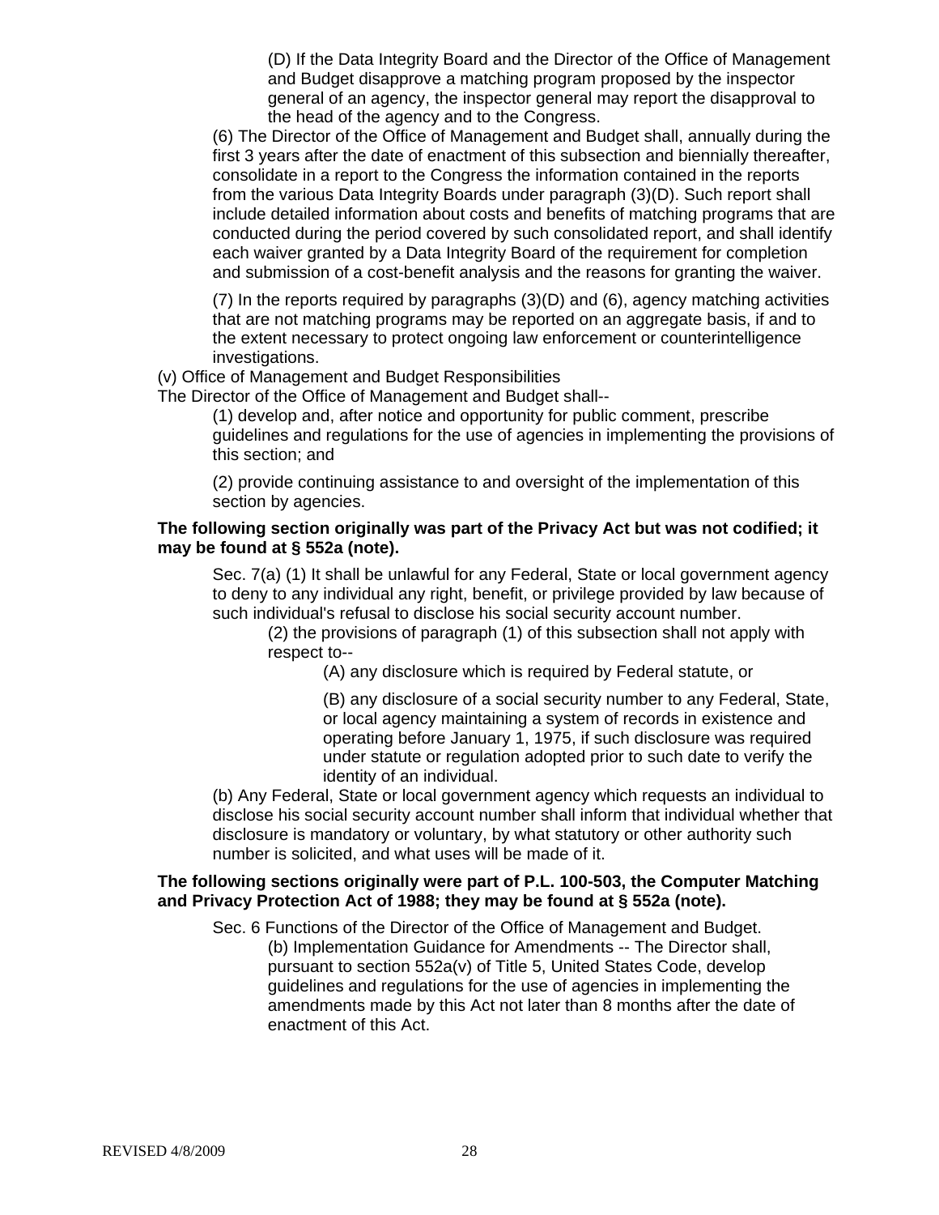(D) If the Data Integrity Board and the Director of the Office of Management and Budget disapprove a matching program proposed by the inspector general of an agency, the inspector general may report the disapproval to the head of the agency and to the Congress.

(6) The Director of the Office of Management and Budget shall, annually during the first 3 years after the date of enactment of this subsection and biennially thereafter, consolidate in a report to the Congress the information contained in the reports from the various Data Integrity Boards under paragraph (3)(D). Such report shall include detailed information about costs and benefits of matching programs that are conducted during the period covered by such consolidated report, and shall identify each waiver granted by a Data Integrity Board of the requirement for completion and submission of a cost-benefit analysis and the reasons for granting the waiver.

(7) In the reports required by paragraphs (3)(D) and (6), agency matching activities that are not matching programs may be reported on an aggregate basis, if and to the extent necessary to protect ongoing law enforcement or counterintelligence investigations.

(v) Office of Management and Budget Responsibilities

The Director of the Office of Management and Budget shall--

(1) develop and, after notice and opportunity for public comment, prescribe guidelines and regulations for the use of agencies in implementing the provisions of this section; and

(2) provide continuing assistance to and oversight of the implementation of this section by agencies.

**The following section originally was part of the Privacy Act but was not codified; it may be found at § 552a (note).**

Sec. 7(a) (1) It shall be unlawful for any Federal, State or local government agency to deny to any individual any right, benefit, or privilege provided by law because of such individual's refusal to disclose his social security account number.

(2) the provisions of paragraph (1) of this subsection shall not apply with respect to--

(A) any disclosure which is required by Federal statute, or

(B) any disclosure of a social security number to any Federal, State, or local agency maintaining a system of records in existence and operating before January 1, 1975, if such disclosure was required under statute or regulation adopted prior to such date to verify the identity of an individual.

(b) Any Federal, State or local government agency which requests an individual to disclose his social security account number shall inform that individual whether that disclosure is mandatory or voluntary, by what statutory or other authority such number is solicited, and what uses will be made of it.

**The following sections originally were part of P.L. 100-503, the Computer Matching and Privacy Protection Act of 1988; they may be found at § 552a (note).**

Sec. 6 Functions of the Director of the Office of Management and Budget.

(b) Implementation Guidance for Amendments -- The Director shall, pursuant to section 552a(v) of Title 5, United States Code, develop guidelines and regulations for the use of agencies in implementing the amendments made by this Act not later than 8 months after the date of enactment of this Act.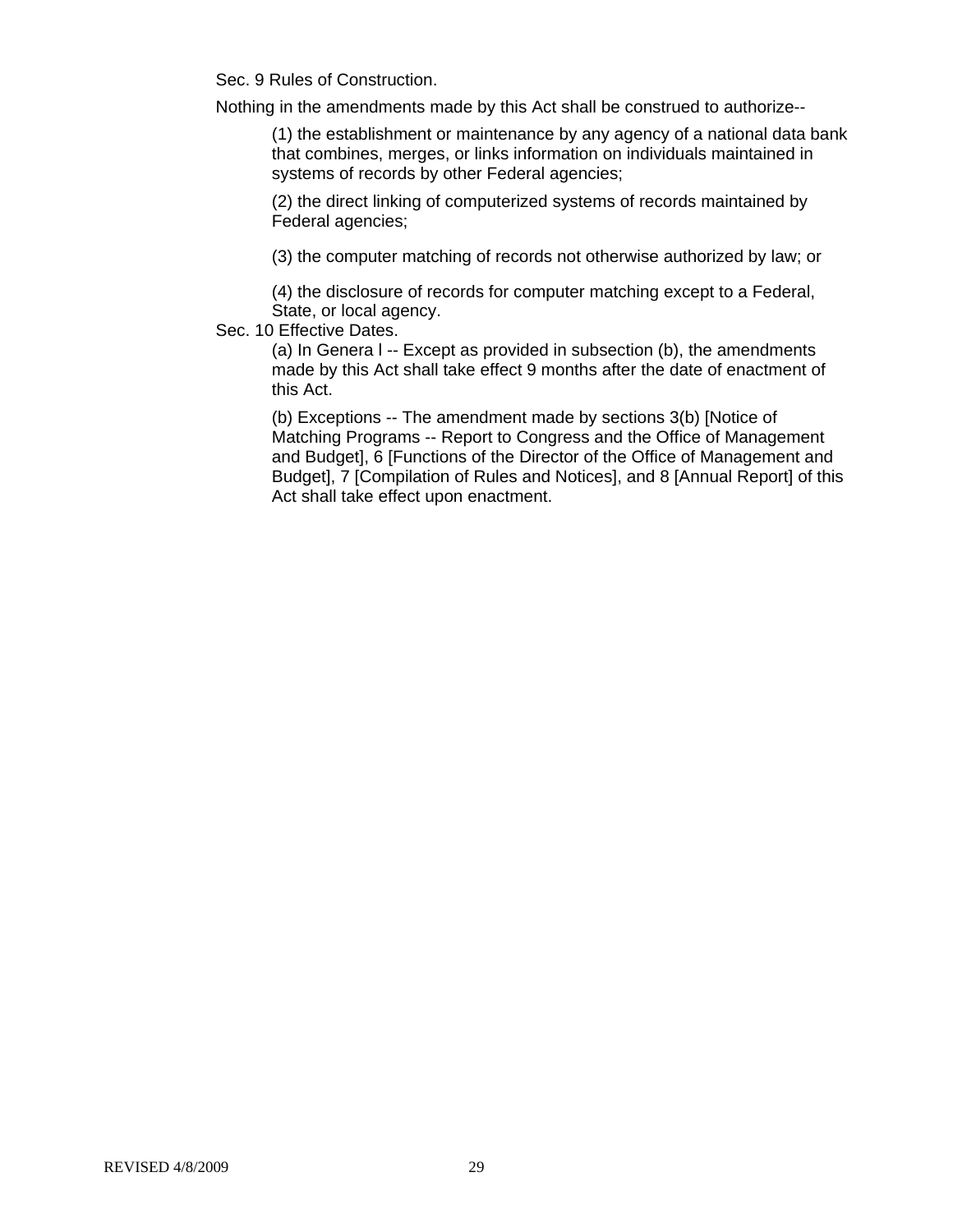Sec. 9 Rules of Construction.

Nothing in the amendments made by this Act shall be construed to authorize--

(1) the establishment or maintenance by any agency of a national data bank that combines, merges, or links information on individuals maintained in systems of records by other Federal agencies;

(2) the direct linking of computerized systems of records maintained by Federal agencies;

(3) the computer matching of records not otherwise authorized by law; or

(4) the disclosure of records for computer matching except to a Federal, State, or local agency.

Sec. 10 Effective Dates.

(a) In Genera l -- Except as provided in subsection (b), the amendments made by this Act shall take effect 9 months after the date of enactment of this Act.

(b) Exceptions -- The amendment made by sections 3(b) [Notice of Matching Programs -- Report to Congress and the Office of Management and Budget], 6 [Functions of the Director of the Office of Management and Budget], 7 [Compilation of Rules and Notices], and 8 [Annual Report] of this Act shall take effect upon enactment.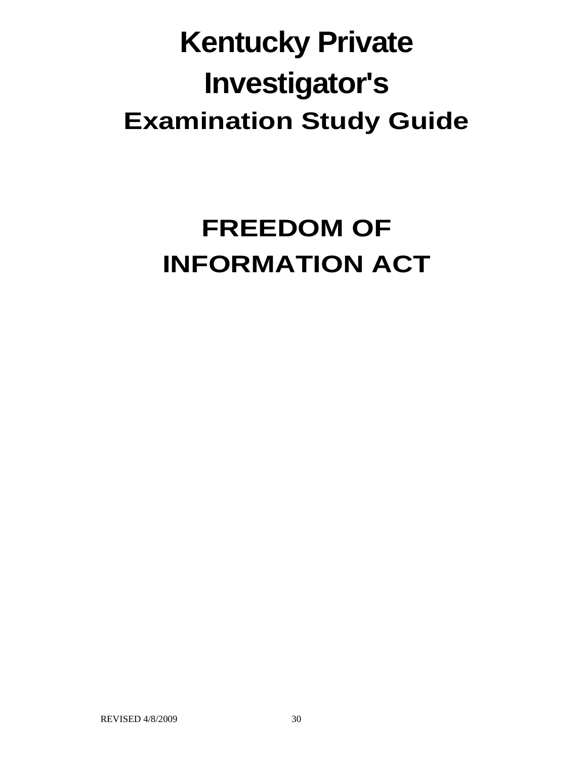# Kentucky Private Investigator's

## Examination Study Guide

# FREEDOM OF INFORMATION ACT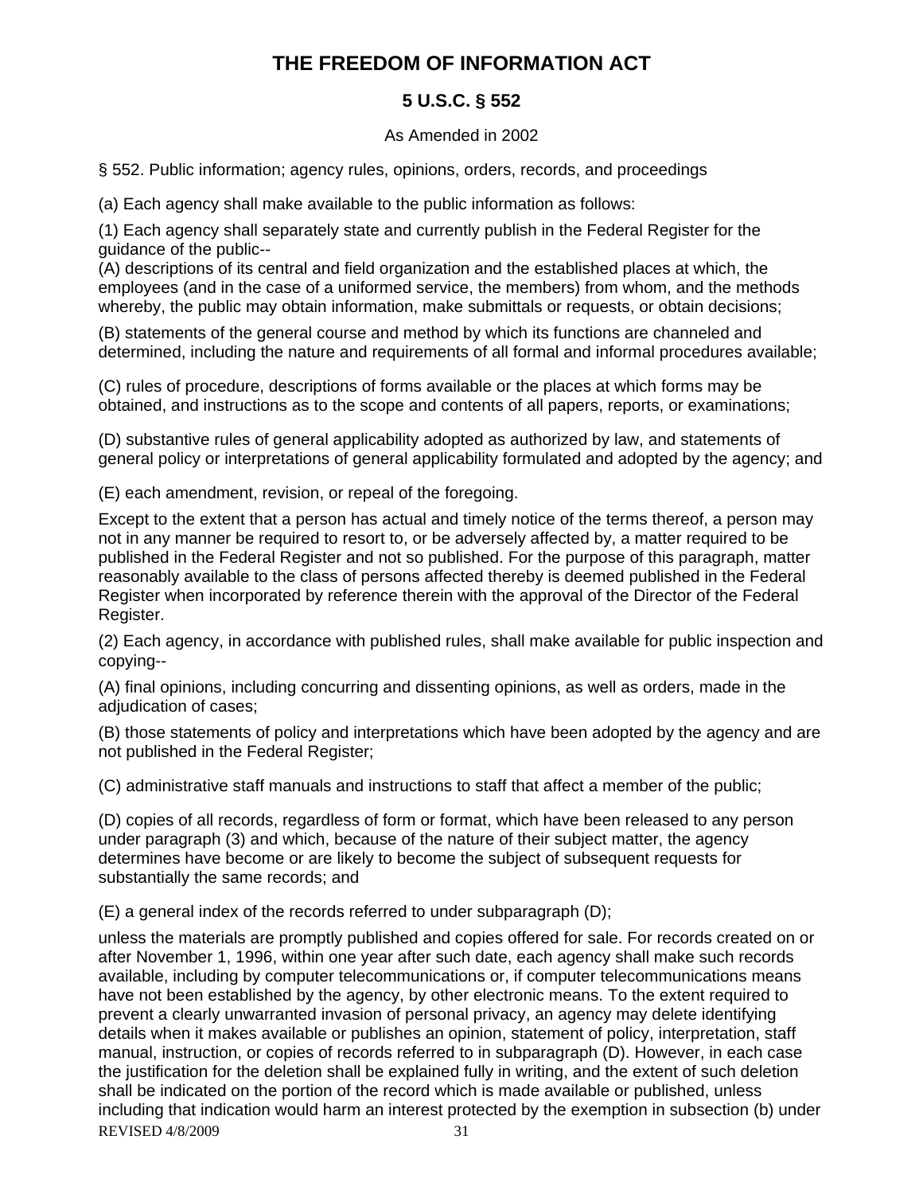# THE FREEDOM OF INFORMATION ACT

## 5 U.S.C. § 552

As Amended in 2002

§ 552. Public information; agency rules, opinions, orders, records, and proceedings

(a) Each agency shall make available to the public information as follows:

(1) Each agency shall separately state and currently publish in the Federal Register for the guidance of the public--

(A) descriptions of its central and field organization and the established places at which, the employees (and in the case of a uniformed service, the members) from whom, and the methods whereby, the public may obtain information, make submittals or requests, or obtain decisions;

(B) statements of the general course and method by which its functions are channeled and determined, including the nature and requirements of all formal and informal procedures available;

(C) rules of procedure, descriptions of forms available or the places at which forms may be obtained, and instructions as to the scope and contents of all papers, reports, or examinations;

(D) substantive rules of general applicability adopted as authorized by law, and statements of general policy or interpretations of general applicability formulated and adopted by the agency; and

(E) each amendment, revision, or repeal of the foregoing.

Except to the extent that a person has actual and timely notice of the terms thereof, a person may not in any manner be required to resort to, or be adversely affected by, a matter required to be published in the Federal Register and not so published. For the purpose of this paragraph, matter reasonably available to the class of persons affected thereby is deemed published in the Federal Register when incorporated by reference therein with the approval of the Director of the Federal Register.

(2) Each agency, in accordance with published rules, shall make available for public inspection and copying--

(A) final opinions, including concurring and dissenting opinions, as well as orders, made in the adjudication of cases;

(B) those statements of policy and interpretations which have been adopted by the agency and are not published in the Federal Register;

(C) administrative staff manuals and instructions to staff that affect a member of the public;

(D) copies of all records, regardless of form or format, which have been released to any person under paragraph (3) and which, because of the nature of their subject matter, the agency determines have become or are likely to become the subject of subsequent requests for substantially the same records; and

(E) a general index of the records referred to under subparagraph (D);

unless the materials are promptly published and copies offered for sale. For records created on or after November 1, 1996, within one year after such date, each agency shall make such records available, including by computer telecommunications or, if computer telecommunications means have not been established by the agency, by other electronic means. To the extent required to prevent a clearly unwarranted invasion of personal privacy, an agency may delete identifying details when it makes available or publishes an opinion, statement of policy, interpretation, staff manual, instruction, or copies of records referred to in subparagraph (D). However, in each case the justification for the deletion shall be explained fully in writing, and the extent of such deletion shall be indicated on the portion of the record which is made available or published, unless including that indication would harm an interest protected by the exemption in subsection (b) under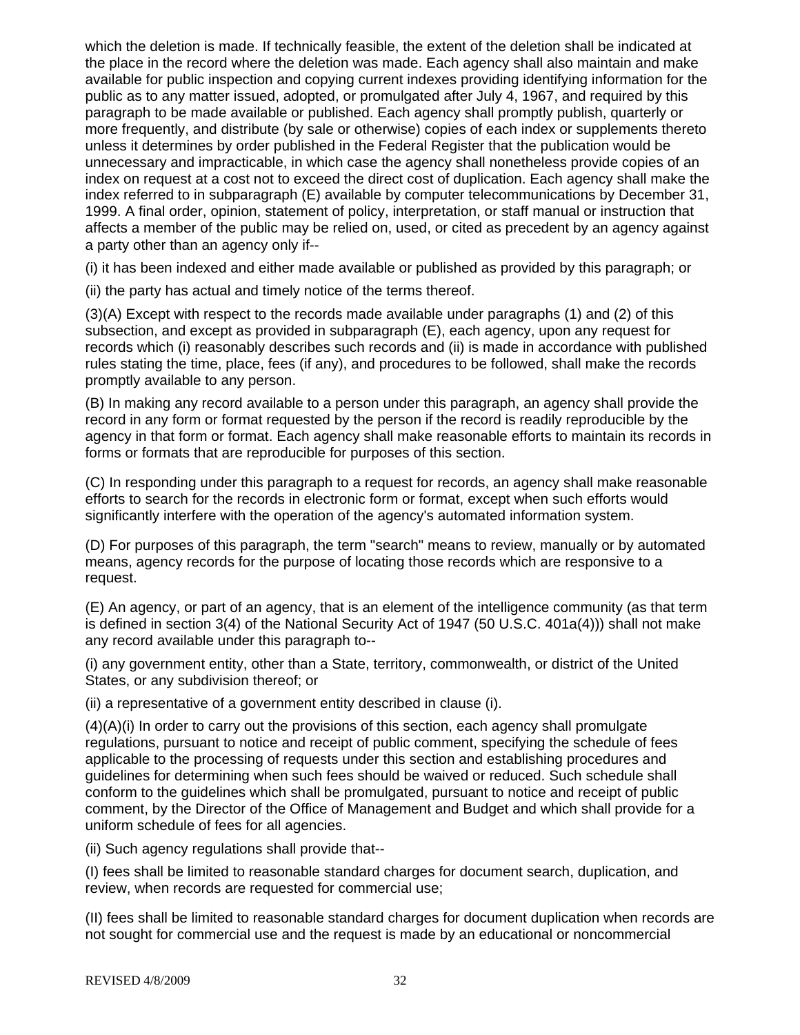which the deletion is made. If technically feasible, the extent of the deletion shall be indicated at the place in the record where the deletion was made. Each agency shall also maintain and make available for public inspection and copying current indexes providing identifying information for the public as to any matter issued, adopted, or promulgated after July 4, 1967, and required by this paragraph to be made available or published. Each agency shall promptly publish, quarterly or more frequently, and distribute (by sale or otherwise) copies of each index or supplements thereto unless it determines by order published in the Federal Register that the publication would be unnecessary and impracticable, in which case the agency shall nonetheless provide copies of an index on request at a cost not to exceed the direct cost of duplication. Each agency shall make the index referred to in subparagraph (E) available by computer telecommunications by December 31, 1999. A final order, opinion, statement of policy, interpretation, or staff manual or instruction that affects a member of the public may be relied on, used, or cited as precedent by an agency against a party other than an agency only if--

(i) it has been indexed and either made available or published as provided by this paragraph; or

(ii) the party has actual and timely notice of the terms thereof.

(3)(A) Except with respect to the records made available under paragraphs (1) and (2) of this subsection, and except as provided in subparagraph (E), each agency, upon any request for records which (i) reasonably describes such records and (ii) is made in accordance with published rules stating the time, place, fees (if any), and procedures to be followed, shall make the records promptly available to any person.

(B) In making any record available to a person under this paragraph, an agency shall provide the record in any form or format requested by the person if the record is readily reproducible by the agency in that form or format. Each agency shall make reasonable efforts to maintain its records in forms or formats that are reproducible for purposes of this section.

(C) In responding under this paragraph to a request for records, an agency shall make reasonable efforts to search for the records in electronic form or format, except when such efforts would significantly interfere with the operation of the agency's automated information system.

(D) For purposes of this paragraph, the term "search" means to review, manually or by automated means, agency records for the purpose of locating those records which are responsive to a request.

(E) An agency, or part of an agency, that is an element of the intelligence community (as that term is defined in section 3(4) of the National Security Act of 1947 (50 U.S.C. 401a(4))) shall not make any record available under this paragraph to--

(i) any government entity, other than a State, territory, commonwealth, or district of the United States, or any subdivision thereof; or

(ii) a representative of a government entity described in clause (i).

(4)(A)(i) In order to carry out the provisions of this section, each agency shall promulgate regulations, pursuant to notice and receipt of public comment, specifying the schedule of fees applicable to the processing of requests under this section and establishing procedures and guidelines for determining when such fees should be waived or reduced. Such schedule shall conform to the guidelines which shall be promulgated, pursuant to notice and receipt of public comment, by the Director of the Office of Management and Budget and which shall provide for a uniform schedule of fees for all agencies.

(ii) Such agency regulations shall provide that--

(I) fees shall be limited to reasonable standard charges for document search, duplication, and review, when records are requested for commercial use;

(II) fees shall be limited to reasonable standard charges for document duplication when records are not sought for commercial use and the request is made by an educational or noncommercial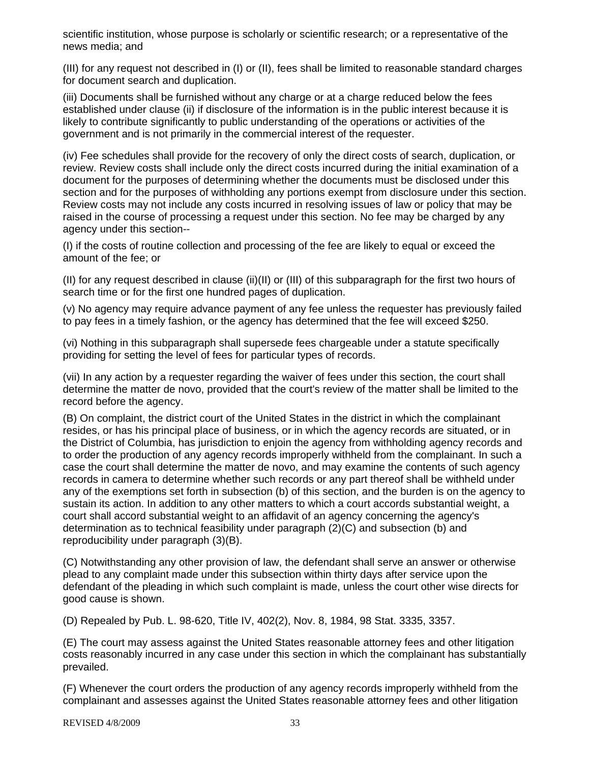scientific institution, whose purpose is scholarly or scientific research; or a representative of the news media; and

(III) for any request not described in (I) or (II), fees shall be limited to reasonable standard charges for document search and duplication.

(iii) Documents shall be furnished without any charge or at a charge reduced below the fees established under clause (ii) if disclosure of the information is in the public interest because it is likely to contribute significantly to public understanding of the operations or activities of the government and is not primarily in the commercial interest of the requester.

(iv) Fee schedules shall provide for the recovery of only the direct costs of search, duplication, or review. Review costs shall include only the direct costs incurred during the initial examination of a document for the purposes of determining whether the documents must be disclosed under this section and for the purposes of withholding any portions exempt from disclosure under this section. Review costs may not include any costs incurred in resolving issues of law or policy that may be raised in the course of processing a request under this section. No fee may be charged by any agency under this section--

(I) if the costs of routine collection and processing of the fee are likely to equal or exceed the amount of the fee; or

(II) for any request described in clause (ii)(II) or (III) of this subparagraph for the first two hours of search time or for the first one hundred pages of duplication.

(v) No agency may require advance payment of any fee unless the requester has previously failed to pay fees in a timely fashion, or the agency has determined that the fee will exceed $250.

(vi) Nothing in this subparagraph shall supersede fees chargeable under a statute specifically providing for setting the level of fees for particular types of records.

(vii) In any action by a requester regarding the waiver of fees under this section, the court shall determine the matter de novo, provided that the court's review of the matter shall be limited to the record before the agency.

(B) On complaint, the district court of the United States in the district in which the complainant resides, or has his principal place of business, or in which the agency records are situated, or in the District of Columbia, has jurisdiction to enjoin the agency from withholding agency records and to order the production of any agency records improperly withheld from the complainant. In such a case the court shall determine the matter de novo, and may examine the contents of such agency records in camera to determine whether such records or any part thereof shall be withheld under any of the exemptions set forth in subsection (b) of this section, and the burden is on the agency to sustain its action. In addition to any other matters to which a court accords substantial weight, a court shall accord substantial weight to an affidavit of an agency concerning the agency's determination as to technical feasibility under paragraph (2)(C) and subsection (b) and reproducibility under paragraph (3)(B).

(C) Notwithstanding any other provision of law, the defendant shall serve an answer or otherwise plead to any complaint made under this subsection within thirty days after service upon the defendant of the pleading in which such complaint is made, unless the court other wise directs for good cause is shown.

(D) Repealed by Pub. L. 98-620, Title IV, 402(2), Nov. 8, 1984, 98 Stat. 3335, 3357.

(E) The court may assess against the United States reasonable attorney fees and other litigation costs reasonably incurred in any case under this section in which the complainant has substantially prevailed.

(F) Whenever the court orders the production of any agency records improperly withheld from the complainant and assesses against the United States reasonable attorney fees and other litigation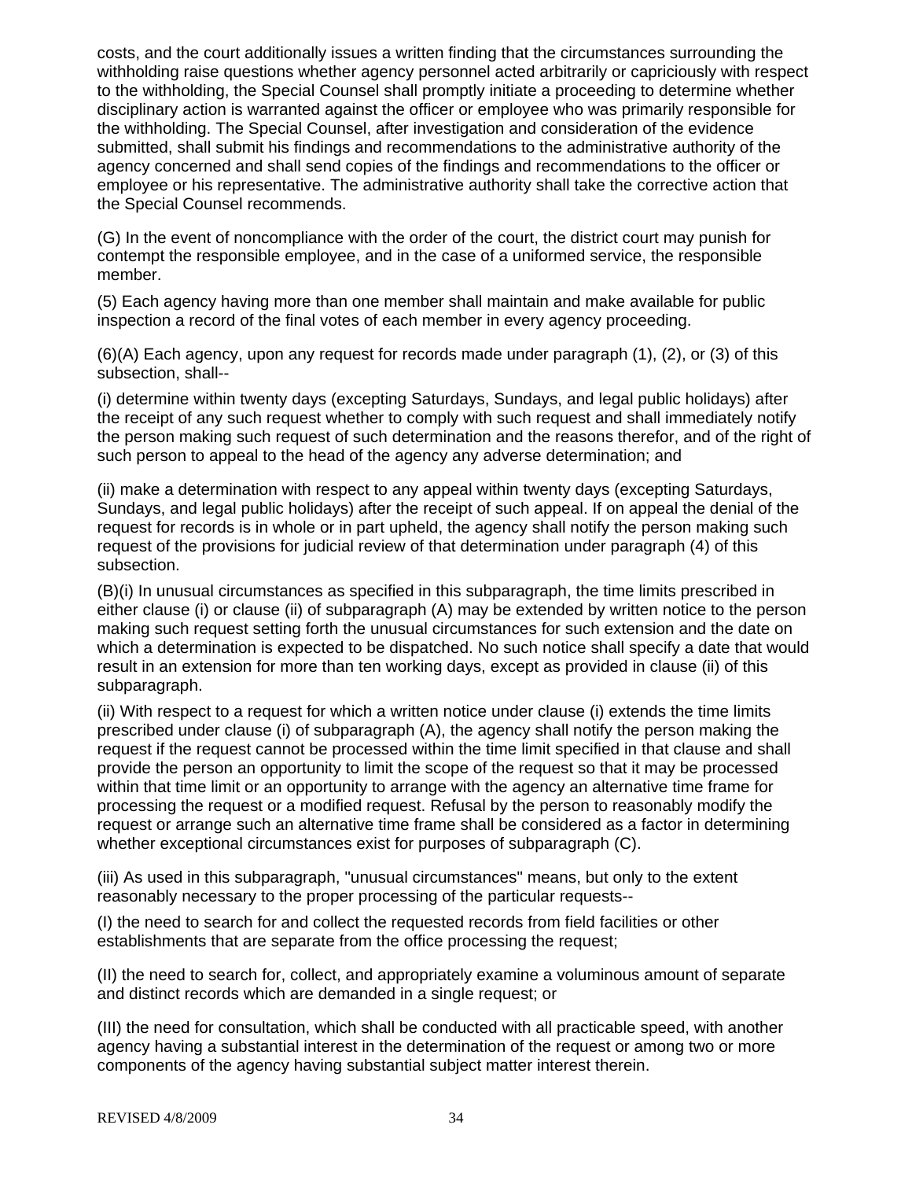costs, and the court additionally issues a written finding that the circumstances surrounding the withholding raise questions whether agency personnel acted arbitrarily or capriciously with respect to the withholding, the Special Counsel shall promptly initiate a proceeding to determine whether disciplinary action is warranted against the officer or employee who was primarily responsible for the withholding. The Special Counsel, after investigation and consideration of the evidence submitted, shall submit his findings and recommendations to the administrative authority of the agency concerned and shall send copies of the findings and recommendations to the officer or employee or his representative. The administrative authority shall take the corrective action that the Special Counsel recommends.

(G) In the event of noncompliance with the order of the court, the district court may punish for contempt the responsible employee, and in the case of a uniformed service, the responsible member.

(5) Each agency having more than one member shall maintain and make available for public inspection a record of the final votes of each member in every agency proceeding.

(6)(A) Each agency, upon any request for records made under paragraph (1), (2), or (3) of this subsection, shall--

(i) determine within twenty days (excepting Saturdays, Sundays, and legal public holidays) after the receipt of any such request whether to comply with such request and shall immediately notify the person making such request of such determination and the reasons therefor, and of the right of such person to appeal to the head of the agency any adverse determination; and

(ii) make a determination with respect to any appeal within twenty days (excepting Saturdays, Sundays, and legal public holidays) after the receipt of such appeal. If on appeal the denial of the request for records is in whole or in part upheld, the agency shall notify the person making such request of the provisions for judicial review of that determination under paragraph (4) of this subsection.

(B)(i) In unusual circumstances as specified in this subparagraph, the time limits prescribed in either clause (i) or clause (ii) of subparagraph (A) may be extended by written notice to the person making such request setting forth the unusual circumstances for such extension and the date on which a determination is expected to be dispatched. No such notice shall specify a date that would result in an extension for more than ten working days, except as provided in clause (ii) of this subparagraph.

(ii) With respect to a request for which a written notice under clause (i) extends the time limits prescribed under clause (i) of subparagraph (A), the agency shall notify the person making the request if the request cannot be processed within the time limit specified in that clause and shall provide the person an opportunity to limit the scope of the request so that it may be processed within that time limit or an opportunity to arrange with the agency an alternative time frame for processing the request or a modified request. Refusal by the person to reasonably modify the request or arrange such an alternative time frame shall be considered as a factor in determining whether exceptional circumstances exist for purposes of subparagraph (C).

(iii) As used in this subparagraph, "unusual circumstances" means, but only to the extent reasonably necessary to the proper processing of the particular requests--

(I) the need to search for and collect the requested records from field facilities or other establishments that are separate from the office processing the request;

(II) the need to search for, collect, and appropriately examine a voluminous amount of separate and distinct records which are demanded in a single request; or

(III) the need for consultation, which shall be conducted with all practicable speed, with another agency having a substantial interest in the determination of the request or among two or more components of the agency having substantial subject matter interest therein.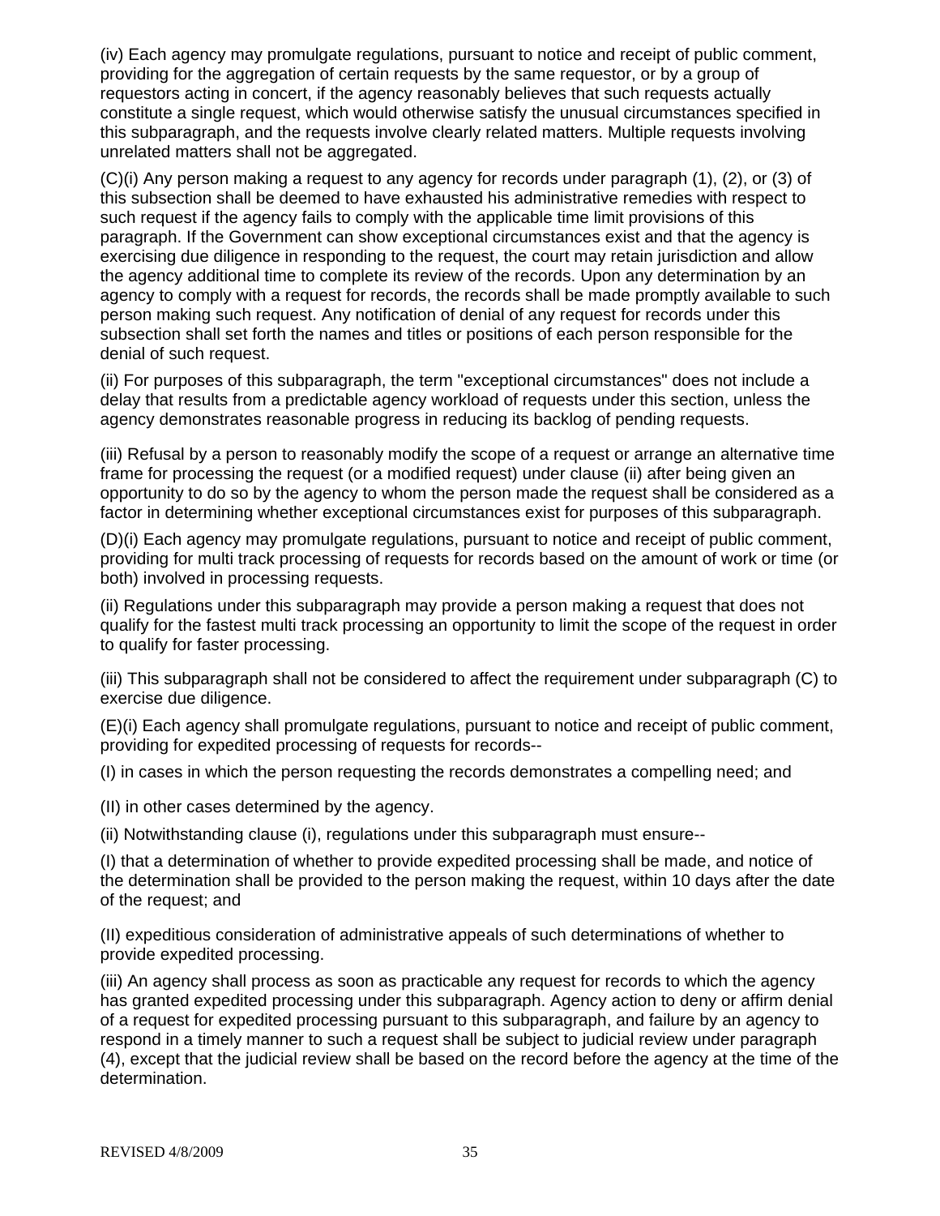(iv) Each agency may promulgate regulations, pursuant to notice and receipt of public comment, providing for the aggregation of certain requests by the same requestor, or by a group of requestors acting in concert, if the agency reasonably believes that such requests actually constitute a single request, which would otherwise satisfy the unusual circumstances specified in this subparagraph, and the requests involve clearly related matters. Multiple requests involving unrelated matters shall not be aggregated.

(C)(i) Any person making a request to any agency for records under paragraph (1), (2), or (3) of this subsection shall be deemed to have exhausted his administrative remedies with respect to such request if the agency fails to comply with the applicable time limit provisions of this paragraph. If the Government can show exceptional circumstances exist and that the agency is exercising due diligence in responding to the request, the court may retain jurisdiction and allow the agency additional time to complete its review of the records. Upon any determination by an agency to comply with a request for records, the records shall be made promptly available to such person making such request. Any notification of denial of any request for records under this subsection shall set forth the names and titles or positions of each person responsible for the denial of such request.

(ii) For purposes of this subparagraph, the term "exceptional circumstances" does not include a delay that results from a predictable agency workload of requests under this section, unless the agency demonstrates reasonable progress in reducing its backlog of pending requests.

(iii) Refusal by a person to reasonably modify the scope of a request or arrange an alternative time frame for processing the request (or a modified request) under clause (ii) after being given an opportunity to do so by the agency to whom the person made the request shall be considered as a factor in determining whether exceptional circumstances exist for purposes of this subparagraph.

(D)(i) Each agency may promulgate regulations, pursuant to notice and receipt of public comment, providing for multi track processing of requests for records based on the amount of work or time (or both) involved in processing requests.

(ii) Regulations under this subparagraph may provide a person making a request that does not qualify for the fastest multi track processing an opportunity to limit the scope of the request in order to qualify for faster processing.

(iii) This subparagraph shall not be considered to affect the requirement under subparagraph (C) to exercise due diligence.

(E)(i) Each agency shall promulgate regulations, pursuant to notice and receipt of public comment, providing for expedited processing of requests for records--

(I) in cases in which the person requesting the records demonstrates a compelling need; and

(II) in other cases determined by the agency.

(ii) Notwithstanding clause (i), regulations under this subparagraph must ensure--

(I) that a determination of whether to provide expedited processing shall be made, and notice of the determination shall be provided to the person making the request, within 10 days after the date of the request; and

(II) expeditious consideration of administrative appeals of such determinations of whether to provide expedited processing.

(iii) An agency shall process as soon as practicable any request for records to which the agency has granted expedited processing under this subparagraph. Agency action to deny or affirm denial of a request for expedited processing pursuant to this subparagraph, and failure by an agency to respond in a timely manner to such a request shall be subject to judicial review under paragraph (4), except that the judicial review shall be based on the record before the agency at the time of the determination.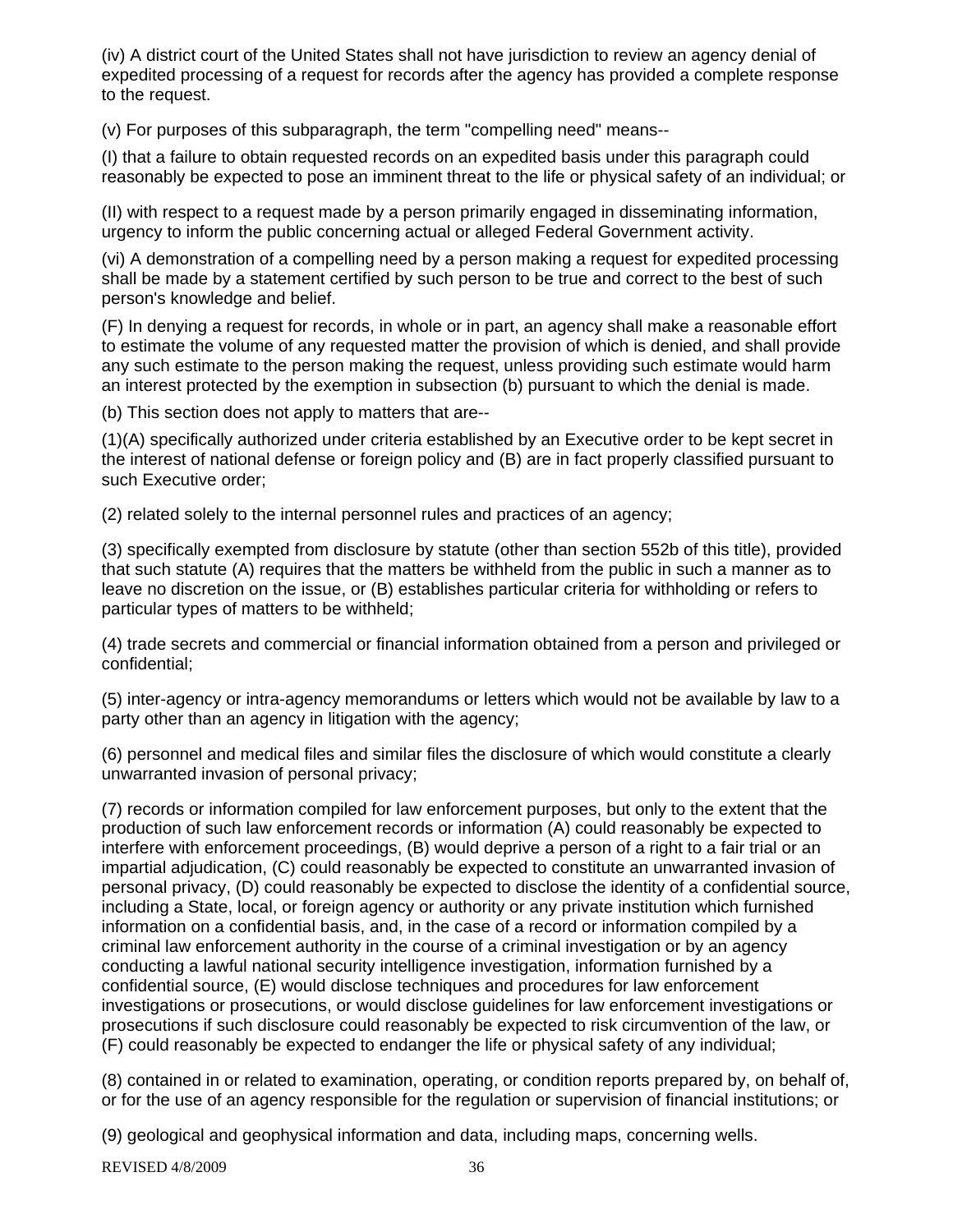(iv) A district court of the United States shall not have jurisdiction to review an agency denial of expedited processing of a request for records after the agency has provided a complete response to the request.

(v) For purposes of this subparagraph, the term "compelling need" means--

(I) that a failure to obtain requested records on an expedited basis under this paragraph could reasonably be expected to pose an imminent threat to the life or physical safety of an individual; or

(II) with respect to a request made by a person primarily engaged in disseminating information, urgency to inform the public concerning actual or alleged Federal Government activity.

(vi) A demonstration of a compelling need by a person making a request for expedited processing shall be made by a statement certified by such person to be true and correct to the best of such person's knowledge and belief.

(F) In denying a request for records, in whole or in part, an agency shall make a reasonable effort to estimate the volume of any requested matter the provision of which is denied, and shall provide any such estimate to the person making the request, unless providing such estimate would harm an interest protected by the exemption in subsection (b) pursuant to which the denial is made.

(b) This section does not apply to matters that are--

(1)(A) specifically authorized under criteria established by an Executive order to be kept secret in the interest of national defense or foreign policy and (B) are in fact properly classified pursuant to such Executive order;

(2) related solely to the internal personnel rules and practices of an agency;

(3) specifically exempted from disclosure by statute (other than section 552b of this title), provided that such statute (A) requires that the matters be withheld from the public in such a manner as to leave no discretion on the issue, or (B) establishes particular criteria for withholding or refers to particular types of matters to be withheld;

(4) trade secrets and commercial or financial information obtained from a person and privileged or confidential;

(5) inter-agency or intra-agency memorandums or letters which would not be available by law to a party other than an agency in litigation with the agency;

(6) personnel and medical files and similar files the disclosure of which would constitute a clearly unwarranted invasion of personal privacy;

(7) records or information compiled for law enforcement purposes, but only to the extent that the production of such law enforcement records or information (A) could reasonably be expected to interfere with enforcement proceedings, (B) would deprive a person of a right to a fair trial or an impartial adjudication, (C) could reasonably be expected to constitute an unwarranted invasion of personal privacy, (D) could reasonably be expected to disclose the identity of a confidential source, including a State, local, or foreign agency or authority or any private institution which furnished information on a confidential basis, and, in the case of a record or information compiled by a criminal law enforcement authority in the course of a criminal investigation or by an agency conducting a lawful national security intelligence investigation, information furnished by a confidential source, (E) would disclose techniques and procedures for law enforcement investigations or prosecutions, or would disclose guidelines for law enforcement investigations or prosecutions if such disclosure could reasonably be expected to risk circumvention of the law, or (F) could reasonably be expected to endanger the life or physical safety of any individual;

(8) contained in or related to examination, operating, or condition reports prepared by, on behalf of, or for the use of an agency responsible for the regulation or supervision of financial institutions; or

(9) geological and geophysical information and data, including maps, concerning wells.

REVISED 4/8/2009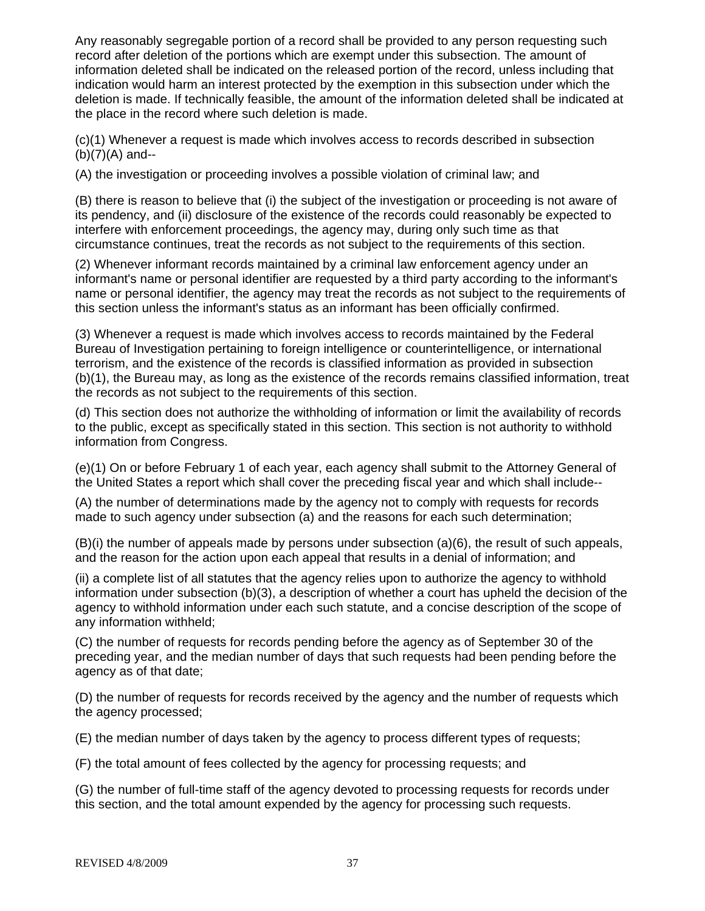Any reasonably segregable portion of a record shall be provided to any person requesting such record after deletion of the portions which are exempt under this subsection. The amount of information deleted shall be indicated on the released portion of the record, unless including that indication would harm an interest protected by the exemption in this subsection under which the deletion is made. If technically feasible, the amount of the information deleted shall be indicated at the place in the record where such deletion is made.

(c)(1) Whenever a request is made which involves access to records described in subsection (b)(7)(A) and--

(A) the investigation or proceeding involves a possible violation of criminal law; and

(B) there is reason to believe that (i) the subject of the investigation or proceeding is not aware of its pendency, and (ii) disclosure of the existence of the records could reasonably be expected to interfere with enforcement proceedings, the agency may, during only such time as that circumstance continues, treat the records as not subject to the requirements of this section.

(2) Whenever informant records maintained by a criminal law enforcement agency under an informant's name or personal identifier are requested by a third party according to the informant's name or personal identifier, the agency may treat the records as not subject to the requirements of this section unless the informant's status as an informant has been officially confirmed.

(3) Whenever a request is made which involves access to records maintained by the Federal Bureau of Investigation pertaining to foreign intelligence or counterintelligence, or international terrorism, and the existence of the records is classified information as provided in subsection (b)(1), the Bureau may, as long as the existence of the records remains classified information, treat the records as not subject to the requirements of this section.

(d) This section does not authorize the withholding of information or limit the availability of records to the public, except as specifically stated in this section. This section is not authority to withhold information from Congress.

(e)(1) On or before February 1 of each year, each agency shall submit to the Attorney General of the United States a report which shall cover the preceding fiscal year and which shall include--

(A) the number of determinations made by the agency not to comply with requests for records made to such agency under subsection (a) and the reasons for each such determination;

(B)(i) the number of appeals made by persons under subsection (a)(6), the result of such appeals, and the reason for the action upon each appeal that results in a denial of information; and

(ii) a complete list of all statutes that the agency relies upon to authorize the agency to withhold information under subsection (b)(3), a description of whether a court has upheld the decision of the agency to withhold information under each such statute, and a concise description of the scope of any information withheld;

(C) the number of requests for records pending before the agency as of September 30 of the preceding year, and the median number of days that such requests had been pending before the agency as of that date;

(D) the number of requests for records received by the agency and the number of requests which the agency processed;

(E) the median number of days taken by the agency to process different types of requests;

(F) the total amount of fees collected by the agency for processing requests; and

(G) the number of full-time staff of the agency devoted to processing requests for records under this section, and the total amount expended by the agency for processing such requests.

REVISED 4/8/2009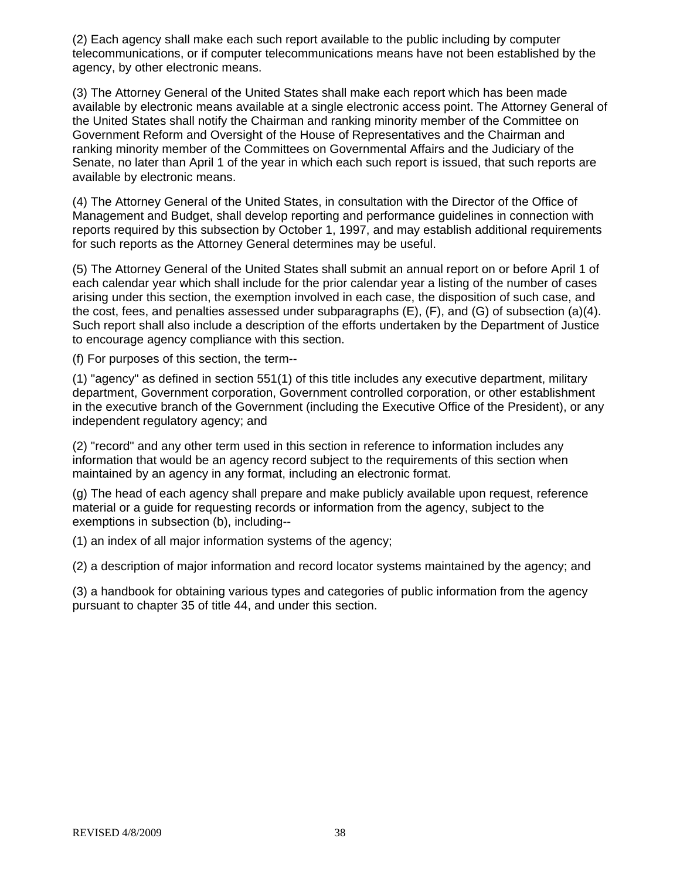(2) Each agency shall make each such report available to the public including by computer telecommunications, or if computer telecommunications means have not been established by the agency, by other electronic means.

(3) The Attorney General of the United States shall make each report which has been made available by electronic means available at a single electronic access point. The Attorney General of the United States shall notify the Chairman and ranking minority member of the Committee on Government Reform and Oversight of the House of Representatives and the Chairman and ranking minority member of the Committees on Governmental Affairs and the Judiciary of the Senate, no later than April 1 of the year in which each such report is issued, that such reports are available by electronic means.

(4) The Attorney General of the United States, in consultation with the Director of the Office of Management and Budget, shall develop reporting and performance guidelines in connection with reports required by this subsection by October 1, 1997, and may establish additional requirements for such reports as the Attorney General determines may be useful.

(5) The Attorney General of the United States shall submit an annual report on or before April 1 of each calendar year which shall include for the prior calendar year a listing of the number of cases arising under this section, the exemption involved in each case, the disposition of such case, and the cost, fees, and penalties assessed under subparagraphs (E), (F), and (G) of subsection (a)(4). Such report shall also include a description of the efforts undertaken by the Department of Justice to encourage agency compliance with this section.

(f) For purposes of this section, the term--

(1) "agency" as defined in section 551(1) of this title includes any executive department, military department, Government corporation, Government controlled corporation, or other establishment in the executive branch of the Government (including the Executive Office of the President), or any independent regulatory agency; and

(2) "record" and any other term used in this section in reference to information includes any information that would be an agency record subject to the requirements of this section when maintained by an agency in any format, including an electronic format.

(g) The head of each agency shall prepare and make publicly available upon request, reference material or a guide for requesting records or information from the agency, subject to the exemptions in subsection (b), including--

(1) an index of all major information systems of the agency;

(2) a description of major information and record locator systems maintained by the agency; and

(3) a handbook for obtaining various types and categories of public information from the agency pursuant to chapter 35 of title 44, and under this section.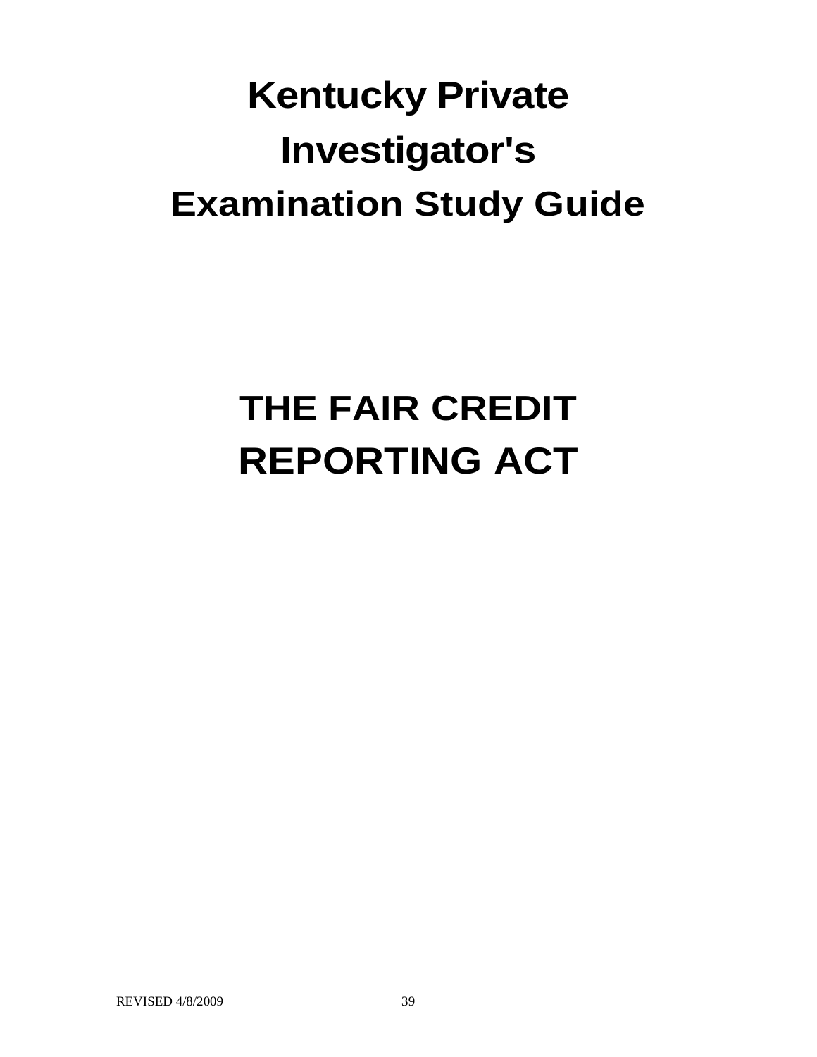# Kentucky Private Investigator's Examination Study Guide

# THE FAIR CREDIT REPORTING ACT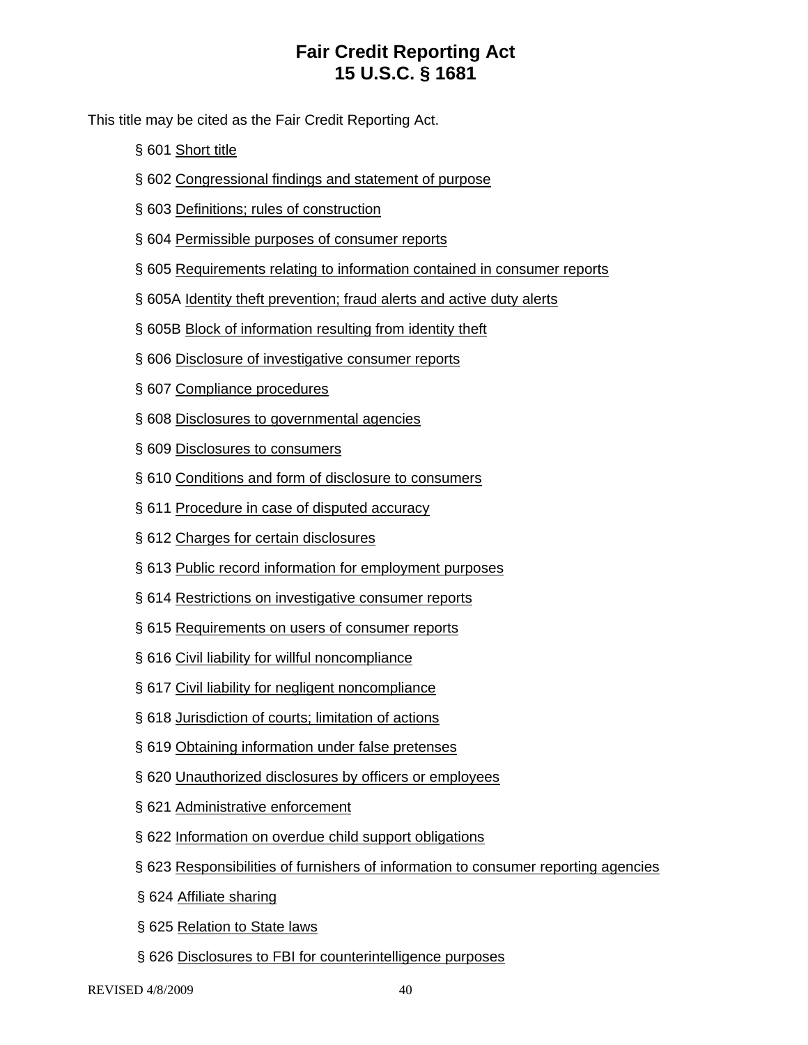# Fair Credit Reporting Act
# 15 U.S.C. § 1681

This title may be cited as the Fair Credit Reporting Act.

§ 601 Short title

§ 602 Congressional findings and statement of purpose

§ 603 Definitions; rules of construction

§ 604 Permissible purposes of consumer reports

§ 605 Requirements relating to information contained in consumer reports

§ 605A Identity theft prevention; fraud alerts and active duty alerts

§ 605B Block of information resulting from identity theft

§ 606 Disclosure of investigative consumer reports

§ 607 Compliance procedures

§ 608 Disclosures to governmental agencies

§ 609 Disclosures to consumers

§ 610 Conditions and form of disclosure to consumers

§ 611 Procedure in case of disputed accuracy

§ 612 Charges for certain disclosures

§ 613 Public record information for employment purposes

§ 614 Restrictions on investigative consumer reports

§ 615 Requirements on users of consumer reports

§ 616 Civil liability for willful noncompliance

§ 617 Civil liability for negligent noncompliance

§ 618 Jurisdiction of courts; limitation of actions

§ 619 Obtaining information under false pretenses

§ 620 Unauthorized disclosures by officers or employees

§ 621 Administrative enforcement

§ 622 Information on overdue child support obligations

§ 623 Responsibilities of furnishers of information to consumer reporting agencies

§ 624 Affiliate sharing

§ 625 Relation to State laws

§ 626 Disclosures to FBI for counterintelligence purposes

REVISED 4/8/2009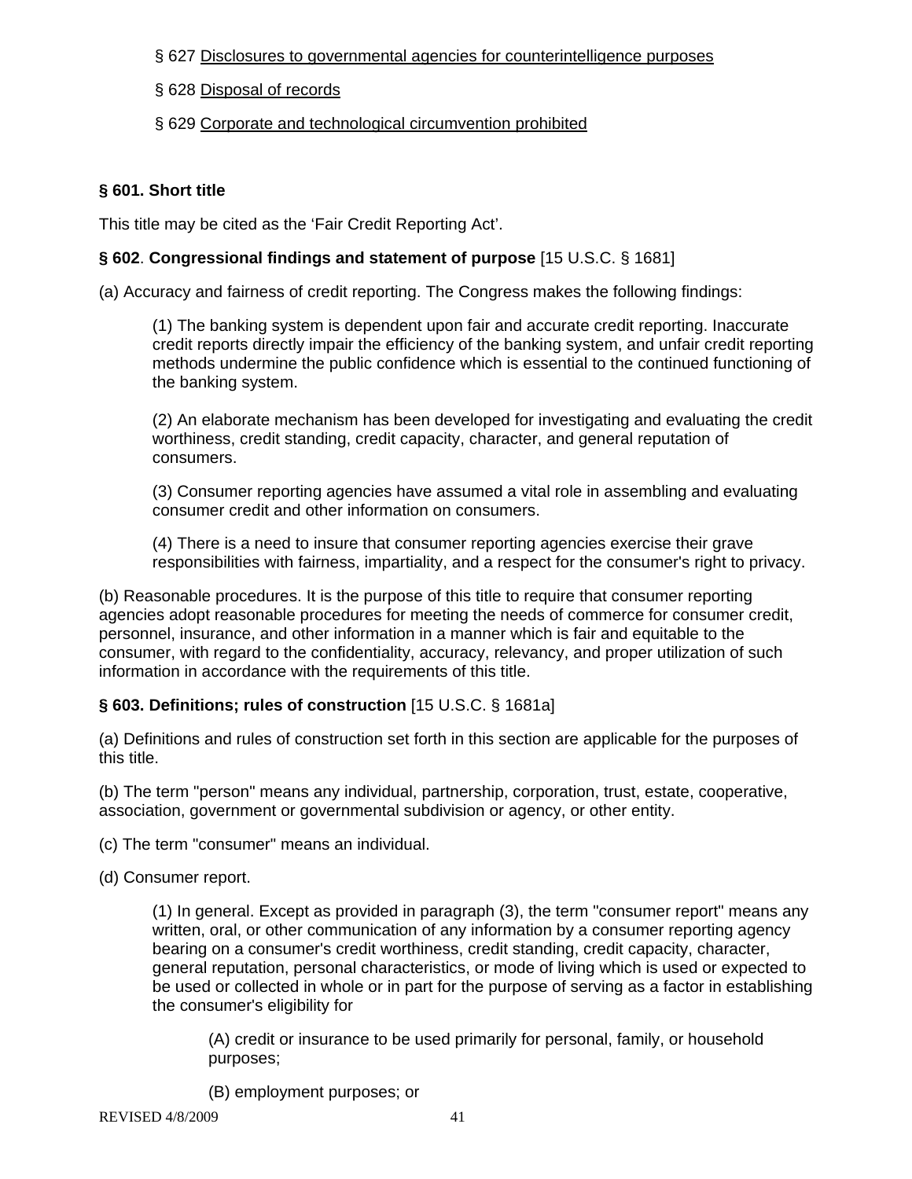§ 627 Disclosures to governmental agencies for counterintelligence purposes

§ 628 Disposal of records

§ 629 Corporate and technological circumvention prohibited

### § 601. Short title

This title may be cited as the 'Fair Credit Reporting Act'.

### § 602. Congressional findings and statement of purpose [15 U.S.C. § 1681]

(a) Accuracy and fairness of credit reporting. The Congress makes the following findings:

> (1) The banking system is dependent upon fair and accurate credit reporting. Inaccurate credit reports directly impair the efficiency of the banking system, and unfair credit reporting methods undermine the public confidence which is essential to the continued functioning of the banking system.
>
> (2) An elaborate mechanism has been developed for investigating and evaluating the credit worthiness, credit standing, credit capacity, character, and general reputation of consumers.
>
> (3) Consumer reporting agencies have assumed a vital role in assembling and evaluating consumer credit and other information on consumers.
>
> (4) There is a need to insure that consumer reporting agencies exercise their grave responsibilities with fairness, impartiality, and a respect for the consumer's right to privacy.

(b) Reasonable procedures. It is the purpose of this title to require that consumer reporting agencies adopt reasonable procedures for meeting the needs of commerce for consumer credit, personnel, insurance, and other information in a manner which is fair and equitable to the consumer, with regard to the confidentiality, accuracy, relevancy, and proper utilization of such information in accordance with the requirements of this title.

### § 603. Definitions; rules of construction [15 U.S.C. § 1681a]

(a) Definitions and rules of construction set forth in this section are applicable for the purposes of this title.

(b) The term "person" means any individual, partnership, corporation, trust, estate, cooperative, association, government or governmental subdivision or agency, or other entity.

(c) The term "consumer" means an individual.

(d) Consumer report.

> (1) In general. Except as provided in paragraph (3), the term "consumer report" means any written, oral, or other communication of any information by a consumer reporting agency bearing on a consumer's credit worthiness, credit standing, credit capacity, character, general reputation, personal characteristics, or mode of living which is used or expected to be used or collected in whole or in part for the purpose of serving as a factor in establishing the consumer's eligibility for
>
> > (A) credit or insurance to be used primarily for personal, family, or household purposes;
> >
> > (B) employment purposes; or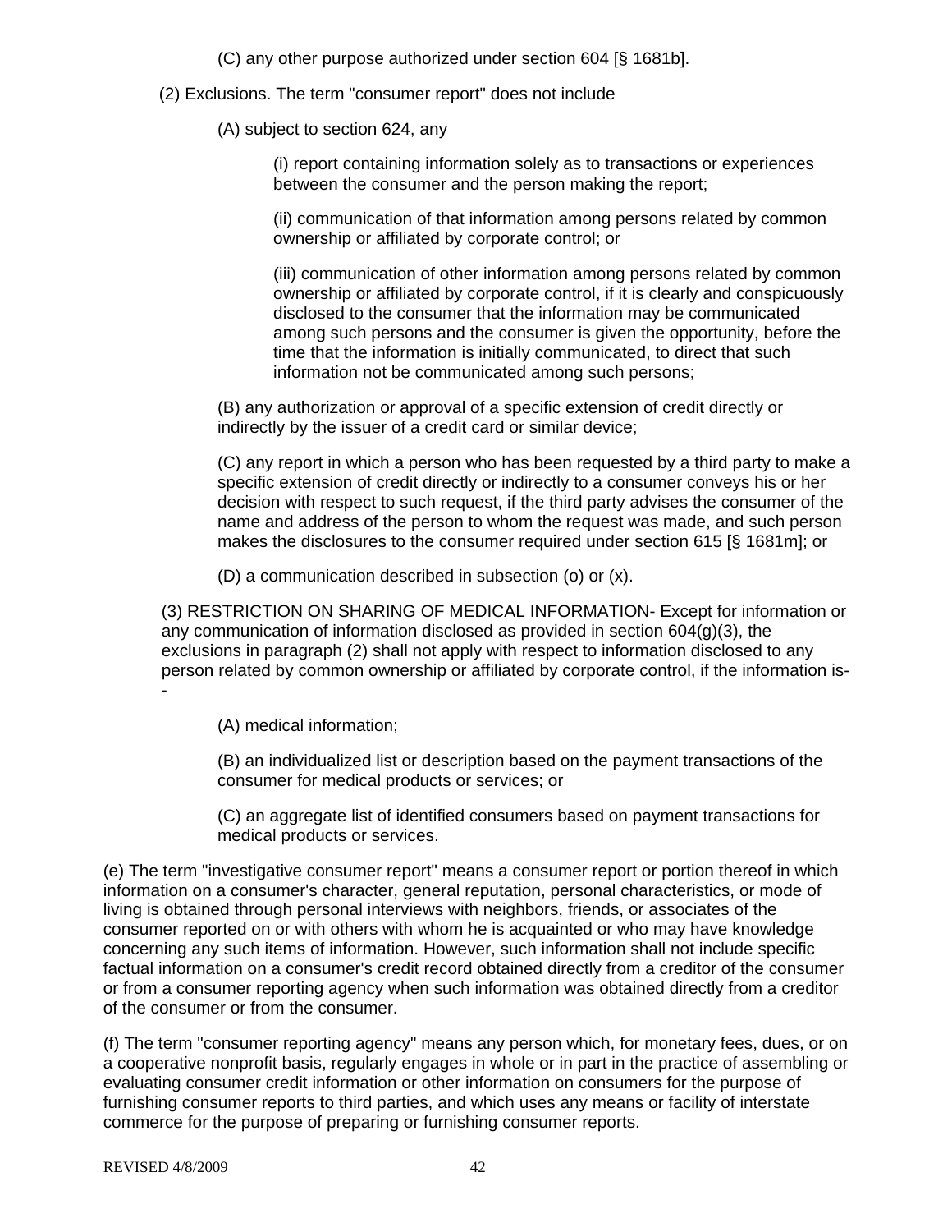(C) any other purpose authorized under section 604 [§ 1681b].

(2) Exclusions. The term "consumer report" does not include

(A) subject to section 624, any

(i) report containing information solely as to transactions or experiences between the consumer and the person making the report;

(ii) communication of that information among persons related by common ownership or affiliated by corporate control; or

(iii) communication of other information among persons related by common ownership or affiliated by corporate control, if it is clearly and conspicuously disclosed to the consumer that the information may be communicated among such persons and the consumer is given the opportunity, before the time that the information is initially communicated, to direct that such information not be communicated among such persons;

(B) any authorization or approval of a specific extension of credit directly or indirectly by the issuer of a credit card or similar device;

(C) any report in which a person who has been requested by a third party to make a specific extension of credit directly or indirectly to a consumer conveys his or her decision with respect to such request, if the third party advises the consumer of the name and address of the person to whom the request was made, and such person makes the disclosures to the consumer required under section 615 [§ 1681m]; or

(D) a communication described in subsection (o) or (x).

(3) RESTRICTION ON SHARING OF MEDICAL INFORMATION- Except for information or any communication of information disclosed as provided in section 604(g)(3), the exclusions in paragraph (2) shall not apply with respect to information disclosed to any person related by common ownership or affiliated by corporate control, if the information is--

(A) medical information;

(B) an individualized list or description based on the payment transactions of the consumer for medical products or services; or

(C) an aggregate list of identified consumers based on payment transactions for medical products or services.

(e) The term "investigative consumer report" means a consumer report or portion thereof in which information on a consumer's character, general reputation, personal characteristics, or mode of living is obtained through personal interviews with neighbors, friends, or associates of the consumer reported on or with others with whom he is acquainted or who may have knowledge concerning any such items of information. However, such information shall not include specific factual information on a consumer's credit record obtained directly from a creditor of the consumer or from a consumer reporting agency when such information was obtained directly from a creditor of the consumer or from the consumer.

(f) The term "consumer reporting agency" means any person which, for monetary fees, dues, or on a cooperative nonprofit basis, regularly engages in whole or in part in the practice of assembling or evaluating consumer credit information or other information on consumers for the purpose of furnishing consumer reports to third parties, and which uses any means or facility of interstate commerce for the purpose of preparing or furnishing consumer reports.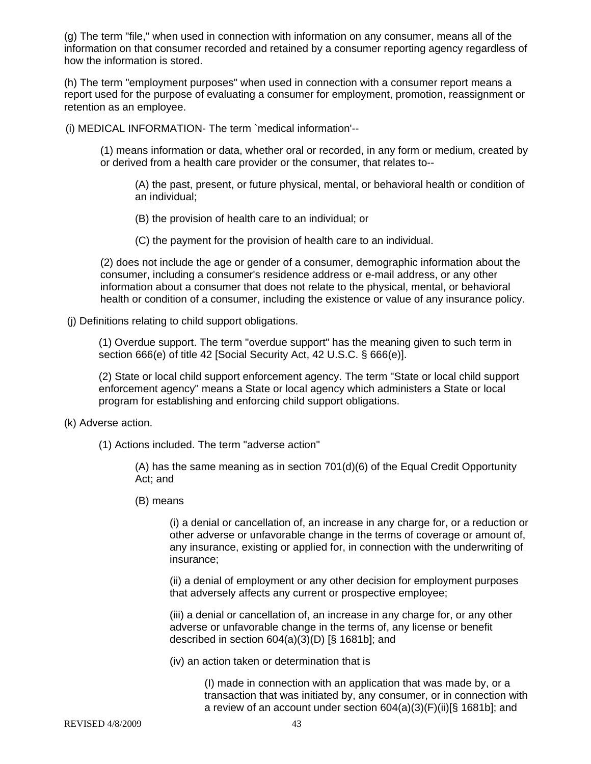(g) The term "file," when used in connection with information on any consumer, means all of the information on that consumer recorded and retained by a consumer reporting agency regardless of how the information is stored.

(h) The term "employment purposes" when used in connection with a consumer report means a report used for the purpose of evaluating a consumer for employment, promotion, reassignment or retention as an employee.

(i) MEDICAL INFORMATION- The term `medical information'--

> (1) means information or data, whether oral or recorded, in any form or medium, created by or derived from a health care provider or the consumer, that relates to--
>
> > (A) the past, present, or future physical, mental, or behavioral health or condition of an individual;
> >
> > (B) the provision of health care to an individual; or
> >
> > (C) the payment for the provision of health care to an individual.
>
> (2) does not include the age or gender of a consumer, demographic information about the consumer, including a consumer's residence address or e-mail address, or any other information about a consumer that does not relate to the physical, mental, or behavioral health or condition of a consumer, including the existence or value of any insurance policy.

(j) Definitions relating to child support obligations.

> (1) Overdue support. The term "overdue support" has the meaning given to such term in section 666(e) of title 42 [Social Security Act, 42 U.S.C. § 666(e)].
>
> (2) State or local child support enforcement agency. The term "State or local child support enforcement agency" means a State or local agency which administers a State or local program for establishing and enforcing child support obligations.

(k) Adverse action.

> (1) Actions included. The term "adverse action"
>
> > (A) has the same meaning as in section 701(d)(6) of the Equal Credit Opportunity Act; and
> >
> > (B) means
> >
> > > (i) a denial or cancellation of, an increase in any charge for, or a reduction or other adverse or unfavorable change in the terms of coverage or amount of, any insurance, existing or applied for, in connection with the underwriting of insurance;
> > >
> > > (ii) a denial of employment or any other decision for employment purposes that adversely affects any current or prospective employee;
> > >
> > > (iii) a denial or cancellation of, an increase in any charge for, or any other adverse or unfavorable change in the terms of, any license or benefit described in section 604(a)(3)(D) [§ 1681b]; and
> > >
> > > (iv) an action taken or determination that is
> > >
> > > > (I) made in connection with an application that was made by, or a transaction that was initiated by, any consumer, or in connection with a review of an account under section 604(a)(3)(F)(ii)[§ 1681b]; and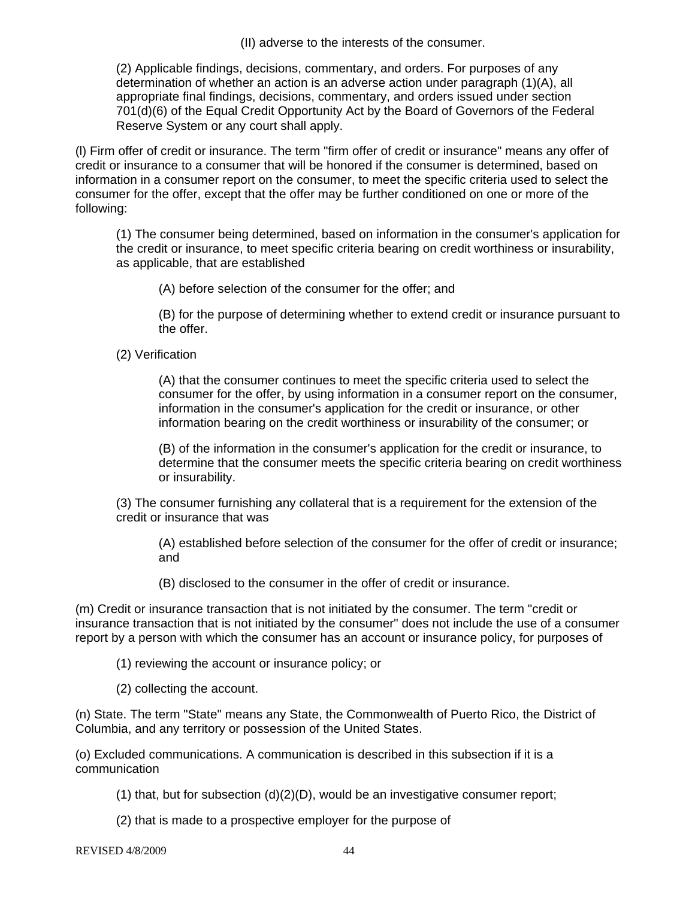(II) adverse to the interests of the consumer.

(2) Applicable findings, decisions, commentary, and orders. For purposes of any determination of whether an action is an adverse action under paragraph (1)(A), all appropriate final findings, decisions, commentary, and orders issued under section 701(d)(6) of the Equal Credit Opportunity Act by the Board of Governors of the Federal Reserve System or any court shall apply.

(l) Firm offer of credit or insurance. The term "firm offer of credit or insurance" means any offer of credit or insurance to a consumer that will be honored if the consumer is determined, based on information in a consumer report on the consumer, to meet the specific criteria used to select the consumer for the offer, except that the offer may be further conditioned on one or more of the following:

(1) The consumer being determined, based on information in the consumer's application for the credit or insurance, to meet specific criteria bearing on credit worthiness or insurability, as applicable, that are established

(A) before selection of the consumer for the offer; and

(B) for the purpose of determining whether to extend credit or insurance pursuant to the offer.

(2) Verification

(A) that the consumer continues to meet the specific criteria used to select the consumer for the offer, by using information in a consumer report on the consumer, information in the consumer's application for the credit or insurance, or other information bearing on the credit worthiness or insurability of the consumer; or

(B) of the information in the consumer's application for the credit or insurance, to determine that the consumer meets the specific criteria bearing on credit worthiness or insurability.

(3) The consumer furnishing any collateral that is a requirement for the extension of the credit or insurance that was

(A) established before selection of the consumer for the offer of credit or insurance; and

(B) disclosed to the consumer in the offer of credit or insurance.

(m) Credit or insurance transaction that is not initiated by the consumer. The term "credit or insurance transaction that is not initiated by the consumer" does not include the use of a consumer report by a person with which the consumer has an account or insurance policy, for purposes of

(1) reviewing the account or insurance policy; or

(2) collecting the account.

(n) State. The term "State" means any State, the Commonwealth of Puerto Rico, the District of Columbia, and any territory or possession of the United States.

(o) Excluded communications. A communication is described in this subsection if it is a communication

(1) that, but for subsection (d)(2)(D), would be an investigative consumer report;

(2) that is made to a prospective employer for the purpose of

REVISED 4/8/2009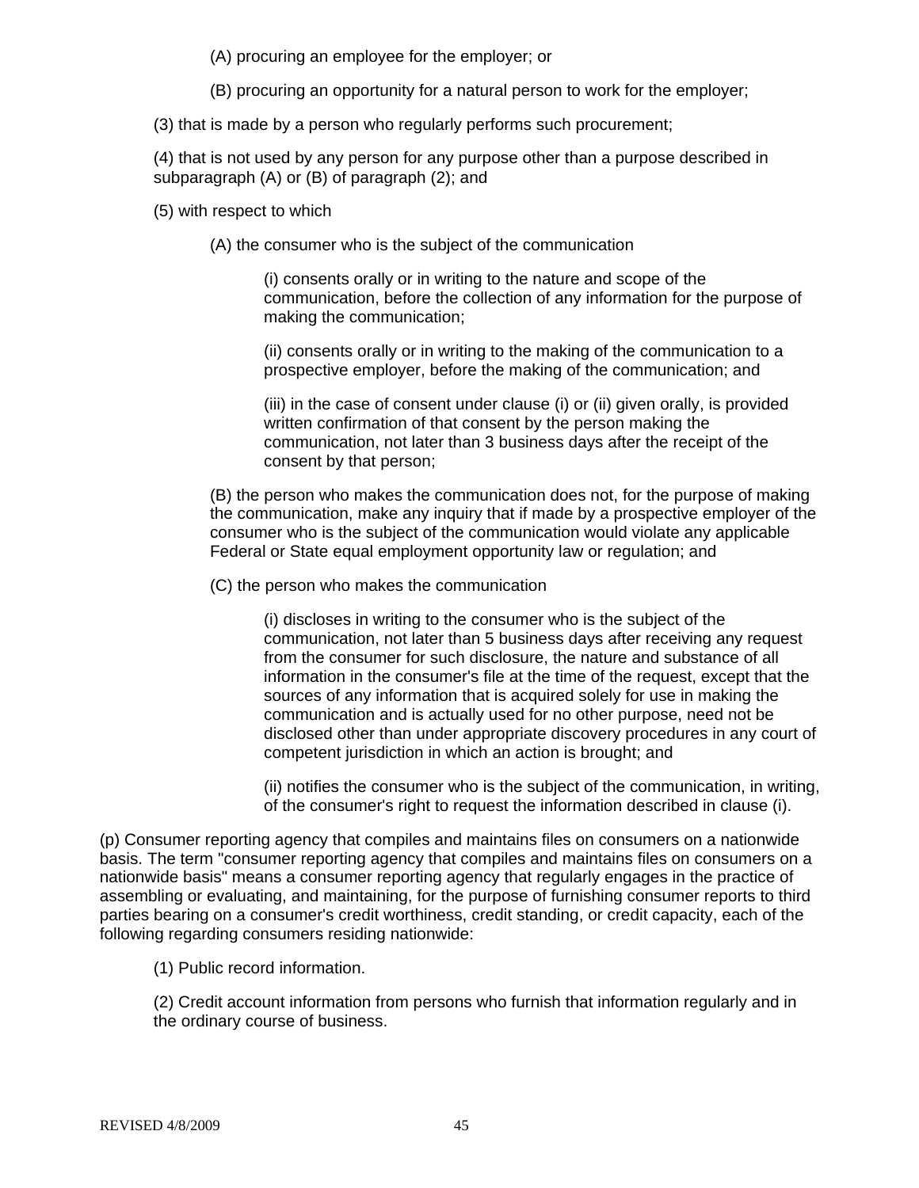(A) procuring an employee for the employer; or

(B) procuring an opportunity for a natural person to work for the employer;

(3) that is made by a person who regularly performs such procurement;

(4) that is not used by any person for any purpose other than a purpose described in subparagraph (A) or (B) of paragraph (2); and

(5) with respect to which

(A) the consumer who is the subject of the communication

(i) consents orally or in writing to the nature and scope of the communication, before the collection of any information for the purpose of making the communication;

(ii) consents orally or in writing to the making of the communication to a prospective employer, before the making of the communication; and

(iii) in the case of consent under clause (i) or (ii) given orally, is provided written confirmation of that consent by the person making the communication, not later than 3 business days after the receipt of the consent by that person;

(B) the person who makes the communication does not, for the purpose of making the communication, make any inquiry that if made by a prospective employer of the consumer who is the subject of the communication would violate any applicable Federal or State equal employment opportunity law or regulation; and

(C) the person who makes the communication

(i) discloses in writing to the consumer who is the subject of the communication, not later than 5 business days after receiving any request from the consumer for such disclosure, the nature and substance of all information in the consumer's file at the time of the request, except that the sources of any information that is acquired solely for use in making the communication and is actually used for no other purpose, need not be disclosed other than under appropriate discovery procedures in any court of competent jurisdiction in which an action is brought; and

(ii) notifies the consumer who is the subject of the communication, in writing, of the consumer's right to request the information described in clause (i).

(p) Consumer reporting agency that compiles and maintains files on consumers on a nationwide basis. The term "consumer reporting agency that compiles and maintains files on consumers on a nationwide basis" means a consumer reporting agency that regularly engages in the practice of assembling or evaluating, and maintaining, for the purpose of furnishing consumer reports to third parties bearing on a consumer's credit worthiness, credit standing, or credit capacity, each of the following regarding consumers residing nationwide:

(1) Public record information.

(2) Credit account information from persons who furnish that information regularly and in the ordinary course of business.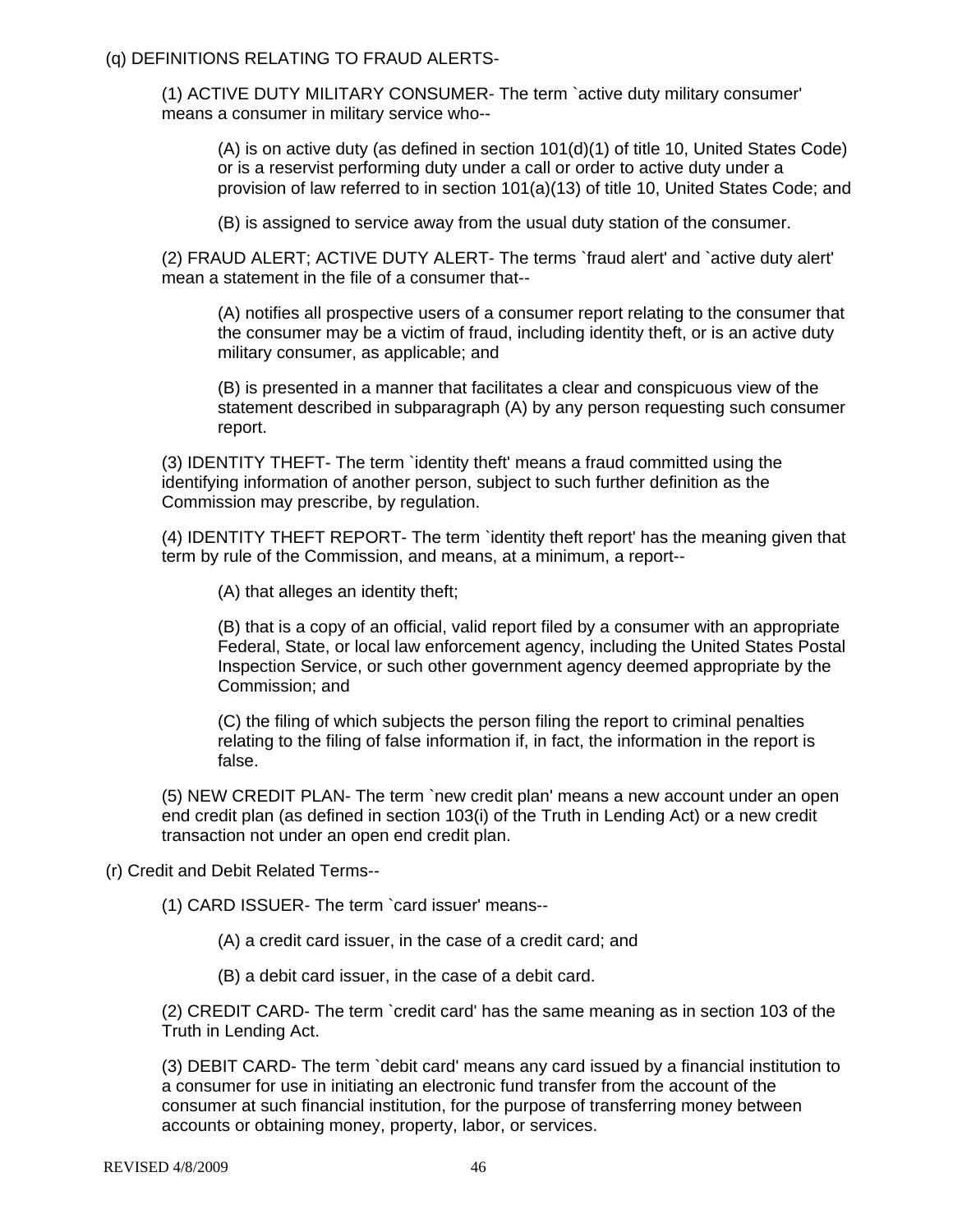(q) DEFINITIONS RELATING TO FRAUD ALERTS-

(1) ACTIVE DUTY MILITARY CONSUMER- The term `active duty military consumer' means a consumer in military service who--

(A) is on active duty (as defined in section 101(d)(1) of title 10, United States Code) or is a reservist performing duty under a call or order to active duty under a provision of law referred to in section 101(a)(13) of title 10, United States Code; and

(B) is assigned to service away from the usual duty station of the consumer.

(2) FRAUD ALERT; ACTIVE DUTY ALERT- The terms `fraud alert' and `active duty alert' mean a statement in the file of a consumer that--

(A) notifies all prospective users of a consumer report relating to the consumer that the consumer may be a victim of fraud, including identity theft, or is an active duty military consumer, as applicable; and

(B) is presented in a manner that facilitates a clear and conspicuous view of the statement described in subparagraph (A) by any person requesting such consumer report.

(3) IDENTITY THEFT- The term `identity theft' means a fraud committed using the identifying information of another person, subject to such further definition as the Commission may prescribe, by regulation.

(4) IDENTITY THEFT REPORT- The term `identity theft report' has the meaning given that term by rule of the Commission, and means, at a minimum, a report--

(A) that alleges an identity theft;

(B) that is a copy of an official, valid report filed by a consumer with an appropriate Federal, State, or local law enforcement agency, including the United States Postal Inspection Service, or such other government agency deemed appropriate by the Commission; and

(C) the filing of which subjects the person filing the report to criminal penalties relating to the filing of false information if, in fact, the information in the report is false.

(5) NEW CREDIT PLAN- The term `new credit plan' means a new account under an open end credit plan (as defined in section 103(i) of the Truth in Lending Act) or a new credit transaction not under an open end credit plan.

(r) Credit and Debit Related Terms--

(1) CARD ISSUER- The term `card issuer' means--

(A) a credit card issuer, in the case of a credit card; and

(B) a debit card issuer, in the case of a debit card.

(2) CREDIT CARD- The term `credit card' has the same meaning as in section 103 of the Truth in Lending Act.

(3) DEBIT CARD- The term `debit card' means any card issued by a financial institution to a consumer for use in initiating an electronic fund transfer from the account of the consumer at such financial institution, for the purpose of transferring money between accounts or obtaining money, property, labor, or services.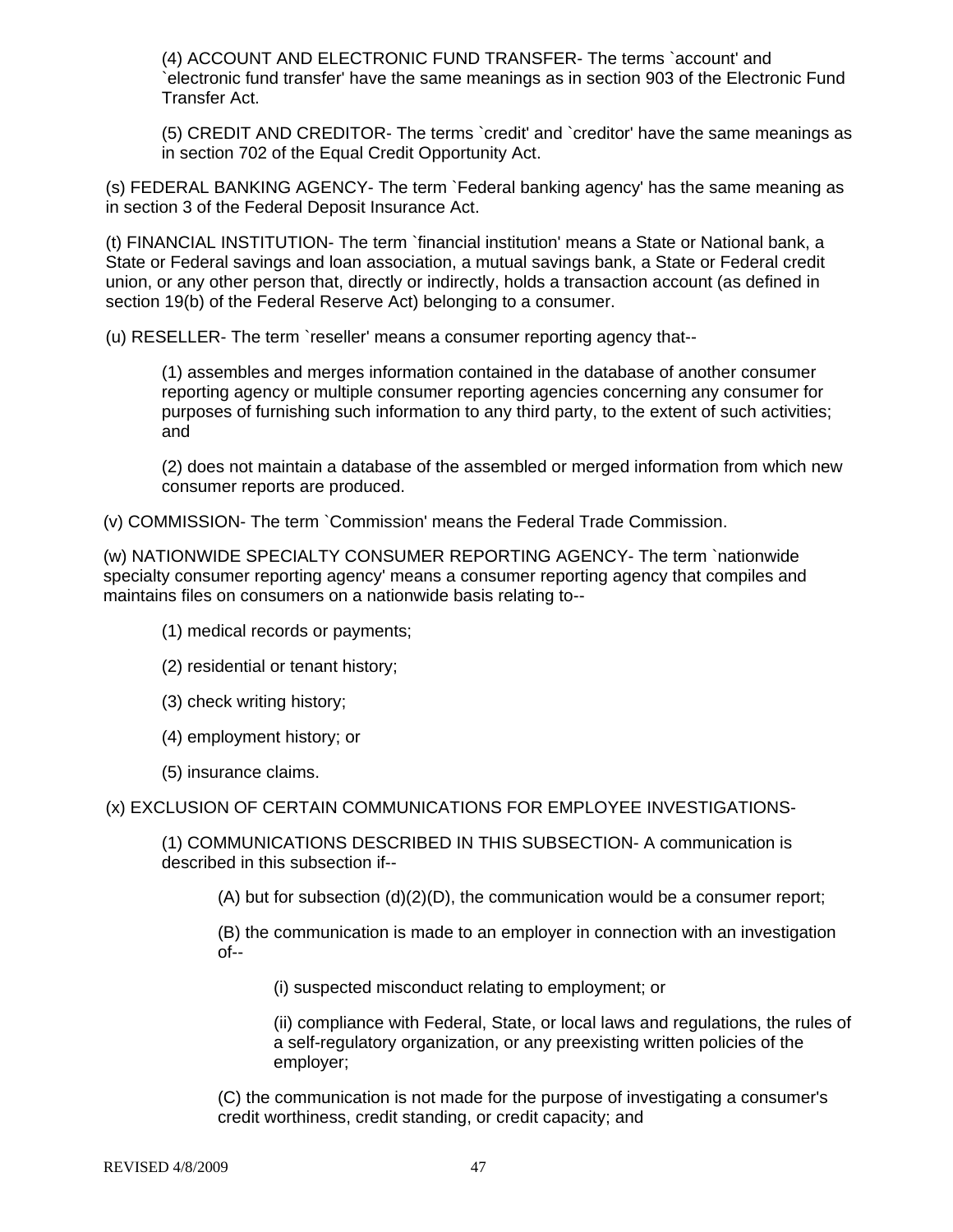(4) ACCOUNT AND ELECTRONIC FUND TRANSFER- The terms `account' and `electronic fund transfer' have the same meanings as in section 903 of the Electronic Fund Transfer Act.

(5) CREDIT AND CREDITOR- The terms `credit' and `creditor' have the same meanings as in section 702 of the Equal Credit Opportunity Act.

(s) FEDERAL BANKING AGENCY- The term `Federal banking agency' has the same meaning as in section 3 of the Federal Deposit Insurance Act.

(t) FINANCIAL INSTITUTION- The term `financial institution' means a State or National bank, a State or Federal savings and loan association, a mutual savings bank, a State or Federal credit union, or any other person that, directly or indirectly, holds a transaction account (as defined in section 19(b) of the Federal Reserve Act) belonging to a consumer.

(u) RESELLER- The term `reseller' means a consumer reporting agency that--

(1) assembles and merges information contained in the database of another consumer reporting agency or multiple consumer reporting agencies concerning any consumer for purposes of furnishing such information to any third party, to the extent of such activities; and

(2) does not maintain a database of the assembled or merged information from which new consumer reports are produced.

(v) COMMISSION- The term `Commission' means the Federal Trade Commission.

(w) NATIONWIDE SPECIALTY CONSUMER REPORTING AGENCY- The term `nationwide specialty consumer reporting agency' means a consumer reporting agency that compiles and maintains files on consumers on a nationwide basis relating to--

(1) medical records or payments;

(2) residential or tenant history;

(3) check writing history;

(4) employment history; or

(5) insurance claims.

(x) EXCLUSION OF CERTAIN COMMUNICATIONS FOR EMPLOYEE INVESTIGATIONS-

(1) COMMUNICATIONS DESCRIBED IN THIS SUBSECTION- A communication is described in this subsection if--

(A) but for subsection (d)(2)(D), the communication would be a consumer report;

(B) the communication is made to an employer in connection with an investigation of--

(i) suspected misconduct relating to employment; or

(ii) compliance with Federal, State, or local laws and regulations, the rules of a self-regulatory organization, or any preexisting written policies of the employer;

(C) the communication is not made for the purpose of investigating a consumer's credit worthiness, credit standing, or credit capacity; and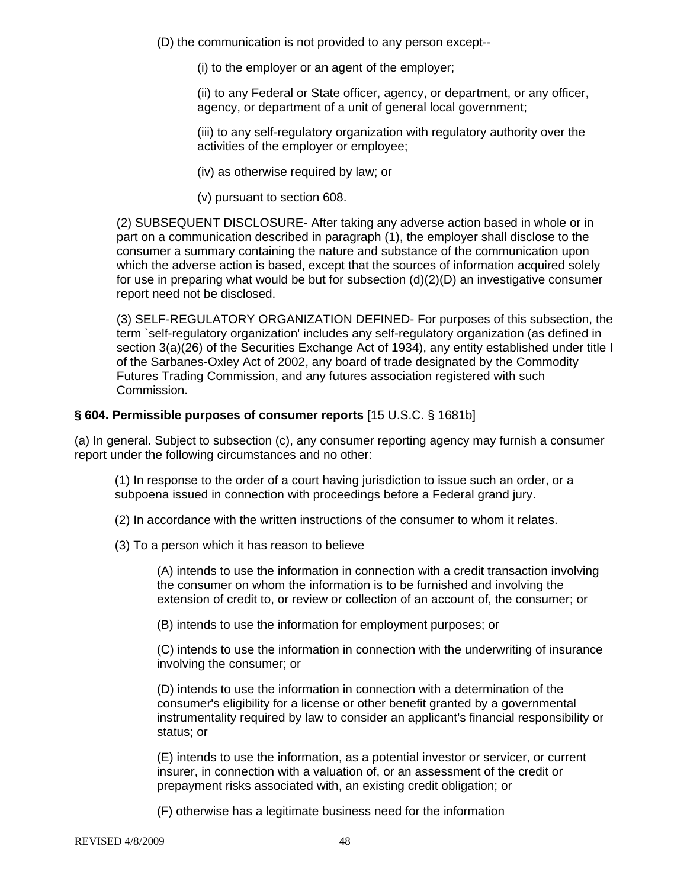(D) the communication is not provided to any person except--

(i) to the employer or an agent of the employer;

(ii) to any Federal or State officer, agency, or department, or any officer, agency, or department of a unit of general local government;

(iii) to any self-regulatory organization with regulatory authority over the activities of the employer or employee;

(iv) as otherwise required by law; or

(v) pursuant to section 608.

(2) SUBSEQUENT DISCLOSURE- After taking any adverse action based in whole or in part on a communication described in paragraph (1), the employer shall disclose to the consumer a summary containing the nature and substance of the communication upon which the adverse action is based, except that the sources of information acquired solely for use in preparing what would be but for subsection (d)(2)(D) an investigative consumer report need not be disclosed.

(3) SELF-REGULATORY ORGANIZATION DEFINED- For purposes of this subsection, the term `self-regulatory organization' includes any self-regulatory organization (as defined in section 3(a)(26) of the Securities Exchange Act of 1934), any entity established under title I of the Sarbanes-Oxley Act of 2002, any board of trade designated by the Commodity Futures Trading Commission, and any futures association registered with such Commission.

**§ 604. Permissible purposes of consumer reports** [15 U.S.C. § 1681b]

(a) In general. Subject to subsection (c), any consumer reporting agency may furnish a consumer report under the following circumstances and no other:

(1) In response to the order of a court having jurisdiction to issue such an order, or a subpoena issued in connection with proceedings before a Federal grand jury.

(2) In accordance with the written instructions of the consumer to whom it relates.

(3) To a person which it has reason to believe

(A) intends to use the information in connection with a credit transaction involving the consumer on whom the information is to be furnished and involving the extension of credit to, or review or collection of an account of, the consumer; or

(B) intends to use the information for employment purposes; or

(C) intends to use the information in connection with the underwriting of insurance involving the consumer; or

(D) intends to use the information in connection with a determination of the consumer's eligibility for a license or other benefit granted by a governmental instrumentality required by law to consider an applicant's financial responsibility or status; or

(E) intends to use the information, as a potential investor or servicer, or current insurer, in connection with a valuation of, or an assessment of the credit or prepayment risks associated with, an existing credit obligation; or

(F) otherwise has a legitimate business need for the information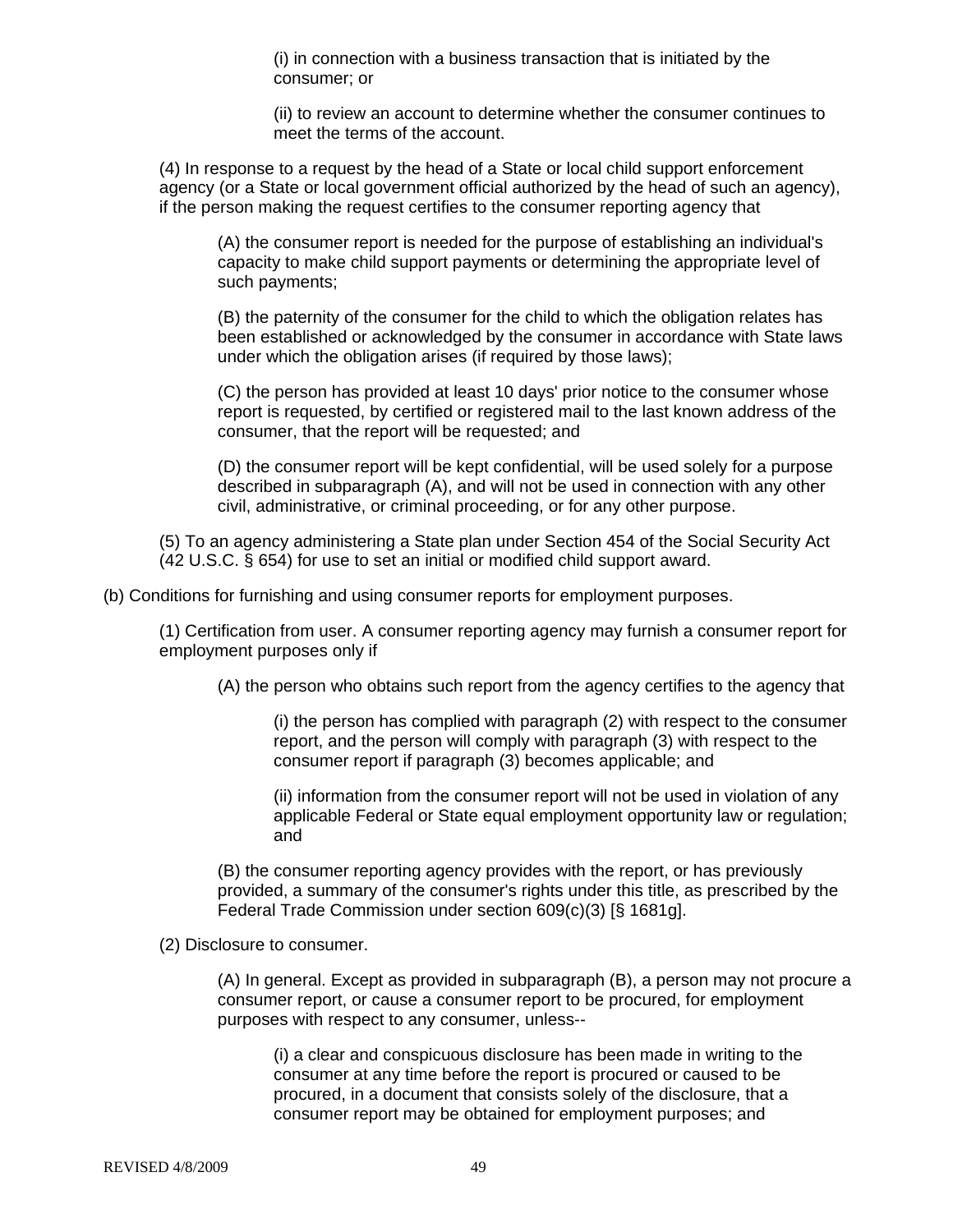(i) in connection with a business transaction that is initiated by the consumer; or

(ii) to review an account to determine whether the consumer continues to meet the terms of the account.

(4) In response to a request by the head of a State or local child support enforcement agency (or a State or local government official authorized by the head of such an agency), if the person making the request certifies to the consumer reporting agency that

(A) the consumer report is needed for the purpose of establishing an individual's capacity to make child support payments or determining the appropriate level of such payments;

(B) the paternity of the consumer for the child to which the obligation relates has been established or acknowledged by the consumer in accordance with State laws under which the obligation arises (if required by those laws);

(C) the person has provided at least 10 days' prior notice to the consumer whose report is requested, by certified or registered mail to the last known address of the consumer, that the report will be requested; and

(D) the consumer report will be kept confidential, will be used solely for a purpose described in subparagraph (A), and will not be used in connection with any other civil, administrative, or criminal proceeding, or for any other purpose.

(5) To an agency administering a State plan under Section 454 of the Social Security Act (42 U.S.C. § 654) for use to set an initial or modified child support award.

(b) Conditions for furnishing and using consumer reports for employment purposes.

(1) Certification from user. A consumer reporting agency may furnish a consumer report for employment purposes only if

(A) the person who obtains such report from the agency certifies to the agency that

(i) the person has complied with paragraph (2) with respect to the consumer report, and the person will comply with paragraph (3) with respect to the consumer report if paragraph (3) becomes applicable; and

(ii) information from the consumer report will not be used in violation of any applicable Federal or State equal employment opportunity law or regulation; and

(B) the consumer reporting agency provides with the report, or has previously provided, a summary of the consumer's rights under this title, as prescribed by the Federal Trade Commission under section 609(c)(3) [§ 1681g].

(2) Disclosure to consumer.

(A) In general. Except as provided in subparagraph (B), a person may not procure a consumer report, or cause a consumer report to be procured, for employment purposes with respect to any consumer, unless--

(i) a clear and conspicuous disclosure has been made in writing to the consumer at any time before the report is procured or caused to be procured, in a document that consists solely of the disclosure, that a consumer report may be obtained for employment purposes; and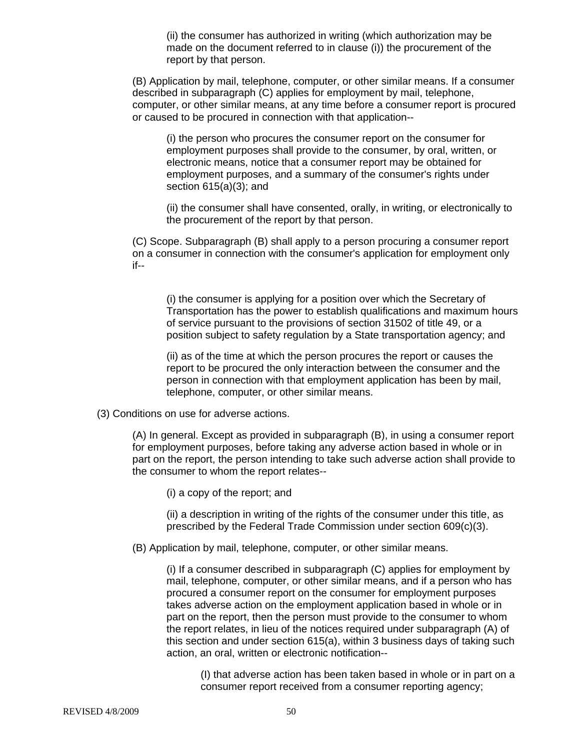(ii) the consumer has authorized in writing (which authorization may be made on the document referred to in clause (i)) the procurement of the report by that person.

(B) Application by mail, telephone, computer, or other similar means. If a consumer described in subparagraph (C) applies for employment by mail, telephone, computer, or other similar means, at any time before a consumer report is procured or caused to be procured in connection with that application--

(i) the person who procures the consumer report on the consumer for employment purposes shall provide to the consumer, by oral, written, or electronic means, notice that a consumer report may be obtained for employment purposes, and a summary of the consumer's rights under section 615(a)(3); and

(ii) the consumer shall have consented, orally, in writing, or electronically to the procurement of the report by that person.

(C) Scope. Subparagraph (B) shall apply to a person procuring a consumer report on a consumer in connection with the consumer's application for employment only if--

(i) the consumer is applying for a position over which the Secretary of Transportation has the power to establish qualifications and maximum hours of service pursuant to the provisions of section 31502 of title 49, or a position subject to safety regulation by a State transportation agency; and

(ii) as of the time at which the person procures the report or causes the report to be procured the only interaction between the consumer and the person in connection with that employment application has been by mail, telephone, computer, or other similar means.

(3) Conditions on use for adverse actions.

(A) In general. Except as provided in subparagraph (B), in using a consumer report for employment purposes, before taking any adverse action based in whole or in part on the report, the person intending to take such adverse action shall provide to the consumer to whom the report relates--

(i) a copy of the report; and

(ii) a description in writing of the rights of the consumer under this title, as prescribed by the Federal Trade Commission under section 609(c)(3).

(B) Application by mail, telephone, computer, or other similar means.

(i) If a consumer described in subparagraph (C) applies for employment by mail, telephone, computer, or other similar means, and if a person who has procured a consumer report on the consumer for employment purposes takes adverse action on the employment application based in whole or in part on the report, then the person must provide to the consumer to whom the report relates, in lieu of the notices required under subparagraph (A) of this section and under section 615(a), within 3 business days of taking such action, an oral, written or electronic notification--

(I) that adverse action has been taken based in whole or in part on a consumer report received from a consumer reporting agency;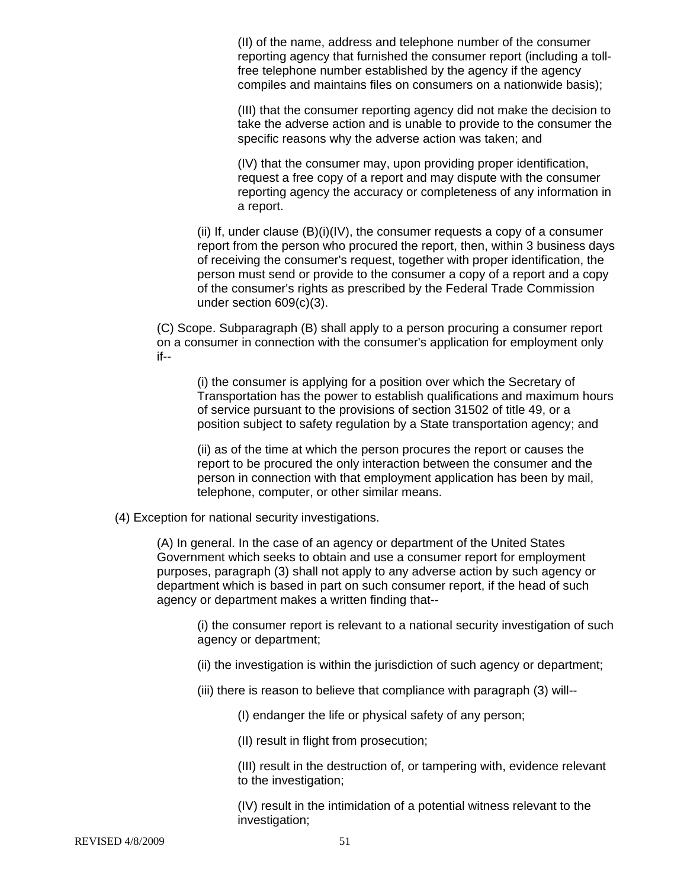(II) of the name, address and telephone number of the consumer reporting agency that furnished the consumer report (including a toll-free telephone number established by the agency if the agency compiles and maintains files on consumers on a nationwide basis);

(III) that the consumer reporting agency did not make the decision to take the adverse action and is unable to provide to the consumer the specific reasons why the adverse action was taken; and

(IV) that the consumer may, upon providing proper identification, request a free copy of a report and may dispute with the consumer reporting agency the accuracy or completeness of any information in a report.

(ii) If, under clause (B)(i)(IV), the consumer requests a copy of a consumer report from the person who procured the report, then, within 3 business days of receiving the consumer's request, together with proper identification, the person must send or provide to the consumer a copy of a report and a copy of the consumer's rights as prescribed by the Federal Trade Commission under section 609(c)(3).

(C) Scope. Subparagraph (B) shall apply to a person procuring a consumer report on a consumer in connection with the consumer's application for employment only if--

(i) the consumer is applying for a position over which the Secretary of Transportation has the power to establish qualifications and maximum hours of service pursuant to the provisions of section 31502 of title 49, or a position subject to safety regulation by a State transportation agency; and

(ii) as of the time at which the person procures the report or causes the report to be procured the only interaction between the consumer and the person in connection with that employment application has been by mail, telephone, computer, or other similar means.

(4) Exception for national security investigations.

(A) In general. In the case of an agency or department of the United States Government which seeks to obtain and use a consumer report for employment purposes, paragraph (3) shall not apply to any adverse action by such agency or department which is based in part on such consumer report, if the head of such agency or department makes a written finding that--

(i) the consumer report is relevant to a national security investigation of such agency or department;

(ii) the investigation is within the jurisdiction of such agency or department;

(iii) there is reason to believe that compliance with paragraph (3) will--

(I) endanger the life or physical safety of any person;

(II) result in flight from prosecution;

(III) result in the destruction of, or tampering with, evidence relevant to the investigation;

(IV) result in the intimidation of a potential witness relevant to the investigation;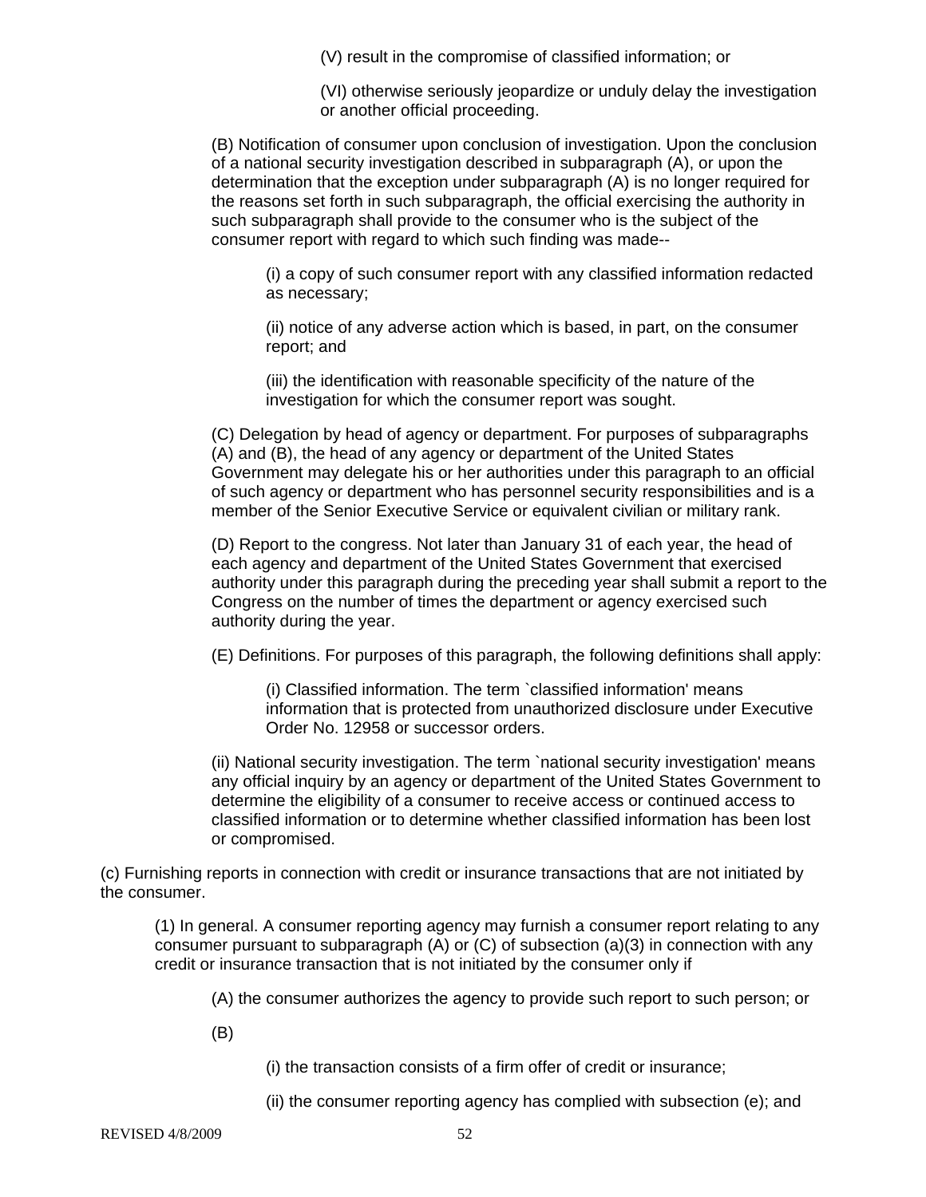(V) result in the compromise of classified information; or

(VI) otherwise seriously jeopardize or unduly delay the investigation or another official proceeding.

(B) Notification of consumer upon conclusion of investigation. Upon the conclusion of a national security investigation described in subparagraph (A), or upon the determination that the exception under subparagraph (A) is no longer required for the reasons set forth in such subparagraph, the official exercising the authority in such subparagraph shall provide to the consumer who is the subject of the consumer report with regard to which such finding was made--

(i) a copy of such consumer report with any classified information redacted as necessary;

(ii) notice of any adverse action which is based, in part, on the consumer report; and

(iii) the identification with reasonable specificity of the nature of the investigation for which the consumer report was sought.

(C) Delegation by head of agency or department. For purposes of subparagraphs (A) and (B), the head of any agency or department of the United States Government may delegate his or her authorities under this paragraph to an official of such agency or department who has personnel security responsibilities and is a member of the Senior Executive Service or equivalent civilian or military rank.

(D) Report to the congress. Not later than January 31 of each year, the head of each agency and department of the United States Government that exercised authority under this paragraph during the preceding year shall submit a report to the Congress on the number of times the department or agency exercised such authority during the year.

(E) Definitions. For purposes of this paragraph, the following definitions shall apply:

(i) Classified information. The term `classified information' means information that is protected from unauthorized disclosure under Executive Order No. 12958 or successor orders.

(ii) National security investigation. The term `national security investigation' means any official inquiry by an agency or department of the United States Government to determine the eligibility of a consumer to receive access or continued access to classified information or to determine whether classified information has been lost or compromised.

(c) Furnishing reports in connection with credit or insurance transactions that are not initiated by the consumer.

(1) In general. A consumer reporting agency may furnish a consumer report relating to any consumer pursuant to subparagraph (A) or (C) of subsection (a)(3) in connection with any credit or insurance transaction that is not initiated by the consumer only if

(A) the consumer authorizes the agency to provide such report to such person; or

(B)

(i) the transaction consists of a firm offer of credit or insurance;

(ii) the consumer reporting agency has complied with subsection (e); and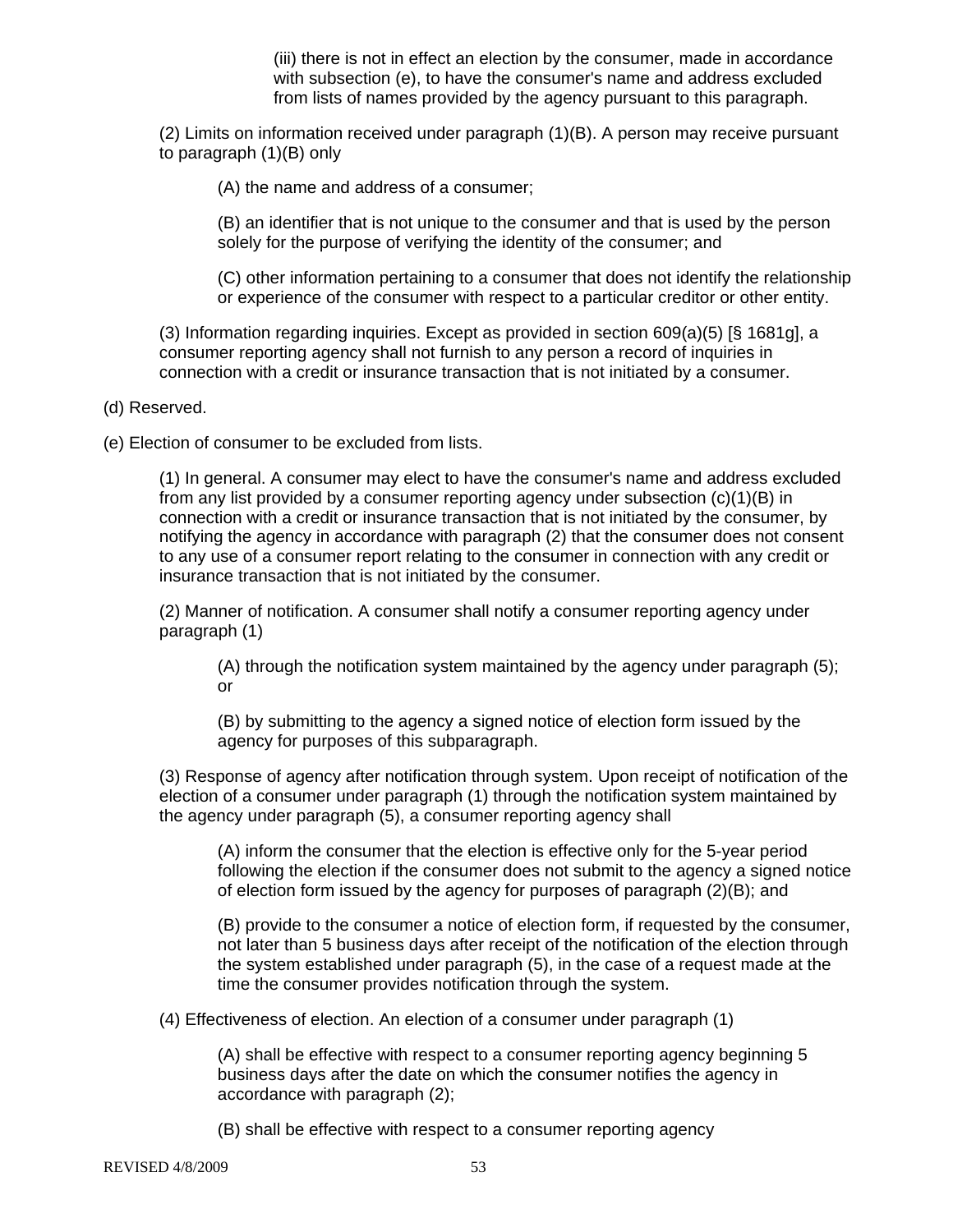(iii) there is not in effect an election by the consumer, made in accordance with subsection (e), to have the consumer's name and address excluded from lists of names provided by the agency pursuant to this paragraph.

(2) Limits on information received under paragraph (1)(B). A person may receive pursuant to paragraph (1)(B) only

(A) the name and address of a consumer;

(B) an identifier that is not unique to the consumer and that is used by the person solely for the purpose of verifying the identity of the consumer; and

(C) other information pertaining to a consumer that does not identify the relationship or experience of the consumer with respect to a particular creditor or other entity.

(3) Information regarding inquiries. Except as provided in section 609(a)(5) [§ 1681g], a consumer reporting agency shall not furnish to any person a record of inquiries in connection with a credit or insurance transaction that is not initiated by a consumer.

(d) Reserved.

(e) Election of consumer to be excluded from lists.

(1) In general. A consumer may elect to have the consumer's name and address excluded from any list provided by a consumer reporting agency under subsection (c)(1)(B) in connection with a credit or insurance transaction that is not initiated by the consumer, by notifying the agency in accordance with paragraph (2) that the consumer does not consent to any use of a consumer report relating to the consumer in connection with any credit or insurance transaction that is not initiated by the consumer.

(2) Manner of notification. A consumer shall notify a consumer reporting agency under paragraph (1)

(A) through the notification system maintained by the agency under paragraph (5); or

(B) by submitting to the agency a signed notice of election form issued by the agency for purposes of this subparagraph.

(3) Response of agency after notification through system. Upon receipt of notification of the election of a consumer under paragraph (1) through the notification system maintained by the agency under paragraph (5), a consumer reporting agency shall

(A) inform the consumer that the election is effective only for the 5-year period following the election if the consumer does not submit to the agency a signed notice of election form issued by the agency for purposes of paragraph (2)(B); and

(B) provide to the consumer a notice of election form, if requested by the consumer, not later than 5 business days after receipt of the notification of the election through the system established under paragraph (5), in the case of a request made at the time the consumer provides notification through the system.

(4) Effectiveness of election. An election of a consumer under paragraph (1)

(A) shall be effective with respect to a consumer reporting agency beginning 5 business days after the date on which the consumer notifies the agency in accordance with paragraph (2);

(B) shall be effective with respect to a consumer reporting agency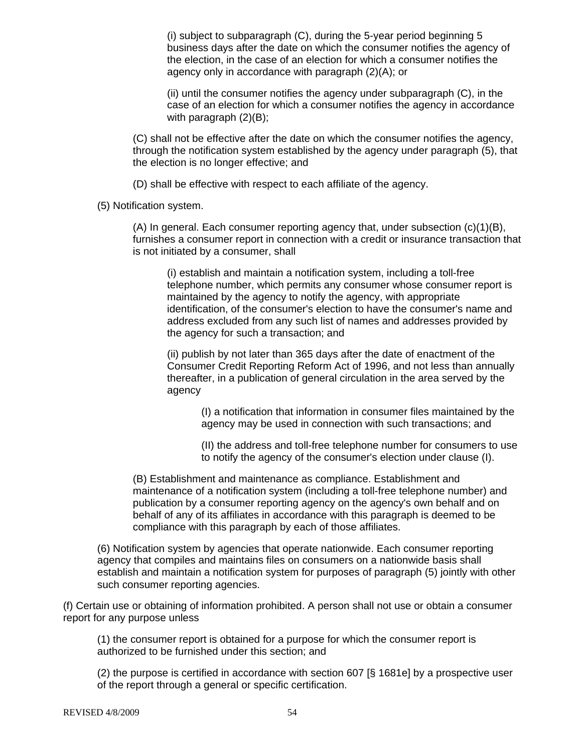(i) subject to subparagraph (C), during the 5-year period beginning 5 business days after the date on which the consumer notifies the agency of the election, in the case of an election for which a consumer notifies the agency only in accordance with paragraph (2)(A); or

(ii) until the consumer notifies the agency under subparagraph (C), in the case of an election for which a consumer notifies the agency in accordance with paragraph (2)(B);

(C) shall not be effective after the date on which the consumer notifies the agency, through the notification system established by the agency under paragraph (5), that the election is no longer effective; and

(D) shall be effective with respect to each affiliate of the agency.

(5) Notification system.

(A) In general. Each consumer reporting agency that, under subsection (c)(1)(B), furnishes a consumer report in connection with a credit or insurance transaction that is not initiated by a consumer, shall

(i) establish and maintain a notification system, including a toll-free telephone number, which permits any consumer whose consumer report is maintained by the agency to notify the agency, with appropriate identification, of the consumer's election to have the consumer's name and address excluded from any such list of names and addresses provided by the agency for such a transaction; and

(ii) publish by not later than 365 days after the date of enactment of the Consumer Credit Reporting Reform Act of 1996, and not less than annually thereafter, in a publication of general circulation in the area served by the agency

(I) a notification that information in consumer files maintained by the agency may be used in connection with such transactions; and

(II) the address and toll-free telephone number for consumers to use to notify the agency of the consumer's election under clause (I).

(B) Establishment and maintenance as compliance. Establishment and maintenance of a notification system (including a toll-free telephone number) and publication by a consumer reporting agency on the agency's own behalf and on behalf of any of its affiliates in accordance with this paragraph is deemed to be compliance with this paragraph by each of those affiliates.

(6) Notification system by agencies that operate nationwide. Each consumer reporting agency that compiles and maintains files on consumers on a nationwide basis shall establish and maintain a notification system for purposes of paragraph (5) jointly with other such consumer reporting agencies.

(f) Certain use or obtaining of information prohibited. A person shall not use or obtain a consumer report for any purpose unless

(1) the consumer report is obtained for a purpose for which the consumer report is authorized to be furnished under this section; and

(2) the purpose is certified in accordance with section 607 [§ 1681e] by a prospective user of the report through a general or specific certification.

REVISED 4/8/2009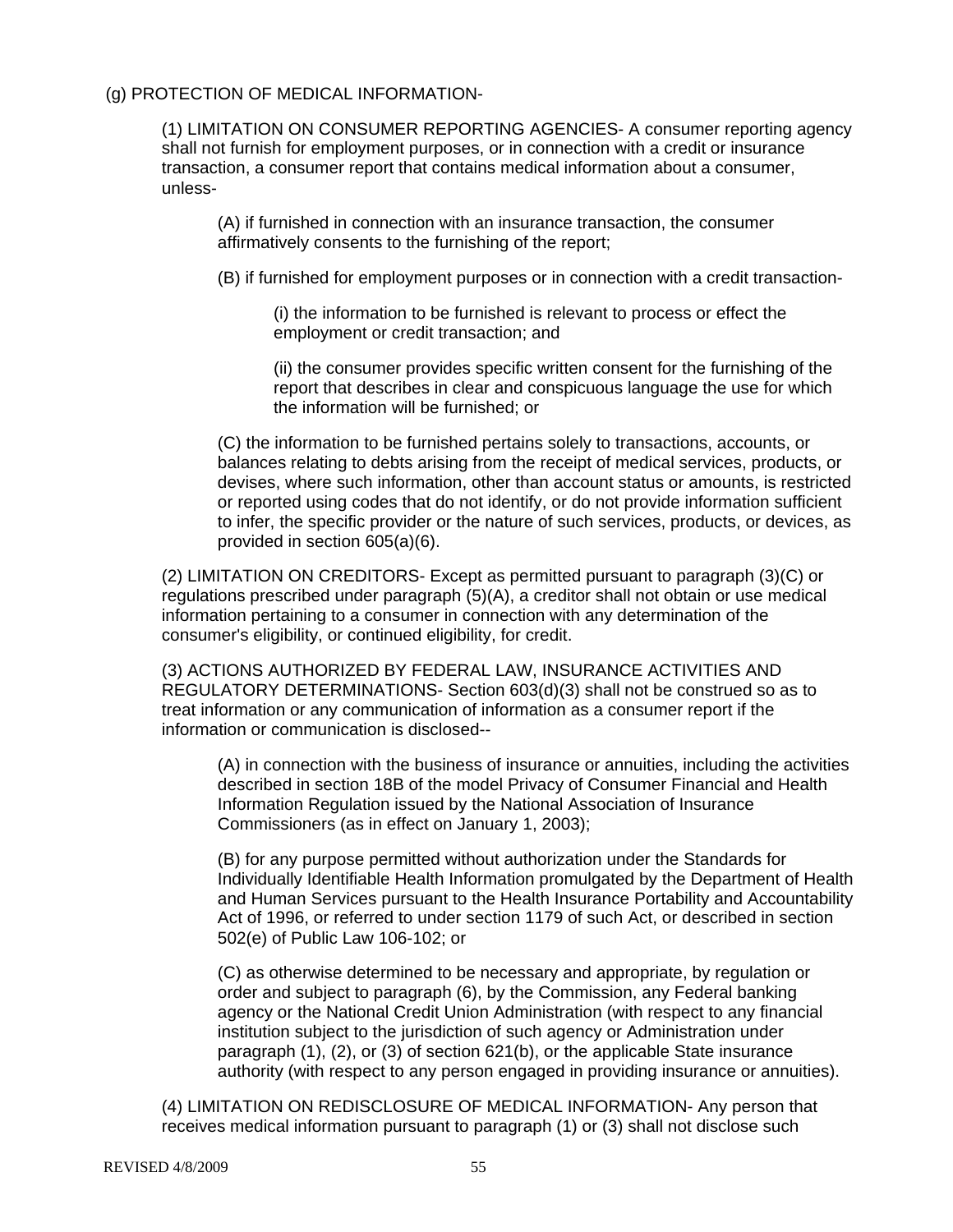(g) PROTECTION OF MEDICAL INFORMATION-

(1) LIMITATION ON CONSUMER REPORTING AGENCIES- A consumer reporting agency shall not furnish for employment purposes, or in connection with a credit or insurance transaction, a consumer report that contains medical information about a consumer, unless-

(A) if furnished in connection with an insurance transaction, the consumer affirmatively consents to the furnishing of the report;

(B) if furnished for employment purposes or in connection with a credit transaction-

(i) the information to be furnished is relevant to process or effect the employment or credit transaction; and

(ii) the consumer provides specific written consent for the furnishing of the report that describes in clear and conspicuous language the use for which the information will be furnished; or

(C) the information to be furnished pertains solely to transactions, accounts, or balances relating to debts arising from the receipt of medical services, products, or devises, where such information, other than account status or amounts, is restricted or reported using codes that do not identify, or do not provide information sufficient to infer, the specific provider or the nature of such services, products, or devices, as provided in section 605(a)(6).

(2) LIMITATION ON CREDITORS- Except as permitted pursuant to paragraph (3)(C) or regulations prescribed under paragraph (5)(A), a creditor shall not obtain or use medical information pertaining to a consumer in connection with any determination of the consumer's eligibility, or continued eligibility, for credit.

(3) ACTIONS AUTHORIZED BY FEDERAL LAW, INSURANCE ACTIVITIES AND REGULATORY DETERMINATIONS- Section 603(d)(3) shall not be construed so as to treat information or any communication of information as a consumer report if the information or communication is disclosed--

(A) in connection with the business of insurance or annuities, including the activities described in section 18B of the model Privacy of Consumer Financial and Health Information Regulation issued by the National Association of Insurance Commissioners (as in effect on January 1, 2003);

(B) for any purpose permitted without authorization under the Standards for Individually Identifiable Health Information promulgated by the Department of Health and Human Services pursuant to the Health Insurance Portability and Accountability Act of 1996, or referred to under section 1179 of such Act, or described in section 502(e) of Public Law 106-102; or

(C) as otherwise determined to be necessary and appropriate, by regulation or order and subject to paragraph (6), by the Commission, any Federal banking agency or the National Credit Union Administration (with respect to any financial institution subject to the jurisdiction of such agency or Administration under paragraph (1), (2), or (3) of section 621(b), or the applicable State insurance authority (with respect to any person engaged in providing insurance or annuities).

(4) LIMITATION ON REDISCLOSURE OF MEDICAL INFORMATION- Any person that receives medical information pursuant to paragraph (1) or (3) shall not disclose such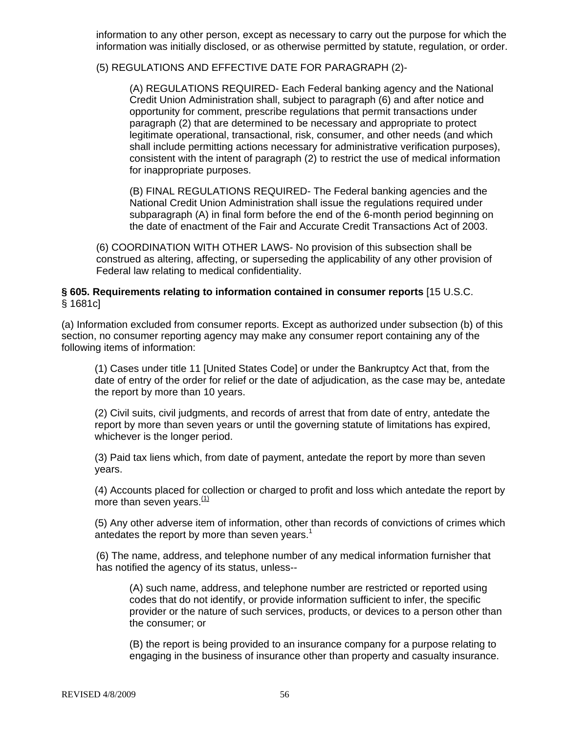information to any other person, except as necessary to carry out the purpose for which the information was initially disclosed, or as otherwise permitted by statute, regulation, or order.

(5) REGULATIONS AND EFFECTIVE DATE FOR PARAGRAPH (2)-

(A) REGULATIONS REQUIRED- Each Federal banking agency and the National Credit Union Administration shall, subject to paragraph (6) and after notice and opportunity for comment, prescribe regulations that permit transactions under paragraph (2) that are determined to be necessary and appropriate to protect legitimate operational, transactional, risk, consumer, and other needs (and which shall include permitting actions necessary for administrative verification purposes), consistent with the intent of paragraph (2) to restrict the use of medical information for inappropriate purposes.

(B) FINAL REGULATIONS REQUIRED- The Federal banking agencies and the National Credit Union Administration shall issue the regulations required under subparagraph (A) in final form before the end of the 6-month period beginning on the date of enactment of the Fair and Accurate Credit Transactions Act of 2003.

(6) COORDINATION WITH OTHER LAWS- No provision of this subsection shall be construed as altering, affecting, or superseding the applicability of any other provision of Federal law relating to medical confidentiality.

**§ 605. Requirements relating to information contained in consumer reports** [15 U.S.C. § 1681c]

(a) Information excluded from consumer reports. Except as authorized under subsection (b) of this section, no consumer reporting agency may make any consumer report containing any of the following items of information:

(1) Cases under title 11 [United States Code] or under the Bankruptcy Act that, from the date of entry of the order for relief or the date of adjudication, as the case may be, antedate the report by more than 10 years.

(2) Civil suits, civil judgments, and records of arrest that from date of entry, antedate the report by more than seven years or until the governing statute of limitations has expired, whichever is the longer period.

(3) Paid tax liens which, from date of payment, antedate the report by more than seven years.

(4) Accounts placed for collection or charged to profit and loss which antedate the report by more than seven years.[(1)]

(5) Any other adverse item of information, other than records of convictions of crimes which antedates the report by more than seven years.[1]

(6) The name, address, and telephone number of any medical information furnisher that has notified the agency of its status, unless--

(A) such name, address, and telephone number are restricted or reported using codes that do not identify, or provide information sufficient to infer, the specific provider or the nature of such services, products, or devices to a person other than the consumer; or

(B) the report is being provided to an insurance company for a purpose relating to engaging in the business of insurance other than property and casualty insurance.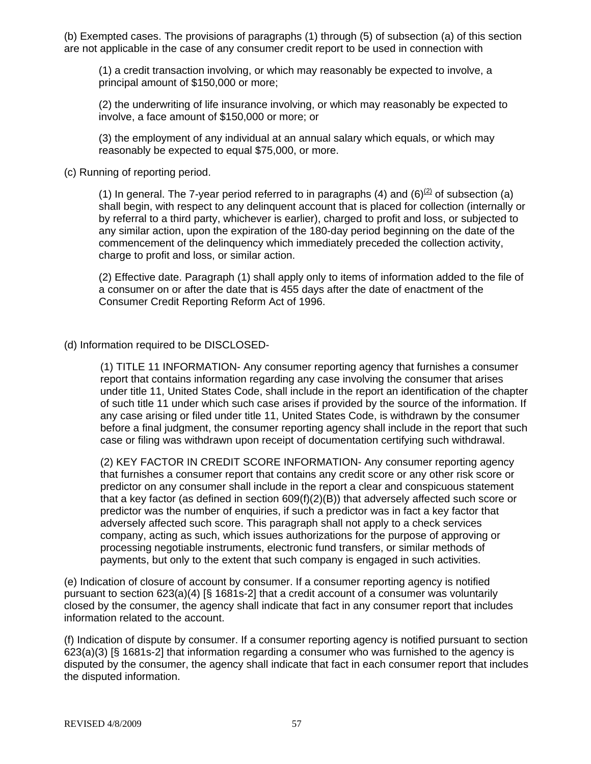(b) Exempted cases. The provisions of paragraphs (1) through (5) of subsection (a) of this section are not applicable in the case of any consumer credit report to be used in connection with

> (1) a credit transaction involving, or which may reasonably be expected to involve, a principal amount of $150,000 or more;
>
> (2) the underwriting of life insurance involving, or which may reasonably be expected to involve, a face amount of $150,000 or more; or
>
> (3) the employment of any individual at an annual salary which equals, or which may reasonably be expected to equal $75,000, or more.

(c) Running of reporting period.

> (1) In general. The 7-year period referred to in paragraphs (4) and (6)[(2)] of subsection (a) shall begin, with respect to any delinquent account that is placed for collection (internally or by referral to a third party, whichever is earlier), charged to profit and loss, or subjected to any similar action, upon the expiration of the 180-day period beginning on the date of the commencement of the delinquency which immediately preceded the collection activity, charge to profit and loss, or similar action.
>
> (2) Effective date. Paragraph (1) shall apply only to items of information added to the file of a consumer on or after the date that is 455 days after the date of enactment of the Consumer Credit Reporting Reform Act of 1996.

(d) Information required to be DISCLOSED-

> (1) TITLE 11 INFORMATION- Any consumer reporting agency that furnishes a consumer report that contains information regarding any case involving the consumer that arises under title 11, United States Code, shall include in the report an identification of the chapter of such title 11 under which such case arises if provided by the source of the information. If any case arising or filed under title 11, United States Code, is withdrawn by the consumer before a final judgment, the consumer reporting agency shall include in the report that such case or filing was withdrawn upon receipt of documentation certifying such withdrawal.
>
> (2) KEY FACTOR IN CREDIT SCORE INFORMATION- Any consumer reporting agency that furnishes a consumer report that contains any credit score or any other risk score or predictor on any consumer shall include in the report a clear and conspicuous statement that a key factor (as defined in section 609(f)(2)(B)) that adversely affected such score or predictor was the number of enquiries, if such a predictor was in fact a key factor that adversely affected such score. This paragraph shall not apply to a check services company, acting as such, which issues authorizations for the purpose of approving or processing negotiable instruments, electronic fund transfers, or similar methods of payments, but only to the extent that such company is engaged in such activities.

(e) Indication of closure of account by consumer. If a consumer reporting agency is notified pursuant to section 623(a)(4) [§ 1681s-2] that a credit account of a consumer was voluntarily closed by the consumer, the agency shall indicate that fact in any consumer report that includes information related to the account.

(f) Indication of dispute by consumer. If a consumer reporting agency is notified pursuant to section 623(a)(3) [§ 1681s-2] that information regarding a consumer who was furnished to the agency is disputed by the consumer, the agency shall indicate that fact in each consumer report that includes the disputed information.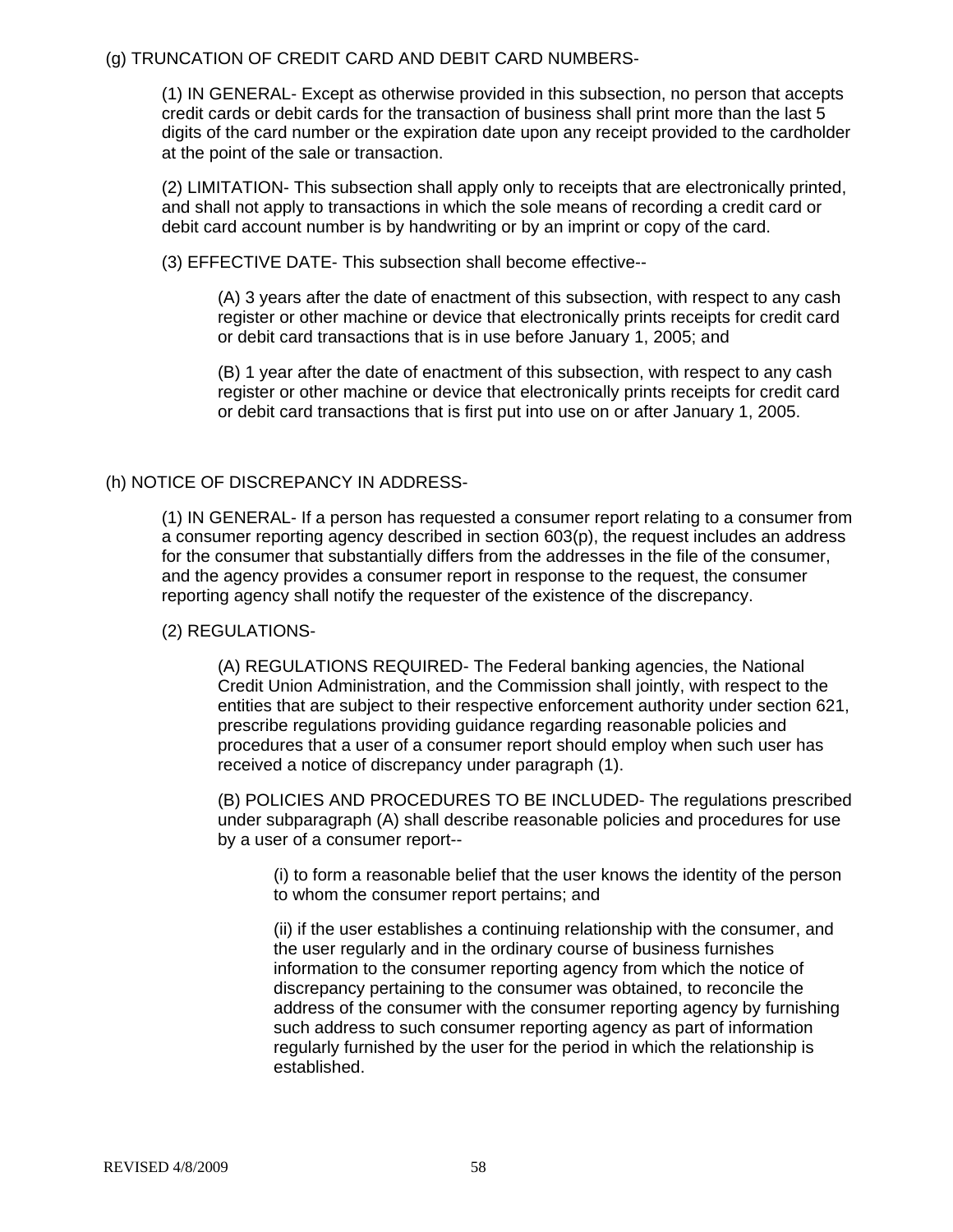(g) TRUNCATION OF CREDIT CARD AND DEBIT CARD NUMBERS-

(1) IN GENERAL- Except as otherwise provided in this subsection, no person that accepts credit cards or debit cards for the transaction of business shall print more than the last 5 digits of the card number or the expiration date upon any receipt provided to the cardholder at the point of the sale or transaction.

(2) LIMITATION- This subsection shall apply only to receipts that are electronically printed, and shall not apply to transactions in which the sole means of recording a credit card or debit card account number is by handwriting or by an imprint or copy of the card.

(3) EFFECTIVE DATE- This subsection shall become effective--

(A) 3 years after the date of enactment of this subsection, with respect to any cash register or other machine or device that electronically prints receipts for credit card or debit card transactions that is in use before January 1, 2005; and

(B) 1 year after the date of enactment of this subsection, with respect to any cash register or other machine or device that electronically prints receipts for credit card or debit card transactions that is first put into use on or after January 1, 2005.

(h) NOTICE OF DISCREPANCY IN ADDRESS-

(1) IN GENERAL- If a person has requested a consumer report relating to a consumer from a consumer reporting agency described in section 603(p), the request includes an address for the consumer that substantially differs from the addresses in the file of the consumer, and the agency provides a consumer report in response to the request, the consumer reporting agency shall notify the requester of the existence of the discrepancy.

(2) REGULATIONS-

(A) REGULATIONS REQUIRED- The Federal banking agencies, the National Credit Union Administration, and the Commission shall jointly, with respect to the entities that are subject to their respective enforcement authority under section 621, prescribe regulations providing guidance regarding reasonable policies and procedures that a user of a consumer report should employ when such user has received a notice of discrepancy under paragraph (1).

(B) POLICIES AND PROCEDURES TO BE INCLUDED- The regulations prescribed under subparagraph (A) shall describe reasonable policies and procedures for use by a user of a consumer report--

(i) to form a reasonable belief that the user knows the identity of the person to whom the consumer report pertains; and

(ii) if the user establishes a continuing relationship with the consumer, and the user regularly and in the ordinary course of business furnishes information to the consumer reporting agency from which the notice of discrepancy pertaining to the consumer was obtained, to reconcile the address of the consumer with the consumer reporting agency by furnishing such address to such consumer reporting agency as part of information regularly furnished by the user for the period in which the relationship is established.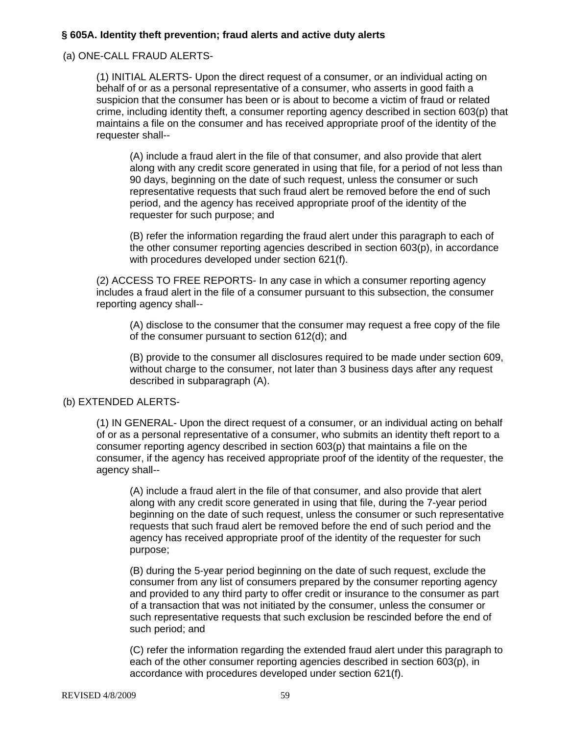**§ 605A. Identity theft prevention; fraud alerts and active duty alerts**

(a) ONE-CALL FRAUD ALERTS-

(1) INITIAL ALERTS- Upon the direct request of a consumer, or an individual acting on behalf of or as a personal representative of a consumer, who asserts in good faith a suspicion that the consumer has been or is about to become a victim of fraud or related crime, including identity theft, a consumer reporting agency described in section 603(p) that maintains a file on the consumer and has received appropriate proof of the identity of the requester shall--

(A) include a fraud alert in the file of that consumer, and also provide that alert along with any credit score generated in using that file, for a period of not less than 90 days, beginning on the date of such request, unless the consumer or such representative requests that such fraud alert be removed before the end of such period, and the agency has received appropriate proof of the identity of the requester for such purpose; and

(B) refer the information regarding the fraud alert under this paragraph to each of the other consumer reporting agencies described in section 603(p), in accordance with procedures developed under section 621(f).

(2) ACCESS TO FREE REPORTS- In any case in which a consumer reporting agency includes a fraud alert in the file of a consumer pursuant to this subsection, the consumer reporting agency shall--

(A) disclose to the consumer that the consumer may request a free copy of the file of the consumer pursuant to section 612(d); and

(B) provide to the consumer all disclosures required to be made under section 609, without charge to the consumer, not later than 3 business days after any request described in subparagraph (A).

(b) EXTENDED ALERTS-

(1) IN GENERAL- Upon the direct request of a consumer, or an individual acting on behalf of or as a personal representative of a consumer, who submits an identity theft report to a consumer reporting agency described in section 603(p) that maintains a file on the consumer, if the agency has received appropriate proof of the identity of the requester, the agency shall--

(A) include a fraud alert in the file of that consumer, and also provide that alert along with any credit score generated in using that file, during the 7-year period beginning on the date of such request, unless the consumer or such representative requests that such fraud alert be removed before the end of such period and the agency has received appropriate proof of the identity of the requester for such purpose;

(B) during the 5-year period beginning on the date of such request, exclude the consumer from any list of consumers prepared by the consumer reporting agency and provided to any third party to offer credit or insurance to the consumer as part of a transaction that was not initiated by the consumer, unless the consumer or such representative requests that such exclusion be rescinded before the end of such period; and

(C) refer the information regarding the extended fraud alert under this paragraph to each of the other consumer reporting agencies described in section 603(p), in accordance with procedures developed under section 621(f).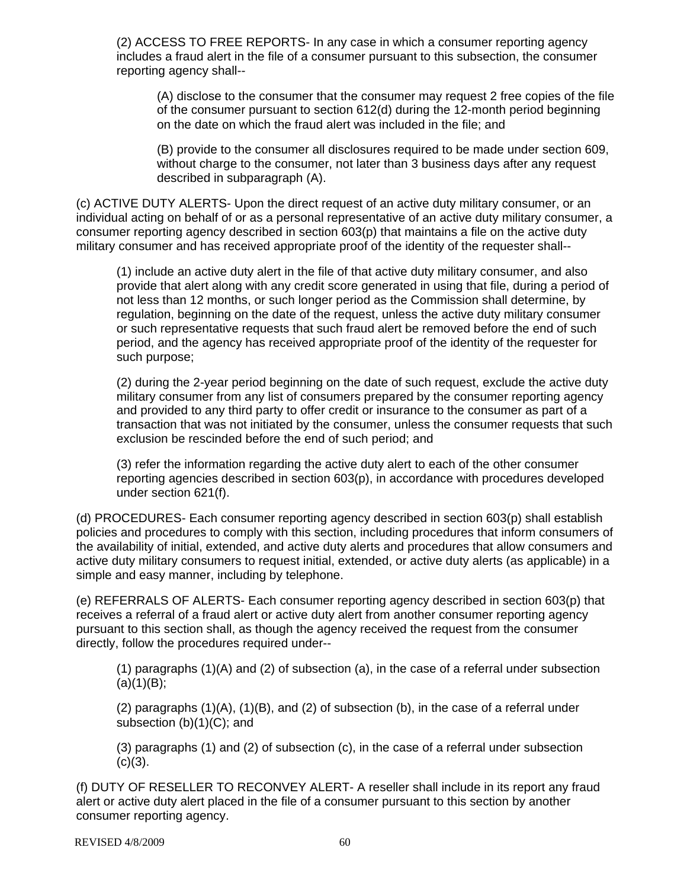(2) ACCESS TO FREE REPORTS- In any case in which a consumer reporting agency includes a fraud alert in the file of a consumer pursuant to this subsection, the consumer reporting agency shall--

(A) disclose to the consumer that the consumer may request 2 free copies of the file of the consumer pursuant to section 612(d) during the 12-month period beginning on the date on which the fraud alert was included in the file; and

(B) provide to the consumer all disclosures required to be made under section 609, without charge to the consumer, not later than 3 business days after any request described in subparagraph (A).

(c) ACTIVE DUTY ALERTS- Upon the direct request of an active duty military consumer, or an individual acting on behalf of or as a personal representative of an active duty military consumer, a consumer reporting agency described in section 603(p) that maintains a file on the active duty military consumer and has received appropriate proof of the identity of the requester shall--

(1) include an active duty alert in the file of that active duty military consumer, and also provide that alert along with any credit score generated in using that file, during a period of not less than 12 months, or such longer period as the Commission shall determine, by regulation, beginning on the date of the request, unless the active duty military consumer or such representative requests that such fraud alert be removed before the end of such period, and the agency has received appropriate proof of the identity of the requester for such purpose;

(2) during the 2-year period beginning on the date of such request, exclude the active duty military consumer from any list of consumers prepared by the consumer reporting agency and provided to any third party to offer credit or insurance to the consumer as part of a transaction that was not initiated by the consumer, unless the consumer requests that such exclusion be rescinded before the end of such period; and

(3) refer the information regarding the active duty alert to each of the other consumer reporting agencies described in section 603(p), in accordance with procedures developed under section 621(f).

(d) PROCEDURES- Each consumer reporting agency described in section 603(p) shall establish policies and procedures to comply with this section, including procedures that inform consumers of the availability of initial, extended, and active duty alerts and procedures that allow consumers and active duty military consumers to request initial, extended, or active duty alerts (as applicable) in a simple and easy manner, including by telephone.

(e) REFERRALS OF ALERTS- Each consumer reporting agency described in section 603(p) that receives a referral of a fraud alert or active duty alert from another consumer reporting agency pursuant to this section shall, as though the agency received the request from the consumer directly, follow the procedures required under--

(1) paragraphs (1)(A) and (2) of subsection (a), in the case of a referral under subsection (a)(1)(B);

(2) paragraphs (1)(A), (1)(B), and (2) of subsection (b), in the case of a referral under subsection (b)(1)(C); and

(3) paragraphs (1) and (2) of subsection (c), in the case of a referral under subsection (c)(3).

(f) DUTY OF RESELLER TO RECONVEY ALERT- A reseller shall include in its report any fraud alert or active duty alert placed in the file of a consumer pursuant to this section by another consumer reporting agency.

REVISED 4/8/2009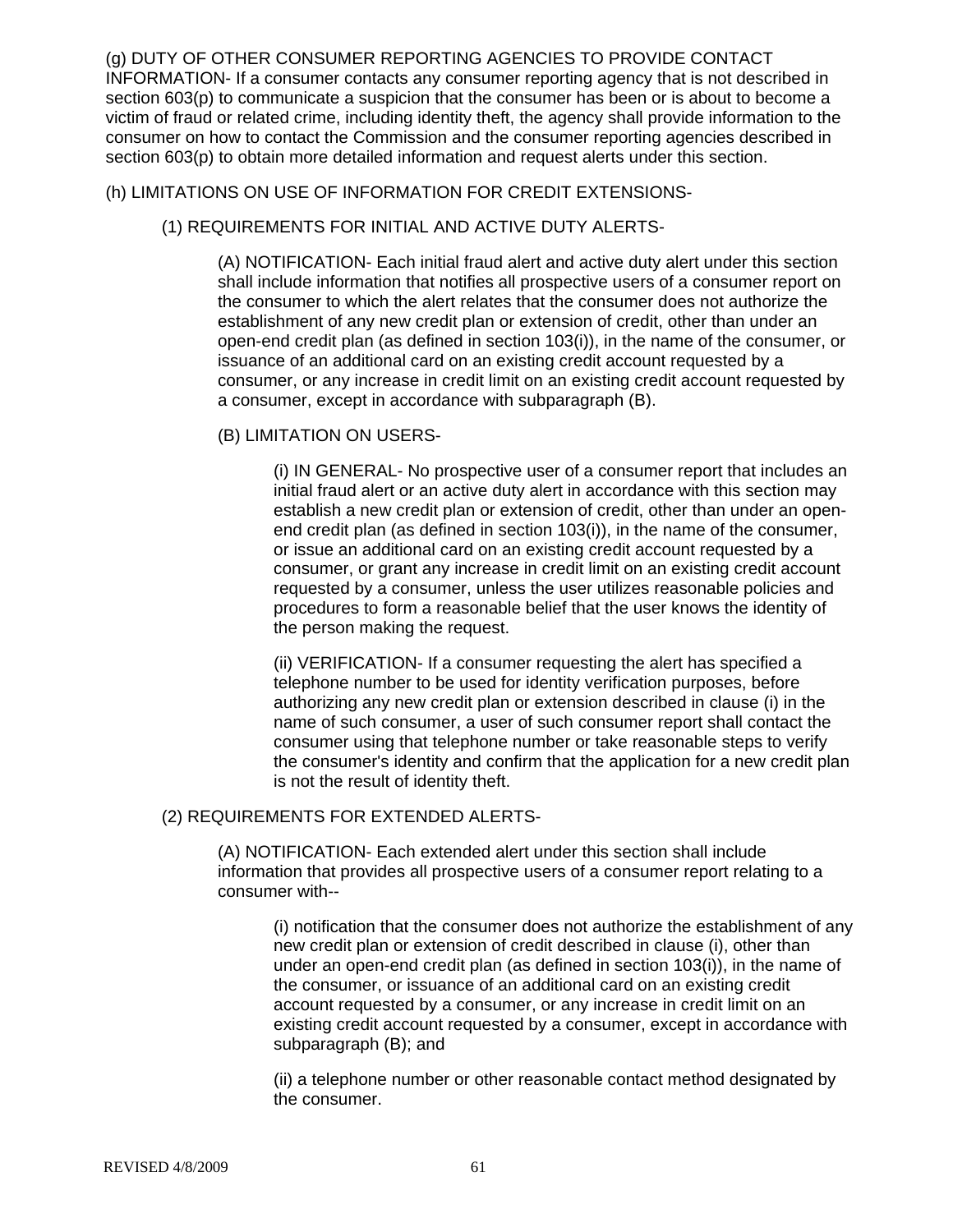(g) DUTY OF OTHER CONSUMER REPORTING AGENCIES TO PROVIDE CONTACT INFORMATION- If a consumer contacts any consumer reporting agency that is not described in section 603(p) to communicate a suspicion that the consumer has been or is about to become a victim of fraud or related crime, including identity theft, the agency shall provide information to the consumer on how to contact the Commission and the consumer reporting agencies described in section 603(p) to obtain more detailed information and request alerts under this section.

(h) LIMITATIONS ON USE OF INFORMATION FOR CREDIT EXTENSIONS-

(1) REQUIREMENTS FOR INITIAL AND ACTIVE DUTY ALERTS-

(A) NOTIFICATION- Each initial fraud alert and active duty alert under this section shall include information that notifies all prospective users of a consumer report on the consumer to which the alert relates that the consumer does not authorize the establishment of any new credit plan or extension of credit, other than under an open-end credit plan (as defined in section 103(i)), in the name of the consumer, or issuance of an additional card on an existing credit account requested by a consumer, or any increase in credit limit on an existing credit account requested by a consumer, except in accordance with subparagraph (B).

(B) LIMITATION ON USERS-

(i) IN GENERAL- No prospective user of a consumer report that includes an initial fraud alert or an active duty alert in accordance with this section may establish a new credit plan or extension of credit, other than under an open-end credit plan (as defined in section 103(i)), in the name of the consumer, or issue an additional card on an existing credit account requested by a consumer, or grant any increase in credit limit on an existing credit account requested by a consumer, unless the user utilizes reasonable policies and procedures to form a reasonable belief that the user knows the identity of the person making the request.

(ii) VERIFICATION- If a consumer requesting the alert has specified a telephone number to be used for identity verification purposes, before authorizing any new credit plan or extension described in clause (i) in the name of such consumer, a user of such consumer report shall contact the consumer using that telephone number or take reasonable steps to verify the consumer's identity and confirm that the application for a new credit plan is not the result of identity theft.

(2) REQUIREMENTS FOR EXTENDED ALERTS-

(A) NOTIFICATION- Each extended alert under this section shall include information that provides all prospective users of a consumer report relating to a consumer with--

(i) notification that the consumer does not authorize the establishment of any new credit plan or extension of credit described in clause (i), other than under an open-end credit plan (as defined in section 103(i)), in the name of the consumer, or issuance of an additional card on an existing credit account requested by a consumer, or any increase in credit limit on an existing credit account requested by a consumer, except in accordance with subparagraph (B); and

(ii) a telephone number or other reasonable contact method designated by the consumer.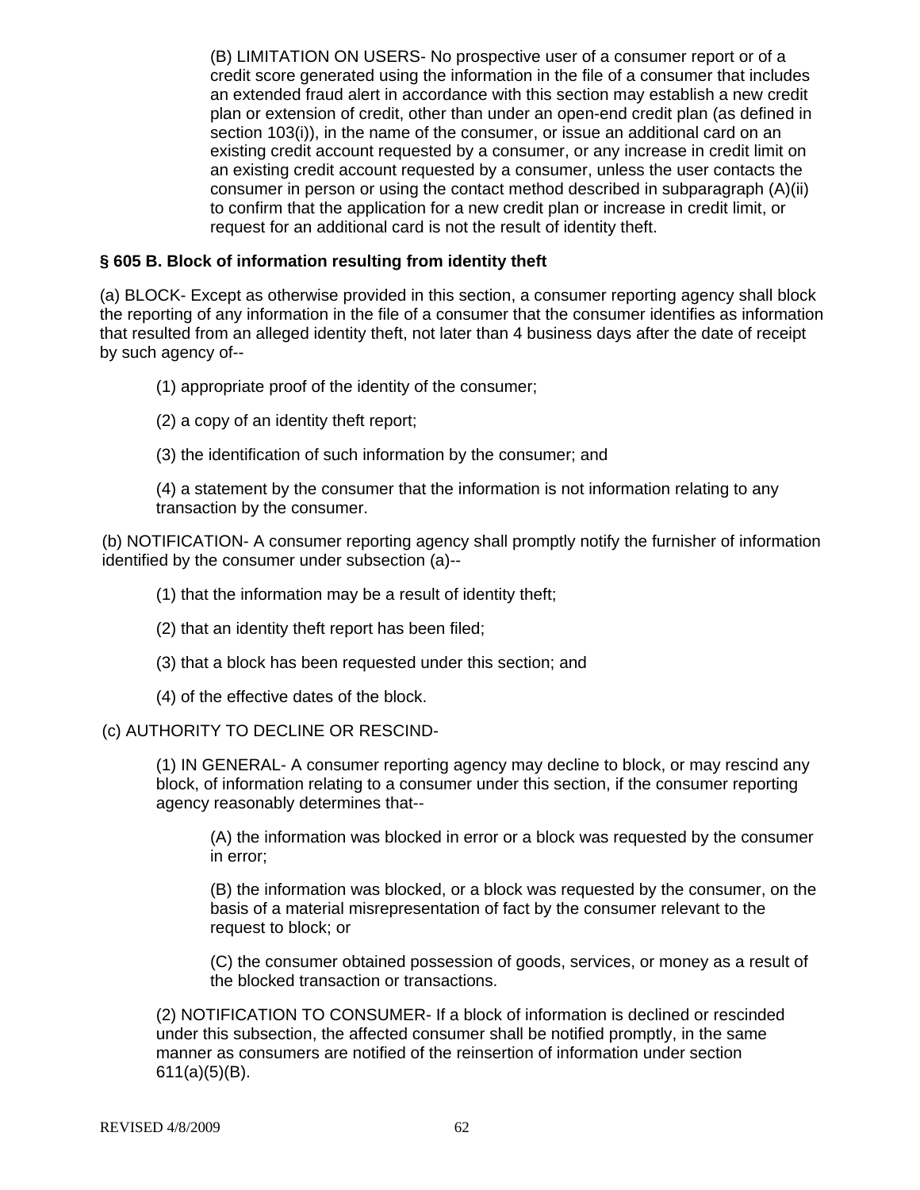(B) LIMITATION ON USERS- No prospective user of a consumer report or of a credit score generated using the information in the file of a consumer that includes an extended fraud alert in accordance with this section may establish a new credit plan or extension of credit, other than under an open-end credit plan (as defined in section 103(i)), in the name of the consumer, or issue an additional card on an existing credit account requested by a consumer, or any increase in credit limit on an existing credit account requested by a consumer, unless the user contacts the consumer in person or using the contact method described in subparagraph (A)(ii) to confirm that the application for a new credit plan or increase in credit limit, or request for an additional card is not the result of identity theft.

**§ 605 B. Block of information resulting from identity theft**

(a) BLOCK- Except as otherwise provided in this section, a consumer reporting agency shall block the reporting of any information in the file of a consumer that the consumer identifies as information that resulted from an alleged identity theft, not later than 4 business days after the date of receipt by such agency of--

(1) appropriate proof of the identity of the consumer;

(2) a copy of an identity theft report;

(3) the identification of such information by the consumer; and

(4) a statement by the consumer that the information is not information relating to any transaction by the consumer.

(b) NOTIFICATION- A consumer reporting agency shall promptly notify the furnisher of information identified by the consumer under subsection (a)--

(1) that the information may be a result of identity theft;

(2) that an identity theft report has been filed;

(3) that a block has been requested under this section; and

(4) of the effective dates of the block.

(c) AUTHORITY TO DECLINE OR RESCIND-

(1) IN GENERAL- A consumer reporting agency may decline to block, or may rescind any block, of information relating to a consumer under this section, if the consumer reporting agency reasonably determines that--

(A) the information was blocked in error or a block was requested by the consumer in error;

(B) the information was blocked, or a block was requested by the consumer, on the basis of a material misrepresentation of fact by the consumer relevant to the request to block; or

(C) the consumer obtained possession of goods, services, or money as a result of the blocked transaction or transactions.

(2) NOTIFICATION TO CONSUMER- If a block of information is declined or rescinded under this subsection, the affected consumer shall be notified promptly, in the same manner as consumers are notified of the reinsertion of information under section 611(a)(5)(B).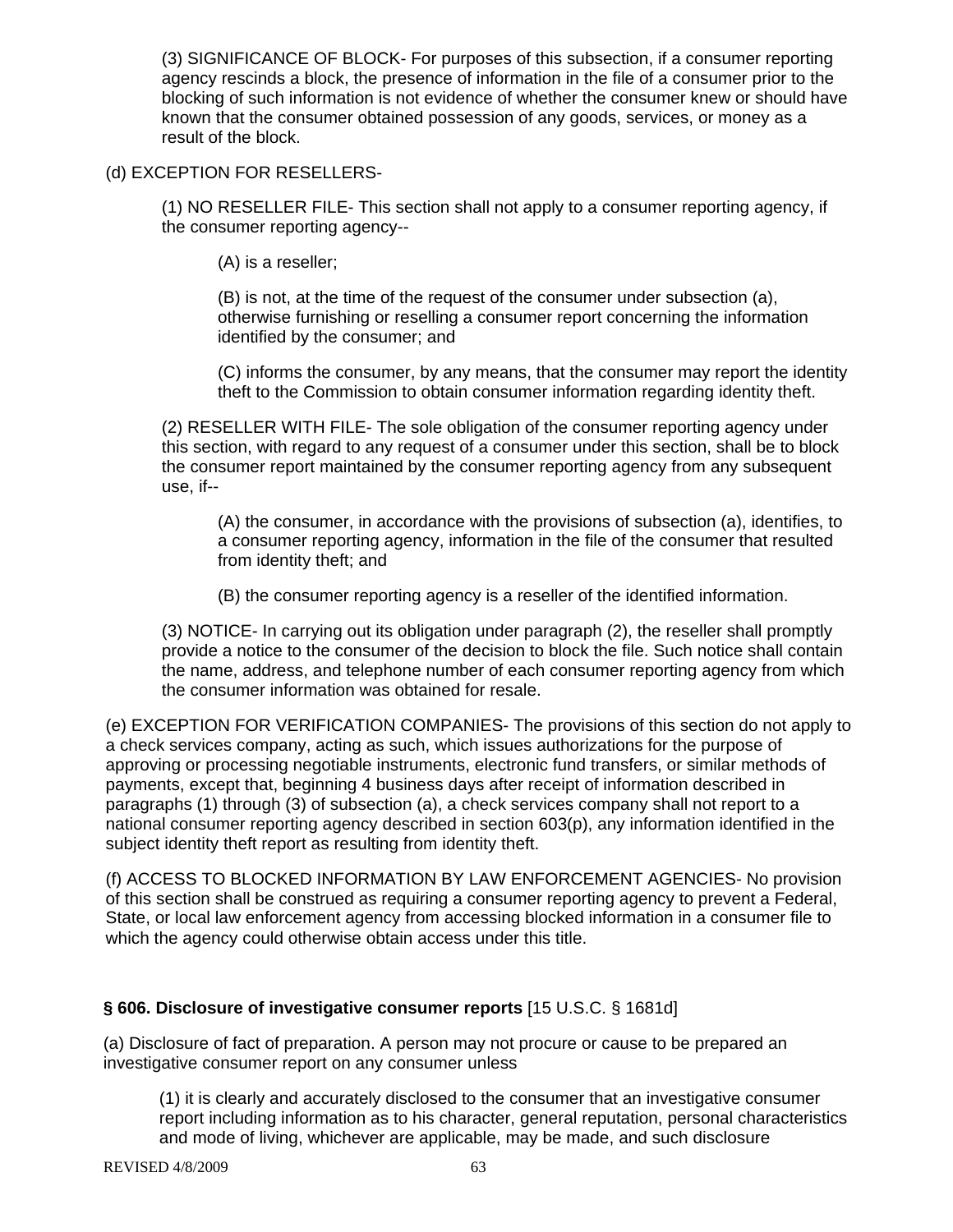(3) SIGNIFICANCE OF BLOCK- For purposes of this subsection, if a consumer reporting agency rescinds a block, the presence of information in the file of a consumer prior to the blocking of such information is not evidence of whether the consumer knew or should have known that the consumer obtained possession of any goods, services, or money as a result of the block.

(d) EXCEPTION FOR RESELLERS-

(1) NO RESELLER FILE- This section shall not apply to a consumer reporting agency, if the consumer reporting agency--

(A) is a reseller;

(B) is not, at the time of the request of the consumer under subsection (a), otherwise furnishing or reselling a consumer report concerning the information identified by the consumer; and

(C) informs the consumer, by any means, that the consumer may report the identity theft to the Commission to obtain consumer information regarding identity theft.

(2) RESELLER WITH FILE- The sole obligation of the consumer reporting agency under this section, with regard to any request of a consumer under this section, shall be to block the consumer report maintained by the consumer reporting agency from any subsequent use, if--

(A) the consumer, in accordance with the provisions of subsection (a), identifies, to a consumer reporting agency, information in the file of the consumer that resulted from identity theft; and

(B) the consumer reporting agency is a reseller of the identified information.

(3) NOTICE- In carrying out its obligation under paragraph (2), the reseller shall promptly provide a notice to the consumer of the decision to block the file. Such notice shall contain the name, address, and telephone number of each consumer reporting agency from which the consumer information was obtained for resale.

(e) EXCEPTION FOR VERIFICATION COMPANIES- The provisions of this section do not apply to a check services company, acting as such, which issues authorizations for the purpose of approving or processing negotiable instruments, electronic fund transfers, or similar methods of payments, except that, beginning 4 business days after receipt of information described in paragraphs (1) through (3) of subsection (a), a check services company shall not report to a national consumer reporting agency described in section 603(p), any information identified in the subject identity theft report as resulting from identity theft.

(f) ACCESS TO BLOCKED INFORMATION BY LAW ENFORCEMENT AGENCIES- No provision of this section shall be construed as requiring a consumer reporting agency to prevent a Federal, State, or local law enforcement agency from accessing blocked information in a consumer file to which the agency could otherwise obtain access under this title.

**§ 606. Disclosure of investigative consumer reports** [15 U.S.C. § 1681d]

(a) Disclosure of fact of preparation. A person may not procure or cause to be prepared an investigative consumer report on any consumer unless

(1) it is clearly and accurately disclosed to the consumer that an investigative consumer report including information as to his character, general reputation, personal characteristics and mode of living, whichever are applicable, may be made, and such disclosure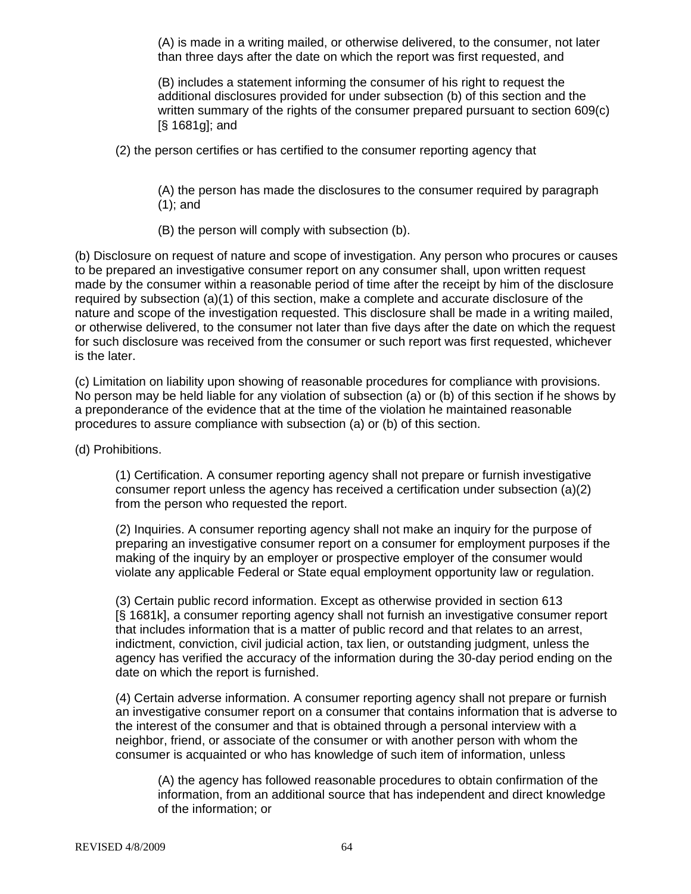(A) is made in a writing mailed, or otherwise delivered, to the consumer, not later than three days after the date on which the report was first requested, and

(B) includes a statement informing the consumer of his right to request the additional disclosures provided for under subsection (b) of this section and the written summary of the rights of the consumer prepared pursuant to section 609(c) [§ 1681g]; and

(2) the person certifies or has certified to the consumer reporting agency that

(A) the person has made the disclosures to the consumer required by paragraph (1); and

(B) the person will comply with subsection (b).

(b) Disclosure on request of nature and scope of investigation. Any person who procures or causes to be prepared an investigative consumer report on any consumer shall, upon written request made by the consumer within a reasonable period of time after the receipt by him of the disclosure required by subsection (a)(1) of this section, make a complete and accurate disclosure of the nature and scope of the investigation requested. This disclosure shall be made in a writing mailed, or otherwise delivered, to the consumer not later than five days after the date on which the request for such disclosure was received from the consumer or such report was first requested, whichever is the later.

(c) Limitation on liability upon showing of reasonable procedures for compliance with provisions. No person may be held liable for any violation of subsection (a) or (b) of this section if he shows by a preponderance of the evidence that at the time of the violation he maintained reasonable procedures to assure compliance with subsection (a) or (b) of this section.

(d) Prohibitions.

(1) Certification. A consumer reporting agency shall not prepare or furnish investigative consumer report unless the agency has received a certification under subsection (a)(2) from the person who requested the report.

(2) Inquiries. A consumer reporting agency shall not make an inquiry for the purpose of preparing an investigative consumer report on a consumer for employment purposes if the making of the inquiry by an employer or prospective employer of the consumer would violate any applicable Federal or State equal employment opportunity law or regulation.

(3) Certain public record information. Except as otherwise provided in section 613 [§ 1681k], a consumer reporting agency shall not furnish an investigative consumer report that includes information that is a matter of public record and that relates to an arrest, indictment, conviction, civil judicial action, tax lien, or outstanding judgment, unless the agency has verified the accuracy of the information during the 30-day period ending on the date on which the report is furnished.

(4) Certain adverse information. A consumer reporting agency shall not prepare or furnish an investigative consumer report on a consumer that contains information that is adverse to the interest of the consumer and that is obtained through a personal interview with a neighbor, friend, or associate of the consumer or with another person with whom the consumer is acquainted or who has knowledge of such item of information, unless

(A) the agency has followed reasonable procedures to obtain confirmation of the information, from an additional source that has independent and direct knowledge of the information; or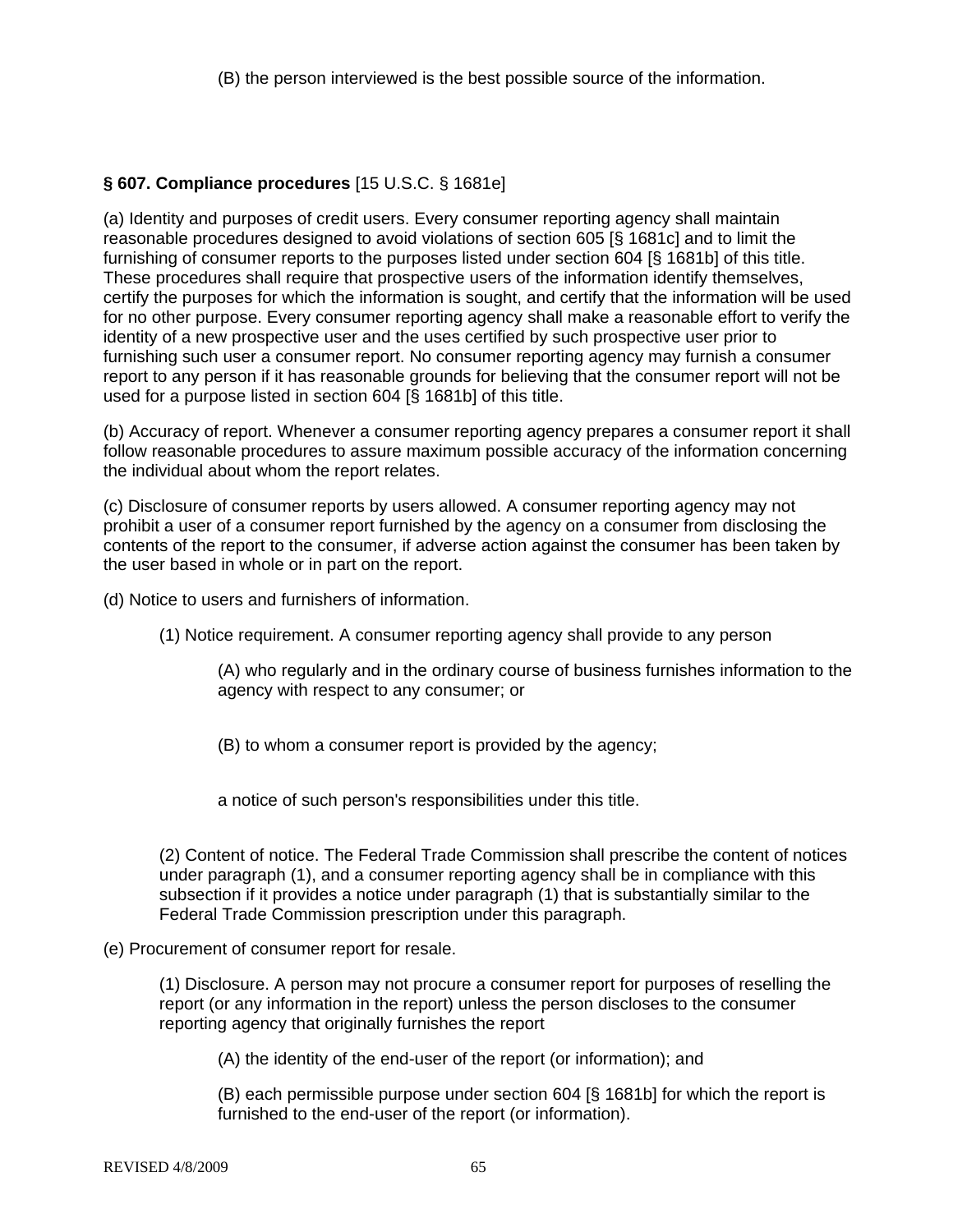(B) the person interviewed is the best possible source of the information.

**§ 607. Compliance procedures** [15 U.S.C. § 1681e]

(a) Identity and purposes of credit users. Every consumer reporting agency shall maintain reasonable procedures designed to avoid violations of section 605 [§ 1681c] and to limit the furnishing of consumer reports to the purposes listed under section 604 [§ 1681b] of this title. These procedures shall require that prospective users of the information identify themselves, certify the purposes for which the information is sought, and certify that the information will be used for no other purpose. Every consumer reporting agency shall make a reasonable effort to verify the identity of a new prospective user and the uses certified by such prospective user prior to furnishing such user a consumer report. No consumer reporting agency may furnish a consumer report to any person if it has reasonable grounds for believing that the consumer report will not be used for a purpose listed in section 604 [§ 1681b] of this title.

(b) Accuracy of report. Whenever a consumer reporting agency prepares a consumer report it shall follow reasonable procedures to assure maximum possible accuracy of the information concerning the individual about whom the report relates.

(c) Disclosure of consumer reports by users allowed. A consumer reporting agency may not prohibit a user of a consumer report furnished by the agency on a consumer from disclosing the contents of the report to the consumer, if adverse action against the consumer has been taken by the user based in whole or in part on the report.

(d) Notice to users and furnishers of information.

(1) Notice requirement. A consumer reporting agency shall provide to any person

(A) who regularly and in the ordinary course of business furnishes information to the agency with respect to any consumer; or

(B) to whom a consumer report is provided by the agency;

a notice of such person's responsibilities under this title.

(2) Content of notice. The Federal Trade Commission shall prescribe the content of notices under paragraph (1), and a consumer reporting agency shall be in compliance with this subsection if it provides a notice under paragraph (1) that is substantially similar to the Federal Trade Commission prescription under this paragraph.

(e) Procurement of consumer report for resale.

(1) Disclosure. A person may not procure a consumer report for purposes of reselling the report (or any information in the report) unless the person discloses to the consumer reporting agency that originally furnishes the report

(A) the identity of the end-user of the report (or information); and

(B) each permissible purpose under section 604 [§ 1681b] for which the report is furnished to the end-user of the report (or information).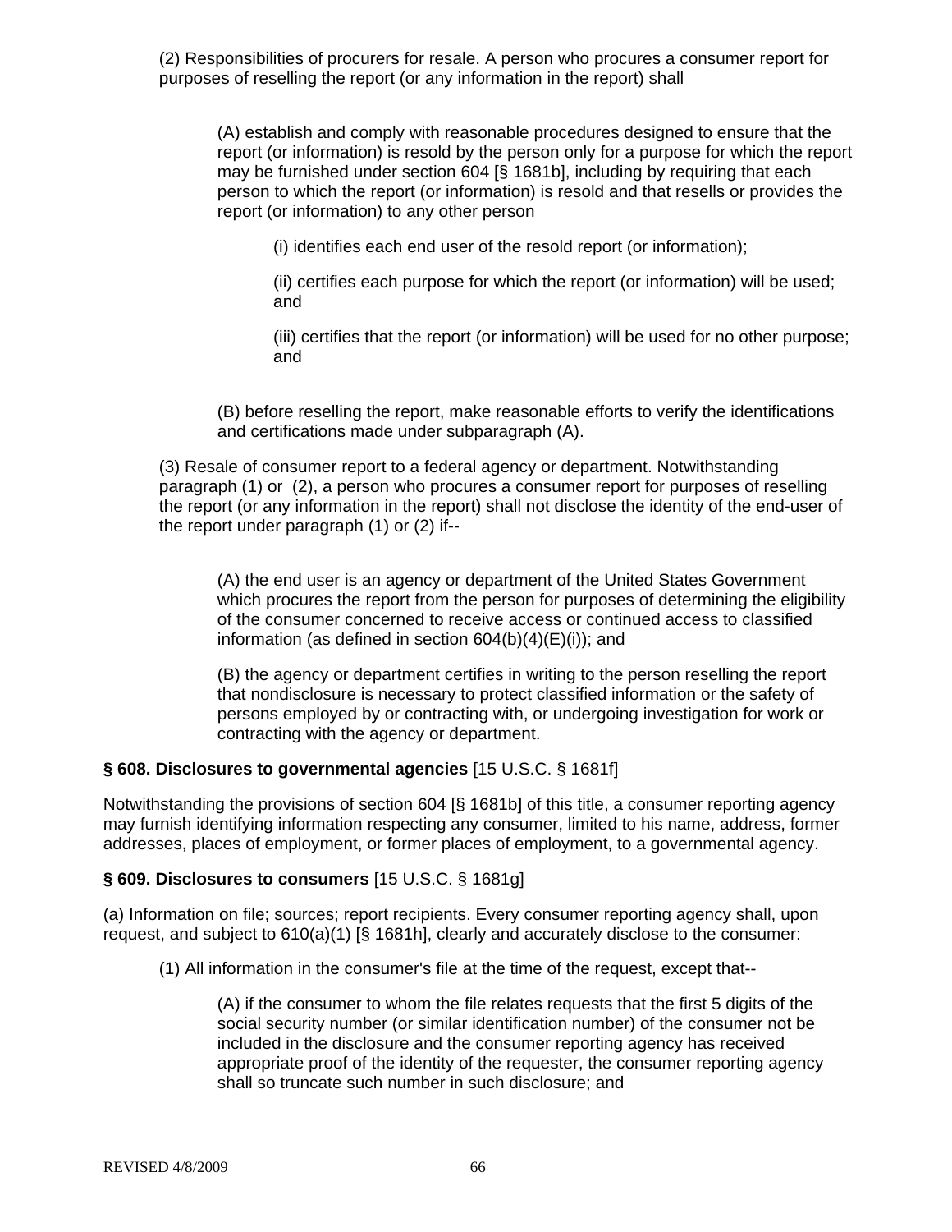(2) Responsibilities of procurers for resale. A person who procures a consumer report for purposes of reselling the report (or any information in the report) shall

> (A) establish and comply with reasonable procedures designed to ensure that the report (or information) is resold by the person only for a purpose for which the report may be furnished under section 604 [§ 1681b], including by requiring that each person to which the report (or information) is resold and that resells or provides the report (or information) to any other person
>
> > (i) identifies each end user of the resold report (or information);
> >
> > (ii) certifies each purpose for which the report (or information) will be used; and
> >
> > (iii) certifies that the report (or information) will be used for no other purpose; and
>
> (B) before reselling the report, make reasonable efforts to verify the identifications and certifications made under subparagraph (A).

(3) Resale of consumer report to a federal agency or department. Notwithstanding paragraph (1) or (2), a person who procures a consumer report for purposes of reselling the report (or any information in the report) shall not disclose the identity of the end-user of the report under paragraph (1) or (2) if--

> (A) the end user is an agency or department of the United States Government which procures the report from the person for purposes of determining the eligibility of the consumer concerned to receive access or continued access to classified information (as defined in section 604(b)(4)(E)(i)); and
>
> (B) the agency or department certifies in writing to the person reselling the report that nondisclosure is necessary to protect classified information or the safety of persons employed by or contracting with, or undergoing investigation for work or contracting with the agency or department.

**§ 608. Disclosures to governmental agencies** [15 U.S.C. § 1681f]

Notwithstanding the provisions of section 604 [§ 1681b] of this title, a consumer reporting agency may furnish identifying information respecting any consumer, limited to his name, address, former addresses, places of employment, or former places of employment, to a governmental agency.

**§ 609. Disclosures to consumers** [15 U.S.C. § 1681g]

(a) Information on file; sources; report recipients. Every consumer reporting agency shall, upon request, and subject to 610(a)(1) [§ 1681h], clearly and accurately disclose to the consumer:

> (1) All information in the consumer's file at the time of the request, except that--
>
> > (A) if the consumer to whom the file relates requests that the first 5 digits of the social security number (or similar identification number) of the consumer not be included in the disclosure and the consumer reporting agency has received appropriate proof of the identity of the requester, the consumer reporting agency shall so truncate such number in such disclosure; and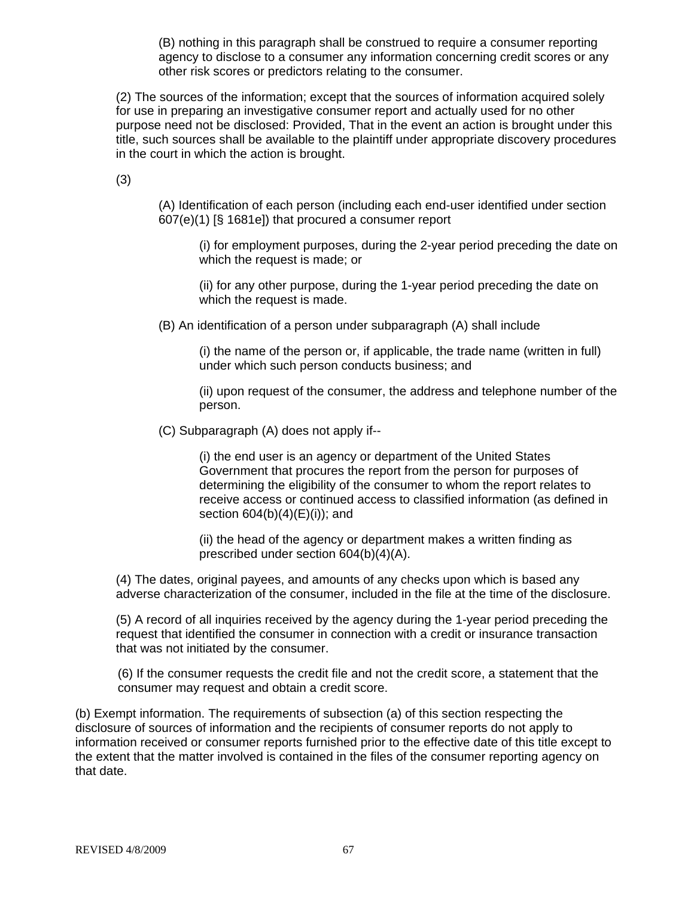(B) nothing in this paragraph shall be construed to require a consumer reporting agency to disclose to a consumer any information concerning credit scores or any other risk scores or predictors relating to the consumer.

(2) The sources of the information; except that the sources of information acquired solely for use in preparing an investigative consumer report and actually used for no other purpose need not be disclosed: Provided, That in the event an action is brought under this title, such sources shall be available to the plaintiff under appropriate discovery procedures in the court in which the action is brought.

(3)

(A) Identification of each person (including each end-user identified under section 607(e)(1) [§ 1681e]) that procured a consumer report

(i) for employment purposes, during the 2-year period preceding the date on which the request is made; or

(ii) for any other purpose, during the 1-year period preceding the date on which the request is made.

(B) An identification of a person under subparagraph (A) shall include

(i) the name of the person or, if applicable, the trade name (written in full) under which such person conducts business; and

(ii) upon request of the consumer, the address and telephone number of the person.

(C) Subparagraph (A) does not apply if--

(i) the end user is an agency or department of the United States Government that procures the report from the person for purposes of determining the eligibility of the consumer to whom the report relates to receive access or continued access to classified information (as defined in section 604(b)(4)(E)(i)); and

(ii) the head of the agency or department makes a written finding as prescribed under section 604(b)(4)(A).

(4) The dates, original payees, and amounts of any checks upon which is based any adverse characterization of the consumer, included in the file at the time of the disclosure.

(5) A record of all inquiries received by the agency during the 1-year period preceding the request that identified the consumer in connection with a credit or insurance transaction that was not initiated by the consumer.

(6) If the consumer requests the credit file and not the credit score, a statement that the consumer may request and obtain a credit score.

(b) Exempt information. The requirements of subsection (a) of this section respecting the disclosure of sources of information and the recipients of consumer reports do not apply to information received or consumer reports furnished prior to the effective date of this title except to the extent that the matter involved is contained in the files of the consumer reporting agency on that date.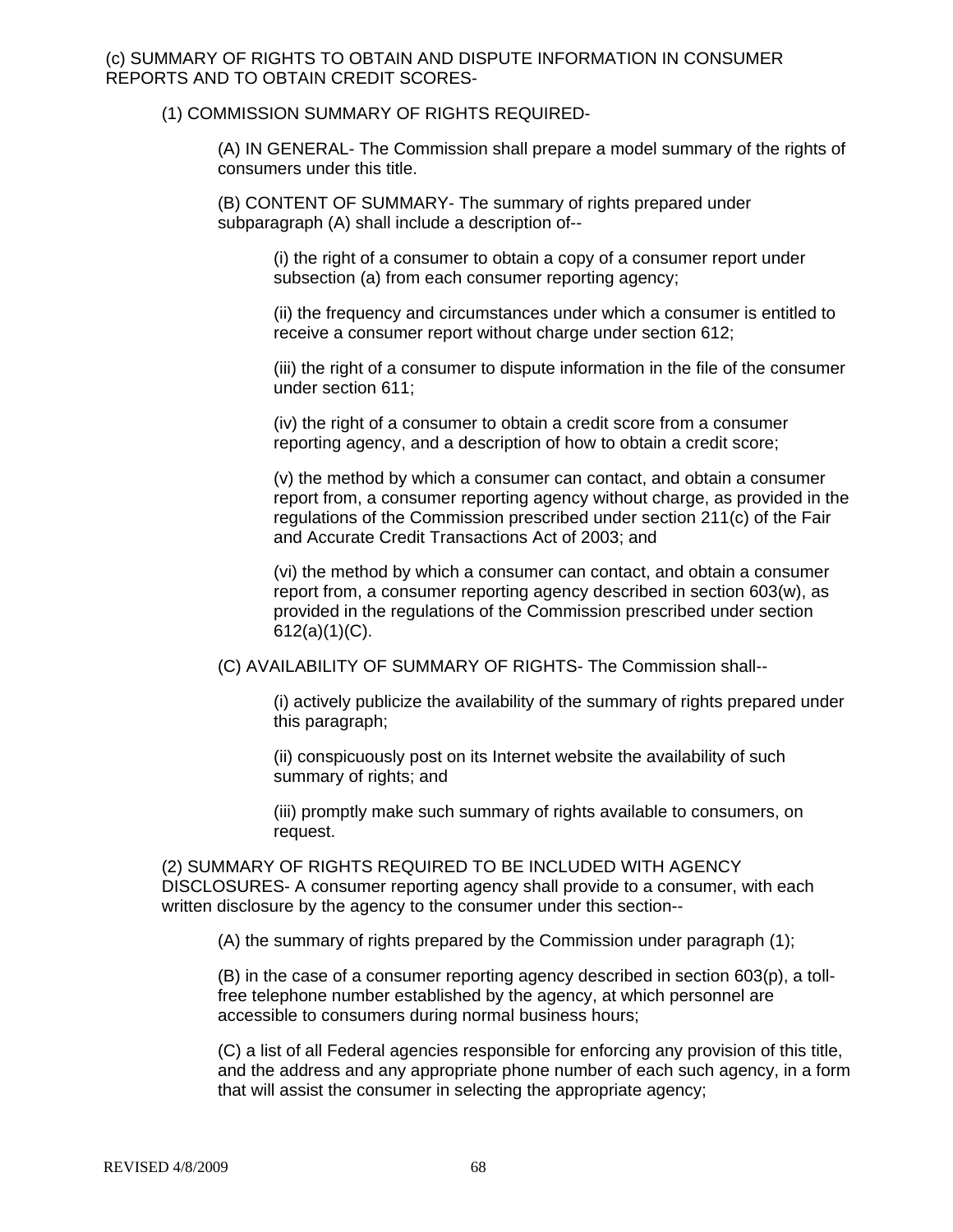(c) SUMMARY OF RIGHTS TO OBTAIN AND DISPUTE INFORMATION IN CONSUMER REPORTS AND TO OBTAIN CREDIT SCORES-

(1) COMMISSION SUMMARY OF RIGHTS REQUIRED-

(A) IN GENERAL- The Commission shall prepare a model summary of the rights of consumers under this title.

(B) CONTENT OF SUMMARY- The summary of rights prepared under subparagraph (A) shall include a description of--

(i) the right of a consumer to obtain a copy of a consumer report under subsection (a) from each consumer reporting agency;

(ii) the frequency and circumstances under which a consumer is entitled to receive a consumer report without charge under section 612;

(iii) the right of a consumer to dispute information in the file of the consumer under section 611;

(iv) the right of a consumer to obtain a credit score from a consumer reporting agency, and a description of how to obtain a credit score;

(v) the method by which a consumer can contact, and obtain a consumer report from, a consumer reporting agency without charge, as provided in the regulations of the Commission prescribed under section 211(c) of the Fair and Accurate Credit Transactions Act of 2003; and

(vi) the method by which a consumer can contact, and obtain a consumer report from, a consumer reporting agency described in section 603(w), as provided in the regulations of the Commission prescribed under section 612(a)(1)(C).

(C) AVAILABILITY OF SUMMARY OF RIGHTS- The Commission shall--

(i) actively publicize the availability of the summary of rights prepared under this paragraph;

(ii) conspicuously post on its Internet website the availability of such summary of rights; and

(iii) promptly make such summary of rights available to consumers, on request.

(2) SUMMARY OF RIGHTS REQUIRED TO BE INCLUDED WITH AGENCY DISCLOSURES- A consumer reporting agency shall provide to a consumer, with each written disclosure by the agency to the consumer under this section--

(A) the summary of rights prepared by the Commission under paragraph (1);

(B) in the case of a consumer reporting agency described in section 603(p), a toll-free telephone number established by the agency, at which personnel are accessible to consumers during normal business hours;

(C) a list of all Federal agencies responsible for enforcing any provision of this title, and the address and any appropriate phone number of each such agency, in a form that will assist the consumer in selecting the appropriate agency;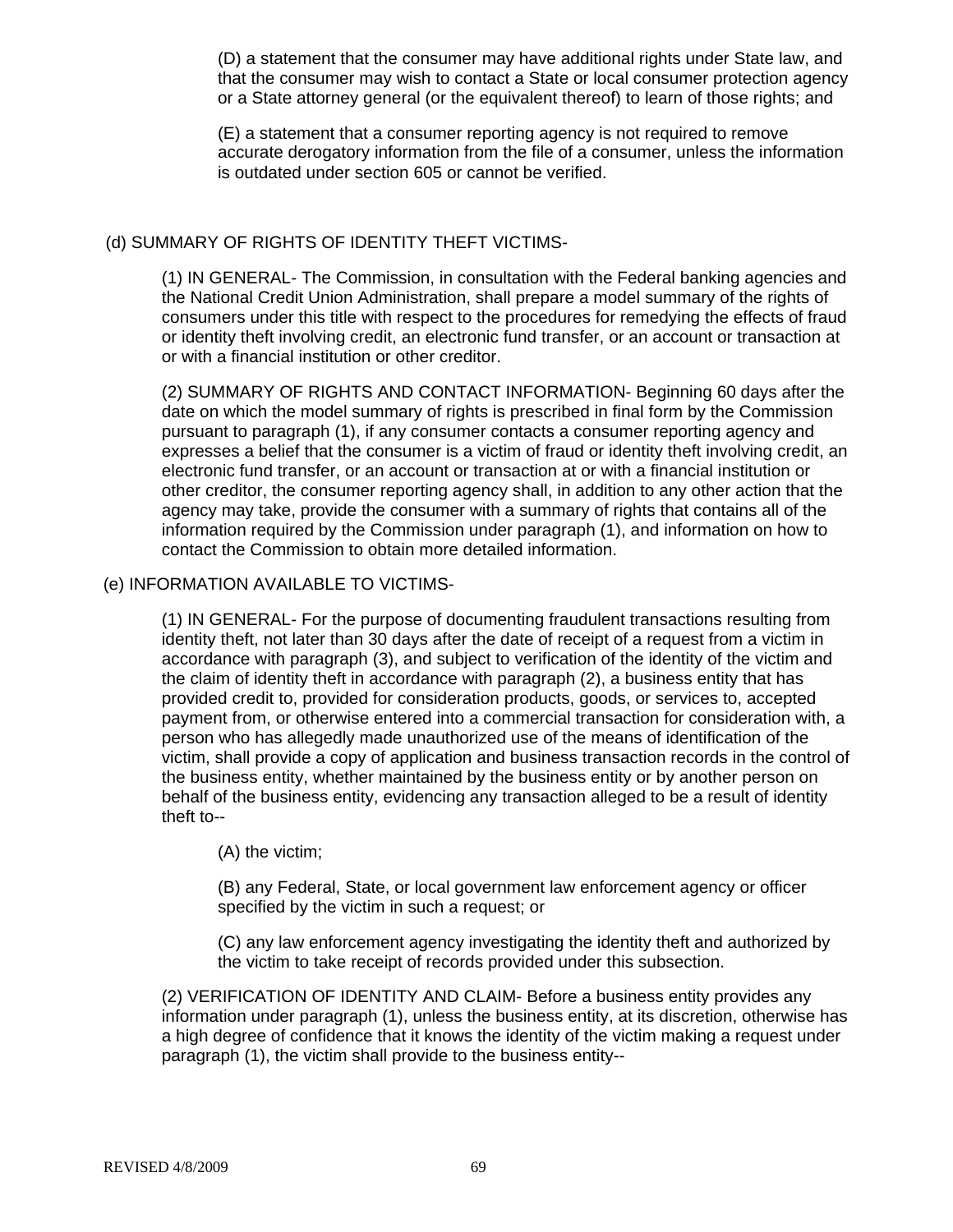(D) a statement that the consumer may have additional rights under State law, and that the consumer may wish to contact a State or local consumer protection agency or a State attorney general (or the equivalent thereof) to learn of those rights; and

(E) a statement that a consumer reporting agency is not required to remove accurate derogatory information from the file of a consumer, unless the information is outdated under section 605 or cannot be verified.

(d) SUMMARY OF RIGHTS OF IDENTITY THEFT VICTIMS-

(1) IN GENERAL- The Commission, in consultation with the Federal banking agencies and the National Credit Union Administration, shall prepare a model summary of the rights of consumers under this title with respect to the procedures for remedying the effects of fraud or identity theft involving credit, an electronic fund transfer, or an account or transaction at or with a financial institution or other creditor.

(2) SUMMARY OF RIGHTS AND CONTACT INFORMATION- Beginning 60 days after the date on which the model summary of rights is prescribed in final form by the Commission pursuant to paragraph (1), if any consumer contacts a consumer reporting agency and expresses a belief that the consumer is a victim of fraud or identity theft involving credit, an electronic fund transfer, or an account or transaction at or with a financial institution or other creditor, the consumer reporting agency shall, in addition to any other action that the agency may take, provide the consumer with a summary of rights that contains all of the information required by the Commission under paragraph (1), and information on how to contact the Commission to obtain more detailed information.

(e) INFORMATION AVAILABLE TO VICTIMS-

(1) IN GENERAL- For the purpose of documenting fraudulent transactions resulting from identity theft, not later than 30 days after the date of receipt of a request from a victim in accordance with paragraph (3), and subject to verification of the identity of the victim and the claim of identity theft in accordance with paragraph (2), a business entity that has provided credit to, provided for consideration products, goods, or services to, accepted payment from, or otherwise entered into a commercial transaction for consideration with, a person who has allegedly made unauthorized use of the means of identification of the victim, shall provide a copy of application and business transaction records in the control of the business entity, whether maintained by the business entity or by another person on behalf of the business entity, evidencing any transaction alleged to be a result of identity theft to--

(A) the victim;

(B) any Federal, State, or local government law enforcement agency or officer specified by the victim in such a request; or

(C) any law enforcement agency investigating the identity theft and authorized by the victim to take receipt of records provided under this subsection.

(2) VERIFICATION OF IDENTITY AND CLAIM- Before a business entity provides any information under paragraph (1), unless the business entity, at its discretion, otherwise has a high degree of confidence that it knows the identity of the victim making a request under paragraph (1), the victim shall provide to the business entity--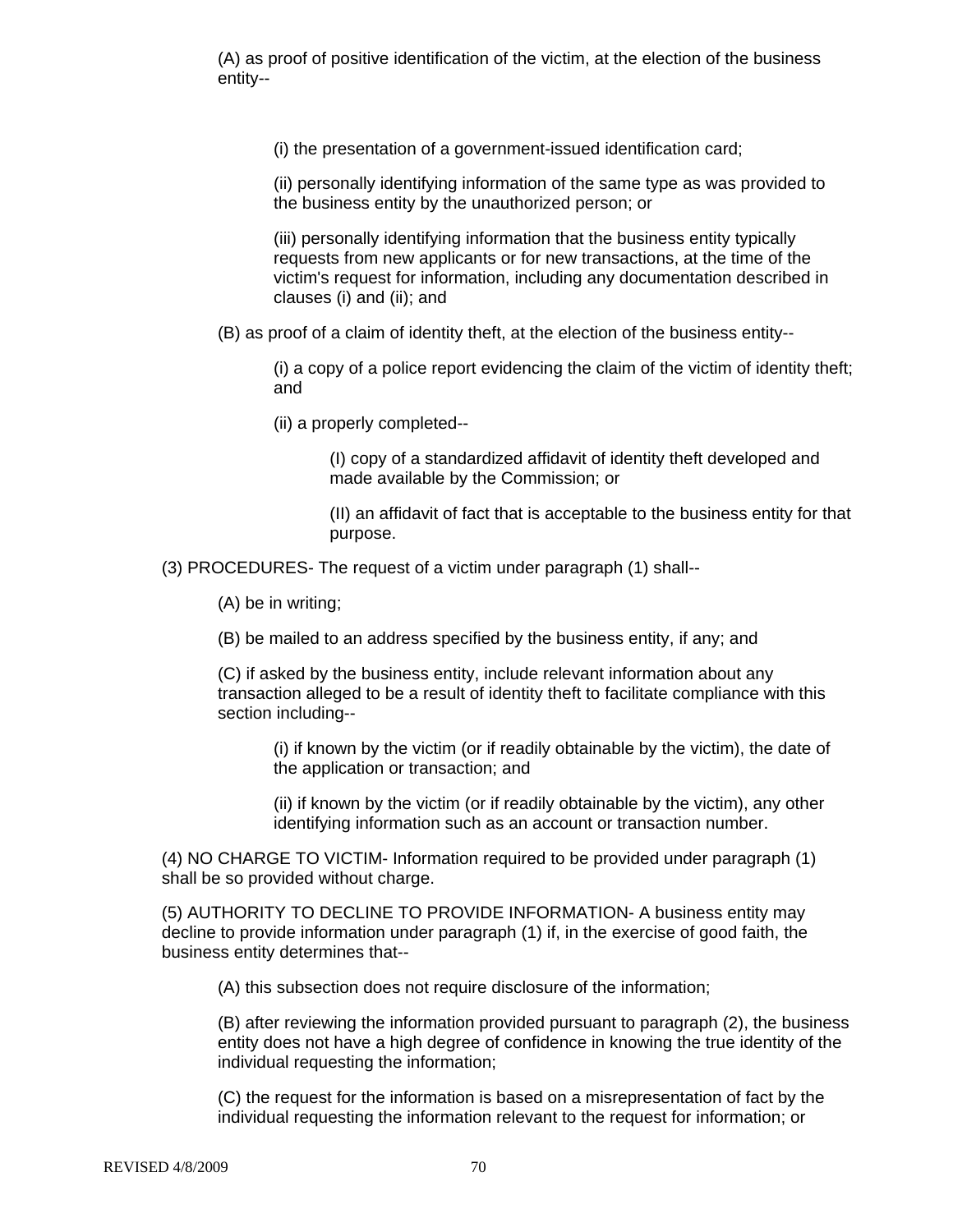(A) as proof of positive identification of the victim, at the election of the business entity--

(i) the presentation of a government-issued identification card;

(ii) personally identifying information of the same type as was provided to the business entity by the unauthorized person; or

(iii) personally identifying information that the business entity typically requests from new applicants or for new transactions, at the time of the victim's request for information, including any documentation described in clauses (i) and (ii); and

(B) as proof of a claim of identity theft, at the election of the business entity--

(i) a copy of a police report evidencing the claim of the victim of identity theft; and

(ii) a properly completed--

(I) copy of a standardized affidavit of identity theft developed and made available by the Commission; or

(II) an affidavit of fact that is acceptable to the business entity for that purpose.

(3) PROCEDURES- The request of a victim under paragraph (1) shall--

(A) be in writing;

(B) be mailed to an address specified by the business entity, if any; and

(C) if asked by the business entity, include relevant information about any transaction alleged to be a result of identity theft to facilitate compliance with this section including--

(i) if known by the victim (or if readily obtainable by the victim), the date of the application or transaction; and

(ii) if known by the victim (or if readily obtainable by the victim), any other identifying information such as an account or transaction number.

(4) NO CHARGE TO VICTIM- Information required to be provided under paragraph (1) shall be so provided without charge.

(5) AUTHORITY TO DECLINE TO PROVIDE INFORMATION- A business entity may decline to provide information under paragraph (1) if, in the exercise of good faith, the business entity determines that--

(A) this subsection does not require disclosure of the information;

(B) after reviewing the information provided pursuant to paragraph (2), the business entity does not have a high degree of confidence in knowing the true identity of the individual requesting the information;

(C) the request for the information is based on a misrepresentation of fact by the individual requesting the information relevant to the request for information; or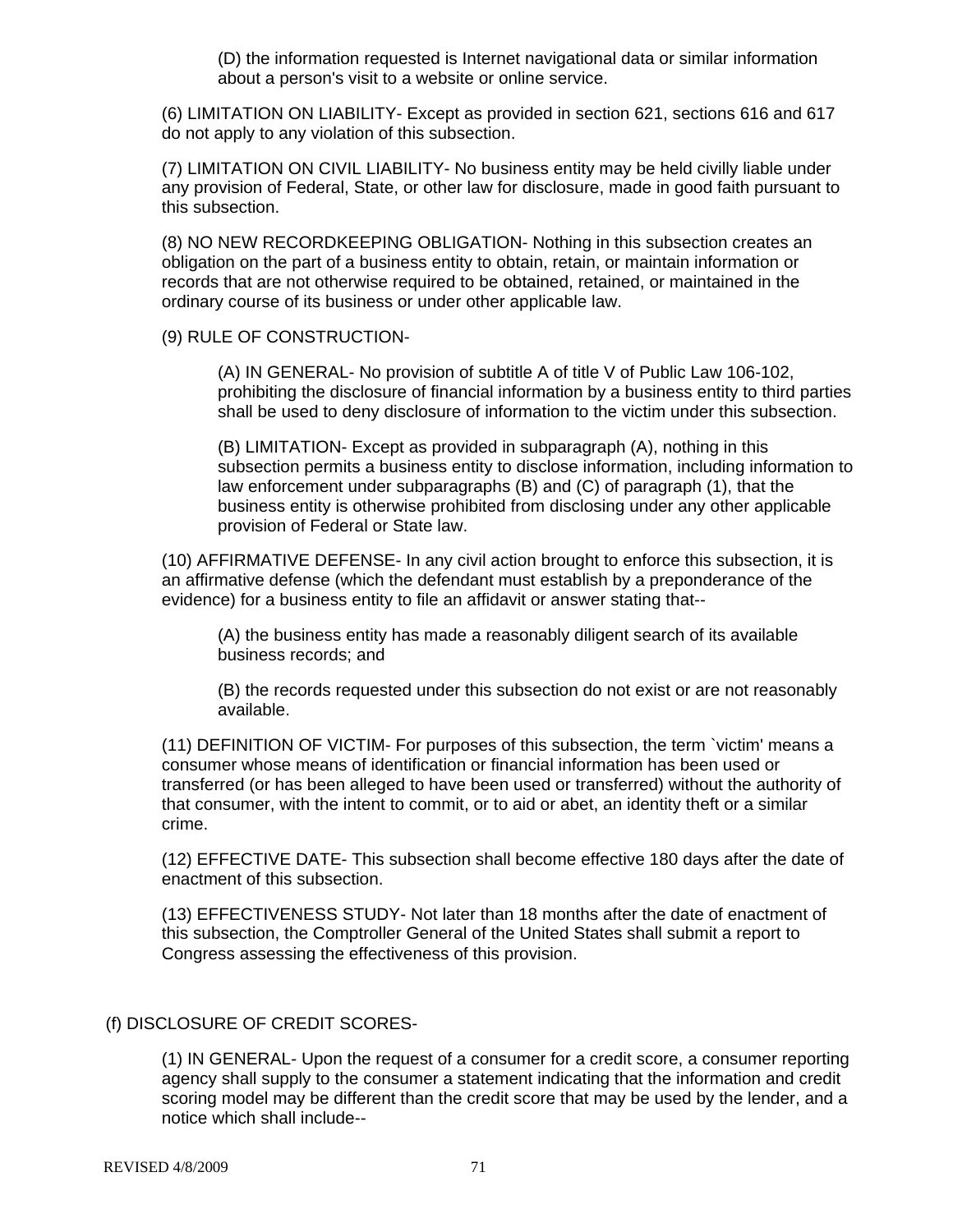(D) the information requested is Internet navigational data or similar information about a person's visit to a website or online service.

(6) LIMITATION ON LIABILITY- Except as provided in section 621, sections 616 and 617 do not apply to any violation of this subsection.

(7) LIMITATION ON CIVIL LIABILITY- No business entity may be held civilly liable under any provision of Federal, State, or other law for disclosure, made in good faith pursuant to this subsection.

(8) NO NEW RECORDKEEPING OBLIGATION- Nothing in this subsection creates an obligation on the part of a business entity to obtain, retain, or maintain information or records that are not otherwise required to be obtained, retained, or maintained in the ordinary course of its business or under other applicable law.

(9) RULE OF CONSTRUCTION-

(A) IN GENERAL- No provision of subtitle A of title V of Public Law 106-102, prohibiting the disclosure of financial information by a business entity to third parties shall be used to deny disclosure of information to the victim under this subsection.

(B) LIMITATION- Except as provided in subparagraph (A), nothing in this subsection permits a business entity to disclose information, including information to law enforcement under subparagraphs (B) and (C) of paragraph (1), that the business entity is otherwise prohibited from disclosing under any other applicable provision of Federal or State law.

(10) AFFIRMATIVE DEFENSE- In any civil action brought to enforce this subsection, it is an affirmative defense (which the defendant must establish by a preponderance of the evidence) for a business entity to file an affidavit or answer stating that--

(A) the business entity has made a reasonably diligent search of its available business records; and

(B) the records requested under this subsection do not exist or are not reasonably available.

(11) DEFINITION OF VICTIM- For purposes of this subsection, the term `victim' means a consumer whose means of identification or financial information has been used or transferred (or has been alleged to have been used or transferred) without the authority of that consumer, with the intent to commit, or to aid or abet, an identity theft or a similar crime.

(12) EFFECTIVE DATE- This subsection shall become effective 180 days after the date of enactment of this subsection.

(13) EFFECTIVENESS STUDY- Not later than 18 months after the date of enactment of this subsection, the Comptroller General of the United States shall submit a report to Congress assessing the effectiveness of this provision.

(f) DISCLOSURE OF CREDIT SCORES-

(1) IN GENERAL- Upon the request of a consumer for a credit score, a consumer reporting agency shall supply to the consumer a statement indicating that the information and credit scoring model may be different than the credit score that may be used by the lender, and a notice which shall include--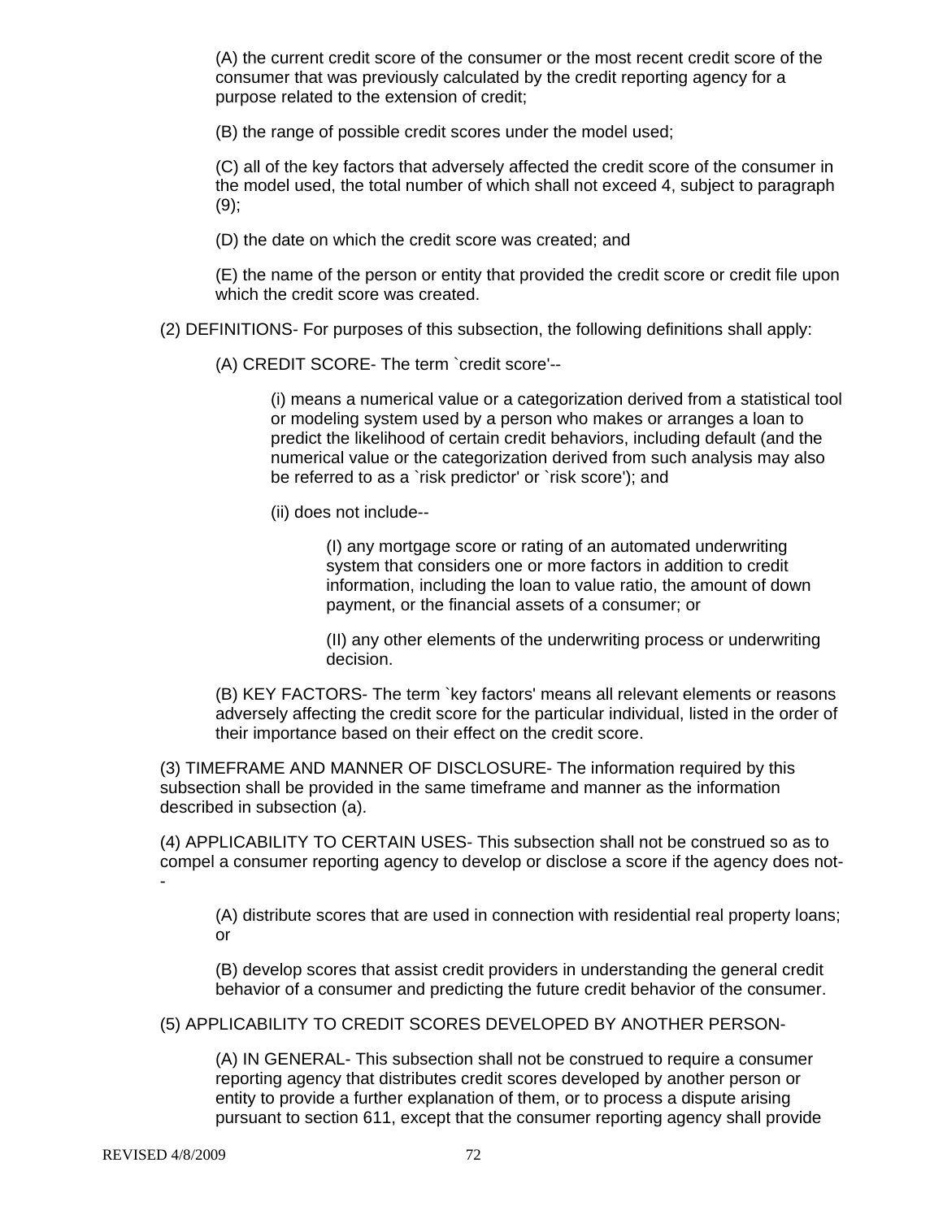(A) the current credit score of the consumer or the most recent credit score of the consumer that was previously calculated by the credit reporting agency for a purpose related to the extension of credit;

(B) the range of possible credit scores under the model used;

(C) all of the key factors that adversely affected the credit score of the consumer in the model used, the total number of which shall not exceed 4, subject to paragraph (9);

(D) the date on which the credit score was created; and

(E) the name of the person or entity that provided the credit score or credit file upon which the credit score was created.

(2) DEFINITIONS- For purposes of this subsection, the following definitions shall apply:

(A) CREDIT SCORE- The term `credit score'--

(i) means a numerical value or a categorization derived from a statistical tool or modeling system used by a person who makes or arranges a loan to predict the likelihood of certain credit behaviors, including default (and the numerical value or the categorization derived from such analysis may also be referred to as a `risk predictor' or `risk score'); and

(ii) does not include--

(I) any mortgage score or rating of an automated underwriting system that considers one or more factors in addition to credit information, including the loan to value ratio, the amount of down payment, or the financial assets of a consumer; or

(II) any other elements of the underwriting process or underwriting decision.

(B) KEY FACTORS- The term `key factors' means all relevant elements or reasons adversely affecting the credit score for the particular individual, listed in the order of their importance based on their effect on the credit score.

(3) TIMEFRAME AND MANNER OF DISCLOSURE- The information required by this subsection shall be provided in the same timeframe and manner as the information described in subsection (a).

(4) APPLICABILITY TO CERTAIN USES- This subsection shall not be construed so as to compel a consumer reporting agency to develop or disclose a score if the agency does not--

(A) distribute scores that are used in connection with residential real property loans; or

(B) develop scores that assist credit providers in understanding the general credit behavior of a consumer and predicting the future credit behavior of the consumer.

(5) APPLICABILITY TO CREDIT SCORES DEVELOPED BY ANOTHER PERSON-

(A) IN GENERAL- This subsection shall not be construed to require a consumer reporting agency that distributes credit scores developed by another person or entity to provide a further explanation of them, or to process a dispute arising pursuant to section 611, except that the consumer reporting agency shall provide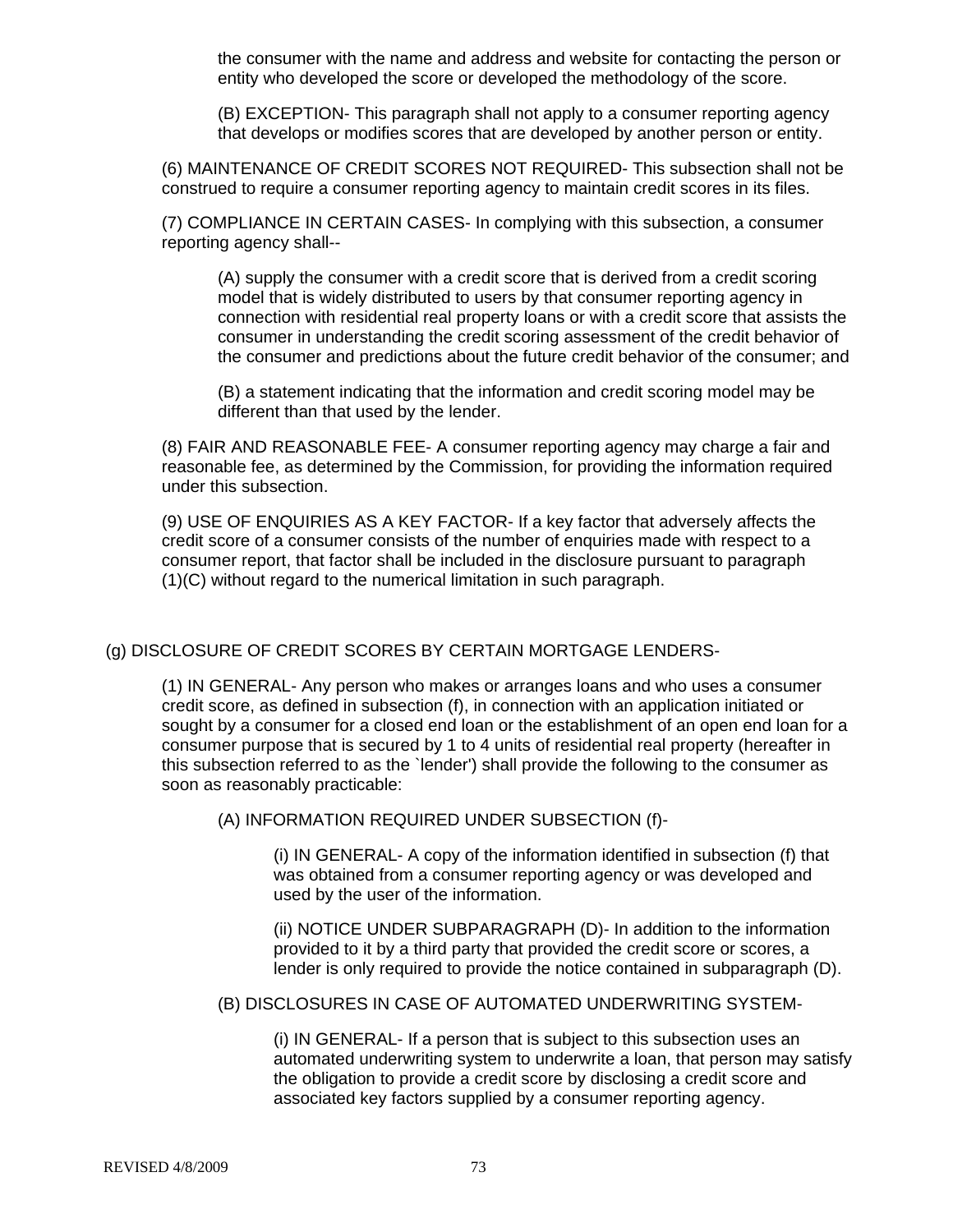the consumer with the name and address and website for contacting the person or entity who developed the score or developed the methodology of the score.

(B) EXCEPTION- This paragraph shall not apply to a consumer reporting agency that develops or modifies scores that are developed by another person or entity.

(6) MAINTENANCE OF CREDIT SCORES NOT REQUIRED- This subsection shall not be construed to require a consumer reporting agency to maintain credit scores in its files.

(7) COMPLIANCE IN CERTAIN CASES- In complying with this subsection, a consumer reporting agency shall--

(A) supply the consumer with a credit score that is derived from a credit scoring model that is widely distributed to users by that consumer reporting agency in connection with residential real property loans or with a credit score that assists the consumer in understanding the credit scoring assessment of the credit behavior of the consumer and predictions about the future credit behavior of the consumer; and

(B) a statement indicating that the information and credit scoring model may be different than that used by the lender.

(8) FAIR AND REASONABLE FEE- A consumer reporting agency may charge a fair and reasonable fee, as determined by the Commission, for providing the information required under this subsection.

(9) USE OF ENQUIRIES AS A KEY FACTOR- If a key factor that adversely affects the credit score of a consumer consists of the number of enquiries made with respect to a consumer report, that factor shall be included in the disclosure pursuant to paragraph (1)(C) without regard to the numerical limitation in such paragraph.

(g) DISCLOSURE OF CREDIT SCORES BY CERTAIN MORTGAGE LENDERS-

(1) IN GENERAL- Any person who makes or arranges loans and who uses a consumer credit score, as defined in subsection (f), in connection with an application initiated or sought by a consumer for a closed end loan or the establishment of an open end loan for a consumer purpose that is secured by 1 to 4 units of residential real property (hereafter in this subsection referred to as the `lender') shall provide the following to the consumer as soon as reasonably practicable:

(A) INFORMATION REQUIRED UNDER SUBSECTION (f)-

(i) IN GENERAL- A copy of the information identified in subsection (f) that was obtained from a consumer reporting agency or was developed and used by the user of the information.

(ii) NOTICE UNDER SUBPARAGRAPH (D)- In addition to the information provided to it by a third party that provided the credit score or scores, a lender is only required to provide the notice contained in subparagraph (D).

(B) DISCLOSURES IN CASE OF AUTOMATED UNDERWRITING SYSTEM-

(i) IN GENERAL- If a person that is subject to this subsection uses an automated underwriting system to underwrite a loan, that person may satisfy the obligation to provide a credit score by disclosing a credit score and associated key factors supplied by a consumer reporting agency.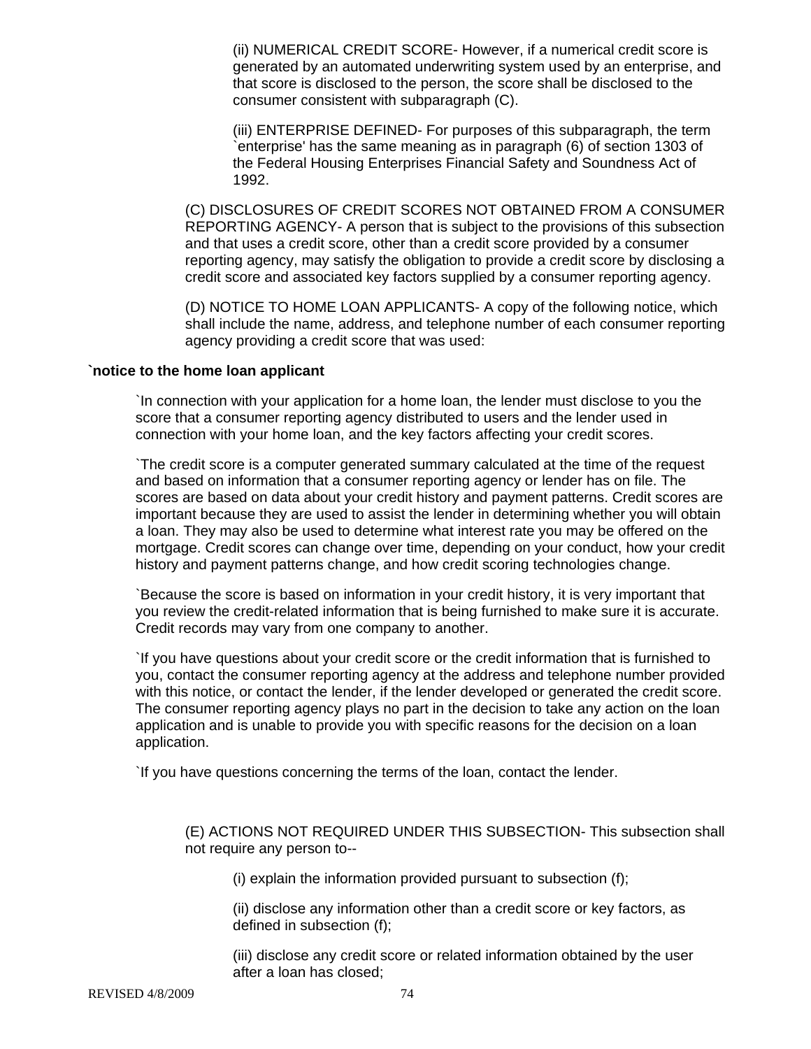(ii) NUMERICAL CREDIT SCORE- However, if a numerical credit score is generated by an automated underwriting system used by an enterprise, and that score is disclosed to the person, the score shall be disclosed to the consumer consistent with subparagraph (C).

(iii) ENTERPRISE DEFINED- For purposes of this subparagraph, the term `enterprise' has the same meaning as in paragraph (6) of section 1303 of the Federal Housing Enterprises Financial Safety and Soundness Act of 1992.

(C) DISCLOSURES OF CREDIT SCORES NOT OBTAINED FROM A CONSUMER REPORTING AGENCY- A person that is subject to the provisions of this subsection and that uses a credit score, other than a credit score provided by a consumer reporting agency, may satisfy the obligation to provide a credit score by disclosing a credit score and associated key factors supplied by a consumer reporting agency.

(D) NOTICE TO HOME LOAN APPLICANTS- A copy of the following notice, which shall include the name, address, and telephone number of each consumer reporting agency providing a credit score that was used:

**`notice to the home loan applicant**

`In connection with your application for a home loan, the lender must disclose to you the score that a consumer reporting agency distributed to users and the lender used in connection with your home loan, and the key factors affecting your credit scores.

`The credit score is a computer generated summary calculated at the time of the request and based on information that a consumer reporting agency or lender has on file. The scores are based on data about your credit history and payment patterns. Credit scores are important because they are used to assist the lender in determining whether you will obtain a loan. They may also be used to determine what interest rate you may be offered on the mortgage. Credit scores can change over time, depending on your conduct, how your credit history and payment patterns change, and how credit scoring technologies change.

`Because the score is based on information in your credit history, it is very important that you review the credit-related information that is being furnished to make sure it is accurate. Credit records may vary from one company to another.

`If you have questions about your credit score or the credit information that is furnished to you, contact the consumer reporting agency at the address and telephone number provided with this notice, or contact the lender, if the lender developed or generated the credit score. The consumer reporting agency plays no part in the decision to take any action on the loan application and is unable to provide you with specific reasons for the decision on a loan application.

`If you have questions concerning the terms of the loan, contact the lender.

(E) ACTIONS NOT REQUIRED UNDER THIS SUBSECTION- This subsection shall not require any person to--

(i) explain the information provided pursuant to subsection (f);

(ii) disclose any information other than a credit score or key factors, as defined in subsection (f);

(iii) disclose any credit score or related information obtained by the user after a loan has closed;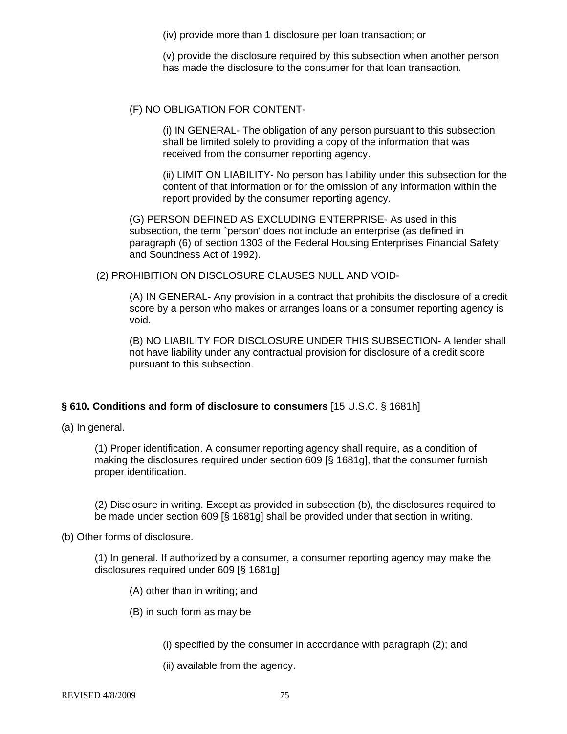(iv) provide more than 1 disclosure per loan transaction; or

(v) provide the disclosure required by this subsection when another person has made the disclosure to the consumer for that loan transaction.

(F) NO OBLIGATION FOR CONTENT-

(i) IN GENERAL- The obligation of any person pursuant to this subsection shall be limited solely to providing a copy of the information that was received from the consumer reporting agency.

(ii) LIMIT ON LIABILITY- No person has liability under this subsection for the content of that information or for the omission of any information within the report provided by the consumer reporting agency.

(G) PERSON DEFINED AS EXCLUDING ENTERPRISE- As used in this subsection, the term `person' does not include an enterprise (as defined in paragraph (6) of section 1303 of the Federal Housing Enterprises Financial Safety and Soundness Act of 1992).

(2) PROHIBITION ON DISCLOSURE CLAUSES NULL AND VOID-

(A) IN GENERAL- Any provision in a contract that prohibits the disclosure of a credit score by a person who makes or arranges loans or a consumer reporting agency is void.

(B) NO LIABILITY FOR DISCLOSURE UNDER THIS SUBSECTION- A lender shall not have liability under any contractual provision for disclosure of a credit score pursuant to this subsection.

**§ 610. Conditions and form of disclosure to consumers** [15 U.S.C. § 1681h]

(a) In general.

(1) Proper identification. A consumer reporting agency shall require, as a condition of making the disclosures required under section 609 [§ 1681g], that the consumer furnish proper identification.

(2) Disclosure in writing. Except as provided in subsection (b), the disclosures required to be made under section 609 [§ 1681g] shall be provided under that section in writing.

(b) Other forms of disclosure.

(1) In general. If authorized by a consumer, a consumer reporting agency may make the disclosures required under 609 [§ 1681g]

(A) other than in writing; and

(B) in such form as may be

(i) specified by the consumer in accordance with paragraph (2); and

(ii) available from the agency.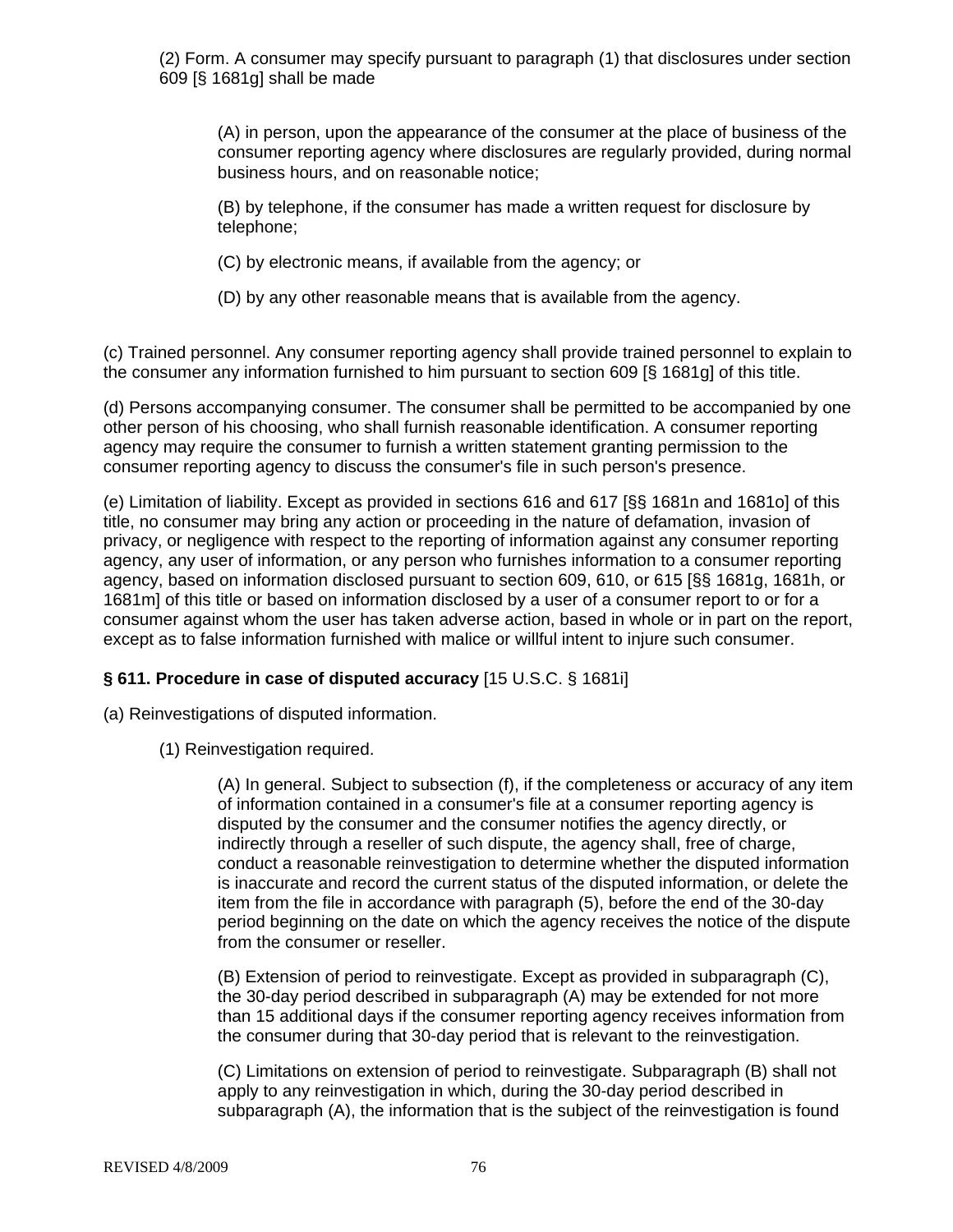(2) Form. A consumer may specify pursuant to paragraph (1) that disclosures under section 609 [§ 1681g] shall be made

(A) in person, upon the appearance of the consumer at the place of business of the consumer reporting agency where disclosures are regularly provided, during normal business hours, and on reasonable notice;

(B) by telephone, if the consumer has made a written request for disclosure by telephone;

(C) by electronic means, if available from the agency; or

(D) by any other reasonable means that is available from the agency.

(c) Trained personnel. Any consumer reporting agency shall provide trained personnel to explain to the consumer any information furnished to him pursuant to section 609 [§ 1681g] of this title.

(d) Persons accompanying consumer. The consumer shall be permitted to be accompanied by one other person of his choosing, who shall furnish reasonable identification. A consumer reporting agency may require the consumer to furnish a written statement granting permission to the consumer reporting agency to discuss the consumer's file in such person's presence.

(e) Limitation of liability. Except as provided in sections 616 and 617 [§§ 1681n and 1681o] of this title, no consumer may bring any action or proceeding in the nature of defamation, invasion of privacy, or negligence with respect to the reporting of information against any consumer reporting agency, any user of information, or any person who furnishes information to a consumer reporting agency, based on information disclosed pursuant to section 609, 610, or 615 [§§ 1681g, 1681h, or 1681m] of this title or based on information disclosed by a user of a consumer report to or for a consumer against whom the user has taken adverse action, based in whole or in part on the report, except as to false information furnished with malice or willful intent to injure such consumer.

**§ 611. Procedure in case of disputed accuracy** [15 U.S.C. § 1681i]

(a) Reinvestigations of disputed information.

(1) Reinvestigation required.

(A) In general. Subject to subsection (f), if the completeness or accuracy of any item of information contained in a consumer's file at a consumer reporting agency is disputed by the consumer and the consumer notifies the agency directly, or indirectly through a reseller of such dispute, the agency shall, free of charge, conduct a reasonable reinvestigation to determine whether the disputed information is inaccurate and record the current status of the disputed information, or delete the item from the file in accordance with paragraph (5), before the end of the 30-day period beginning on the date on which the agency receives the notice of the dispute from the consumer or reseller.

(B) Extension of period to reinvestigate. Except as provided in subparagraph (C), the 30-day period described in subparagraph (A) may be extended for not more than 15 additional days if the consumer reporting agency receives information from the consumer during that 30-day period that is relevant to the reinvestigation.

(C) Limitations on extension of period to reinvestigate. Subparagraph (B) shall not apply to any reinvestigation in which, during the 30-day period described in subparagraph (A), the information that is the subject of the reinvestigation is found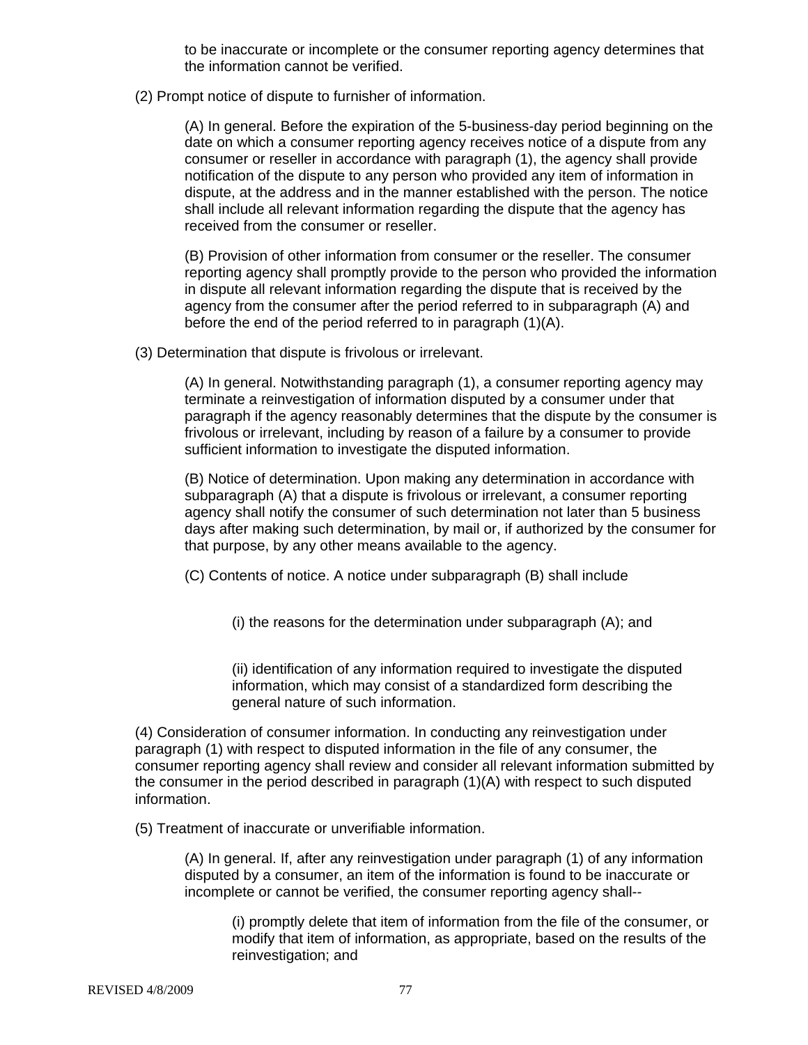to be inaccurate or incomplete or the consumer reporting agency determines that the information cannot be verified.

(2) Prompt notice of dispute to furnisher of information.

(A) In general. Before the expiration of the 5-business-day period beginning on the date on which a consumer reporting agency receives notice of a dispute from any consumer or reseller in accordance with paragraph (1), the agency shall provide notification of the dispute to any person who provided any item of information in dispute, at the address and in the manner established with the person. The notice shall include all relevant information regarding the dispute that the agency has received from the consumer or reseller.

(B) Provision of other information from consumer or the reseller. The consumer reporting agency shall promptly provide to the person who provided the information in dispute all relevant information regarding the dispute that is received by the agency from the consumer after the period referred to in subparagraph (A) and before the end of the period referred to in paragraph (1)(A).

(3) Determination that dispute is frivolous or irrelevant.

(A) In general. Notwithstanding paragraph (1), a consumer reporting agency may terminate a reinvestigation of information disputed by a consumer under that paragraph if the agency reasonably determines that the dispute by the consumer is frivolous or irrelevant, including by reason of a failure by a consumer to provide sufficient information to investigate the disputed information.

(B) Notice of determination. Upon making any determination in accordance with subparagraph (A) that a dispute is frivolous or irrelevant, a consumer reporting agency shall notify the consumer of such determination not later than 5 business days after making such determination, by mail or, if authorized by the consumer for that purpose, by any other means available to the agency.

(C) Contents of notice. A notice under subparagraph (B) shall include

(i) the reasons for the determination under subparagraph (A); and

(ii) identification of any information required to investigate the disputed information, which may consist of a standardized form describing the general nature of such information.

(4) Consideration of consumer information. In conducting any reinvestigation under paragraph (1) with respect to disputed information in the file of any consumer, the consumer reporting agency shall review and consider all relevant information submitted by the consumer in the period described in paragraph (1)(A) with respect to such disputed information.

(5) Treatment of inaccurate or unverifiable information.

(A) In general. If, after any reinvestigation under paragraph (1) of any information disputed by a consumer, an item of the information is found to be inaccurate or incomplete or cannot be verified, the consumer reporting agency shall--

(i) promptly delete that item of information from the file of the consumer, or modify that item of information, as appropriate, based on the results of the reinvestigation; and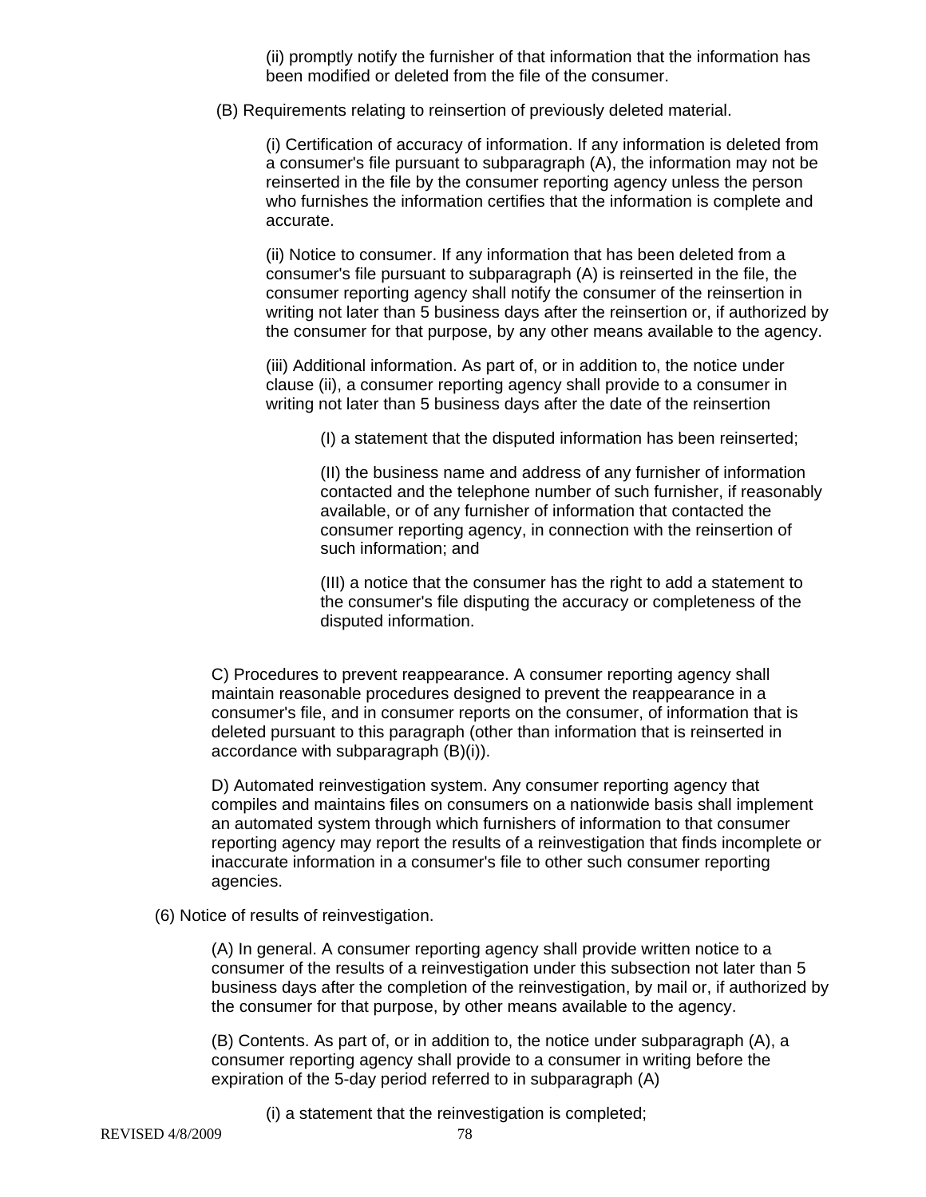(ii) promptly notify the furnisher of that information that the information has been modified or deleted from the file of the consumer.

(B) Requirements relating to reinsertion of previously deleted material.

(i) Certification of accuracy of information. If any information is deleted from a consumer's file pursuant to subparagraph (A), the information may not be reinserted in the file by the consumer reporting agency unless the person who furnishes the information certifies that the information is complete and accurate.

(ii) Notice to consumer. If any information that has been deleted from a consumer's file pursuant to subparagraph (A) is reinserted in the file, the consumer reporting agency shall notify the consumer of the reinsertion in writing not later than 5 business days after the reinsertion or, if authorized by the consumer for that purpose, by any other means available to the agency.

(iii) Additional information. As part of, or in addition to, the notice under clause (ii), a consumer reporting agency shall provide to a consumer in writing not later than 5 business days after the date of the reinsertion

(I) a statement that the disputed information has been reinserted;

(II) the business name and address of any furnisher of information contacted and the telephone number of such furnisher, if reasonably available, or of any furnisher of information that contacted the consumer reporting agency, in connection with the reinsertion of such information; and

(III) a notice that the consumer has the right to add a statement to the consumer's file disputing the accuracy or completeness of the disputed information.

C) Procedures to prevent reappearance. A consumer reporting agency shall maintain reasonable procedures designed to prevent the reappearance in a consumer's file, and in consumer reports on the consumer, of information that is deleted pursuant to this paragraph (other than information that is reinserted in accordance with subparagraph (B)(i)).

D) Automated reinvestigation system. Any consumer reporting agency that compiles and maintains files on consumers on a nationwide basis shall implement an automated system through which furnishers of information to that consumer reporting agency may report the results of a reinvestigation that finds incomplete or inaccurate information in a consumer's file to other such consumer reporting agencies.

(6) Notice of results of reinvestigation.

(A) In general. A consumer reporting agency shall provide written notice to a consumer of the results of a reinvestigation under this subsection not later than 5 business days after the completion of the reinvestigation, by mail or, if authorized by the consumer for that purpose, by other means available to the agency.

(B) Contents. As part of, or in addition to, the notice under subparagraph (A), a consumer reporting agency shall provide to a consumer in writing before the expiration of the 5-day period referred to in subparagraph (A)

(i) a statement that the reinvestigation is completed;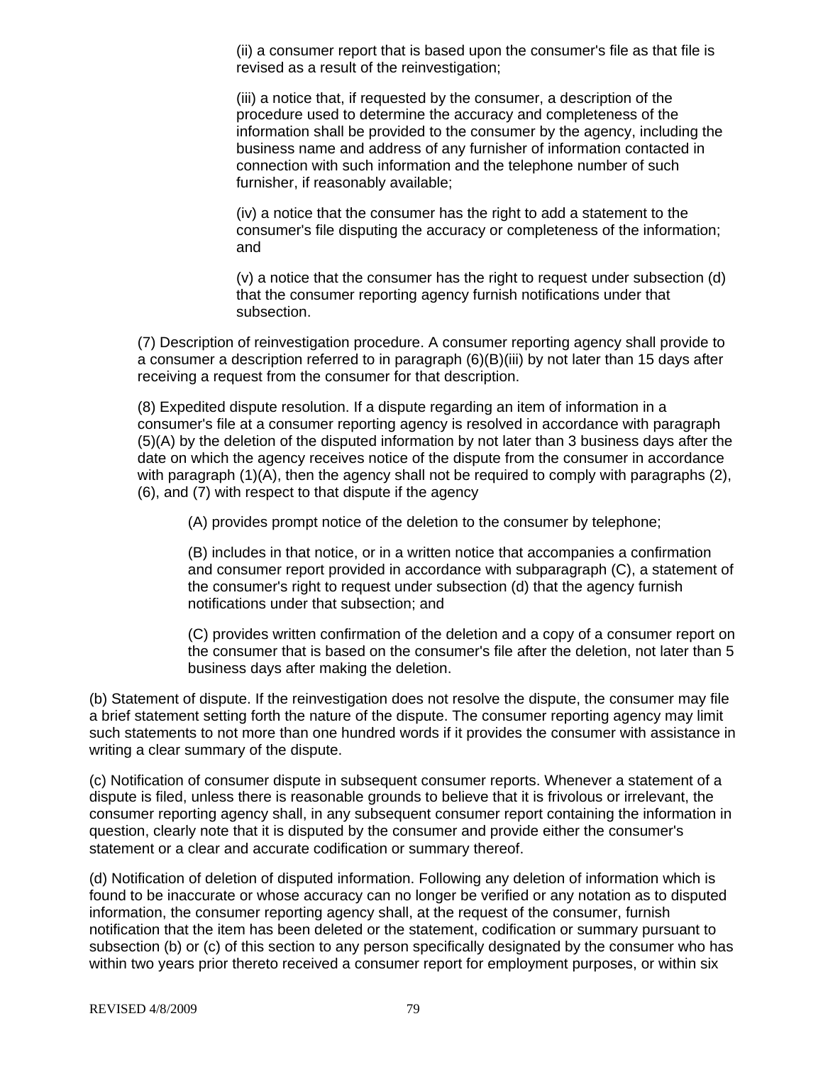(ii) a consumer report that is based upon the consumer's file as that file is revised as a result of the reinvestigation;

(iii) a notice that, if requested by the consumer, a description of the procedure used to determine the accuracy and completeness of the information shall be provided to the consumer by the agency, including the business name and address of any furnisher of information contacted in connection with such information and the telephone number of such furnisher, if reasonably available;

(iv) a notice that the consumer has the right to add a statement to the consumer's file disputing the accuracy or completeness of the information; and

(v) a notice that the consumer has the right to request under subsection (d) that the consumer reporting agency furnish notifications under that subsection.

(7) Description of reinvestigation procedure. A consumer reporting agency shall provide to a consumer a description referred to in paragraph (6)(B)(iii) by not later than 15 days after receiving a request from the consumer for that description.

(8) Expedited dispute resolution. If a dispute regarding an item of information in a consumer's file at a consumer reporting agency is resolved in accordance with paragraph (5)(A) by the deletion of the disputed information by not later than 3 business days after the date on which the agency receives notice of the dispute from the consumer in accordance with paragraph (1)(A), then the agency shall not be required to comply with paragraphs (2), (6), and (7) with respect to that dispute if the agency

(A) provides prompt notice of the deletion to the consumer by telephone;

(B) includes in that notice, or in a written notice that accompanies a confirmation and consumer report provided in accordance with subparagraph (C), a statement of the consumer's right to request under subsection (d) that the agency furnish notifications under that subsection; and

(C) provides written confirmation of the deletion and a copy of a consumer report on the consumer that is based on the consumer's file after the deletion, not later than 5 business days after making the deletion.

(b) Statement of dispute. If the reinvestigation does not resolve the dispute, the consumer may file a brief statement setting forth the nature of the dispute. The consumer reporting agency may limit such statements to not more than one hundred words if it provides the consumer with assistance in writing a clear summary of the dispute.

(c) Notification of consumer dispute in subsequent consumer reports. Whenever a statement of a dispute is filed, unless there is reasonable grounds to believe that it is frivolous or irrelevant, the consumer reporting agency shall, in any subsequent consumer report containing the information in question, clearly note that it is disputed by the consumer and provide either the consumer's statement or a clear and accurate codification or summary thereof.

(d) Notification of deletion of disputed information. Following any deletion of information which is found to be inaccurate or whose accuracy can no longer be verified or any notation as to disputed information, the consumer reporting agency shall, at the request of the consumer, furnish notification that the item has been deleted or the statement, codification or summary pursuant to subsection (b) or (c) of this section to any person specifically designated by the consumer who has within two years prior thereto received a consumer report for employment purposes, or within six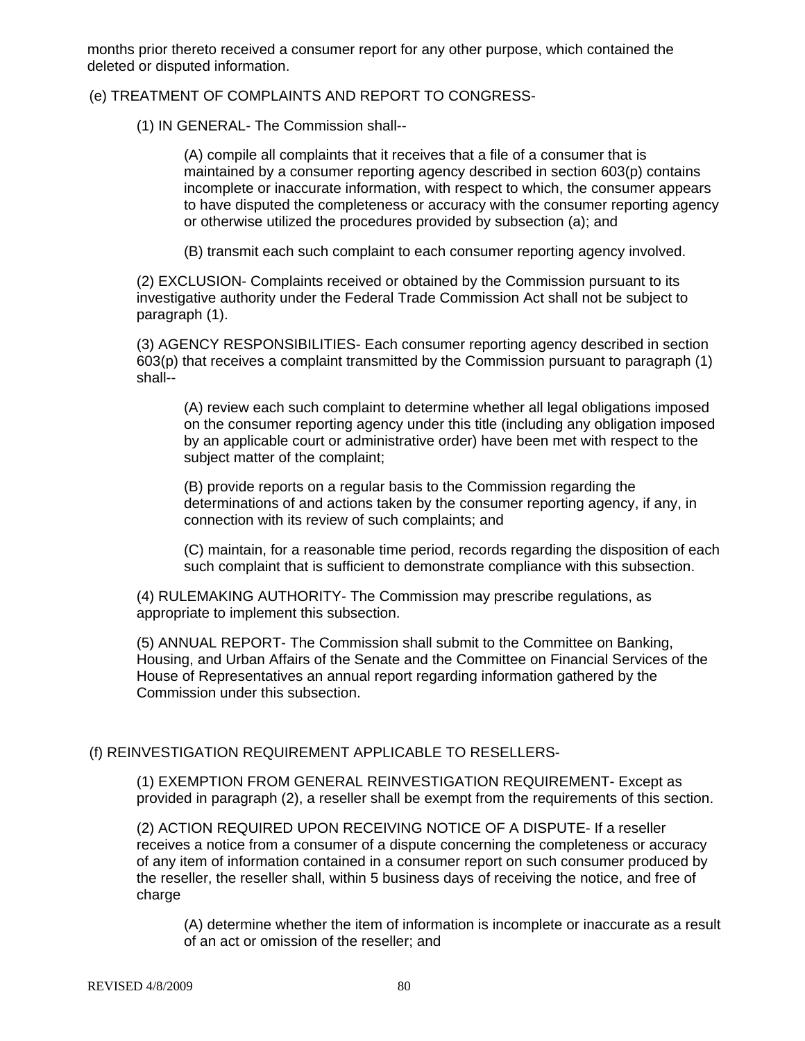months prior thereto received a consumer report for any other purpose, which contained the deleted or disputed information.

(e) TREATMENT OF COMPLAINTS AND REPORT TO CONGRESS-

(1) IN GENERAL- The Commission shall--

(A) compile all complaints that it receives that a file of a consumer that is maintained by a consumer reporting agency described in section 603(p) contains incomplete or inaccurate information, with respect to which, the consumer appears to have disputed the completeness or accuracy with the consumer reporting agency or otherwise utilized the procedures provided by subsection (a); and

(B) transmit each such complaint to each consumer reporting agency involved.

(2) EXCLUSION- Complaints received or obtained by the Commission pursuant to its investigative authority under the Federal Trade Commission Act shall not be subject to paragraph (1).

(3) AGENCY RESPONSIBILITIES- Each consumer reporting agency described in section 603(p) that receives a complaint transmitted by the Commission pursuant to paragraph (1) shall--

(A) review each such complaint to determine whether all legal obligations imposed on the consumer reporting agency under this title (including any obligation imposed by an applicable court or administrative order) have been met with respect to the subject matter of the complaint;

(B) provide reports on a regular basis to the Commission regarding the determinations of and actions taken by the consumer reporting agency, if any, in connection with its review of such complaints; and

(C) maintain, for a reasonable time period, records regarding the disposition of each such complaint that is sufficient to demonstrate compliance with this subsection.

(4) RULEMAKING AUTHORITY- The Commission may prescribe regulations, as appropriate to implement this subsection.

(5) ANNUAL REPORT- The Commission shall submit to the Committee on Banking, Housing, and Urban Affairs of the Senate and the Committee on Financial Services of the House of Representatives an annual report regarding information gathered by the Commission under this subsection.

(f) REINVESTIGATION REQUIREMENT APPLICABLE TO RESELLERS-

(1) EXEMPTION FROM GENERAL REINVESTIGATION REQUIREMENT- Except as provided in paragraph (2), a reseller shall be exempt from the requirements of this section.

(2) ACTION REQUIRED UPON RECEIVING NOTICE OF A DISPUTE- If a reseller receives a notice from a consumer of a dispute concerning the completeness or accuracy of any item of information contained in a consumer report on such consumer produced by the reseller, the reseller shall, within 5 business days of receiving the notice, and free of charge

(A) determine whether the item of information is incomplete or inaccurate as a result of an act or omission of the reseller; and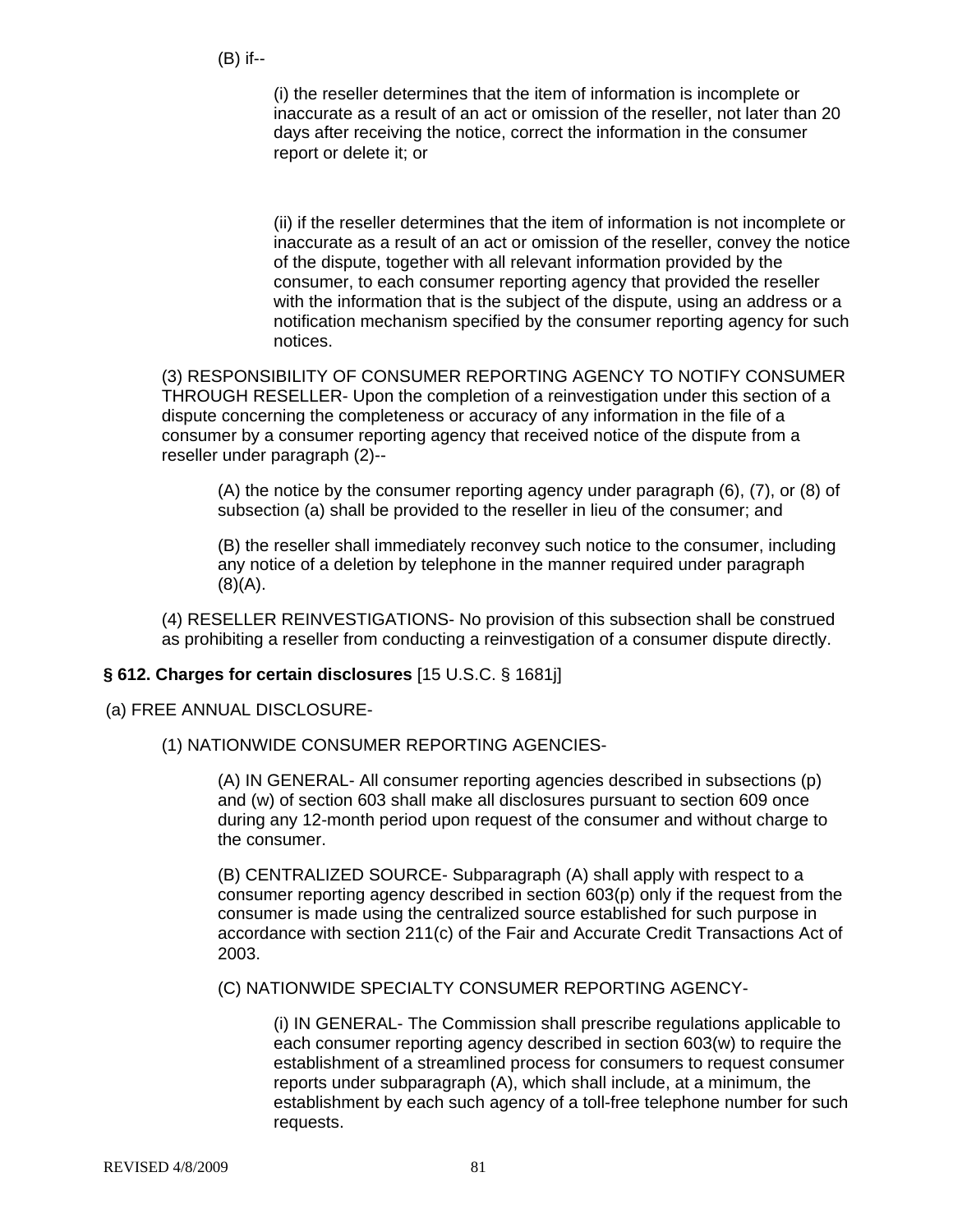(B) if--

(i) the reseller determines that the item of information is incomplete or inaccurate as a result of an act or omission of the reseller, not later than 20 days after receiving the notice, correct the information in the consumer report or delete it; or

(ii) if the reseller determines that the item of information is not incomplete or inaccurate as a result of an act or omission of the reseller, convey the notice of the dispute, together with all relevant information provided by the consumer, to each consumer reporting agency that provided the reseller with the information that is the subject of the dispute, using an address or a notification mechanism specified by the consumer reporting agency for such notices.

(3) RESPONSIBILITY OF CONSUMER REPORTING AGENCY TO NOTIFY CONSUMER THROUGH RESELLER- Upon the completion of a reinvestigation under this section of a dispute concerning the completeness or accuracy of any information in the file of a consumer by a consumer reporting agency that received notice of the dispute from a reseller under paragraph (2)--

(A) the notice by the consumer reporting agency under paragraph (6), (7), or (8) of subsection (a) shall be provided to the reseller in lieu of the consumer; and

(B) the reseller shall immediately reconvey such notice to the consumer, including any notice of a deletion by telephone in the manner required under paragraph (8)(A).

(4) RESELLER REINVESTIGATIONS- No provision of this subsection shall be construed as prohibiting a reseller from conducting a reinvestigation of a consumer dispute directly.

**§ 612. Charges for certain disclosures** [15 U.S.C. § 1681j]

(a) FREE ANNUAL DISCLOSURE-

(1) NATIONWIDE CONSUMER REPORTING AGENCIES-

(A) IN GENERAL- All consumer reporting agencies described in subsections (p) and (w) of section 603 shall make all disclosures pursuant to section 609 once during any 12-month period upon request of the consumer and without charge to the consumer.

(B) CENTRALIZED SOURCE- Subparagraph (A) shall apply with respect to a consumer reporting agency described in section 603(p) only if the request from the consumer is made using the centralized source established for such purpose in accordance with section 211(c) of the Fair and Accurate Credit Transactions Act of 2003.

(C) NATIONWIDE SPECIALTY CONSUMER REPORTING AGENCY-

(i) IN GENERAL- The Commission shall prescribe regulations applicable to each consumer reporting agency described in section 603(w) to require the establishment of a streamlined process for consumers to request consumer reports under subparagraph (A), which shall include, at a minimum, the establishment by each such agency of a toll-free telephone number for such requests.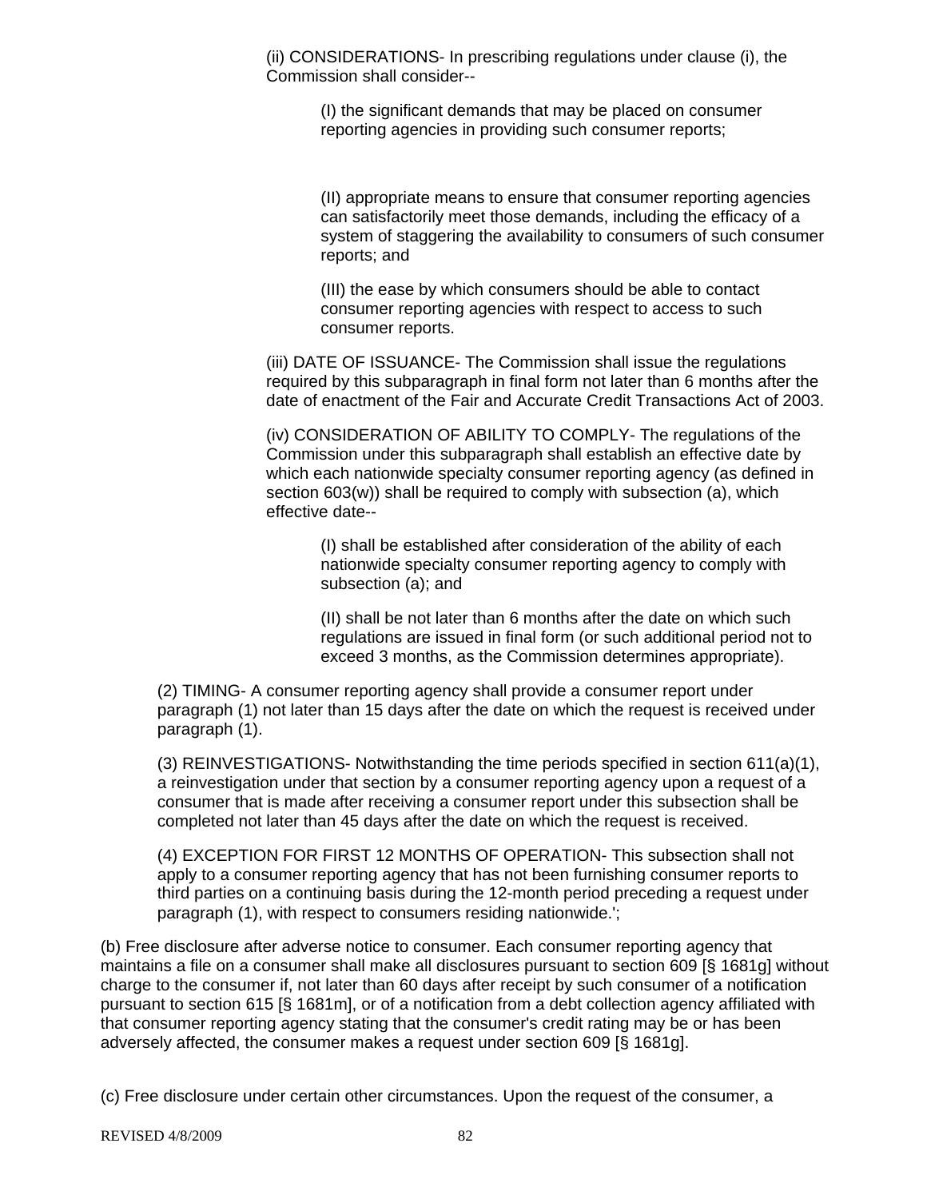(ii) CONSIDERATIONS- In prescribing regulations under clause (i), the Commission shall consider--

(I) the significant demands that may be placed on consumer reporting agencies in providing such consumer reports;

(II) appropriate means to ensure that consumer reporting agencies can satisfactorily meet those demands, including the efficacy of a system of staggering the availability to consumers of such consumer reports; and

(III) the ease by which consumers should be able to contact consumer reporting agencies with respect to access to such consumer reports.

(iii) DATE OF ISSUANCE- The Commission shall issue the regulations required by this subparagraph in final form not later than 6 months after the date of enactment of the Fair and Accurate Credit Transactions Act of 2003.

(iv) CONSIDERATION OF ABILITY TO COMPLY- The regulations of the Commission under this subparagraph shall establish an effective date by which each nationwide specialty consumer reporting agency (as defined in section 603(w)) shall be required to comply with subsection (a), which effective date--

(I) shall be established after consideration of the ability of each nationwide specialty consumer reporting agency to comply with subsection (a); and

(II) shall be not later than 6 months after the date on which such regulations are issued in final form (or such additional period not to exceed 3 months, as the Commission determines appropriate).

(2) TIMING- A consumer reporting agency shall provide a consumer report under paragraph (1) not later than 15 days after the date on which the request is received under paragraph (1).

(3) REINVESTIGATIONS- Notwithstanding the time periods specified in section 611(a)(1), a reinvestigation under that section by a consumer reporting agency upon a request of a consumer that is made after receiving a consumer report under this subsection shall be completed not later than 45 days after the date on which the request is received.

(4) EXCEPTION FOR FIRST 12 MONTHS OF OPERATION- This subsection shall not apply to a consumer reporting agency that has not been furnishing consumer reports to third parties on a continuing basis during the 12-month period preceding a request under paragraph (1), with respect to consumers residing nationwide.';

(b) Free disclosure after adverse notice to consumer. Each consumer reporting agency that maintains a file on a consumer shall make all disclosures pursuant to section 609 [§ 1681g] without charge to the consumer if, not later than 60 days after receipt by such consumer of a notification pursuant to section 615 [§ 1681m], or of a notification from a debt collection agency affiliated with that consumer reporting agency stating that the consumer's credit rating may be or has been adversely affected, the consumer makes a request under section 609 [§ 1681g].

(c) Free disclosure under certain other circumstances. Upon the request of the consumer, a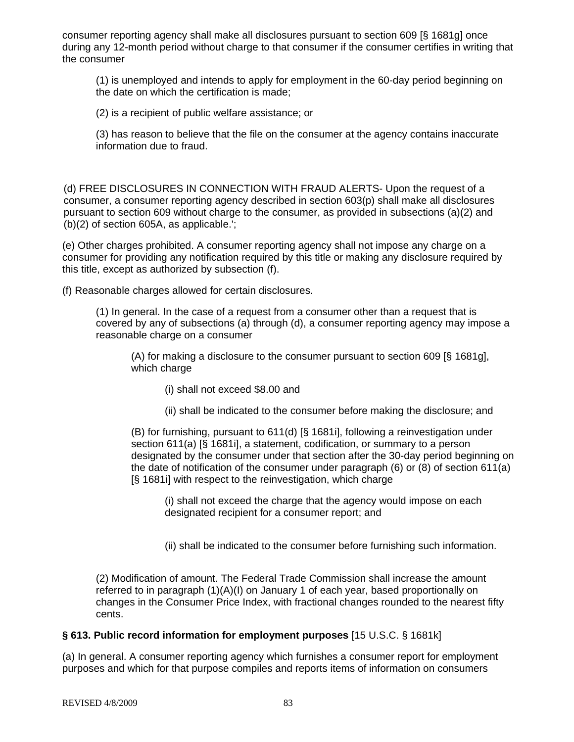consumer reporting agency shall make all disclosures pursuant to section 609 [§ 1681g] once during any 12-month period without charge to that consumer if the consumer certifies in writing that the consumer

> (1) is unemployed and intends to apply for employment in the 60-day period beginning on the date on which the certification is made;
>
> (2) is a recipient of public welfare assistance; or
>
> (3) has reason to believe that the file on the consumer at the agency contains inaccurate information due to fraud.

(d) FREE DISCLOSURES IN CONNECTION WITH FRAUD ALERTS- Upon the request of a consumer, a consumer reporting agency described in section 603(p) shall make all disclosures pursuant to section 609 without charge to the consumer, as provided in subsections (a)(2) and (b)(2) of section 605A, as applicable.';

(e) Other charges prohibited. A consumer reporting agency shall not impose any charge on a consumer for providing any notification required by this title or making any disclosure required by this title, except as authorized by subsection (f).

(f) Reasonable charges allowed for certain disclosures.

> (1) In general. In the case of a request from a consumer other than a request that is covered by any of subsections (a) through (d), a consumer reporting agency may impose a reasonable charge on a consumer
>
> > (A) for making a disclosure to the consumer pursuant to section 609 [§ 1681g], which charge
> >
> > > (i) shall not exceed $8.00 and
> > >
> > > (ii) shall be indicated to the consumer before making the disclosure; and
> >
> > (B) for furnishing, pursuant to 611(d) [§ 1681i], following a reinvestigation under section 611(a) [§ 1681i], a statement, codification, or summary to a person designated by the consumer under that section after the 30-day period beginning on the date of notification of the consumer under paragraph (6) or (8) of section 611(a) [§ 1681i] with respect to the reinvestigation, which charge
> >
> > > (i) shall not exceed the charge that the agency would impose on each designated recipient for a consumer report; and
> > >
> > > (ii) shall be indicated to the consumer before furnishing such information.
>
> (2) Modification of amount. The Federal Trade Commission shall increase the amount referred to in paragraph (1)(A)(I) on January 1 of each year, based proportionally on changes in the Consumer Price Index, with fractional changes rounded to the nearest fifty cents.

**§ 613. Public record information for employment purposes** [15 U.S.C. § 1681k]

(a) In general. A consumer reporting agency which furnishes a consumer report for employment purposes and which for that purpose compiles and reports items of information on consumers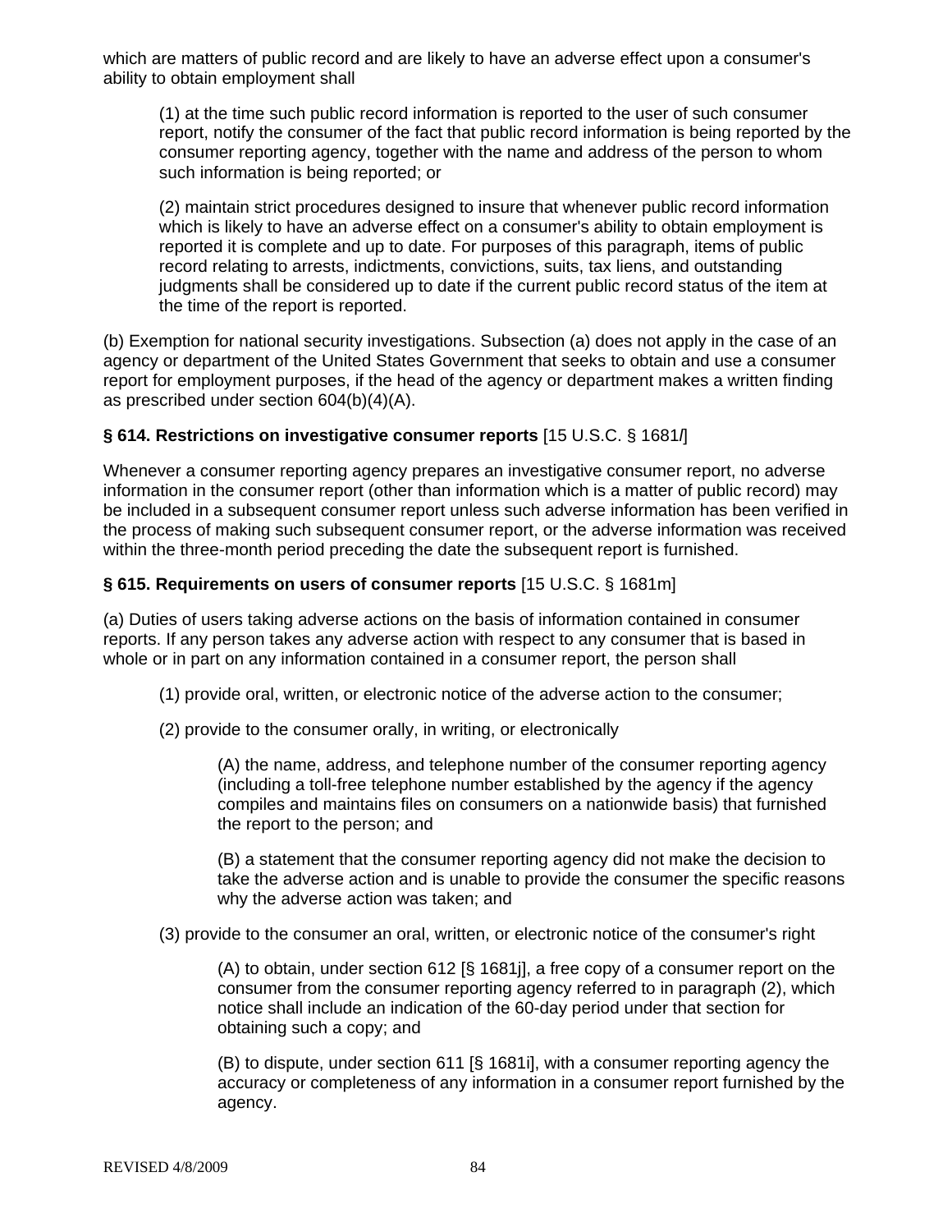which are matters of public record and are likely to have an adverse effect upon a consumer's ability to obtain employment shall

> (1) at the time such public record information is reported to the user of such consumer report, notify the consumer of the fact that public record information is being reported by the consumer reporting agency, together with the name and address of the person to whom such information is being reported; or
>
> (2) maintain strict procedures designed to insure that whenever public record information which is likely to have an adverse effect on a consumer's ability to obtain employment is reported it is complete and up to date. For purposes of this paragraph, items of public record relating to arrests, indictments, convictions, suits, tax liens, and outstanding judgments shall be considered up to date if the current public record status of the item at the time of the report is reported.

(b) Exemption for national security investigations. Subsection (a) does not apply in the case of an agency or department of the United States Government that seeks to obtain and use a consumer report for employment purposes, if the head of the agency or department makes a written finding as prescribed under section 604(b)(4)(A).

**§ 614. Restrictions on investigative consumer reports** [15 U.S.C. § 1681*l*]

Whenever a consumer reporting agency prepares an investigative consumer report, no adverse information in the consumer report (other than information which is a matter of public record) may be included in a subsequent consumer report unless such adverse information has been verified in the process of making such subsequent consumer report, or the adverse information was received within the three-month period preceding the date the subsequent report is furnished.

**§ 615. Requirements on users of consumer reports** [15 U.S.C. § 1681m]

(a) Duties of users taking adverse actions on the basis of information contained in consumer reports. If any person takes any adverse action with respect to any consumer that is based in whole or in part on any information contained in a consumer report, the person shall

> (1) provide oral, written, or electronic notice of the adverse action to the consumer;
>
> (2) provide to the consumer orally, in writing, or electronically
>
> > (A) the name, address, and telephone number of the consumer reporting agency (including a toll-free telephone number established by the agency if the agency compiles and maintains files on consumers on a nationwide basis) that furnished the report to the person; and
> >
> > (B) a statement that the consumer reporting agency did not make the decision to take the adverse action and is unable to provide the consumer the specific reasons why the adverse action was taken; and
>
> (3) provide to the consumer an oral, written, or electronic notice of the consumer's right
>
> > (A) to obtain, under section 612 [§ 1681j], a free copy of a consumer report on the consumer from the consumer reporting agency referred to in paragraph (2), which notice shall include an indication of the 60-day period under that section for obtaining such a copy; and
> >
> > (B) to dispute, under section 611 [§ 1681i], with a consumer reporting agency the accuracy or completeness of any information in a consumer report furnished by the agency.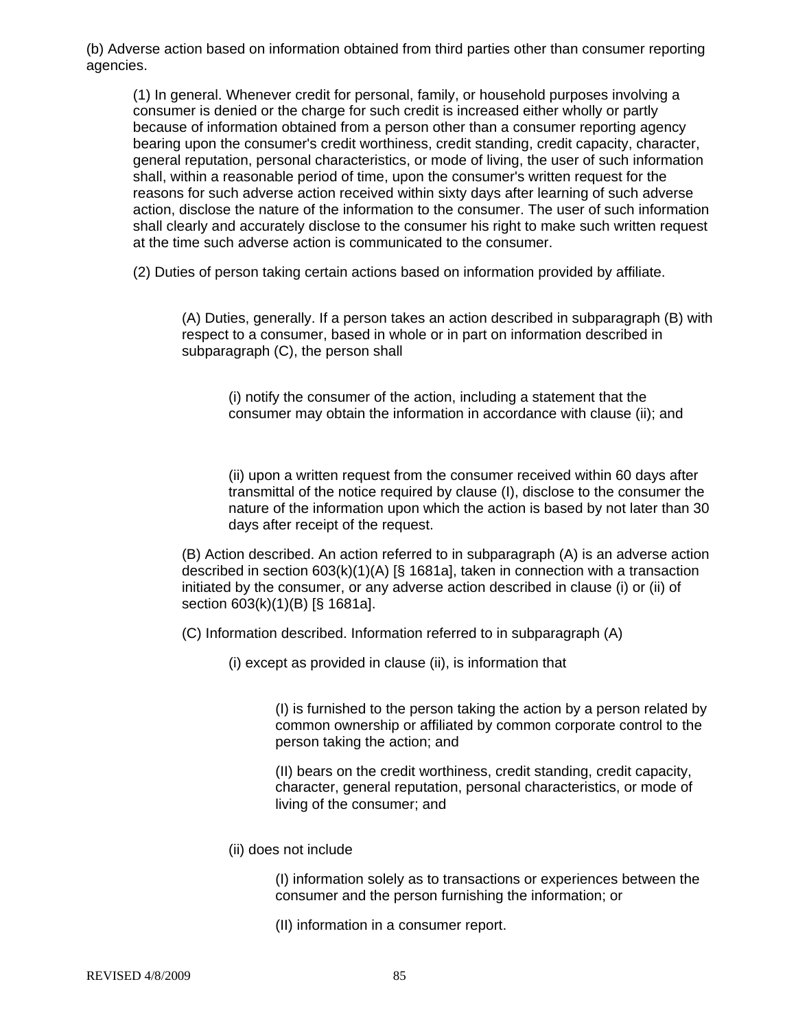(b) Adverse action based on information obtained from third parties other than consumer reporting agencies.

> (1) In general. Whenever credit for personal, family, or household purposes involving a consumer is denied or the charge for such credit is increased either wholly or partly because of information obtained from a person other than a consumer reporting agency bearing upon the consumer's credit worthiness, credit standing, credit capacity, character, general reputation, personal characteristics, or mode of living, the user of such information shall, within a reasonable period of time, upon the consumer's written request for the reasons for such adverse action received within sixty days after learning of such adverse action, disclose the nature of the information to the consumer. The user of such information shall clearly and accurately disclose to the consumer his right to make such written request at the time such adverse action is communicated to the consumer.
>
> (2) Duties of person taking certain actions based on information provided by affiliate.
>
> > (A) Duties, generally. If a person takes an action described in subparagraph (B) with respect to a consumer, based in whole or in part on information described in subparagraph (C), the person shall
> >
> > > (i) notify the consumer of the action, including a statement that the consumer may obtain the information in accordance with clause (ii); and
> > >
> > > (ii) upon a written request from the consumer received within 60 days after transmittal of the notice required by clause (I), disclose to the consumer the nature of the information upon which the action is based by not later than 30 days after receipt of the request.
> >
> > (B) Action described. An action referred to in subparagraph (A) is an adverse action described in section 603(k)(1)(A) [§ 1681a], taken in connection with a transaction initiated by the consumer, or any adverse action described in clause (i) or (ii) of section 603(k)(1)(B) [§ 1681a].
> >
> > (C) Information described. Information referred to in subparagraph (A)
> >
> > > (i) except as provided in clause (ii), is information that
> > >
> > > > (I) is furnished to the person taking the action by a person related by common ownership or affiliated by common corporate control to the person taking the action; and
> > > >
> > > > (II) bears on the credit worthiness, credit standing, credit capacity, character, general reputation, personal characteristics, or mode of living of the consumer; and
> > >
> > > (ii) does not include
> > >
> > > > (I) information solely as to transactions or experiences between the consumer and the person furnishing the information; or
> > > >
> > > > (II) information in a consumer report.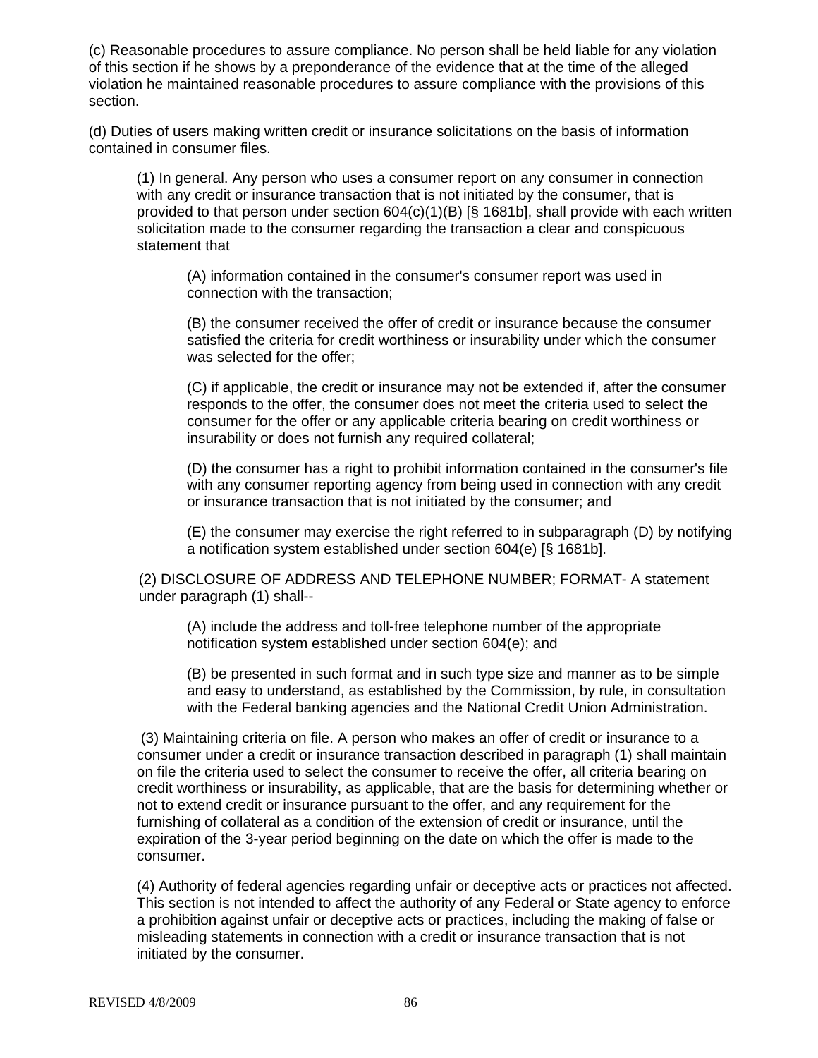(c) Reasonable procedures to assure compliance. No person shall be held liable for any violation of this section if he shows by a preponderance of the evidence that at the time of the alleged violation he maintained reasonable procedures to assure compliance with the provisions of this section.

(d) Duties of users making written credit or insurance solicitations on the basis of information contained in consumer files.

> (1) In general. Any person who uses a consumer report on any consumer in connection with any credit or insurance transaction that is not initiated by the consumer, that is provided to that person under section 604(c)(1)(B) [§ 1681b], shall provide with each written solicitation made to the consumer regarding the transaction a clear and conspicuous statement that
>
> > (A) information contained in the consumer's consumer report was used in connection with the transaction;
> >
> > (B) the consumer received the offer of credit or insurance because the consumer satisfied the criteria for credit worthiness or insurability under which the consumer was selected for the offer;
> >
> > (C) if applicable, the credit or insurance may not be extended if, after the consumer responds to the offer, the consumer does not meet the criteria used to select the consumer for the offer or any applicable criteria bearing on credit worthiness or insurability or does not furnish any required collateral;
> >
> > (D) the consumer has a right to prohibit information contained in the consumer's file with any consumer reporting agency from being used in connection with any credit or insurance transaction that is not initiated by the consumer; and
> >
> > (E) the consumer may exercise the right referred to in subparagraph (D) by notifying a notification system established under section 604(e) [§ 1681b].
>
> (2) DISCLOSURE OF ADDRESS AND TELEPHONE NUMBER; FORMAT- A statement under paragraph (1) shall--
>
> > (A) include the address and toll-free telephone number of the appropriate notification system established under section 604(e); and
> >
> > (B) be presented in such format and in such type size and manner as to be simple and easy to understand, as established by the Commission, by rule, in consultation with the Federal banking agencies and the National Credit Union Administration.
>
> (3) Maintaining criteria on file. A person who makes an offer of credit or insurance to a consumer under a credit or insurance transaction described in paragraph (1) shall maintain on file the criteria used to select the consumer to receive the offer, all criteria bearing on credit worthiness or insurability, as applicable, that are the basis for determining whether or not to extend credit or insurance pursuant to the offer, and any requirement for the furnishing of collateral as a condition of the extension of credit or insurance, until the expiration of the 3-year period beginning on the date on which the offer is made to the consumer.
>
> (4) Authority of federal agencies regarding unfair or deceptive acts or practices not affected. This section is not intended to affect the authority of any Federal or State agency to enforce a prohibition against unfair or deceptive acts or practices, including the making of false or misleading statements in connection with a credit or insurance transaction that is not initiated by the consumer.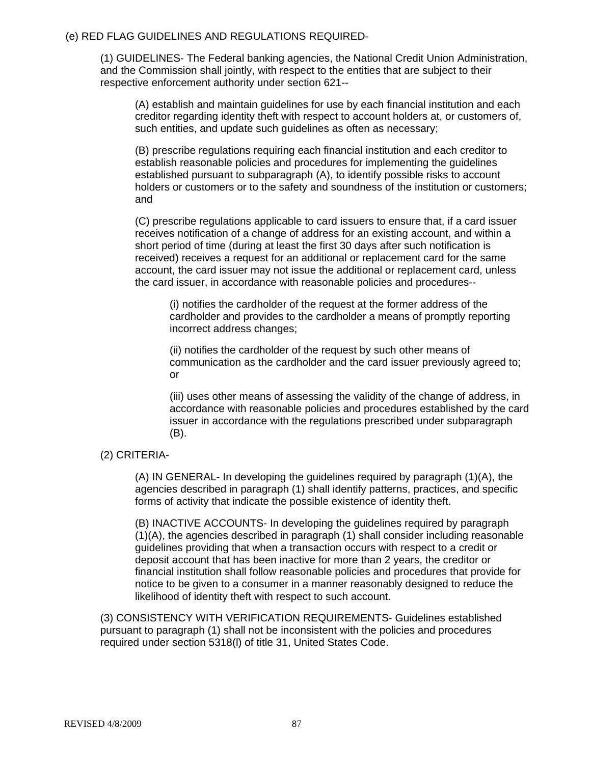(e) RED FLAG GUIDELINES AND REGULATIONS REQUIRED-

(1) GUIDELINES- The Federal banking agencies, the National Credit Union Administration, and the Commission shall jointly, with respect to the entities that are subject to their respective enforcement authority under section 621--

(A) establish and maintain guidelines for use by each financial institution and each creditor regarding identity theft with respect to account holders at, or customers of, such entities, and update such guidelines as often as necessary;

(B) prescribe regulations requiring each financial institution and each creditor to establish reasonable policies and procedures for implementing the guidelines established pursuant to subparagraph (A), to identify possible risks to account holders or customers or to the safety and soundness of the institution or customers; and

(C) prescribe regulations applicable to card issuers to ensure that, if a card issuer receives notification of a change of address for an existing account, and within a short period of time (during at least the first 30 days after such notification is received) receives a request for an additional or replacement card for the same account, the card issuer may not issue the additional or replacement card, unless the card issuer, in accordance with reasonable policies and procedures--

(i) notifies the cardholder of the request at the former address of the cardholder and provides to the cardholder a means of promptly reporting incorrect address changes;

(ii) notifies the cardholder of the request by such other means of communication as the cardholder and the card issuer previously agreed to; or

(iii) uses other means of assessing the validity of the change of address, in accordance with reasonable policies and procedures established by the card issuer in accordance with the regulations prescribed under subparagraph (B).

(2) CRITERIA-

(A) IN GENERAL- In developing the guidelines required by paragraph (1)(A), the agencies described in paragraph (1) shall identify patterns, practices, and specific forms of activity that indicate the possible existence of identity theft.

(B) INACTIVE ACCOUNTS- In developing the guidelines required by paragraph (1)(A), the agencies described in paragraph (1) shall consider including reasonable guidelines providing that when a transaction occurs with respect to a credit or deposit account that has been inactive for more than 2 years, the creditor or financial institution shall follow reasonable policies and procedures that provide for notice to be given to a consumer in a manner reasonably designed to reduce the likelihood of identity theft with respect to such account.

(3) CONSISTENCY WITH VERIFICATION REQUIREMENTS- Guidelines established pursuant to paragraph (1) shall not be inconsistent with the policies and procedures required under section 5318(l) of title 31, United States Code.

REVISED 4/8/2009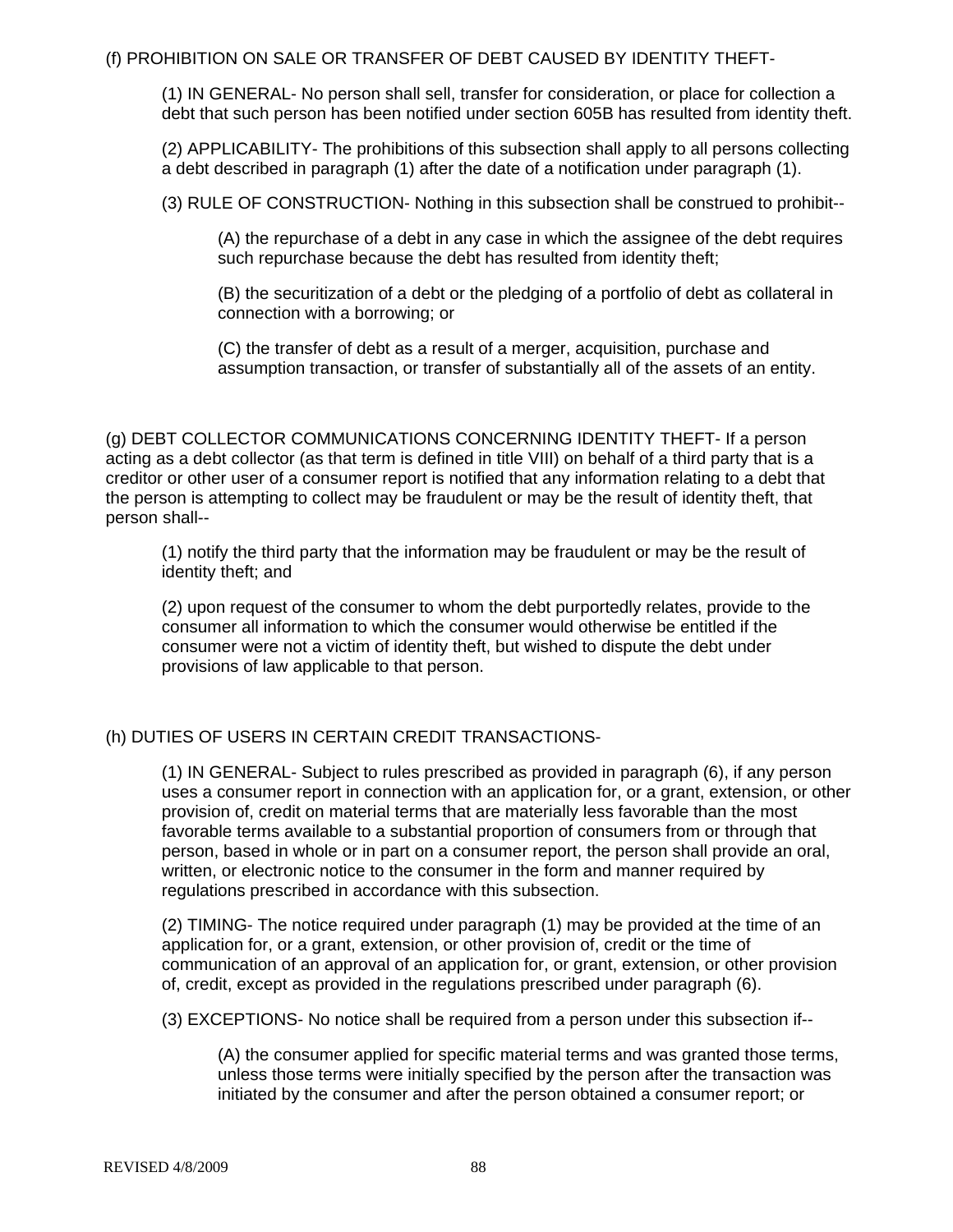(f) PROHIBITION ON SALE OR TRANSFER OF DEBT CAUSED BY IDENTITY THEFT-

(1) IN GENERAL- No person shall sell, transfer for consideration, or place for collection a debt that such person has been notified under section 605B has resulted from identity theft.

(2) APPLICABILITY- The prohibitions of this subsection shall apply to all persons collecting a debt described in paragraph (1) after the date of a notification under paragraph (1).

(3) RULE OF CONSTRUCTION- Nothing in this subsection shall be construed to prohibit--

(A) the repurchase of a debt in any case in which the assignee of the debt requires such repurchase because the debt has resulted from identity theft;

(B) the securitization of a debt or the pledging of a portfolio of debt as collateral in connection with a borrowing; or

(C) the transfer of debt as a result of a merger, acquisition, purchase and assumption transaction, or transfer of substantially all of the assets of an entity.

(g) DEBT COLLECTOR COMMUNICATIONS CONCERNING IDENTITY THEFT- If a person acting as a debt collector (as that term is defined in title VIII) on behalf of a third party that is a creditor or other user of a consumer report is notified that any information relating to a debt that the person is attempting to collect may be fraudulent or may be the result of identity theft, that person shall--

(1) notify the third party that the information may be fraudulent or may be the result of identity theft; and

(2) upon request of the consumer to whom the debt purportedly relates, provide to the consumer all information to which the consumer would otherwise be entitled if the consumer were not a victim of identity theft, but wished to dispute the debt under provisions of law applicable to that person.

(h) DUTIES OF USERS IN CERTAIN CREDIT TRANSACTIONS-

(1) IN GENERAL- Subject to rules prescribed as provided in paragraph (6), if any person uses a consumer report in connection with an application for, or a grant, extension, or other provision of, credit on material terms that are materially less favorable than the most favorable terms available to a substantial proportion of consumers from or through that person, based in whole or in part on a consumer report, the person shall provide an oral, written, or electronic notice to the consumer in the form and manner required by regulations prescribed in accordance with this subsection.

(2) TIMING- The notice required under paragraph (1) may be provided at the time of an application for, or a grant, extension, or other provision of, credit or the time of communication of an approval of an application for, or grant, extension, or other provision of, credit, except as provided in the regulations prescribed under paragraph (6).

(3) EXCEPTIONS- No notice shall be required from a person under this subsection if--

(A) the consumer applied for specific material terms and was granted those terms, unless those terms were initially specified by the person after the transaction was initiated by the consumer and after the person obtained a consumer report; or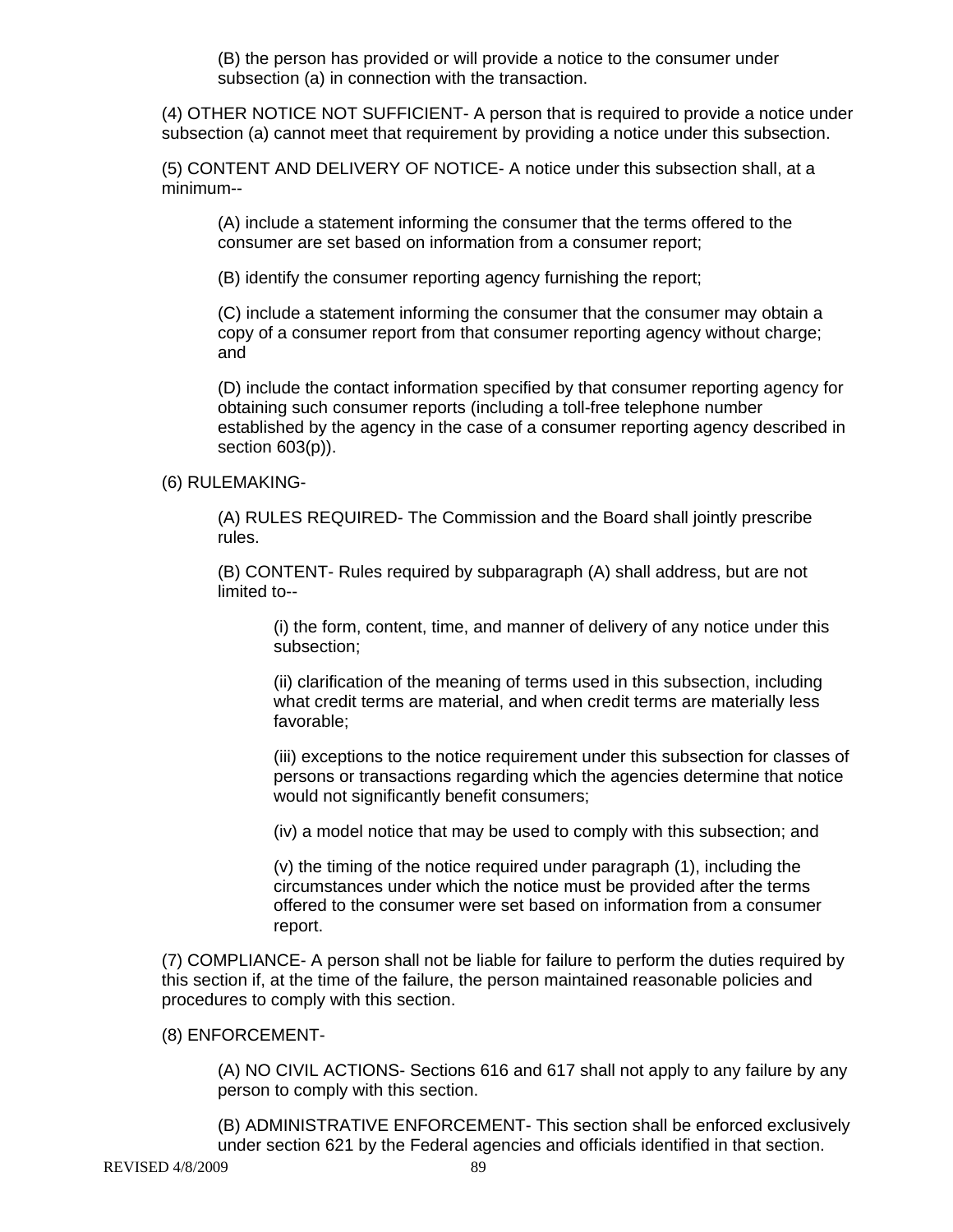(B) the person has provided or will provide a notice to the consumer under subsection (a) in connection with the transaction.

(4) OTHER NOTICE NOT SUFFICIENT- A person that is required to provide a notice under subsection (a) cannot meet that requirement by providing a notice under this subsection.

(5) CONTENT AND DELIVERY OF NOTICE- A notice under this subsection shall, at a minimum--

(A) include a statement informing the consumer that the terms offered to the consumer are set based on information from a consumer report;

(B) identify the consumer reporting agency furnishing the report;

(C) include a statement informing the consumer that the consumer may obtain a copy of a consumer report from that consumer reporting agency without charge; and

(D) include the contact information specified by that consumer reporting agency for obtaining such consumer reports (including a toll-free telephone number established by the agency in the case of a consumer reporting agency described in section 603(p)).

(6) RULEMAKING-

(A) RULES REQUIRED- The Commission and the Board shall jointly prescribe rules.

(B) CONTENT- Rules required by subparagraph (A) shall address, but are not limited to--

(i) the form, content, time, and manner of delivery of any notice under this subsection;

(ii) clarification of the meaning of terms used in this subsection, including what credit terms are material, and when credit terms are materially less favorable;

(iii) exceptions to the notice requirement under this subsection for classes of persons or transactions regarding which the agencies determine that notice would not significantly benefit consumers;

(iv) a model notice that may be used to comply with this subsection; and

(v) the timing of the notice required under paragraph (1), including the circumstances under which the notice must be provided after the terms offered to the consumer were set based on information from a consumer report.

(7) COMPLIANCE- A person shall not be liable for failure to perform the duties required by this section if, at the time of the failure, the person maintained reasonable policies and procedures to comply with this section.

(8) ENFORCEMENT-

(A) NO CIVIL ACTIONS- Sections 616 and 617 shall not apply to any failure by any person to comply with this section.

(B) ADMINISTRATIVE ENFORCEMENT- This section shall be enforced exclusively under section 621 by the Federal agencies and officials identified in that section.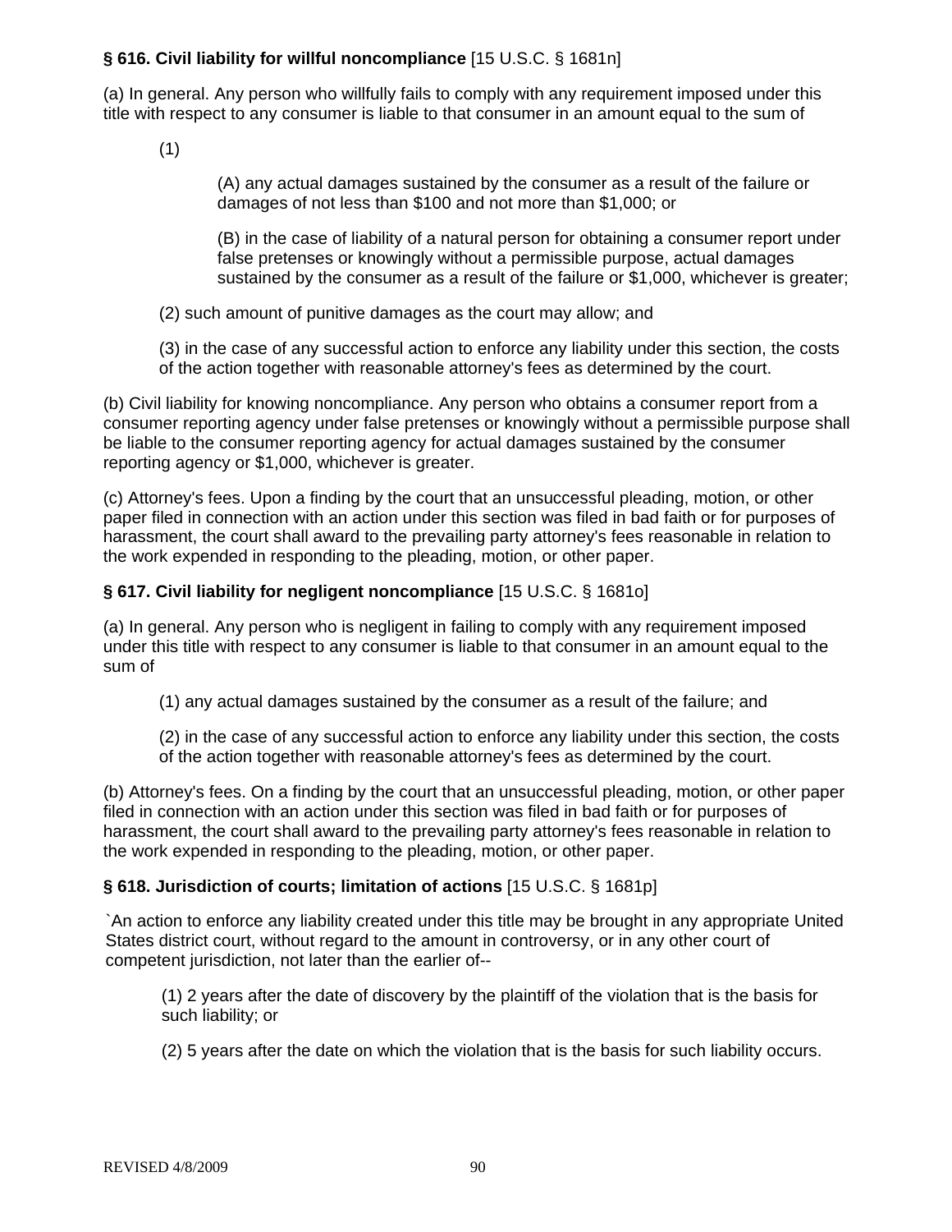**§ 616. Civil liability for willful noncompliance** [15 U.S.C. § 1681n]

(a) In general. Any person who willfully fails to comply with any requirement imposed under this title with respect to any consumer is liable to that consumer in an amount equal to the sum of

(1)

(A) any actual damages sustained by the consumer as a result of the failure or damages of not less than $100 and not more than $1,000; or

(B) in the case of liability of a natural person for obtaining a consumer report under false pretenses or knowingly without a permissible purpose, actual damages sustained by the consumer as a result of the failure or $1,000, whichever is greater;

(2) such amount of punitive damages as the court may allow; and

(3) in the case of any successful action to enforce any liability under this section, the costs of the action together with reasonable attorney's fees as determined by the court.

(b) Civil liability for knowing noncompliance. Any person who obtains a consumer report from a consumer reporting agency under false pretenses or knowingly without a permissible purpose shall be liable to the consumer reporting agency for actual damages sustained by the consumer reporting agency or $1,000, whichever is greater.

(c) Attorney's fees. Upon a finding by the court that an unsuccessful pleading, motion, or other paper filed in connection with an action under this section was filed in bad faith or for purposes of harassment, the court shall award to the prevailing party attorney's fees reasonable in relation to the work expended in responding to the pleading, motion, or other paper.

**§ 617. Civil liability for negligent noncompliance** [15 U.S.C. § 1681o]

(a) In general. Any person who is negligent in failing to comply with any requirement imposed under this title with respect to any consumer is liable to that consumer in an amount equal to the sum of

(1) any actual damages sustained by the consumer as a result of the failure; and

(2) in the case of any successful action to enforce any liability under this section, the costs of the action together with reasonable attorney's fees as determined by the court.

(b) Attorney's fees. On a finding by the court that an unsuccessful pleading, motion, or other paper filed in connection with an action under this section was filed in bad faith or for purposes of harassment, the court shall award to the prevailing party attorney's fees reasonable in relation to the work expended in responding to the pleading, motion, or other paper.

**§ 618. Jurisdiction of courts; limitation of actions** [15 U.S.C. § 1681p]

`An action to enforce any liability created under this title may be brought in any appropriate United States district court, without regard to the amount in controversy, or in any other court of competent jurisdiction, not later than the earlier of--

(1) 2 years after the date of discovery by the plaintiff of the violation that is the basis for such liability; or

(2) 5 years after the date on which the violation that is the basis for such liability occurs.

REVISED 4/8/2009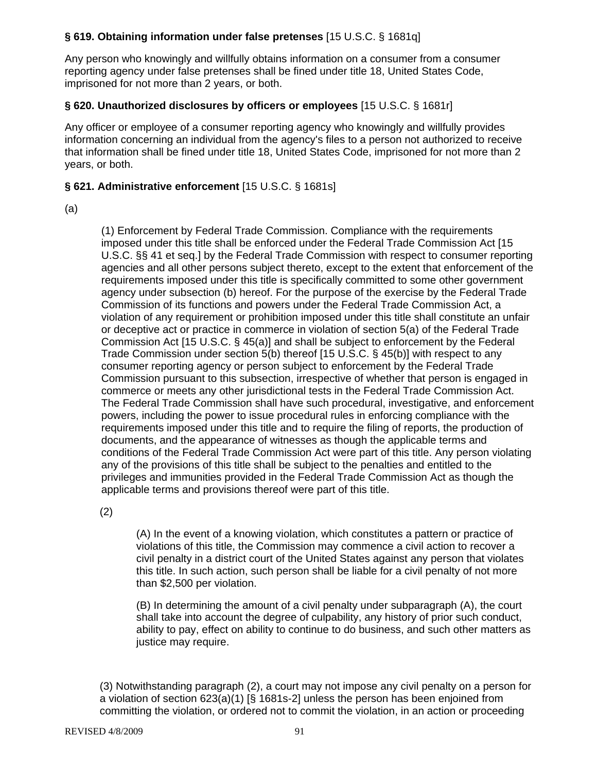**§ 619. Obtaining information under false pretenses** [15 U.S.C. § 1681q]

Any person who knowingly and willfully obtains information on a consumer from a consumer reporting agency under false pretenses shall be fined under title 18, United States Code, imprisoned for not more than 2 years, or both.

**§ 620. Unauthorized disclosures by officers or employees** [15 U.S.C. § 1681r]

Any officer or employee of a consumer reporting agency who knowingly and willfully provides information concerning an individual from the agency's files to a person not authorized to receive that information shall be fined under title 18, United States Code, imprisoned for not more than 2 years, or both.

**§ 621. Administrative enforcement** [15 U.S.C. § 1681s]

(a)

(1) Enforcement by Federal Trade Commission. Compliance with the requirements imposed under this title shall be enforced under the Federal Trade Commission Act [15 U.S.C. §§ 41 et seq.] by the Federal Trade Commission with respect to consumer reporting agencies and all other persons subject thereto, except to the extent that enforcement of the requirements imposed under this title is specifically committed to some other government agency under subsection (b) hereof. For the purpose of the exercise by the Federal Trade Commission of its functions and powers under the Federal Trade Commission Act, a violation of any requirement or prohibition imposed under this title shall constitute an unfair or deceptive act or practice in commerce in violation of section 5(a) of the Federal Trade Commission Act [15 U.S.C. § 45(a)] and shall be subject to enforcement by the Federal Trade Commission under section 5(b) thereof [15 U.S.C. § 45(b)] with respect to any consumer reporting agency or person subject to enforcement by the Federal Trade Commission pursuant to this subsection, irrespective of whether that person is engaged in commerce or meets any other jurisdictional tests in the Federal Trade Commission Act. The Federal Trade Commission shall have such procedural, investigative, and enforcement powers, including the power to issue procedural rules in enforcing compliance with the requirements imposed under this title and to require the filing of reports, the production of documents, and the appearance of witnesses as though the applicable terms and conditions of the Federal Trade Commission Act were part of this title. Any person violating any of the provisions of this title shall be subject to the penalties and entitled to the privileges and immunities provided in the Federal Trade Commission Act as though the applicable terms and provisions thereof were part of this title.

(2)

(A) In the event of a knowing violation, which constitutes a pattern or practice of violations of this title, the Commission may commence a civil action to recover a civil penalty in a district court of the United States against any person that violates this title. In such action, such person shall be liable for a civil penalty of not more than $2,500 per violation.

(B) In determining the amount of a civil penalty under subparagraph (A), the court shall take into account the degree of culpability, any history of prior such conduct, ability to pay, effect on ability to continue to do business, and such other matters as justice may require.

(3) Notwithstanding paragraph (2), a court may not impose any civil penalty on a person for a violation of section 623(a)(1) [§ 1681s-2] unless the person has been enjoined from committing the violation, or ordered not to commit the violation, in an action or proceeding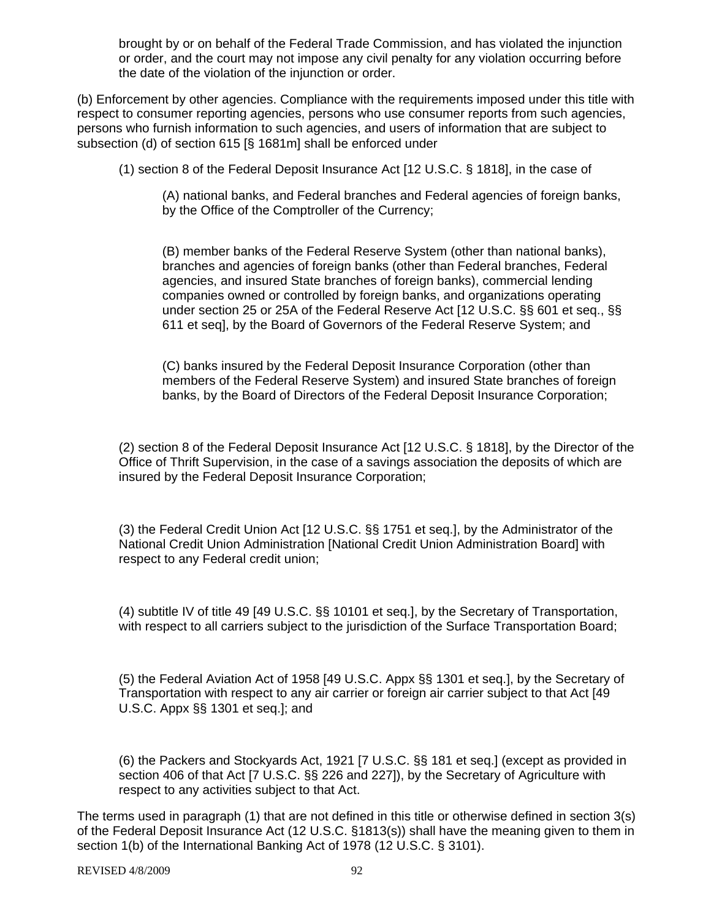brought by or on behalf of the Federal Trade Commission, and has violated the injunction or order, and the court may not impose any civil penalty for any violation occurring before the date of the violation of the injunction or order.

(b) Enforcement by other agencies. Compliance with the requirements imposed under this title with respect to consumer reporting agencies, persons who use consumer reports from such agencies, persons who furnish information to such agencies, and users of information that are subject to subsection (d) of section 615 [§ 1681m] shall be enforced under

(1) section 8 of the Federal Deposit Insurance Act [12 U.S.C. § 1818], in the case of

(A) national banks, and Federal branches and Federal agencies of foreign banks, by the Office of the Comptroller of the Currency;

(B) member banks of the Federal Reserve System (other than national banks), branches and agencies of foreign banks (other than Federal branches, Federal agencies, and insured State branches of foreign banks), commercial lending companies owned or controlled by foreign banks, and organizations operating under section 25 or 25A of the Federal Reserve Act [12 U.S.C. §§ 601 et seq., §§ 611 et seq], by the Board of Governors of the Federal Reserve System; and

(C) banks insured by the Federal Deposit Insurance Corporation (other than members of the Federal Reserve System) and insured State branches of foreign banks, by the Board of Directors of the Federal Deposit Insurance Corporation;

(2) section 8 of the Federal Deposit Insurance Act [12 U.S.C. § 1818], by the Director of the Office of Thrift Supervision, in the case of a savings association the deposits of which are insured by the Federal Deposit Insurance Corporation;

(3) the Federal Credit Union Act [12 U.S.C. §§ 1751 et seq.], by the Administrator of the National Credit Union Administration [National Credit Union Administration Board] with respect to any Federal credit union;

(4) subtitle IV of title 49 [49 U.S.C. §§ 10101 et seq.], by the Secretary of Transportation, with respect to all carriers subject to the jurisdiction of the Surface Transportation Board;

(5) the Federal Aviation Act of 1958 [49 U.S.C. Appx §§ 1301 et seq.], by the Secretary of Transportation with respect to any air carrier or foreign air carrier subject to that Act [49 U.S.C. Appx §§ 1301 et seq.]; and

(6) the Packers and Stockyards Act, 1921 [7 U.S.C. §§ 181 et seq.] (except as provided in section 406 of that Act [7 U.S.C. §§ 226 and 227]), by the Secretary of Agriculture with respect to any activities subject to that Act.

The terms used in paragraph (1) that are not defined in this title or otherwise defined in section 3(s) of the Federal Deposit Insurance Act (12 U.S.C. §1813(s)) shall have the meaning given to them in section 1(b) of the International Banking Act of 1978 (12 U.S.C. § 3101).

REVISED 4/8/2009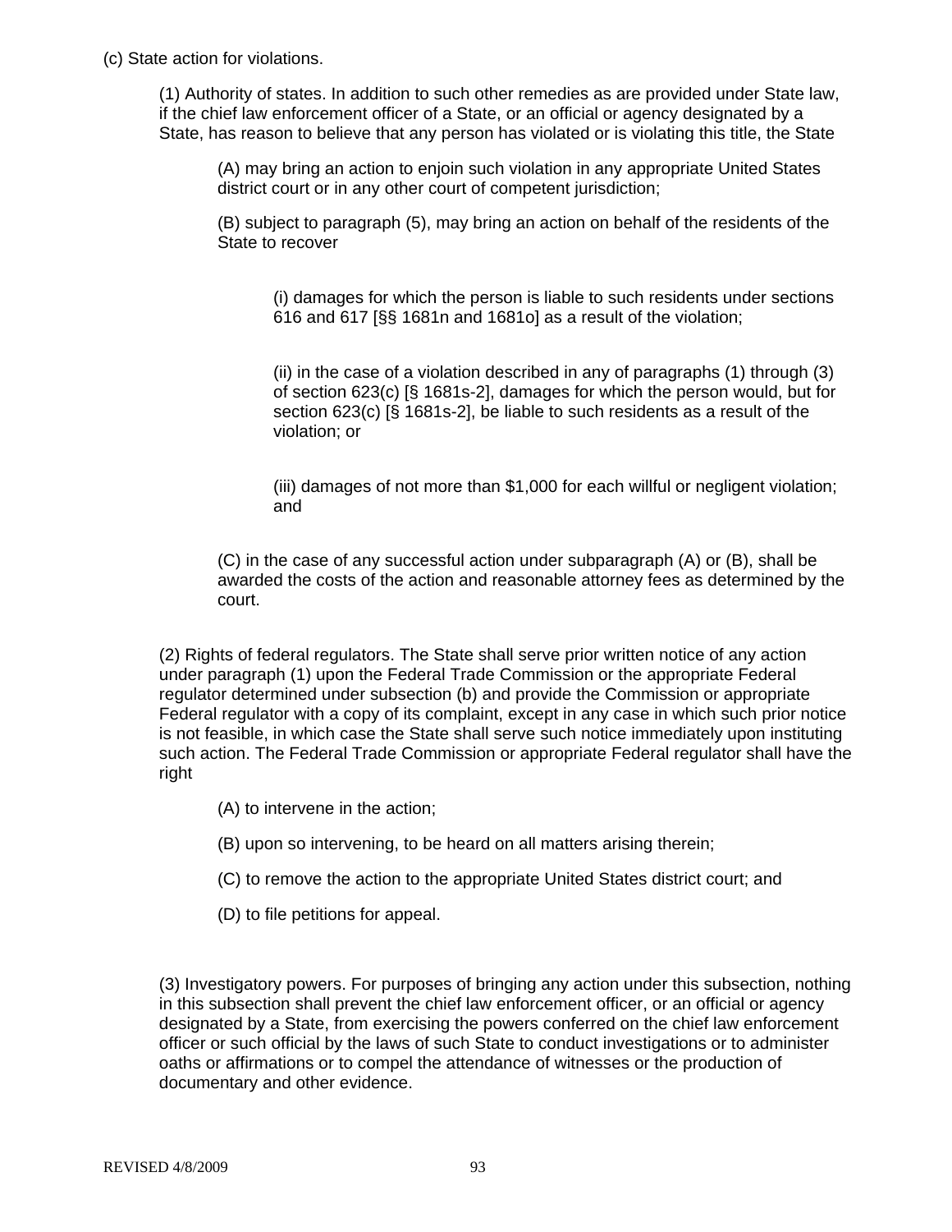(c) State action for violations.

(1) Authority of states. In addition to such other remedies as are provided under State law, if the chief law enforcement officer of a State, or an official or agency designated by a State, has reason to believe that any person has violated or is violating this title, the State

(A) may bring an action to enjoin such violation in any appropriate United States district court or in any other court of competent jurisdiction;

(B) subject to paragraph (5), may bring an action on behalf of the residents of the State to recover

(i) damages for which the person is liable to such residents under sections 616 and 617 [§§ 1681n and 1681o] as a result of the violation;

(ii) in the case of a violation described in any of paragraphs (1) through (3) of section 623(c) [§ 1681s-2], damages for which the person would, but for section 623(c) [§ 1681s-2], be liable to such residents as a result of the violation; or

(iii) damages of not more than $1,000 for each willful or negligent violation; and

(C) in the case of any successful action under subparagraph (A) or (B), shall be awarded the costs of the action and reasonable attorney fees as determined by the court.

(2) Rights of federal regulators. The State shall serve prior written notice of any action under paragraph (1) upon the Federal Trade Commission or the appropriate Federal regulator determined under subsection (b) and provide the Commission or appropriate Federal regulator with a copy of its complaint, except in any case in which such prior notice is not feasible, in which case the State shall serve such notice immediately upon instituting such action. The Federal Trade Commission or appropriate Federal regulator shall have the right

(A) to intervene in the action;

(B) upon so intervening, to be heard on all matters arising therein;

(C) to remove the action to the appropriate United States district court; and

(D) to file petitions for appeal.

(3) Investigatory powers. For purposes of bringing any action under this subsection, nothing in this subsection shall prevent the chief law enforcement officer, or an official or agency designated by a State, from exercising the powers conferred on the chief law enforcement officer or such official by the laws of such State to conduct investigations or to administer oaths or affirmations or to compel the attendance of witnesses or the production of documentary and other evidence.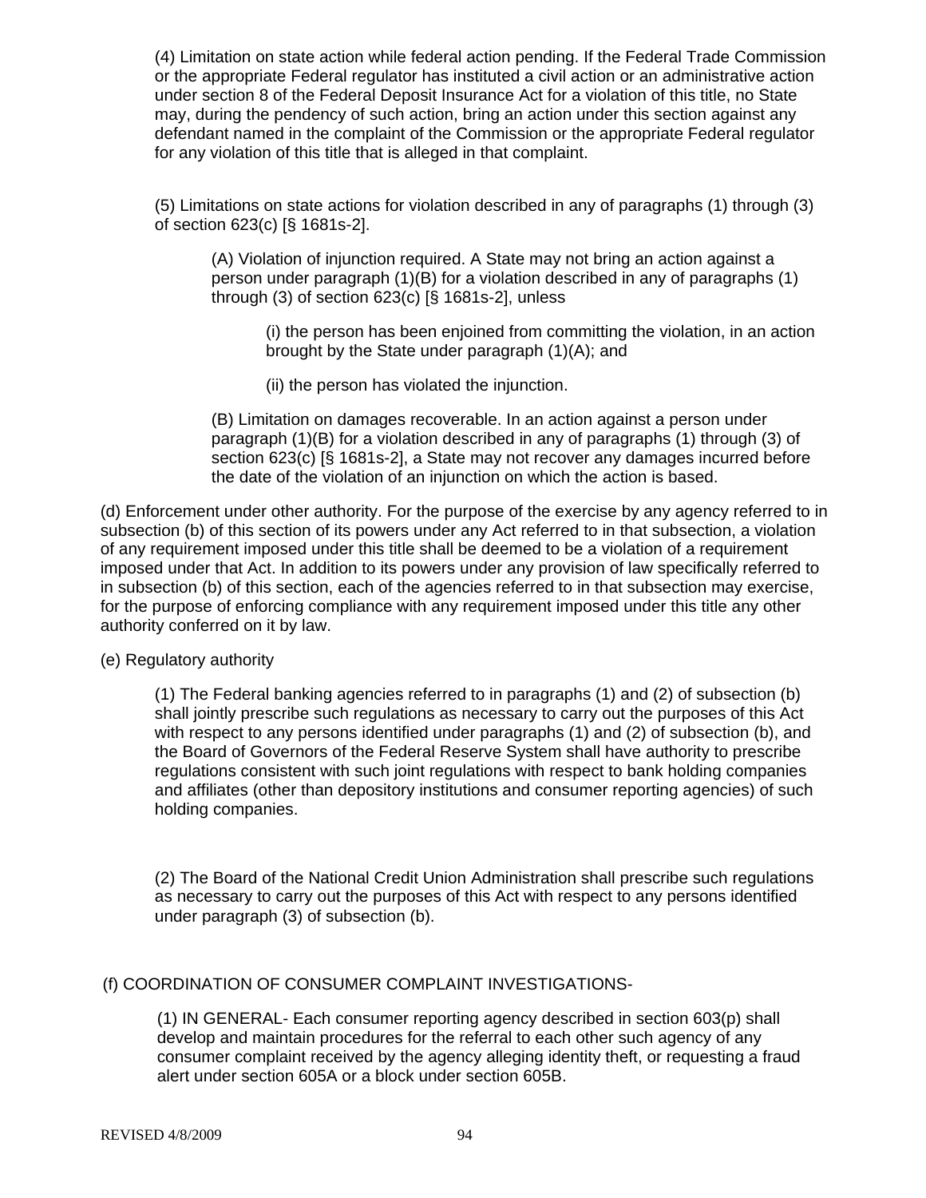(4) Limitation on state action while federal action pending. If the Federal Trade Commission or the appropriate Federal regulator has instituted a civil action or an administrative action under section 8 of the Federal Deposit Insurance Act for a violation of this title, no State may, during the pendency of such action, bring an action under this section against any defendant named in the complaint of the Commission or the appropriate Federal regulator for any violation of this title that is alleged in that complaint.

(5) Limitations on state actions for violation described in any of paragraphs (1) through (3) of section 623(c) [§ 1681s-2].

(A) Violation of injunction required. A State may not bring an action against a person under paragraph (1)(B) for a violation described in any of paragraphs (1) through (3) of section 623(c) [§ 1681s-2], unless

(i) the person has been enjoined from committing the violation, in an action brought by the State under paragraph (1)(A); and

(ii) the person has violated the injunction.

(B) Limitation on damages recoverable. In an action against a person under paragraph (1)(B) for a violation described in any of paragraphs (1) through (3) of section 623(c) [§ 1681s-2], a State may not recover any damages incurred before the date of the violation of an injunction on which the action is based.

(d) Enforcement under other authority. For the purpose of the exercise by any agency referred to in subsection (b) of this section of its powers under any Act referred to in that subsection, a violation of any requirement imposed under this title shall be deemed to be a violation of a requirement imposed under that Act. In addition to its powers under any provision of law specifically referred to in subsection (b) of this section, each of the agencies referred to in that subsection may exercise, for the purpose of enforcing compliance with any requirement imposed under this title any other authority conferred on it by law.

(e) Regulatory authority

(1) The Federal banking agencies referred to in paragraphs (1) and (2) of subsection (b) shall jointly prescribe such regulations as necessary to carry out the purposes of this Act with respect to any persons identified under paragraphs (1) and (2) of subsection (b), and the Board of Governors of the Federal Reserve System shall have authority to prescribe regulations consistent with such joint regulations with respect to bank holding companies and affiliates (other than depository institutions and consumer reporting agencies) of such holding companies.

(2) The Board of the National Credit Union Administration shall prescribe such regulations as necessary to carry out the purposes of this Act with respect to any persons identified under paragraph (3) of subsection (b).

(f) COORDINATION OF CONSUMER COMPLAINT INVESTIGATIONS-

(1) IN GENERAL- Each consumer reporting agency described in section 603(p) shall develop and maintain procedures for the referral to each other such agency of any consumer complaint received by the agency alleging identity theft, or requesting a fraud alert under section 605A or a block under section 605B.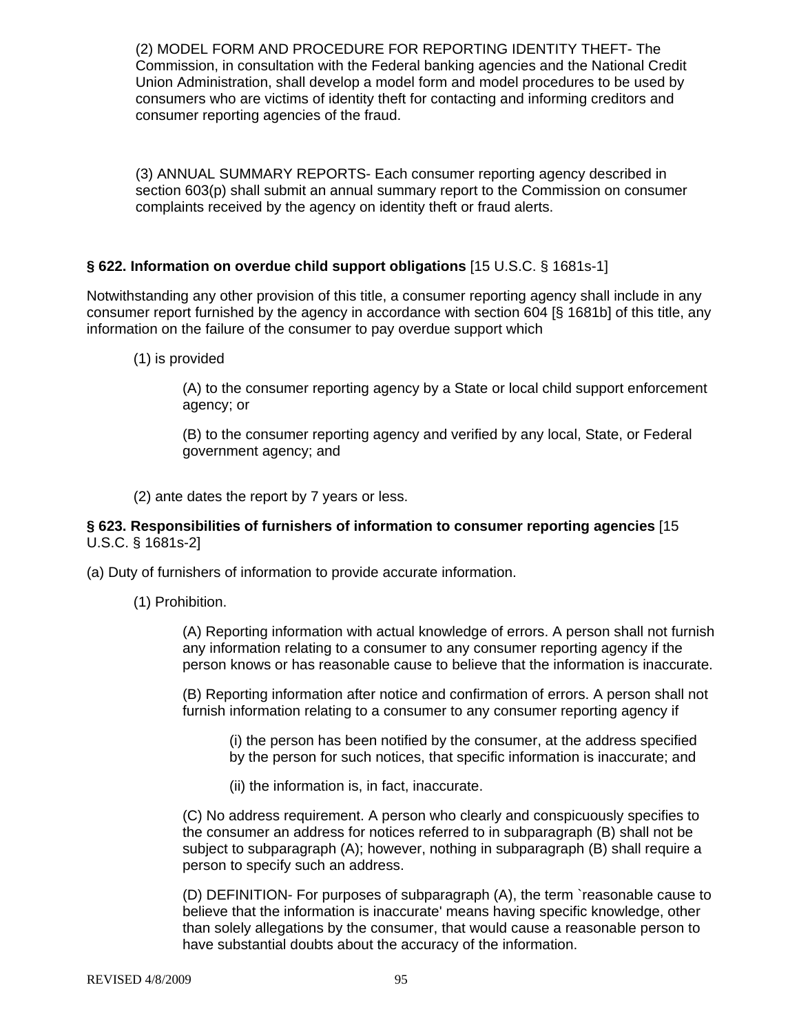(2) MODEL FORM AND PROCEDURE FOR REPORTING IDENTITY THEFT- The Commission, in consultation with the Federal banking agencies and the National Credit Union Administration, shall develop a model form and model procedures to be used by consumers who are victims of identity theft for contacting and informing creditors and consumer reporting agencies of the fraud.

(3) ANNUAL SUMMARY REPORTS- Each consumer reporting agency described in section 603(p) shall submit an annual summary report to the Commission on consumer complaints received by the agency on identity theft or fraud alerts.

**§ 622. Information on overdue child support obligations** [15 U.S.C. § 1681s-1]

Notwithstanding any other provision of this title, a consumer reporting agency shall include in any consumer report furnished by the agency in accordance with section 604 [§ 1681b] of this title, any information on the failure of the consumer to pay overdue support which

(1) is provided

(A) to the consumer reporting agency by a State or local child support enforcement agency; or

(B) to the consumer reporting agency and verified by any local, State, or Federal government agency; and

(2) ante dates the report by 7 years or less.

**§ 623. Responsibilities of furnishers of information to consumer reporting agencies** [15 U.S.C. § 1681s-2]

(a) Duty of furnishers of information to provide accurate information.

(1) Prohibition.

(A) Reporting information with actual knowledge of errors. A person shall not furnish any information relating to a consumer to any consumer reporting agency if the person knows or has reasonable cause to believe that the information is inaccurate.

(B) Reporting information after notice and confirmation of errors. A person shall not furnish information relating to a consumer to any consumer reporting agency if

(i) the person has been notified by the consumer, at the address specified by the person for such notices, that specific information is inaccurate; and

(ii) the information is, in fact, inaccurate.

(C) No address requirement. A person who clearly and conspicuously specifies to the consumer an address for notices referred to in subparagraph (B) shall not be subject to subparagraph (A); however, nothing in subparagraph (B) shall require a person to specify such an address.

(D) DEFINITION- For purposes of subparagraph (A), the term `reasonable cause to believe that the information is inaccurate' means having specific knowledge, other than solely allegations by the consumer, that would cause a reasonable person to have substantial doubts about the accuracy of the information.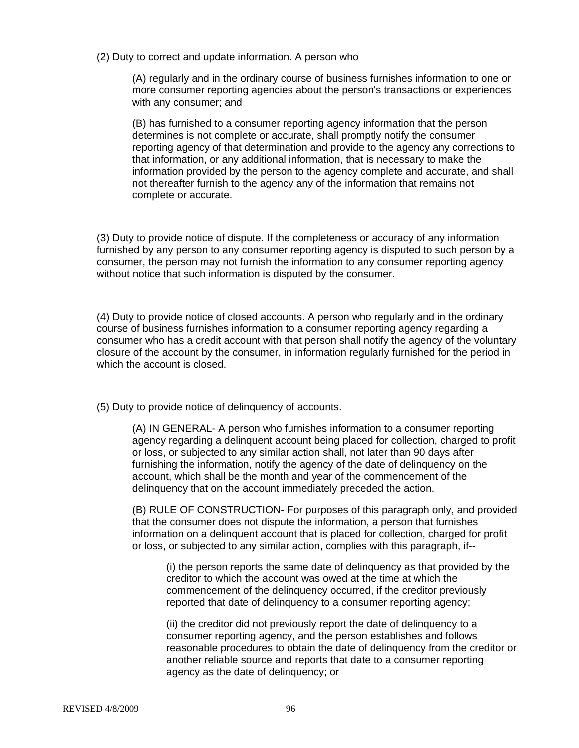(2) Duty to correct and update information. A person who

(A) regularly and in the ordinary course of business furnishes information to one or more consumer reporting agencies about the person's transactions or experiences with any consumer; and

(B) has furnished to a consumer reporting agency information that the person determines is not complete or accurate, shall promptly notify the consumer reporting agency of that determination and provide to the agency any corrections to that information, or any additional information, that is necessary to make the information provided by the person to the agency complete and accurate, and shall not thereafter furnish to the agency any of the information that remains not complete or accurate.

(3) Duty to provide notice of dispute. If the completeness or accuracy of any information furnished by any person to any consumer reporting agency is disputed to such person by a consumer, the person may not furnish the information to any consumer reporting agency without notice that such information is disputed by the consumer.

(4) Duty to provide notice of closed accounts. A person who regularly and in the ordinary course of business furnishes information to a consumer reporting agency regarding a consumer who has a credit account with that person shall notify the agency of the voluntary closure of the account by the consumer, in information regularly furnished for the period in which the account is closed.

(5) Duty to provide notice of delinquency of accounts.

(A) IN GENERAL- A person who furnishes information to a consumer reporting agency regarding a delinquent account being placed for collection, charged to profit or loss, or subjected to any similar action shall, not later than 90 days after furnishing the information, notify the agency of the date of delinquency on the account, which shall be the month and year of the commencement of the delinquency that on the account immediately preceded the action.

(B) RULE OF CONSTRUCTION- For purposes of this paragraph only, and provided that the consumer does not dispute the information, a person that furnishes information on a delinquent account that is placed for collection, charged for profit or loss, or subjected to any similar action, complies with this paragraph, if--

(i) the person reports the same date of delinquency as that provided by the creditor to which the account was owed at the time at which the commencement of the delinquency occurred, if the creditor previously reported that date of delinquency to a consumer reporting agency;

(ii) the creditor did not previously report the date of delinquency to a consumer reporting agency, and the person establishes and follows reasonable procedures to obtain the date of delinquency from the creditor or another reliable source and reports that date to a consumer reporting agency as the date of delinquency; or

REVISED 4/8/2009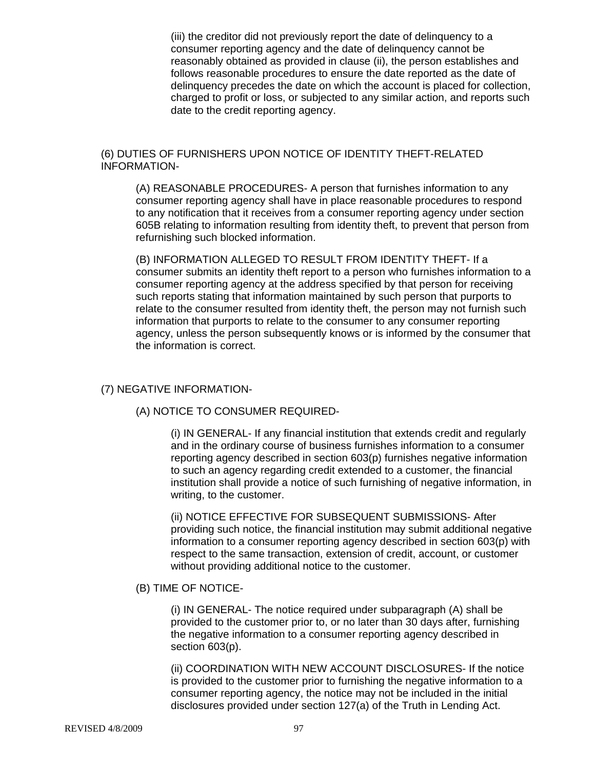(iii) the creditor did not previously report the date of delinquency to a consumer reporting agency and the date of delinquency cannot be reasonably obtained as provided in clause (ii), the person establishes and follows reasonable procedures to ensure the date reported as the date of delinquency precedes the date on which the account is placed for collection, charged to profit or loss, or subjected to any similar action, and reports such date to the credit reporting agency.

(6) DUTIES OF FURNISHERS UPON NOTICE OF IDENTITY THEFT-RELATED INFORMATION-

(A) REASONABLE PROCEDURES- A person that furnishes information to any consumer reporting agency shall have in place reasonable procedures to respond to any notification that it receives from a consumer reporting agency under section 605B relating to information resulting from identity theft, to prevent that person from refurnishing such blocked information.

(B) INFORMATION ALLEGED TO RESULT FROM IDENTITY THEFT- If a consumer submits an identity theft report to a person who furnishes information to a consumer reporting agency at the address specified by that person for receiving such reports stating that information maintained by such person that purports to relate to the consumer resulted from identity theft, the person may not furnish such information that purports to relate to the consumer to any consumer reporting agency, unless the person subsequently knows or is informed by the consumer that the information is correct.

(7) NEGATIVE INFORMATION-

(A) NOTICE TO CONSUMER REQUIRED-

(i) IN GENERAL- If any financial institution that extends credit and regularly and in the ordinary course of business furnishes information to a consumer reporting agency described in section 603(p) furnishes negative information to such an agency regarding credit extended to a customer, the financial institution shall provide a notice of such furnishing of negative information, in writing, to the customer.

(ii) NOTICE EFFECTIVE FOR SUBSEQUENT SUBMISSIONS- After providing such notice, the financial institution may submit additional negative information to a consumer reporting agency described in section 603(p) with respect to the same transaction, extension of credit, account, or customer without providing additional notice to the customer.

(B) TIME OF NOTICE-

(i) IN GENERAL- The notice required under subparagraph (A) shall be provided to the customer prior to, or no later than 30 days after, furnishing the negative information to a consumer reporting agency described in section 603(p).

(ii) COORDINATION WITH NEW ACCOUNT DISCLOSURES- If the notice is provided to the customer prior to furnishing the negative information to a consumer reporting agency, the notice may not be included in the initial disclosures provided under section 127(a) of the Truth in Lending Act.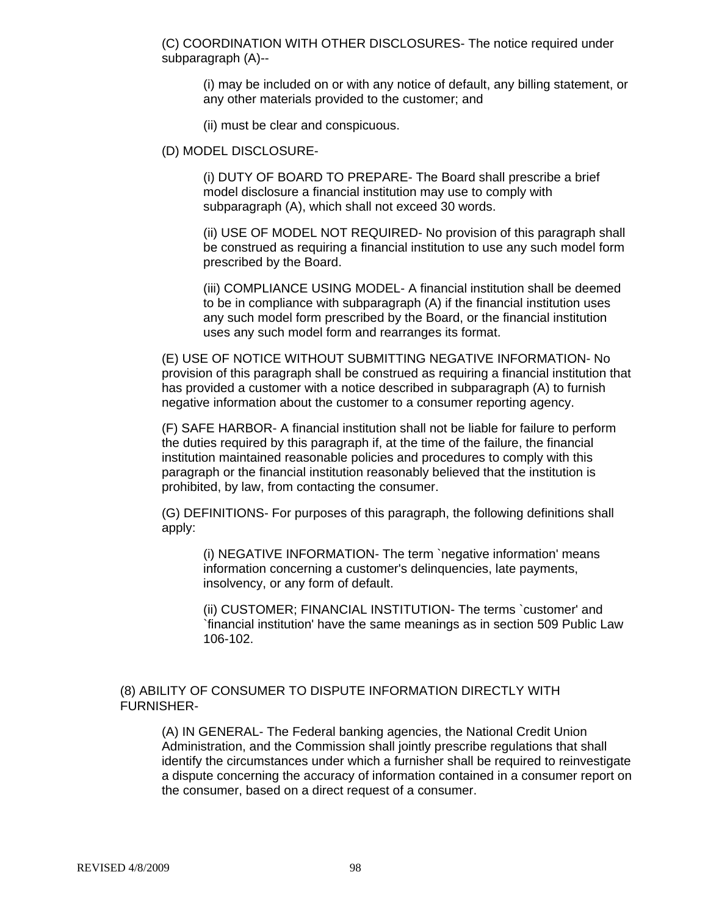(C) COORDINATION WITH OTHER DISCLOSURES- The notice required under subparagraph (A)--

(i) may be included on or with any notice of default, any billing statement, or any other materials provided to the customer; and

(ii) must be clear and conspicuous.

(D) MODEL DISCLOSURE-

(i) DUTY OF BOARD TO PREPARE- The Board shall prescribe a brief model disclosure a financial institution may use to comply with subparagraph (A), which shall not exceed 30 words.

(ii) USE OF MODEL NOT REQUIRED- No provision of this paragraph shall be construed as requiring a financial institution to use any such model form prescribed by the Board.

(iii) COMPLIANCE USING MODEL- A financial institution shall be deemed to be in compliance with subparagraph (A) if the financial institution uses any such model form prescribed by the Board, or the financial institution uses any such model form and rearranges its format.

(E) USE OF NOTICE WITHOUT SUBMITTING NEGATIVE INFORMATION- No provision of this paragraph shall be construed as requiring a financial institution that has provided a customer with a notice described in subparagraph (A) to furnish negative information about the customer to a consumer reporting agency.

(F) SAFE HARBOR- A financial institution shall not be liable for failure to perform the duties required by this paragraph if, at the time of the failure, the financial institution maintained reasonable policies and procedures to comply with this paragraph or the financial institution reasonably believed that the institution is prohibited, by law, from contacting the consumer.

(G) DEFINITIONS- For purposes of this paragraph, the following definitions shall apply:

(i) NEGATIVE INFORMATION- The term `negative information' means information concerning a customer's delinquencies, late payments, insolvency, or any form of default.

(ii) CUSTOMER; FINANCIAL INSTITUTION- The terms `customer' and `financial institution' have the same meanings as in section 509 Public Law 106-102.

(8) ABILITY OF CONSUMER TO DISPUTE INFORMATION DIRECTLY WITH FURNISHER-

(A) IN GENERAL- The Federal banking agencies, the National Credit Union Administration, and the Commission shall jointly prescribe regulations that shall identify the circumstances under which a furnisher shall be required to reinvestigate a dispute concerning the accuracy of information contained in a consumer report on the consumer, based on a direct request of a consumer.

REVISED 4/8/2009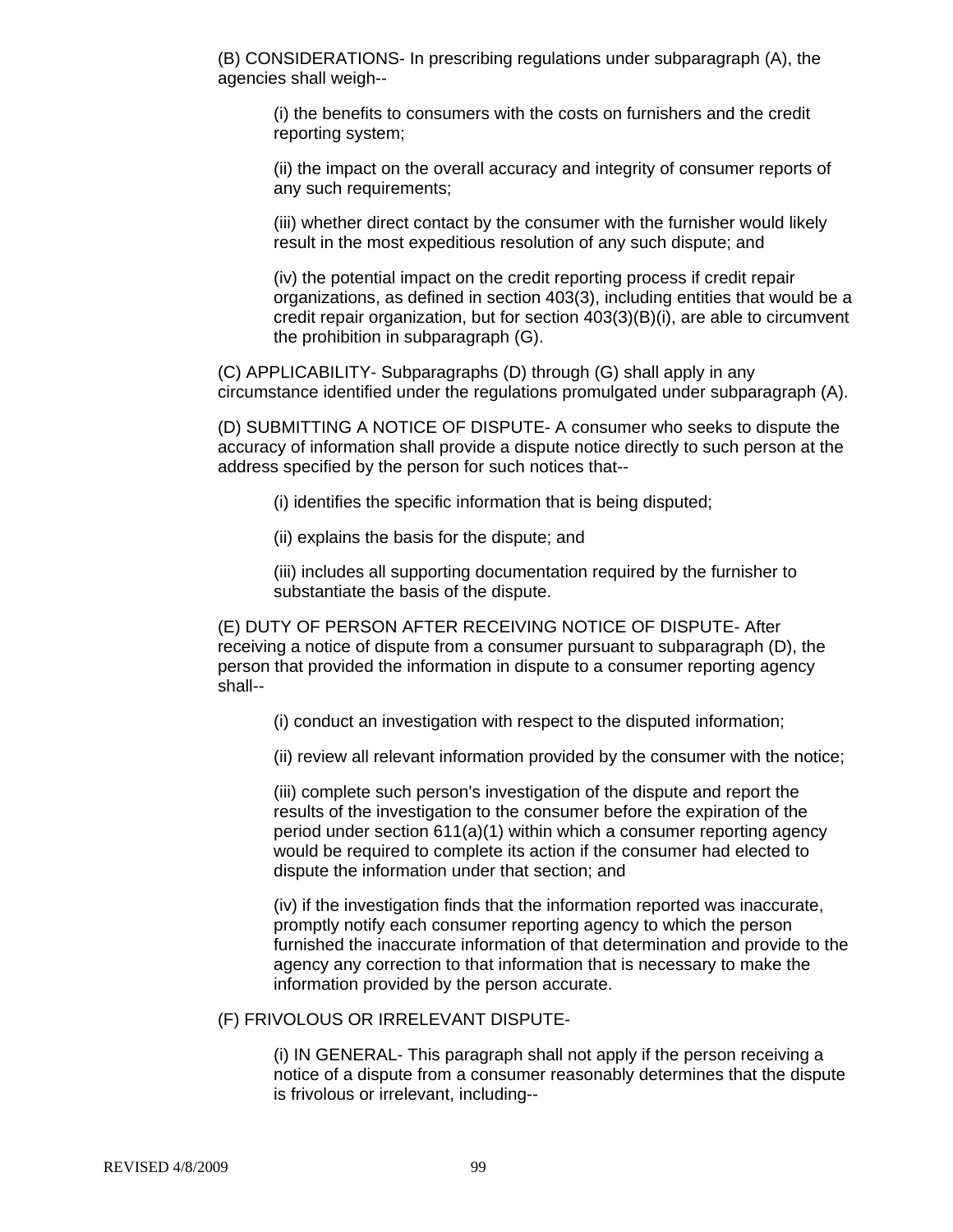(B) CONSIDERATIONS- In prescribing regulations under subparagraph (A), the agencies shall weigh--

> (i) the benefits to consumers with the costs on furnishers and the credit reporting system;
>
> (ii) the impact on the overall accuracy and integrity of consumer reports of any such requirements;
>
> (iii) whether direct contact by the consumer with the furnisher would likely result in the most expeditious resolution of any such dispute; and
>
> (iv) the potential impact on the credit reporting process if credit repair organizations, as defined in section 403(3), including entities that would be a credit repair organization, but for section 403(3)(B)(i), are able to circumvent the prohibition in subparagraph (G).

(C) APPLICABILITY- Subparagraphs (D) through (G) shall apply in any circumstance identified under the regulations promulgated under subparagraph (A).

(D) SUBMITTING A NOTICE OF DISPUTE- A consumer who seeks to dispute the accuracy of information shall provide a dispute notice directly to such person at the address specified by the person for such notices that--

> (i) identifies the specific information that is being disputed;
>
> (ii) explains the basis for the dispute; and
>
> (iii) includes all supporting documentation required by the furnisher to substantiate the basis of the dispute.

(E) DUTY OF PERSON AFTER RECEIVING NOTICE OF DISPUTE- After receiving a notice of dispute from a consumer pursuant to subparagraph (D), the person that provided the information in dispute to a consumer reporting agency shall--

> (i) conduct an investigation with respect to the disputed information;
>
> (ii) review all relevant information provided by the consumer with the notice;
>
> (iii) complete such person's investigation of the dispute and report the results of the investigation to the consumer before the expiration of the period under section 611(a)(1) within which a consumer reporting agency would be required to complete its action if the consumer had elected to dispute the information under that section; and
>
> (iv) if the investigation finds that the information reported was inaccurate, promptly notify each consumer reporting agency to which the person furnished the inaccurate information of that determination and provide to the agency any correction to that information that is necessary to make the information provided by the person accurate.

(F) FRIVOLOUS OR IRRELEVANT DISPUTE-

> (i) IN GENERAL- This paragraph shall not apply if the person receiving a notice of a dispute from a consumer reasonably determines that the dispute is frivolous or irrelevant, including--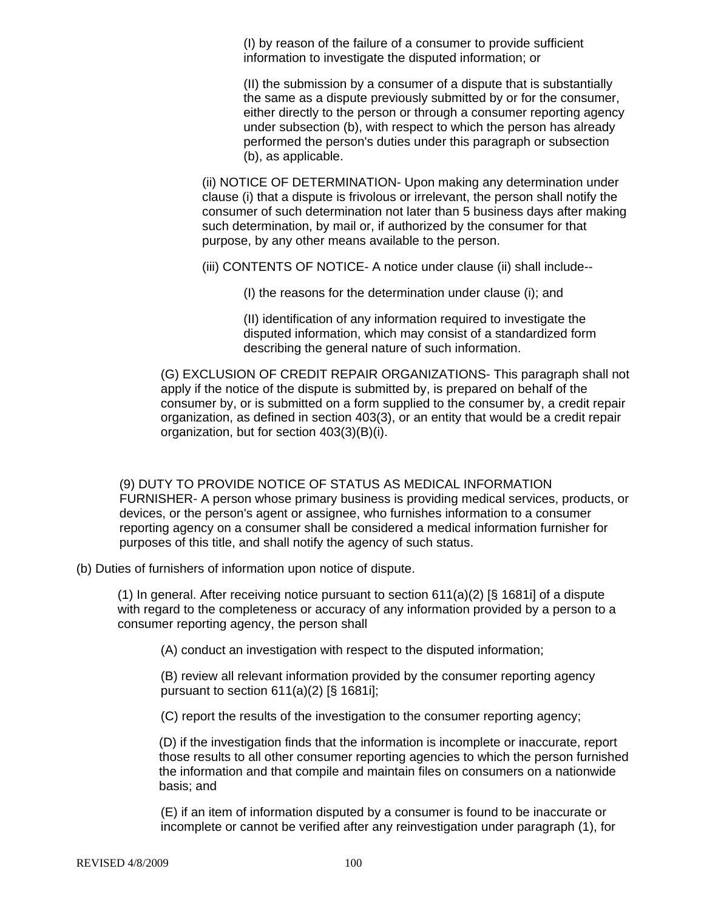(I) by reason of the failure of a consumer to provide sufficient information to investigate the disputed information; or

(II) the submission by a consumer of a dispute that is substantially the same as a dispute previously submitted by or for the consumer, either directly to the person or through a consumer reporting agency under subsection (b), with respect to which the person has already performed the person's duties under this paragraph or subsection (b), as applicable.

(ii) NOTICE OF DETERMINATION- Upon making any determination under clause (i) that a dispute is frivolous or irrelevant, the person shall notify the consumer of such determination not later than 5 business days after making such determination, by mail or, if authorized by the consumer for that purpose, by any other means available to the person.

(iii) CONTENTS OF NOTICE- A notice under clause (ii) shall include--

(I) the reasons for the determination under clause (i); and

(II) identification of any information required to investigate the disputed information, which may consist of a standardized form describing the general nature of such information.

(G) EXCLUSION OF CREDIT REPAIR ORGANIZATIONS- This paragraph shall not apply if the notice of the dispute is submitted by, is prepared on behalf of the consumer by, or is submitted on a form supplied to the consumer by, a credit repair organization, as defined in section 403(3), or an entity that would be a credit repair organization, but for section 403(3)(B)(i).

(9) DUTY TO PROVIDE NOTICE OF STATUS AS MEDICAL INFORMATION FURNISHER- A person whose primary business is providing medical services, products, or devices, or the person's agent or assignee, who furnishes information to a consumer reporting agency on a consumer shall be considered a medical information furnisher for purposes of this title, and shall notify the agency of such status.

(b) Duties of furnishers of information upon notice of dispute.

(1) In general. After receiving notice pursuant to section 611(a)(2) [§ 1681i] of a dispute with regard to the completeness or accuracy of any information provided by a person to a consumer reporting agency, the person shall

(A) conduct an investigation with respect to the disputed information;

(B) review all relevant information provided by the consumer reporting agency pursuant to section 611(a)(2) [§ 1681i];

(C) report the results of the investigation to the consumer reporting agency;

(D) if the investigation finds that the information is incomplete or inaccurate, report those results to all other consumer reporting agencies to which the person furnished the information and that compile and maintain files on consumers on a nationwide basis; and

(E) if an item of information disputed by a consumer is found to be inaccurate or incomplete or cannot be verified after any reinvestigation under paragraph (1), for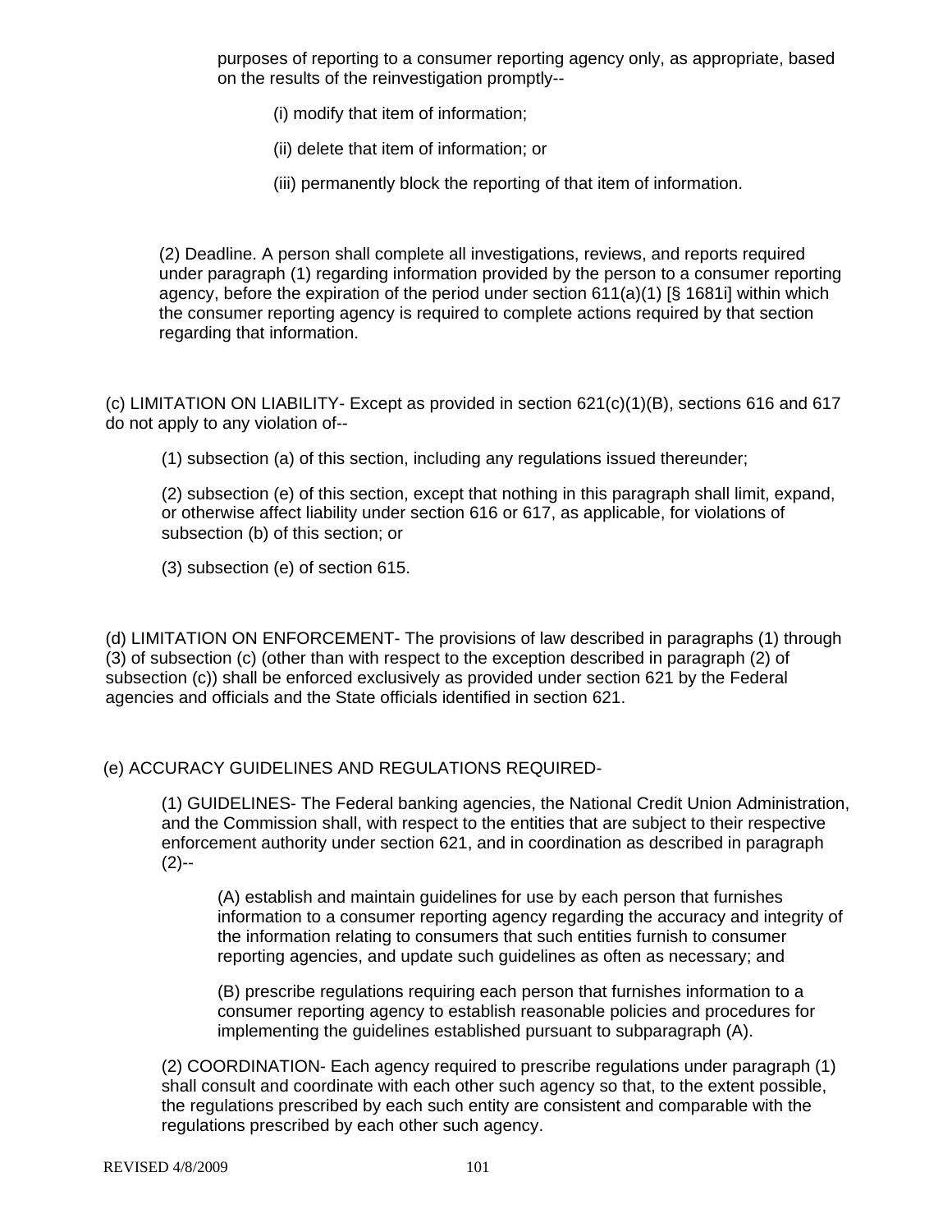purposes of reporting to a consumer reporting agency only, as appropriate, based on the results of the reinvestigation promptly--

(i) modify that item of information;

(ii) delete that item of information; or

(iii) permanently block the reporting of that item of information.

(2) Deadline. A person shall complete all investigations, reviews, and reports required under paragraph (1) regarding information provided by the person to a consumer reporting agency, before the expiration of the period under section 611(a)(1) [§ 1681i] within which the consumer reporting agency is required to complete actions required by that section regarding that information.

(c) LIMITATION ON LIABILITY- Except as provided in section 621(c)(1)(B), sections 616 and 617 do not apply to any violation of--

(1) subsection (a) of this section, including any regulations issued thereunder;

(2) subsection (e) of this section, except that nothing in this paragraph shall limit, expand, or otherwise affect liability under section 616 or 617, as applicable, for violations of subsection (b) of this section; or

(3) subsection (e) of section 615.

(d) LIMITATION ON ENFORCEMENT- The provisions of law described in paragraphs (1) through (3) of subsection (c) (other than with respect to the exception described in paragraph (2) of subsection (c)) shall be enforced exclusively as provided under section 621 by the Federal agencies and officials and the State officials identified in section 621.

(e) ACCURACY GUIDELINES AND REGULATIONS REQUIRED-

(1) GUIDELINES- The Federal banking agencies, the National Credit Union Administration, and the Commission shall, with respect to the entities that are subject to their respective enforcement authority under section 621, and in coordination as described in paragraph (2)--

(A) establish and maintain guidelines for use by each person that furnishes information to a consumer reporting agency regarding the accuracy and integrity of the information relating to consumers that such entities furnish to consumer reporting agencies, and update such guidelines as often as necessary; and

(B) prescribe regulations requiring each person that furnishes information to a consumer reporting agency to establish reasonable policies and procedures for implementing the guidelines established pursuant to subparagraph (A).

(2) COORDINATION- Each agency required to prescribe regulations under paragraph (1) shall consult and coordinate with each other such agency so that, to the extent possible, the regulations prescribed by each such entity are consistent and comparable with the regulations prescribed by each other such agency.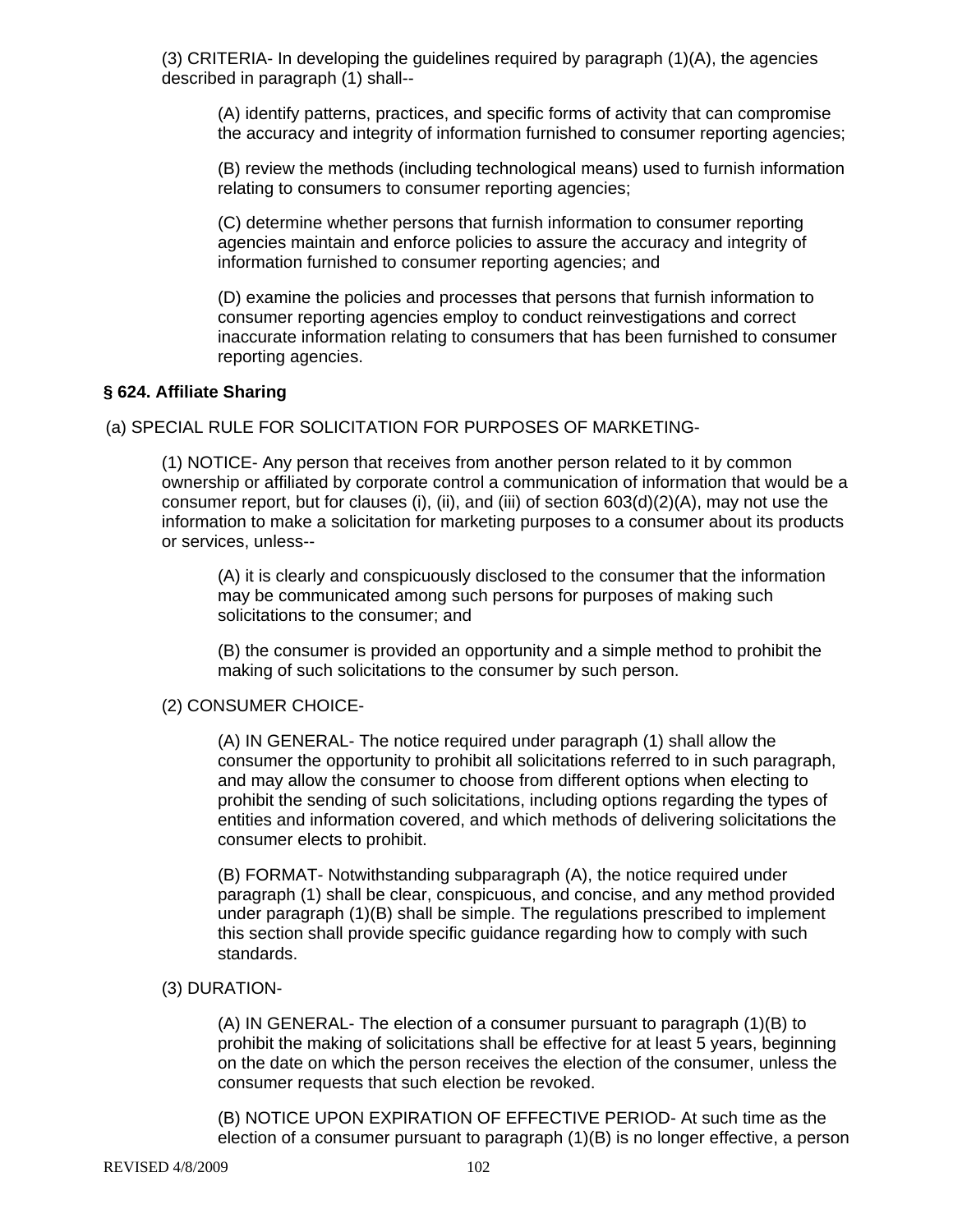(3) CRITERIA- In developing the guidelines required by paragraph (1)(A), the agencies described in paragraph (1) shall--

(A) identify patterns, practices, and specific forms of activity that can compromise the accuracy and integrity of information furnished to consumer reporting agencies;

(B) review the methods (including technological means) used to furnish information relating to consumers to consumer reporting agencies;

(C) determine whether persons that furnish information to consumer reporting agencies maintain and enforce policies to assure the accuracy and integrity of information furnished to consumer reporting agencies; and

(D) examine the policies and processes that persons that furnish information to consumer reporting agencies employ to conduct reinvestigations and correct inaccurate information relating to consumers that has been furnished to consumer reporting agencies.

**§ 624. Affiliate Sharing**

(a) SPECIAL RULE FOR SOLICITATION FOR PURPOSES OF MARKETING-

(1) NOTICE- Any person that receives from another person related to it by common ownership or affiliated by corporate control a communication of information that would be a consumer report, but for clauses (i), (ii), and (iii) of section 603(d)(2)(A), may not use the information to make a solicitation for marketing purposes to a consumer about its products or services, unless--

(A) it is clearly and conspicuously disclosed to the consumer that the information may be communicated among such persons for purposes of making such solicitations to the consumer; and

(B) the consumer is provided an opportunity and a simple method to prohibit the making of such solicitations to the consumer by such person.

(2) CONSUMER CHOICE-

(A) IN GENERAL- The notice required under paragraph (1) shall allow the consumer the opportunity to prohibit all solicitations referred to in such paragraph, and may allow the consumer to choose from different options when electing to prohibit the sending of such solicitations, including options regarding the types of entities and information covered, and which methods of delivering solicitations the consumer elects to prohibit.

(B) FORMAT- Notwithstanding subparagraph (A), the notice required under paragraph (1) shall be clear, conspicuous, and concise, and any method provided under paragraph (1)(B) shall be simple. The regulations prescribed to implement this section shall provide specific guidance regarding how to comply with such standards.

(3) DURATION-

(A) IN GENERAL- The election of a consumer pursuant to paragraph (1)(B) to prohibit the making of solicitations shall be effective for at least 5 years, beginning on the date on which the person receives the election of the consumer, unless the consumer requests that such election be revoked.

(B) NOTICE UPON EXPIRATION OF EFFECTIVE PERIOD- At such time as the election of a consumer pursuant to paragraph (1)(B) is no longer effective, a person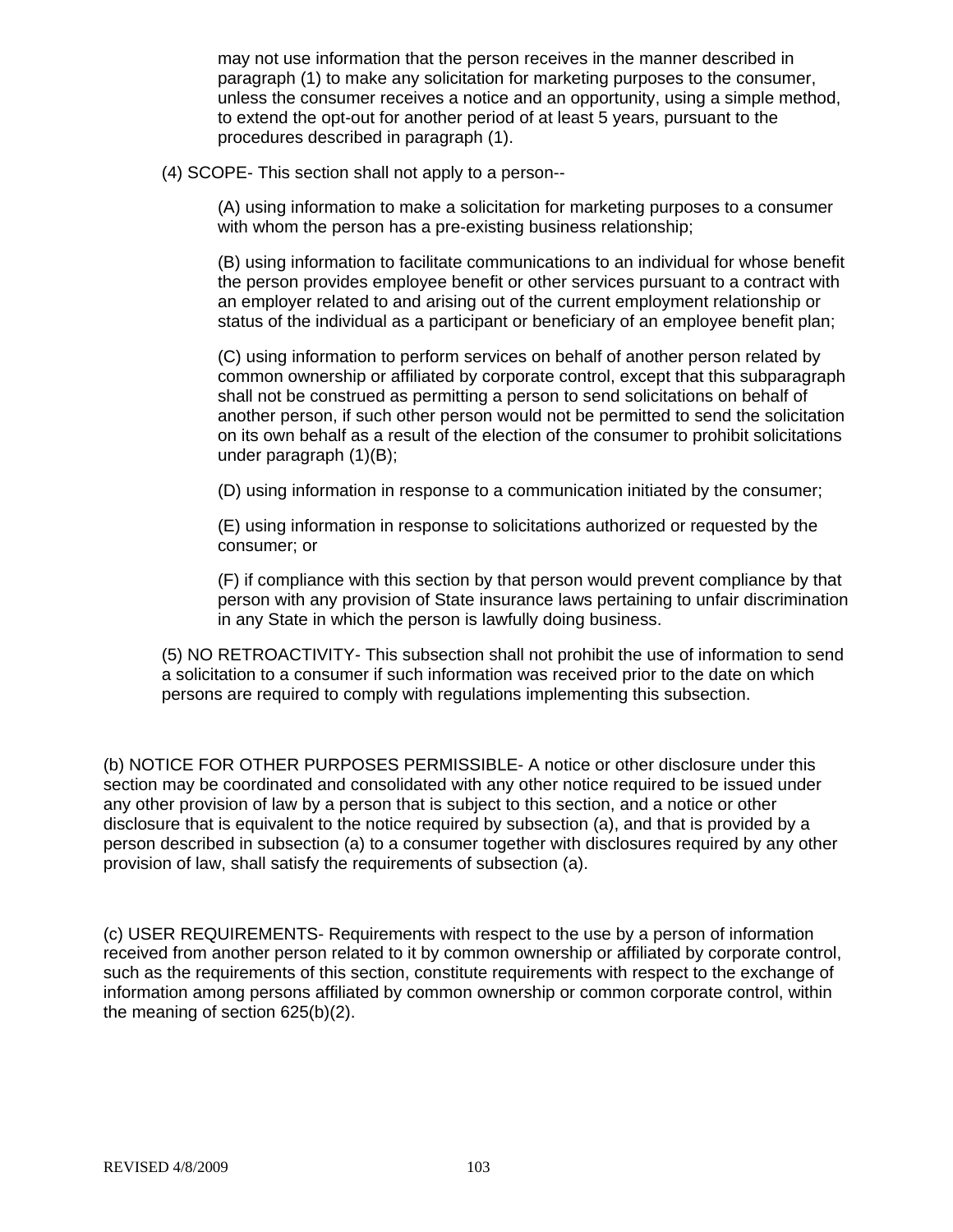may not use information that the person receives in the manner described in paragraph (1) to make any solicitation for marketing purposes to the consumer, unless the consumer receives a notice and an opportunity, using a simple method, to extend the opt-out for another period of at least 5 years, pursuant to the procedures described in paragraph (1).

(4) SCOPE- This section shall not apply to a person--

(A) using information to make a solicitation for marketing purposes to a consumer with whom the person has a pre-existing business relationship;

(B) using information to facilitate communications to an individual for whose benefit the person provides employee benefit or other services pursuant to a contract with an employer related to and arising out of the current employment relationship or status of the individual as a participant or beneficiary of an employee benefit plan;

(C) using information to perform services on behalf of another person related by common ownership or affiliated by corporate control, except that this subparagraph shall not be construed as permitting a person to send solicitations on behalf of another person, if such other person would not be permitted to send the solicitation on its own behalf as a result of the election of the consumer to prohibit solicitations under paragraph (1)(B);

(D) using information in response to a communication initiated by the consumer;

(E) using information in response to solicitations authorized or requested by the consumer; or

(F) if compliance with this section by that person would prevent compliance by that person with any provision of State insurance laws pertaining to unfair discrimination in any State in which the person is lawfully doing business.

(5) NO RETROACTIVITY- This subsection shall not prohibit the use of information to send a solicitation to a consumer if such information was received prior to the date on which persons are required to comply with regulations implementing this subsection.

(b) NOTICE FOR OTHER PURPOSES PERMISSIBLE- A notice or other disclosure under this section may be coordinated and consolidated with any other notice required to be issued under any other provision of law by a person that is subject to this section, and a notice or other disclosure that is equivalent to the notice required by subsection (a), and that is provided by a person described in subsection (a) to a consumer together with disclosures required by any other provision of law, shall satisfy the requirements of subsection (a).

(c) USER REQUIREMENTS- Requirements with respect to the use by a person of information received from another person related to it by common ownership or affiliated by corporate control, such as the requirements of this section, constitute requirements with respect to the exchange of information among persons affiliated by common ownership or common corporate control, within the meaning of section 625(b)(2).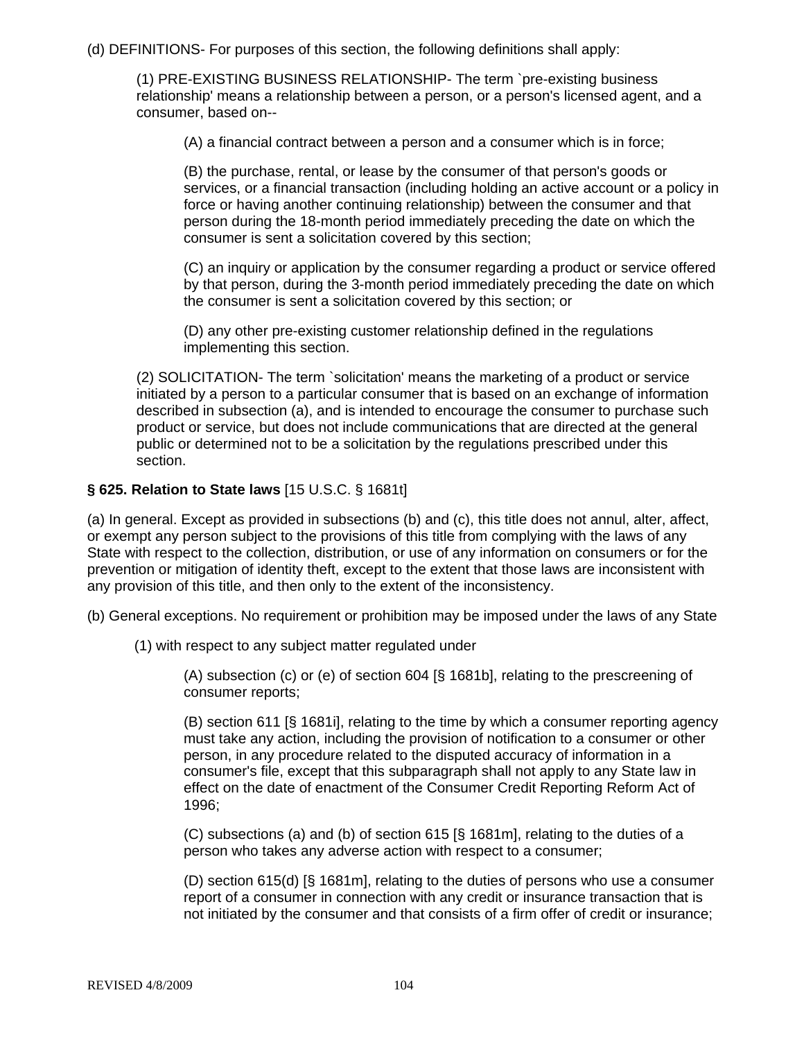(d) DEFINITIONS- For purposes of this section, the following definitions shall apply:

(1) PRE-EXISTING BUSINESS RELATIONSHIP- The term `pre-existing business relationship' means a relationship between a person, or a person's licensed agent, and a consumer, based on--

(A) a financial contract between a person and a consumer which is in force;

(B) the purchase, rental, or lease by the consumer of that person's goods or services, or a financial transaction (including holding an active account or a policy in force or having another continuing relationship) between the consumer and that person during the 18-month period immediately preceding the date on which the consumer is sent a solicitation covered by this section;

(C) an inquiry or application by the consumer regarding a product or service offered by that person, during the 3-month period immediately preceding the date on which the consumer is sent a solicitation covered by this section; or

(D) any other pre-existing customer relationship defined in the regulations implementing this section.

(2) SOLICITATION- The term `solicitation' means the marketing of a product or service initiated by a person to a particular consumer that is based on an exchange of information described in subsection (a), and is intended to encourage the consumer to purchase such product or service, but does not include communications that are directed at the general public or determined not to be a solicitation by the regulations prescribed under this section.

**§ 625. Relation to State laws** [15 U.S.C. § 1681t]

(a) In general. Except as provided in subsections (b) and (c), this title does not annul, alter, affect, or exempt any person subject to the provisions of this title from complying with the laws of any State with respect to the collection, distribution, or use of any information on consumers or for the prevention or mitigation of identity theft, except to the extent that those laws are inconsistent with any provision of this title, and then only to the extent of the inconsistency.

(b) General exceptions. No requirement or prohibition may be imposed under the laws of any State

(1) with respect to any subject matter regulated under

(A) subsection (c) or (e) of section 604 [§ 1681b], relating to the prescreening of consumer reports;

(B) section 611 [§ 1681i], relating to the time by which a consumer reporting agency must take any action, including the provision of notification to a consumer or other person, in any procedure related to the disputed accuracy of information in a consumer's file, except that this subparagraph shall not apply to any State law in effect on the date of enactment of the Consumer Credit Reporting Reform Act of 1996;

(C) subsections (a) and (b) of section 615 [§ 1681m], relating to the duties of a person who takes any adverse action with respect to a consumer;

(D) section 615(d) [§ 1681m], relating to the duties of persons who use a consumer report of a consumer in connection with any credit or insurance transaction that is not initiated by the consumer and that consists of a firm offer of credit or insurance;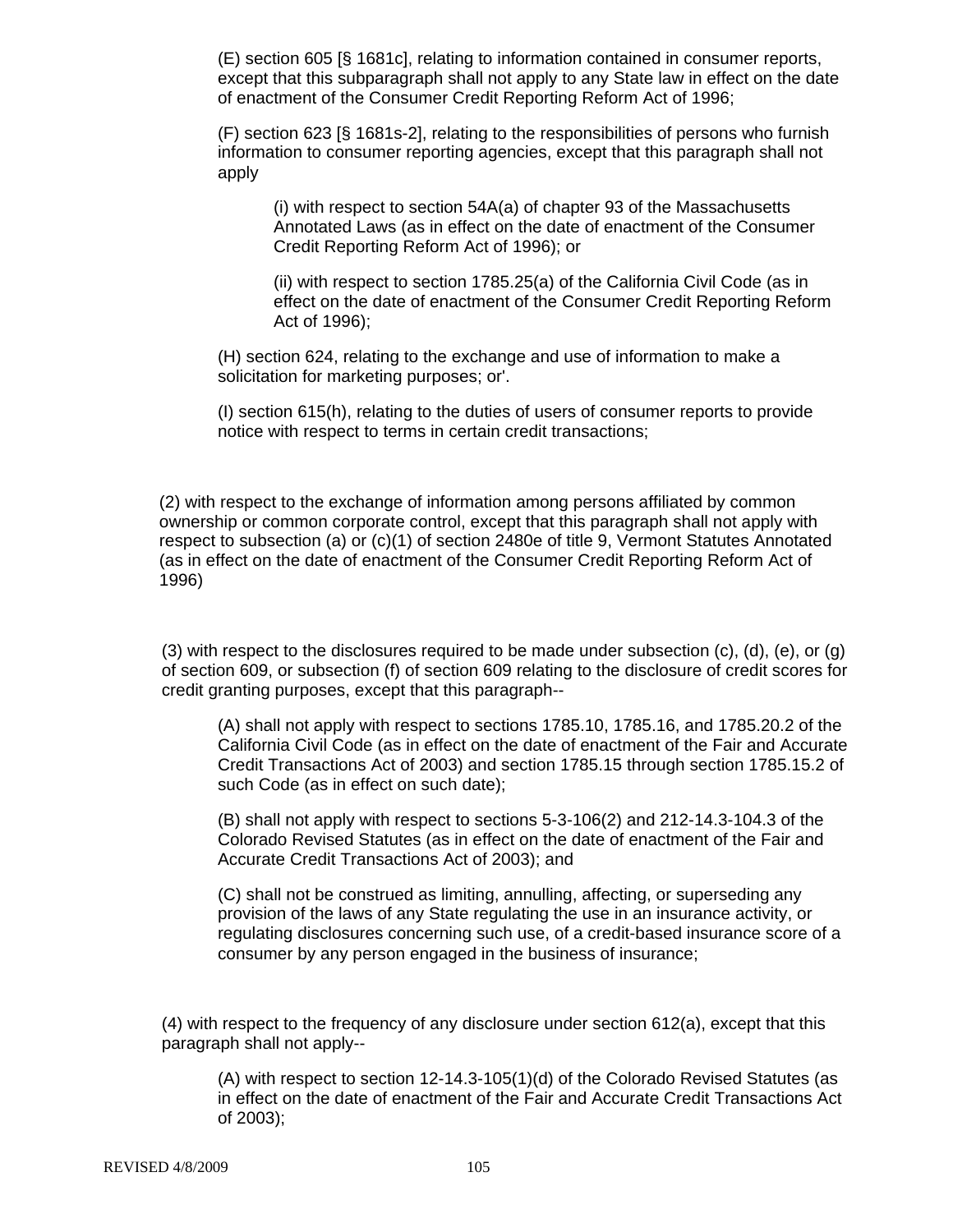(E) section 605 [§ 1681c], relating to information contained in consumer reports, except that this subparagraph shall not apply to any State law in effect on the date of enactment of the Consumer Credit Reporting Reform Act of 1996;

(F) section 623 [§ 1681s-2], relating to the responsibilities of persons who furnish information to consumer reporting agencies, except that this paragraph shall not apply

(i) with respect to section 54A(a) of chapter 93 of the Massachusetts Annotated Laws (as in effect on the date of enactment of the Consumer Credit Reporting Reform Act of 1996); or

(ii) with respect to section 1785.25(a) of the California Civil Code (as in effect on the date of enactment of the Consumer Credit Reporting Reform Act of 1996);

(H) section 624, relating to the exchange and use of information to make a solicitation for marketing purposes; or'.

(I) section 615(h), relating to the duties of users of consumer reports to provide notice with respect to terms in certain credit transactions;

(2) with respect to the exchange of information among persons affiliated by common ownership or common corporate control, except that this paragraph shall not apply with respect to subsection (a) or (c)(1) of section 2480e of title 9, Vermont Statutes Annotated (as in effect on the date of enactment of the Consumer Credit Reporting Reform Act of 1996)

(3) with respect to the disclosures required to be made under subsection (c), (d), (e), or (g) of section 609, or subsection (f) of section 609 relating to the disclosure of credit scores for credit granting purposes, except that this paragraph--

(A) shall not apply with respect to sections 1785.10, 1785.16, and 1785.20.2 of the California Civil Code (as in effect on the date of enactment of the Fair and Accurate Credit Transactions Act of 2003) and section 1785.15 through section 1785.15.2 of such Code (as in effect on such date);

(B) shall not apply with respect to sections 5-3-106(2) and 212-14.3-104.3 of the Colorado Revised Statutes (as in effect on the date of enactment of the Fair and Accurate Credit Transactions Act of 2003); and

(C) shall not be construed as limiting, annulling, affecting, or superseding any provision of the laws of any State regulating the use in an insurance activity, or regulating disclosures concerning such use, of a credit-based insurance score of a consumer by any person engaged in the business of insurance;

(4) with respect to the frequency of any disclosure under section 612(a), except that this paragraph shall not apply--

(A) with respect to section 12-14.3-105(1)(d) of the Colorado Revised Statutes (as in effect on the date of enactment of the Fair and Accurate Credit Transactions Act of 2003);

REVISED 4/8/2009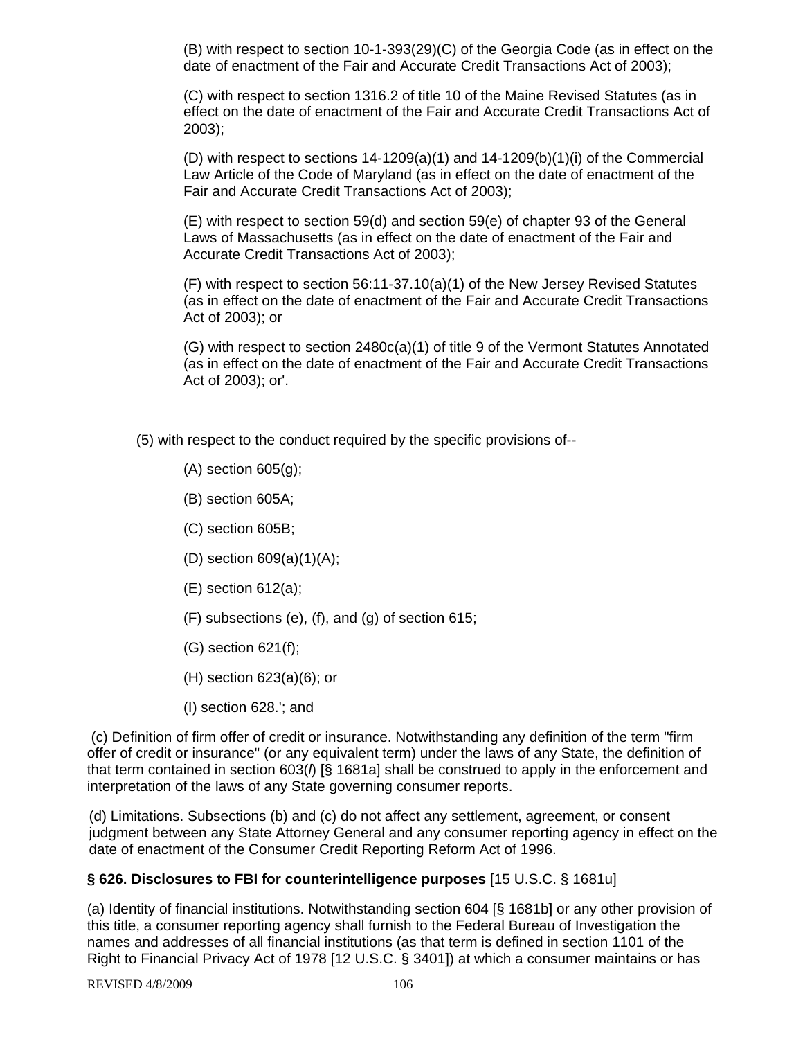(B) with respect to section 10-1-393(29)(C) of the Georgia Code (as in effect on the date of enactment of the Fair and Accurate Credit Transactions Act of 2003);

(C) with respect to section 1316.2 of title 10 of the Maine Revised Statutes (as in effect on the date of enactment of the Fair and Accurate Credit Transactions Act of 2003);

(D) with respect to sections 14-1209(a)(1) and 14-1209(b)(1)(i) of the Commercial Law Article of the Code of Maryland (as in effect on the date of enactment of the Fair and Accurate Credit Transactions Act of 2003);

(E) with respect to section 59(d) and section 59(e) of chapter 93 of the General Laws of Massachusetts (as in effect on the date of enactment of the Fair and Accurate Credit Transactions Act of 2003);

(F) with respect to section 56:11-37.10(a)(1) of the New Jersey Revised Statutes (as in effect on the date of enactment of the Fair and Accurate Credit Transactions Act of 2003); or

(G) with respect to section 2480c(a)(1) of title 9 of the Vermont Statutes Annotated (as in effect on the date of enactment of the Fair and Accurate Credit Transactions Act of 2003); or'.

(5) with respect to the conduct required by the specific provisions of--

(A) section 605(g);

(B) section 605A;

(C) section 605B;

(D) section 609(a)(1)(A);

(E) section 612(a);

(F) subsections (e), (f), and (g) of section 615;

(G) section 621(f);

(H) section 623(a)(6); or

(I) section 628.'; and

(c) Definition of firm offer of credit or insurance. Notwithstanding any definition of the term "firm offer of credit or insurance" (or any equivalent term) under the laws of any State, the definition of that term contained in section 603(*l*) [§ 1681a] shall be construed to apply in the enforcement and interpretation of the laws of any State governing consumer reports.

(d) Limitations. Subsections (b) and (c) do not affect any settlement, agreement, or consent judgment between any State Attorney General and any consumer reporting agency in effect on the date of enactment of the Consumer Credit Reporting Reform Act of 1996.

**§ 626. Disclosures to FBI for counterintelligence purposes** [15 U.S.C. § 1681u]

(a) Identity of financial institutions. Notwithstanding section 604 [§ 1681b] or any other provision of this title, a consumer reporting agency shall furnish to the Federal Bureau of Investigation the names and addresses of all financial institutions (as that term is defined in section 1101 of the Right to Financial Privacy Act of 1978 [12 U.S.C. § 3401]) at which a consumer maintains or has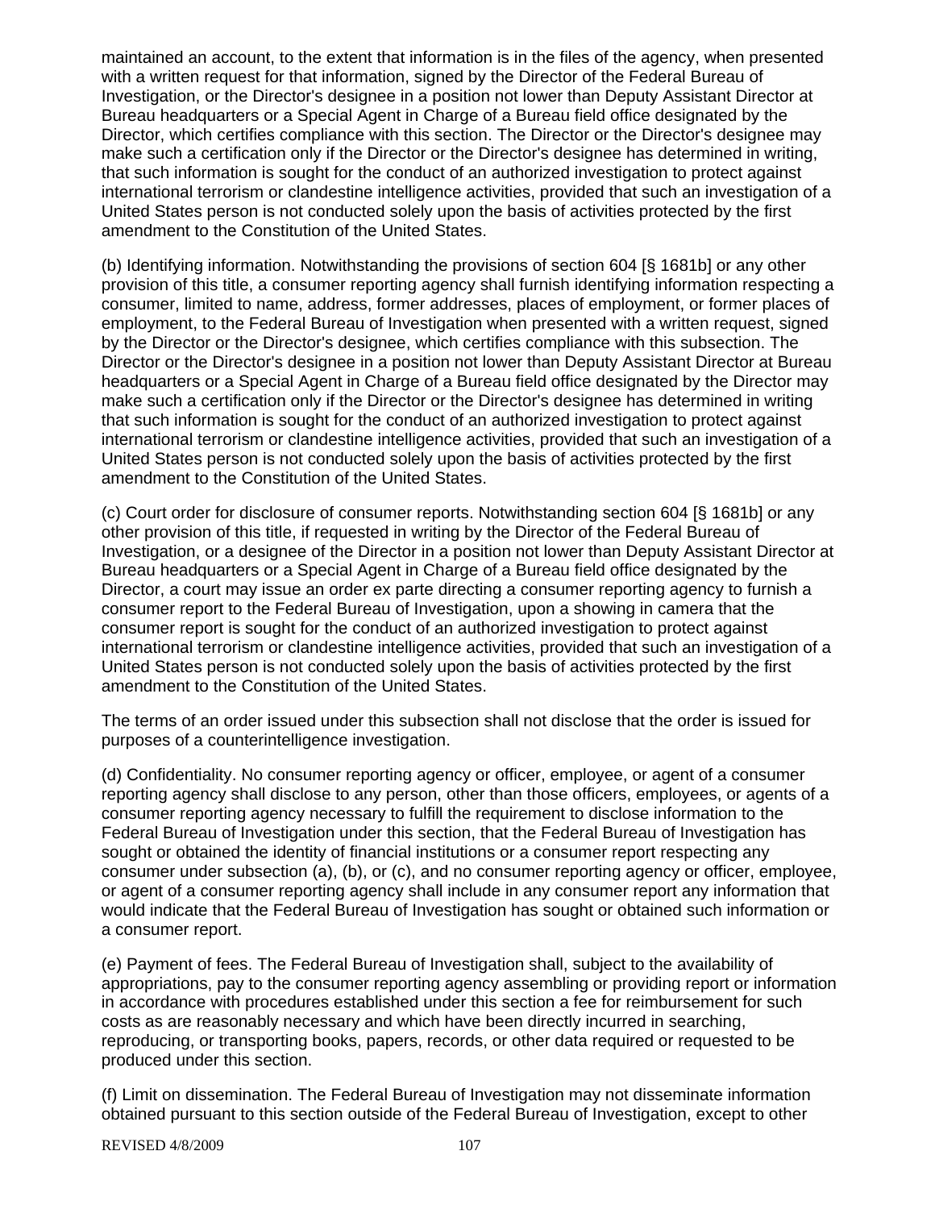maintained an account, to the extent that information is in the files of the agency, when presented with a written request for that information, signed by the Director of the Federal Bureau of Investigation, or the Director's designee in a position not lower than Deputy Assistant Director at Bureau headquarters or a Special Agent in Charge of a Bureau field office designated by the Director, which certifies compliance with this section. The Director or the Director's designee may make such a certification only if the Director or the Director's designee has determined in writing, that such information is sought for the conduct of an authorized investigation to protect against international terrorism or clandestine intelligence activities, provided that such an investigation of a United States person is not conducted solely upon the basis of activities protected by the first amendment to the Constitution of the United States.

(b) Identifying information. Notwithstanding the provisions of section 604 [§ 1681b] or any other provision of this title, a consumer reporting agency shall furnish identifying information respecting a consumer, limited to name, address, former addresses, places of employment, or former places of employment, to the Federal Bureau of Investigation when presented with a written request, signed by the Director or the Director's designee, which certifies compliance with this subsection. The Director or the Director's designee in a position not lower than Deputy Assistant Director at Bureau headquarters or a Special Agent in Charge of a Bureau field office designated by the Director may make such a certification only if the Director or the Director's designee has determined in writing that such information is sought for the conduct of an authorized investigation to protect against international terrorism or clandestine intelligence activities, provided that such an investigation of a United States person is not conducted solely upon the basis of activities protected by the first amendment to the Constitution of the United States.

(c) Court order for disclosure of consumer reports. Notwithstanding section 604 [§ 1681b] or any other provision of this title, if requested in writing by the Director of the Federal Bureau of Investigation, or a designee of the Director in a position not lower than Deputy Assistant Director at Bureau headquarters or a Special Agent in Charge of a Bureau field office designated by the Director, a court may issue an order ex parte directing a consumer reporting agency to furnish a consumer report to the Federal Bureau of Investigation, upon a showing in camera that the consumer report is sought for the conduct of an authorized investigation to protect against international terrorism or clandestine intelligence activities, provided that such an investigation of a United States person is not conducted solely upon the basis of activities protected by the first amendment to the Constitution of the United States.

The terms of an order issued under this subsection shall not disclose that the order is issued for purposes of a counterintelligence investigation.

(d) Confidentiality. No consumer reporting agency or officer, employee, or agent of a consumer reporting agency shall disclose to any person, other than those officers, employees, or agents of a consumer reporting agency necessary to fulfill the requirement to disclose information to the Federal Bureau of Investigation under this section, that the Federal Bureau of Investigation has sought or obtained the identity of financial institutions or a consumer report respecting any consumer under subsection (a), (b), or (c), and no consumer reporting agency or officer, employee, or agent of a consumer reporting agency shall include in any consumer report any information that would indicate that the Federal Bureau of Investigation has sought or obtained such information or a consumer report.

(e) Payment of fees. The Federal Bureau of Investigation shall, subject to the availability of appropriations, pay to the consumer reporting agency assembling or providing report or information in accordance with procedures established under this section a fee for reimbursement for such costs as are reasonably necessary and which have been directly incurred in searching, reproducing, or transporting books, papers, records, or other data required or requested to be produced under this section.

(f) Limit on dissemination. The Federal Bureau of Investigation may not disseminate information obtained pursuant to this section outside of the Federal Bureau of Investigation, except to other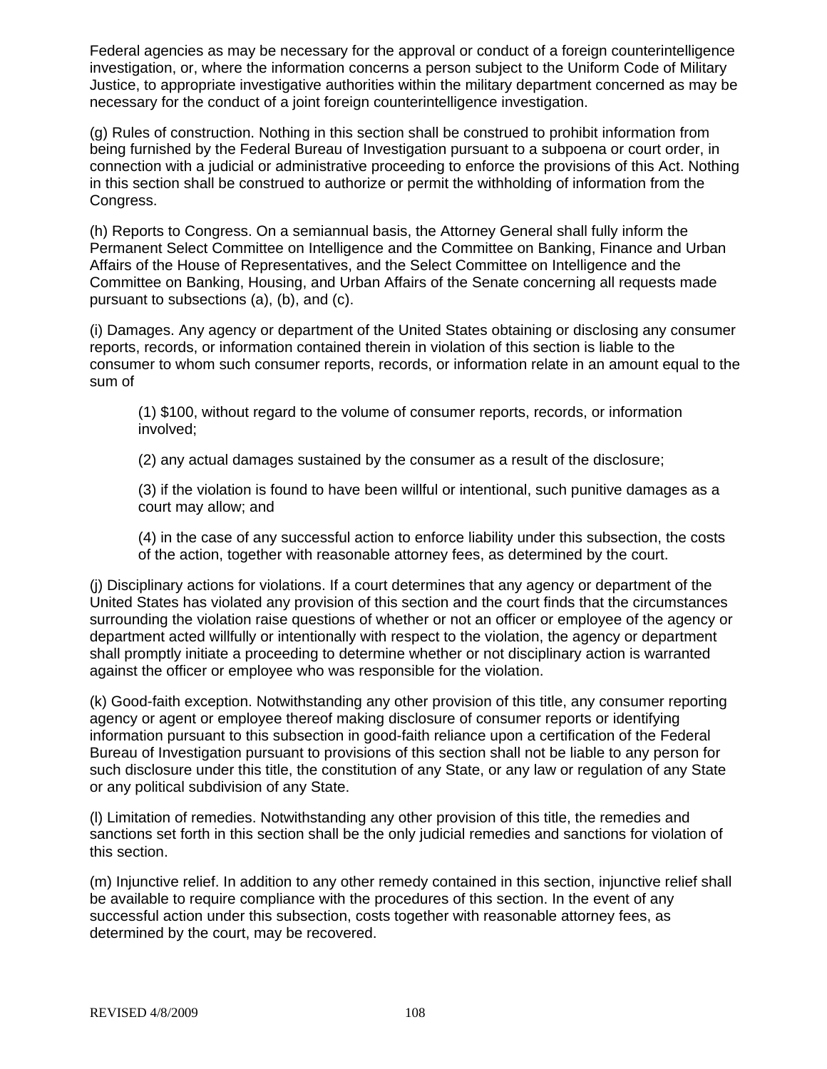Federal agencies as may be necessary for the approval or conduct of a foreign counterintelligence investigation, or, where the information concerns a person subject to the Uniform Code of Military Justice, to appropriate investigative authorities within the military department concerned as may be necessary for the conduct of a joint foreign counterintelligence investigation.

(g) Rules of construction. Nothing in this section shall be construed to prohibit information from being furnished by the Federal Bureau of Investigation pursuant to a subpoena or court order, in connection with a judicial or administrative proceeding to enforce the provisions of this Act. Nothing in this section shall be construed to authorize or permit the withholding of information from the Congress.

(h) Reports to Congress. On a semiannual basis, the Attorney General shall fully inform the Permanent Select Committee on Intelligence and the Committee on Banking, Finance and Urban Affairs of the House of Representatives, and the Select Committee on Intelligence and the Committee on Banking, Housing, and Urban Affairs of the Senate concerning all requests made pursuant to subsections (a), (b), and (c).

(i) Damages. Any agency or department of the United States obtaining or disclosing any consumer reports, records, or information contained therein in violation of this section is liable to the consumer to whom such consumer reports, records, or information relate in an amount equal to the sum of

> (1) $100, without regard to the volume of consumer reports, records, or information involved;
>
> (2) any actual damages sustained by the consumer as a result of the disclosure;
>
> (3) if the violation is found to have been willful or intentional, such punitive damages as a court may allow; and
>
> (4) in the case of any successful action to enforce liability under this subsection, the costs of the action, together with reasonable attorney fees, as determined by the court.

(j) Disciplinary actions for violations. If a court determines that any agency or department of the United States has violated any provision of this section and the court finds that the circumstances surrounding the violation raise questions of whether or not an officer or employee of the agency or department acted willfully or intentionally with respect to the violation, the agency or department shall promptly initiate a proceeding to determine whether or not disciplinary action is warranted against the officer or employee who was responsible for the violation.

(k) Good-faith exception. Notwithstanding any other provision of this title, any consumer reporting agency or agent or employee thereof making disclosure of consumer reports or identifying information pursuant to this subsection in good-faith reliance upon a certification of the Federal Bureau of Investigation pursuant to provisions of this section shall not be liable to any person for such disclosure under this title, the constitution of any State, or any law or regulation of any State or any political subdivision of any State.

(l) Limitation of remedies. Notwithstanding any other provision of this title, the remedies and sanctions set forth in this section shall be the only judicial remedies and sanctions for violation of this section.

(m) Injunctive relief. In addition to any other remedy contained in this section, injunctive relief shall be available to require compliance with the procedures of this section. In the event of any successful action under this subsection, costs together with reasonable attorney fees, as determined by the court, may be recovered.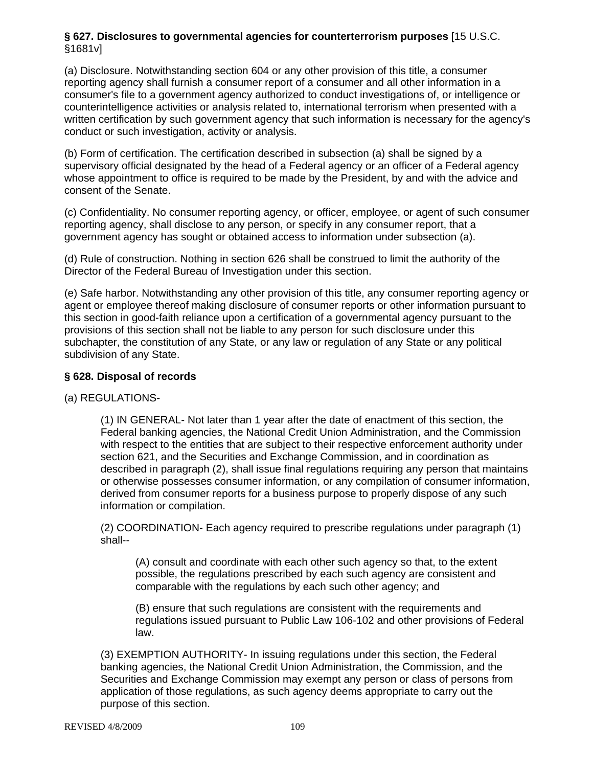**§ 627. Disclosures to governmental agencies for counterterrorism purposes** [15 U.S.C. §1681v]

(a) Disclosure. Notwithstanding section 604 or any other provision of this title, a consumer reporting agency shall furnish a consumer report of a consumer and all other information in a consumer's file to a government agency authorized to conduct investigations of, or intelligence or counterintelligence activities or analysis related to, international terrorism when presented with a written certification by such government agency that such information is necessary for the agency's conduct or such investigation, activity or analysis.

(b) Form of certification. The certification described in subsection (a) shall be signed by a supervisory official designated by the head of a Federal agency or an officer of a Federal agency whose appointment to office is required to be made by the President, by and with the advice and consent of the Senate.

(c) Confidentiality. No consumer reporting agency, or officer, employee, or agent of such consumer reporting agency, shall disclose to any person, or specify in any consumer report, that a government agency has sought or obtained access to information under subsection (a).

(d) Rule of construction. Nothing in section 626 shall be construed to limit the authority of the Director of the Federal Bureau of Investigation under this section.

(e) Safe harbor. Notwithstanding any other provision of this title, any consumer reporting agency or agent or employee thereof making disclosure of consumer reports or other information pursuant to this section in good-faith reliance upon a certification of a governmental agency pursuant to the provisions of this section shall not be liable to any person for such disclosure under this subchapter, the constitution of any State, or any law or regulation of any State or any political subdivision of any State.

**§ 628. Disposal of records**

(a) REGULATIONS-

> (1) IN GENERAL- Not later than 1 year after the date of enactment of this section, the Federal banking agencies, the National Credit Union Administration, and the Commission with respect to the entities that are subject to their respective enforcement authority under section 621, and the Securities and Exchange Commission, and in coordination as described in paragraph (2), shall issue final regulations requiring any person that maintains or otherwise possesses consumer information, or any compilation of consumer information, derived from consumer reports for a business purpose to properly dispose of any such information or compilation.
>
> (2) COORDINATION- Each agency required to prescribe regulations under paragraph (1) shall--
>
> > (A) consult and coordinate with each other such agency so that, to the extent possible, the regulations prescribed by each such agency are consistent and comparable with the regulations by each such other agency; and
> >
> > (B) ensure that such regulations are consistent with the requirements and regulations issued pursuant to Public Law 106-102 and other provisions of Federal law.
>
> (3) EXEMPTION AUTHORITY- In issuing regulations under this section, the Federal banking agencies, the National Credit Union Administration, the Commission, and the Securities and Exchange Commission may exempt any person or class of persons from application of those regulations, as such agency deems appropriate to carry out the purpose of this section.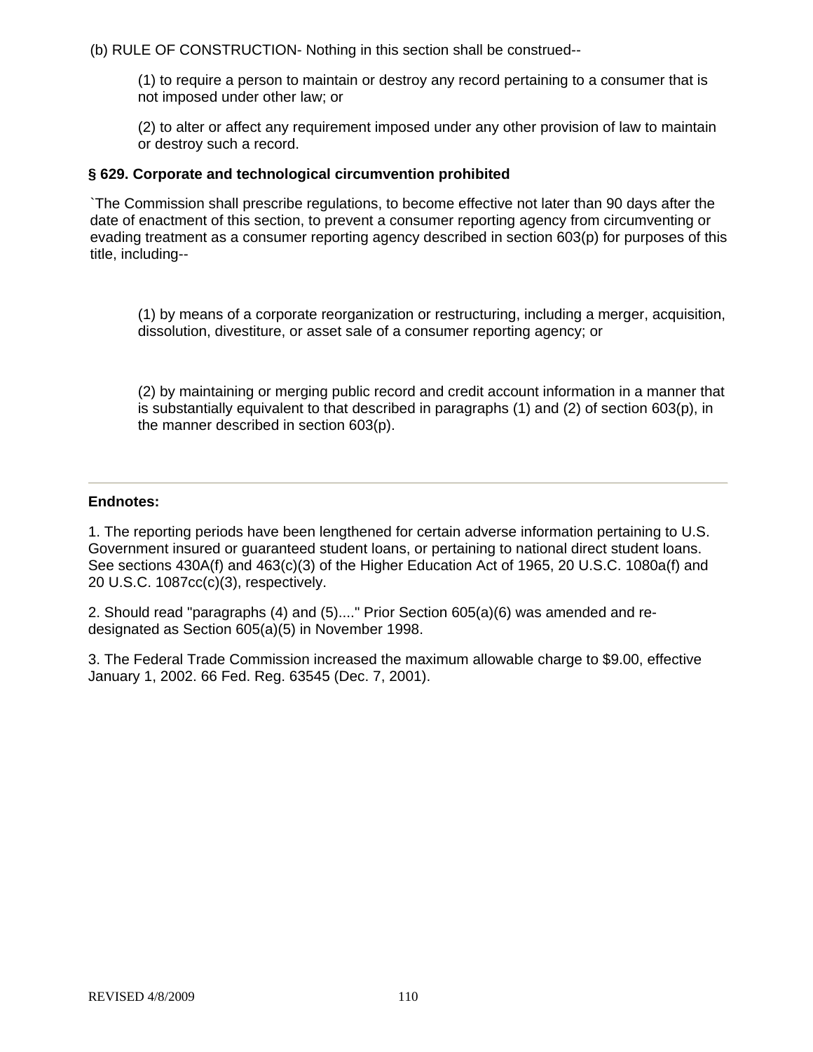(b) RULE OF CONSTRUCTION- Nothing in this section shall be construed--

(1) to require a person to maintain or destroy any record pertaining to a consumer that is not imposed under other law; or

(2) to alter or affect any requirement imposed under any other provision of law to maintain or destroy such a record.

**§ 629. Corporate and technological circumvention prohibited**

`The Commission shall prescribe regulations, to become effective not later than 90 days after the date of enactment of this section, to prevent a consumer reporting agency from circumventing or evading treatment as a consumer reporting agency described in section 603(p) for purposes of this title, including--

(1) by means of a corporate reorganization or restructuring, including a merger, acquisition, dissolution, divestiture, or asset sale of a consumer reporting agency; or

(2) by maintaining or merging public record and credit account information in a manner that is substantially equivalent to that described in paragraphs (1) and (2) of section 603(p), in the manner described in section 603(p).

---

**Endnotes:**

1. The reporting periods have been lengthened for certain adverse information pertaining to U.S. Government insured or guaranteed student loans, or pertaining to national direct student loans. See sections 430A(f) and 463(c)(3) of the Higher Education Act of 1965, 20 U.S.C. 1080a(f) and 20 U.S.C. 1087cc(c)(3), respectively.

2. Should read "paragraphs (4) and (5)...." Prior Section 605(a)(6) was amended and re-designated as Section 605(a)(5) in November 1998.

3. The Federal Trade Commission increased the maximum allowable charge to $9.00, effective January 1, 2002. 66 Fed. Reg. 63545 (Dec. 7, 2001).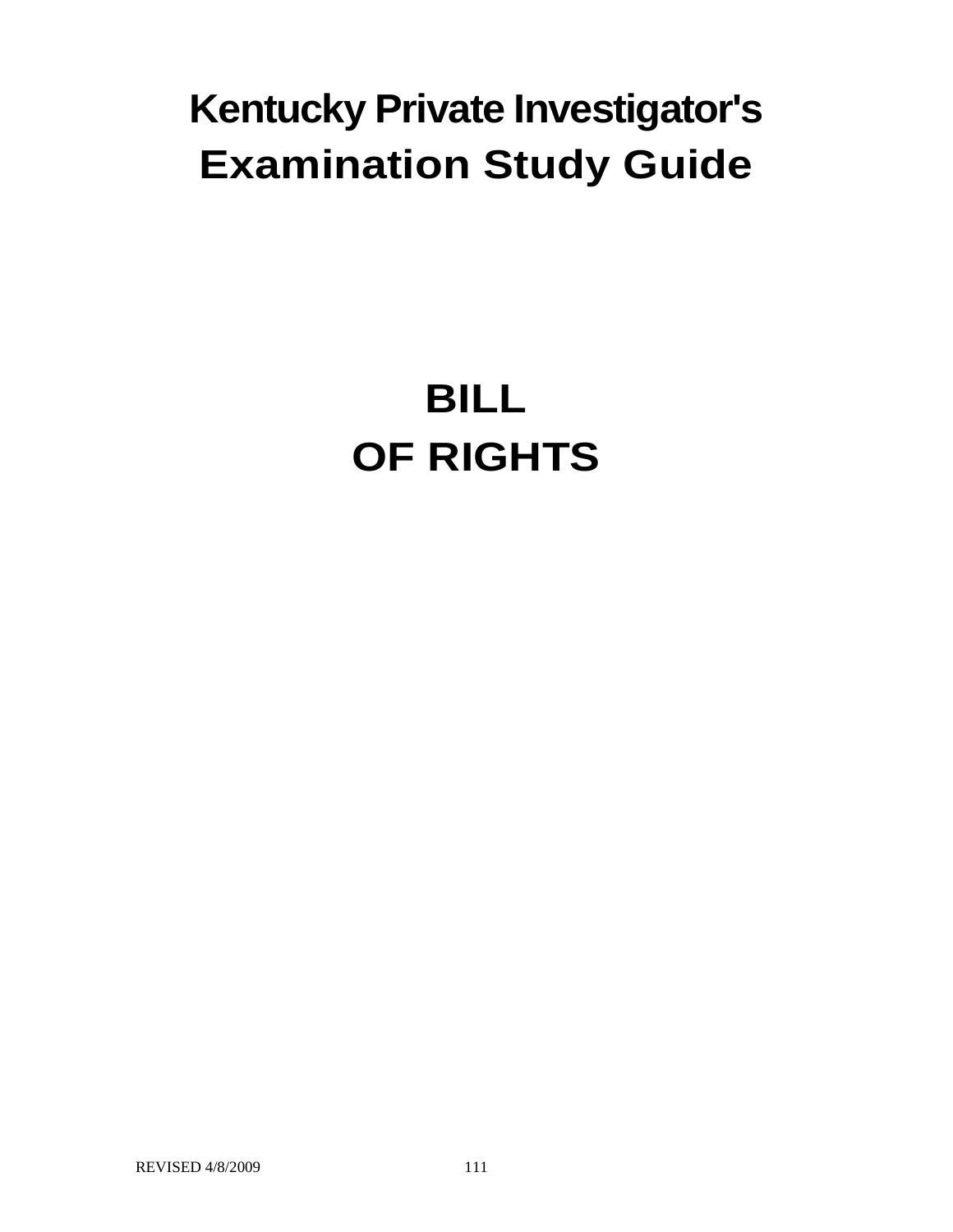# Kentucky Private Investigator's Examination Study Guide

# BILL OF RIGHTS

REVISED 4/8/2009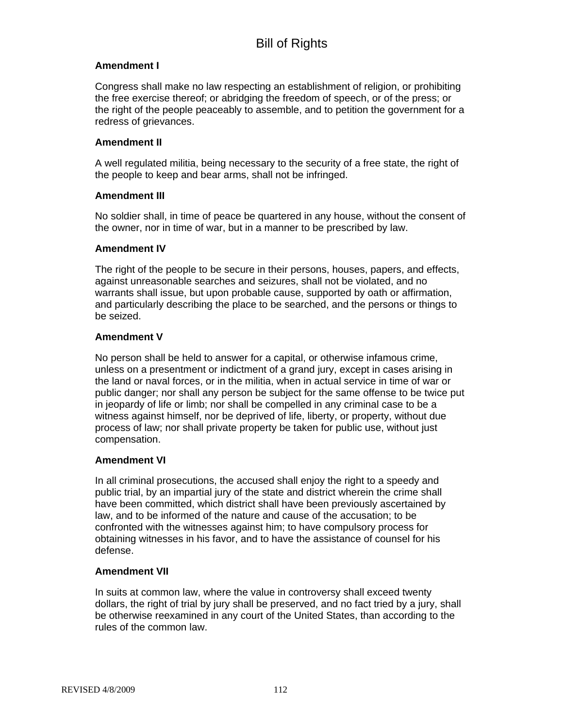# Bill of Rights

**Amendment I**

Congress shall make no law respecting an establishment of religion, or prohibiting the free exercise thereof; or abridging the freedom of speech, or of the press; or the right of the people peaceably to assemble, and to petition the government for a redress of grievances.

**Amendment II**

A well regulated militia, being necessary to the security of a free state, the right of the people to keep and bear arms, shall not be infringed.

**Amendment III**

No soldier shall, in time of peace be quartered in any house, without the consent of the owner, nor in time of war, but in a manner to be prescribed by law.

**Amendment IV**

The right of the people to be secure in their persons, houses, papers, and effects, against unreasonable searches and seizures, shall not be violated, and no warrants shall issue, but upon probable cause, supported by oath or affirmation, and particularly describing the place to be searched, and the persons or things to be seized.

**Amendment V**

No person shall be held to answer for a capital, or otherwise infamous crime, unless on a presentment or indictment of a grand jury, except in cases arising in the land or naval forces, or in the militia, when in actual service in time of war or public danger; nor shall any person be subject for the same offense to be twice put in jeopardy of life or limb; nor shall be compelled in any criminal case to be a witness against himself, nor be deprived of life, liberty, or property, without due process of law; nor shall private property be taken for public use, without just compensation.

**Amendment VI**

In all criminal prosecutions, the accused shall enjoy the right to a speedy and public trial, by an impartial jury of the state and district wherein the crime shall have been committed, which district shall have been previously ascertained by law, and to be informed of the nature and cause of the accusation; to be confronted with the witnesses against him; to have compulsory process for obtaining witnesses in his favor, and to have the assistance of counsel for his defense.

**Amendment VII**

In suits at common law, where the value in controversy shall exceed twenty dollars, the right of trial by jury shall be preserved, and no fact tried by a jury, shall be otherwise reexamined in any court of the United States, than according to the rules of the common law.

REVISED 4/8/2009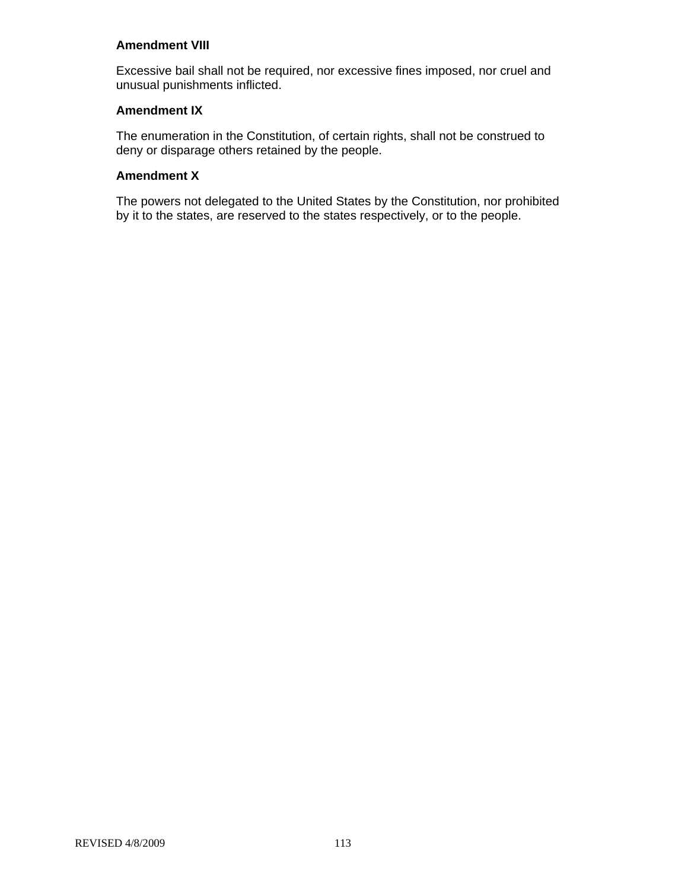**Amendment VIII**

Excessive bail shall not be required, nor excessive fines imposed, nor cruel and unusual punishments inflicted.

**Amendment IX**

The enumeration in the Constitution, of certain rights, shall not be construed to deny or disparage others retained by the people.

**Amendment X**

The powers not delegated to the United States by the Constitution, nor prohibited by it to the states, are reserved to the states respectively, or to the people.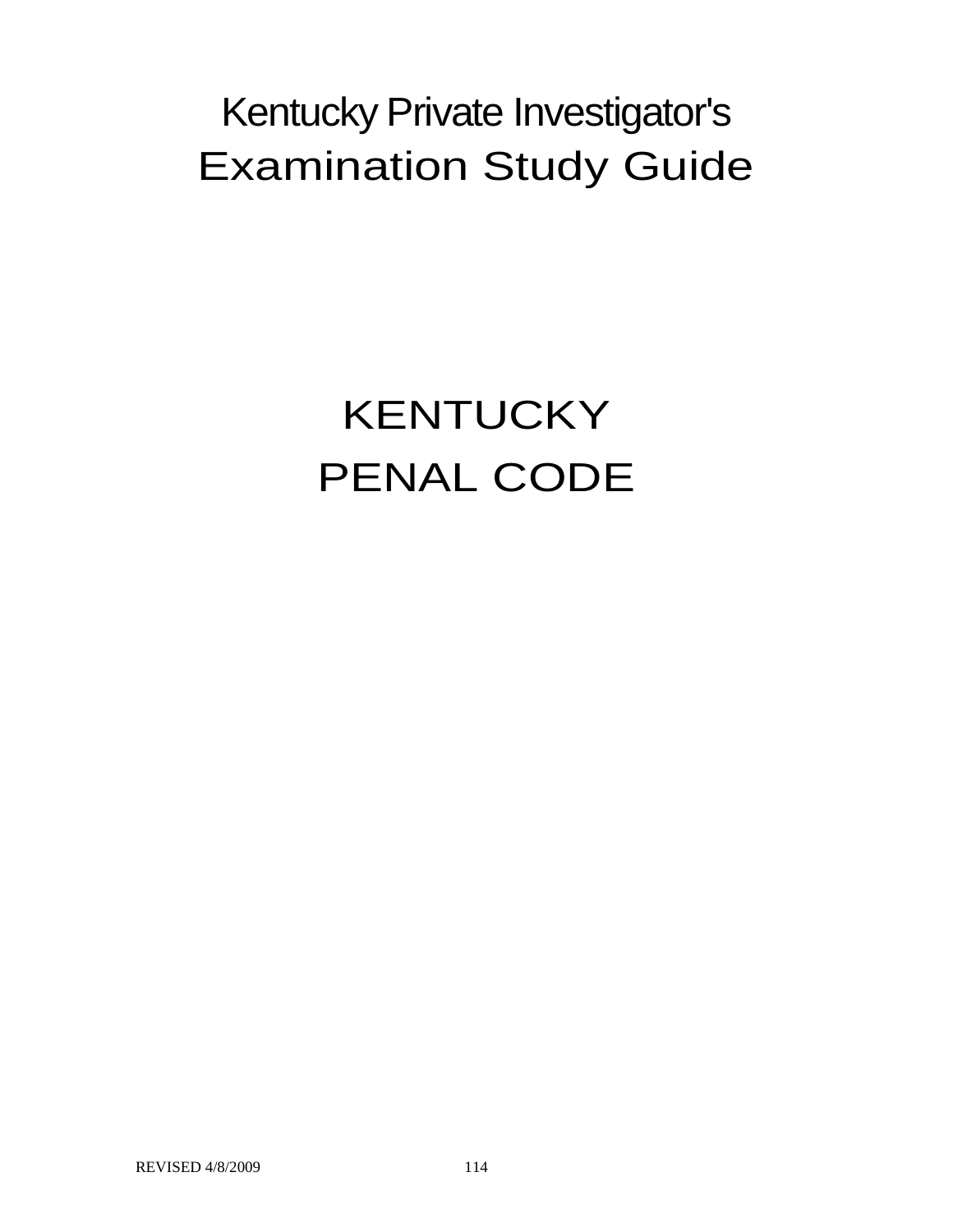# Kentucky Private Investigator's Examination Study Guide

# KENTUCKY PENAL CODE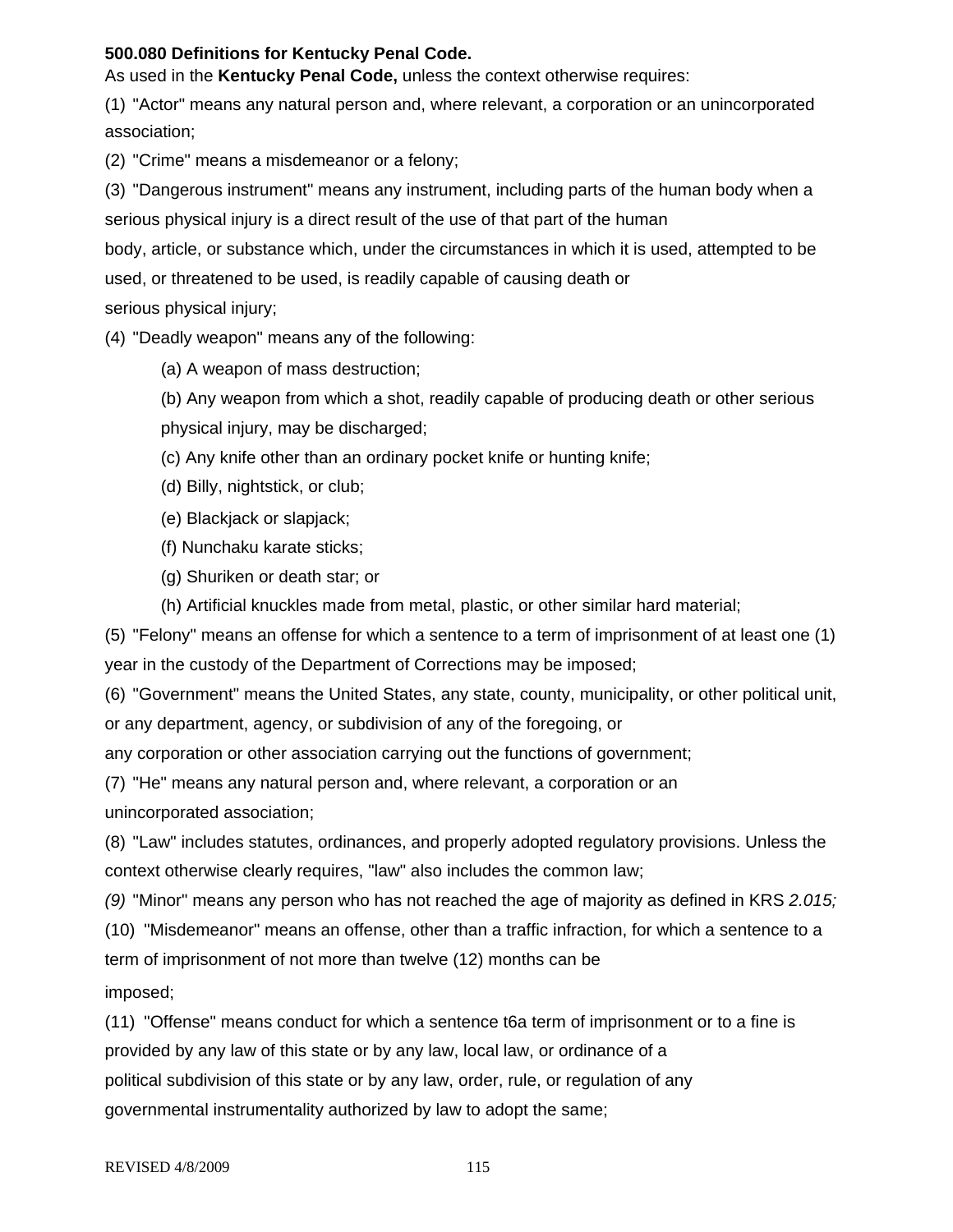**500.080 Definitions for Kentucky Penal Code.**

As used in the **Kentucky Penal Code,** unless the context otherwise requires:

(1) "Actor" means any natural person and, where relevant, a corporation or an unincorporated association;

(2) "Crime" means a misdemeanor or a felony;

(3) "Dangerous instrument" means any instrument, including parts of the human body when a serious physical injury is a direct result of the use of that part of the human body, article, or substance which, under the circumstances in which it is used, attempted to be used, or threatened to be used, is readily capable of causing death or serious physical injury;

(4) "Deadly weapon" means any of the following:

(a) A weapon of mass destruction;

(b) Any weapon from which a shot, readily capable of producing death or other serious physical injury, may be discharged;

(c) Any knife other than an ordinary pocket knife or hunting knife;

(d) Billy, nightstick, or club;

(e) Blackjack or slapjack;

(f) Nunchaku karate sticks;

(g) Shuriken or death star; or

(h) Artificial knuckles made from metal, plastic, or other similar hard material;

(5) "Felony" means an offense for which a sentence to a term of imprisonment of at least one (1) year in the custody of the Department of Corrections may be imposed;

(6) "Government" means the United States, any state, county, municipality, or other political unit, or any department, agency, or subdivision of any of the foregoing, or any corporation or other association carrying out the functions of government;

(7) "He" means any natural person and, where relevant, a corporation or an unincorporated association;

(8) "Law" includes statutes, ordinances, and properly adopted regulatory provisions. Unless the context otherwise clearly requires, "law" also includes the common law;

*(9)* "Minor" means any person who has not reached the age of majority as defined in KRS *2.015;*

(10) "Misdemeanor" means an offense, other than a traffic infraction, for which a sentence to a term of imprisonment of not more than twelve (12) months can be imposed;

(11) "Offense" means conduct for which a sentence t6a term of imprisonment or to a fine is provided by any law of this state or by any law, local law, or ordinance of a political subdivision of this state or by any law, order, rule, or regulation of any governmental instrumentality authorized by law to adopt the same;

REVISED 4/8/2009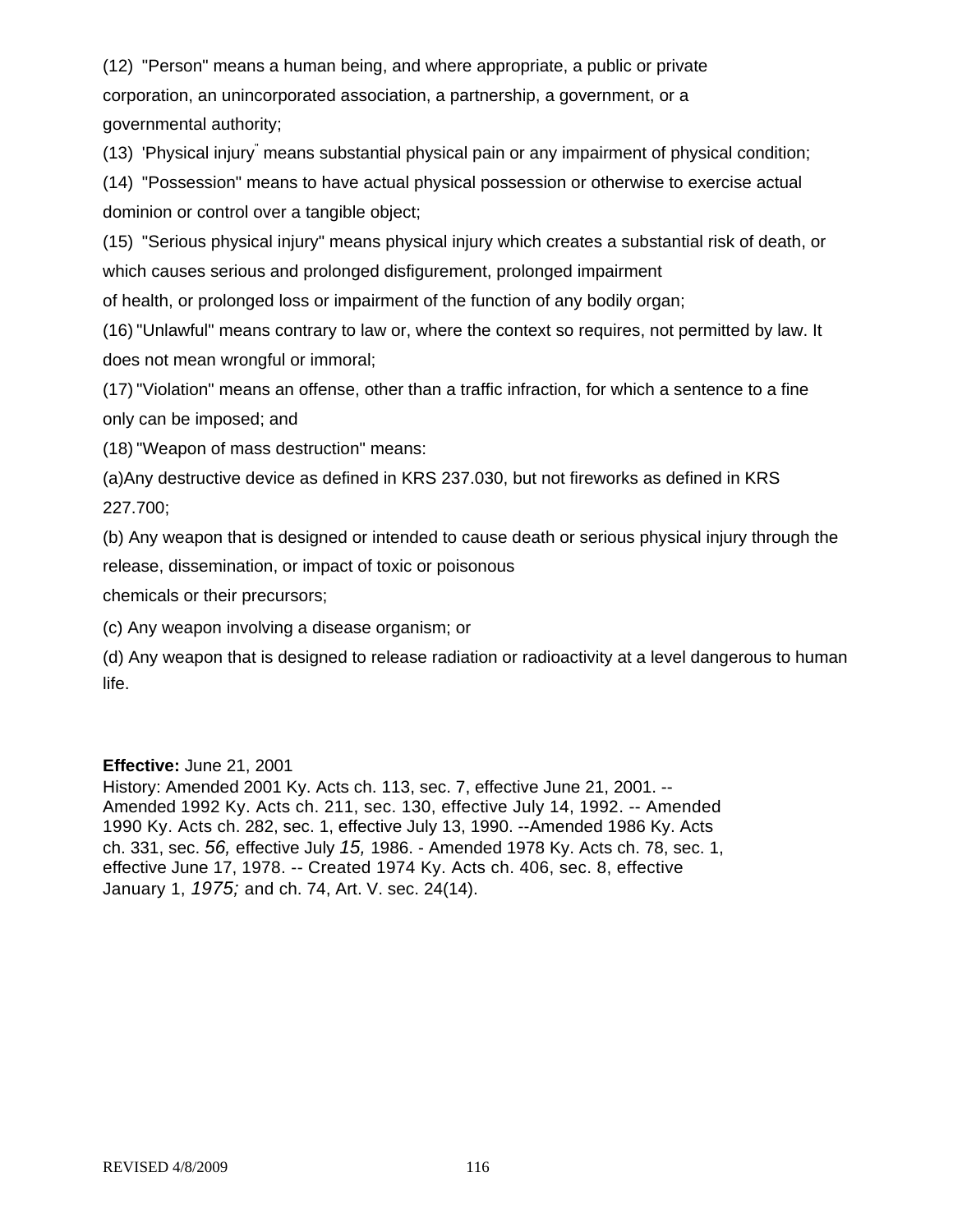(12) "Person" means a human being, and where appropriate, a public or private corporation, an unincorporated association, a partnership, a government, or a governmental authority;

(13) 'Physical injury" means substantial physical pain or any impairment of physical condition;

(14) "Possession" means to have actual physical possession or otherwise to exercise actual dominion or control over a tangible object;

(15) "Serious physical injury" means physical injury which creates a substantial risk of death, or which causes serious and prolonged disfigurement, prolonged impairment of health, or prolonged loss or impairment of the function of any bodily organ;

(16) "Unlawful" means contrary to law or, where the context so requires, not permitted by law. It does not mean wrongful or immoral;

(17) "Violation" means an offense, other than a traffic infraction, for which a sentence to a fine only can be imposed; and

(18) "Weapon of mass destruction" means:

(a)Any destructive device as defined in KRS 237.030, but not fireworks as defined in KRS 227.700;

(b) Any weapon that is designed or intended to cause death or serious physical injury through the release, dissemination, or impact of toxic or poisonous chemicals or their precursors;

(c) Any weapon involving a disease organism; or

(d) Any weapon that is designed to release radiation or radioactivity at a level dangerous to human life.

**Effective:** June 21, 2001
History: Amended 2001 Ky. Acts ch. 113, sec. 7, effective June 21, 2001. -- Amended 1992 Ky. Acts ch. 211, sec. 130, effective July 14, 1992. -- Amended 1990 Ky. Acts ch. 282, sec. 1, effective July 13, 1990. --Amended 1986 Ky. Acts ch. 331, sec. *56,* effective July *15,* 1986. - Amended 1978 Ky. Acts ch. 78, sec. 1, effective June 17, 1978. -- Created 1974 Ky. Acts ch. 406, sec. 8, effective January 1, *1975;* and ch. 74, Art. V. sec. 24(14).

REVISED 4/8/2009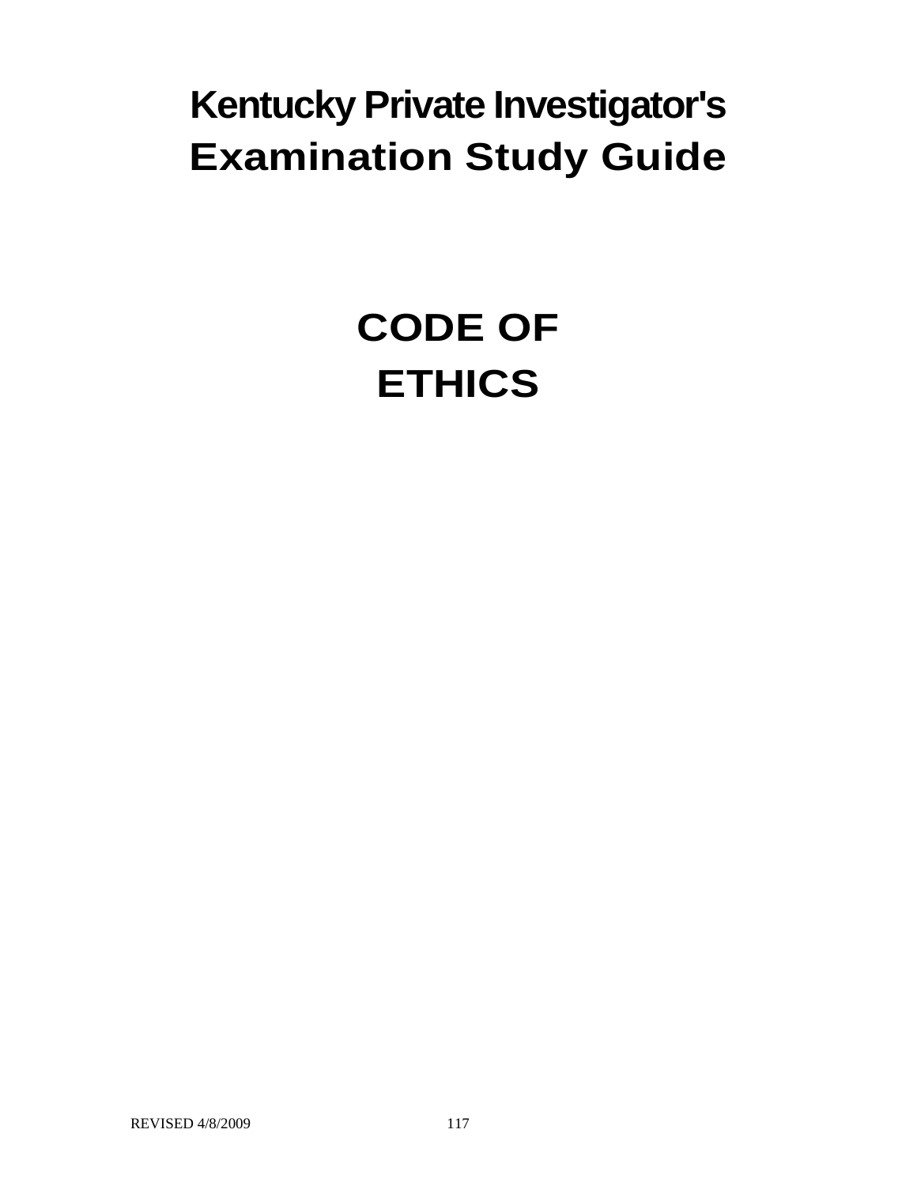# Kentucky Private Investigator's Examination Study Guide

# CODE OF ETHICS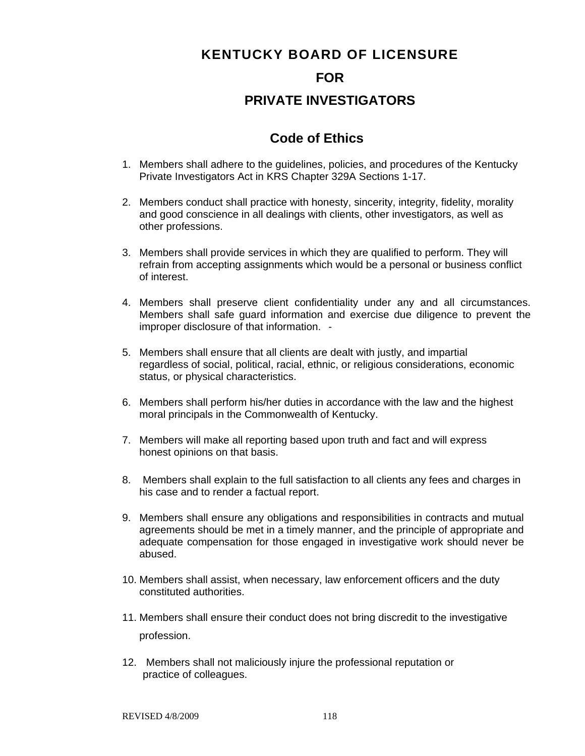# KENTUCKY BOARD OF LICENSURE

# FOR

# PRIVATE INVESTIGATORS

## Code of Ethics

1. Members shall adhere to the guidelines, policies, and procedures of the Kentucky Private Investigators Act in KRS Chapter 329A Sections 1-17.

2. Members conduct shall practice with honesty, sincerity, integrity, fidelity, morality and good conscience in all dealings with clients, other investigators, as well as other professions.

3. Members shall provide services in which they are qualified to perform. They will refrain from accepting assignments which would be a personal or business conflict of interest.

4. Members shall preserve client confidentiality under any and all circumstances. Members shall safe guard information and exercise due diligence to prevent the improper disclosure of that information. -

5. Members shall ensure that all clients are dealt with justly, and impartial regardless of social, political, racial, ethnic, or religious considerations, economic status, or physical characteristics.

6. Members shall perform his/her duties in accordance with the law and the highest moral principals in the Commonwealth of Kentucky.

7. Members will make all reporting based upon truth and fact and will express honest opinions on that basis.

8. Members shall explain to the full satisfaction to all clients any fees and charges in his case and to render a factual report.

9. Members shall ensure any obligations and responsibilities in contracts and mutual agreements should be met in a timely manner, and the principle of appropriate and adequate compensation for those engaged in investigative work should never be abused.

10. Members shall assist, when necessary, law enforcement officers and the duty constituted authorities.

11. Members shall ensure their conduct does not bring discredit to the investigative profession.

12. Members shall not maliciously injure the professional reputation or practice of colleagues.

REVISED 4/8/2009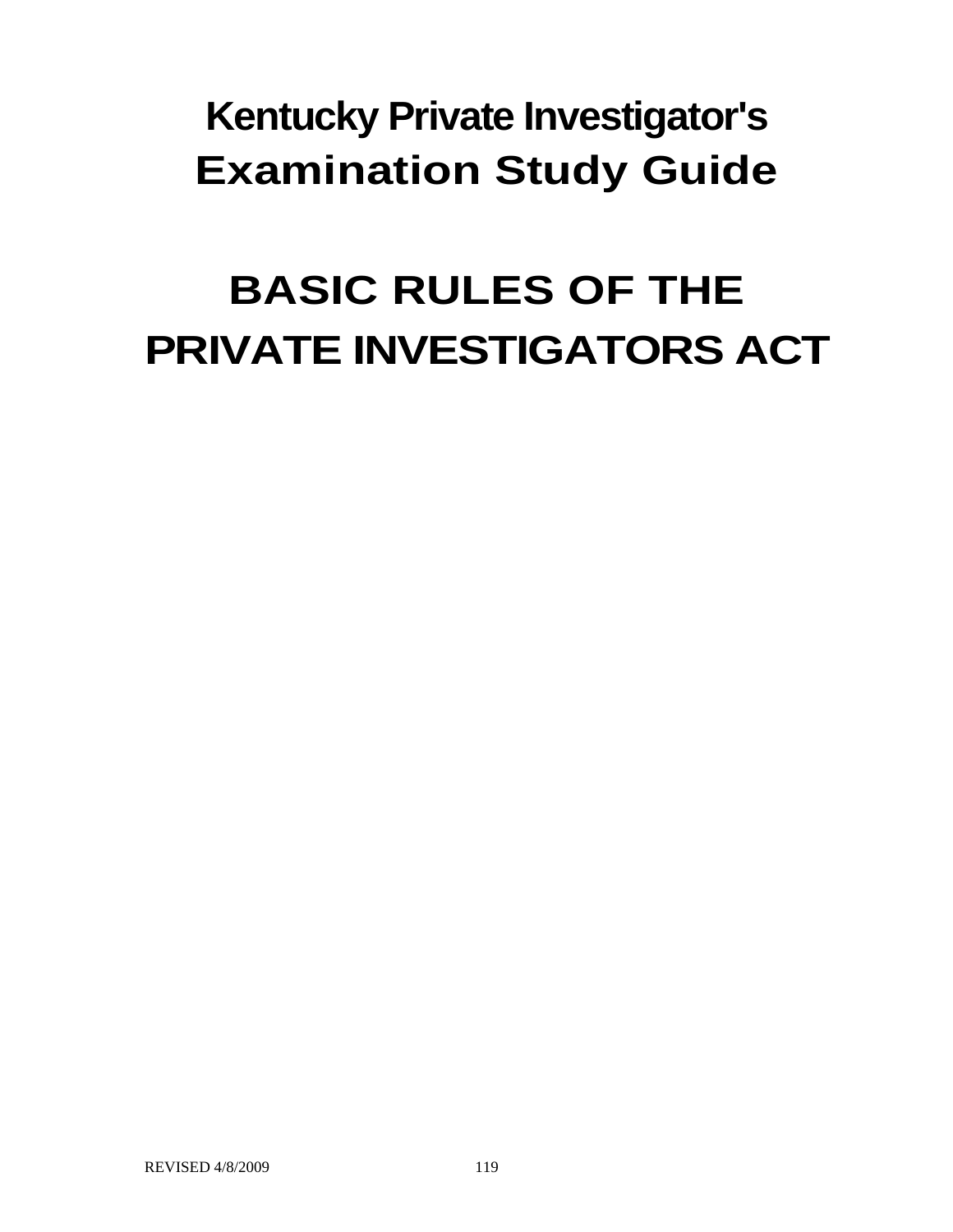# Kentucky Private Investigator's Examination Study Guide

# BASIC RULES OF THE PRIVATE INVESTIGATORS ACT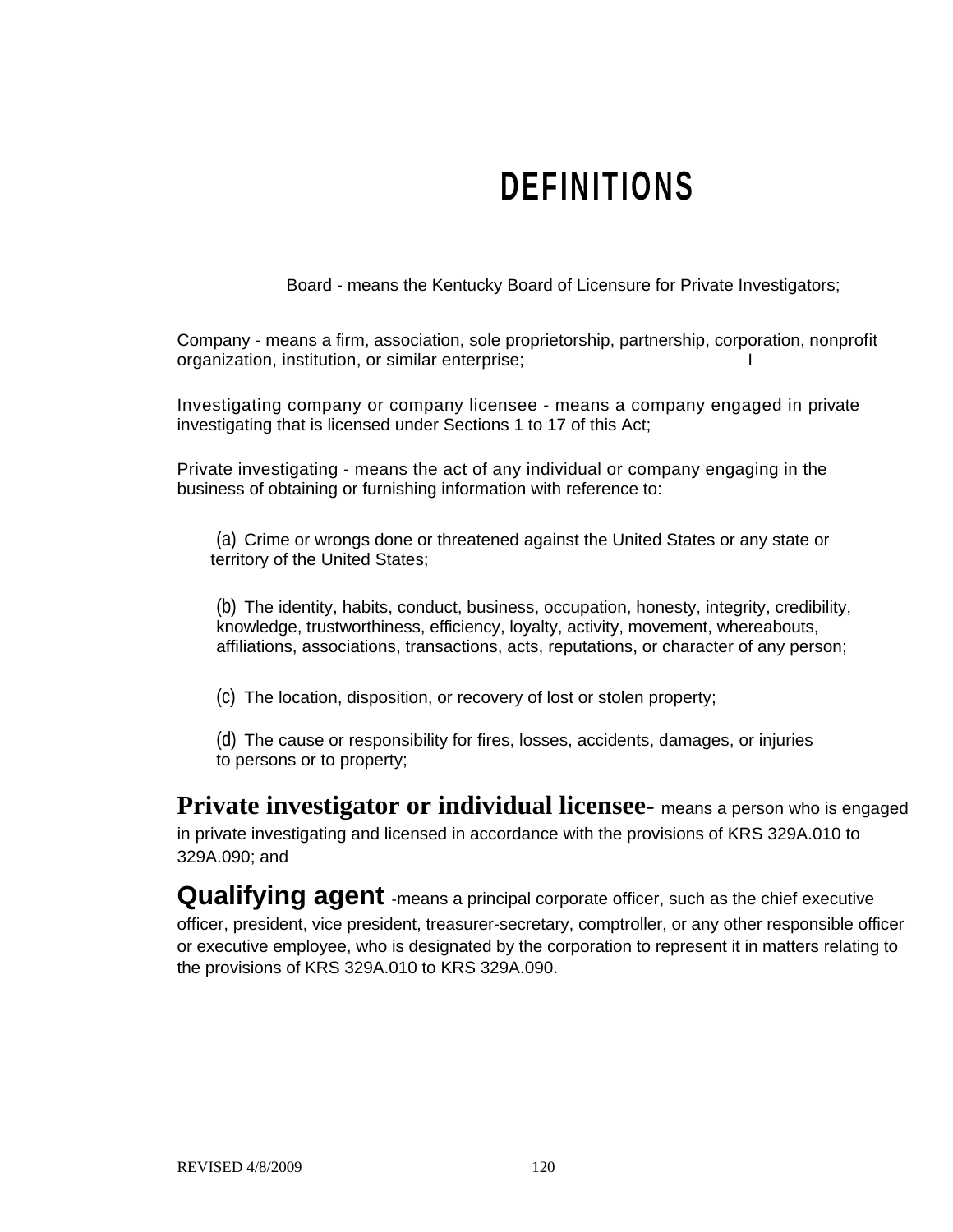# DEFINITIONS

Board - means the Kentucky Board of Licensure for Private Investigators;

Company - means a firm, association, sole proprietorship, partnership, corporation, nonprofit organization, institution, or similar enterprise; I

Investigating company or company licensee - means a company engaged in private investigating that is licensed under Sections 1 to 17 of this Act;

Private investigating - means the act of any individual or company engaging in the business of obtaining or furnishing information with reference to:

(a) Crime or wrongs done or threatened against the United States or any state or territory of the United States;

(b) The identity, habits, conduct, business, occupation, honesty, integrity, credibility, knowledge, trustworthiness, efficiency, loyalty, activity, movement, whereabouts, affiliations, associations, transactions, acts, reputations, or character of any person;

(c) The location, disposition, or recovery of lost or stolen property;

(d) The cause or responsibility for fires, losses, accidents, damages, or injuries to persons or to property;

**Private investigator or individual licensee-** means a person who is engaged in private investigating and licensed in accordance with the provisions of KRS 329A.010 to 329A.090; and

**Qualifying agent** -means a principal corporate officer, such as the chief executive officer, president, vice president, treasurer-secretary, comptroller, or any other responsible officer or executive employee, who is designated by the corporation to represent it in matters relating to the provisions of KRS 329A.010 to KRS 329A.090.

REVISED 4/8/2009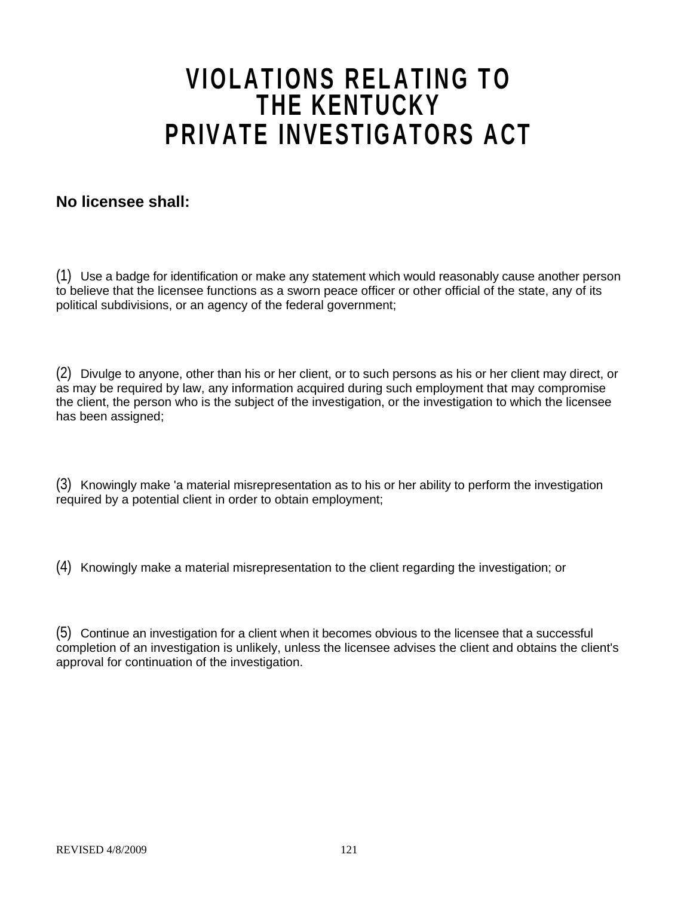# VIOLATIONS RELATING TO THE KENTUCKY PRIVATE INVESTIGATORS ACT

**No licensee shall:**

(1) Use a badge for identification or make any statement which would reasonably cause another person to believe that the licensee functions as a sworn peace officer or other official of the state, any of its political subdivisions, or an agency of the federal government;

(2) Divulge to anyone, other than his or her client, or to such persons as his or her client may direct, or as may be required by law, any information acquired during such employment that may compromise the client, the person who is the subject of the investigation, or the investigation to which the licensee has been assigned;

(3) Knowingly make 'a material misrepresentation as to his or her ability to perform the investigation required by a potential client in order to obtain employment;

(4) Knowingly make a material misrepresentation to the client regarding the investigation; or

(5) Continue an investigation for a client when it becomes obvious to the licensee that a successful completion of an investigation is unlikely, unless the licensee advises the client and obtains the client's approval for continuation of the investigation.

REVISED 4/8/2009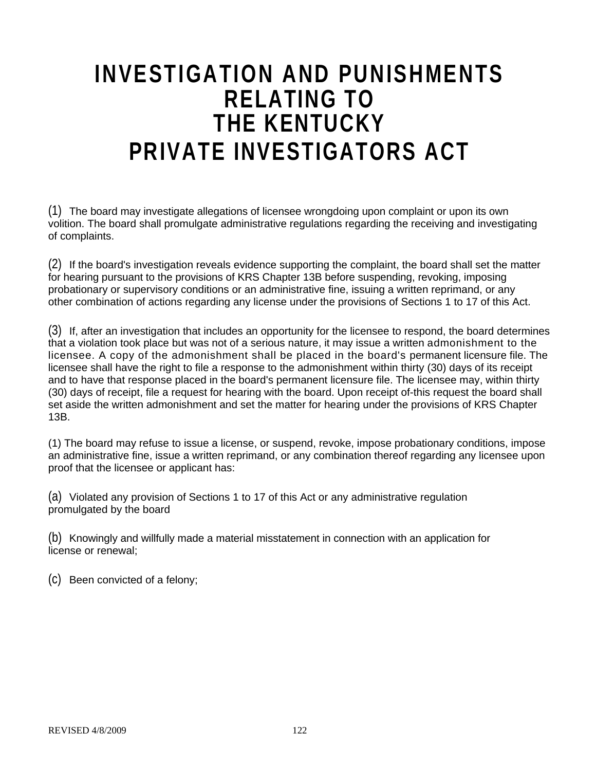# INVESTIGATION AND PUNISHMENTS RELATING TO THE KENTUCKY PRIVATE INVESTIGATORS ACT

(1) The board may investigate allegations of licensee wrongdoing upon complaint or upon its own volition. The board shall promulgate administrative regulations regarding the receiving and investigating of complaints.

(2) If the board's investigation reveals evidence supporting the complaint, the board shall set the matter for hearing pursuant to the provisions of KRS Chapter 13B before suspending, revoking, imposing probationary or supervisory conditions or an administrative fine, issuing a written reprimand, or any other combination of actions regarding any license under the provisions of Sections 1 to 17 of this Act.

(3) If, after an investigation that includes an opportunity for the licensee to respond, the board determines that a violation took place but was not of a serious nature, it may issue a written admonishment to the licensee. A copy of the admonishment shall be placed in the board's permanent licensure file. The licensee shall have the right to file a response to the admonishment within thirty (30) days of its receipt and to have that response placed in the board's permanent licensure file. The licensee may, within thirty (30) days of receipt, file a request for hearing with the board. Upon receipt of-this request the board shall set aside the written admonishment and set the matter for hearing under the provisions of KRS Chapter 13B.

(1) The board may refuse to issue a license, or suspend, revoke, impose probationary conditions, impose an administrative fine, issue a written reprimand, or any combination thereof regarding any licensee upon proof that the licensee or applicant has:

(a) Violated any provision of Sections 1 to 17 of this Act or any administrative regulation promulgated by the board

(b) Knowingly and willfully made a material misstatement in connection with an application for license or renewal;

(c) Been convicted of a felony;

REVISED 4/8/2009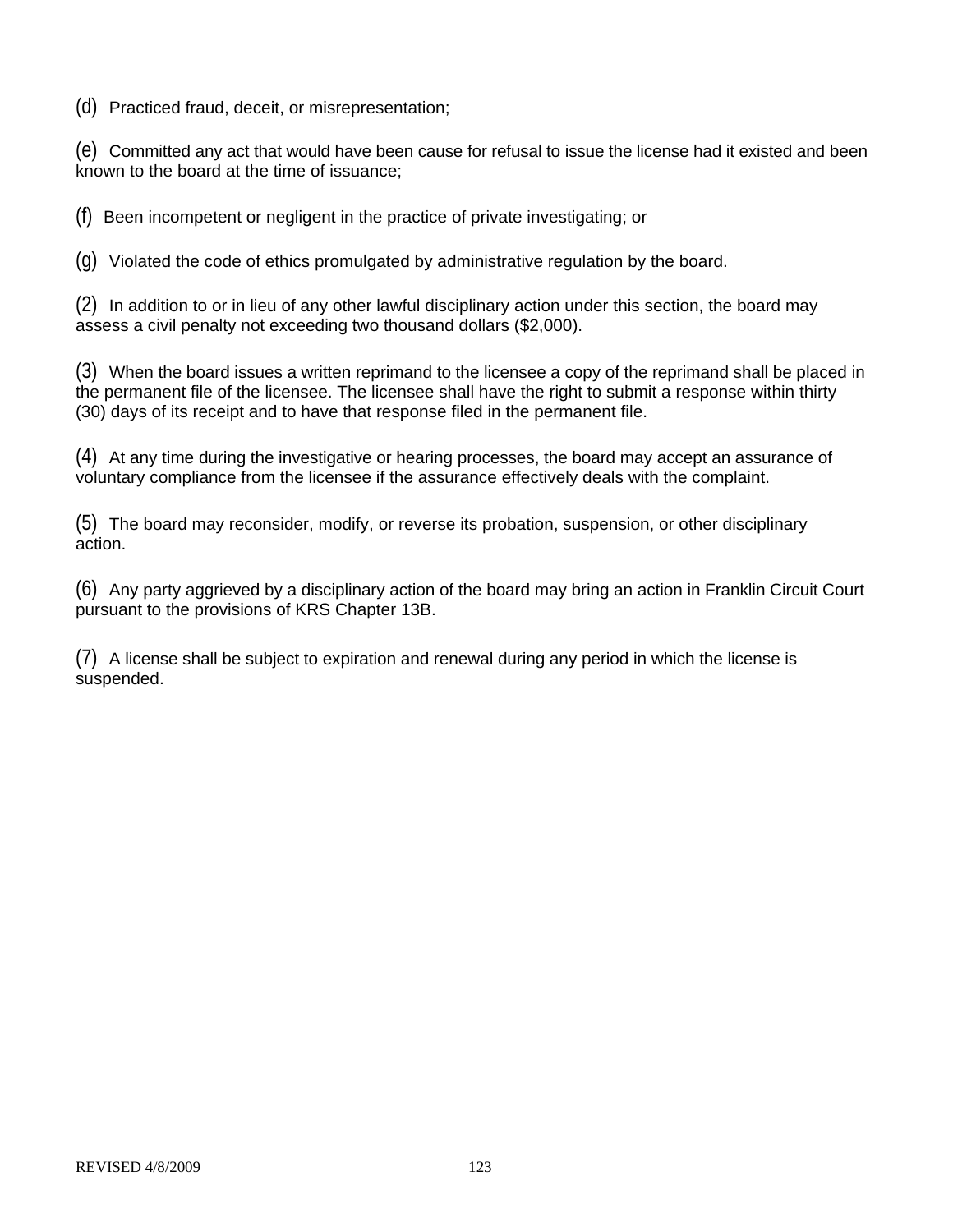(d) Practiced fraud, deceit, or misrepresentation;

(e) Committed any act that would have been cause for refusal to issue the license had it existed and been known to the board at the time of issuance;

(f) Been incompetent or negligent in the practice of private investigating; or

(g) Violated the code of ethics promulgated by administrative regulation by the board.

(2) In addition to or in lieu of any other lawful disciplinary action under this section, the board may assess a civil penalty not exceeding two thousand dollars ($2,000).

(3) When the board issues a written reprimand to the licensee a copy of the reprimand shall be placed in the permanent file of the licensee. The licensee shall have the right to submit a response within thirty (30) days of its receipt and to have that response filed in the permanent file.

(4) At any time during the investigative or hearing processes, the board may accept an assurance of voluntary compliance from the licensee if the assurance effectively deals with the complaint.

(5) The board may reconsider, modify, or reverse its probation, suspension, or other disciplinary action.

(6) Any party aggrieved by a disciplinary action of the board may bring an action in Franklin Circuit Court pursuant to the provisions of KRS Chapter 13B.

(7) A license shall be subject to expiration and renewal during any period in which the license is suspended.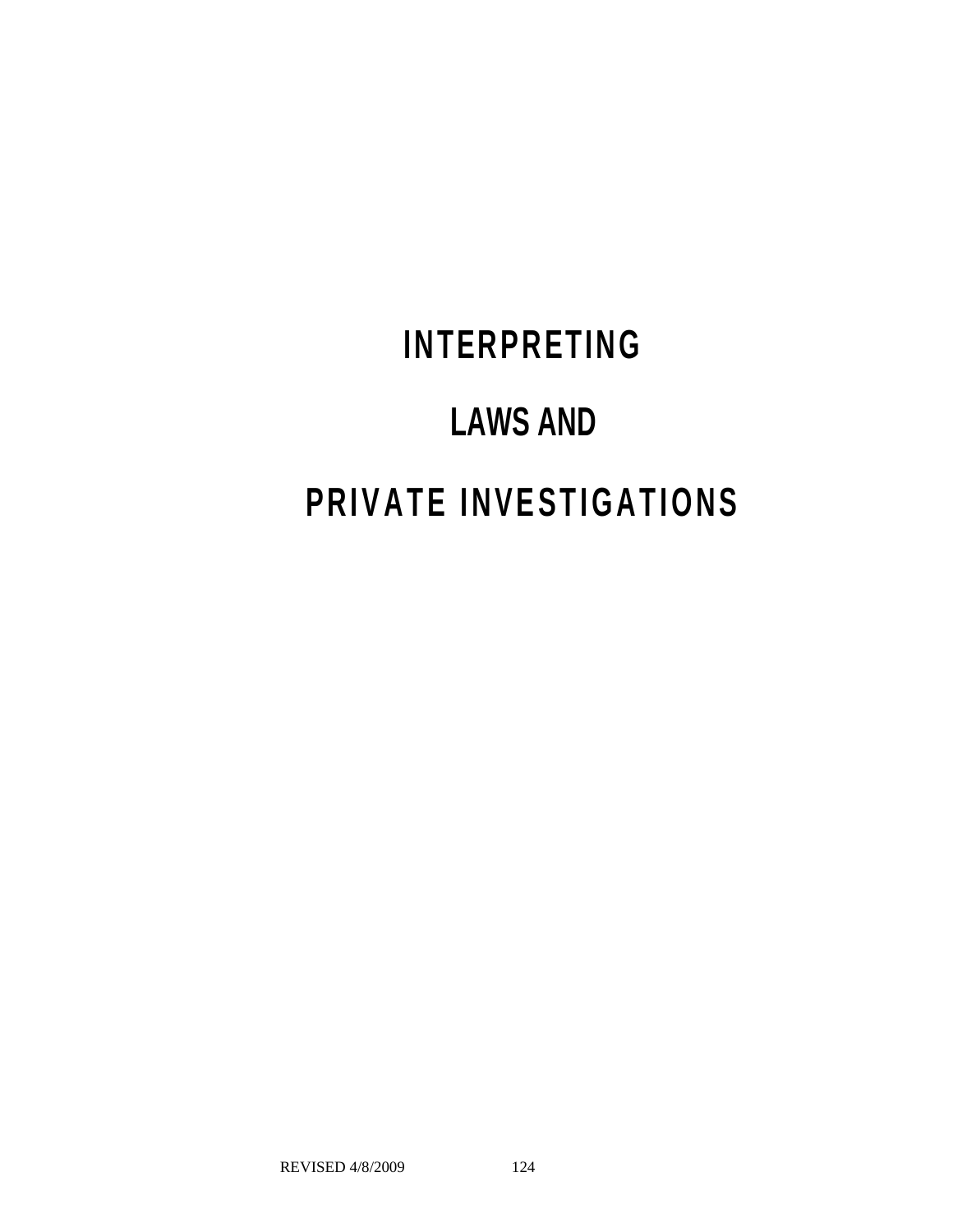# INTERPRETING

# LAWS AND

# PRIVATE INVESTIGATIONS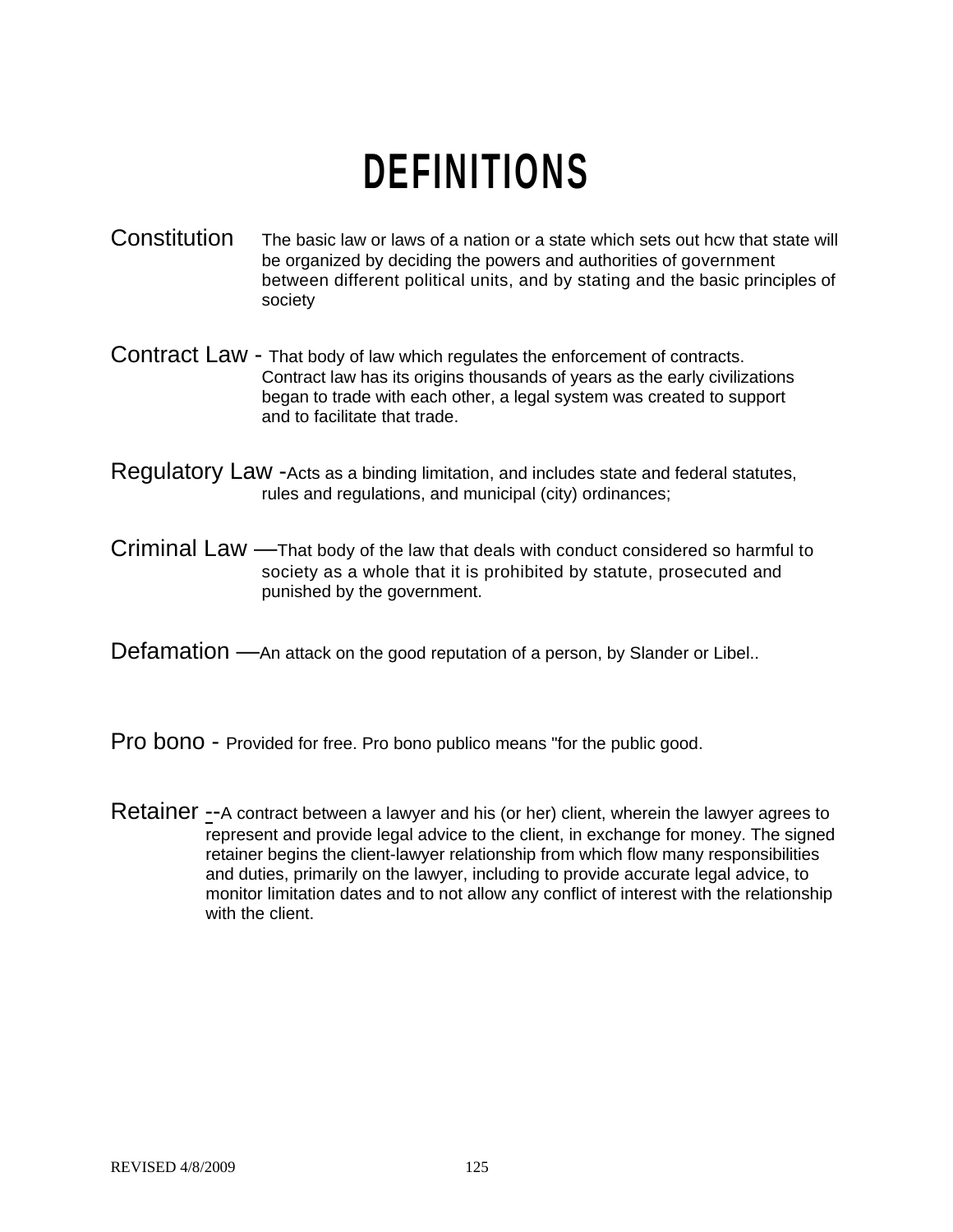# DEFINITIONS

Constitution The basic law or laws of a nation or a state which sets out hcw that state will be organized by deciding the powers and authorities of government between different political units, and by stating and the basic principles of society

Contract Law - That body of law which regulates the enforcement of contracts. Contract law has its origins thousands of years as the early civilizations began to trade with each other, a legal system was created to support and to facilitate that trade.

Regulatory Law -Acts as a binding limitation, and includes state and federal statutes, rules and regulations, and municipal (city) ordinances;

Criminal Law —That body of the law that deals with conduct considered so harmful to society as a whole that it is prohibited by statute, prosecuted and punished by the government.

Defamation —An attack on the good reputation of a person, by Slander or Libel..

Pro bono - Provided for free. Pro bono publico means "for the public good.

Retainer --A contract between a lawyer and his (or her) client, wherein the lawyer agrees to represent and provide legal advice to the client, in exchange for money. The signed retainer begins the client-lawyer relationship from which flow many responsibilities and duties, primarily on the lawyer, including to provide accurate legal advice, to monitor limitation dates and to not allow any conflict of interest with the relationship with the client.

REVISED 4/8/2009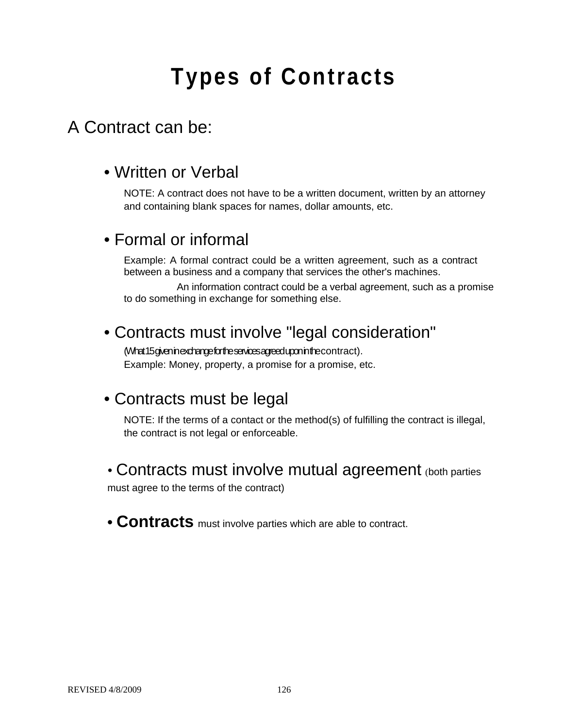# Types of Contracts

A Contract can be:

- Written or Verbal

  NOTE: A contract does not have to be a written document, written by an attorney and containing blank spaces for names, dollar amounts, etc.

- Formal or informal

  Example: A formal contract could be a written agreement, such as a contract between a business and a company that services the other's machines.

  An information contract could be a verbal agreement, such as a promise to do something in exchange for something else.

- Contracts must involve "legal consideration"

  (What 15 given in exchange for the services agreed upon in the contract).
  Example: Money, property, a promise for a promise, etc.

- Contracts must be legal

  NOTE: If the terms of a contact or the method(s) of fulfilling the contract is illegal, the contract is not legal or enforceable.

- Contracts must involve mutual agreement (both parties must agree to the terms of the contract)

- **Contracts** must involve parties which are able to contract.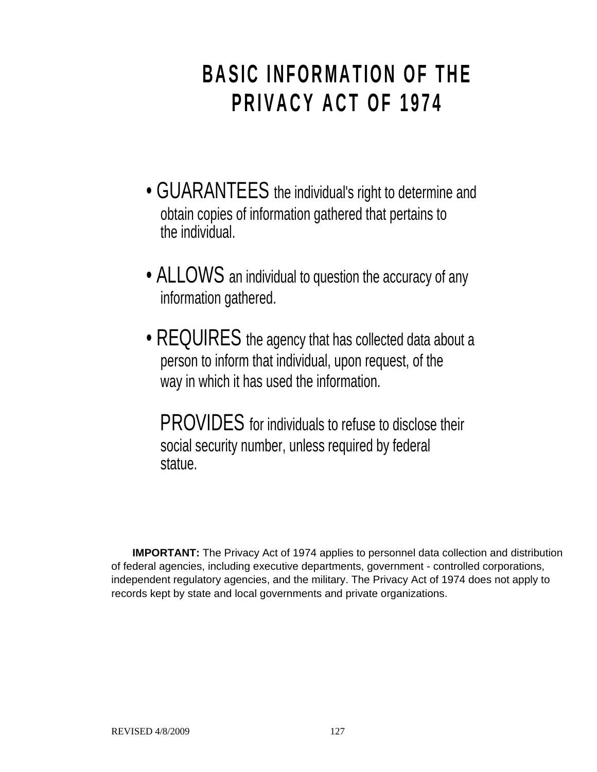# BASIC INFORMATION OF THE PRIVACY ACT OF 1974

- **GUARANTEES** the individual's right to determine and obtain copies of information gathered that pertains to the individual.

- **ALLOWS** an individual to question the accuracy of any information gathered.

- **REQUIRES** the agency that has collected data about a person to inform that individual, upon request, of the way in which it has used the information.

  **PROVIDES** for individuals to refuse to disclose their social security number, unless required by federal statue.

**IMPORTANT:** The Privacy Act of 1974 applies to personnel data collection and distribution of federal agencies, including executive departments, government - controlled corporations, independent regulatory agencies, and the military. The Privacy Act of 1974 does not apply to records kept by state and local governments and private organizations.

REVISED 4/8/2009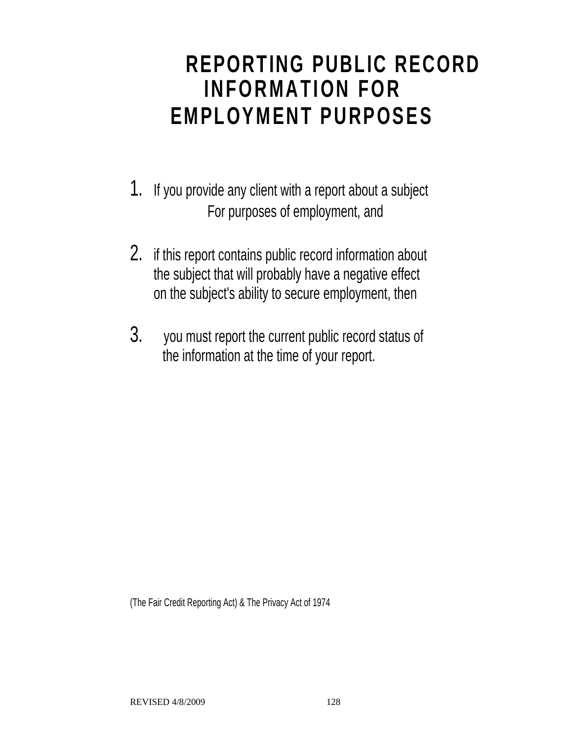# REPORTING PUBLIC RECORD INFORMATION FOR EMPLOYMENT PURPOSES

1. If you provide any client with a report about a subject For purposes of employment, and

2. if this report contains public record information about the subject that will probably have a negative effect on the subject's ability to secure employment, then

3. you must report the current public record status of the information at the time of your report.

(The Fair Credit Reporting Act) & The Privacy Act of 1974

REVISED 4/8/2009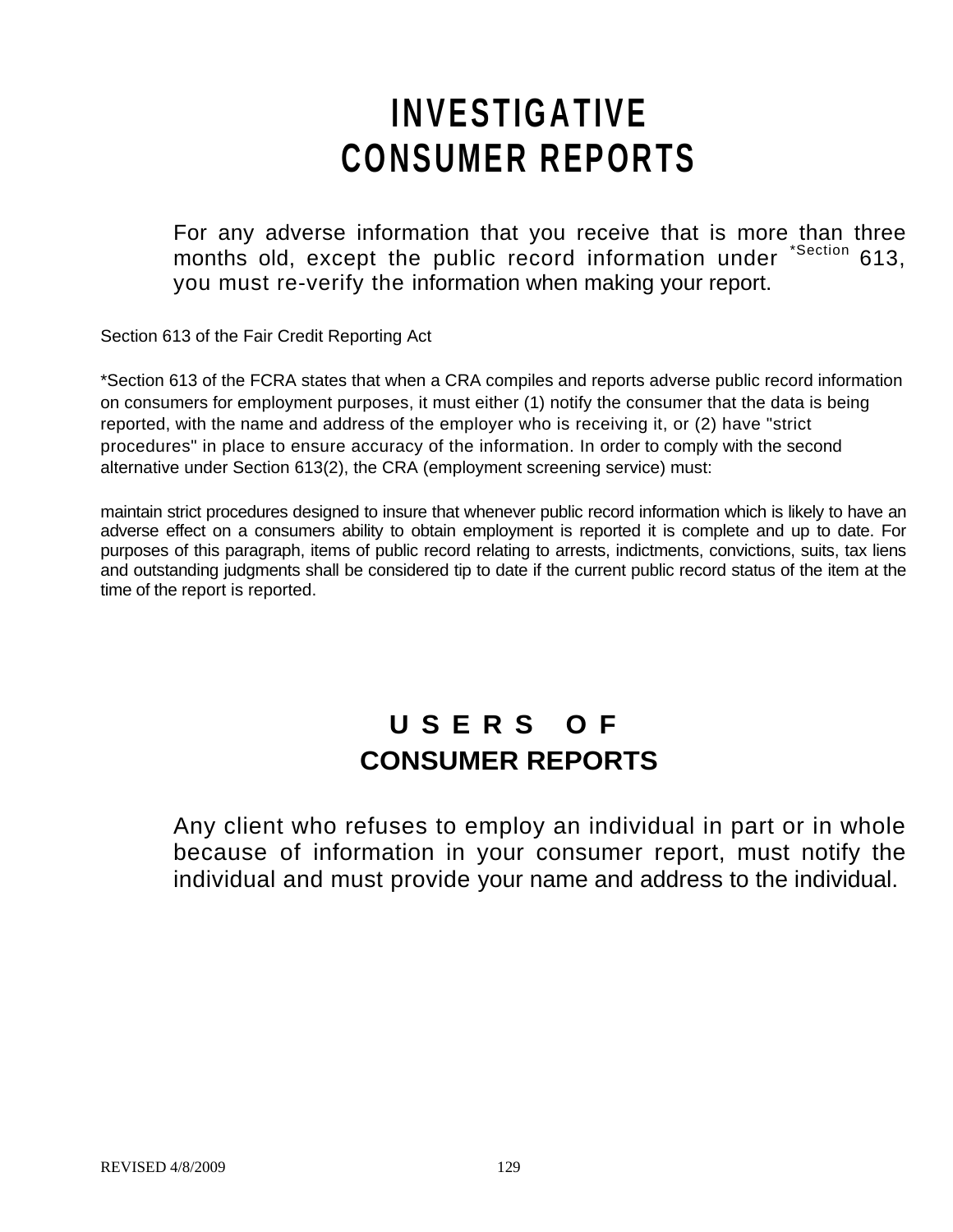# INVESTIGATIVE CONSUMER REPORTS

For any adverse information that you receive that is more than three months old, except the public record information under *Section 613, you must re-verify the information when making your report.

Section 613 of the Fair Credit Reporting Act

*Section 613 of the FCRA states that when a CRA compiles and reports adverse public record information on consumers for employment purposes, it must either (1) notify the consumer that the data is being reported, with the name and address of the employer who is receiving it, or (2) have "strict procedures" in place to ensure accuracy of the information. In order to comply with the second alternative under Section 613(2), the CRA (employment screening service) must:

maintain strict procedures designed to insure that whenever public record information which is likely to have an adverse effect on a consumers ability to obtain employment is reported it is complete and up to date. For purposes of this paragraph, items of public record relating to arrests, indictments, convictions, suits, tax liens and outstanding judgments shall be considered tip to date if the current public record status of the item at the time of the report is reported.

# USERS OF CONSUMER REPORTS

Any client who refuses to employ an individual in part or in whole because of information in your consumer report, must notify the individual and must provide your name and address to the individual.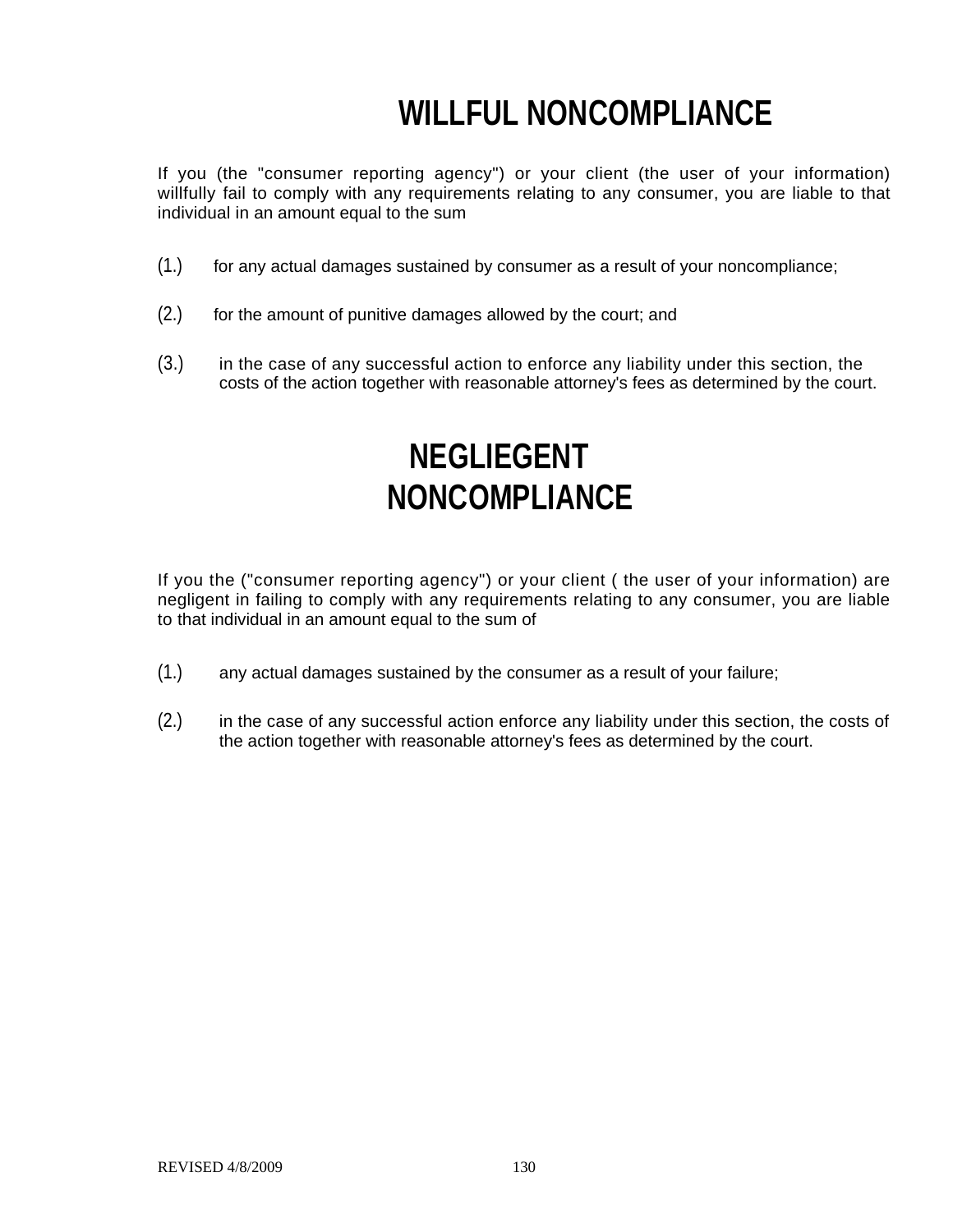# WILLFUL NONCOMPLIANCE

If you (the "consumer reporting agency") or your client (the user of your information) willfully fail to comply with any requirements relating to any consumer, you are liable to that individual in an amount equal to the sum

(1.) for any actual damages sustained by consumer as a result of your noncompliance;

(2.) for the amount of punitive damages allowed by the court; and

(3.) in the case of any successful action to enforce any liability under this section, the costs of the action together with reasonable attorney's fees as determined by the court.

# NEGLIEGENT NONCOMPLIANCE

If you the ("consumer reporting agency") or your client ( the user of your information) are negligent in failing to comply with any requirements relating to any consumer, you are liable to that individual in an amount equal to the sum of

(1.) any actual damages sustained by the consumer as a result of your failure;

(2.) in the case of any successful action enforce any liability under this section, the costs of the action together with reasonable attorney's fees as determined by the court.

REVISED 4/8/2009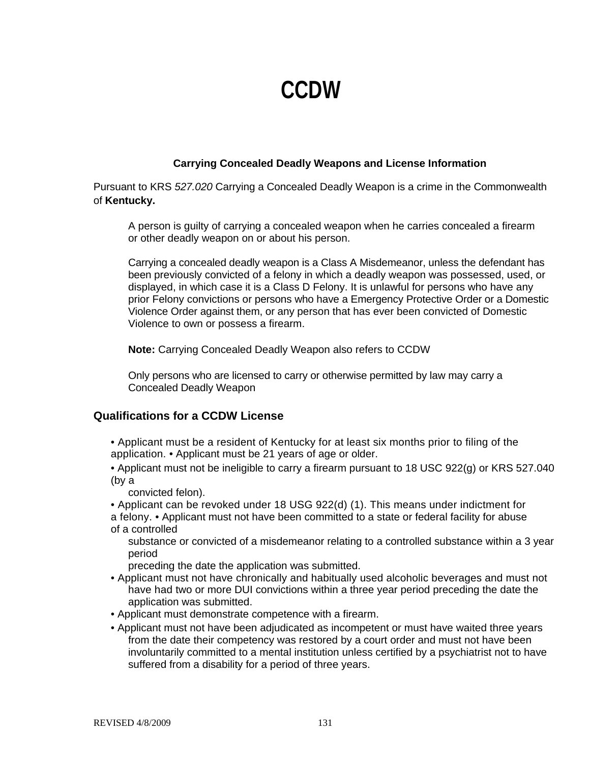# CCDW

**Carrying Concealed Deadly Weapons and License Information**

Pursuant to KRS *527.020* Carrying a Concealed Deadly Weapon is a crime in the Commonwealth of **Kentucky.**

> A person is guilty of carrying a concealed weapon when he carries concealed a firearm or other deadly weapon on or about his person.
>
> Carrying a concealed deadly weapon is a Class A Misdemeanor, unless the defendant has been previously convicted of a felony in which a deadly weapon was possessed, used, or displayed, in which case it is a Class D Felony. It is unlawful for persons who have any prior Felony convictions or persons who have a Emergency Protective Order or a Domestic Violence Order against them, or any person that has ever been convicted of Domestic Violence to own or possess a firearm.
>
> **Note:** Carrying Concealed Deadly Weapon also refers to CCDW
>
> Only persons who are licensed to carry or otherwise permitted by law may carry a Concealed Deadly Weapon

## Qualifications for a CCDW License

- Applicant must be a resident of Kentucky for at least six months prior to filing of the application.
- Applicant must be 21 years of age or older.
- Applicant must not be ineligible to carry a firearm pursuant to 18 USC 922(g) or KRS 527.040 (by a convicted felon).
- Applicant can be revoked under 18 USG 922(d) (1). This means under indictment for a felony.
- Applicant must not have been committed to a state or federal facility for abuse of a controlled substance or convicted of a misdemeanor relating to a controlled substance within a 3 year period preceding the date the application was submitted.
- Applicant must not have chronically and habitually used alcoholic beverages and must not have had two or more DUI convictions within a three year period preceding the date the application was submitted.
- Applicant must demonstrate competence with a firearm.
- Applicant must not have been adjudicated as incompetent or must have waited three years from the date their competency was restored by a court order and must not have been involuntarily committed to a mental institution unless certified by a psychiatrist not to have suffered from a disability for a period of three years.

REVISED 4/8/2009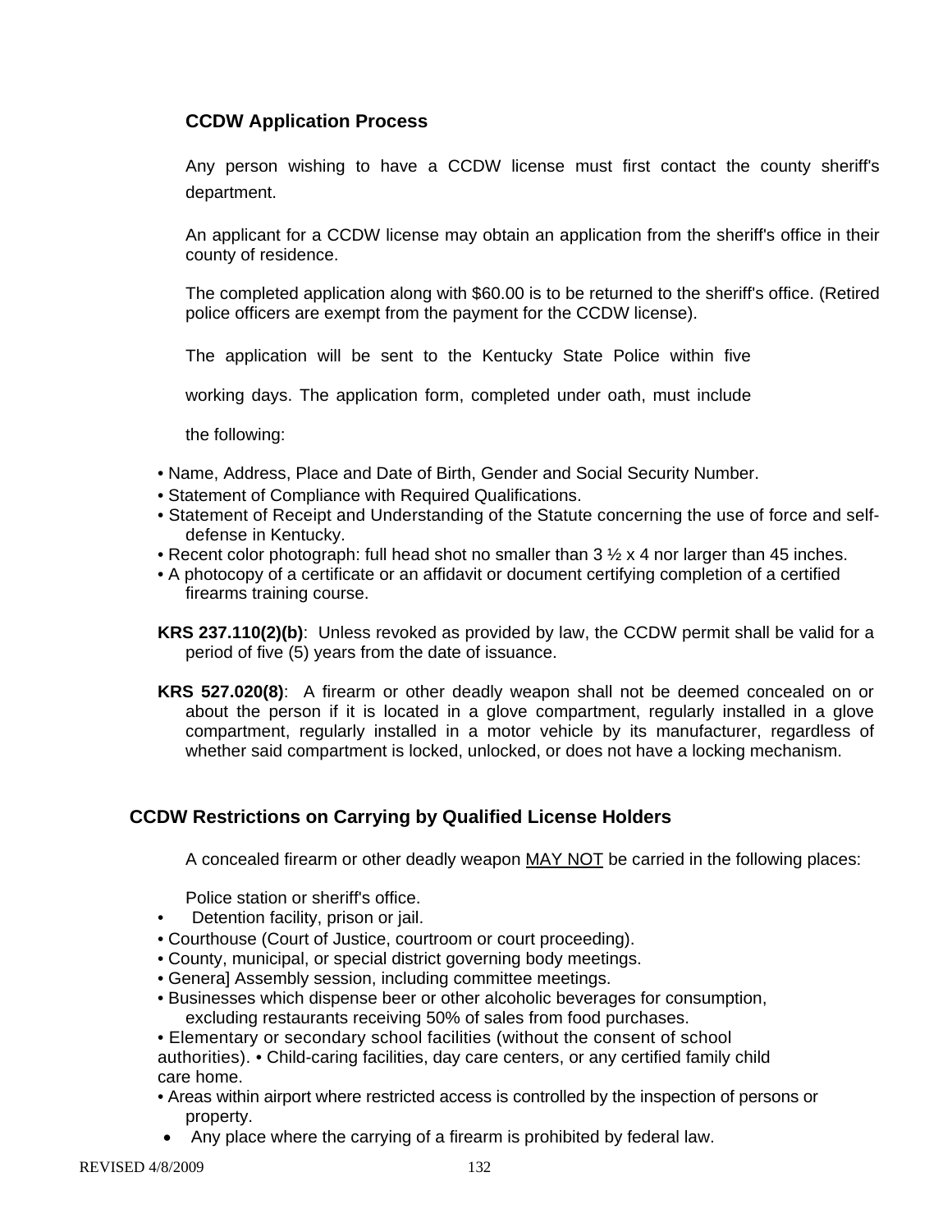### CCDW Application Process

Any person wishing to have a CCDW license must first contact the county sheriff's department.

An applicant for a CCDW license may obtain an application from the sheriff's office in their county of residence.

The completed application along with $60.00 is to be returned to the sheriff's office. (Retired police officers are exempt from the payment for the CCDW license).

The application will be sent to the Kentucky State Police within five working days. The application form, completed under oath, must include the following:

- Name, Address, Place and Date of Birth, Gender and Social Security Number.
- Statement of Compliance with Required Qualifications.
- Statement of Receipt and Understanding of the Statute concerning the use of force and self-defense in Kentucky.
- Recent color photograph: full head shot no smaller than 3 ½ x 4 nor larger than 45 inches.
- A photocopy of a certificate or an affidavit or document certifying completion of a certified firearms training course.

**KRS 237.110(2)(b)**: Unless revoked as provided by law, the CCDW permit shall be valid for a period of five (5) years from the date of issuance.

**KRS 527.020(8)**: A firearm or other deadly weapon shall not be deemed concealed on or about the person if it is located in a glove compartment, regularly installed in a glove compartment, regularly installed in a motor vehicle by its manufacturer, regardless of whether said compartment is locked, unlocked, or does not have a locking mechanism.

### CCDW Restrictions on Carrying by Qualified License Holders

A concealed firearm or other deadly weapon <u>MAY NOT</u> be carried in the following places:

- Police station or sheriff's office.
- Detention facility, prison or jail.
- Courthouse (Court of Justice, courtroom or court proceeding).
- County, municipal, or special district governing body meetings.
- Genera] Assembly session, including committee meetings.
- Businesses which dispense beer or other alcoholic beverages for consumption, excluding restaurants receiving 50% of sales from food purchases.
- Elementary or secondary school facilities (without the consent of school authorities).
- Child-caring facilities, day care centers, or any certified family child care home.
- Areas within airport where restricted access is controlled by the inspection of persons or property.
- Any place where the carrying of a firearm is prohibited by federal law.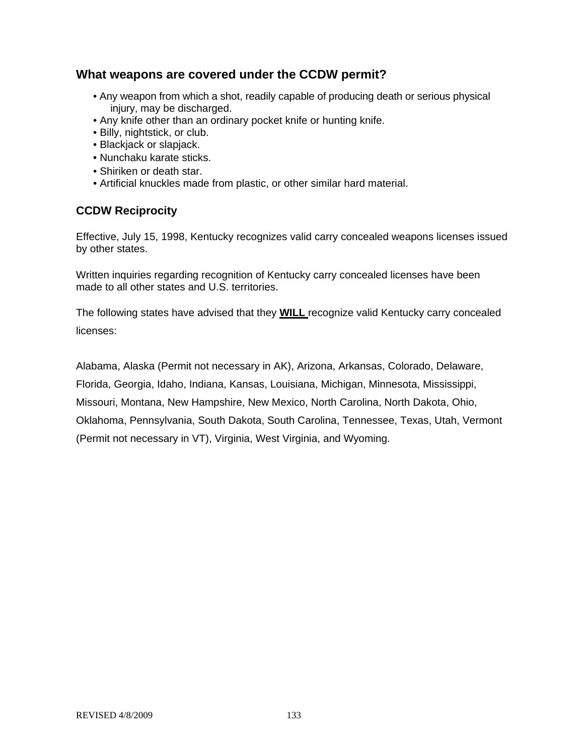## What weapons are covered under the CCDW permit?

- Any weapon from which a shot, readily capable of producing death or serious physical injury, may be discharged.
- Any knife other than an ordinary pocket knife or hunting knife.
- Billy, nightstick, or club.
- Blackjack or slapjack.
- Nunchaku karate sticks.
- Shiriken or death star.
- Artificial knuckles made from plastic, or other similar hard material.

### CCDW Reciprocity

Effective, July 15, 1998, Kentucky recognizes valid carry concealed weapons licenses issued by other states.

Written inquiries regarding recognition of Kentucky carry concealed licenses have been made to all other states and U.S. territories.

The following states have advised that they **WILL** recognize valid Kentucky carry concealed licenses:

Alabama, Alaska (Permit not necessary in AK), Arizona, Arkansas, Colorado, Delaware, Florida, Georgia, Idaho, Indiana, Kansas, Louisiana, Michigan, Minnesota, Mississippi, Missouri, Montana, New Hampshire, New Mexico, North Carolina, North Dakota, Ohio, Oklahoma, Pennsylvania, South Dakota, South Carolina, Tennessee, Texas, Utah, Vermont (Permit not necessary in VT), Virginia, West Virginia, and Wyoming.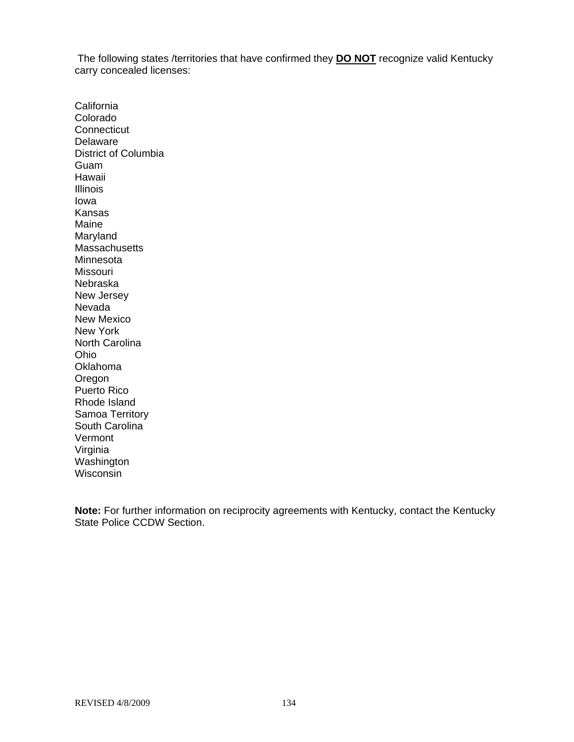The following states /territories that have confirmed they **DO NOT** recognize valid Kentucky carry concealed licenses:

California
Colorado
Connecticut
Delaware
District of Columbia
Guam
Hawaii
Illinois
Iowa
Kansas
Maine
Maryland
Massachusetts
Minnesota
Missouri
Nebraska
New Jersey
Nevada
New Mexico
New York
North Carolina
Ohio
Oklahoma
Oregon
Puerto Rico
Rhode Island
Samoa Territory
South Carolina
Vermont
Virginia
Washington
Wisconsin

**Note:** For further information on reciprocity agreements with Kentucky, contact the Kentucky State Police CCDW Section.

REVISED 4/8/2009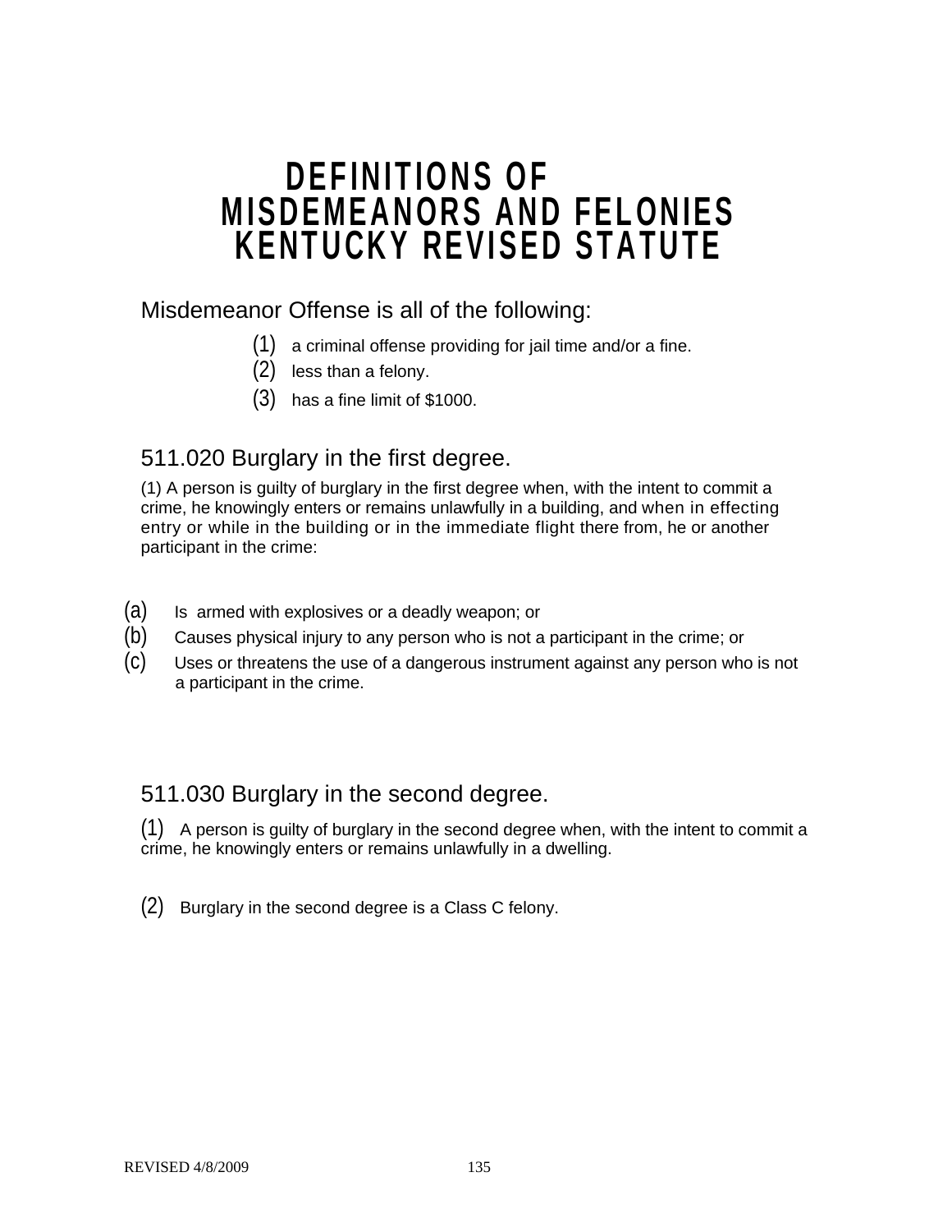# DEFINITIONS OF MISDEMEANORS AND FELONIES KENTUCKY REVISED STATUTE

Misdemeanor Offense is all of the following:

(1) a criminal offense providing for jail time and/or a fine.
(2) less than a felony.
(3) has a fine limit of $1000.

## 511.020 Burglary in the first degree.

(1) A person is guilty of burglary in the first degree when, with the intent to commit a crime, he knowingly enters or remains unlawfully in a building, and when in effecting entry or while in the building or in the immediate flight there from, he or another participant in the crime:

(a) Is armed with explosives or a deadly weapon; or
(b) Causes physical injury to any person who is not a participant in the crime; or
(c) Uses or threatens the use of a dangerous instrument against any person who is not a participant in the crime.

## 511.030 Burglary in the second degree.

(1) A person is guilty of burglary in the second degree when, with the intent to commit a crime, he knowingly enters or remains unlawfully in a dwelling.

(2) Burglary in the second degree is a Class C felony.

REVISED 4/8/2009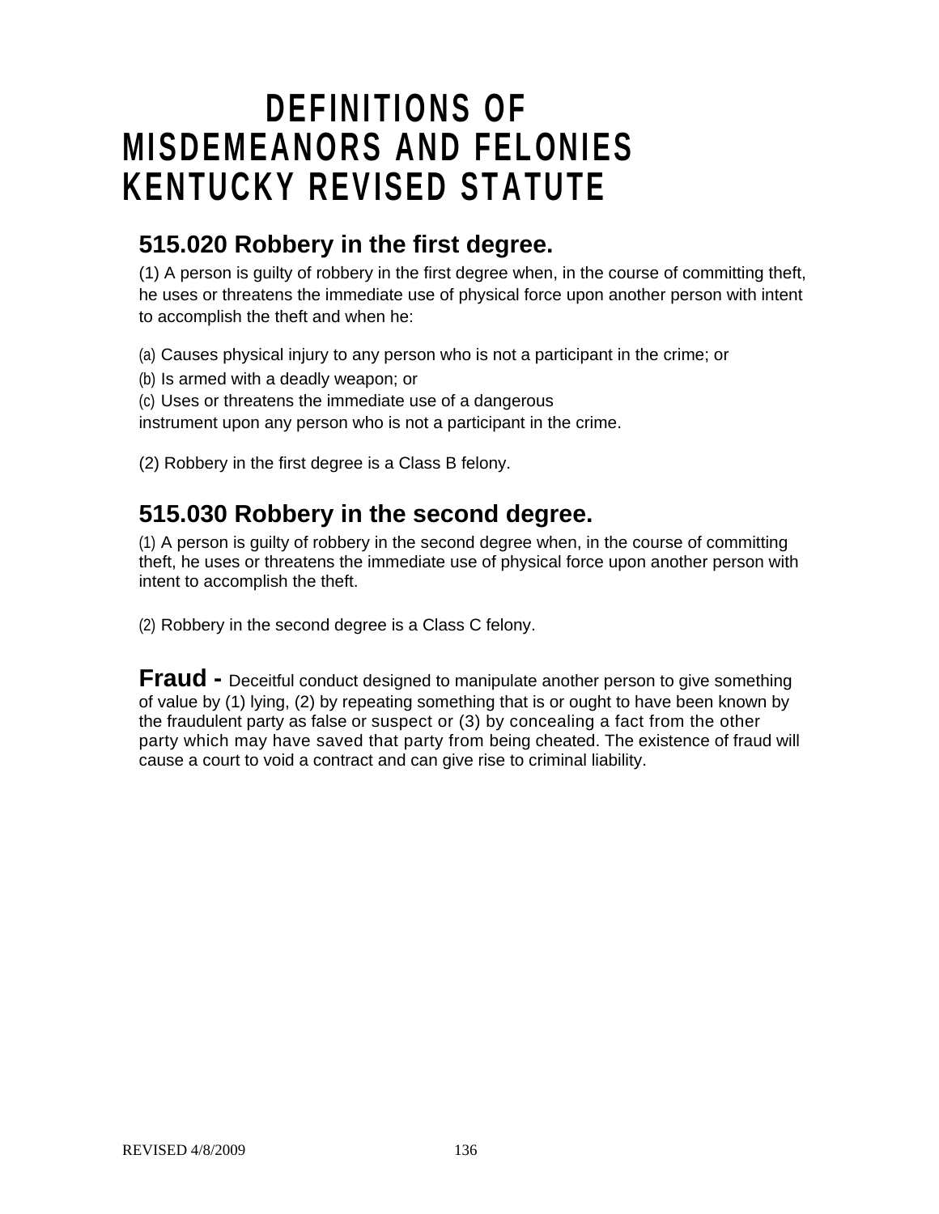# DEFINITIONS OF MISDEMEANORS AND FELONIES KENTUCKY REVISED STATUTE

## 515.020 Robbery in the first degree.

(1) A person is guilty of robbery in the first degree when, in the course of committing theft, he uses or threatens the immediate use of physical force upon another person with intent to accomplish the theft and when he:

(a) Causes physical injury to any person who is not a participant in the crime; or
(b) Is armed with a deadly weapon; or
(c) Uses or threatens the immediate use of a dangerous instrument upon any person who is not a participant in the crime.

(2) Robbery in the first degree is a Class B felony.

## 515.030 Robbery in the second degree.

(1) A person is guilty of robbery in the second degree when, in the course of committing theft, he uses or threatens the immediate use of physical force upon another person with intent to accomplish the theft.

(2) Robbery in the second degree is a Class C felony.

**Fraud -** Deceitful conduct designed to manipulate another person to give something of value by (1) lying, (2) by repeating something that is or ought to have been known by the fraudulent party as false or suspect or (3) by concealing a fact from the other party which may have saved that party from being cheated. The existence of fraud will cause a court to void a contract and can give rise to criminal liability.

REVISED 4/8/2009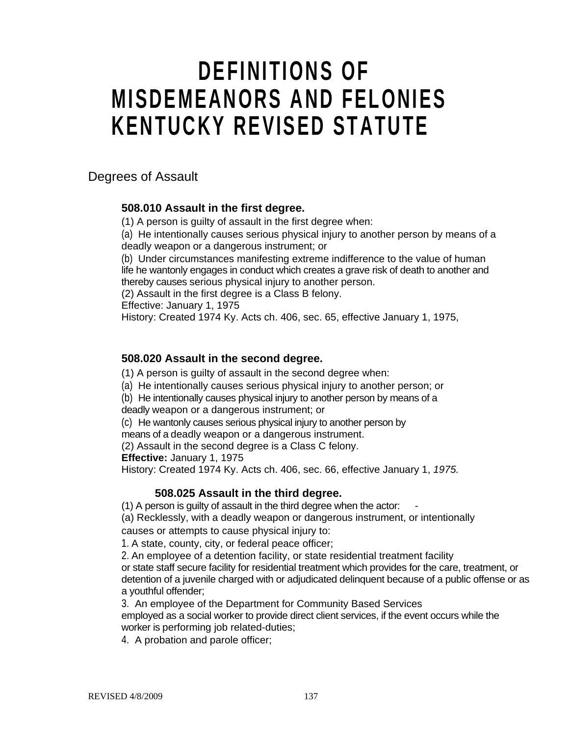# DEFINITIONS OF MISDEMEANORS AND FELONIES KENTUCKY REVISED STATUTE

## Degrees of Assault

### 508.010 Assault in the first degree.

(1) A person is guilty of assault in the first degree when:

(a) He intentionally causes serious physical injury to another person by means of a deadly weapon or a dangerous instrument; or

(b) Under circumstances manifesting extreme indifference to the value of human life he wantonly engages in conduct which creates a grave risk of death to another and thereby causes serious physical injury to another person.

(2) Assault in the first degree is a Class B felony.

Effective: January 1, 1975

History: Created 1974 Ky. Acts ch. 406, sec. 65, effective January 1, 1975,

### 508.020 Assault in the second degree.

(1) A person is guilty of assault in the second degree when:

(a) He intentionally causes serious physical injury to another person; or

(b) He intentionally causes physical injury to another person by means of a deadly weapon or a dangerous instrument; or

(c) He wantonly causes serious physical injury to another person by means of a deadly weapon or a dangerous instrument.

(2) Assault in the second degree is a Class C felony.

**Effective:** January 1, 1975

History: Created 1974 Ky. Acts ch. 406, sec. 66, effective January 1, *1975.*

### 508.025 Assault in the third degree.

(1) A person is guilty of assault in the third degree when the actor: -

(a) Recklessly, with a deadly weapon or dangerous instrument, or intentionally causes or attempts to cause physical injury to:

1. A state, county, city, or federal peace officer;

2. An employee of a detention facility, or state residential treatment facility or state staff secure facility for residential treatment which provides for the care, treatment, or detention of a juvenile charged with or adjudicated delinquent because of a public offense or as a youthful offender;

3. An employee of the Department for Community Based Services employed as a social worker to provide direct client services, if the event occurs while the worker is performing job related-duties;

4. A probation and parole officer;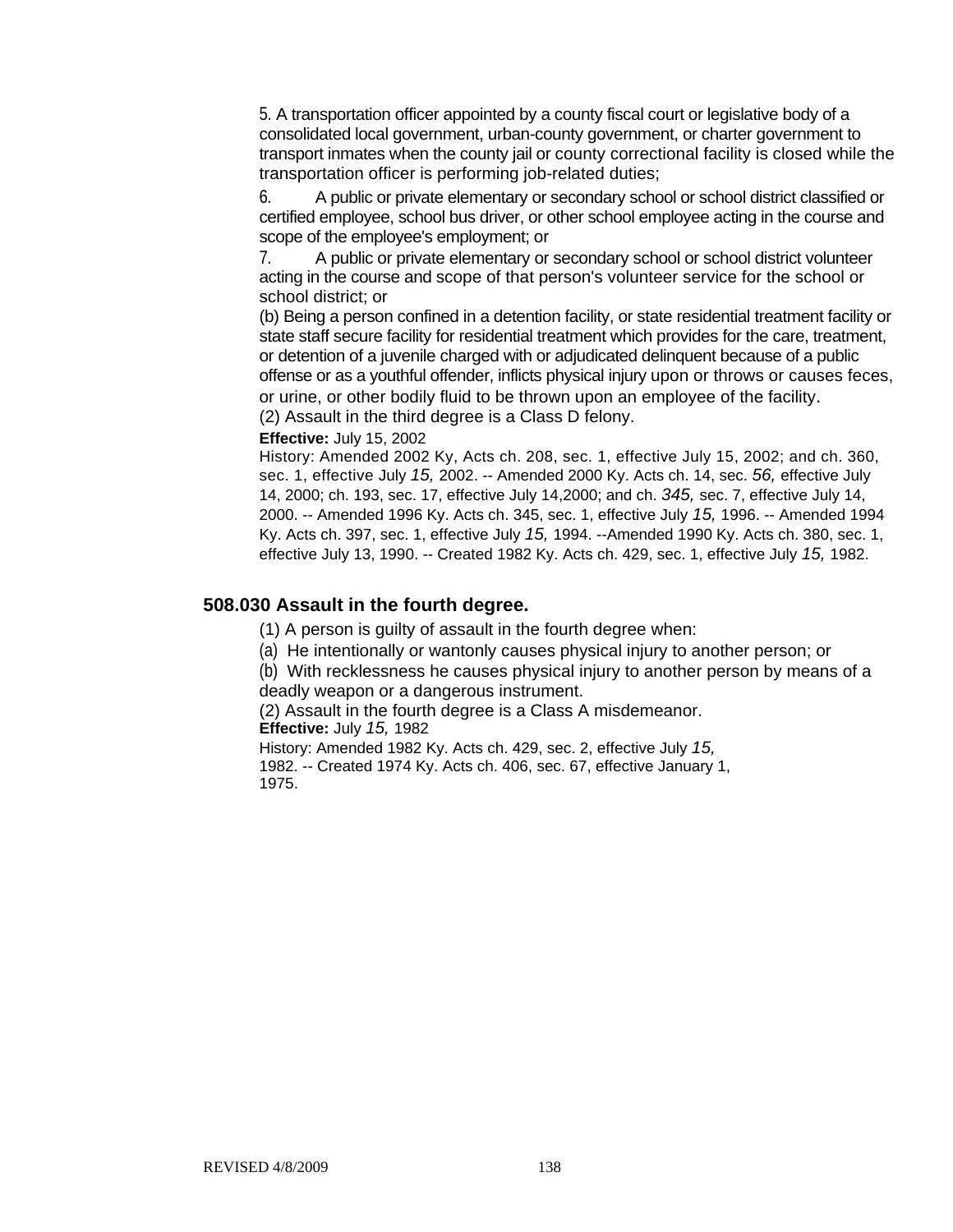5. A transportation officer appointed by a county fiscal court or legislative body of a consolidated local government, urban-county government, or charter government to transport inmates when the county jail or county correctional facility is closed while the transportation officer is performing job-related duties;

6. A public or private elementary or secondary school or school district classified or certified employee, school bus driver, or other school employee acting in the course and scope of the employee's employment; or

7. A public or private elementary or secondary school or school district volunteer acting in the course and scope of that person's volunteer service for the school or school district; or

(b) Being a person confined in a detention facility, or state residential treatment facility or state staff secure facility for residential treatment which provides for the care, treatment, or detention of a juvenile charged with or adjudicated delinquent because of a public offense or as a youthful offender, inflicts physical injury upon or throws or causes feces, or urine, or other bodily fluid to be thrown upon an employee of the facility.

(2) Assault in the third degree is a Class D felony.

**Effective:** July 15, 2002

History: Amended 2002 Ky, Acts ch. 208, sec. 1, effective July 15, 2002; and ch. 360, sec. 1, effective July *15,* 2002. -- Amended 2000 Ky. Acts ch. 14, sec. *56,* effective July 14, 2000; ch. 193, sec. 17, effective July 14,2000; and ch. *345,* sec. 7, effective July 14, 2000. -- Amended 1996 Ky. Acts ch. 345, sec. 1, effective July *15,* 1996. -- Amended 1994 Ky. Acts ch. 397, sec. 1, effective July *15,* 1994. --Amended 1990 Ky. Acts ch. 380, sec. 1, effective July 13, 1990. -- Created 1982 Ky. Acts ch. 429, sec. 1, effective July *15,* 1982.

## 508.030 Assault in the fourth degree.

(1) A person is guilty of assault in the fourth degree when:

(a) He intentionally or wantonly causes physical injury to another person; or

(b) With recklessness he causes physical injury to another person by means of a deadly weapon or a dangerous instrument.

(2) Assault in the fourth degree is a Class A misdemeanor.

**Effective:** July *15,* 1982

History: Amended 1982 Ky. Acts ch. 429, sec. 2, effective July *15,* 1982. -- Created 1974 Ky. Acts ch. 406, sec. 67, effective January 1, 1975.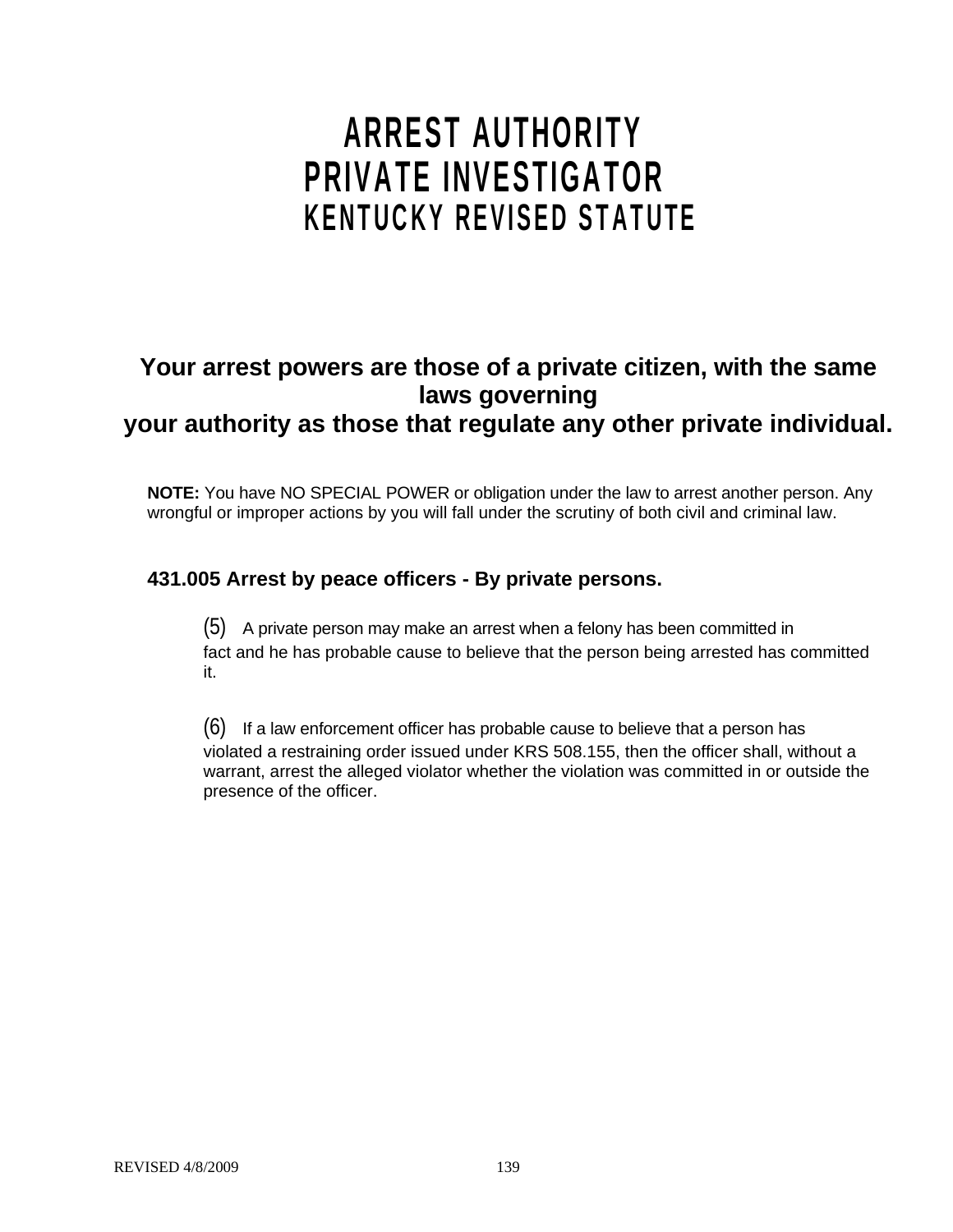# ARREST AUTHORITY
# PRIVATE INVESTIGATOR
## KENTUCKY REVISED STATUTE

**Your arrest powers are those of a private citizen, with the same laws governing your authority as those that regulate any other private individual.**

**NOTE:** You have NO SPECIAL POWER or obligation under the law to arrest another person. Any wrongful or improper actions by you will fall under the scrutiny of both civil and criminal law.

### 431.005 Arrest by peace officers - By private persons.

(5) A private person may make an arrest when a felony has been committed in fact and he has probable cause to believe that the person being arrested has committed it.

(6) If a law enforcement officer has probable cause to believe that a person has violated a restraining order issued under KRS 508.155, then the officer shall, without a warrant, arrest the alleged violator whether the violation was committed in or outside the presence of the officer.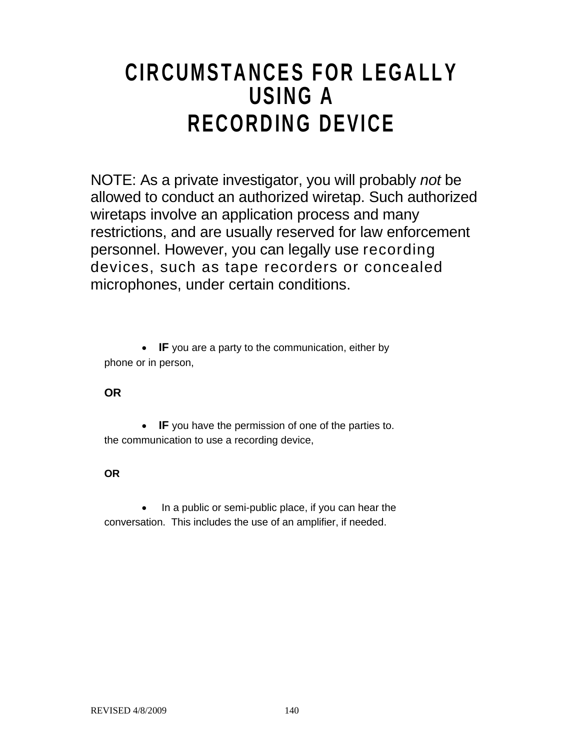# CIRCUMSTANCES FOR LEGALLY USING A RECORDING DEVICE

NOTE: As a private investigator, you will probably *not* be allowed to conduct an authorized wiretap. Such authorized wiretaps involve an application process and many restrictions, and are usually reserved for law enforcement personnel. However, you can legally use recording devices, such as tape recorders or concealed microphones, under certain conditions.

- **IF** you are a party to the communication, either by phone or in person,

**OR**

- **IF** you have the permission of one of the parties to. the communication to use a recording device,

**OR**

- In a public or semi-public place, if you can hear the conversation. This includes the use of an amplifier, if needed.

REVISED 4/8/2009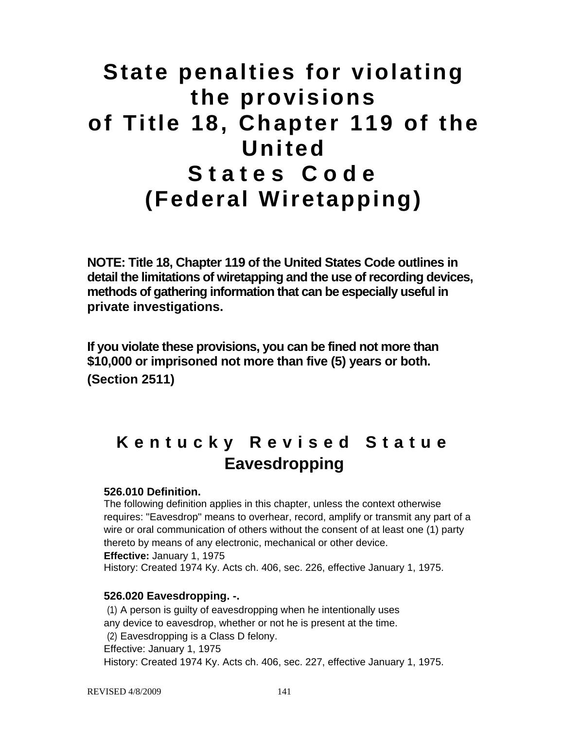# State penalties for violating the provisions of Title 18, Chapter 119 of the United States Code (Federal Wiretapping)

**NOTE: Title 18, Chapter 119 of the United States Code outlines in detail the limitations of wiretapping and the use of recording devices, methods of gathering information that can be especially useful in private investigations.**

**If you violate these provisions, you can be fined not more than $10,000 or imprisoned not more than five (5) years or both. (Section 2511)**

## Kentucky Revised Statue Eavesdropping

**526.010 Definition.**

The following definition applies in this chapter, unless the context otherwise requires: "Eavesdrop" means to overhear, record, amplify or transmit any part of a wire or oral communication of others without the consent of at least one (1) party thereto by means of any electronic, mechanical or other device.

**Effective:** January 1, 1975

History: Created 1974 Ky. Acts ch. 406, sec. 226, effective January 1, 1975.

**526.020 Eavesdropping. -.**

(1) A person is guilty of eavesdropping when he intentionally uses any device to eavesdrop, whether or not he is present at the time.

(2) Eavesdropping is a Class D felony.

Effective: January 1, 1975

History: Created 1974 Ky. Acts ch. 406, sec. 227, effective January 1, 1975.

REVISED 4/8/2009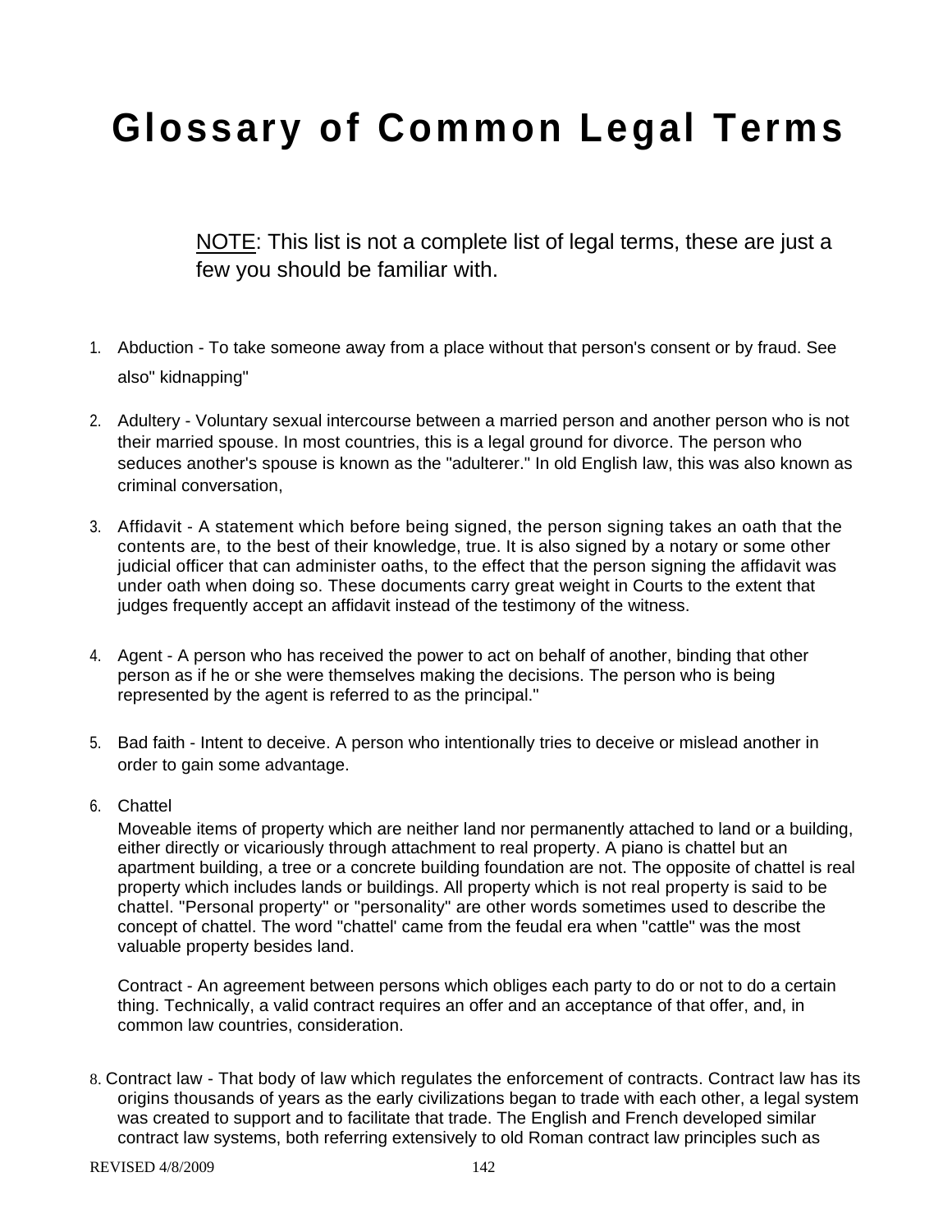# Glossary of Common Legal Terms

<u>NOTE</u>: This list is not a complete list of legal terms, these are just a few you should be familiar with.

1. Abduction - To take someone away from a place without that person's consent or by fraud. See also" kidnapping"

2. Adultery - Voluntary sexual intercourse between a married person and another person who is not their married spouse. In most countries, this is a legal ground for divorce. The person who seduces another's spouse is known as the "adulterer." In old English law, this was also known as criminal conversation,

3. Affidavit - A statement which before being signed, the person signing takes an oath that the contents are, to the best of their knowledge, true. It is also signed by a notary or some other judicial officer that can administer oaths, to the effect that the person signing the affidavit was under oath when doing so. These documents carry great weight in Courts to the extent that judges frequently accept an affidavit instead of the testimony of the witness.

4. Agent - A person who has received the power to act on behalf of another, binding that other person as if he or she were themselves making the decisions. The person who is being represented by the agent is referred to as the principal."

5. Bad faith - Intent to deceive. A person who intentionally tries to deceive or mislead another in order to gain some advantage.

6. Chattel

   Moveable items of property which are neither land nor permanently attached to land or a building, either directly or vicariously through attachment to real property. A piano is chattel but an apartment building, a tree or a concrete building foundation are not. The opposite of chattel is real property which includes lands or buildings. All property which is not real property is said to be chattel. "Personal property" or "personality" are other words sometimes used to describe the concept of chattel. The word "chattel' came from the feudal era when "cattle" was the most valuable property besides land.

   Contract - An agreement between persons which obliges each party to do or not to do a certain thing. Technically, a valid contract requires an offer and an acceptance of that offer, and, in common law countries, consideration.

8. Contract law - That body of law which regulates the enforcement of contracts. Contract law has its origins thousands of years as the early civilizations began to trade with each other, a legal system was created to support and to facilitate that trade. The English and French developed similar contract law systems, both referring extensively to old Roman contract law principles such as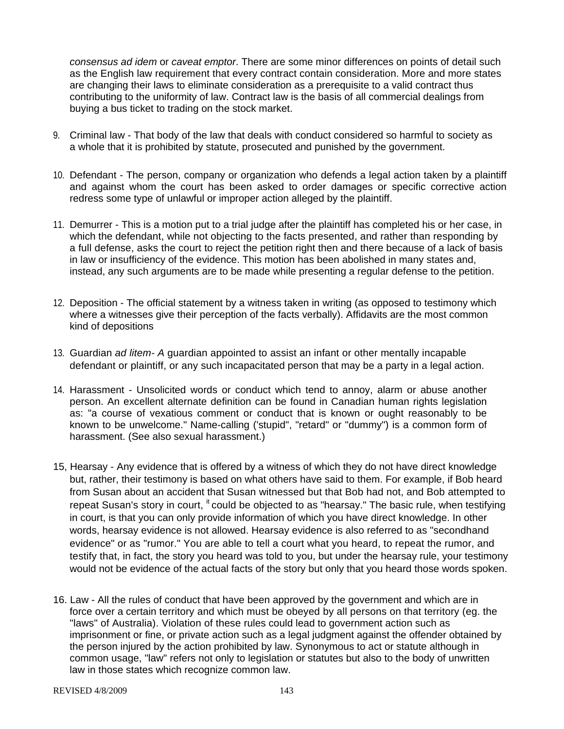*consensus ad idem* or *caveat emptor*. There are some minor differences on points of detail such as the English law requirement that every contract contain consideration. More and more states are changing their laws to eliminate consideration as a prerequisite to a valid contract thus contributing to the uniformity of law. Contract law is the basis of all commercial dealings from buying a bus ticket to trading on the stock market.

9. Criminal law - That body of the law that deals with conduct considered so harmful to society as a whole that it is prohibited by statute, prosecuted and punished by the government.

10. Defendant - The person, company or organization who defends a legal action taken by a plaintiff and against whom the court has been asked to order damages or specific corrective action redress some type of unlawful or improper action alleged by the plaintiff.

11. Demurrer - This is a motion put to a trial judge after the plaintiff has completed his or her case, in which the defendant, while not objecting to the facts presented, and rather than responding by a full defense, asks the court to reject the petition right then and there because of a lack of basis in law or insufficiency of the evidence. This motion has been abolished in many states and, instead, any such arguments are to be made while presenting a regular defense to the petition.

12. Deposition - The official statement by a witness taken in writing (as opposed to testimony which where a witnesses give their perception of the facts verbally). Affidavits are the most common kind of depositions

13. Guardian *ad litem- A* guardian appointed to assist an infant or other mentally incapable defendant or plaintiff, or any such incapacitated person that may be a party in a legal action.

14. Harassment - Unsolicited words or conduct which tend to annoy, alarm or abuse another person. An excellent alternate definition can be found in Canadian human rights legislation as: "a course of vexatious comment or conduct that is known or ought reasonably to be known to be unwelcome." Name-calling ('stupid", "retard" or "dummy") is a common form of harassment. (See also sexual harassment.)

15, Hearsay - Any evidence that is offered by a witness of which they do not have direct knowledge but, rather, their testimony is based on what others have said to them. For example, if Bob heard from Susan about an accident that Susan witnessed but that Bob had not, and Bob attempted to repeat Susan's story in court, it could be objected to as "hearsay." The basic rule, when testifying in court, is that you can only provide information of which you have direct knowledge. In other words, hearsay evidence is not allowed. Hearsay evidence is also referred to as "secondhand evidence" or as "rumor." You are able to tell a court what you heard, to repeat the rumor, and testify that, in fact, the story you heard was told to you, but under the hearsay rule, your testimony would not be evidence of the actual facts of the story but only that you heard those words spoken.

16. Law - All the rules of conduct that have been approved by the government and which are in force over a certain territory and which must be obeyed by all persons on that territory (eg. the "laws" of Australia). Violation of these rules could lead to government action such as imprisonment or fine, or private action such as a legal judgment against the offender obtained by the person injured by the action prohibited by law. Synonymous to act or statute although in common usage, "law" refers not only to legislation or statutes but also to the body of unwritten law in those states which recognize common law.

REVISED 4/8/2009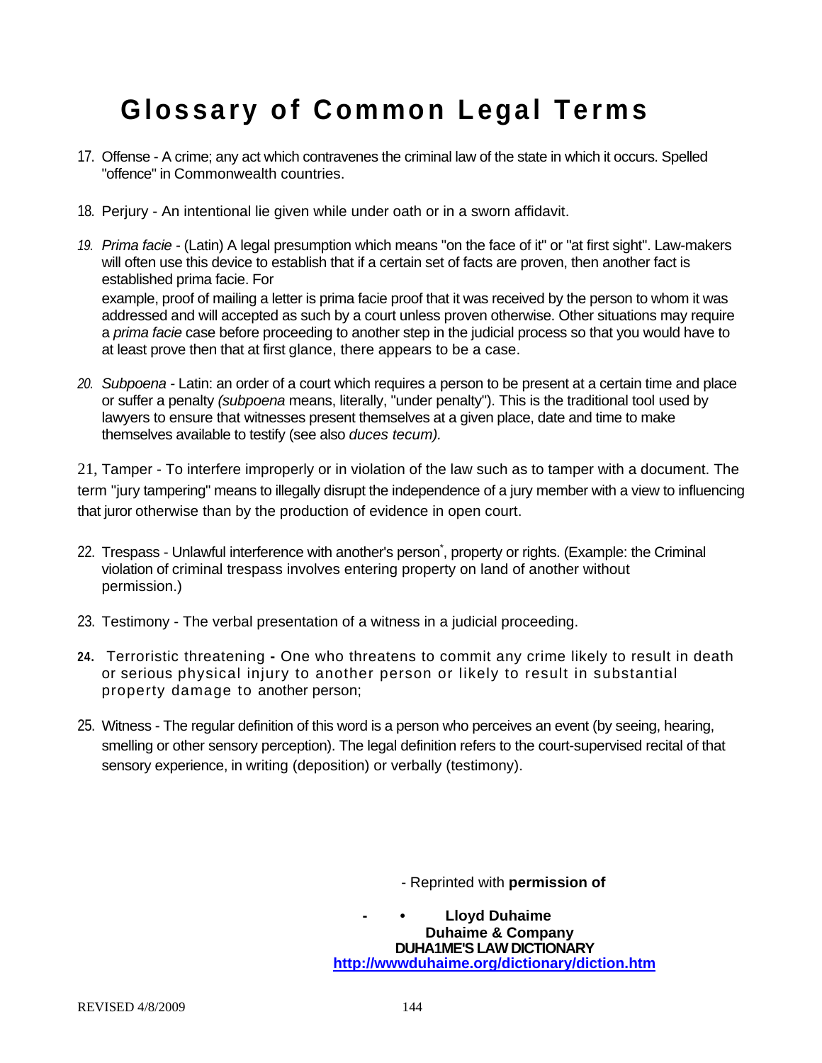# Glossary of Common Legal Terms

17. Offense - A crime; any act which contravenes the criminal law of the state in which it occurs. Spelled "offence" in Commonwealth countries.

18. Perjury - An intentional lie given while under oath or in a sworn affidavit.

19. *Prima facie* - (Latin) A legal presumption which means "on the face of it" or "at first sight". Law-makers will often use this device to establish that if a certain set of facts are proven, then another fact is established prima facie. For
    example, proof of mailing a letter is prima facie proof that it was received by the person to whom it was addressed and will accepted as such by a court unless proven otherwise. Other situations may require a *prima facie* case before proceeding to another step in the judicial process so that you would have to at least prove then that at first glance, there appears to be a case.

20. *Subpoena* - Latin: an order of a court which requires a person to be present at a certain time and place or suffer a penalty *(subpoena* means, literally, "under penalty"). This is the traditional tool used by lawyers to ensure that witnesses present themselves at a given place, date and time to make themselves available to testify (see also *duces tecum).*

21, Tamper - To interfere improperly or in violation of the law such as to tamper with a document. The term "jury tampering" means to illegally disrupt the independence of a jury member with a view to influencing that juror otherwise than by the production of evidence in open court.

22. Trespass - Unlawful interference with another's person*, property or rights. (Example: the Criminal violation of criminal trespass involves entering property on land of another without permission.)

23. Testimony - The verbal presentation of a witness in a judicial proceeding.

24. Terroristic threatening **-** One who threatens to commit any crime likely to result in death or serious physical injury to another person or likely to result in substantial property damage to another person;

25. Witness - The regular definition of this word is a person who perceives an event (by seeing, hearing, smelling or other sensory perception). The legal definition refers to the court-supervised recital of that sensory experience, in writing (deposition) or verbally (testimony).

- Reprinted with **permission of**

- • **Lloyd Duhaime**
**Duhaime & Company**
**DUHA1ME'S LAW DICTIONARY**
**http://wwwduhaime.org/dictionary/diction.htm**

REVISED 4/8/2009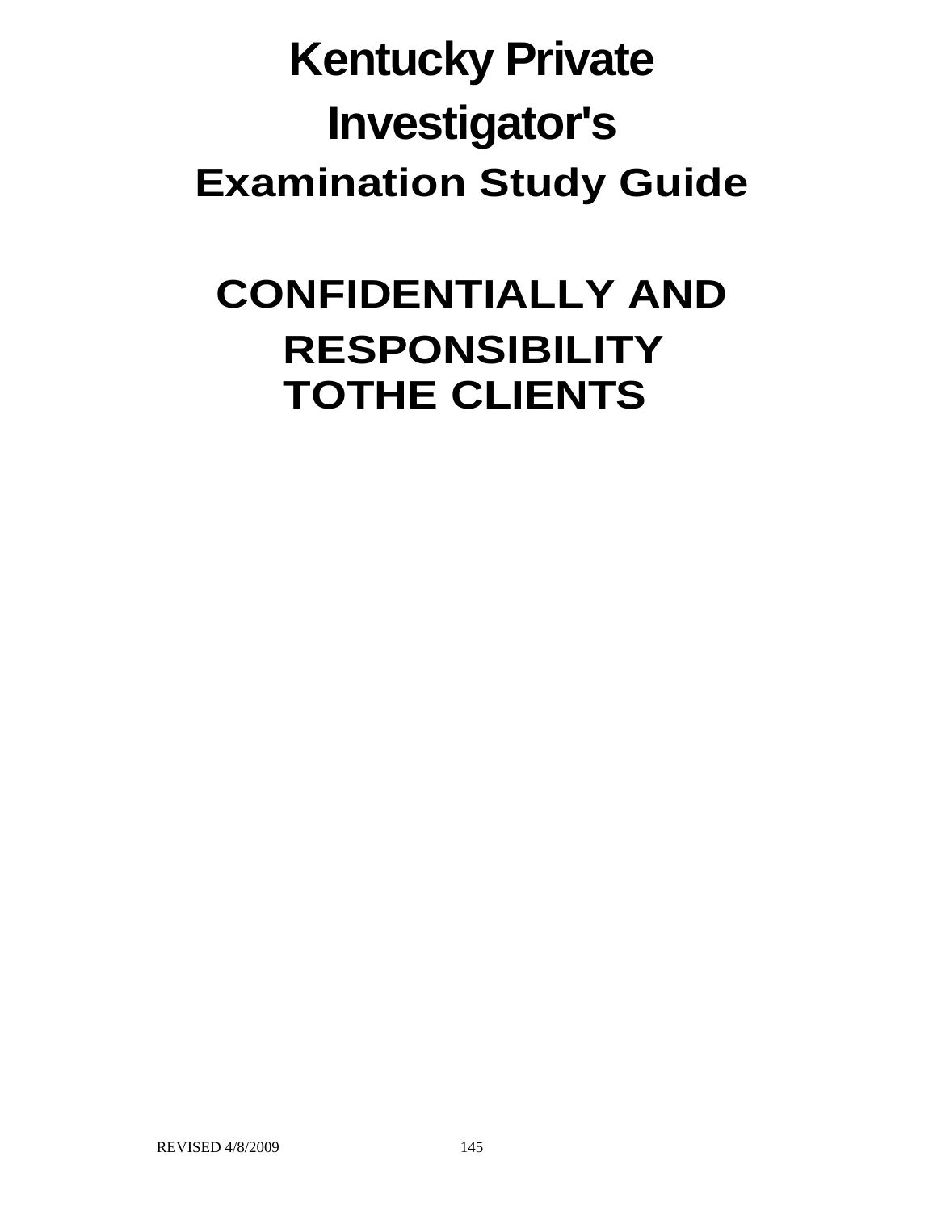# Kentucky Private Investigator's

## Examination Study Guide

# CONFIDENTIALLY AND RESPONSIBILITY TOTHE CLIENTS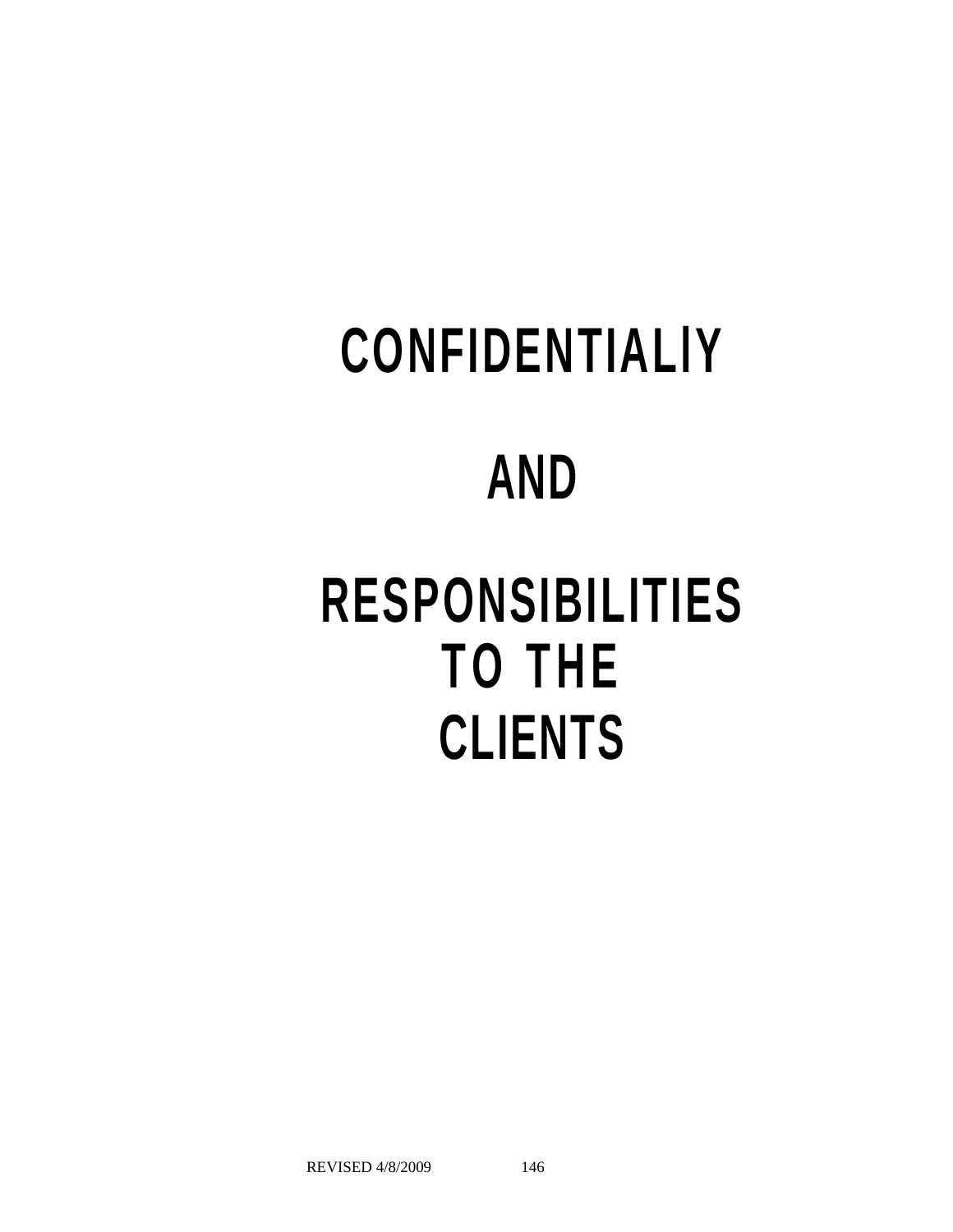# CONFIDENTIALlY

# AND

# RESPONSIBILITIES TO THE CLIENTS

REVISED 4/8/2009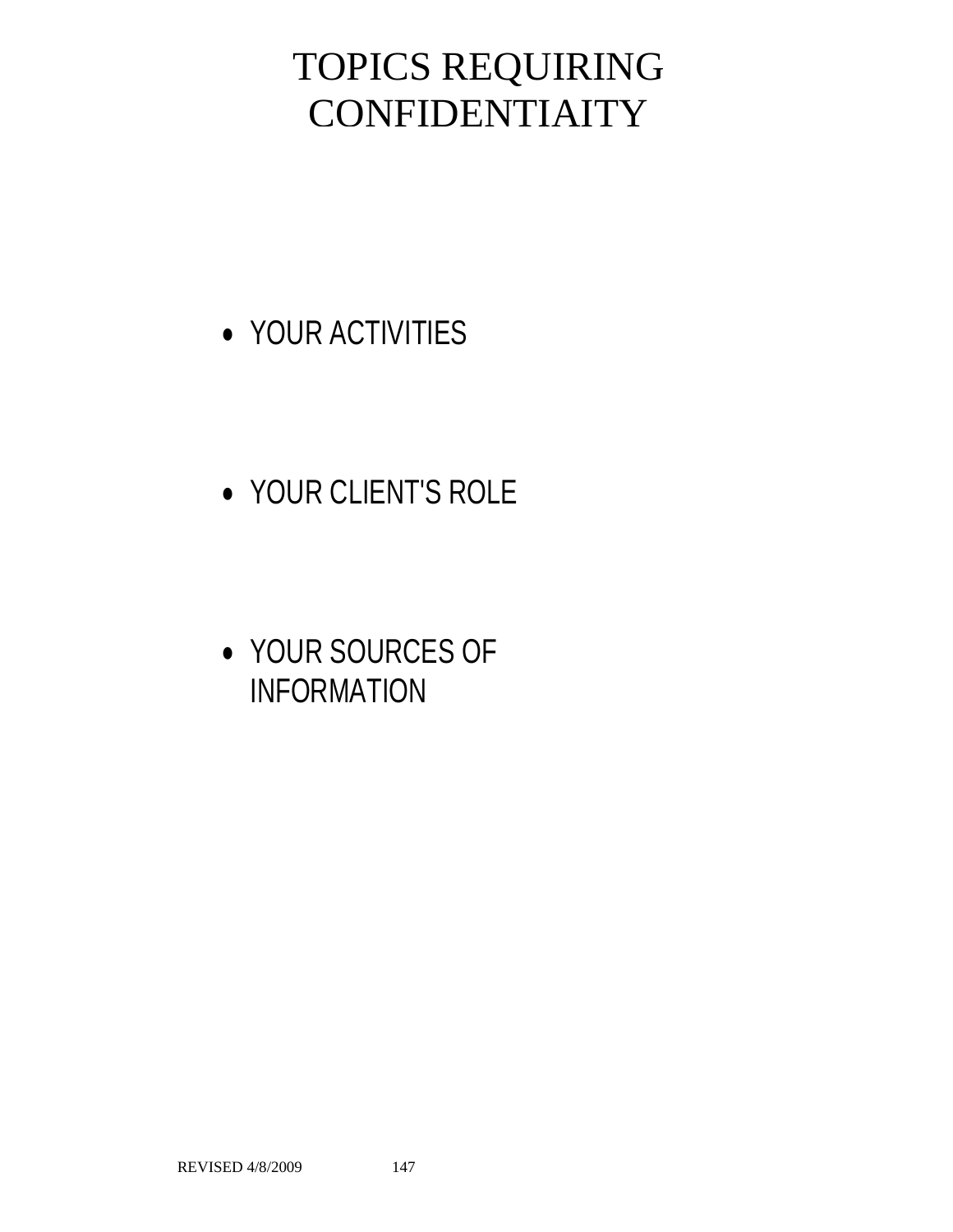# TOPICS REQUIRING CONFIDENTIAITY

- YOUR ACTIVITIES
- YOUR CLIENT'S ROLE
- YOUR SOURCES OF INFORMATION

REVISED 4/8/2009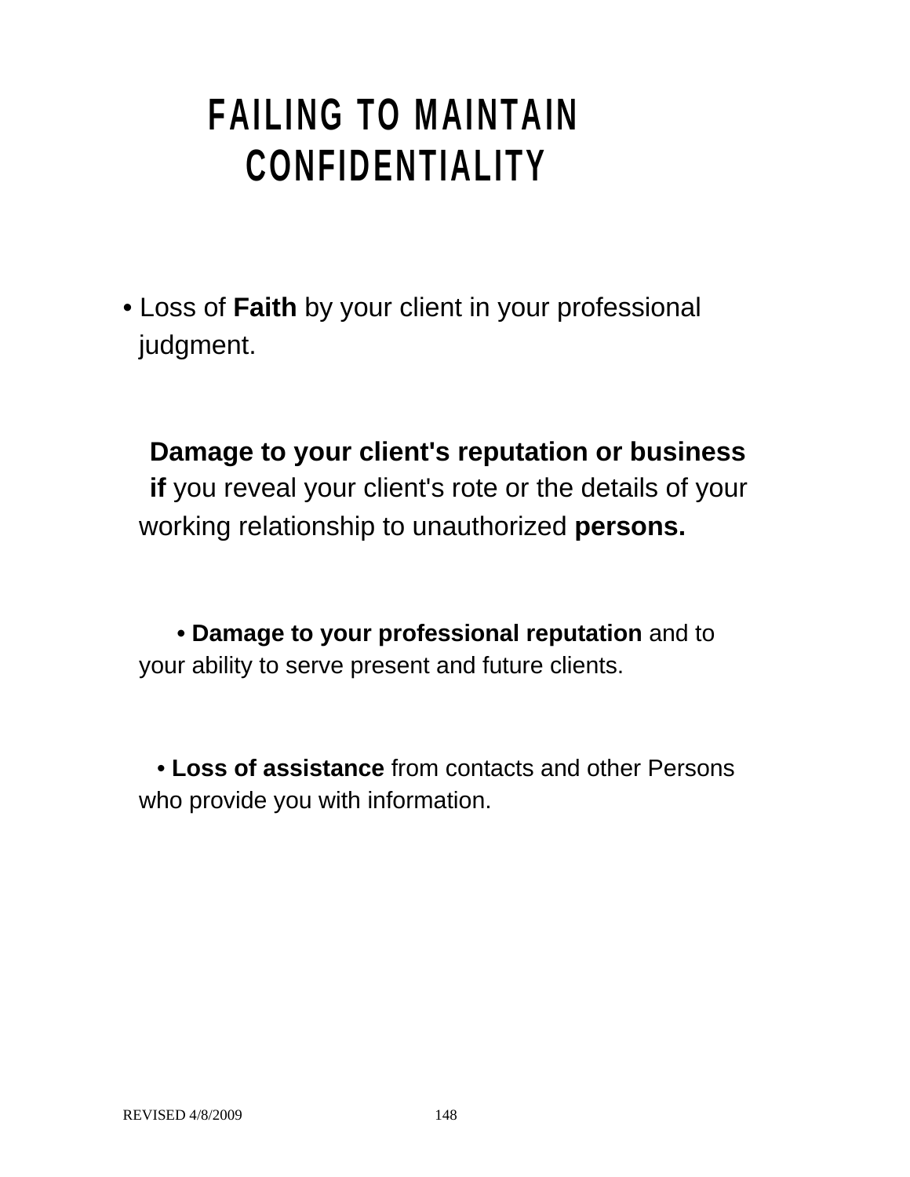# FAILING TO MAINTAIN CONFIDENTIALITY

- Loss of **Faith** by your client in your professional judgment.

**Damage to your client's reputation or business if** you reveal your client's rote or the details of your working relationship to unauthorized **persons.**

- **Damage to your professional reputation** and to your ability to serve present and future clients.

- **Loss of assistance** from contacts and other Persons who provide you with information.

REVISED 4/8/2009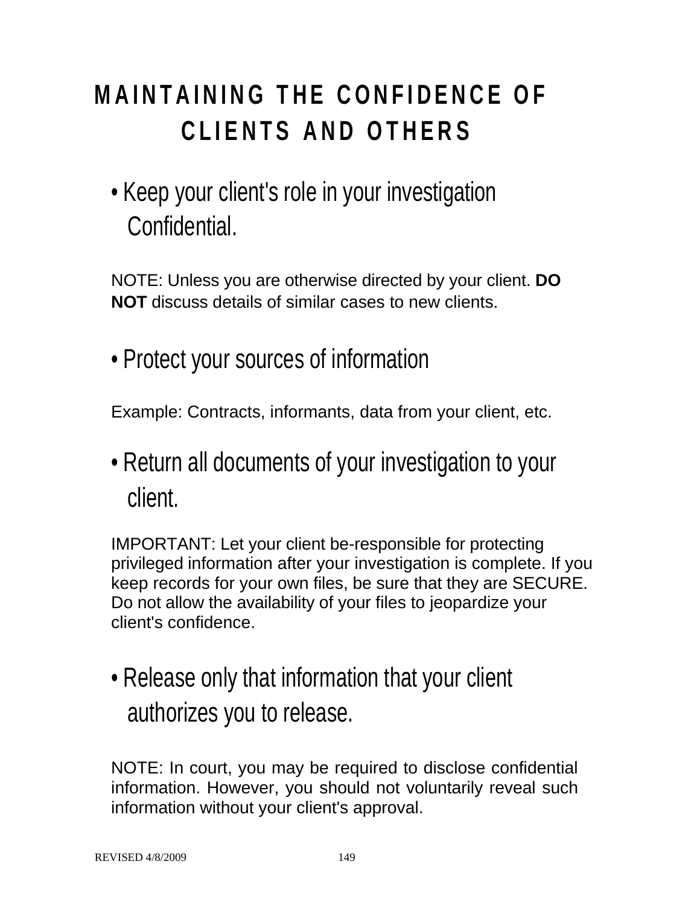# MAINTAINING THE CONFIDENCE OF CLIENTS AND OTHERS

- Keep your client's role in your investigation Confidential.

NOTE: Unless you are otherwise directed by your client. **DO NOT** discuss details of similar cases to new clients.

- Protect your sources of information

Example: Contracts, informants, data from your client, etc.

- Return all documents of your investigation to your client.

IMPORTANT: Let your client be-responsible for protecting privileged information after your investigation is complete. If you keep records for your own files, be sure that they are SECURE. Do not allow the availability of your files to jeopardize your client's confidence.

- Release only that information that your client authorizes you to release.

NOTE: In court, you may be required to disclose confidential information. However, you should not voluntarily reveal such information without your client's approval.

REVISED 4/8/2009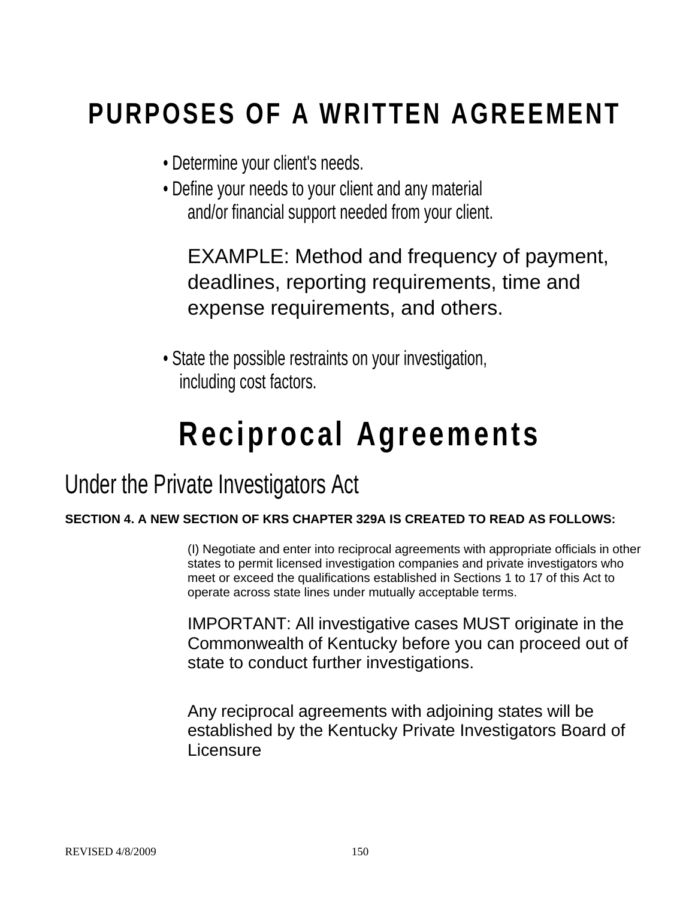# PURPOSES OF A WRITTEN AGREEMENT

- Determine your client's needs.
- Define your needs to your client and any material and/or financial support needed from your client.

  EXAMPLE: Method and frequency of payment, deadlines, reporting requirements, time and expense requirements, and others.

- State the possible restraints on your investigation, including cost factors.

# Reciprocal Agreements

## Under the Private Investigators Act

**SECTION 4. A NEW SECTION OF KRS CHAPTER 329A IS CREATED TO READ AS FOLLOWS:**

(l) Negotiate and enter into reciprocal agreements with appropriate officials in other states to permit licensed investigation companies and private investigators who meet or exceed the qualifications established in Sections 1 to 17 of this Act to operate across state lines under mutually acceptable terms.

IMPORTANT: All investigative cases MUST originate in the Commonwealth of Kentucky before you can proceed out of state to conduct further investigations.

Any reciprocal agreements with adjoining states will be established by the Kentucky Private Investigators Board of Licensure

REVISED 4/8/2009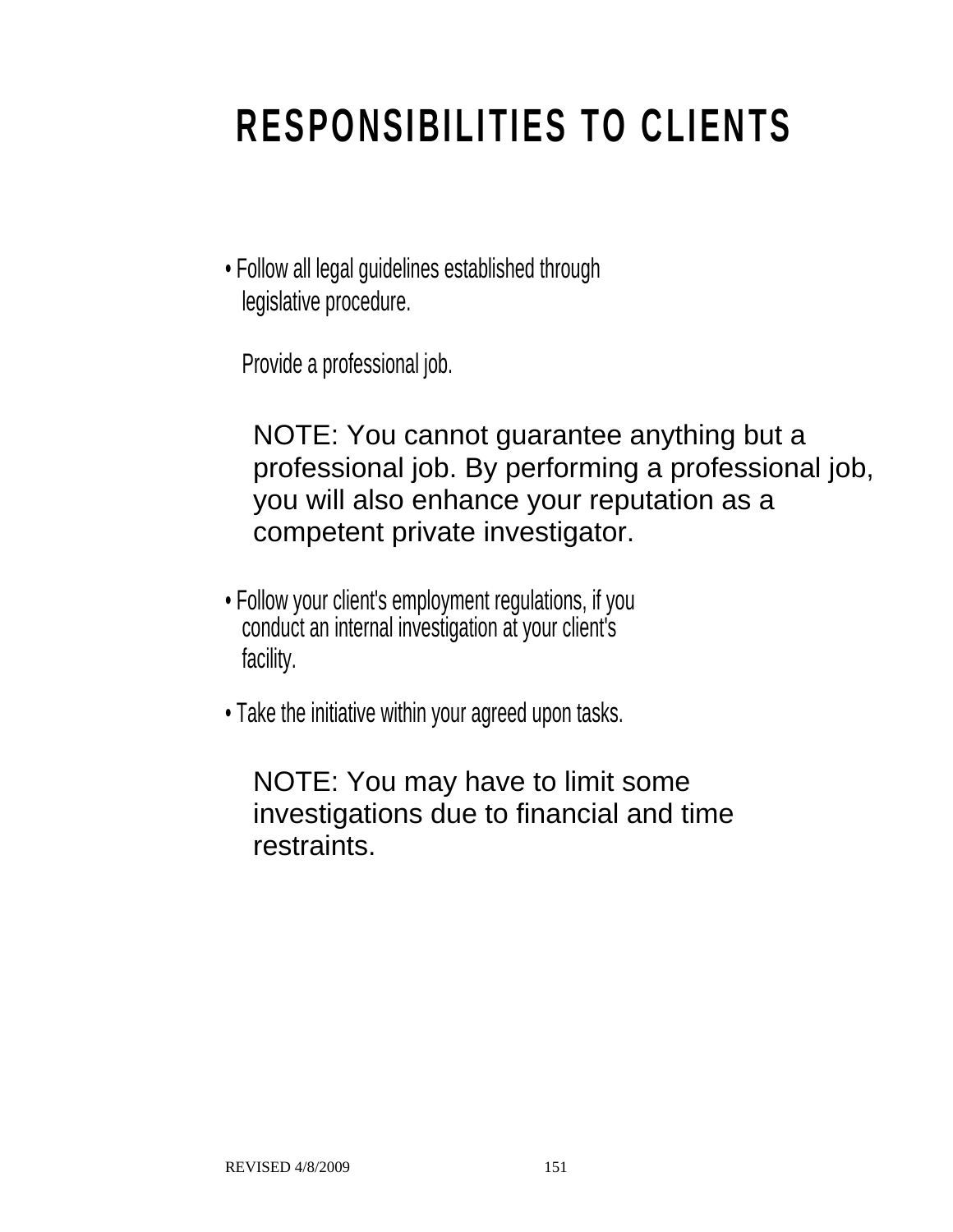# RESPONSIBILITIES TO CLIENTS

- Follow all legal guidelines established through legislative procedure.

  Provide a professional job.

  NOTE: You cannot guarantee anything but a professional job. By performing a professional job, you will also enhance your reputation as a competent private investigator.

- Follow your client's employment regulations, if you conduct an internal investigation at your client's facility.

- Take the initiative within your agreed upon tasks.

  NOTE: You may have to limit some investigations due to financial and time restraints.

REVISED 4/8/2009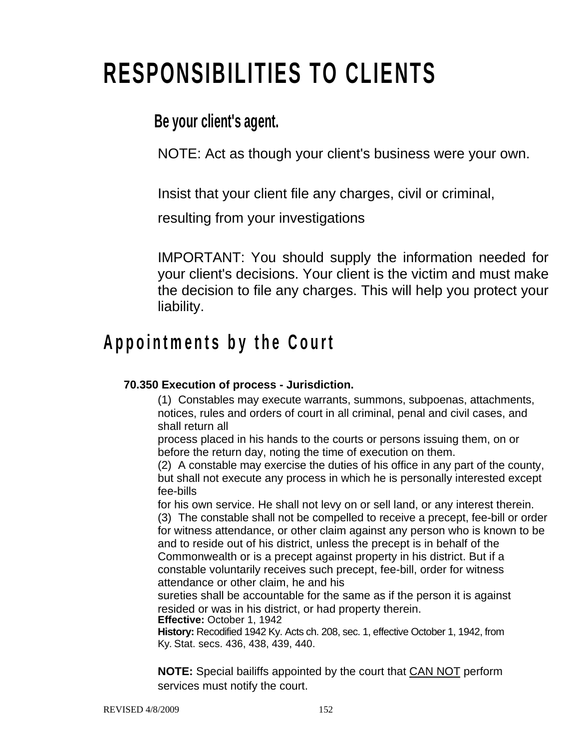# RESPONSIBILITIES TO CLIENTS

### Be your client's agent.

NOTE: Act as though your client's business were your own.

Insist that your client file any charges, civil or criminal, resulting from your investigations

IMPORTANT: You should supply the information needed for your client's decisions. Your client is the victim and must make the decision to file any charges. This will help you protect your liability.

## Appointments by the Court

**70.350 Execution of process - Jurisdiction.**

(1) Constables may execute warrants, summons, subpoenas, attachments, notices, rules and orders of court in all criminal, penal and civil cases, and shall return all process placed in his hands to the courts or persons issuing them, on or before the return day, noting the time of execution on them.

(2) A constable may exercise the duties of his office in any part of the county, but shall not execute any process in which he is personally interested except fee-bills for his own service. He shall not levy on or sell land, or any interest therein.

(3) The constable shall not be compelled to receive a precept, fee-bill or order for witness attendance, or other claim against any person who is known to be and to reside out of his district, unless the precept is in behalf of the Commonwealth or is a precept against property in his district. But if a constable voluntarily receives such precept, fee-bill, order for witness attendance or other claim, he and his sureties shall be accountable for the same as if the person it is against resided or was in his district, or had property therein.

**Effective:** October 1, 1942

**History:** Recodified 1942 Ky. Acts ch. 208, sec. 1, effective October 1, 1942, from Ky. Stat. secs. 436, 438, 439, 440.

**NOTE:** Special bailiffs appointed by the court that CAN NOT perform services must notify the court.

REVISED 4/8/2009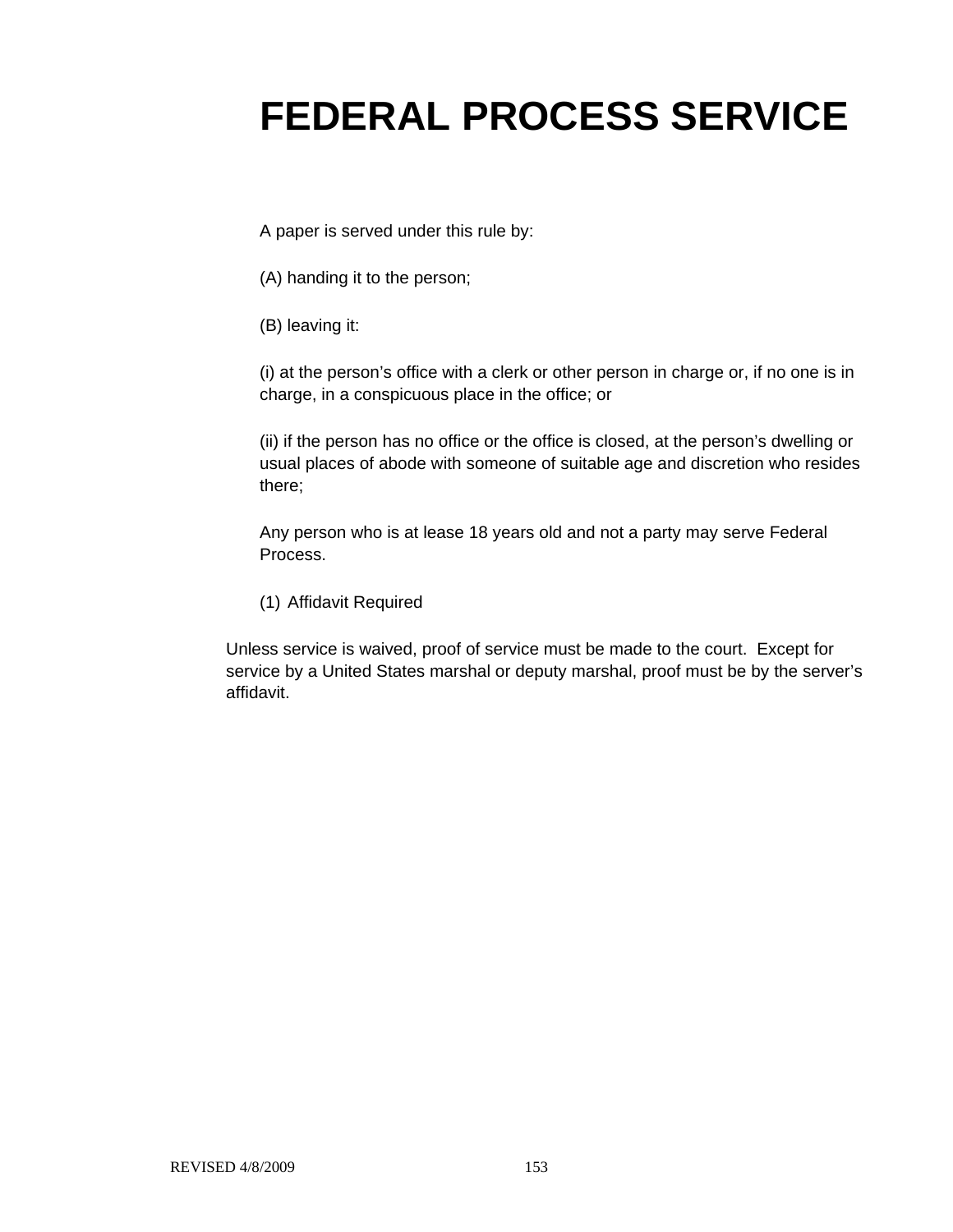# FEDERAL PROCESS SERVICE

A paper is served under this rule by:

(A) handing it to the person;

(B) leaving it:

(i) at the person's office with a clerk or other person in charge or, if no one is in charge, in a conspicuous place in the office; or

(ii) if the person has no office or the office is closed, at the person's dwelling or usual places of abode with someone of suitable age and discretion who resides there;

Any person who is at lease 18 years old and not a party may serve Federal Process.

(1) Affidavit Required

Unless service is waived, proof of service must be made to the court. Except for service by a United States marshal or deputy marshal, proof must be by the server's affidavit.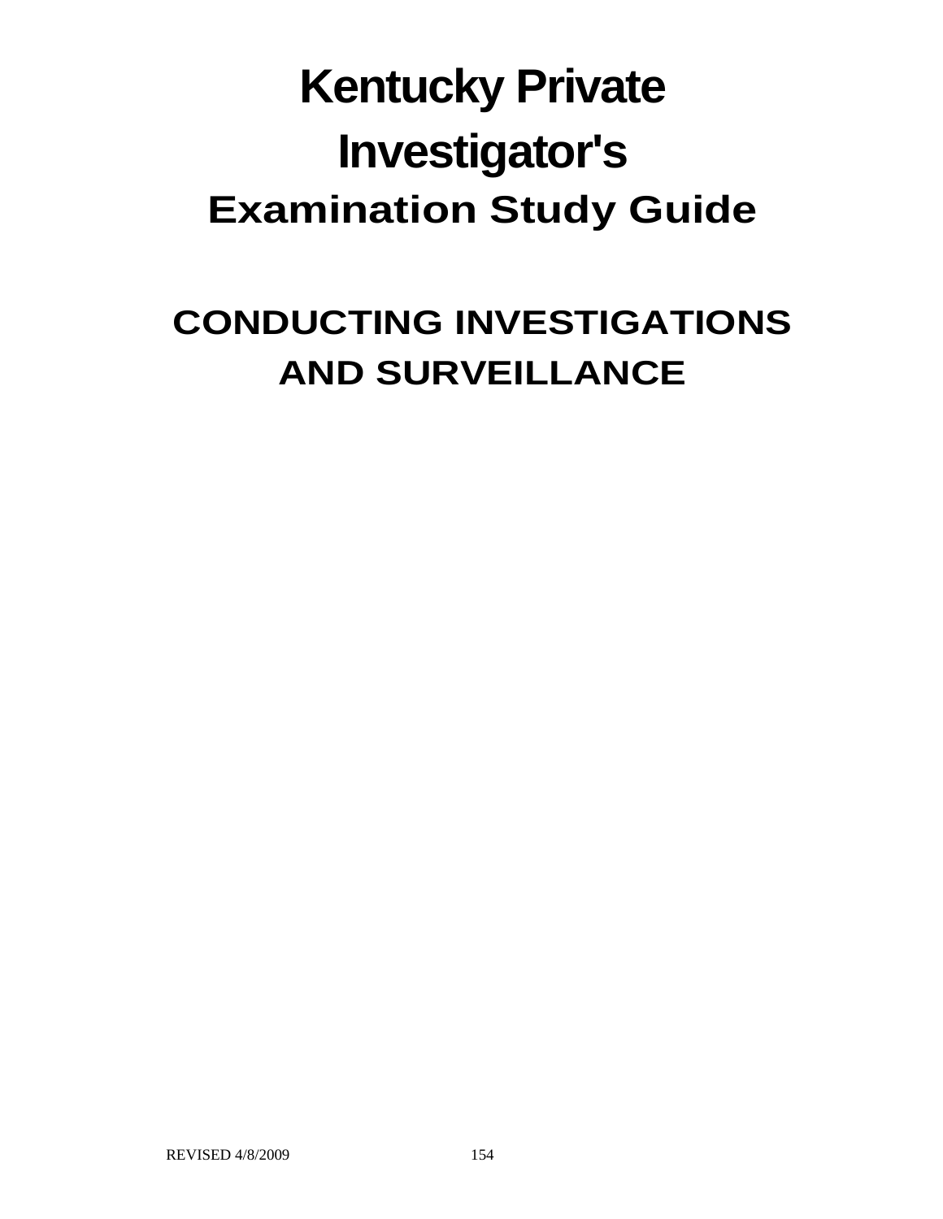# Kentucky Private Investigator's

## Examination Study Guide

## CONDUCTING INVESTIGATIONS AND SURVEILLANCE

REVISED 4/8/2009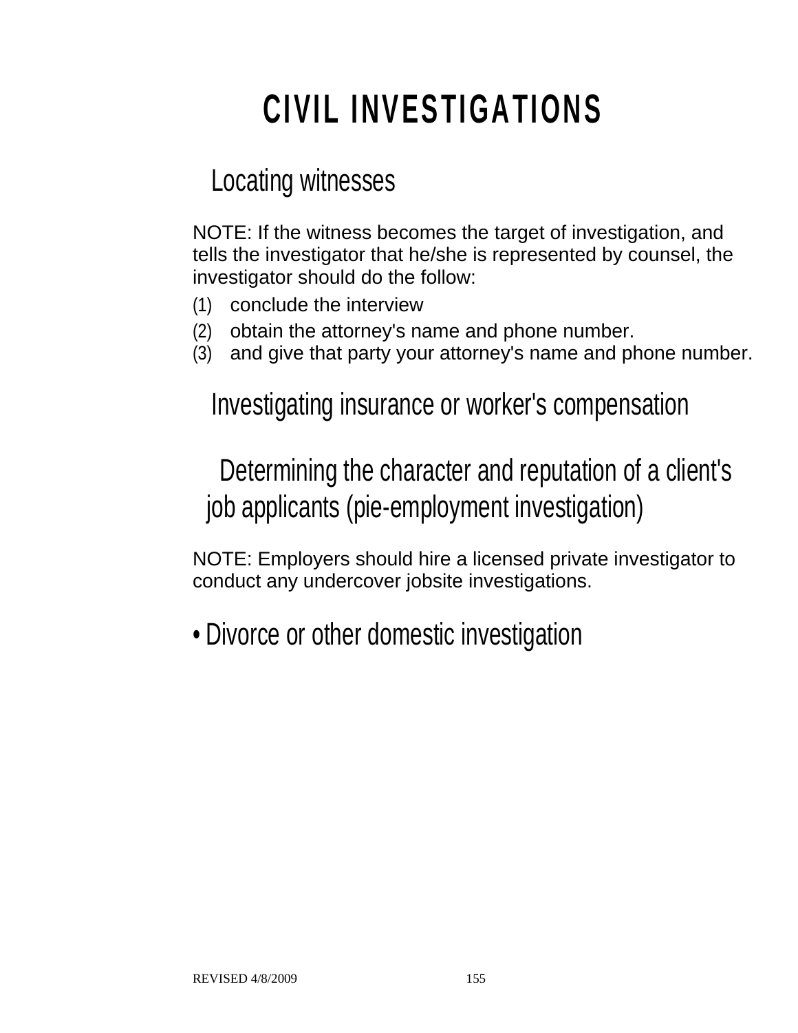# CIVIL INVESTIGATIONS

## Locating witnesses

NOTE: If the witness becomes the target of investigation, and tells the investigator that he/she is represented by counsel, the investigator should do the follow:

(1) conclude the interview
(2) obtain the attorney's name and phone number.
(3) and give that party your attorney's name and phone number.

## Investigating insurance or worker's compensation

## Determining the character and reputation of a client's job applicants (pie-employment investigation)

NOTE: Employers should hire a licensed private investigator to conduct any undercover jobsite investigations.

## • Divorce or other domestic investigation

REVISED 4/8/2009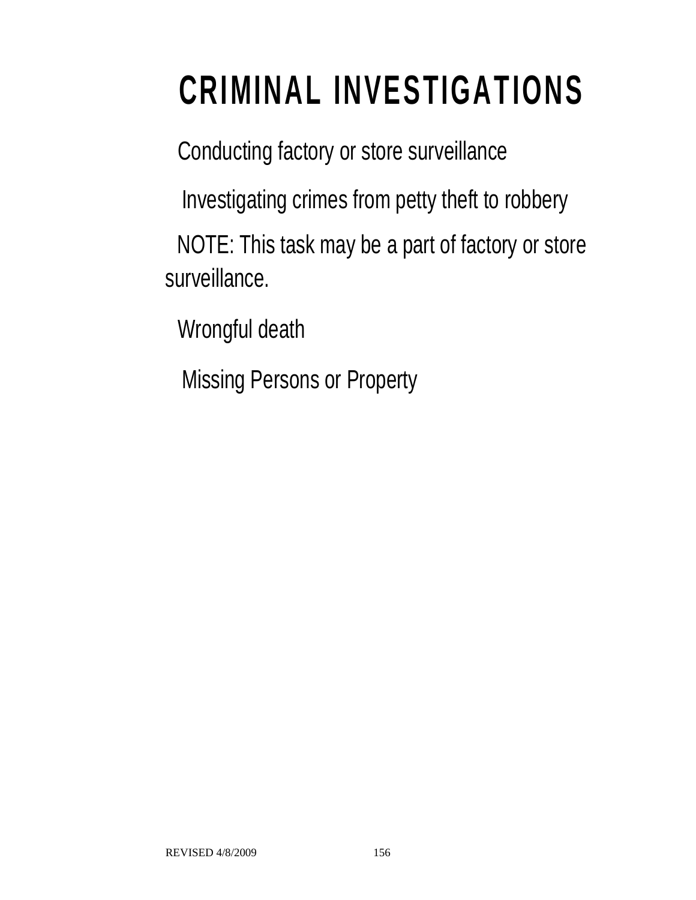# CRIMINAL INVESTIGATIONS

Conducting factory or store surveillance

Investigating crimes from petty theft to robbery

NOTE: This task may be a part of factory or store surveillance.

Wrongful death

Missing Persons or Property

REVISED 4/8/2009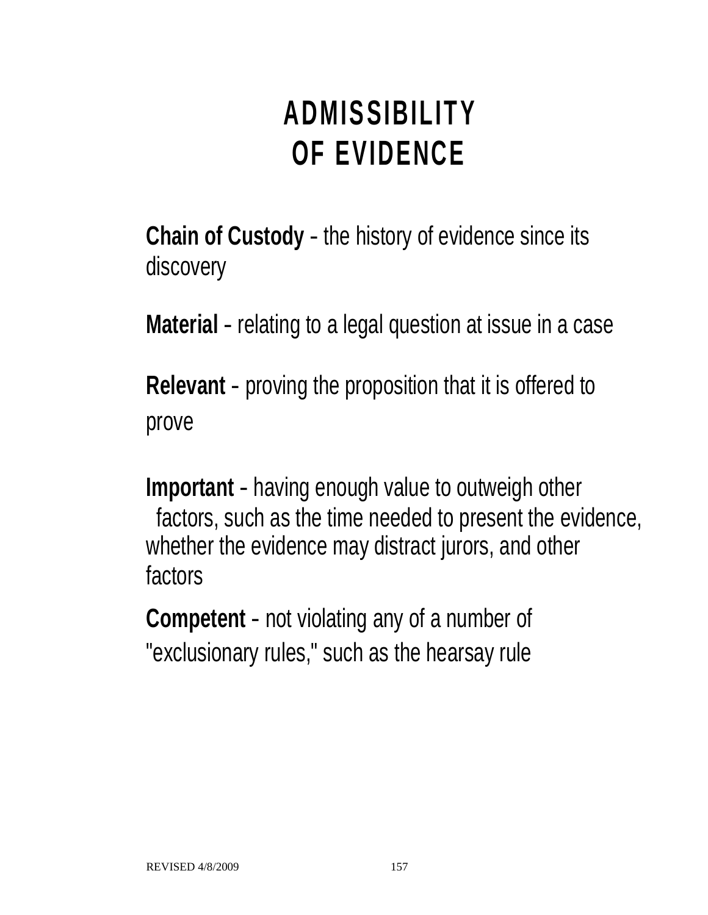# ADMISSIBILITY OF EVIDENCE

**Chain of Custody** - the history of evidence since its discovery

**Material** - relating to a legal question at issue in a case

**Relevant** - proving the proposition that it is offered to prove

**Important** - having enough value to outweigh other factors, such as the time needed to present the evidence, whether the evidence may distract jurors, and other factors

**Competent** - not violating any of a number of "exclusionary rules," such as the hearsay rule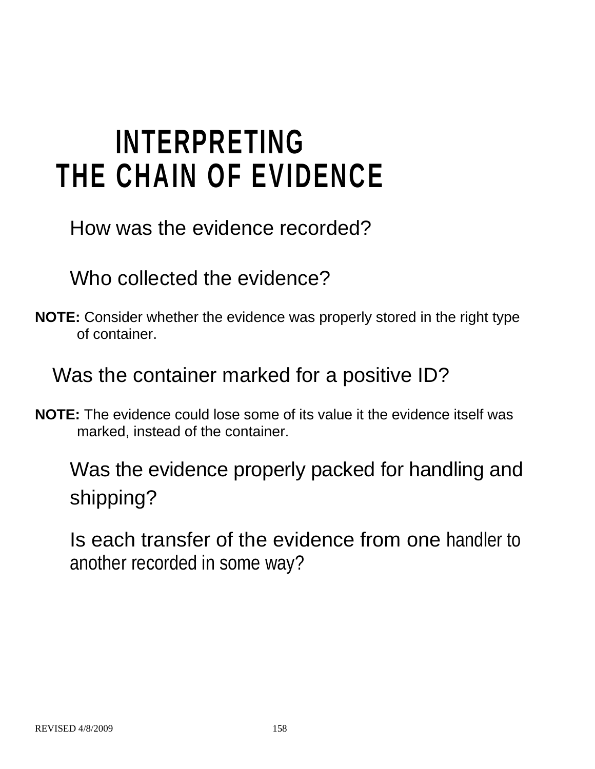# INTERPRETING THE CHAIN OF EVIDENCE

How was the evidence recorded?

Who collected the evidence?

**NOTE:** Consider whether the evidence was properly stored in the right type of container.

Was the container marked for a positive ID?

**NOTE:** The evidence could lose some of its value it the evidence itself was marked, instead of the container.

Was the evidence properly packed for handling and shipping?

Is each transfer of the evidence from one handler to another recorded in some way?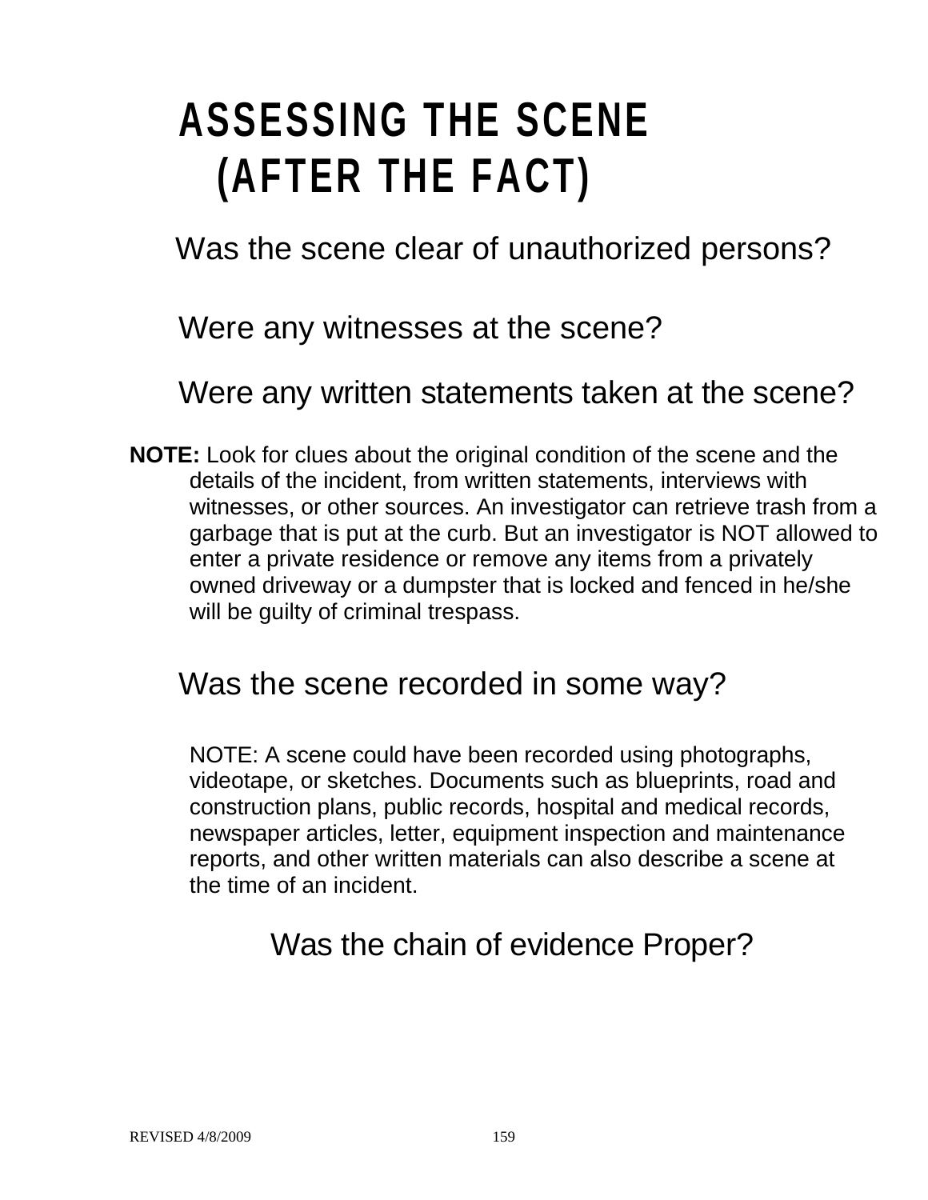# ASSESSING THE SCENE (AFTER THE FACT)

Was the scene clear of unauthorized persons?

Were any witnesses at the scene?

Were any written statements taken at the scene?

**NOTE:** Look for clues about the original condition of the scene and the details of the incident, from written statements, interviews with witnesses, or other sources. An investigator can retrieve trash from a garbage that is put at the curb. But an investigator is NOT allowed to enter a private residence or remove any items from a privately owned driveway or a dumpster that is locked and fenced in he/she will be guilty of criminal trespass.

Was the scene recorded in some way?

NOTE: A scene could have been recorded using photographs, videotape, or sketches. Documents such as blueprints, road and construction plans, public records, hospital and medical records, newspaper articles, letter, equipment inspection and maintenance reports, and other written materials can also describe a scene at the time of an incident.

Was the chain of evidence Proper?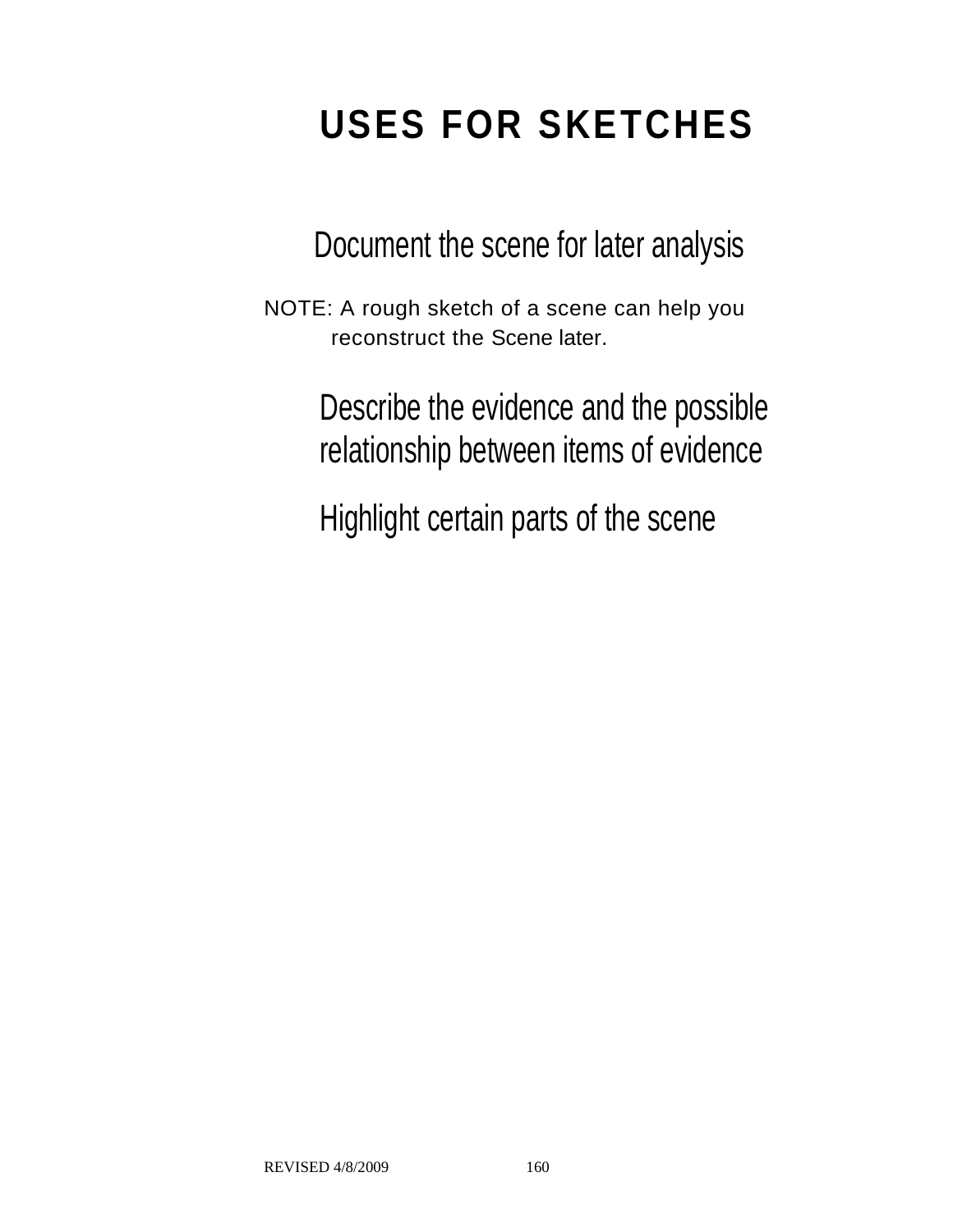# USES FOR SKETCHES

Document the scene for later analysis

NOTE: A rough sketch of a scene can help you reconstruct the Scene later.

Describe the evidence and the possible relationship between items of evidence

Highlight certain parts of the scene

REVISED 4/8/2009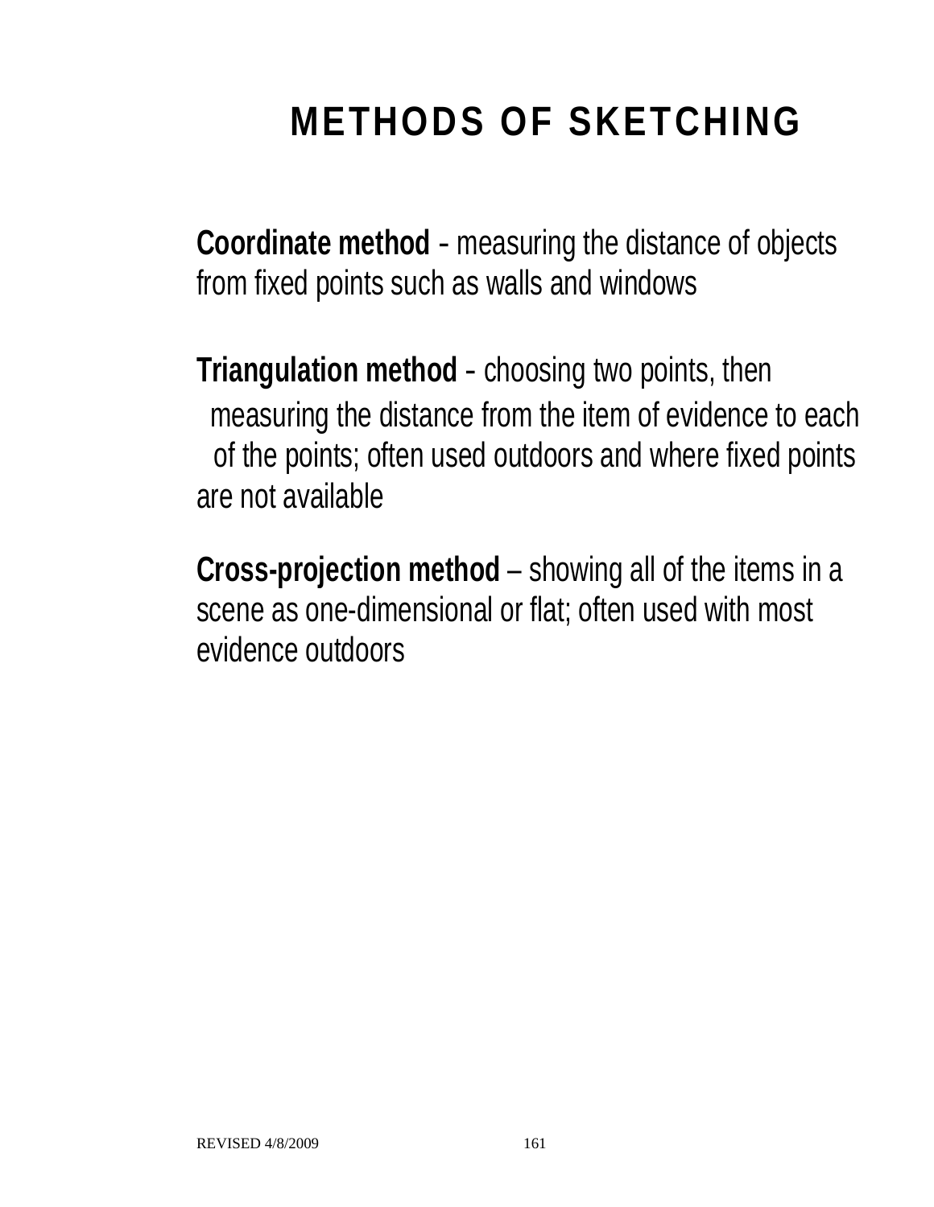# METHODS OF SKETCHING

**Coordinate method** - measuring the distance of objects from fixed points such as walls and windows

**Triangulation method** - choosing two points, then measuring the distance from the item of evidence to each of the points; often used outdoors and where fixed points are not available

**Cross-projection method** – showing all of the items in a scene as one-dimensional or flat; often used with most evidence outdoors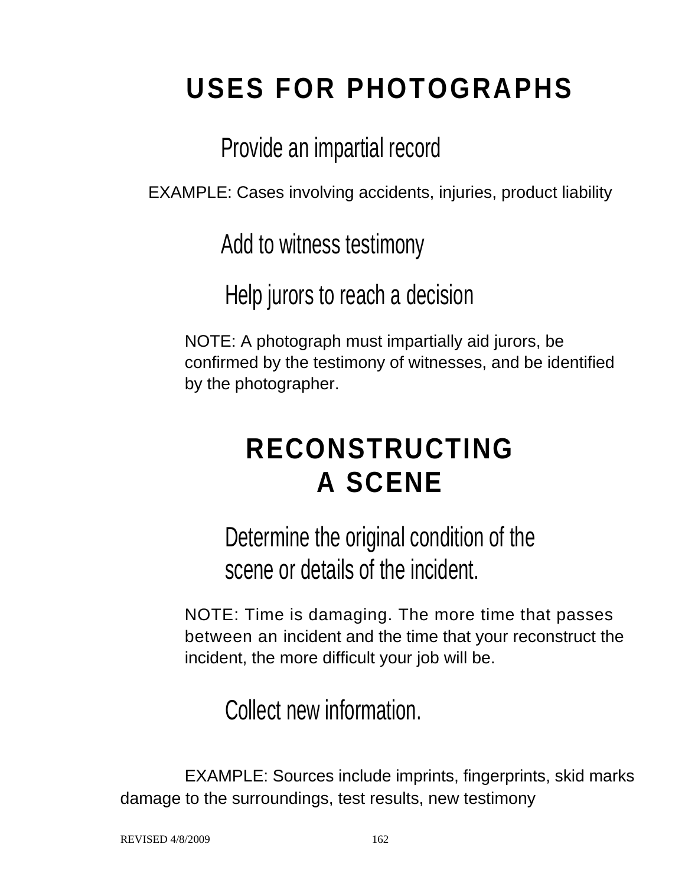# USES FOR PHOTOGRAPHS

### Provide an impartial record

EXAMPLE: Cases involving accidents, injuries, product liability

### Add to witness testimony

### Help jurors to reach a decision

NOTE: A photograph must impartially aid jurors, be confirmed by the testimony of witnesses, and be identified by the photographer.

# RECONSTRUCTING A SCENE

### Determine the original condition of the scene or details of the incident.

NOTE: Time is damaging. The more time that passes between an incident and the time that your reconstruct the incident, the more difficult your job will be.

### Collect new information.

EXAMPLE: Sources include imprints, fingerprints, skid marks damage to the surroundings, test results, new testimony

REVISED 4/8/2009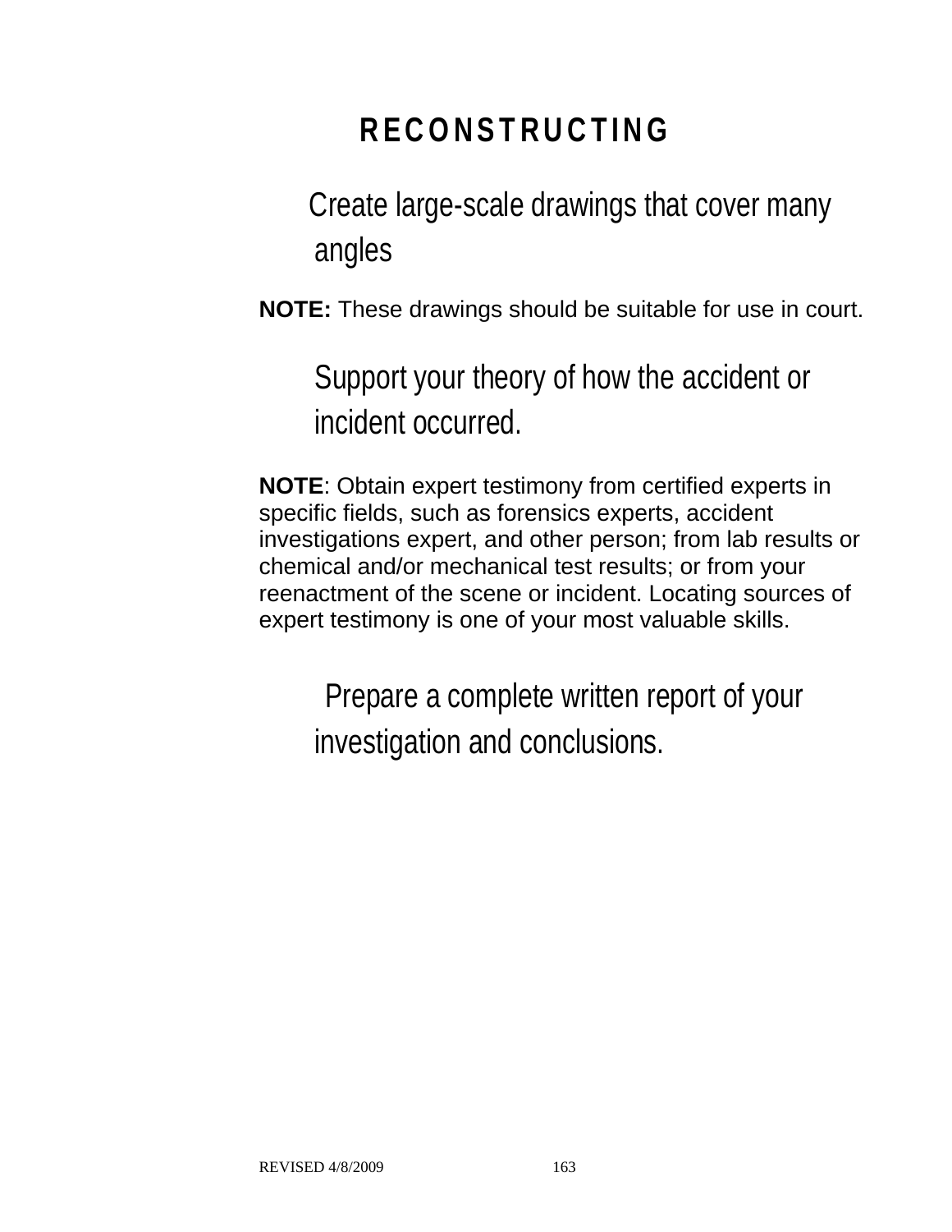# RECONSTRUCTING

Create large-scale drawings that cover many angles

**NOTE:** These drawings should be suitable for use in court.

Support your theory of how the accident or incident occurred.

**NOTE**: Obtain expert testimony from certified experts in specific fields, such as forensics experts, accident investigations expert, and other person; from lab results or chemical and/or mechanical test results; or from your reenactment of the scene or incident. Locating sources of expert testimony is one of your most valuable skills.

Prepare a complete written report of your investigation and conclusions.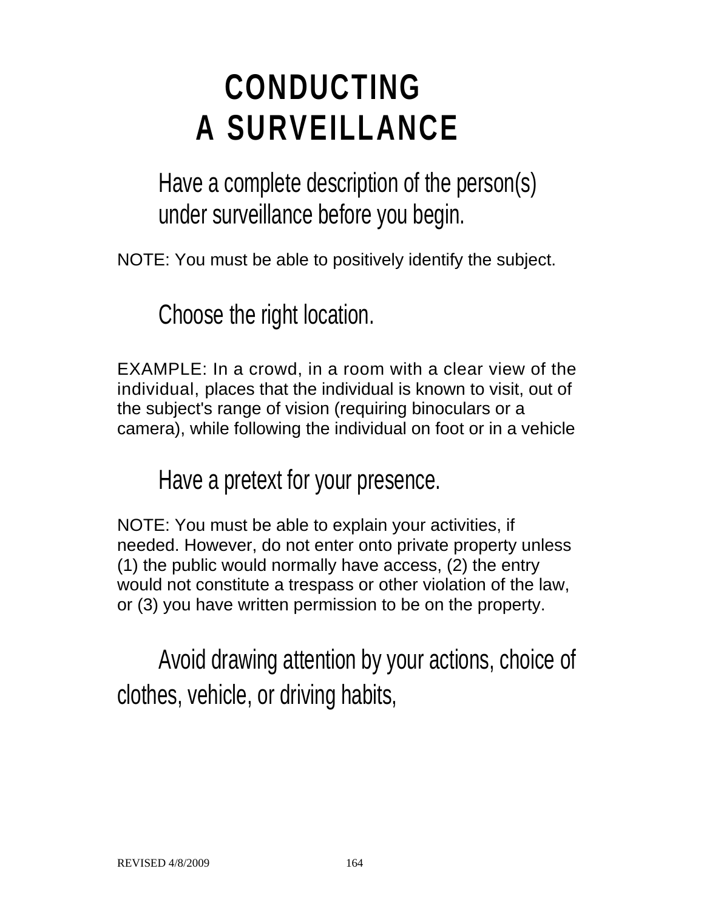# CONDUCTING A SURVEILLANCE

Have a complete description of the person(s) under surveillance before you begin.

NOTE: You must be able to positively identify the subject.

Choose the right location.

EXAMPLE: In a crowd, in a room with a clear view of the individual, places that the individual is known to visit, out of the subject's range of vision (requiring binoculars or a camera), while following the individual on foot or in a vehicle

Have a pretext for your presence.

NOTE: You must be able to explain your activities, if needed. However, do not enter onto private property unless (1) the public would normally have access, (2) the entry would not constitute a trespass or other violation of the law, or (3) you have written permission to be on the property.

Avoid drawing attention by your actions, choice of clothes, vehicle, or driving habits,

REVISED 4/8/2009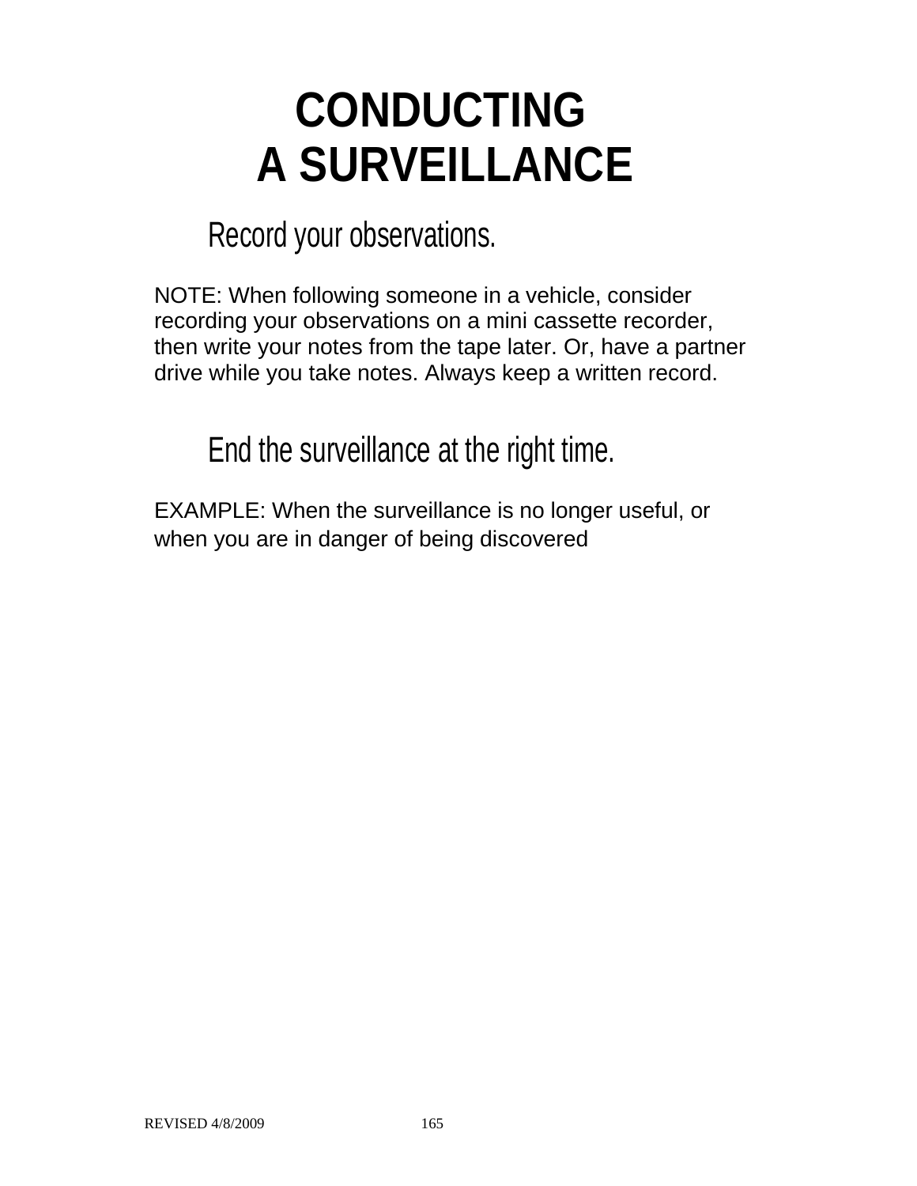# CONDUCTING A SURVEILLANCE

## Record your observations.

NOTE: When following someone in a vehicle, consider recording your observations on a mini cassette recorder, then write your notes from the tape later. Or, have a partner drive while you take notes. Always keep a written record.

## End the surveillance at the right time.

EXAMPLE: When the surveillance is no longer useful, or when you are in danger of being discovered

REVISED 4/8/2009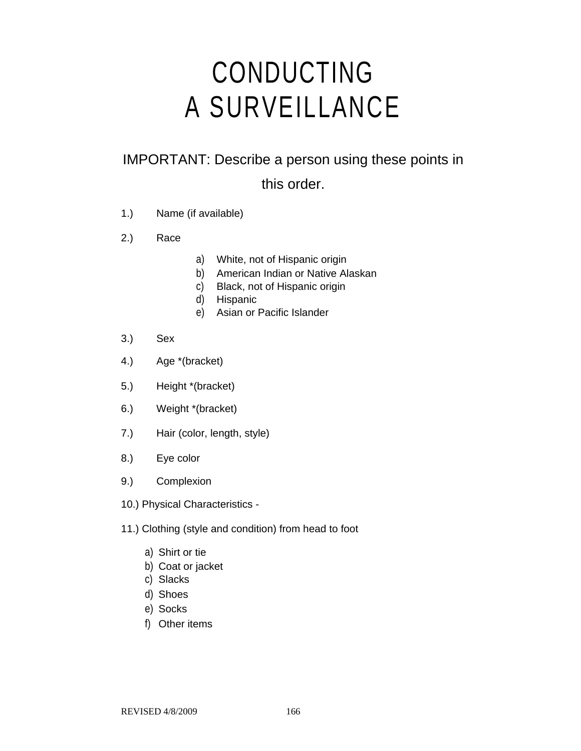# CONDUCTING A SURVEILLANCE

IMPORTANT: Describe a person using these points in this order.

1.) Name (if available)

2.) Race

   a) White, not of Hispanic origin
   b) American Indian or Native Alaskan
   c) Black, not of Hispanic origin
   d) Hispanic
   e) Asian or Pacific Islander

3.) Sex

4.) Age *(bracket)

5.) Height *(bracket)

6.) Weight *(bracket)

7.) Hair (color, length, style)

8.) Eye color

9.) Complexion

10.) Physical Characteristics -

11.) Clothing (style and condition) from head to foot

   a) Shirt or tie
   b) Coat or jacket
   c) Slacks
   d) Shoes
   e) Socks
   f) Other items

REVISED 4/8/2009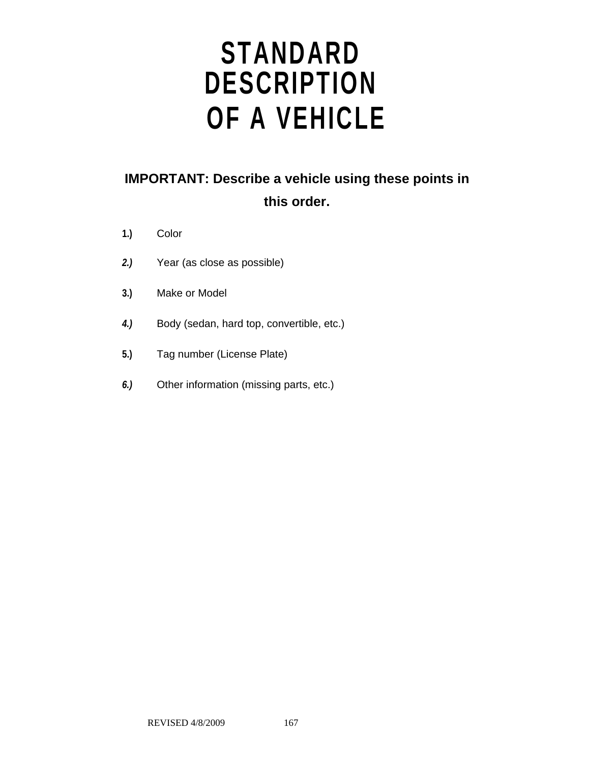# STANDARD DESCRIPTION OF A VEHICLE

**IMPORTANT: Describe a vehicle using these points in this order.**

1.) Color

2.) Year (as close as possible)

3.) Make or Model

4.) Body (sedan, hard top, convertible, etc.)

5.) Tag number (License Plate)

6.) Other information (missing parts, etc.)

REVISED 4/8/2009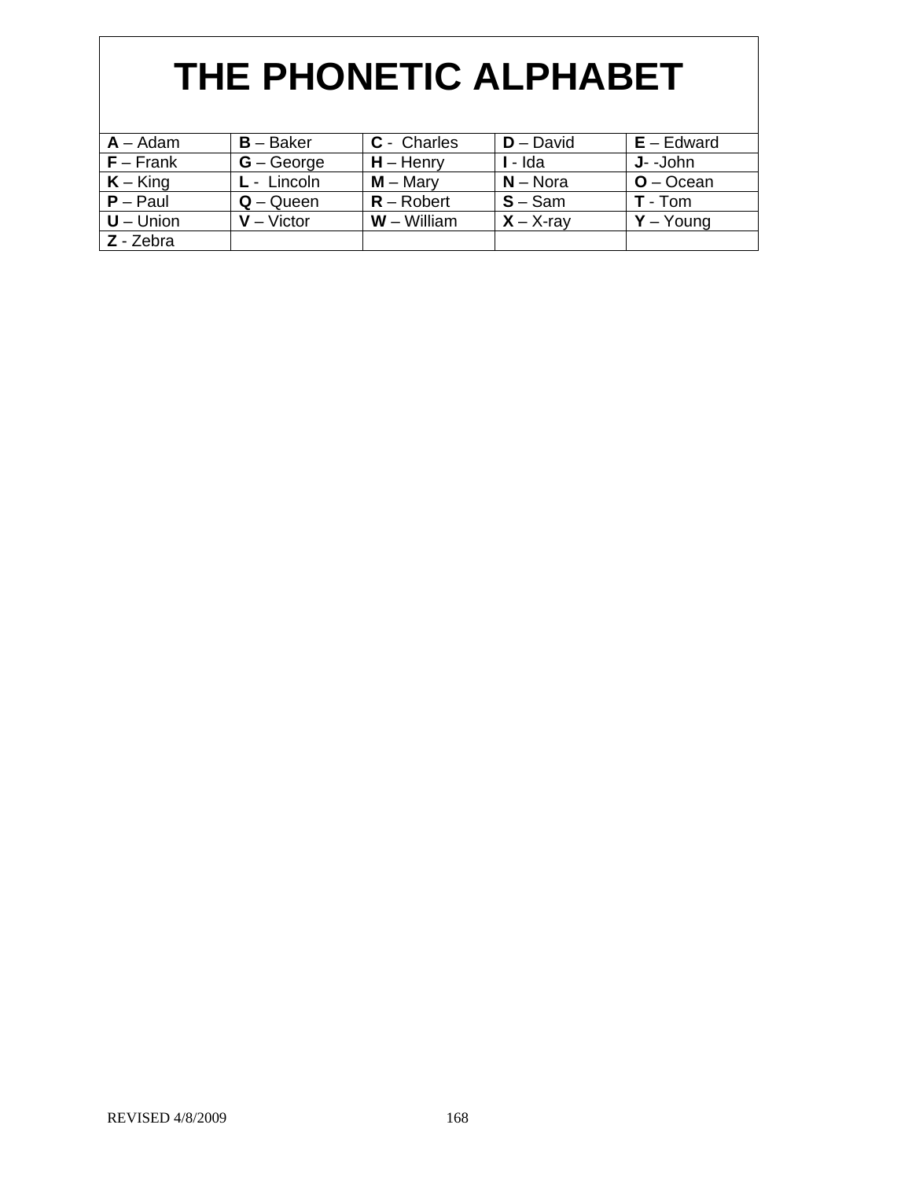# THE PHONETIC ALPHABET

| | | | | |
|---|---|---|---|---|
| **A** – Adam | **B** – Baker | **C** - Charles | **D** – David | **E** – Edward |
| **F** – Frank | **G** – George | **H** – Henry | **I** - Ida | **J**- -John |
| **K** – King | **L** - Lincoln | **M** – Mary | **N** – Nora | **O** – Ocean |
| **P** – Paul | **Q** – Queen | **R** – Robert | **S** – Sam | **T** - Tom |
| **U** – Union | **V** – Victor | **W** – William | **X** – X-ray | **Y** – Young |
| **Z** - Zebra | | | | |

REVISED 4/8/2009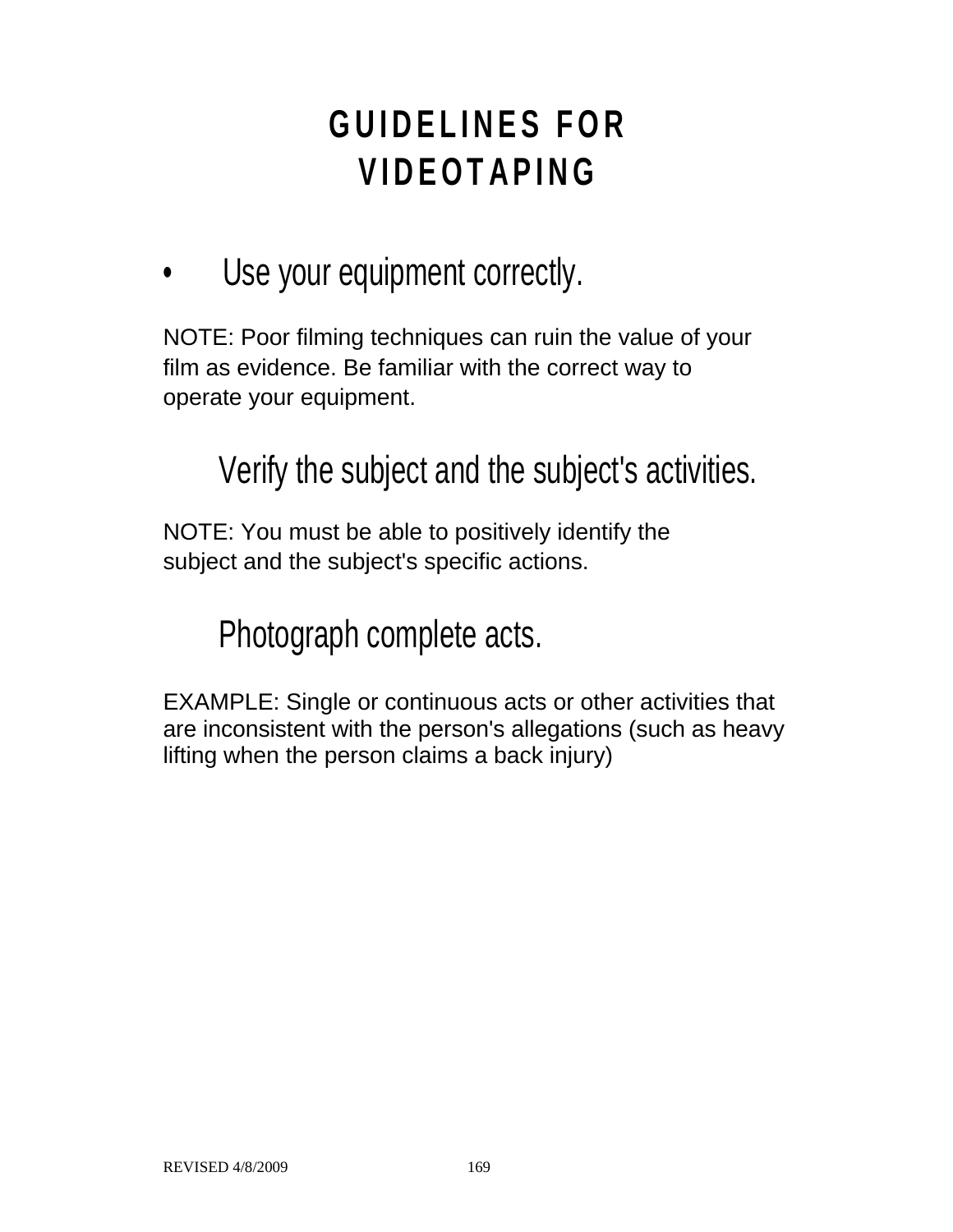# GUIDELINES FOR VIDEOTAPING

- Use your equipment correctly.

NOTE: Poor filming techniques can ruin the value of your film as evidence. Be familiar with the correct way to operate your equipment.

Verify the subject and the subject's activities.

NOTE: You must be able to positively identify the subject and the subject's specific actions.

Photograph complete acts.

EXAMPLE: Single or continuous acts or other activities that are inconsistent with the person's allegations (such as heavy lifting when the person claims a back injury)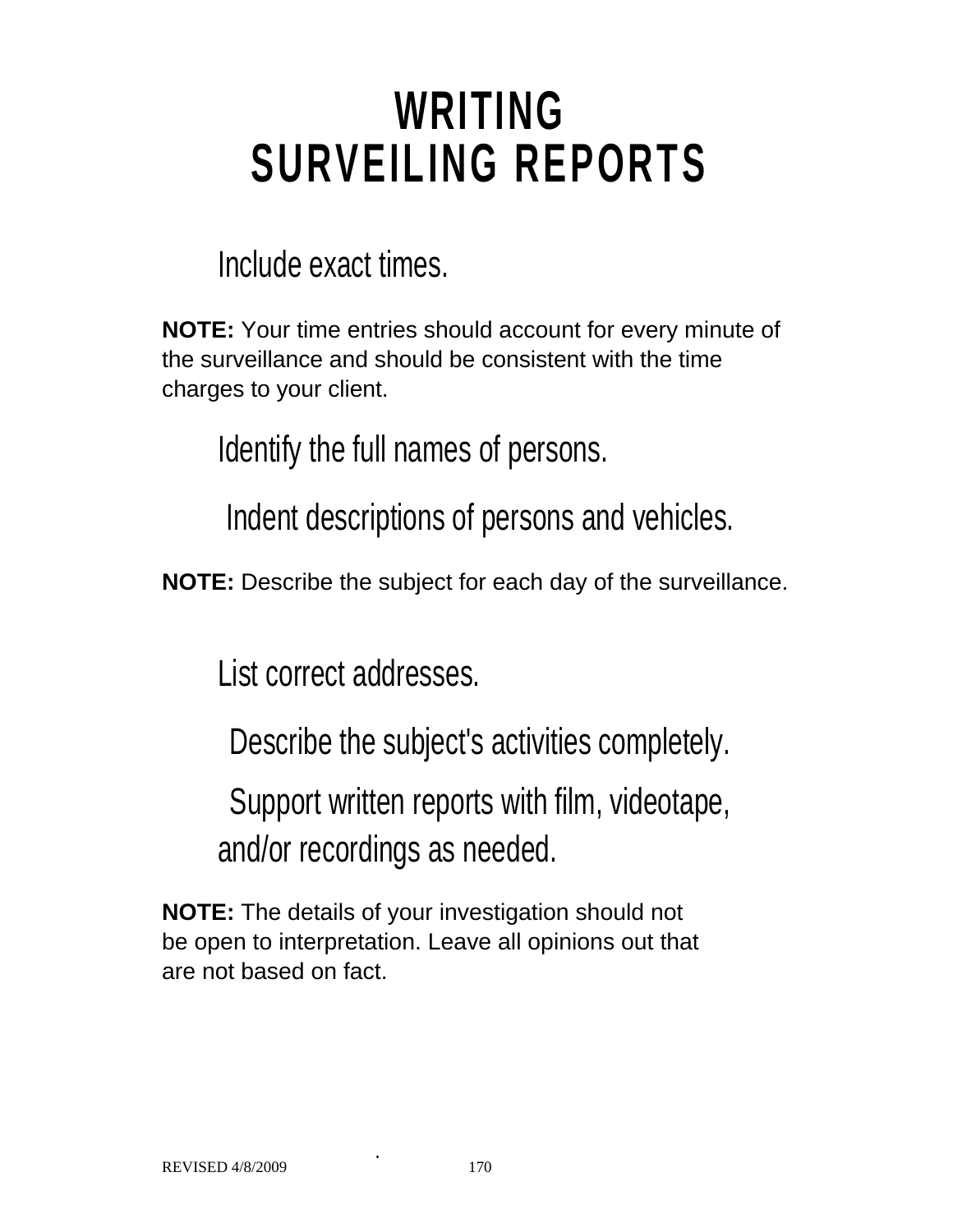# WRITING SURVEILING REPORTS

Include exact times.

**NOTE:** Your time entries should account for every minute of the surveillance and should be consistent with the time charges to your client.

Identify the full names of persons.

Indent descriptions of persons and vehicles.

**NOTE:** Describe the subject for each day of the surveillance.

List correct addresses.

Describe the subject's activities completely.

Support written reports with film, videotape, and/or recordings as needed.

**NOTE:** The details of your investigation should not be open to interpretation. Leave all opinions out that are not based on fact.

REVISED 4/8/2009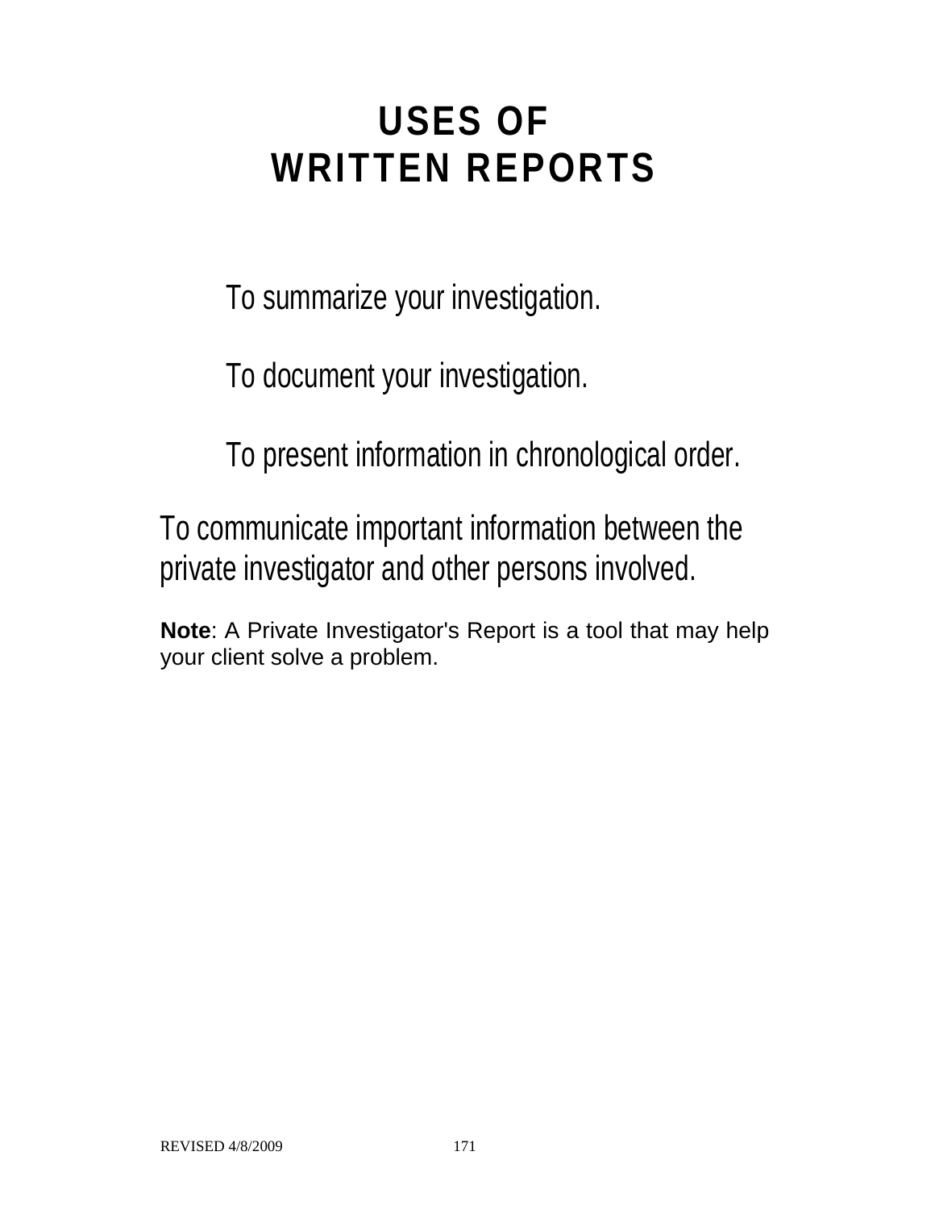# USES OF WRITTEN REPORTS

To summarize your investigation.

To document your investigation.

To present information in chronological order.

To communicate important information between the private investigator and other persons involved.

**Note**: A Private Investigator's Report is a tool that may help your client solve a problem.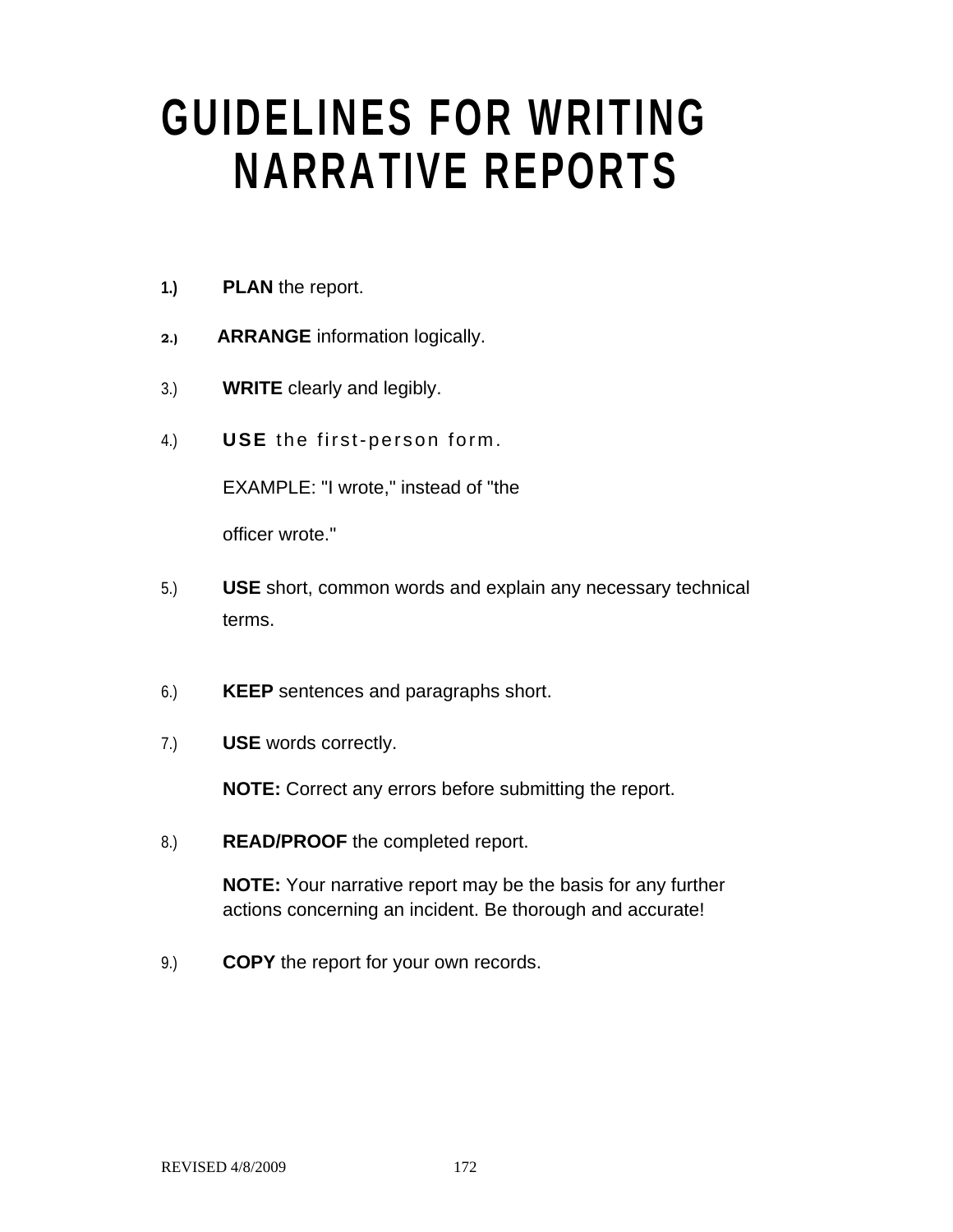# GUIDELINES FOR WRITING NARRATIVE REPORTS

1.) **PLAN** the report.

2.) **ARRANGE** information logically.

3.) **WRITE** clearly and legibly.

4.) **USE** the first-person form.

   EXAMPLE: "I wrote," instead of "the officer wrote."

5.) **USE** short, common words and explain any necessary technical terms.

6.) **KEEP** sentences and paragraphs short.

7.) **USE** words correctly.

   **NOTE:** Correct any errors before submitting the report.

8.) **READ/PROOF** the completed report.

   **NOTE:** Your narrative report may be the basis for any further actions concerning an incident. Be thorough and accurate!

9.) **COPY** the report for your own records.

REVISED 4/8/2009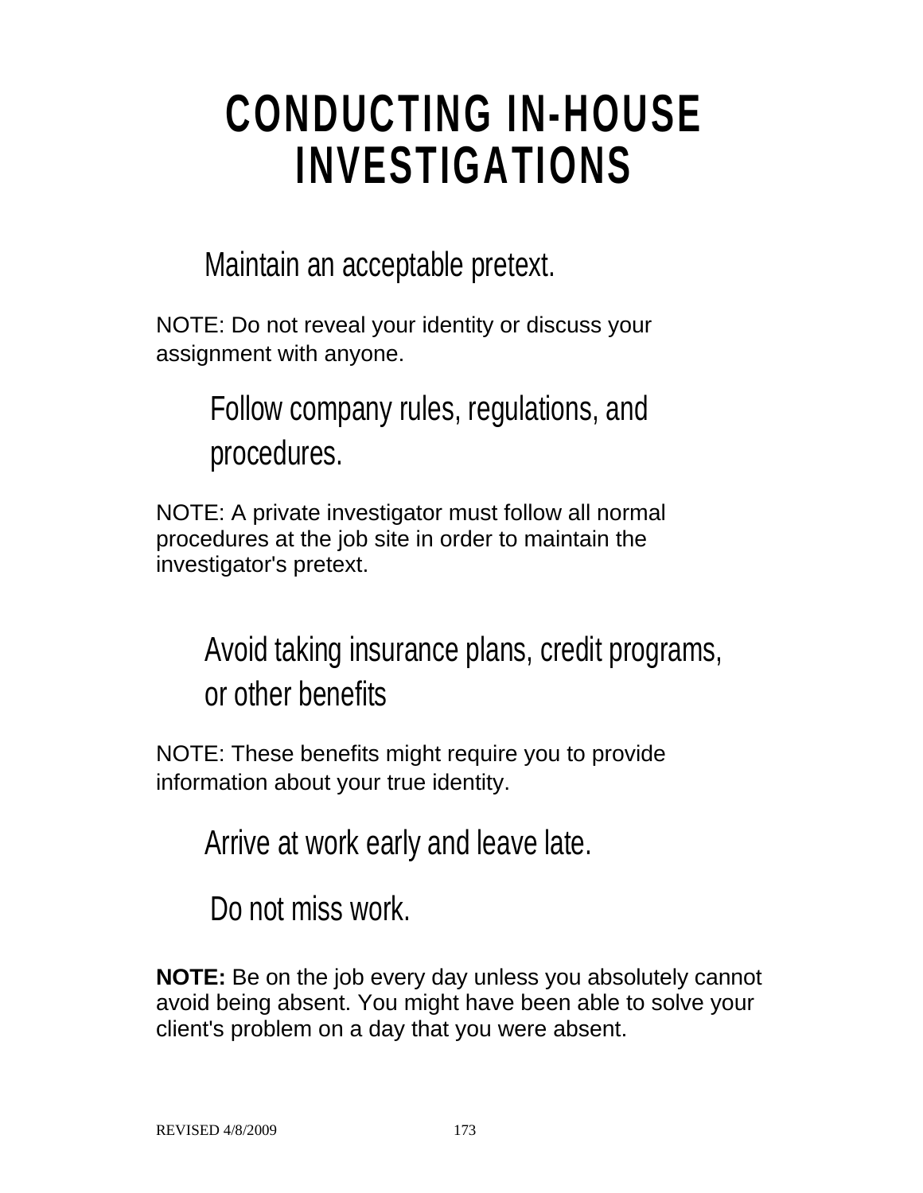# CONDUCTING IN-HOUSE INVESTIGATIONS

Maintain an acceptable pretext.

NOTE: Do not reveal your identity or discuss your assignment with anyone.

Follow company rules, regulations, and procedures.

NOTE: A private investigator must follow all normal procedures at the job site in order to maintain the investigator's pretext.

Avoid taking insurance plans, credit programs, or other benefits

NOTE: These benefits might require you to provide information about your true identity.

Arrive at work early and leave late.

Do not miss work.

**NOTE:** Be on the job every day unless you absolutely cannot avoid being absent. You might have been able to solve your client's problem on a day that you were absent.

REVISED 4/8/2009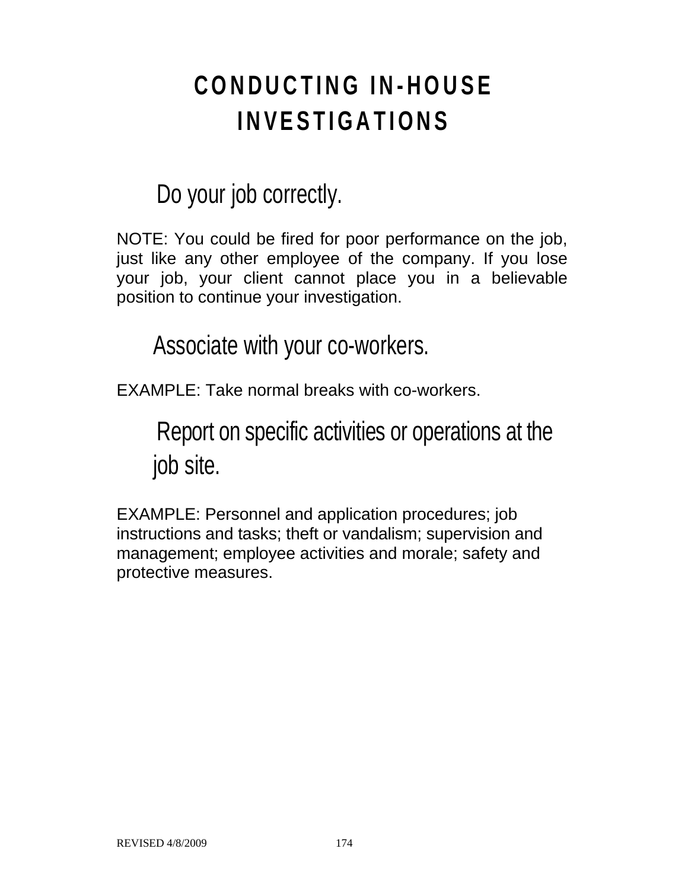# CONDUCTING IN-HOUSE INVESTIGATIONS

## Do your job correctly.

NOTE: You could be fired for poor performance on the job, just like any other employee of the company. If you lose your job, your client cannot place you in a believable position to continue your investigation.

## Associate with your co-workers.

EXAMPLE: Take normal breaks with co-workers.

## Report on specific activities or operations at the job site.

EXAMPLE: Personnel and application procedures; job instructions and tasks; theft or vandalism; supervision and management; employee activities and morale; safety and protective measures.

REVISED 4/8/2009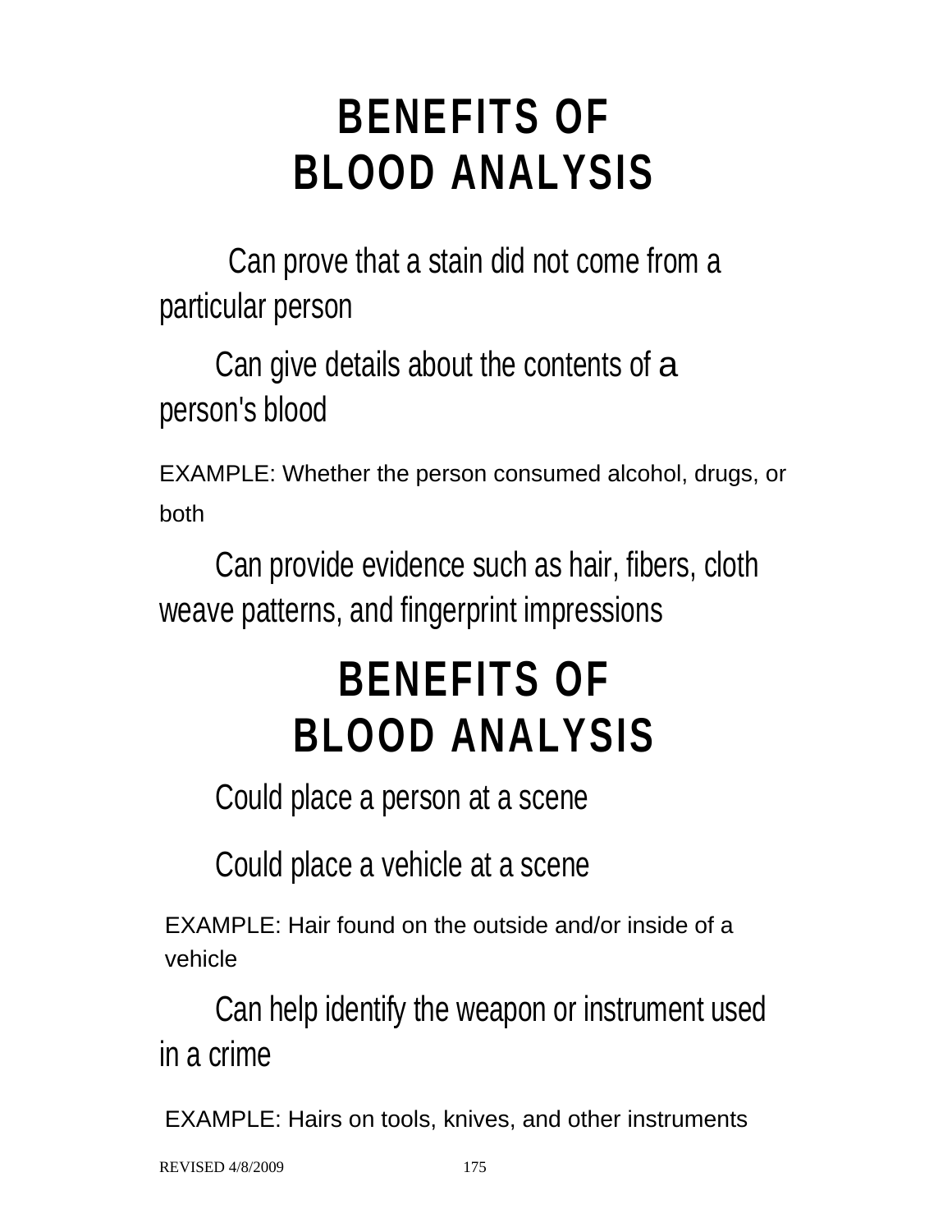# BENEFITS OF BLOOD ANALYSIS

Can prove that a stain did not come from a particular person

Can give details about the contents of a person's blood

EXAMPLE: Whether the person consumed alcohol, drugs, or both

Can provide evidence such as hair, fibers, cloth weave patterns, and fingerprint impressions

# BENEFITS OF BLOOD ANALYSIS

Could place a person at a scene

Could place a vehicle at a scene

EXAMPLE: Hair found on the outside and/or inside of a vehicle

Can help identify the weapon or instrument used in a crime

EXAMPLE: Hairs on tools, knives, and other instruments

REVISED 4/8/2009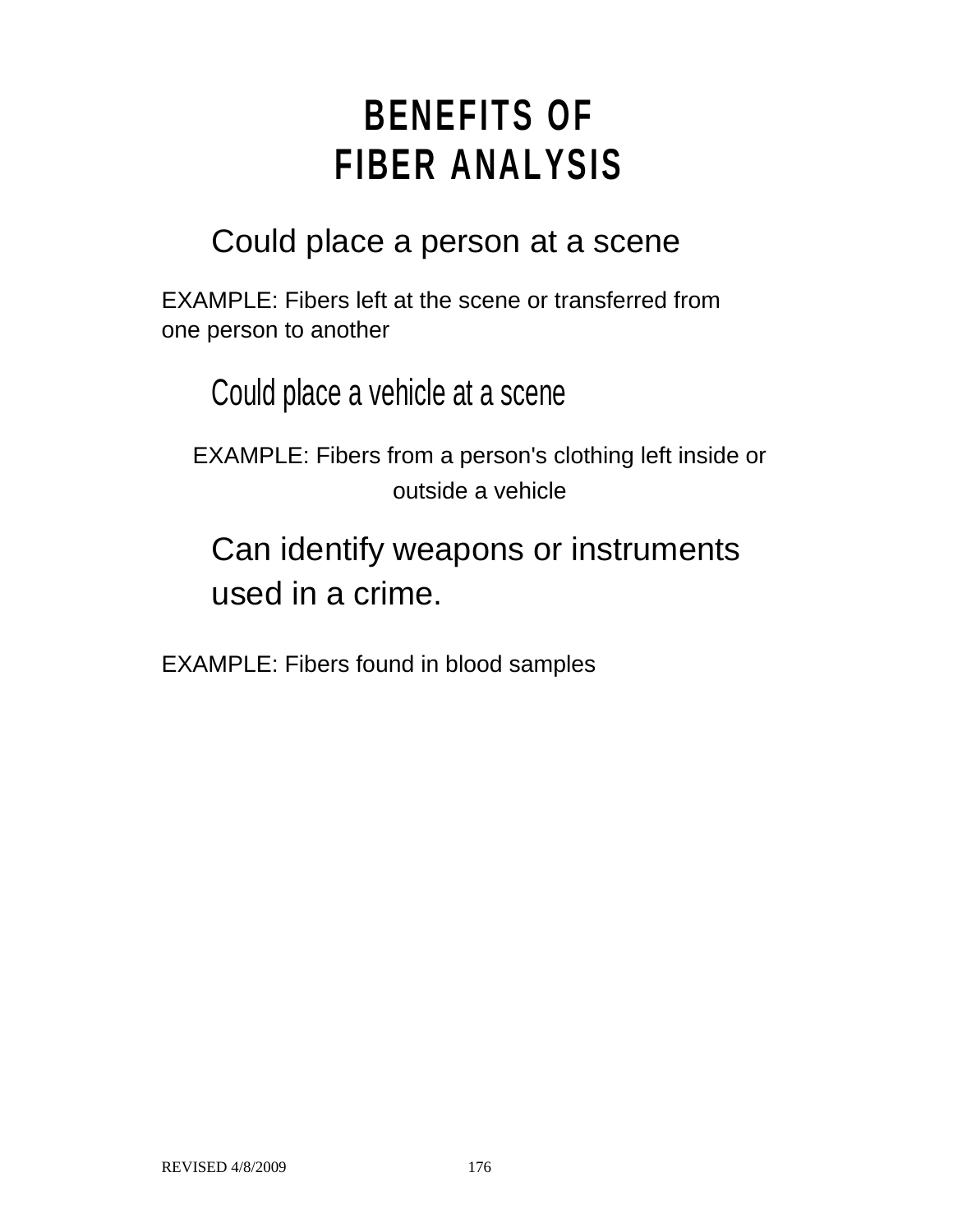# BENEFITS OF FIBER ANALYSIS

Could place a person at a scene

EXAMPLE: Fibers left at the scene or transferred from one person to another

Could place a vehicle at a scene

EXAMPLE: Fibers from a person's clothing left inside or outside a vehicle

Can identify weapons or instruments used in a crime.

EXAMPLE: Fibers found in blood samples

REVISED 4/8/2009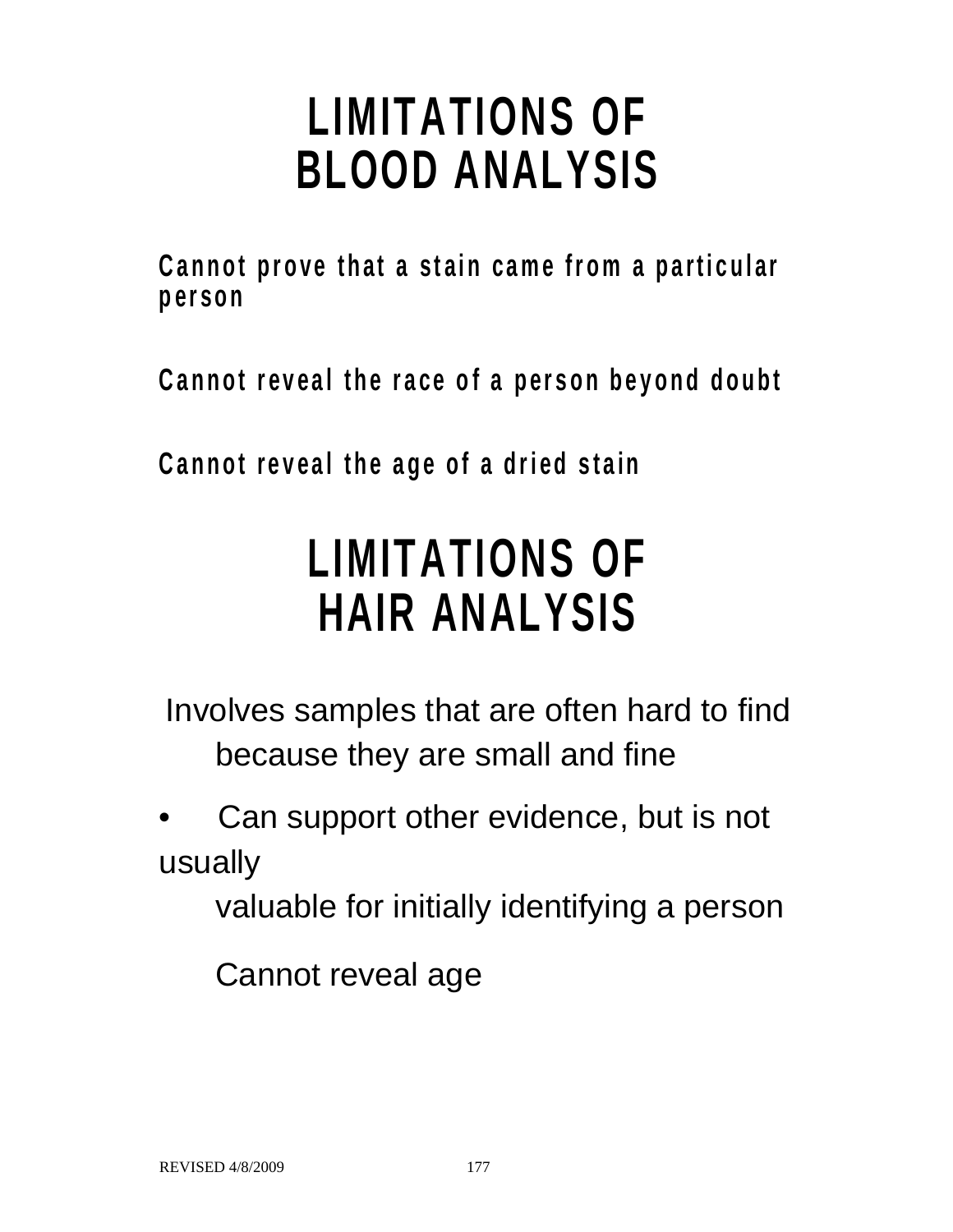# LIMITATIONS OF BLOOD ANALYSIS

**Cannot prove that a stain came from a particular person**

**Cannot reveal the race of a person beyond doubt**

**Cannot reveal the age of a dried stain**

# LIMITATIONS OF HAIR ANALYSIS

Involves samples that are often hard to find because they are small and fine

- Can support other evidence, but is not usually valuable for initially identifying a person

Cannot reveal age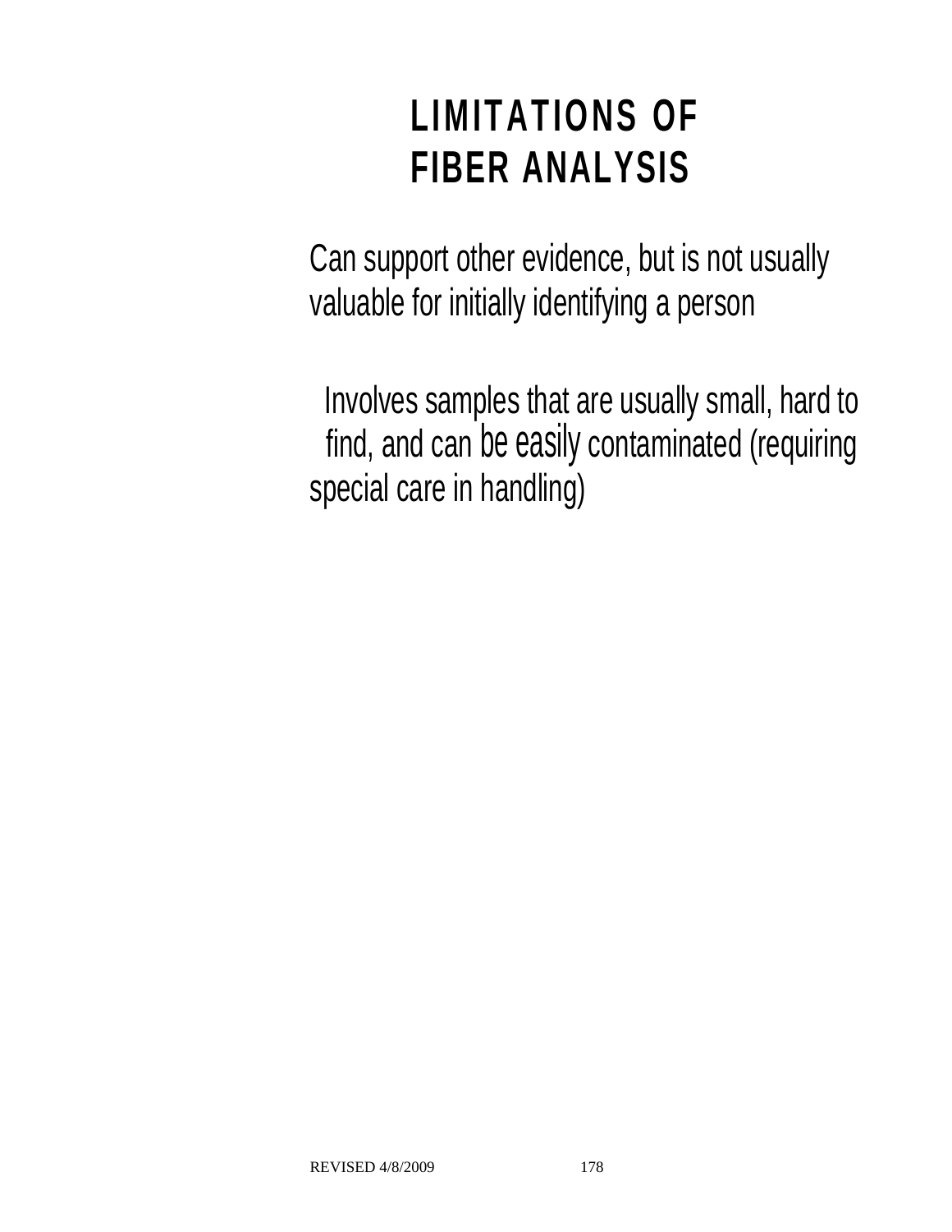# LIMITATIONS OF FIBER ANALYSIS

Can support other evidence, but is not usually valuable for initially identifying a person

Involves samples that are usually small, hard to find, and can be easily contaminated (requiring special care in handling)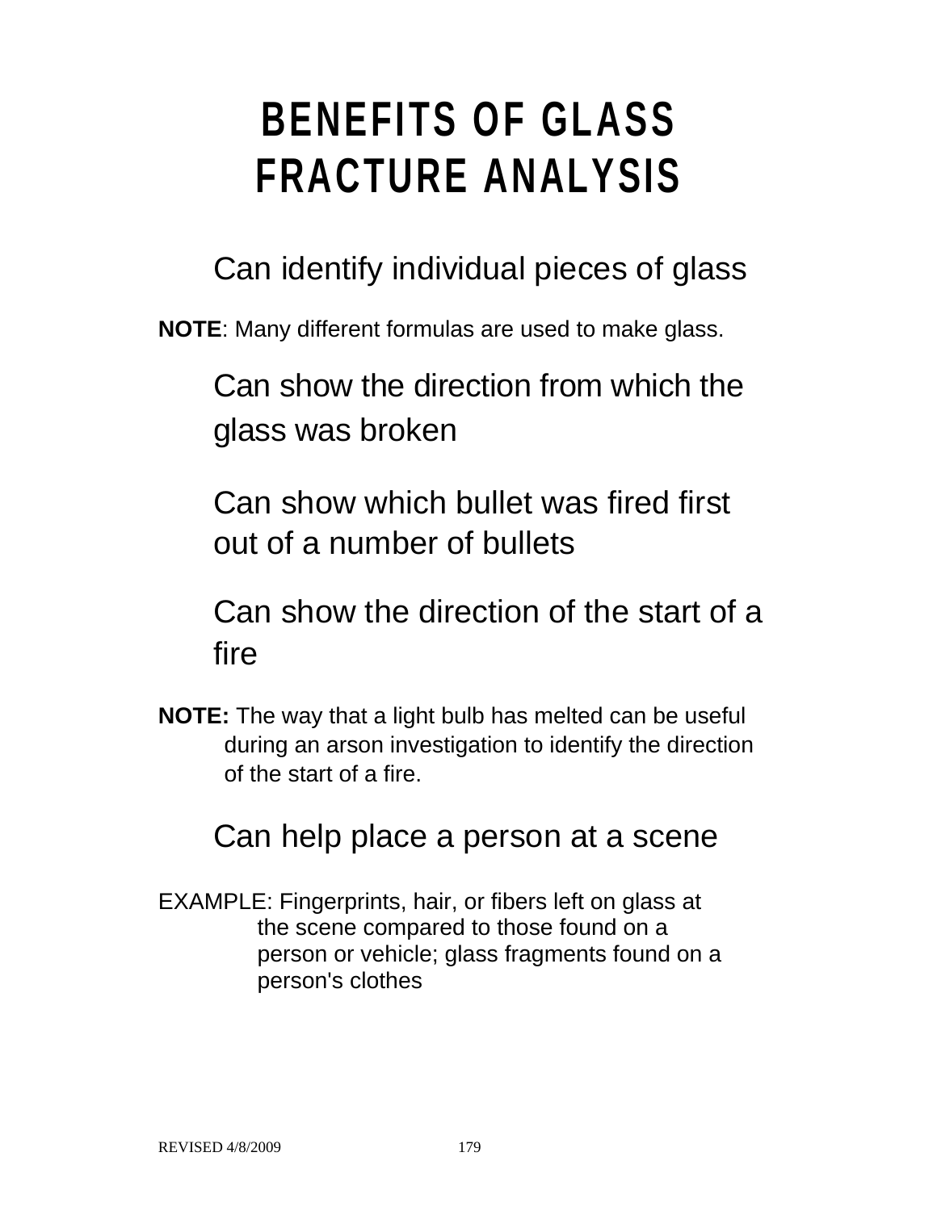# BENEFITS OF GLASS FRACTURE ANALYSIS

Can identify individual pieces of glass

**NOTE**: Many different formulas are used to make glass.

Can show the direction from which the glass was broken

Can show which bullet was fired first out of a number of bullets

Can show the direction of the start of a fire

**NOTE:** The way that a light bulb has melted can be useful during an arson investigation to identify the direction of the start of a fire.

Can help place a person at a scene

EXAMPLE: Fingerprints, hair, or fibers left on glass at the scene compared to those found on a person or vehicle; glass fragments found on a person's clothes

REVISED 4/8/2009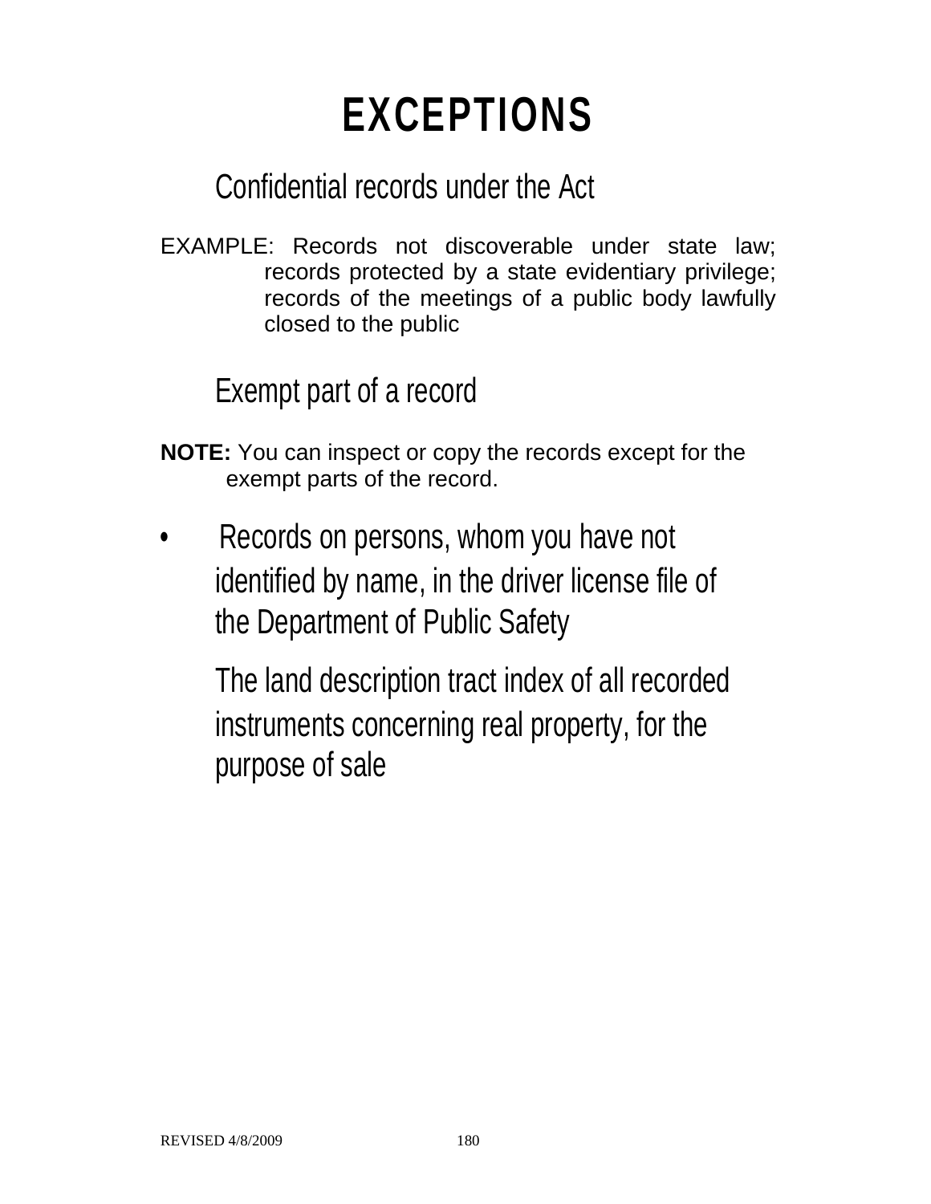# EXCEPTIONS

Confidential records under the Act

EXAMPLE: Records not discoverable under state law; records protected by a state evidentiary privilege; records of the meetings of a public body lawfully closed to the public

Exempt part of a record

**NOTE:** You can inspect or copy the records except for the exempt parts of the record.

- Records on persons, whom you have not identified by name, in the driver license file of the Department of Public Safety

  The land description tract index of all recorded instruments concerning real property, for the purpose of sale

REVISED 4/8/2009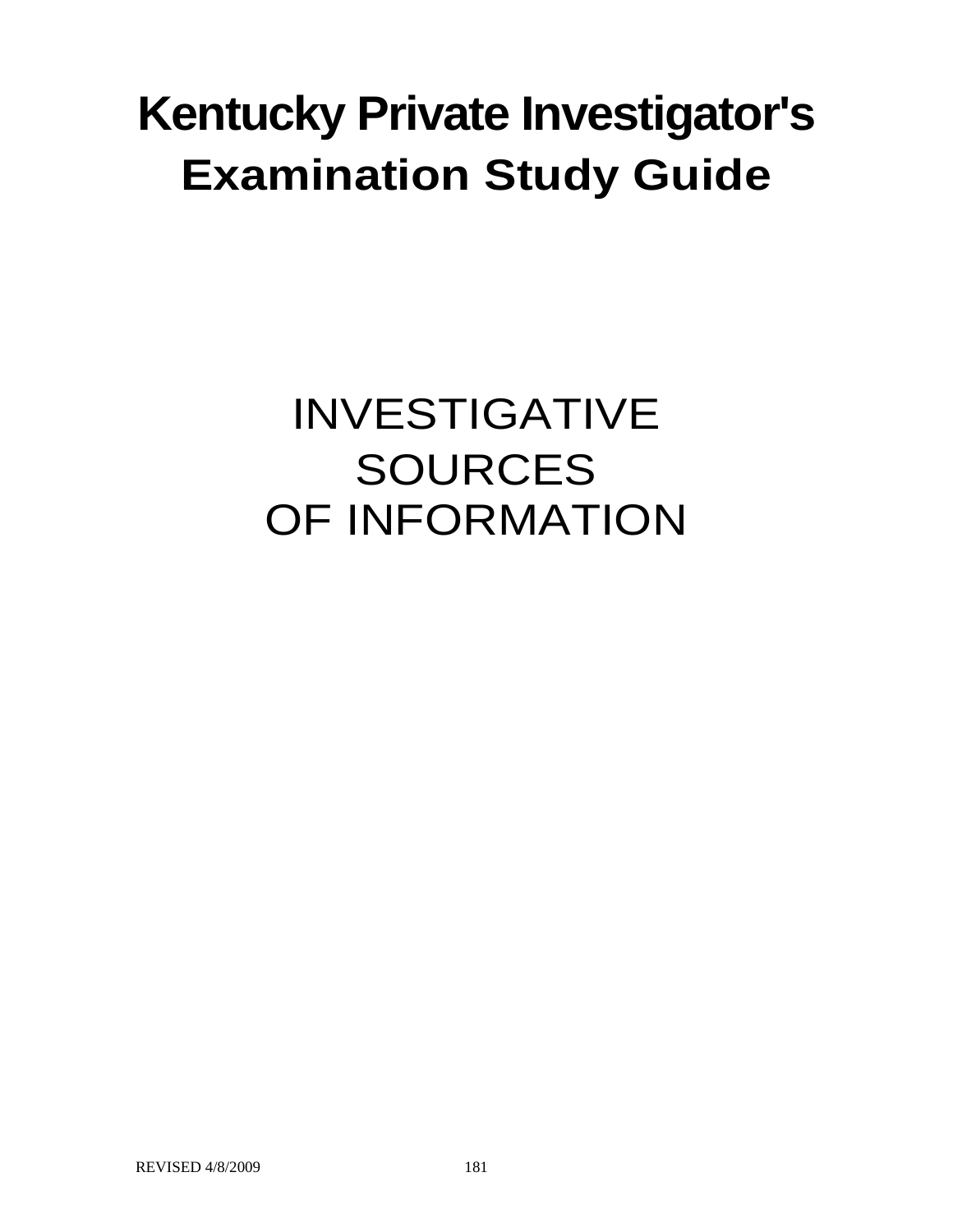# Kentucky Private Investigator's Examination Study Guide

## INVESTIGATIVE SOURCES OF INFORMATION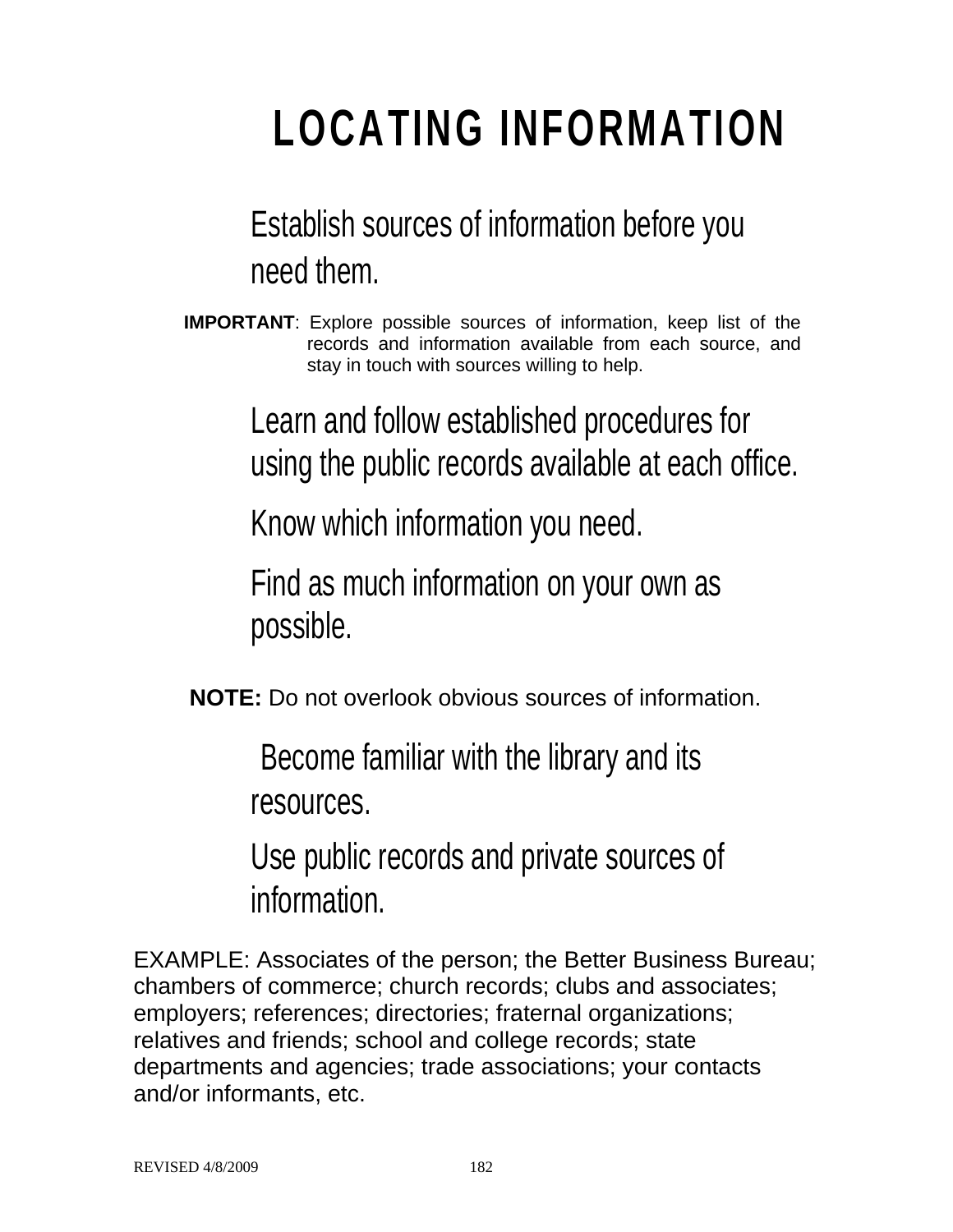# LOCATING INFORMATION

Establish sources of information before you need them.

**IMPORTANT**: Explore possible sources of information, keep list of the records and information available from each source, and stay in touch with sources willing to help.

Learn and follow established procedures for using the public records available at each office.

Know which information you need.

Find as much information on your own as possible.

**NOTE:** Do not overlook obvious sources of information.

Become familiar with the library and its resources.

Use public records and private sources of information.

EXAMPLE: Associates of the person; the Better Business Bureau; chambers of commerce; church records; clubs and associates; employers; references; directories; fraternal organizations; relatives and friends; school and college records; state departments and agencies; trade associations; your contacts and/or informants, etc.

REVISED 4/8/2009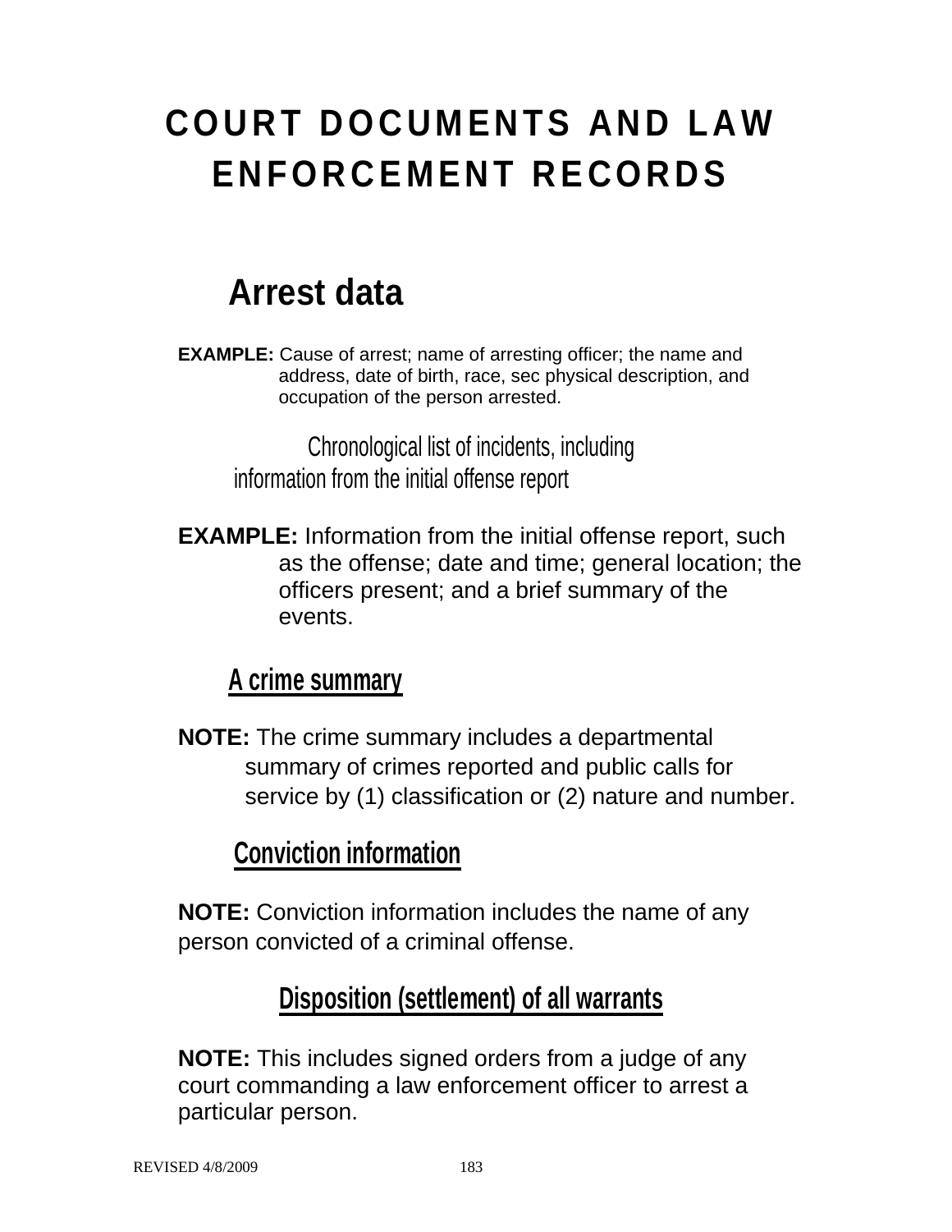# COURT DOCUMENTS AND LAW ENFORCEMENT RECORDS

## Arrest data

**EXAMPLE:** Cause of arrest; name of arresting officer; the name and address, date of birth, race, sec physical description, and occupation of the person arrested.

## Chronological list of incidents, including information from the initial offense report

**EXAMPLE:** Information from the initial offense report, such as the offense; date and time; general location; the officers present; and a brief summary of the events.

## A crime summary

**NOTE:** The crime summary includes a departmental summary of crimes reported and public calls for service by (1) classification or (2) nature and number.

## Conviction information

**NOTE:** Conviction information includes the name of any person convicted of a criminal offense.

## Disposition (settlement) of all warrants

**NOTE:** This includes signed orders from a judge of any court commanding a law enforcement officer to arrest a particular person.

REVISED 4/8/2009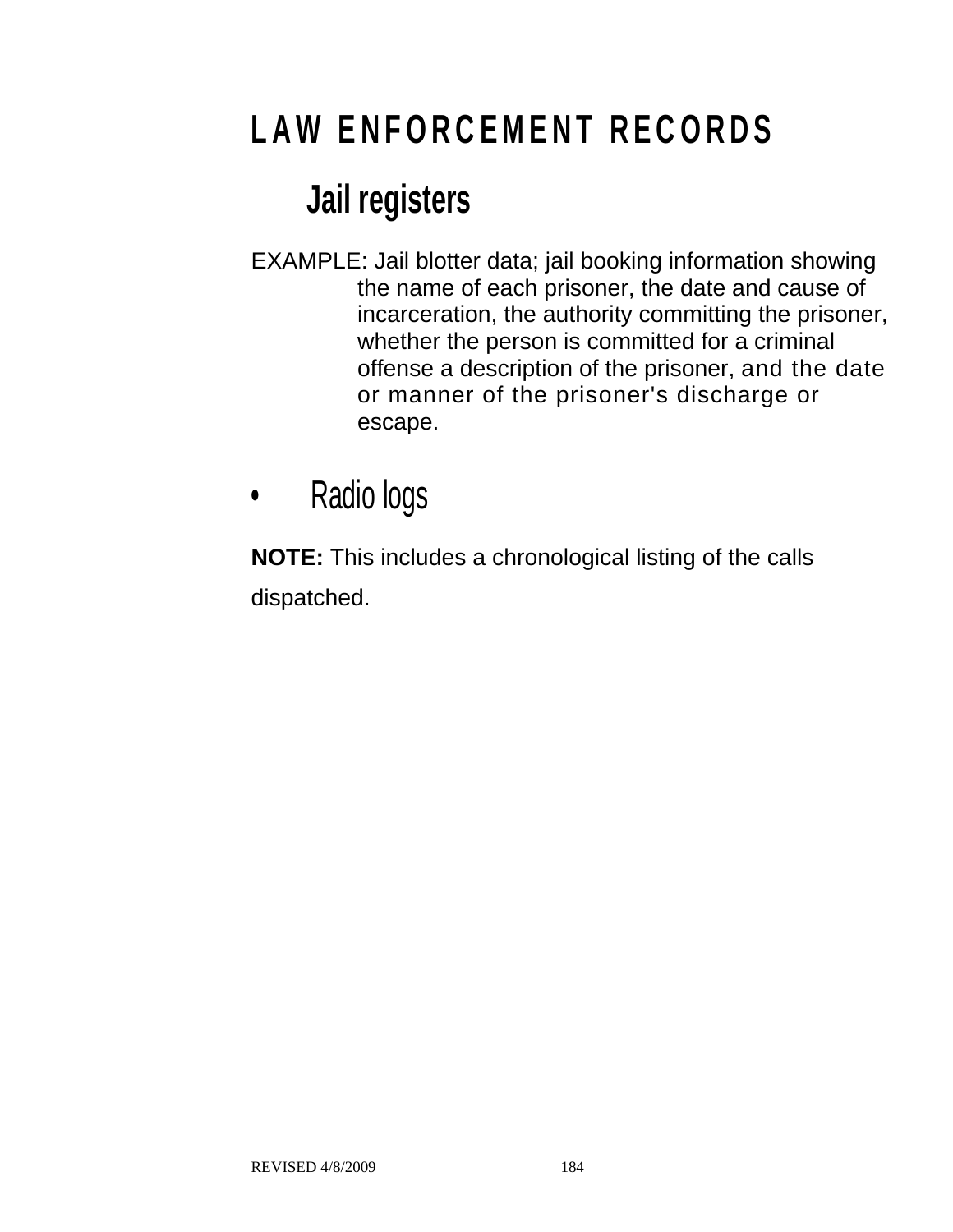# LAW ENFORCEMENT RECORDS

## Jail registers

EXAMPLE: Jail blotter data; jail booking information showing the name of each prisoner, the date and cause of incarceration, the authority committing the prisoner, whether the person is committed for a criminal offense a description of the prisoner, and the date or manner of the prisoner's discharge or escape.

- ## Radio logs

**NOTE:** This includes a chronological listing of the calls dispatched.

REVISED 4/8/2009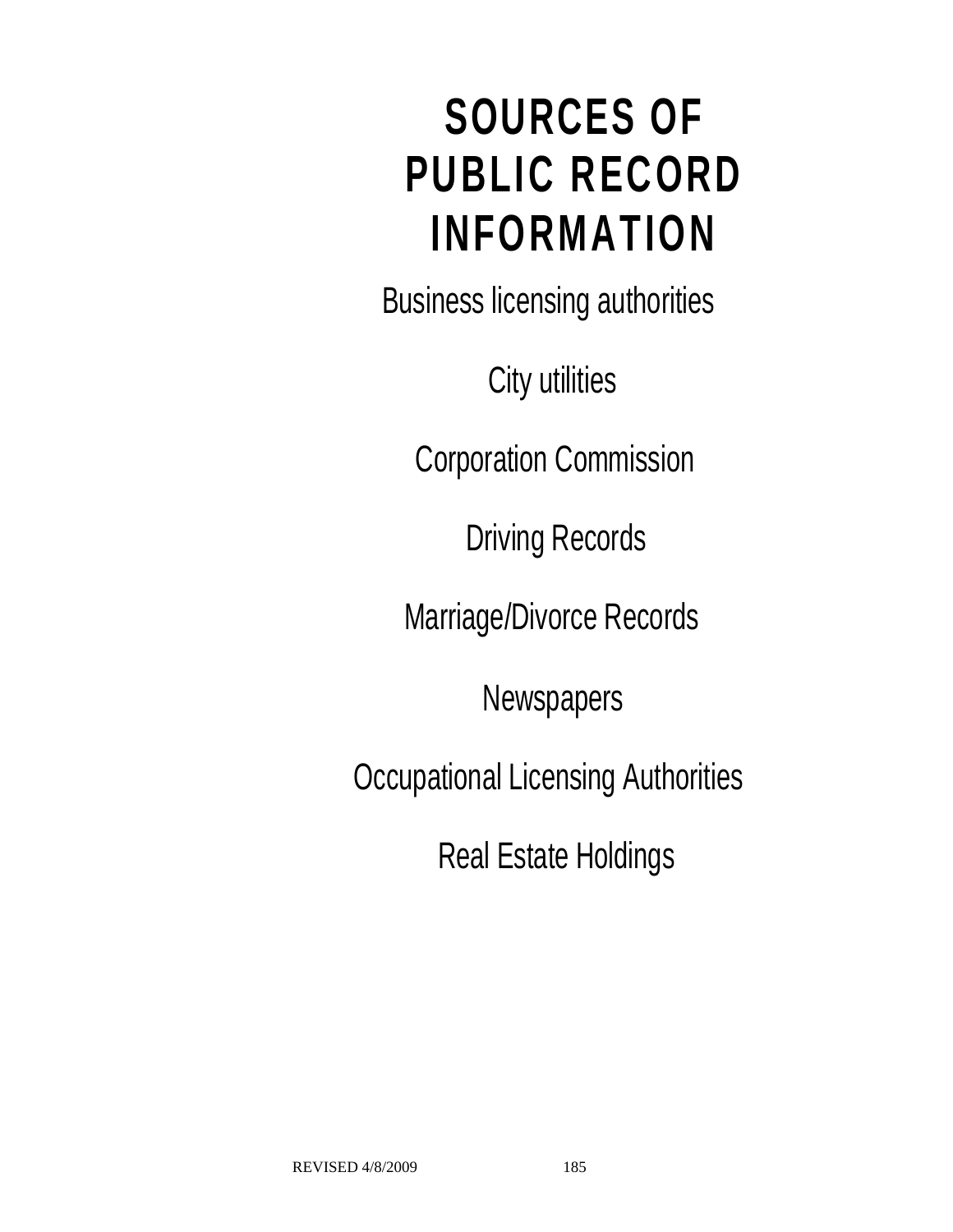# SOURCES OF PUBLIC RECORD INFORMATION

Business licensing authorities

City utilities

Corporation Commission

Driving Records

Marriage/Divorce Records

Newspapers

Occupational Licensing Authorities

Real Estate Holdings

REVISED 4/8/2009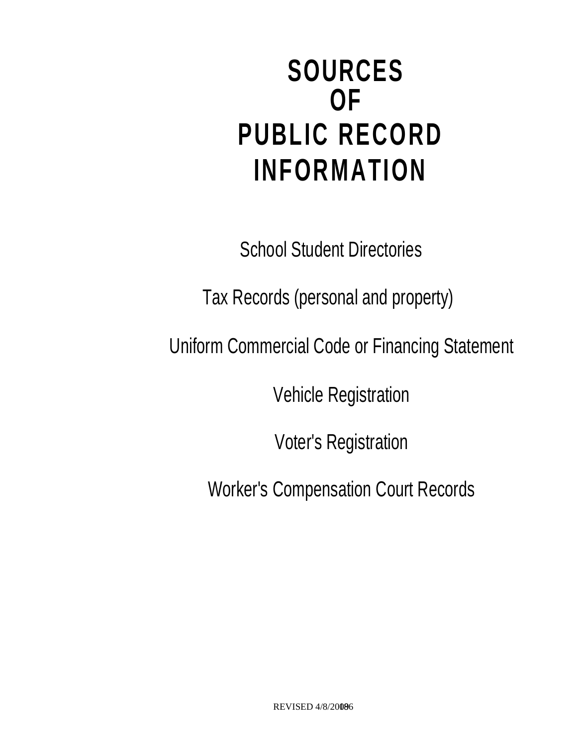# SOURCES OF PUBLIC RECORD INFORMATION

School Student Directories

Tax Records (personal and property)

Uniform Commercial Code or Financing Statement

Vehicle Registration

Voter's Registration

Worker's Compensation Court Records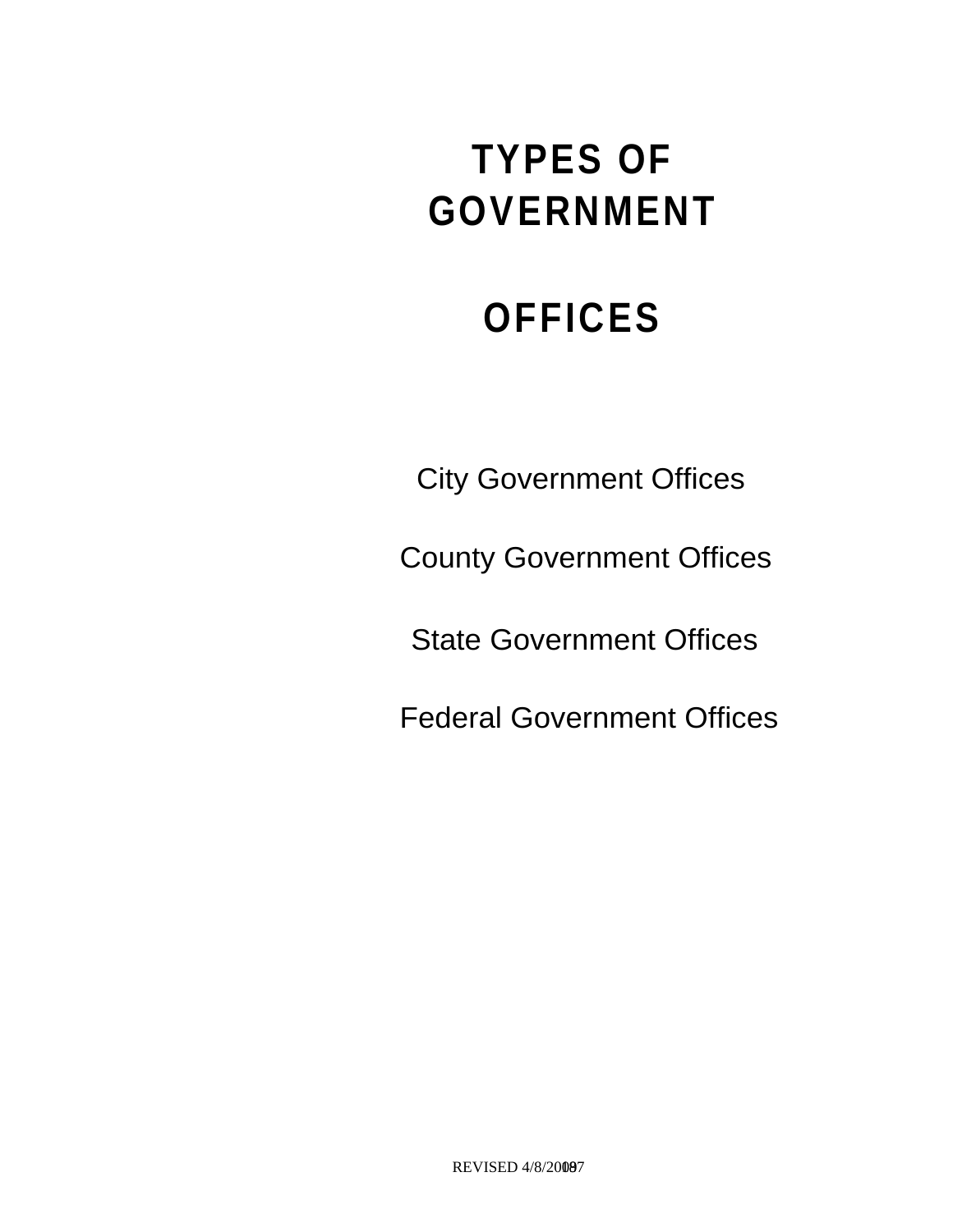# TYPES OF GOVERNMENT

# OFFICES

City Government Offices

County Government Offices

State Government Offices

Federal Government Offices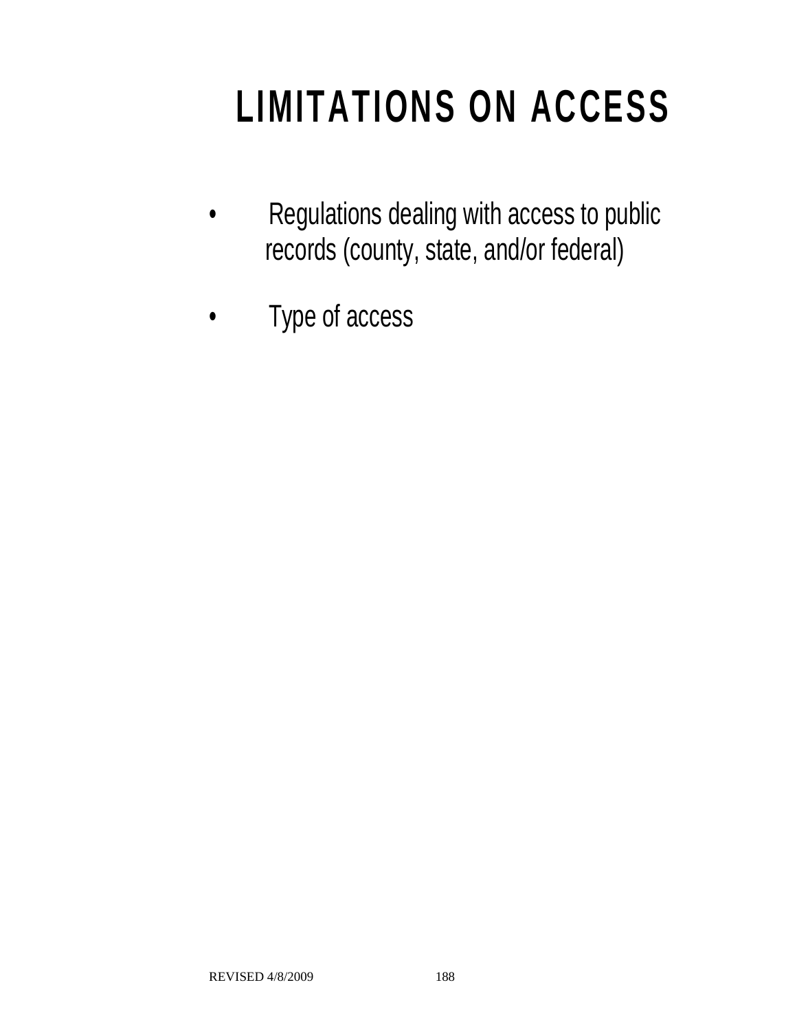# LIMITATIONS ON ACCESS

- Regulations dealing with access to public records (county, state, and/or federal)
- Type of access

REVISED 4/8/2009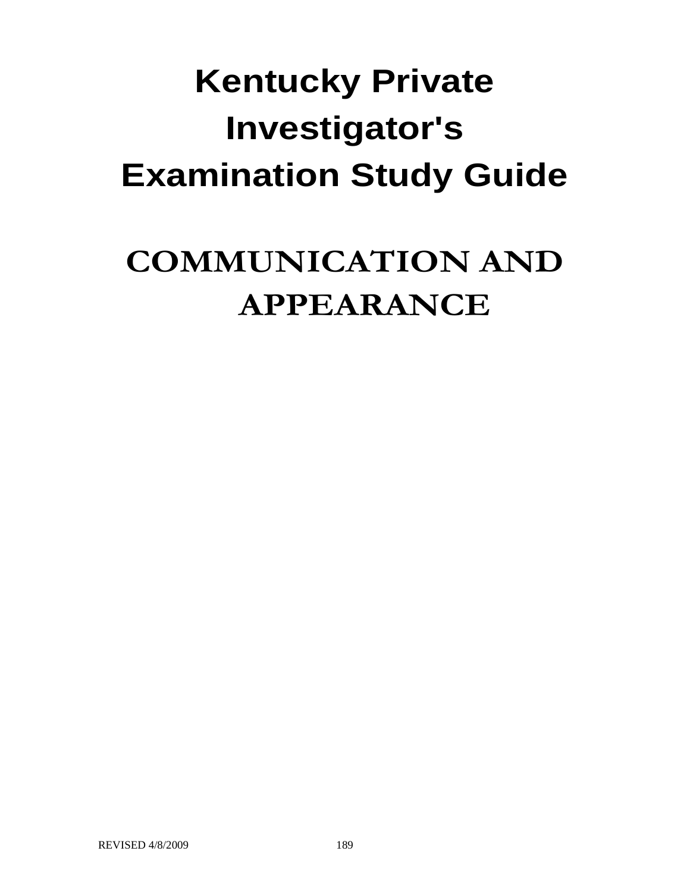# Kentucky Private Investigator's Examination Study Guide

## COMMUNICATION AND APPEARANCE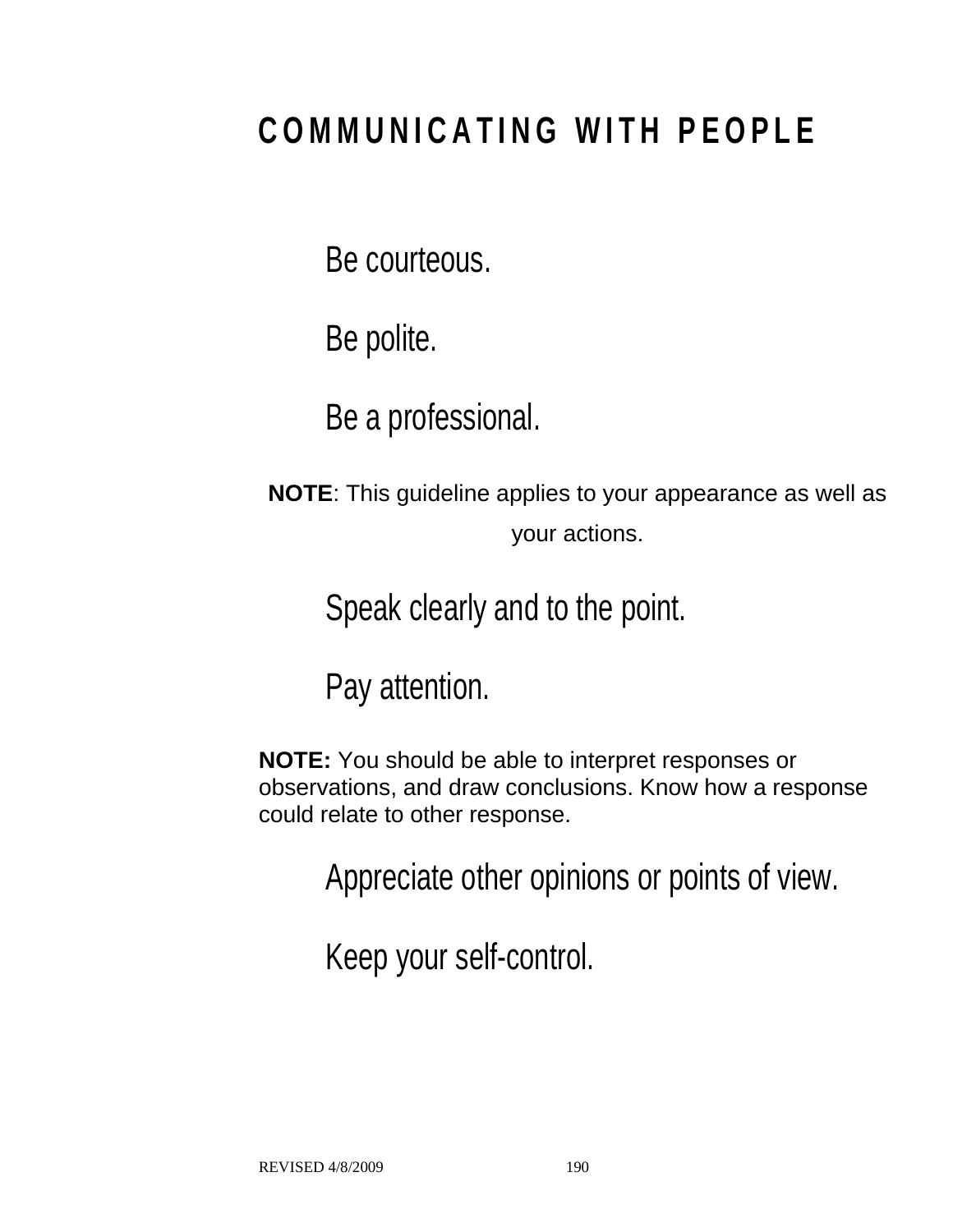# COMMUNICATING WITH PEOPLE

Be courteous.

Be polite.

Be a professional.

**NOTE**: This guideline applies to your appearance as well as your actions.

Speak clearly and to the point.

Pay attention.

**NOTE:** You should be able to interpret responses or observations, and draw conclusions. Know how a response could relate to other response.

Appreciate other opinions or points of view.

Keep your self-control.

REVISED 4/8/2009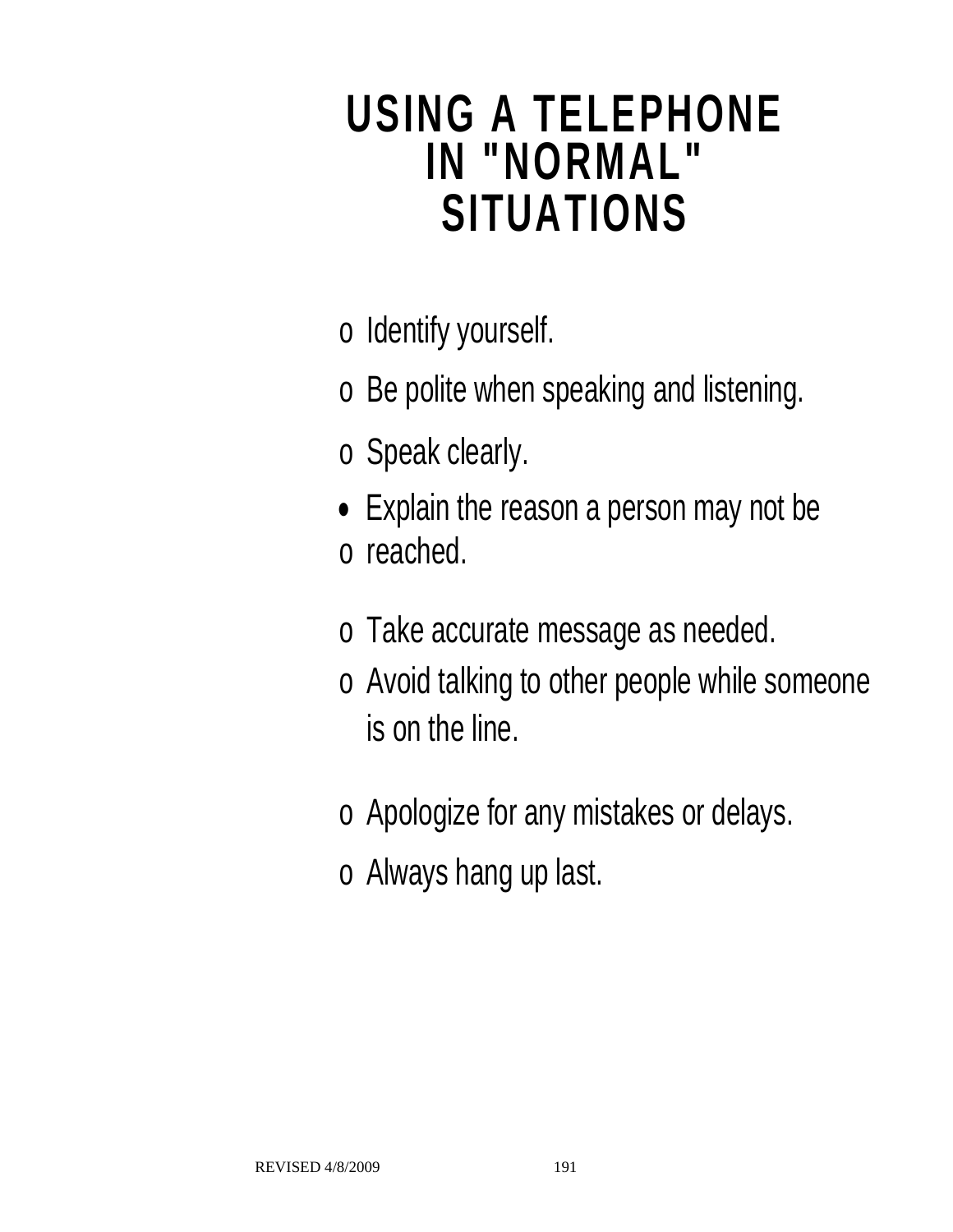# USING A TELEPHONE IN "NORMAL" SITUATIONS

- Identify yourself.
- Be polite when speaking and listening.
- Speak clearly.
- Explain the reason a person may not be reached.
- Take accurate message as needed.
- Avoid talking to other people while someone is on the line.
- Apologize for any mistakes or delays.
- Always hang up last.

REVISED 4/8/2009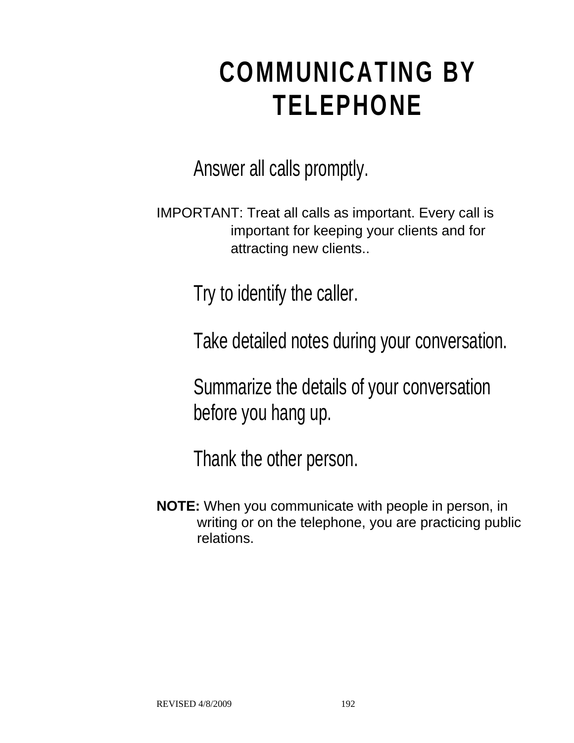# COMMUNICATING BY TELEPHONE

Answer all calls promptly.

IMPORTANT: Treat all calls as important. Every call is important for keeping your clients and for attracting new clients..

Try to identify the caller.

Take detailed notes during your conversation.

Summarize the details of your conversation before you hang up.

Thank the other person.

**NOTE:** When you communicate with people in person, in writing or on the telephone, you are practicing public relations.

REVISED 4/8/2009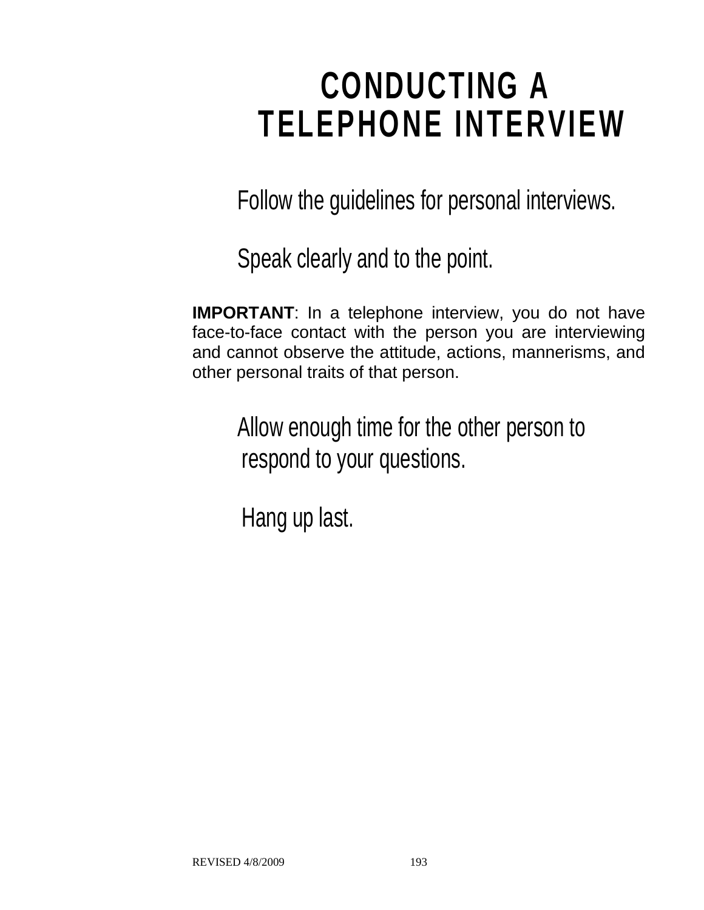# CONDUCTING A TELEPHONE INTERVIEW

Follow the guidelines for personal interviews.

Speak clearly and to the point.

**IMPORTANT**: In a telephone interview, you do not have face-to-face contact with the person you are interviewing and cannot observe the attitude, actions, mannerisms, and other personal traits of that person.

Allow enough time for the other person to respond to your questions.

Hang up last.

REVISED 4/8/2009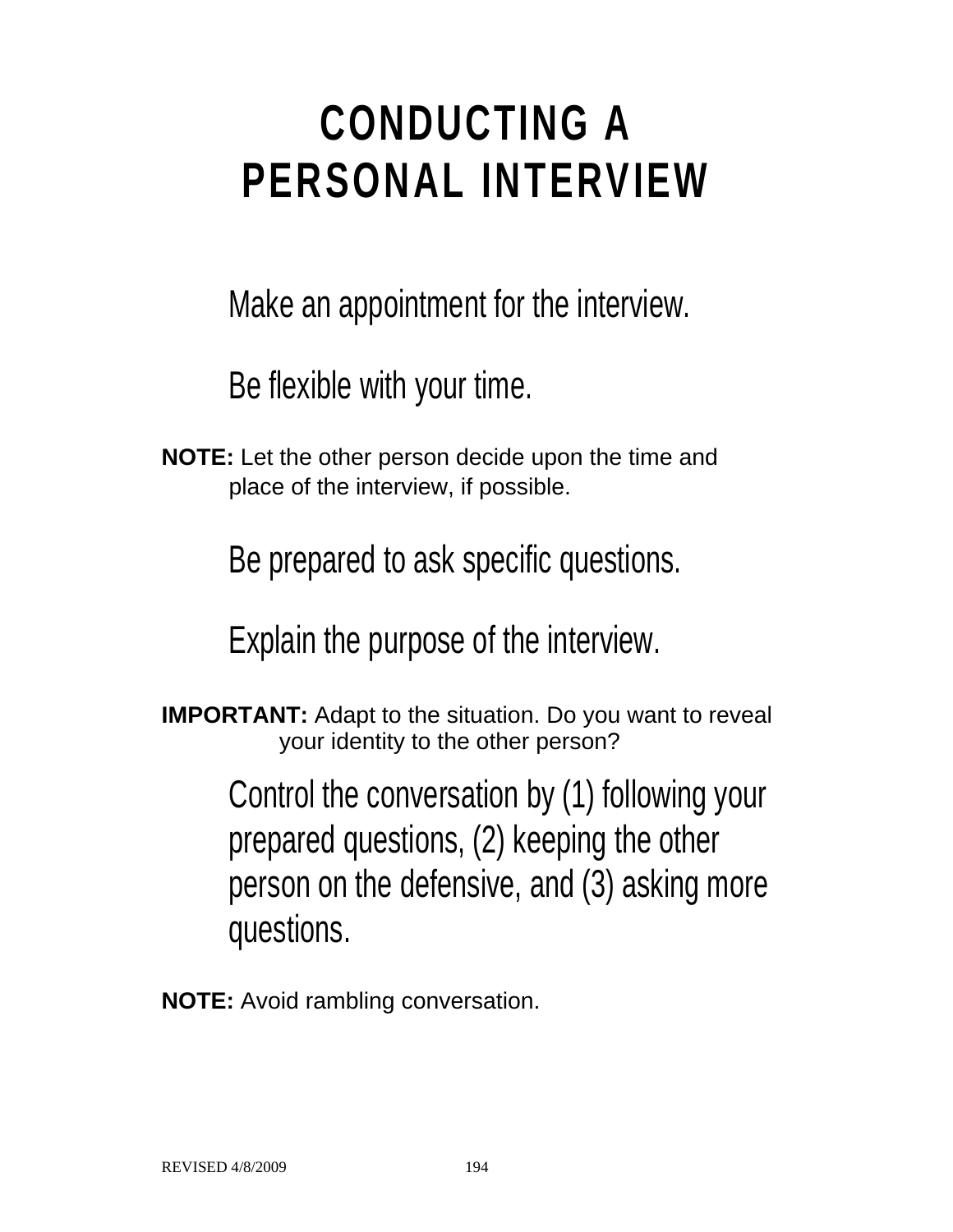# CONDUCTING A PERSONAL INTERVIEW

Make an appointment for the interview.

Be flexible with your time.

**NOTE:** Let the other person decide upon the time and place of the interview, if possible.

Be prepared to ask specific questions.

Explain the purpose of the interview.

**IMPORTANT:** Adapt to the situation. Do you want to reveal your identity to the other person?

Control the conversation by (1) following your prepared questions, (2) keeping the other person on the defensive, and (3) asking more questions.

**NOTE:** Avoid rambling conversation.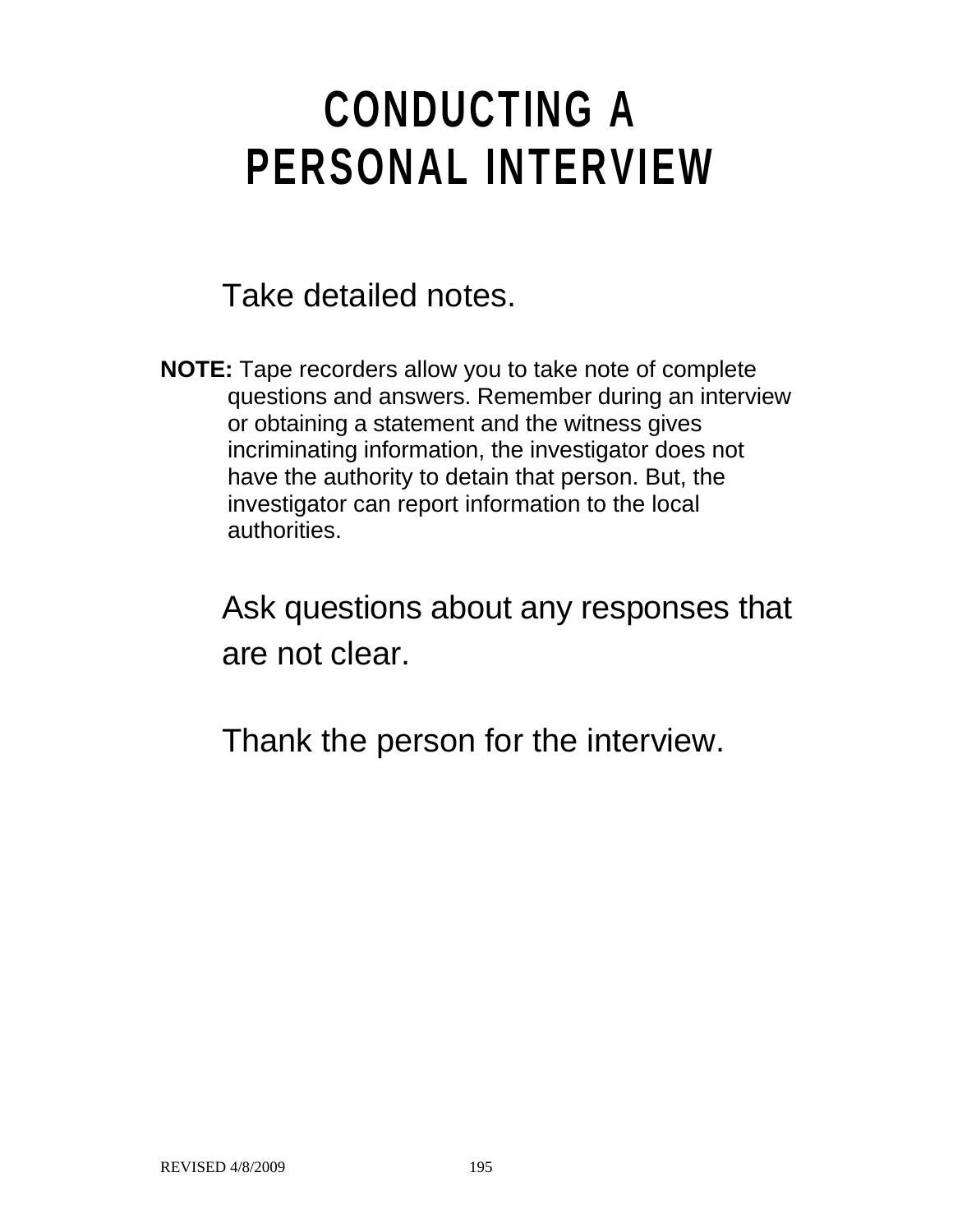# CONDUCTING A PERSONAL INTERVIEW

Take detailed notes.

**NOTE:** Tape recorders allow you to take note of complete questions and answers. Remember during an interview or obtaining a statement and the witness gives incriminating information, the investigator does not have the authority to detain that person. But, the investigator can report information to the local authorities.

Ask questions about any responses that are not clear.

Thank the person for the interview.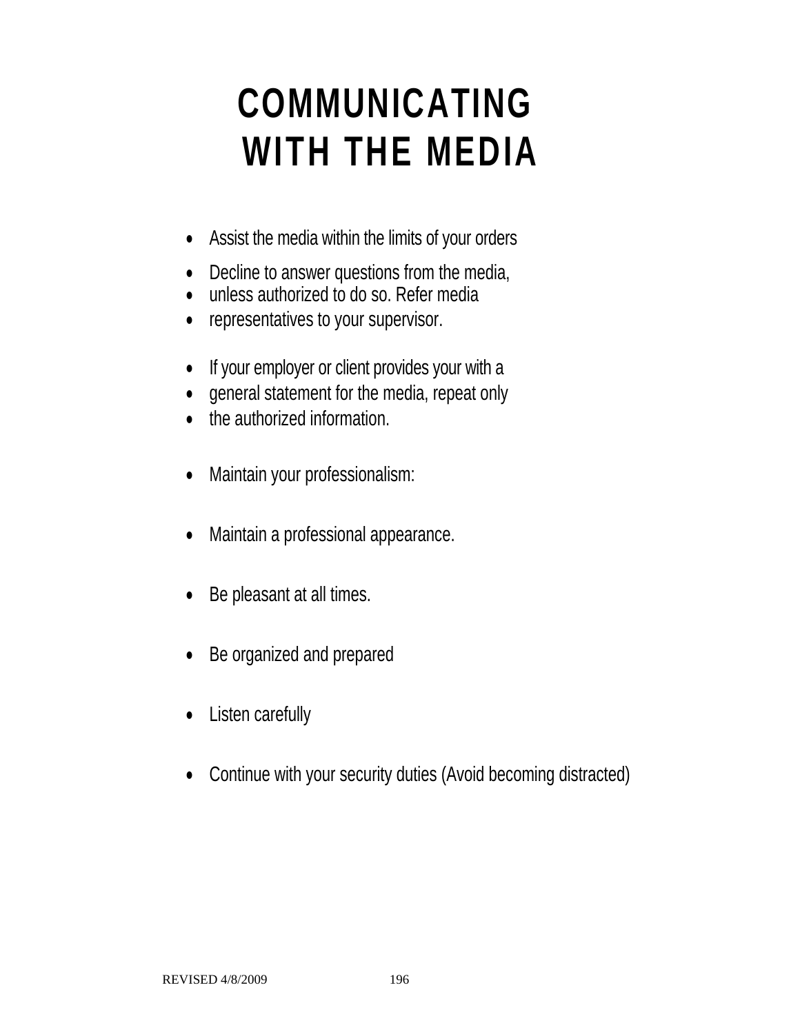# COMMUNICATING WITH THE MEDIA

- Assist the media within the limits of your orders
- Decline to answer questions from the media,
- unless authorized to do so. Refer media
- representatives to your supervisor.
- If your employer or client provides your with a
- general statement for the media, repeat only
- the authorized information.
- Maintain your professionalism:
- Maintain a professional appearance.
- Be pleasant at all times.
- Be organized and prepared
- Listen carefully
- Continue with your security duties (Avoid becoming distracted)

REVISED 4/8/2009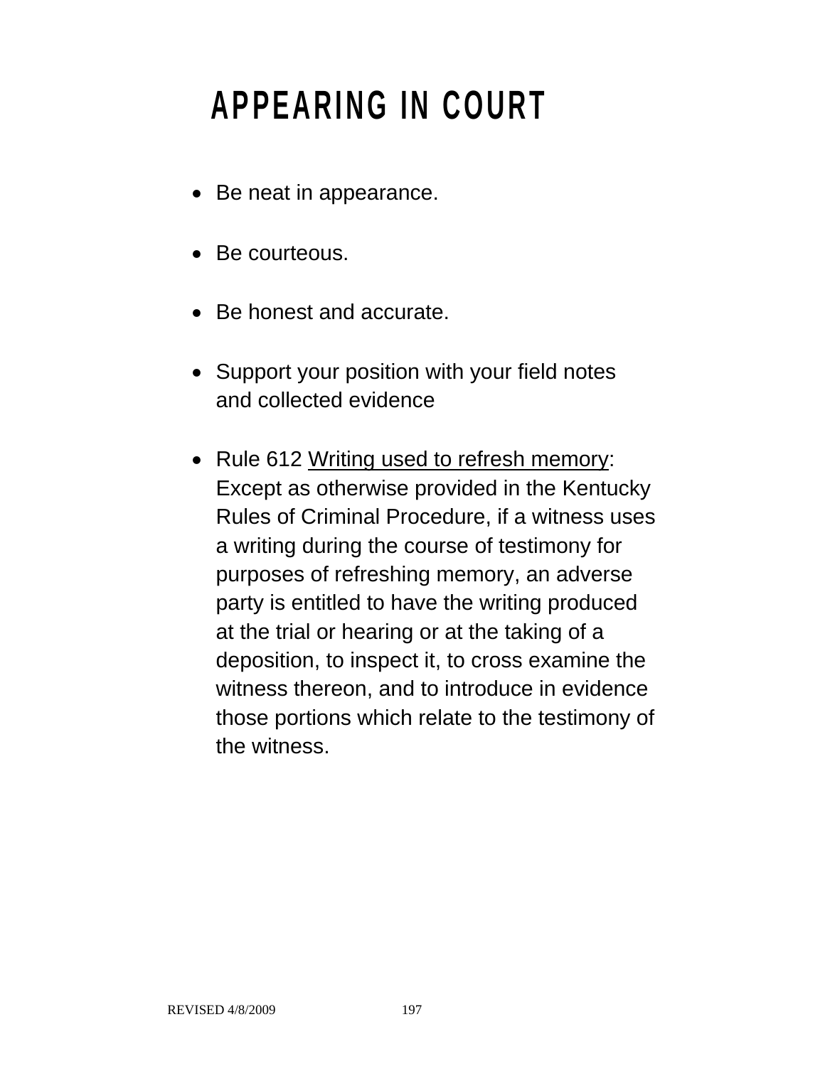# APPEARING IN COURT

- Be neat in appearance.
- Be courteous.
- Be honest and accurate.
- Support your position with your field notes and collected evidence
- Rule 612 Writing used to refresh memory: Except as otherwise provided in the Kentucky Rules of Criminal Procedure, if a witness uses a writing during the course of testimony for purposes of refreshing memory, an adverse party is entitled to have the writing produced at the trial or hearing or at the taking of a deposition, to inspect it, to cross examine the witness thereon, and to introduce in evidence those portions which relate to the testimony of the witness.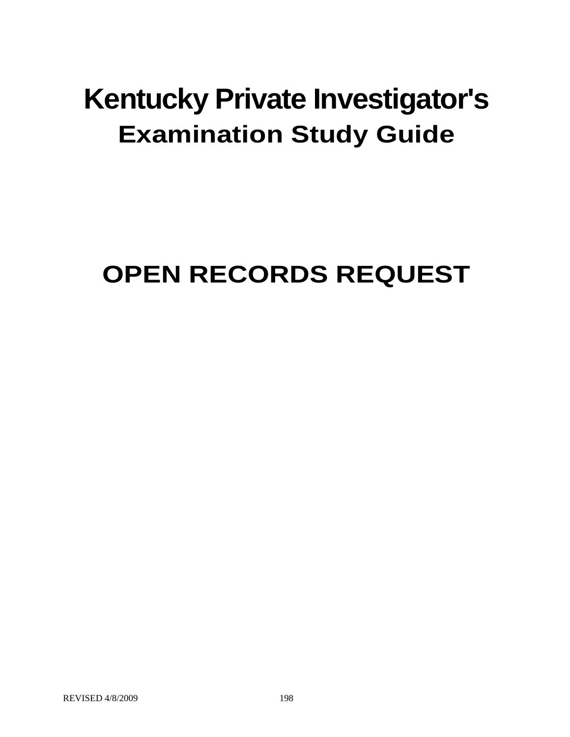# Kentucky Private Investigator's
## Examination Study Guide

# OPEN RECORDS REQUEST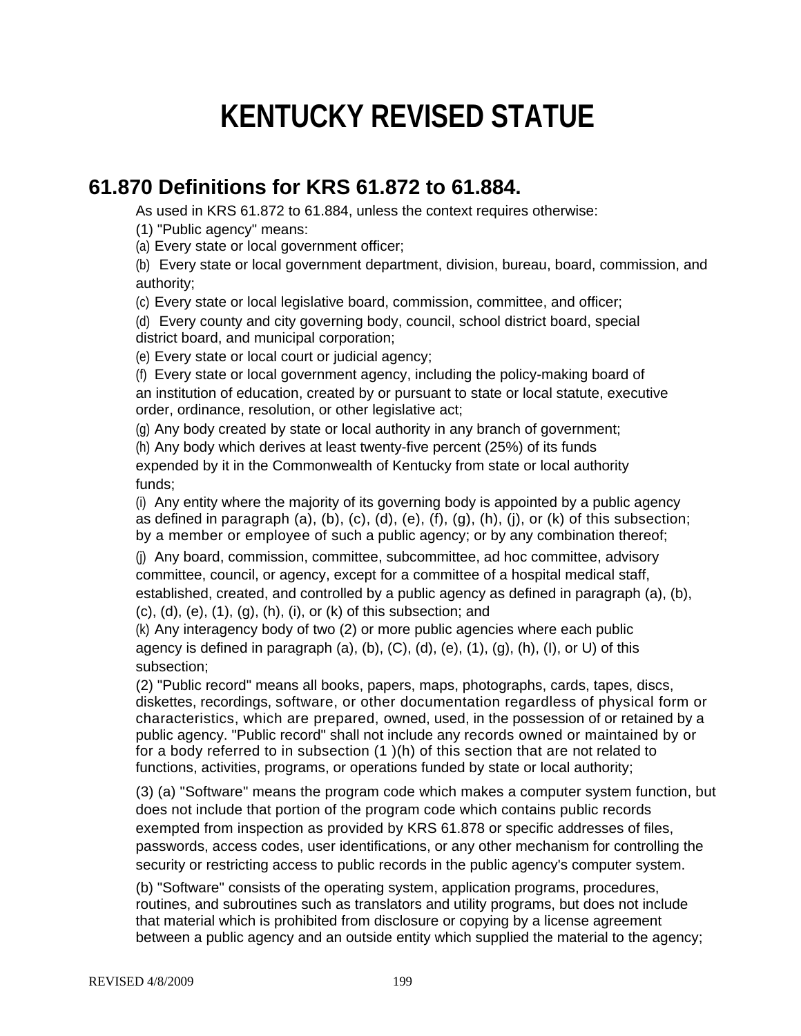# KENTUCKY REVISED STATUE

## 61.870 Definitions for KRS 61.872 to 61.884.

As used in KRS 61.872 to 61.884, unless the context requires otherwise:

(1) "Public agency" means:

(a) Every state or local government officer;

(b) Every state or local government department, division, bureau, board, commission, and authority;

(c) Every state or local legislative board, commission, committee, and officer;

(d) Every county and city governing body, council, school district board, special district board, and municipal corporation;

(e) Every state or local court or judicial agency;

(f) Every state or local government agency, including the policy-making board of an institution of education, created by or pursuant to state or local statute, executive order, ordinance, resolution, or other legislative act;

(g) Any body created by state or local authority in any branch of government;

(h) Any body which derives at least twenty-five percent (25%) of its funds expended by it in the Commonwealth of Kentucky from state or local authority funds;

(i) Any entity where the majority of its governing body is appointed by a public agency as defined in paragraph (a), (b), (c), (d), (e), (f), (g), (h), (j), or (k) of this subsection; by a member or employee of such a public agency; or by any combination thereof;

(j) Any board, commission, committee, subcommittee, ad hoc committee, advisory committee, council, or agency, except for a committee of a hospital medical staff, established, created, and controlled by a public agency as defined in paragraph (a), (b), (c), (d), (e), (1), (g), (h), (i), or (k) of this subsection; and

(k) Any interagency body of two (2) or more public agencies where each public agency is defined in paragraph (a), (b), (C), (d), (e), (1), (g), (h), (I), or U) of this subsection;

(2) "Public record" means all books, papers, maps, photographs, cards, tapes, discs, diskettes, recordings, software, or other documentation regardless of physical form or characteristics, which are prepared, owned, used, in the possession of or retained by a public agency. "Public record" shall not include any records owned or maintained by or for a body referred to in subsection (1 )(h) of this section that are not related to functions, activities, programs, or operations funded by state or local authority;

(3) (a) "Software" means the program code which makes a computer system function, but does not include that portion of the program code which contains public records exempted from inspection as provided by KRS 61.878 or specific addresses of files, passwords, access codes, user identifications, or any other mechanism for controlling the security or restricting access to public records in the public agency's computer system.

(b) "Software" consists of the operating system, application programs, procedures, routines, and subroutines such as translators and utility programs, but does not include that material which is prohibited from disclosure or copying by a license agreement between a public agency and an outside entity which supplied the material to the agency;

REVISED 4/8/2009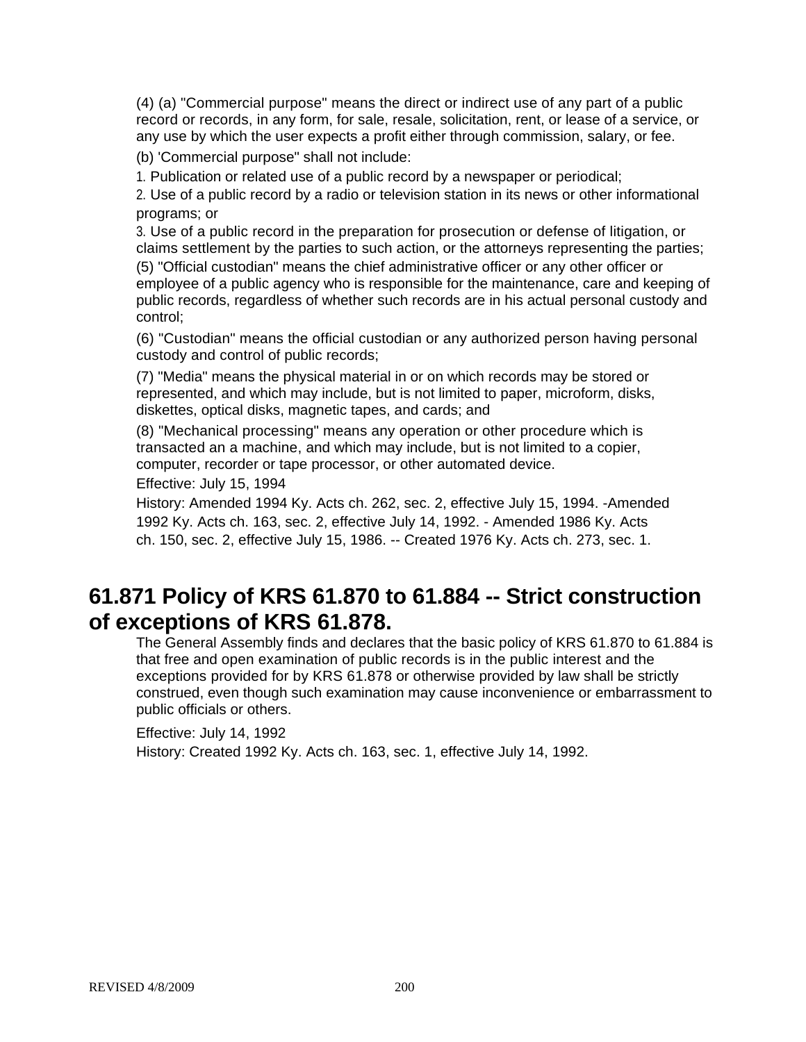(4) (a) "Commercial purpose" means the direct or indirect use of any part of a public record or records, in any form, for sale, resale, solicitation, rent, or lease of a service, or any use by which the user expects a profit either through commission, salary, or fee.

(b) 'Commercial purpose" shall not include:

1. Publication or related use of a public record by a newspaper or periodical;

2. Use of a public record by a radio or television station in its news or other informational programs; or

3. Use of a public record in the preparation for prosecution or defense of litigation, or claims settlement by the parties to such action, or the attorneys representing the parties;

(5) "Official custodian" means the chief administrative officer or any other officer or employee of a public agency who is responsible for the maintenance, care and keeping of public records, regardless of whether such records are in his actual personal custody and control;

(6) "Custodian" means the official custodian or any authorized person having personal custody and control of public records;

(7) "Media" means the physical material in or on which records may be stored or represented, and which may include, but is not limited to paper, microform, disks, diskettes, optical disks, magnetic tapes, and cards; and

(8) "Mechanical processing" means any operation or other procedure which is transacted an a machine, and which may include, but is not limited to a copier, computer, recorder or tape processor, or other automated device.

Effective: July 15, 1994

History: Amended 1994 Ky. Acts ch. 262, sec. 2, effective July 15, 1994. -Amended 1992 Ky. Acts ch. 163, sec. 2, effective July 14, 1992. - Amended 1986 Ky. Acts ch. 150, sec. 2, effective July 15, 1986. -- Created 1976 Ky. Acts ch. 273, sec. 1.

## 61.871 Policy of KRS 61.870 to 61.884 -- Strict construction of exceptions of KRS 61.878.

The General Assembly finds and declares that the basic policy of KRS 61.870 to 61.884 is that free and open examination of public records is in the public interest and the exceptions provided for by KRS 61.878 or otherwise provided by law shall be strictly construed, even though such examination may cause inconvenience or embarrassment to public officials or others.

Effective: July 14, 1992

History: Created 1992 Ky. Acts ch. 163, sec. 1, effective July 14, 1992.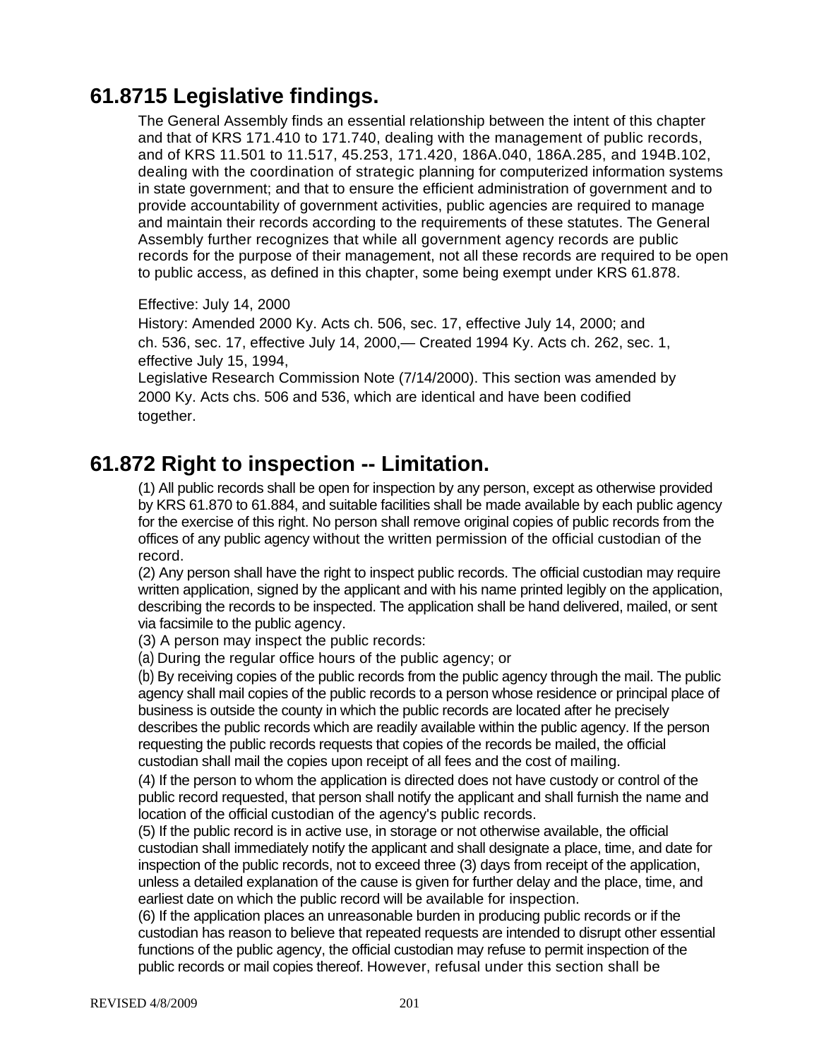## 61.8715 Legislative findings.

The General Assembly finds an essential relationship between the intent of this chapter and that of KRS 171.410 to 171.740, dealing with the management of public records, and of KRS 11.501 to 11.517, 45.253, 171.420, 186A.040, 186A.285, and 194B.102, dealing with the coordination of strategic planning for computerized information systems in state government; and that to ensure the efficient administration of government and to provide accountability of government activities, public agencies are required to manage and maintain their records according to the requirements of these statutes. The General Assembly further recognizes that while all government agency records are public records for the purpose of their management, not all these records are required to be open to public access, as defined in this chapter, some being exempt under KRS 61.878.

Effective: July 14, 2000
History: Amended 2000 Ky. Acts ch. 506, sec. 17, effective July 14, 2000; and ch. 536, sec. 17, effective July 14, 2000,— Created 1994 Ky. Acts ch. 262, sec. 1, effective July 15, 1994,
Legislative Research Commission Note (7/14/2000). This section was amended by 2000 Ky. Acts chs. 506 and 536, which are identical and have been codified together.

## 61.872 Right to inspection -- Limitation.

(1) All public records shall be open for inspection by any person, except as otherwise provided by KRS 61.870 to 61.884, and suitable facilities shall be made available by each public agency for the exercise of this right. No person shall remove original copies of public records from the offices of any public agency without the written permission of the official custodian of the record.

(2) Any person shall have the right to inspect public records. The official custodian may require written application, signed by the applicant and with his name printed legibly on the application, describing the records to be inspected. The application shall be hand delivered, mailed, or sent via facsimile to the public agency.

(3) A person may inspect the public records:

(a) During the regular office hours of the public agency; or

(b) By receiving copies of the public records from the public agency through the mail. The public agency shall mail copies of the public records to a person whose residence or principal place of business is outside the county in which the public records are located after he precisely describes the public records which are readily available within the public agency. If the person requesting the public records requests that copies of the records be mailed, the official custodian shall mail the copies upon receipt of all fees and the cost of mailing.

(4) If the person to whom the application is directed does not have custody or control of the public record requested, that person shall notify the applicant and shall furnish the name and location of the official custodian of the agency's public records.

(5) If the public record is in active use, in storage or not otherwise available, the official custodian shall immediately notify the applicant and shall designate a place, time, and date for inspection of the public records, not to exceed three (3) days from receipt of the application, unless a detailed explanation of the cause is given for further delay and the place, time, and earliest date on which the public record will be available for inspection.

(6) If the application places an unreasonable burden in producing public records or if the custodian has reason to believe that repeated requests are intended to disrupt other essential functions of the public agency, the official custodian may refuse to permit inspection of the public records or mail copies thereof. However, refusal under this section shall be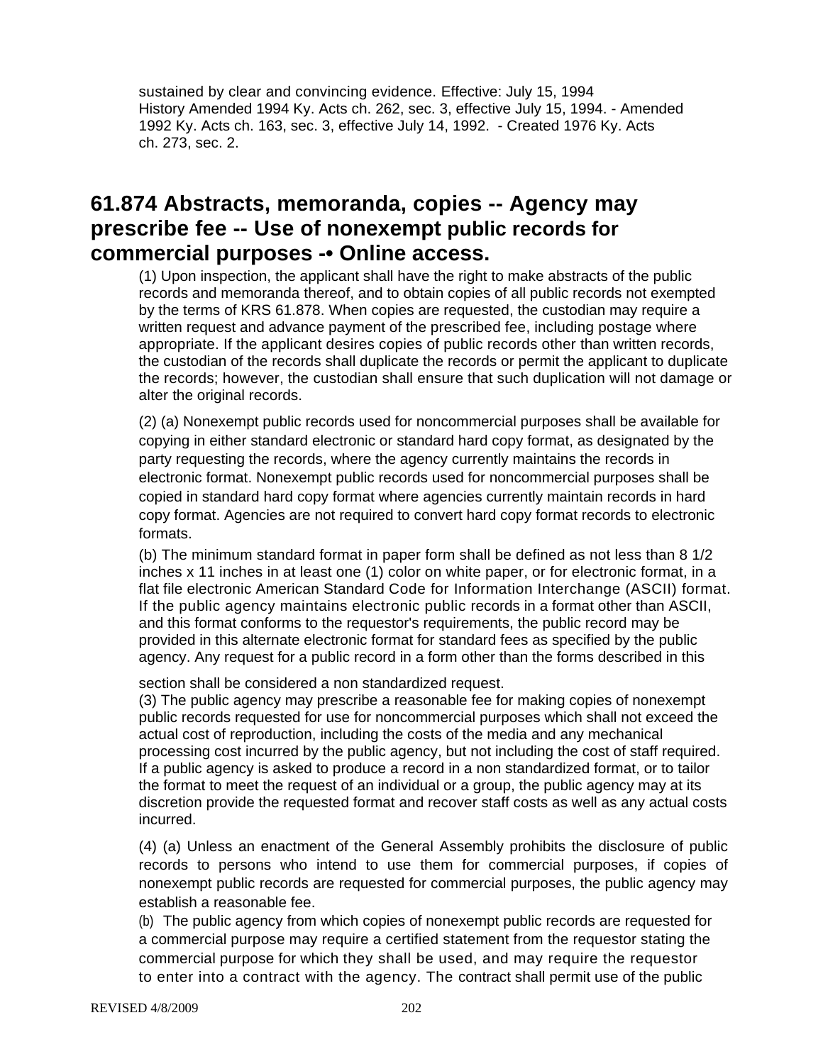sustained by clear and convincing evidence. Effective: July 15, 1994
History Amended 1994 Ky. Acts ch. 262, sec. 3, effective July 15, 1994. - Amended 1992 Ky. Acts ch. 163, sec. 3, effective July 14, 1992. - Created 1976 Ky. Acts ch. 273, sec. 2.

## 61.874 Abstracts, memoranda, copies -- Agency may prescribe fee -- Use of nonexempt public records for commercial purposes -• Online access.

(1) Upon inspection, the applicant shall have the right to make abstracts of the public records and memoranda thereof, and to obtain copies of all public records not exempted by the terms of KRS 61.878. When copies are requested, the custodian may require a written request and advance payment of the prescribed fee, including postage where appropriate. If the applicant desires copies of public records other than written records, the custodian of the records shall duplicate the records or permit the applicant to duplicate the records; however, the custodian shall ensure that such duplication will not damage or alter the original records.

(2) (a) Nonexempt public records used for noncommercial purposes shall be available for copying in either standard electronic or standard hard copy format, as designated by the party requesting the records, where the agency currently maintains the records in electronic format. Nonexempt public records used for noncommercial purposes shall be copied in standard hard copy format where agencies currently maintain records in hard copy format. Agencies are not required to convert hard copy format records to electronic formats.

(b) The minimum standard format in paper form shall be defined as not less than 8 1/2 inches x 11 inches in at least one (1) color on white paper, or for electronic format, in a flat file electronic American Standard Code for Information Interchange (ASCII) format. If the public agency maintains electronic public records in a format other than ASCII, and this format conforms to the requestor's requirements, the public record may be provided in this alternate electronic format for standard fees as specified by the public agency. Any request for a public record in a form other than the forms described in this section shall be considered a non standardized request.

(3) The public agency may prescribe a reasonable fee for making copies of nonexempt public records requested for use for noncommercial purposes which shall not exceed the actual cost of reproduction, including the costs of the media and any mechanical processing cost incurred by the public agency, but not including the cost of staff required. If a public agency is asked to produce a record in a non standardized format, or to tailor the format to meet the request of an individual or a group, the public agency may at its discretion provide the requested format and recover staff costs as well as any actual costs incurred.

(4) (a) Unless an enactment of the General Assembly prohibits the disclosure of public records to persons who intend to use them for commercial purposes, if copies of nonexempt public records are requested for commercial purposes, the public agency may establish a reasonable fee.

(b) The public agency from which copies of nonexempt public records are requested for a commercial purpose may require a certified statement from the requestor stating the commercial purpose for which they shall be used, and may require the requestor to enter into a contract with the agency. The contract shall permit use of the public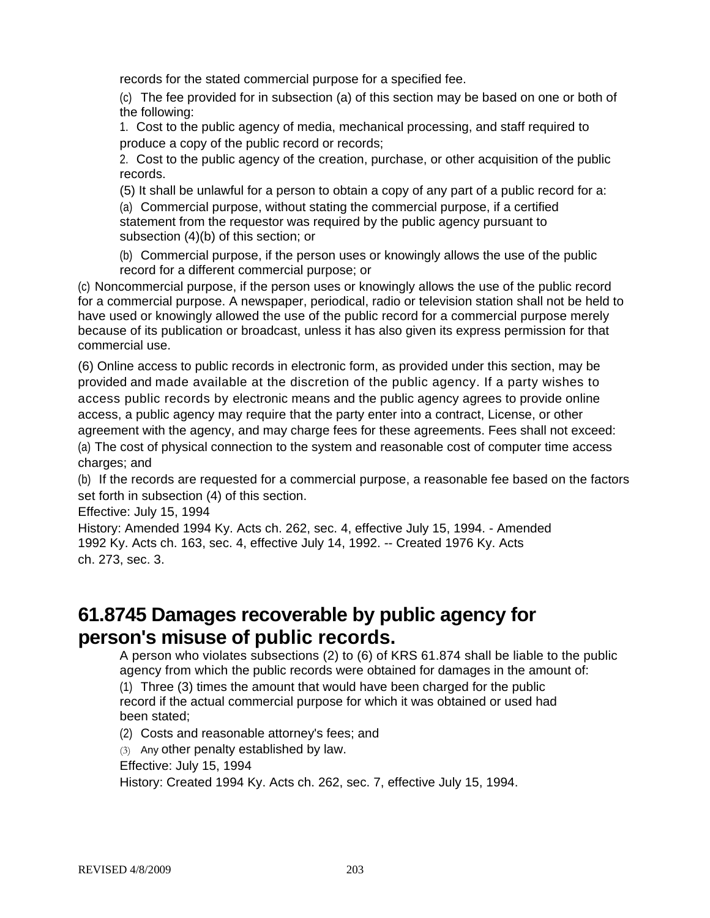records for the stated commercial purpose for a specified fee.

(c) The fee provided for in subsection (a) of this section may be based on one or both of the following:

1. Cost to the public agency of media, mechanical processing, and staff required to produce a copy of the public record or records;

2. Cost to the public agency of the creation, purchase, or other acquisition of the public records.

(5) It shall be unlawful for a person to obtain a copy of any part of a public record for a:

(a) Commercial purpose, without stating the commercial purpose, if a certified statement from the requestor was required by the public agency pursuant to subsection (4)(b) of this section; or

(b) Commercial purpose, if the person uses or knowingly allows the use of the public record for a different commercial purpose; or

(c) Noncommercial purpose, if the person uses or knowingly allows the use of the public record for a commercial purpose. A newspaper, periodical, radio or television station shall not be held to have used or knowingly allowed the use of the public record for a commercial purpose merely because of its publication or broadcast, unless it has also given its express permission for that commercial use.

(6) Online access to public records in electronic form, as provided under this section, may be provided and made available at the discretion of the public agency. If a party wishes to access public records by electronic means and the public agency agrees to provide online access, a public agency may require that the party enter into a contract, License, or other agreement with the agency, and may charge fees for these agreements. Fees shall not exceed:

(a) The cost of physical connection to the system and reasonable cost of computer time access charges; and

(b) If the records are requested for a commercial purpose, a reasonable fee based on the factors set forth in subsection (4) of this section.

Effective: July 15, 1994

History: Amended 1994 Ky. Acts ch. 262, sec. 4, effective July 15, 1994. - Amended 1992 Ky. Acts ch. 163, sec. 4, effective July 14, 1992. -- Created 1976 Ky. Acts ch. 273, sec. 3.

## 61.8745 Damages recoverable by public agency for person's misuse of public records.

A person who violates subsections (2) to (6) of KRS 61.874 shall be liable to the public agency from which the public records were obtained for damages in the amount of:

(1) Three (3) times the amount that would have been charged for the public record if the actual commercial purpose for which it was obtained or used had been stated;

(2) Costs and reasonable attorney's fees; and

(3) Any other penalty established by law.

Effective: July 15, 1994

History: Created 1994 Ky. Acts ch. 262, sec. 7, effective July 15, 1994.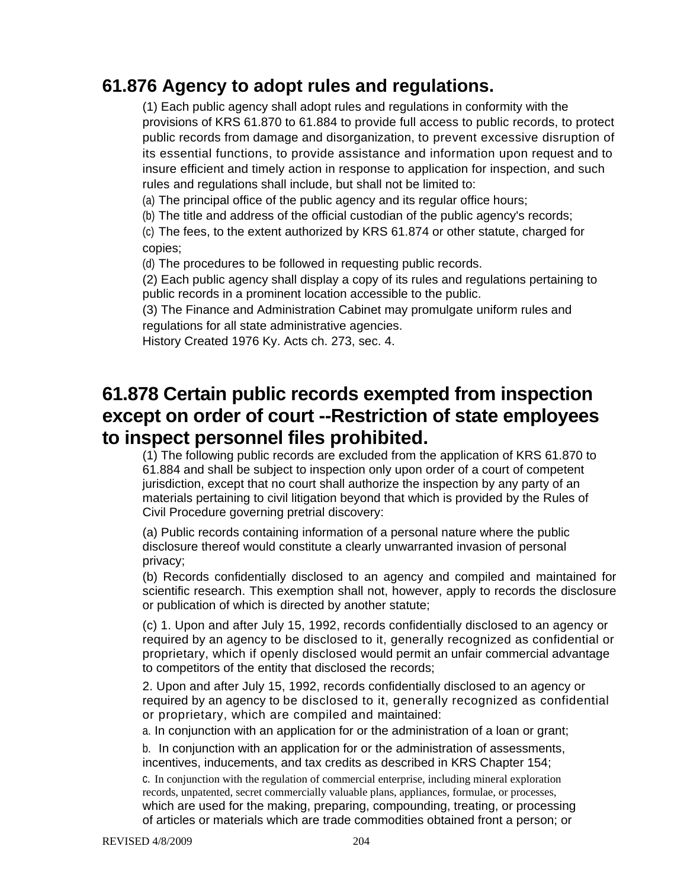## 61.876 Agency to adopt rules and regulations.

(1) Each public agency shall adopt rules and regulations in conformity with the provisions of KRS 61.870 to 61.884 to provide full access to public records, to protect public records from damage and disorganization, to prevent excessive disruption of its essential functions, to provide assistance and information upon request and to insure efficient and timely action in response to application for inspection, and such rules and regulations shall include, but shall not be limited to:

(a) The principal office of the public agency and its regular office hours;

(b) The title and address of the official custodian of the public agency's records;

(c) The fees, to the extent authorized by KRS 61.874 or other statute, charged for copies;

(d) The procedures to be followed in requesting public records.

(2) Each public agency shall display a copy of its rules and regulations pertaining to public records in a prominent location accessible to the public.

(3) The Finance and Administration Cabinet may promulgate uniform rules and regulations for all state administrative agencies.

History Created 1976 Ky. Acts ch. 273, sec. 4.

## 61.878 Certain public records exempted from inspection except on order of court --Restriction of state employees to inspect personnel files prohibited.

(1) The following public records are excluded from the application of KRS 61.870 to 61.884 and shall be subject to inspection only upon order of a court of competent jurisdiction, except that no court shall authorize the inspection by any party of an materials pertaining to civil litigation beyond that which is provided by the Rules of Civil Procedure governing pretrial discovery:

(a) Public records containing information of a personal nature where the public disclosure thereof would constitute a clearly unwarranted invasion of personal privacy;

(b) Records confidentially disclosed to an agency and compiled and maintained for scientific research. This exemption shall not, however, apply to records the disclosure or publication of which is directed by another statute;

(c) 1. Upon and after July 15, 1992, records confidentially disclosed to an agency or required by an agency to be disclosed to it, generally recognized as confidential or proprietary, which if openly disclosed would permit an unfair commercial advantage to competitors of the entity that disclosed the records;

2. Upon and after July 15, 1992, records confidentially disclosed to an agency or required by an agency to be disclosed to it, generally recognized as confidential or proprietary, which are compiled and maintained:

a. In conjunction with an application for or the administration of a loan or grant;

b. In conjunction with an application for or the administration of assessments, incentives, inducements, and tax credits as described in KRS Chapter 154;

c. In conjunction with the regulation of commercial enterprise, including mineral exploration records, unpatented, secret commercially valuable plans, appliances, formulae, or processes, which are used for the making, preparing, compounding, treating, or processing of articles or materials which are trade commodities obtained front a person; or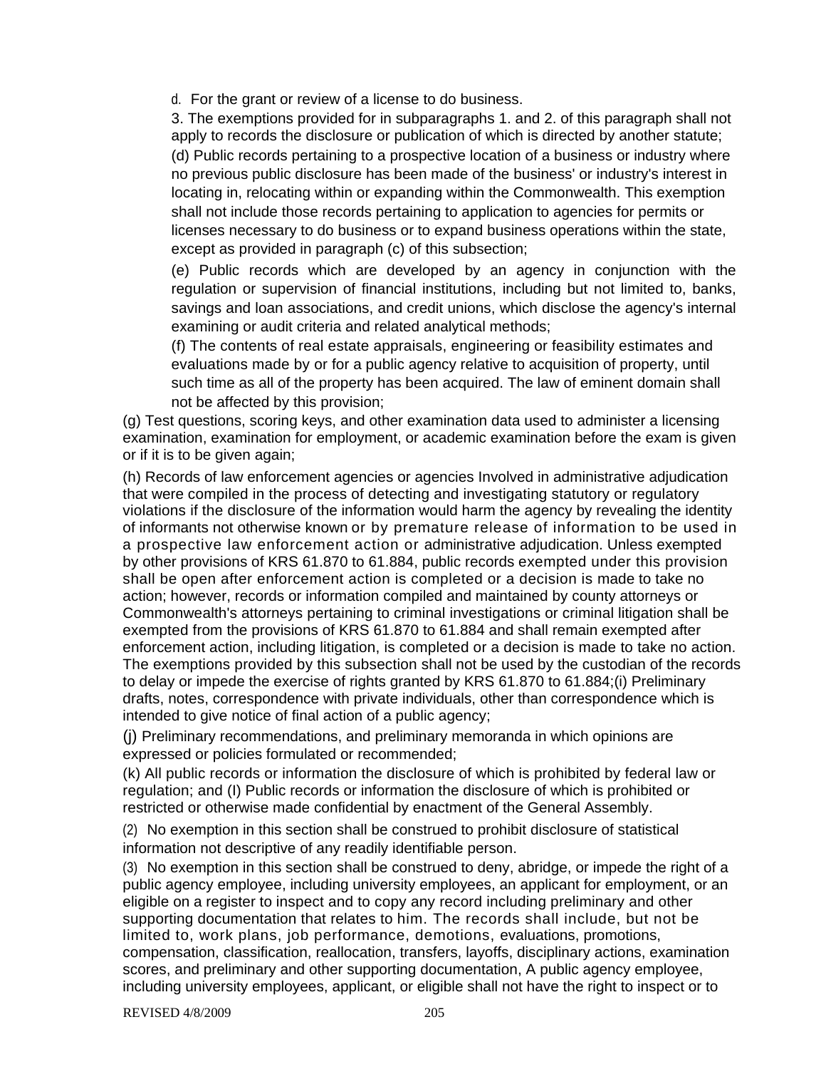d. For the grant or review of a license to do business.

3. The exemptions provided for in subparagraphs 1. and 2. of this paragraph shall not apply to records the disclosure or publication of which is directed by another statute;

(d) Public records pertaining to a prospective location of a business or industry where no previous public disclosure has been made of the business' or industry's interest in locating in, relocating within or expanding within the Commonwealth. This exemption shall not include those records pertaining to application to agencies for permits or licenses necessary to do business or to expand business operations within the state, except as provided in paragraph (c) of this subsection;

(e) Public records which are developed by an agency in conjunction with the regulation or supervision of financial institutions, including but not limited to, banks, savings and loan associations, and credit unions, which disclose the agency's internal examining or audit criteria and related analytical methods;

(f) The contents of real estate appraisals, engineering or feasibility estimates and evaluations made by or for a public agency relative to acquisition of property, until such time as all of the property has been acquired. The law of eminent domain shall not be affected by this provision;

(g) Test questions, scoring keys, and other examination data used to administer a licensing examination, examination for employment, or academic examination before the exam is given or if it is to be given again;

(h) Records of law enforcement agencies or agencies Involved in administrative adjudication that were compiled in the process of detecting and investigating statutory or regulatory violations if the disclosure of the information would harm the agency by revealing the identity of informants not otherwise known or by premature release of information to be used in a prospective law enforcement action or administrative adjudication. Unless exempted by other provisions of KRS 61.870 to 61.884, public records exempted under this provision shall be open after enforcement action is completed or a decision is made to take no action; however, records or information compiled and maintained by county attorneys or Commonwealth's attorneys pertaining to criminal investigations or criminal litigation shall be exempted from the provisions of KRS 61.870 to 61.884 and shall remain exempted after enforcement action, including litigation, is completed or a decision is made to take no action. The exemptions provided by this subsection shall not be used by the custodian of the records to delay or impede the exercise of rights granted by KRS 61.870 to 61.884;(i) Preliminary drafts, notes, correspondence with private individuals, other than correspondence which is intended to give notice of final action of a public agency;

(j) Preliminary recommendations, and preliminary memoranda in which opinions are expressed or policies formulated or recommended;

(k) All public records or information the disclosure of which is prohibited by federal law or regulation; and (I) Public records or information the disclosure of which is prohibited or restricted or otherwise made confidential by enactment of the General Assembly.

(2) No exemption in this section shall be construed to prohibit disclosure of statistical information not descriptive of any readily identifiable person.

(3) No exemption in this section shall be construed to deny, abridge, or impede the right of a public agency employee, including university employees, an applicant for employment, or an eligible on a register to inspect and to copy any record including preliminary and other supporting documentation that relates to him. The records shall include, but not be limited to, work plans, job performance, demotions, evaluations, promotions, compensation, classification, reallocation, transfers, layoffs, disciplinary actions, examination scores, and preliminary and other supporting documentation, A public agency employee, including university employees, applicant, or eligible shall not have the right to inspect or to

REVISED 4/8/2009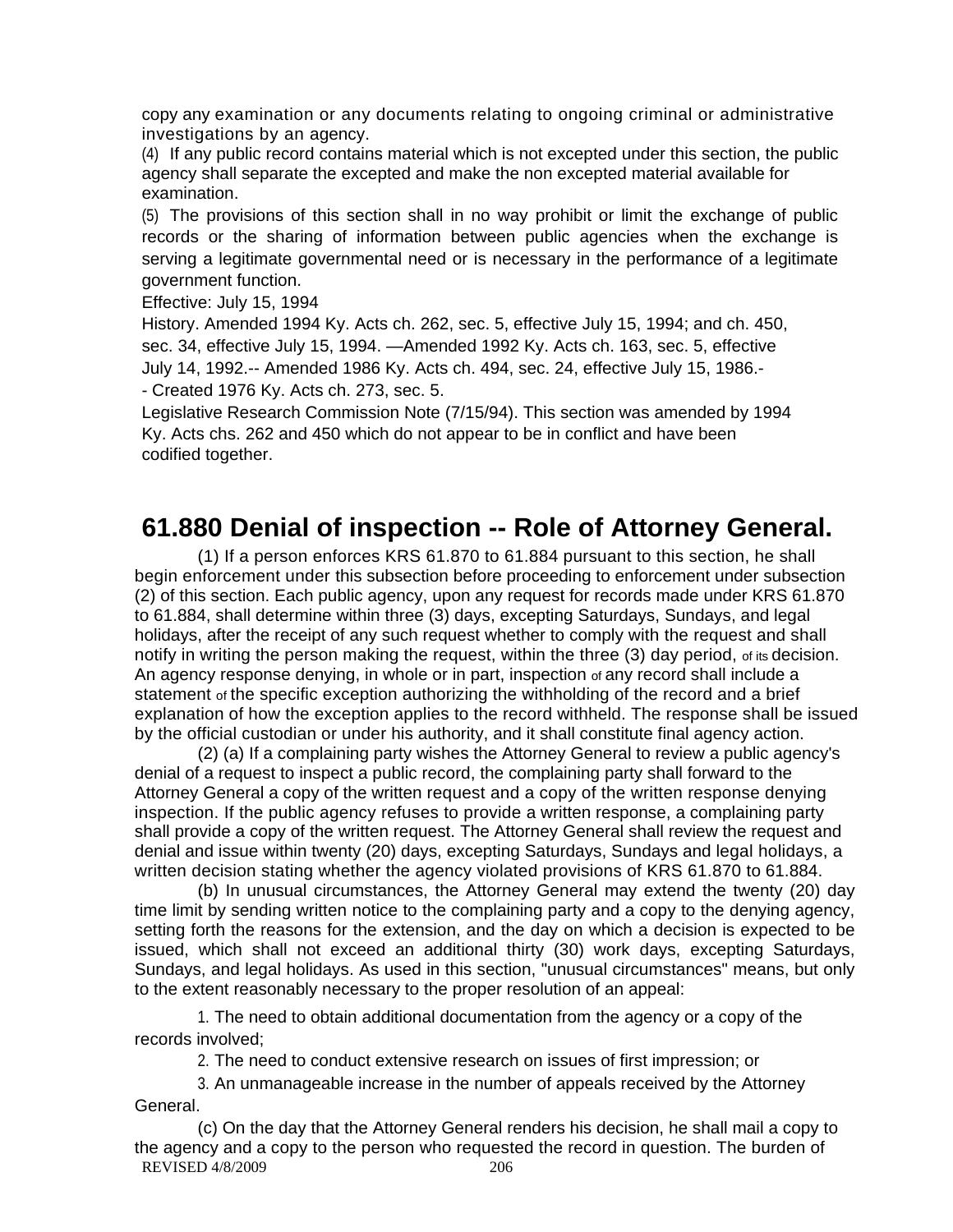copy any examination or any documents relating to ongoing criminal or administrative investigations by an agency.

(4) If any public record contains material which is not excepted under this section, the public agency shall separate the excepted and make the non excepted material available for examination.

(5) The provisions of this section shall in no way prohibit or limit the exchange of public records or the sharing of information between public agencies when the exchange is serving a legitimate governmental need or is necessary in the performance of a legitimate government function.

Effective: July 15, 1994

History. Amended 1994 Ky. Acts ch. 262, sec. 5, effective July 15, 1994; and ch. 450, sec. 34, effective July 15, 1994. —Amended 1992 Ky. Acts ch. 163, sec. 5, effective July 14, 1992.-- Amended 1986 Ky. Acts ch. 494, sec. 24, effective July 15, 1986.-- Created 1976 Ky. Acts ch. 273, sec. 5.

Legislative Research Commission Note (7/15/94). This section was amended by 1994 Ky. Acts chs. 262 and 450 which do not appear to be in conflict and have been codified together.

## 61.880 Denial of inspection -- Role of Attorney General.

(1) If a person enforces KRS 61.870 to 61.884 pursuant to this section, he shall begin enforcement under this subsection before proceeding to enforcement under subsection (2) of this section. Each public agency, upon any request for records made under KRS 61.870 to 61.884, shall determine within three (3) days, excepting Saturdays, Sundays, and legal holidays, after the receipt of any such request whether to comply with the request and shall notify in writing the person making the request, within the three (3) day period, of its decision. An agency response denying, in whole or in part, inspection of any record shall include a statement of the specific exception authorizing the withholding of the record and a brief explanation of how the exception applies to the record withheld. The response shall be issued by the official custodian or under his authority, and it shall constitute final agency action.

(2) (a) If a complaining party wishes the Attorney General to review a public agency's denial of a request to inspect a public record, the complaining party shall forward to the Attorney General a copy of the written request and a copy of the written response denying inspection. If the public agency refuses to provide a written response, a complaining party shall provide a copy of the written request. The Attorney General shall review the request and denial and issue within twenty (20) days, excepting Saturdays, Sundays and legal holidays, a written decision stating whether the agency violated provisions of KRS 61.870 to 61.884.

(b) In unusual circumstances, the Attorney General may extend the twenty (20) day time limit by sending written notice to the complaining party and a copy to the denying agency, setting forth the reasons for the extension, and the day on which a decision is expected to be issued, which shall not exceed an additional thirty (30) work days, excepting Saturdays, Sundays, and legal holidays. As used in this section, "unusual circumstances" means, but only to the extent reasonably necessary to the proper resolution of an appeal:

1. The need to obtain additional documentation from the agency or a copy of the records involved;

2. The need to conduct extensive research on issues of first impression; or

3. An unmanageable increase in the number of appeals received by the Attorney General.

(c) On the day that the Attorney General renders his decision, he shall mail a copy to the agency and a copy to the person who requested the record in question. The burden of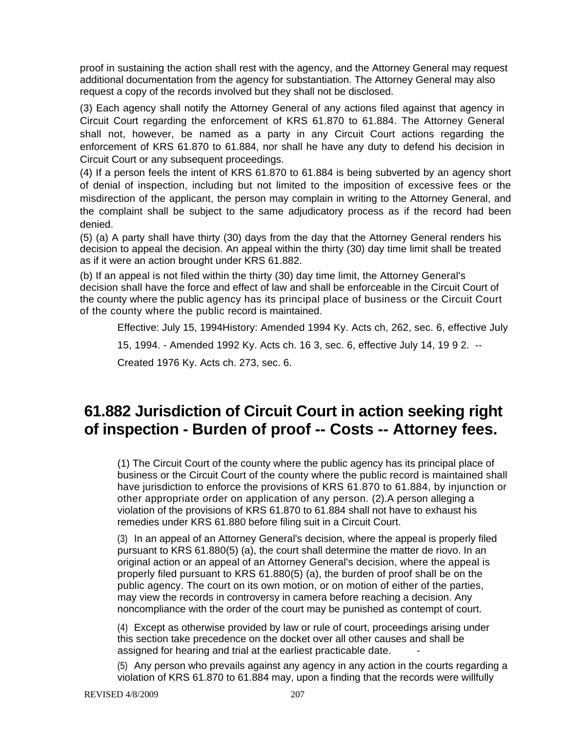proof in sustaining the action shall rest with the agency, and the Attorney General may request additional documentation from the agency for substantiation. The Attorney General may also request a copy of the records involved but they shall not be disclosed.

(3) Each agency shall notify the Attorney General of any actions filed against that agency in Circuit Court regarding the enforcement of KRS 61.870 to 61.884. The Attorney General shall not, however, be named as a party in any Circuit Court actions regarding the enforcement of KRS 61.870 to 61.884, nor shall he have any duty to defend his decision in Circuit Court or any subsequent proceedings.

(4) If a person feels the intent of KRS 61.870 to 61.884 is being subverted by an agency short of denial of inspection, including but not limited to the imposition of excessive fees or the misdirection of the applicant, the person may complain in writing to the Attorney General, and the complaint shall be subject to the same adjudicatory process as if the record had been denied.

(5) (a) A party shall have thirty (30) days from the day that the Attorney General renders his decision to appeal the decision. An appeal within the thirty (30) day time limit shall be treated as if it were an action brought under KRS 61.882.

(b) If an appeal is not filed within the thirty (30) day time limit, the Attorney General's decision shall have the force and effect of law and shall be enforceable in the Circuit Court of the county where the public agency has its principal place of business or the Circuit Court of the county where the public record is maintained.

Effective: July 15, 1994History: Amended 1994 Ky. Acts ch, 262, sec. 6, effective July 15, 1994. - Amended 1992 Ky. Acts ch. 16 3, sec. 6, effective July 14, 19 9 2. -- Created 1976 Ky. Acts ch. 273, sec. 6.

# 61.882 Jurisdiction of Circuit Court in action seeking right of inspection - Burden of proof -- Costs -- Attorney fees.

(1) The Circuit Court of the county where the public agency has its principal place of business or the Circuit Court of the county where the public record is maintained shall have jurisdiction to enforce the provisions of KRS 61.870 to 61.884, by injunction or other appropriate order on application of any person. (2).A person alleging a violation of the provisions of KRS 61.870 to 61.884 shall not have to exhaust his remedies under KRS 61.880 before filing suit in a Circuit Court.

(3) In an appeal of an Attorney General's decision, where the appeal is properly filed pursuant to KRS 61.880(5) (a), the court shall determine the matter de riovo. In an original action or an appeal of an Attorney General's decision, where the appeal is properly filed pursuant to KRS 61.880(5) (a), the burden of proof shall be on the public agency. The court on its own motion, or on motion of either of the parties, may view the records in controversy in camera before reaching a decision. Any noncompliance with the order of the court may be punished as contempt of court.

(4) Except as otherwise provided by law or rule of court, proceedings arising under this section take precedence on the docket over all other causes and shall be assigned for hearing and trial at the earliest practicable date. -

(5) Any person who prevails against any agency in any action in the courts regarding a violation of KRS 61.870 to 61.884 may, upon a finding that the records were willfully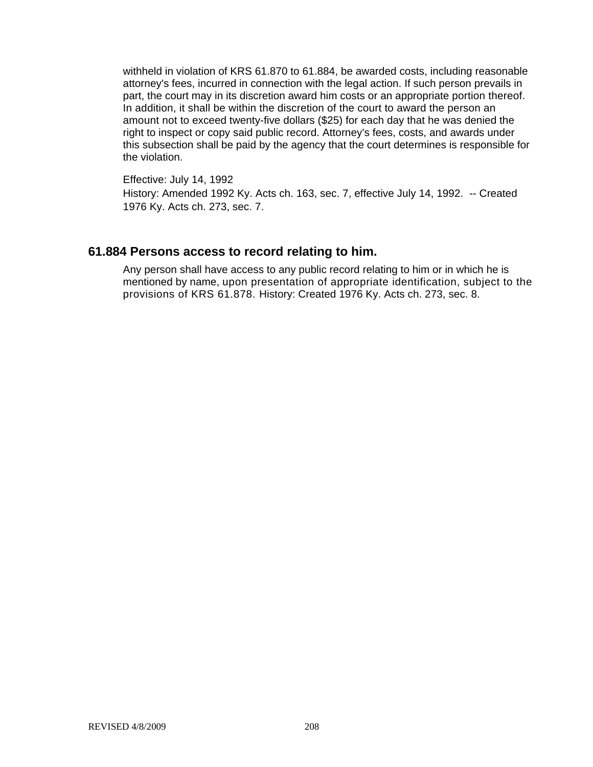withheld in violation of KRS 61.870 to 61.884, be awarded costs, including reasonable attorney's fees, incurred in connection with the legal action. If such person prevails in part, the court may in its discretion award him costs or an appropriate portion thereof. In addition, it shall be within the discretion of the court to award the person an amount not to exceed twenty-five dollars ($25) for each day that he was denied the right to inspect or copy said public record. Attorney's fees, costs, and awards under this subsection shall be paid by the agency that the court determines is responsible for the violation.

Effective: July 14, 1992

History: Amended 1992 Ky. Acts ch. 163, sec. 7, effective July 14, 1992. -- Created 1976 Ky. Acts ch. 273, sec. 7.

## 61.884 Persons access to record relating to him.

Any person shall have access to any public record relating to him or in which he is mentioned by name, upon presentation of appropriate identification, subject to the provisions of KRS 61.878. History: Created 1976 Ky. Acts ch. 273, sec. 8.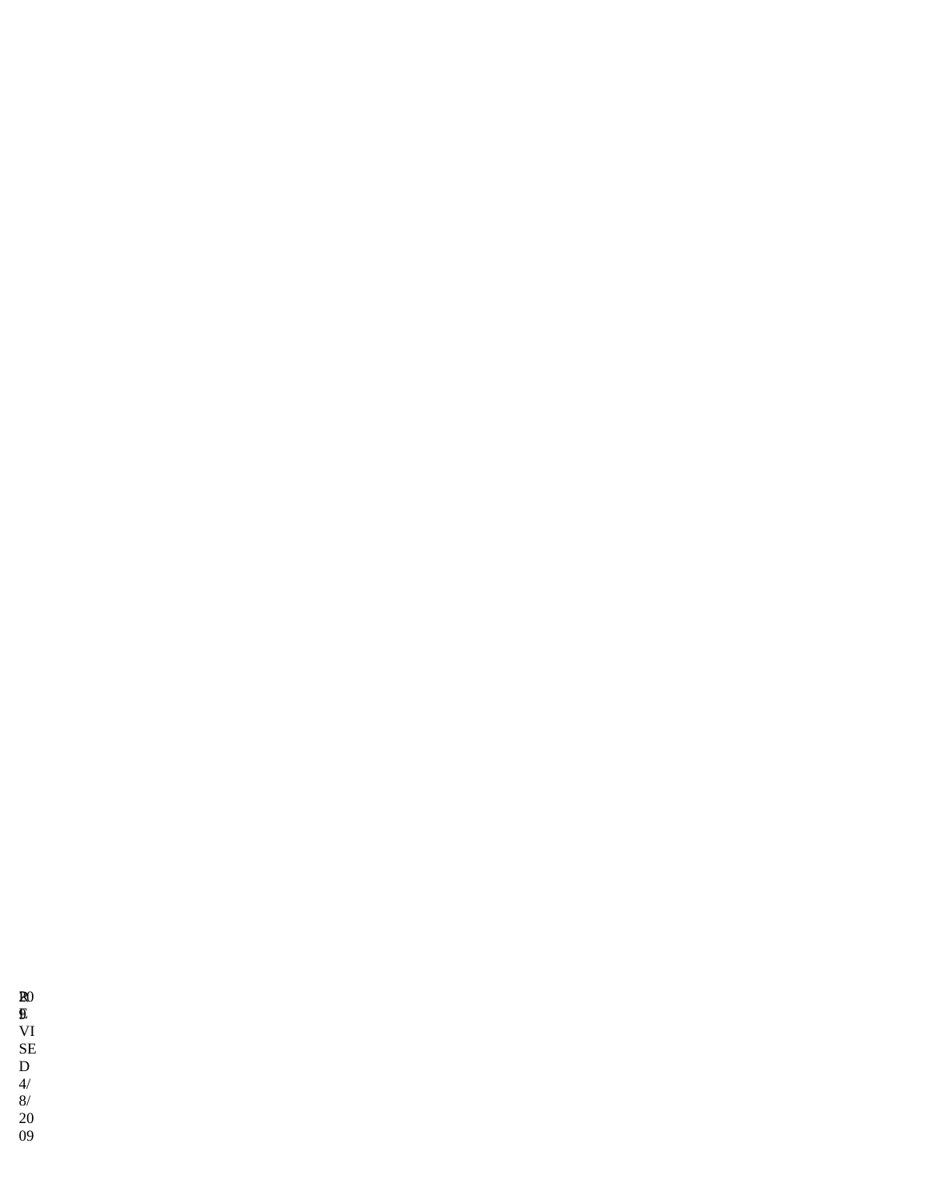REVISED 4/8/2009